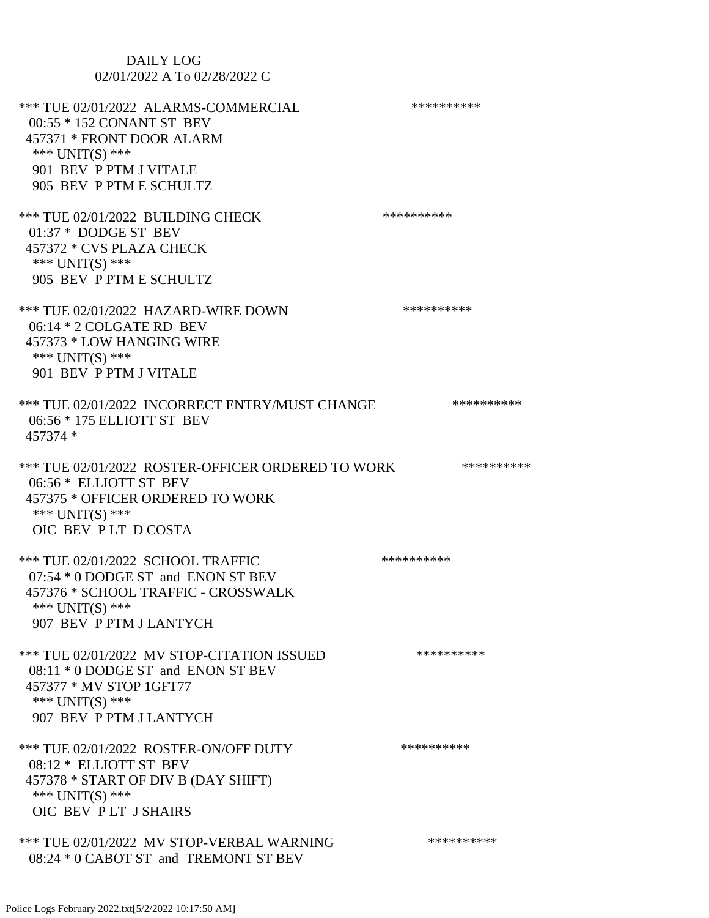DAILY LOG
02/01/2022 A To 02/28/2022 C

*** TUE 02/01/2022 ALARMS-COMMERCIAL **********
00:55 * 152 CONANT ST BEV
457371 * FRONT DOOR ALARM
*** UNIT(S) ***
901 BEV P PTM J VITALE
905 BEV P PTM E SCHULTZ

*** TUE 02/01/2022 BUILDING CHECK **********
01:37 * DODGE ST BEV
457372 * CVS PLAZA CHECK
*** UNIT(S) ***
905 BEV P PTM E SCHULTZ

*** TUE 02/01/2022 HAZARD-WIRE DOWN **********
06:14 * 2 COLGATE RD BEV
457373 * LOW HANGING WIRE
*** UNIT(S) ***
901 BEV P PTM J VITALE

*** TUE 02/01/2022 INCORRECT ENTRY/MUST CHANGE **********
06:56 * 175 ELLIOTT ST BEV
457374 *

*** TUE 02/01/2022 ROSTER-OFFICER ORDERED TO WORK **********
06:56 * ELLIOTT ST BEV
457375 * OFFICER ORDERED TO WORK
*** UNIT(S) ***
OIC BEV P LT D COSTA

*** TUE 02/01/2022 SCHOOL TRAFFIC **********
07:54 * 0 DODGE ST and ENON ST BEV
457376 * SCHOOL TRAFFIC - CROSSWALK
*** UNIT(S) ***
907 BEV P PTM J LANTYCH

*** TUE 02/01/2022 MV STOP-CITATION ISSUED **********
08:11 * 0 DODGE ST and ENON ST BEV
457377 * MV STOP 1GFT77
*** UNIT(S) ***
907 BEV P PTM J LANTYCH

*** TUE 02/01/2022 ROSTER-ON/OFF DUTY **********
08:12 * ELLIOTT ST BEV
457378 * START OF DIV B (DAY SHIFT)
*** UNIT(S) ***
OIC BEV P LT J SHAIRS

*** TUE 02/01/2022 MV STOP-VERBAL WARNING **********
08:24 * 0 CABOT ST and TREMONT ST BEV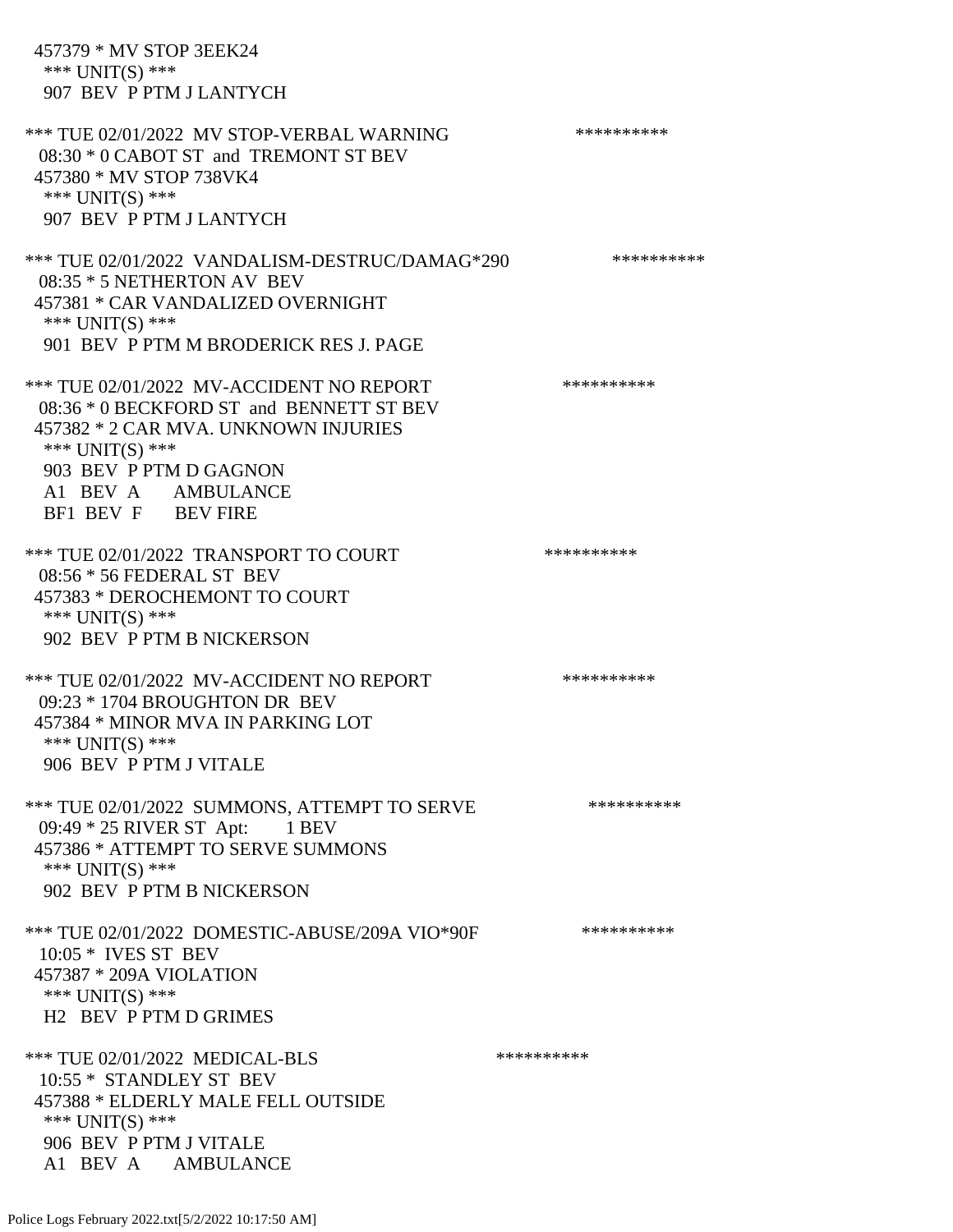457379 * MV STOP 3EEK24
 *** UNIT(S) ***
 907 BEV P PTM J LANTYCH

*** TUE 02/01/2022 MV STOP-VERBAL WARNING **********
 08:30 * 0 CABOT ST and TREMONT ST BEV
 457380 * MV STOP 738VK4
 *** UNIT(S) ***
 907 BEV P PTM J LANTYCH

*** TUE 02/01/2022 VANDALISM-DESTRUC/DAMAG*290 **********
 08:35 * 5 NETHERTON AV BEV
 457381 * CAR VANDALIZED OVERNIGHT
 *** UNIT(S) ***
 901 BEV P PTM M BRODERICK RES J. PAGE

*** TUE 02/01/2022 MV-ACCIDENT NO REPORT **********
 08:36 * 0 BECKFORD ST and BENNETT ST BEV
 457382 * 2 CAR MVA. UNKNOWN INJURIES
 *** UNIT(S) ***
 903 BEV P PTM D GAGNON
 A1 BEV A AMBULANCE
 BF1 BEV F BEV FIRE

*** TUE 02/01/2022 TRANSPORT TO COURT **********
 08:56 * 56 FEDERAL ST BEV
 457383 * DEROCHEMONT TO COURT
 *** UNIT(S) ***
 902 BEV P PTM B NICKERSON

*** TUE 02/01/2022 MV-ACCIDENT NO REPORT **********
 09:23 * 1704 BROUGHTON DR BEV
 457384 * MINOR MVA IN PARKING LOT
 *** UNIT(S) ***
 906 BEV P PTM J VITALE

*** TUE 02/01/2022 SUMMONS, ATTEMPT TO SERVE **********
 09:49 * 25 RIVER ST Apt: 1 BEV
 457386 * ATTEMPT TO SERVE SUMMONS
 *** UNIT(S) ***
 902 BEV P PTM B NICKERSON

*** TUE 02/01/2022 DOMESTIC-ABUSE/209A VIO*90F **********
 10:05 * IVES ST BEV
 457387 * 209A VIOLATION
 *** UNIT(S) ***
 H2 BEV P PTM D GRIMES

*** TUE 02/01/2022 MEDICAL-BLS **********
 10:55 * STANDLEY ST BEV
 457388 * ELDERLY MALE FELL OUTSIDE
 *** UNIT(S) ***
 906 BEV P PTM J VITALE
 A1 BEV A AMBULANCE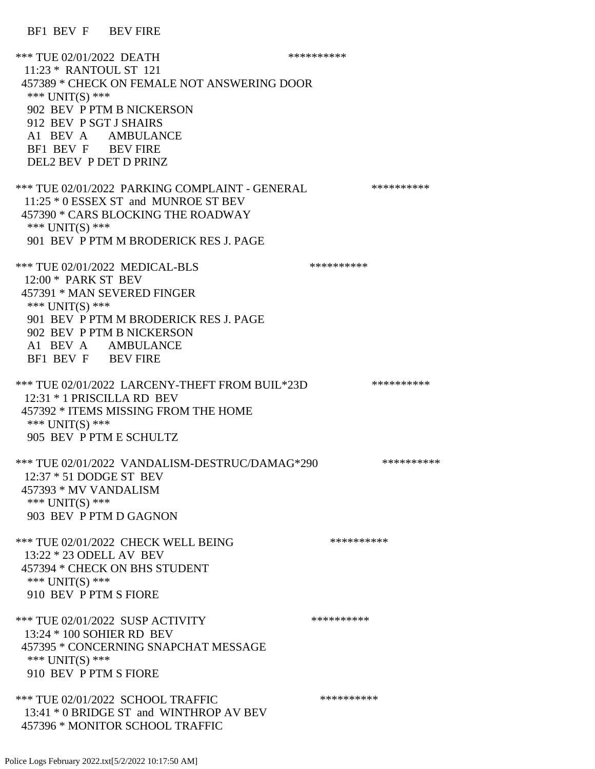BF1 BEV F BEV FIRE

*** TUE 02/01/2022 DEATH **********
11:23 * RANTOUL ST 121
457389 * CHECK ON FEMALE NOT ANSWERING DOOR
*** UNIT(S) ***
902 BEV P PTM B NICKERSON
912 BEV P SGT J SHAIRS
A1 BEV A AMBULANCE
BF1 BEV F BEV FIRE
DEL2 BEV P DET D PRINZ

*** TUE 02/01/2022 PARKING COMPLAINT - GENERAL **********
11:25 * 0 ESSEX ST and MUNROE ST BEV
457390 * CARS BLOCKING THE ROADWAY
*** UNIT(S) ***
901 BEV P PTM M BRODERICK RES J. PAGE

*** TUE 02/01/2022 MEDICAL-BLS **********
12:00 * PARK ST BEV
457391 * MAN SEVERED FINGER
*** UNIT(S) ***
901 BEV P PTM M BRODERICK RES J. PAGE
902 BEV P PTM B NICKERSON
A1 BEV A AMBULANCE
BF1 BEV F BEV FIRE

*** TUE 02/01/2022 LARCENY-THEFT FROM BUIL*23D **********
12:31 * 1 PRISCILLA RD BEV
457392 * ITEMS MISSING FROM THE HOME
*** UNIT(S) ***
905 BEV P PTM E SCHULTZ

*** TUE 02/01/2022 VANDALISM-DESTRUC/DAMAG*290 **********
12:37 * 51 DODGE ST BEV
457393 * MV VANDALISM
*** UNIT(S) ***
903 BEV P PTM D GAGNON

*** TUE 02/01/2022 CHECK WELL BEING **********
13:22 * 23 ODELL AV BEV
457394 * CHECK ON BHS STUDENT
*** UNIT(S) ***
910 BEV P PTM S FIORE

*** TUE 02/01/2022 SUSP ACTIVITY **********
13:24 * 100 SOHIER RD BEV
457395 * CONCERNING SNAPCHAT MESSAGE
*** UNIT(S) ***
910 BEV P PTM S FIORE

*** TUE 02/01/2022 SCHOOL TRAFFIC **********
13:41 * 0 BRIDGE ST and WINTHROP AV BEV
457396 * MONITOR SCHOOL TRAFFIC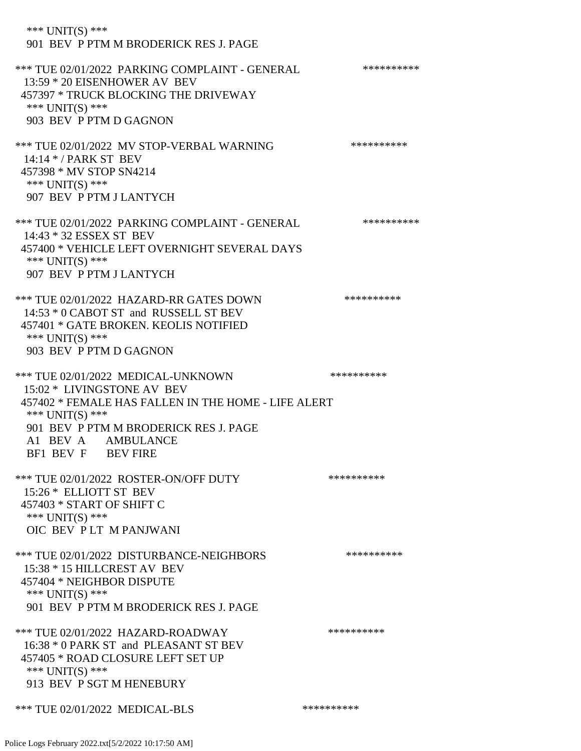*** UNIT(S) ***
 901 BEV P PTM M BRODERICK RES J. PAGE

*** TUE 02/01/2022 PARKING COMPLAINT - GENERAL **********
 13:59 * 20 EISENHOWER AV BEV
 457397 * TRUCK BLOCKING THE DRIVEWAY
 *** UNIT(S) ***
 903 BEV P PTM D GAGNON

*** TUE 02/01/2022 MV STOP-VERBAL WARNING **********
 14:14 * / PARK ST BEV
 457398 * MV STOP SN4214
 *** UNIT(S) ***
 907 BEV P PTM J LANTYCH

*** TUE 02/01/2022 PARKING COMPLAINT - GENERAL **********
 14:43 * 32 ESSEX ST BEV
 457400 * VEHICLE LEFT OVERNIGHT SEVERAL DAYS
 *** UNIT(S) ***
 907 BEV P PTM J LANTYCH

*** TUE 02/01/2022 HAZARD-RR GATES DOWN **********
 14:53 * 0 CABOT ST and RUSSELL ST BEV
 457401 * GATE BROKEN. KEOLIS NOTIFIED
 *** UNIT(S) ***
 903 BEV P PTM D GAGNON

*** TUE 02/01/2022 MEDICAL-UNKNOWN **********
 15:02 * LIVINGSTONE AV BEV
 457402 * FEMALE HAS FALLEN IN THE HOME - LIFE ALERT
 *** UNIT(S) ***
 901 BEV P PTM M BRODERICK RES J. PAGE
 A1 BEV A AMBULANCE
 BF1 BEV F BEV FIRE

*** TUE 02/01/2022 ROSTER-ON/OFF DUTY **********
 15:26 * ELLIOTT ST BEV
 457403 * START OF SHIFT C
 *** UNIT(S) ***
 OIC BEV P LT M PANJWANI

*** TUE 02/01/2022 DISTURBANCE-NEIGHBORS **********
 15:38 * 15 HILLCREST AV BEV
 457404 * NEIGHBOR DISPUTE
 *** UNIT(S) ***
 901 BEV P PTM M BRODERICK RES J. PAGE

*** TUE 02/01/2022 HAZARD-ROADWAY **********
 16:38 * 0 PARK ST and PLEASANT ST BEV
 457405 * ROAD CLOSURE LEFT SET UP
 *** UNIT(S) ***
 913 BEV P SGT M HENEBURY

*** TUE 02/01/2022 MEDICAL-BLS **********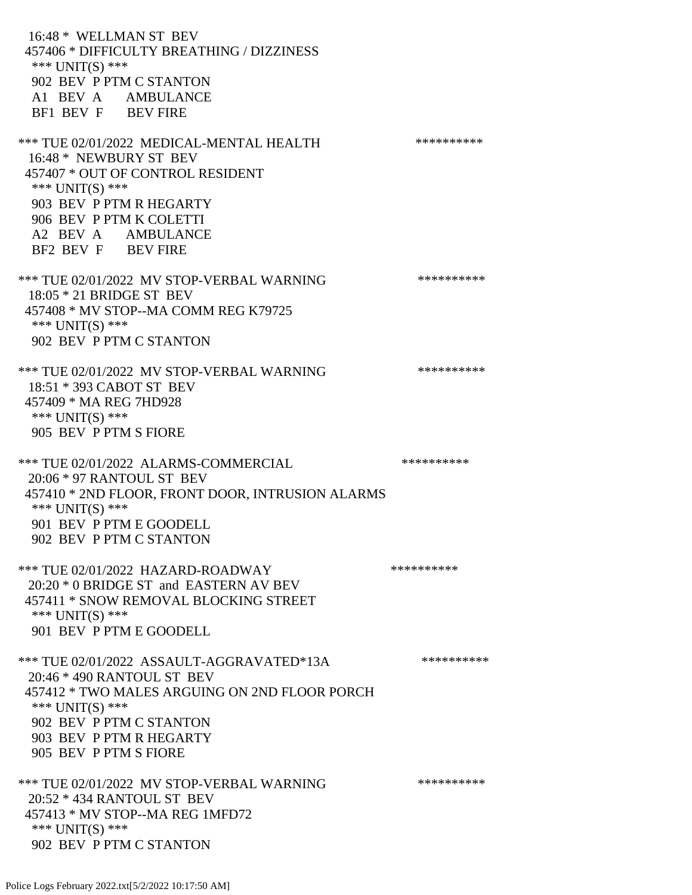16:48 * WELLMAN ST BEV
457406 * DIFFICULTY BREATHING / DIZZINESS
*** UNIT(S) ***
902 BEV P PTM C STANTON
A1 BEV A AMBULANCE
BF1 BEV F BEV FIRE

*** TUE 02/01/2022 MEDICAL-MENTAL HEALTH **********
16:48 * NEWBURY ST BEV
457407 * OUT OF CONTROL RESIDENT
*** UNIT(S) ***
903 BEV P PTM R HEGARTY
906 BEV P PTM K COLETTI
A2 BEV A AMBULANCE
BF2 BEV F BEV FIRE

*** TUE 02/01/2022 MV STOP-VERBAL WARNING **********
18:05 * 21 BRIDGE ST BEV
457408 * MV STOP--MA COMM REG K79725
*** UNIT(S) ***
902 BEV P PTM C STANTON

*** TUE 02/01/2022 MV STOP-VERBAL WARNING **********
18:51 * 393 CABOT ST BEV
457409 * MA REG 7HD928
*** UNIT(S) ***
905 BEV P PTM S FIORE

*** TUE 02/01/2022 ALARMS-COMMERCIAL **********
20:06 * 97 RANTOUL ST BEV
457410 * 2ND FLOOR, FRONT DOOR, INTRUSION ALARMS
*** UNIT(S) ***
901 BEV P PTM E GOODELL
902 BEV P PTM C STANTON

*** TUE 02/01/2022 HAZARD-ROADWAY **********
20:20 * 0 BRIDGE ST and EASTERN AV BEV
457411 * SNOW REMOVAL BLOCKING STREET
*** UNIT(S) ***
901 BEV P PTM E GOODELL

*** TUE 02/01/2022 ASSAULT-AGGRAVATED*13A **********
20:46 * 490 RANTOUL ST BEV
457412 * TWO MALES ARGUING ON 2ND FLOOR PORCH
*** UNIT(S) ***
902 BEV P PTM C STANTON
903 BEV P PTM R HEGARTY
905 BEV P PTM S FIORE

*** TUE 02/01/2022 MV STOP-VERBAL WARNING **********
20:52 * 434 RANTOUL ST BEV
457413 * MV STOP--MA REG 1MFD72
*** UNIT(S) ***
902 BEV P PTM C STANTON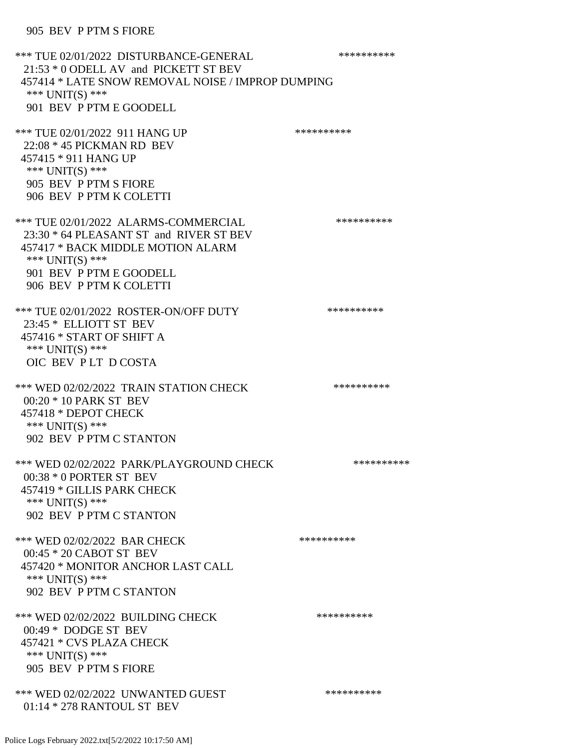905 BEV P PTM S FIORE

*** TUE 02/01/2022 DISTURBANCE-GENERAL **********
21:53 * 0 ODELL AV and PICKETT ST BEV
457414 * LATE SNOW REMOVAL NOISE / IMPROP DUMPING
*** UNIT(S) ***
901 BEV P PTM E GOODELL

*** TUE 02/01/2022 911 HANG UP **********
22:08 * 45 PICKMAN RD BEV
457415 * 911 HANG UP
*** UNIT(S) ***
905 BEV P PTM S FIORE
906 BEV P PTM K COLETTI

*** TUE 02/01/2022 ALARMS-COMMERCIAL **********
23:30 * 64 PLEASANT ST and RIVER ST BEV
457417 * BACK MIDDLE MOTION ALARM
*** UNIT(S) ***
901 BEV P PTM E GOODELL
906 BEV P PTM K COLETTI

*** TUE 02/01/2022 ROSTER-ON/OFF DUTY **********
23:45 * ELLIOTT ST BEV
457416 * START OF SHIFT A
*** UNIT(S) ***
OIC BEV P LT D COSTA

*** WED 02/02/2022 TRAIN STATION CHECK **********
00:20 * 10 PARK ST BEV
457418 * DEPOT CHECK
*** UNIT(S) ***
902 BEV P PTM C STANTON

*** WED 02/02/2022 PARK/PLAYGROUND CHECK **********
00:38 * 0 PORTER ST BEV
457419 * GILLIS PARK CHECK
*** UNIT(S) ***
902 BEV P PTM C STANTON

*** WED 02/02/2022 BAR CHECK **********
00:45 * 20 CABOT ST BEV
457420 * MONITOR ANCHOR LAST CALL
*** UNIT(S) ***
902 BEV P PTM C STANTON

*** WED 02/02/2022 BUILDING CHECK **********
00:49 * DODGE ST BEV
457421 * CVS PLAZA CHECK
*** UNIT(S) ***
905 BEV P PTM S FIORE

*** WED 02/02/2022 UNWANTED GUEST **********
01:14 * 278 RANTOUL ST BEV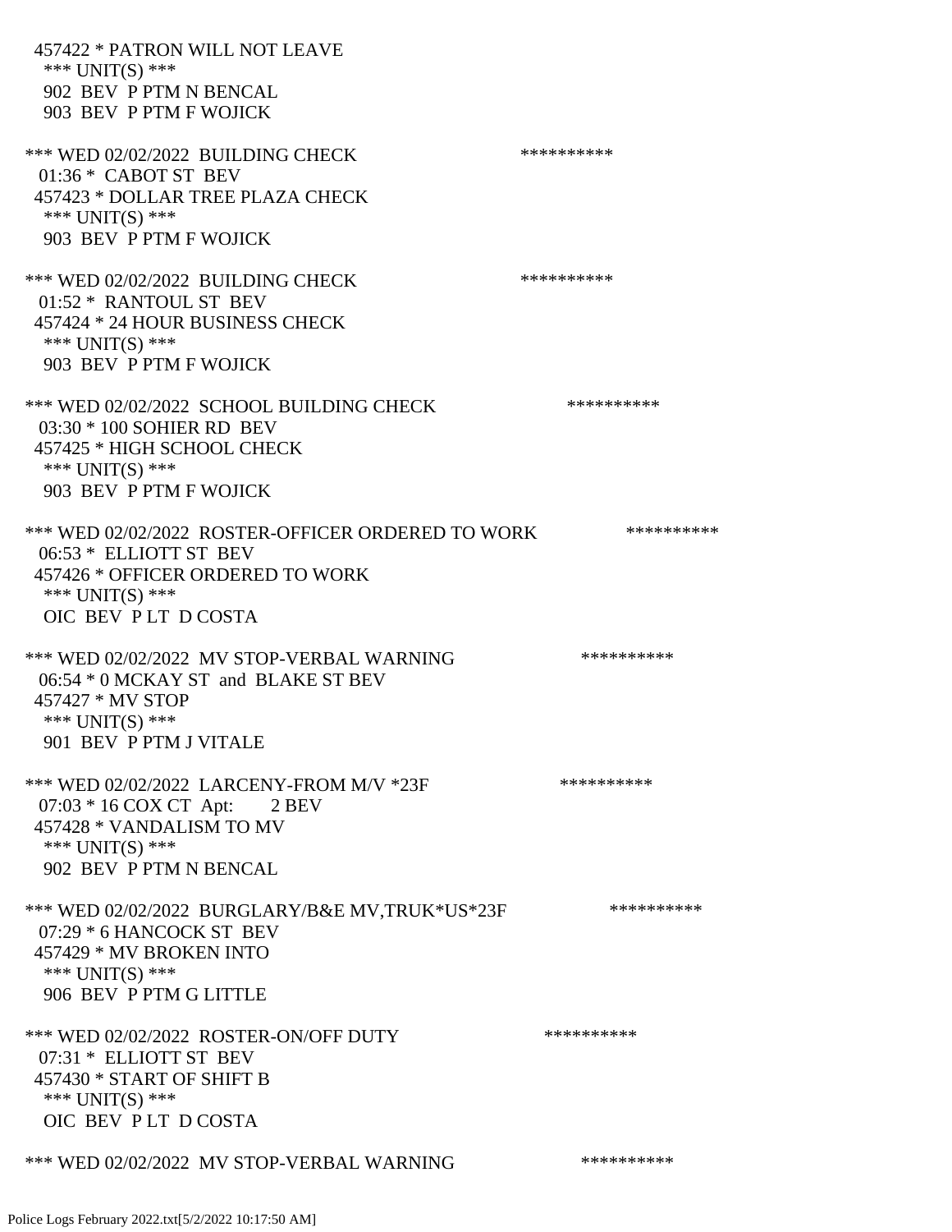457422 * PATRON WILL NOT LEAVE
*** UNIT(S) ***
902 BEV P PTM N BENCAL
903 BEV P PTM F WOJICK

*** WED 02/02/2022 BUILDING CHECK **********
01:36 * CABOT ST BEV
457423 * DOLLAR TREE PLAZA CHECK
*** UNIT(S) ***
903 BEV P PTM F WOJICK

*** WED 02/02/2022 BUILDING CHECK **********
01:52 * RANTOUL ST BEV
457424 * 24 HOUR BUSINESS CHECK
*** UNIT(S) ***
903 BEV P PTM F WOJICK

*** WED 02/02/2022 SCHOOL BUILDING CHECK **********
03:30 * 100 SOHIER RD BEV
457425 * HIGH SCHOOL CHECK
*** UNIT(S) ***
903 BEV P PTM F WOJICK

*** WED 02/02/2022 ROSTER-OFFICER ORDERED TO WORK **********
06:53 * ELLIOTT ST BEV
457426 * OFFICER ORDERED TO WORK
*** UNIT(S) ***
OIC BEV P LT D COSTA

*** WED 02/02/2022 MV STOP-VERBAL WARNING **********
06:54 * 0 MCKAY ST and BLAKE ST BEV
457427 * MV STOP
*** UNIT(S) ***
901 BEV P PTM J VITALE

*** WED 02/02/2022 LARCENY-FROM M/V *23F **********
07:03 * 16 COX CT Apt: 2 BEV
457428 * VANDALISM TO MV
*** UNIT(S) ***
902 BEV P PTM N BENCAL

*** WED 02/02/2022 BURGLARY/B&E MV,TRUK*US*23F **********
07:29 * 6 HANCOCK ST BEV
457429 * MV BROKEN INTO
*** UNIT(S) ***
906 BEV P PTM G LITTLE

*** WED 02/02/2022 ROSTER-ON/OFF DUTY **********
07:31 * ELLIOTT ST BEV
457430 * START OF SHIFT B
*** UNIT(S) ***
OIC BEV P LT D COSTA

*** WED 02/02/2022 MV STOP-VERBAL WARNING **********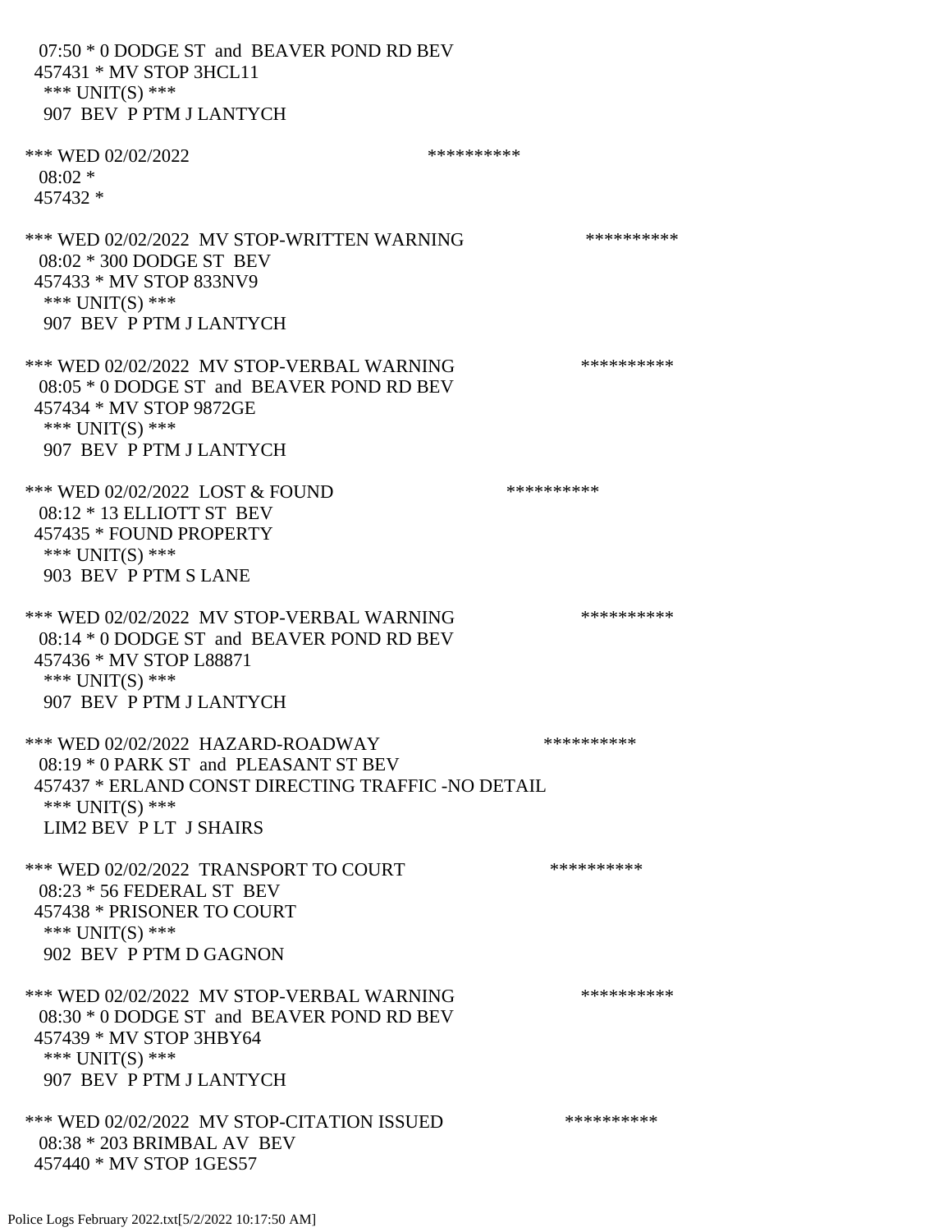07:50 * 0 DODGE ST and BEAVER POND RD BEV
457431 * MV STOP 3HCL11
*** UNIT(S) ***
907 BEV P PTM J LANTYCH

*** WED 02/02/2022 **********
08:02 *
457432 *

*** WED 02/02/2022 MV STOP-WRITTEN WARNING **********
08:02 * 300 DODGE ST BEV
457433 * MV STOP 833NV9
*** UNIT(S) ***
907 BEV P PTM J LANTYCH

*** WED 02/02/2022 MV STOP-VERBAL WARNING **********
08:05 * 0 DODGE ST and BEAVER POND RD BEV
457434 * MV STOP 9872GE
*** UNIT(S) ***
907 BEV P PTM J LANTYCH

*** WED 02/02/2022 LOST & FOUND **********
08:12 * 13 ELLIOTT ST BEV
457435 * FOUND PROPERTY
*** UNIT(S) ***
903 BEV P PTM S LANE

*** WED 02/02/2022 MV STOP-VERBAL WARNING **********
08:14 * 0 DODGE ST and BEAVER POND RD BEV
457436 * MV STOP L88871
*** UNIT(S) ***
907 BEV P PTM J LANTYCH

*** WED 02/02/2022 HAZARD-ROADWAY **********
08:19 * 0 PARK ST and PLEASANT ST BEV
457437 * ERLAND CONST DIRECTING TRAFFIC -NO DETAIL
*** UNIT(S) ***
LIM2 BEV P LT J SHAIRS

*** WED 02/02/2022 TRANSPORT TO COURT **********
08:23 * 56 FEDERAL ST BEV
457438 * PRISONER TO COURT
*** UNIT(S) ***
902 BEV P PTM D GAGNON

*** WED 02/02/2022 MV STOP-VERBAL WARNING **********
08:30 * 0 DODGE ST and BEAVER POND RD BEV
457439 * MV STOP 3HBY64
*** UNIT(S) ***
907 BEV P PTM J LANTYCH

*** WED 02/02/2022 MV STOP-CITATION ISSUED **********
08:38 * 203 BRIMBAL AV BEV
457440 * MV STOP 1GES57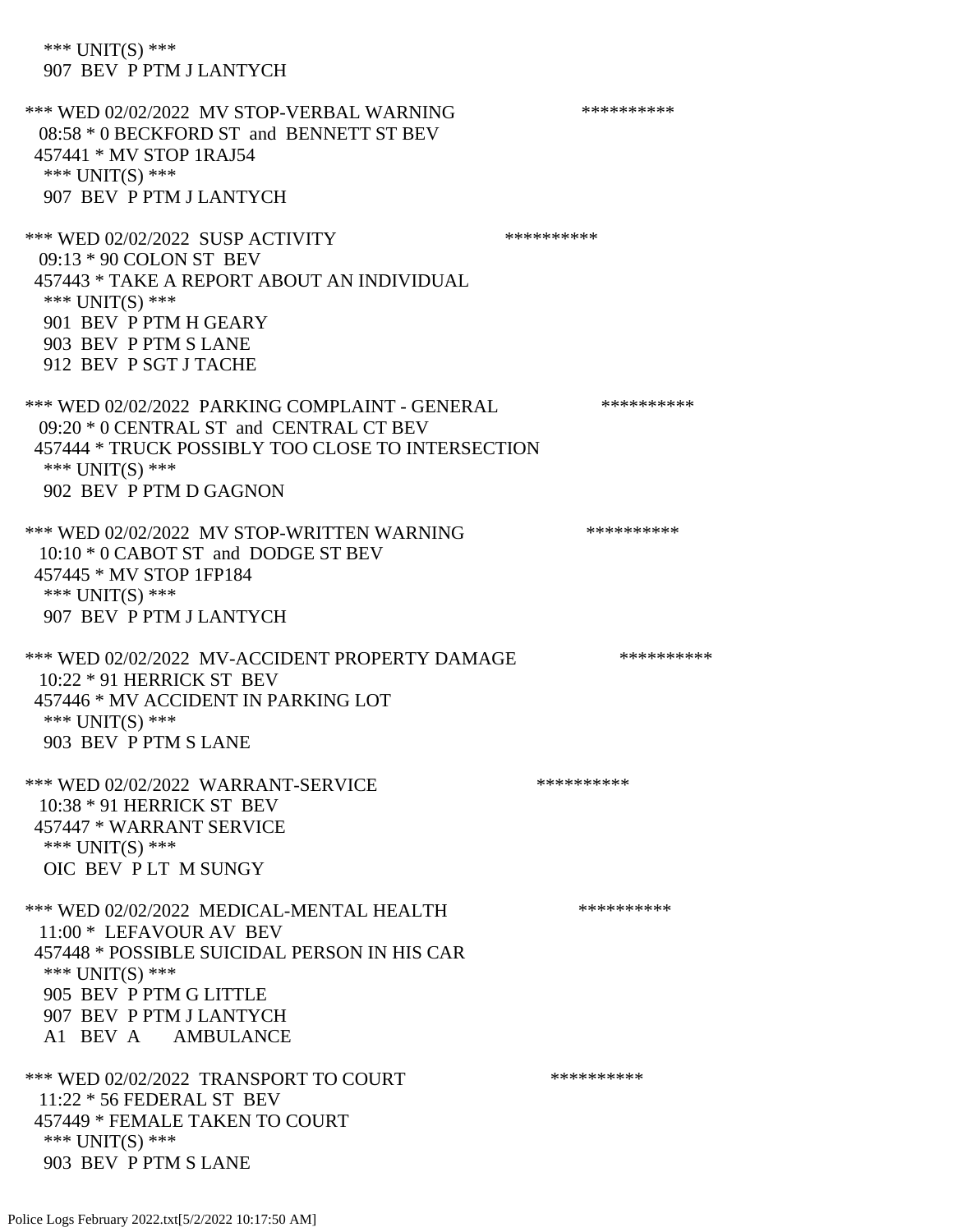*** UNIT(S) ***
907 BEV P PTM J LANTYCH

*** WED 02/02/2022 MV STOP-VERBAL WARNING **********
08:58 * 0 BECKFORD ST and BENNETT ST BEV
457441 * MV STOP 1RAJ54
*** UNIT(S) ***
907 BEV P PTM J LANTYCH

*** WED 02/02/2022 SUSP ACTIVITY **********
09:13 * 90 COLON ST BEV
457443 * TAKE A REPORT ABOUT AN INDIVIDUAL
*** UNIT(S) ***
901 BEV P PTM H GEARY
903 BEV P PTM S LANE
912 BEV P SGT J TACHE

*** WED 02/02/2022 PARKING COMPLAINT - GENERAL **********
09:20 * 0 CENTRAL ST and CENTRAL CT BEV
457444 * TRUCK POSSIBLY TOO CLOSE TO INTERSECTION
*** UNIT(S) ***
902 BEV P PTM D GAGNON

*** WED 02/02/2022 MV STOP-WRITTEN WARNING **********
10:10 * 0 CABOT ST and DODGE ST BEV
457445 * MV STOP 1FP184
*** UNIT(S) ***
907 BEV P PTM J LANTYCH

*** WED 02/02/2022 MV-ACCIDENT PROPERTY DAMAGE **********
10:22 * 91 HERRICK ST BEV
457446 * MV ACCIDENT IN PARKING LOT
*** UNIT(S) ***
903 BEV P PTM S LANE

*** WED 02/02/2022 WARRANT-SERVICE **********
10:38 * 91 HERRICK ST BEV
457447 * WARRANT SERVICE
*** UNIT(S) ***
OIC BEV P LT M SUNGY

*** WED 02/02/2022 MEDICAL-MENTAL HEALTH **********
11:00 * LEFAVOUR AV BEV
457448 * POSSIBLE SUICIDAL PERSON IN HIS CAR
*** UNIT(S) ***
905 BEV P PTM G LITTLE
907 BEV P PTM J LANTYCH
A1 BEV A AMBULANCE

*** WED 02/02/2022 TRANSPORT TO COURT **********
11:22 * 56 FEDERAL ST BEV
457449 * FEMALE TAKEN TO COURT
*** UNIT(S) ***
903 BEV P PTM S LANE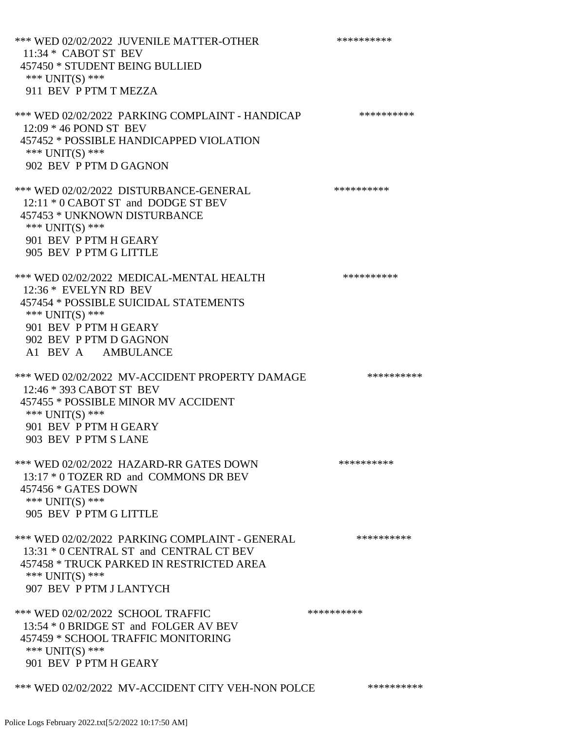*** WED 02/02/2022 JUVENILE MATTER-OTHER **********
11:34 * CABOT ST BEV
457450 * STUDENT BEING BULLIED
*** UNIT(S) ***
911 BEV P PTM T MEZZA

*** WED 02/02/2022 PARKING COMPLAINT - HANDICAP **********
12:09 * 46 POND ST BEV
457452 * POSSIBLE HANDICAPPED VIOLATION
*** UNIT(S) ***
902 BEV P PTM D GAGNON

*** WED 02/02/2022 DISTURBANCE-GENERAL **********
12:11 * 0 CABOT ST and DODGE ST BEV
457453 * UNKNOWN DISTURBANCE
*** UNIT(S) ***
901 BEV P PTM H GEARY
905 BEV P PTM G LITTLE

*** WED 02/02/2022 MEDICAL-MENTAL HEALTH **********
12:36 * EVELYN RD BEV
457454 * POSSIBLE SUICIDAL STATEMENTS
*** UNIT(S) ***
901 BEV P PTM H GEARY
902 BEV P PTM D GAGNON
A1 BEV A AMBULANCE

*** WED 02/02/2022 MV-ACCIDENT PROPERTY DAMAGE **********
12:46 * 393 CABOT ST BEV
457455 * POSSIBLE MINOR MV ACCIDENT
*** UNIT(S) ***
901 BEV P PTM H GEARY
903 BEV P PTM S LANE

*** WED 02/02/2022 HAZARD-RR GATES DOWN **********
13:17 * 0 TOZER RD and COMMONS DR BEV
457456 * GATES DOWN
*** UNIT(S) ***
905 BEV P PTM G LITTLE

*** WED 02/02/2022 PARKING COMPLAINT - GENERAL **********
13:31 * 0 CENTRAL ST and CENTRAL CT BEV
457458 * TRUCK PARKED IN RESTRICTED AREA
*** UNIT(S) ***
907 BEV P PTM J LANTYCH

*** WED 02/02/2022 SCHOOL TRAFFIC **********
13:54 * 0 BRIDGE ST and FOLGER AV BEV
457459 * SCHOOL TRAFFIC MONITORING
*** UNIT(S) ***
901 BEV P PTM H GEARY

*** WED 02/02/2022 MV-ACCIDENT CITY VEH-NON POLCE **********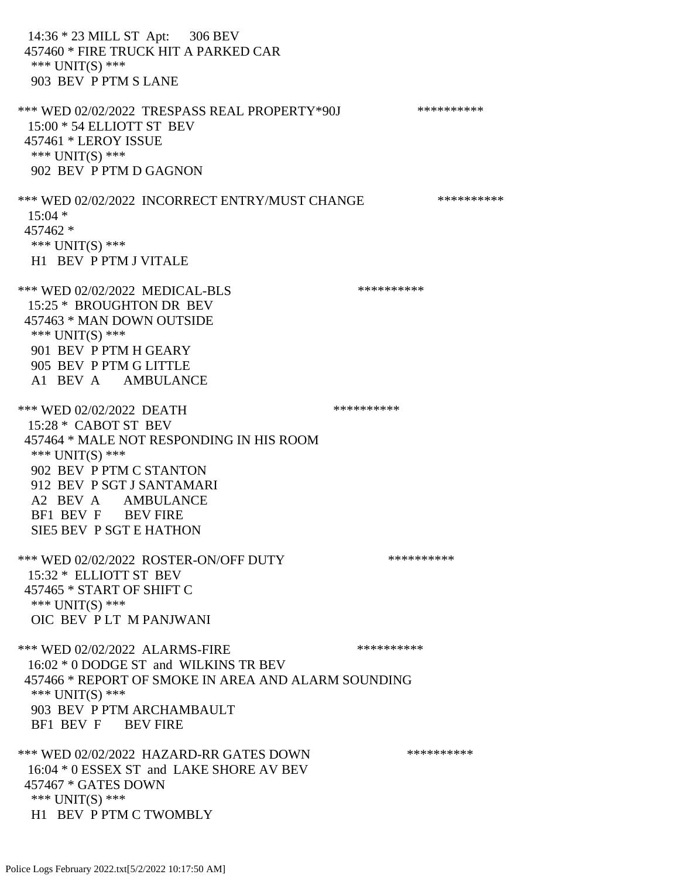14:36 * 23 MILL ST Apt: 306 BEV
457460 * FIRE TRUCK HIT A PARKED CAR
*** UNIT(S) ***
903 BEV P PTM S LANE

*** WED 02/02/2022 TRESPASS REAL PROPERTY*90J **********
15:00 * 54 ELLIOTT ST BEV
457461 * LEROY ISSUE
*** UNIT(S) ***
902 BEV P PTM D GAGNON

*** WED 02/02/2022 INCORRECT ENTRY/MUST CHANGE **********
15:04 *
457462 *
*** UNIT(S) ***
H1 BEV P PTM J VITALE

*** WED 02/02/2022 MEDICAL-BLS **********
15:25 * BROUGHTON DR BEV
457463 * MAN DOWN OUTSIDE
*** UNIT(S) ***
901 BEV P PTM H GEARY
905 BEV P PTM G LITTLE
A1 BEV A AMBULANCE

*** WED 02/02/2022 DEATH **********
15:28 * CABOT ST BEV
457464 * MALE NOT RESPONDING IN HIS ROOM
*** UNIT(S) ***
902 BEV P PTM C STANTON
912 BEV P SGT J SANTAMARI
A2 BEV A AMBULANCE
BF1 BEV F BEV FIRE
SIE5 BEV P SGT E HATHON

*** WED 02/02/2022 ROSTER-ON/OFF DUTY **********
15:32 * ELLIOTT ST BEV
457465 * START OF SHIFT C
*** UNIT(S) ***
OIC BEV P LT M PANJWANI

*** WED 02/02/2022 ALARMS-FIRE **********
16:02 * 0 DODGE ST and WILKINS TR BEV
457466 * REPORT OF SMOKE IN AREA AND ALARM SOUNDING
*** UNIT(S) ***
903 BEV P PTM ARCHAMBAULT
BF1 BEV F BEV FIRE

*** WED 02/02/2022 HAZARD-RR GATES DOWN **********
16:04 * 0 ESSEX ST and LAKE SHORE AV BEV
457467 * GATES DOWN
*** UNIT(S) ***
H1 BEV P PTM C TWOMBLY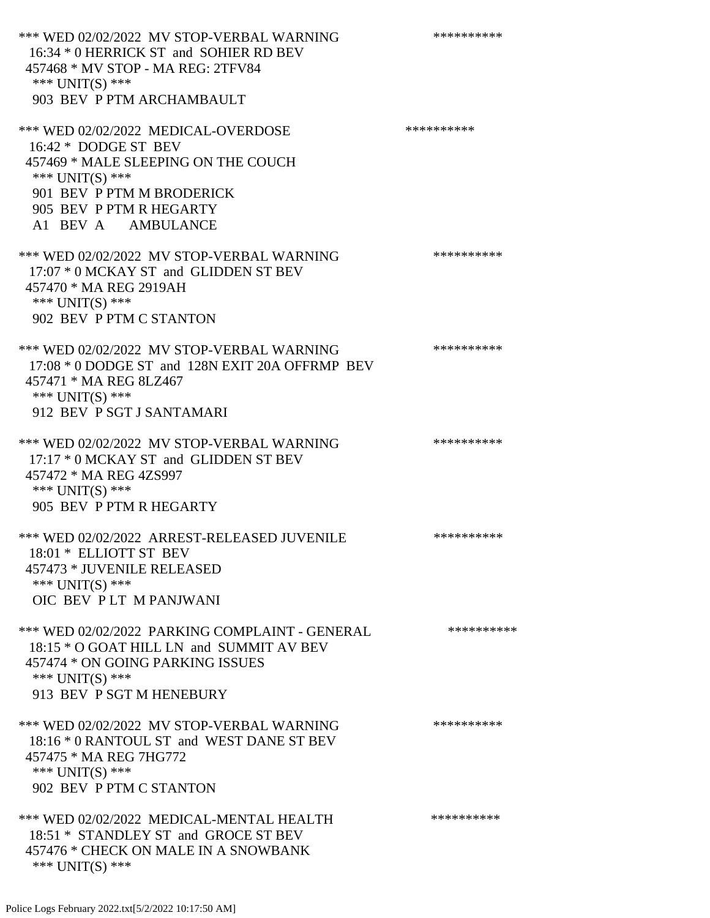*** WED 02/02/2022 MV STOP-VERBAL WARNING **********
16:34 * 0 HERRICK ST and SOHIER RD BEV
457468 * MV STOP - MA REG: 2TFV84
*** UNIT(S) ***
903 BEV P PTM ARCHAMBAULT

*** WED 02/02/2022 MEDICAL-OVERDOSE **********
16:42 * DODGE ST BEV
457469 * MALE SLEEPING ON THE COUCH
*** UNIT(S) ***
901 BEV P PTM M BRODERICK
905 BEV P PTM R HEGARTY
A1 BEV A AMBULANCE

*** WED 02/02/2022 MV STOP-VERBAL WARNING **********
17:07 * 0 MCKAY ST and GLIDDEN ST BEV
457470 * MA REG 2919AH
*** UNIT(S) ***
902 BEV P PTM C STANTON

*** WED 02/02/2022 MV STOP-VERBAL WARNING **********
17:08 * 0 DODGE ST and 128N EXIT 20A OFFRMP BEV
457471 * MA REG 8LZ467
*** UNIT(S) ***
912 BEV P SGT J SANTAMARI

*** WED 02/02/2022 MV STOP-VERBAL WARNING **********
17:17 * 0 MCKAY ST and GLIDDEN ST BEV
457472 * MA REG 4ZS997
*** UNIT(S) ***
905 BEV P PTM R HEGARTY

*** WED 02/02/2022 ARREST-RELEASED JUVENILE **********
18:01 * ELLIOTT ST BEV
457473 * JUVENILE RELEASED
*** UNIT(S) ***
OIC BEV P LT M PANJWANI

*** WED 02/02/2022 PARKING COMPLAINT - GENERAL **********
18:15 * O GOAT HILL LN and SUMMIT AV BEV
457474 * ON GOING PARKING ISSUES
*** UNIT(S) ***
913 BEV P SGT M HENEBURY

*** WED 02/02/2022 MV STOP-VERBAL WARNING **********
18:16 * 0 RANTOUL ST and WEST DANE ST BEV
457475 * MA REG 7HG772
*** UNIT(S) ***
902 BEV P PTM C STANTON

*** WED 02/02/2022 MEDICAL-MENTAL HEALTH **********
18:51 * STANDLEY ST and GROCE ST BEV
457476 * CHECK ON MALE IN A SNOWBANK
*** UNIT(S) ***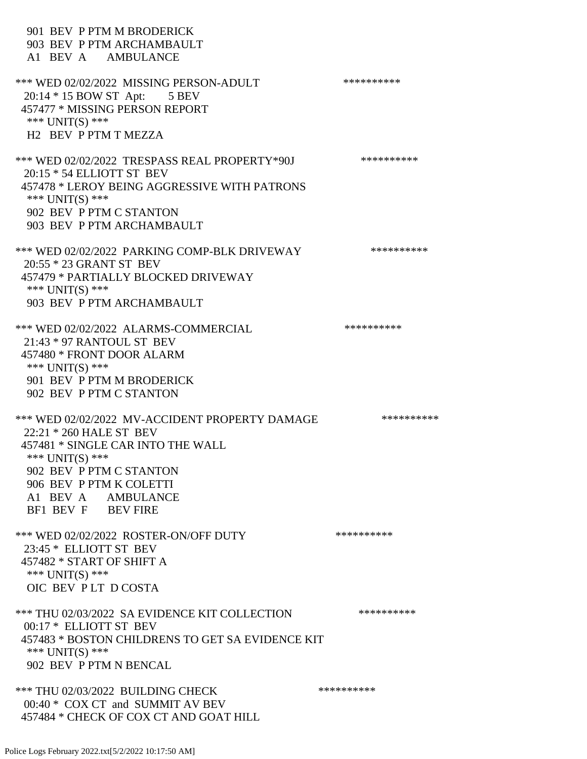901 BEV P PTM M BRODERICK
903 BEV P PTM ARCHAMBAULT
A1 BEV A AMBULANCE

*** WED 02/02/2022 MISSING PERSON-ADULT **********
20:14 * 15 BOW ST Apt: 5 BEV
457477 * MISSING PERSON REPORT
*** UNIT(S) ***
H2 BEV P PTM T MEZZA

*** WED 02/02/2022 TRESPASS REAL PROPERTY*90J **********
20:15 * 54 ELLIOTT ST BEV
457478 * LEROY BEING AGGRESSIVE WITH PATRONS
*** UNIT(S) ***
902 BEV P PTM C STANTON
903 BEV P PTM ARCHAMBAULT

*** WED 02/02/2022 PARKING COMP-BLK DRIVEWAY **********
20:55 * 23 GRANT ST BEV
457479 * PARTIALLY BLOCKED DRIVEWAY
*** UNIT(S) ***
903 BEV P PTM ARCHAMBAULT

*** WED 02/02/2022 ALARMS-COMMERCIAL **********
21:43 * 97 RANTOUL ST BEV
457480 * FRONT DOOR ALARM
*** UNIT(S) ***
901 BEV P PTM M BRODERICK
902 BEV P PTM C STANTON

*** WED 02/02/2022 MV-ACCIDENT PROPERTY DAMAGE **********
22:21 * 260 HALE ST BEV
457481 * SINGLE CAR INTO THE WALL
*** UNIT(S) ***
902 BEV P PTM C STANTON
906 BEV P PTM K COLETTI
A1 BEV A AMBULANCE
BF1 BEV F BEV FIRE

*** WED 02/02/2022 ROSTER-ON/OFF DUTY **********
23:45 * ELLIOTT ST BEV
457482 * START OF SHIFT A
*** UNIT(S) ***
OIC BEV P LT D COSTA

*** THU 02/03/2022 SA EVIDENCE KIT COLLECTION **********
00:17 * ELLIOTT ST BEV
457483 * BOSTON CHILDRENS TO GET SA EVIDENCE KIT
*** UNIT(S) ***
902 BEV P PTM N BENCAL

*** THU 02/03/2022 BUILDING CHECK **********
00:40 * COX CT and SUMMIT AV BEV
457484 * CHECK OF COX CT AND GOAT HILL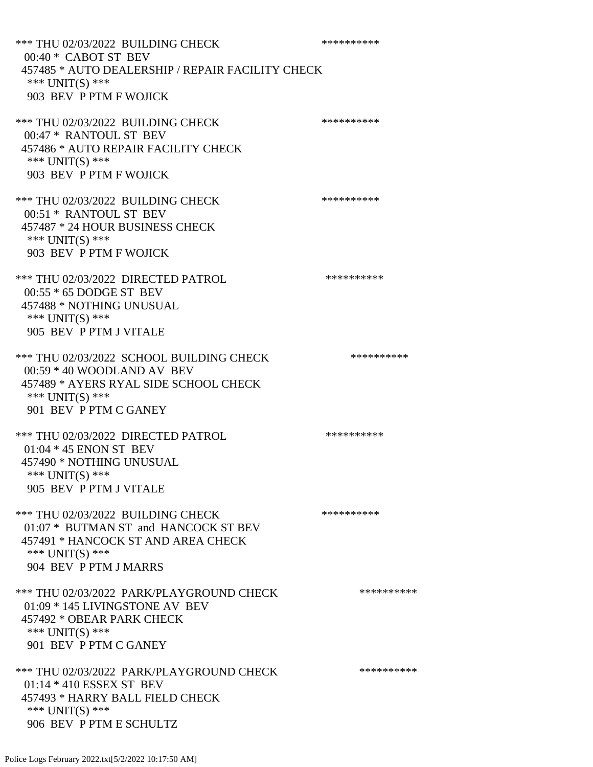*** THU 02/03/2022 BUILDING CHECK **********
00:40 * CABOT ST BEV
457485 * AUTO DEALERSHIP / REPAIR FACILITY CHECK
*** UNIT(S) ***
903 BEV P PTM F WOJICK

*** THU 02/03/2022 BUILDING CHECK **********
00:47 * RANTOUL ST BEV
457486 * AUTO REPAIR FACILITY CHECK
*** UNIT(S) ***
903 BEV P PTM F WOJICK

*** THU 02/03/2022 BUILDING CHECK **********
00:51 * RANTOUL ST BEV
457487 * 24 HOUR BUSINESS CHECK
*** UNIT(S) ***
903 BEV P PTM F WOJICK

*** THU 02/03/2022 DIRECTED PATROL **********
00:55 * 65 DODGE ST BEV
457488 * NOTHING UNUSUAL
*** UNIT(S) ***
905 BEV P PTM J VITALE

*** THU 02/03/2022 SCHOOL BUILDING CHECK **********
00:59 * 40 WOODLAND AV BEV
457489 * AYERS RYAL SIDE SCHOOL CHECK
*** UNIT(S) ***
901 BEV P PTM C GANEY

*** THU 02/03/2022 DIRECTED PATROL **********
01:04 * 45 ENON ST BEV
457490 * NOTHING UNUSUAL
*** UNIT(S) ***
905 BEV P PTM J VITALE

*** THU 02/03/2022 BUILDING CHECK **********
01:07 * BUTMAN ST and HANCOCK ST BEV
457491 * HANCOCK ST AND AREA CHECK
*** UNIT(S) ***
904 BEV P PTM J MARRS

*** THU 02/03/2022 PARK/PLAYGROUND CHECK **********
01:09 * 145 LIVINGSTONE AV BEV
457492 * OBEAR PARK CHECK
*** UNIT(S) ***
901 BEV P PTM C GANEY

*** THU 02/03/2022 PARK/PLAYGROUND CHECK **********
01:14 * 410 ESSEX ST BEV
457493 * HARRY BALL FIELD CHECK
*** UNIT(S) ***
906 BEV P PTM E SCHULTZ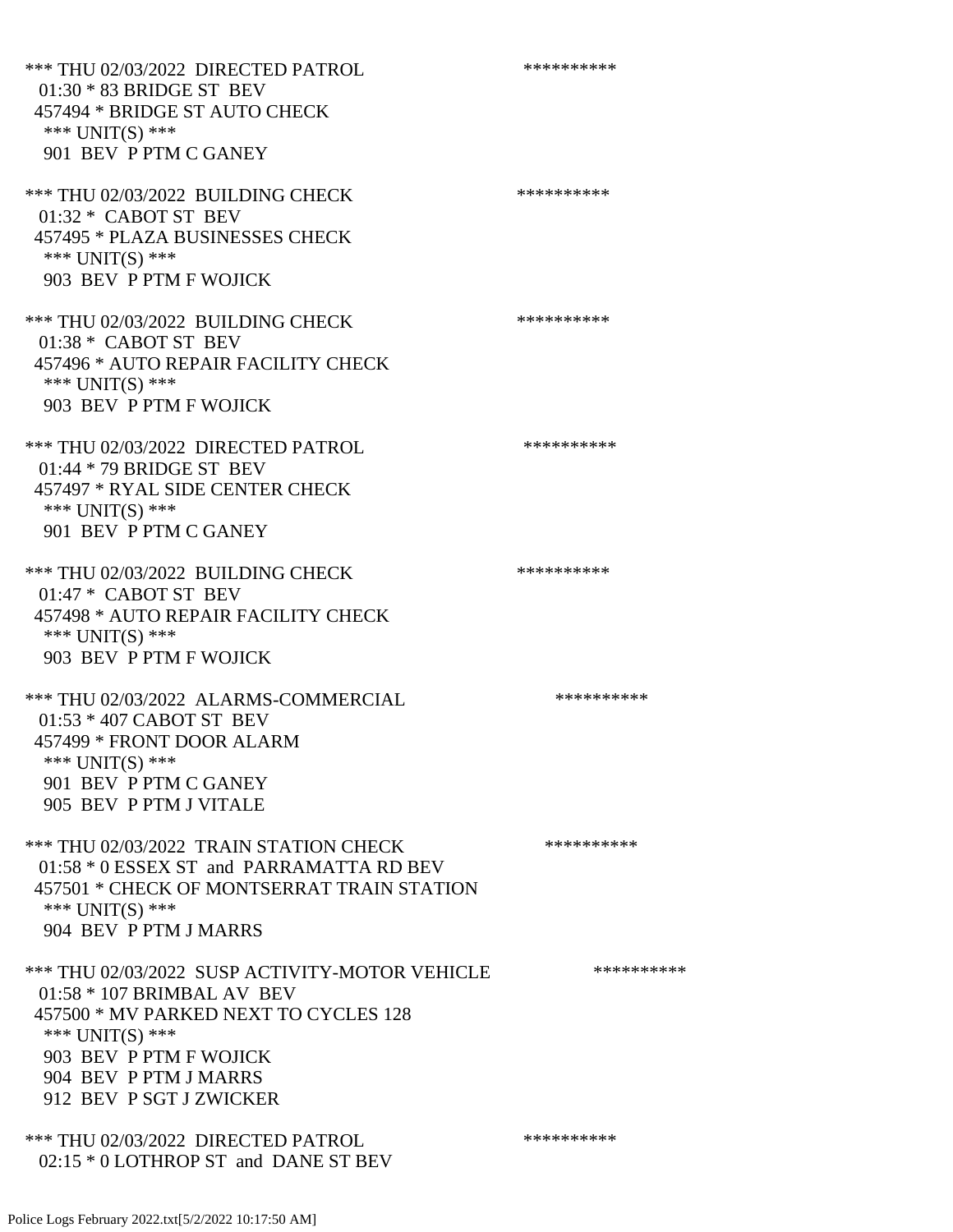*** THU 02/03/2022 DIRECTED PATROL **********
01:30 * 83 BRIDGE ST BEV
457494 * BRIDGE ST AUTO CHECK
*** UNIT(S) ***
901 BEV P PTM C GANEY

*** THU 02/03/2022 BUILDING CHECK **********
01:32 * CABOT ST BEV
457495 * PLAZA BUSINESSES CHECK
*** UNIT(S) ***
903 BEV P PTM F WOJICK

*** THU 02/03/2022 BUILDING CHECK **********
01:38 * CABOT ST BEV
457496 * AUTO REPAIR FACILITY CHECK
*** UNIT(S) ***
903 BEV P PTM F WOJICK

*** THU 02/03/2022 DIRECTED PATROL **********
01:44 * 79 BRIDGE ST BEV
457497 * RYAL SIDE CENTER CHECK
*** UNIT(S) ***
901 BEV P PTM C GANEY

*** THU 02/03/2022 BUILDING CHECK **********
01:47 * CABOT ST BEV
457498 * AUTO REPAIR FACILITY CHECK
*** UNIT(S) ***
903 BEV P PTM F WOJICK

*** THU 02/03/2022 ALARMS-COMMERCIAL **********
01:53 * 407 CABOT ST BEV
457499 * FRONT DOOR ALARM
*** UNIT(S) ***
901 BEV P PTM C GANEY
905 BEV P PTM J VITALE

*** THU 02/03/2022 TRAIN STATION CHECK **********
01:58 * 0 ESSEX ST and PARRAMATTA RD BEV
457501 * CHECK OF MONTSERRAT TRAIN STATION
*** UNIT(S) ***
904 BEV P PTM J MARRS

*** THU 02/03/2022 SUSP ACTIVITY-MOTOR VEHICLE **********
01:58 * 107 BRIMBAL AV BEV
457500 * MV PARKED NEXT TO CYCLES 128
*** UNIT(S) ***
903 BEV P PTM F WOJICK
904 BEV P PTM J MARRS
912 BEV P SGT J ZWICKER

*** THU 02/03/2022 DIRECTED PATROL **********
02:15 * 0 LOTHROP ST and DANE ST BEV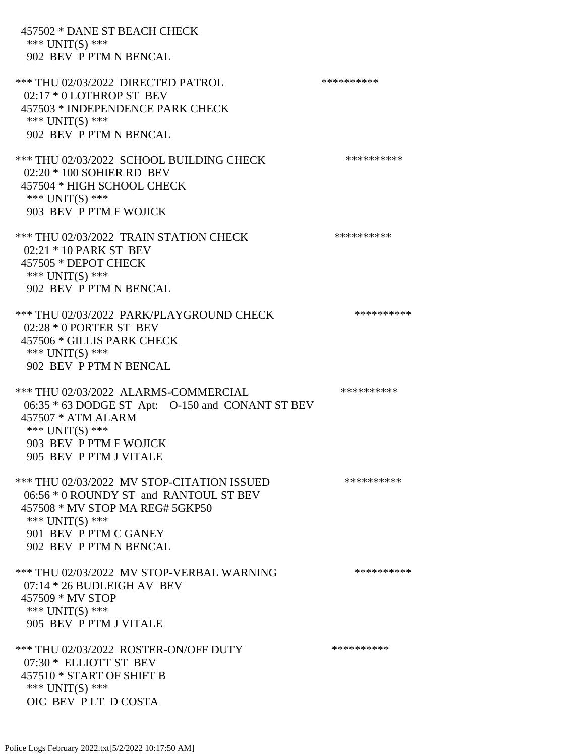457502 * DANE ST BEACH CHECK
 *** UNIT(S) ***
 902 BEV P PTM N BENCAL

*** THU 02/03/2022 DIRECTED PATROL **********
 02:17 * 0 LOTHROP ST BEV
 457503 * INDEPENDENCE PARK CHECK
 *** UNIT(S) ***
 902 BEV P PTM N BENCAL

*** THU 02/03/2022 SCHOOL BUILDING CHECK **********
 02:20 * 100 SOHIER RD BEV
 457504 * HIGH SCHOOL CHECK
 *** UNIT(S) ***
 903 BEV P PTM F WOJICK

*** THU 02/03/2022 TRAIN STATION CHECK **********
 02:21 * 10 PARK ST BEV
 457505 * DEPOT CHECK
 *** UNIT(S) ***
 902 BEV P PTM N BENCAL

*** THU 02/03/2022 PARK/PLAYGROUND CHECK **********
 02:28 * 0 PORTER ST BEV
 457506 * GILLIS PARK CHECK
 *** UNIT(S) ***
 902 BEV P PTM N BENCAL

*** THU 02/03/2022 ALARMS-COMMERCIAL **********
 06:35 * 63 DODGE ST Apt: O-150 and CONANT ST BEV
 457507 * ATM ALARM
 *** UNIT(S) ***
 903 BEV P PTM F WOJICK
 905 BEV P PTM J VITALE

*** THU 02/03/2022 MV STOP-CITATION ISSUED **********
 06:56 * 0 ROUNDY ST and RANTOUL ST BEV
 457508 * MV STOP MA REG# 5GKP50
 *** UNIT(S) ***
 901 BEV P PTM C GANEY
 902 BEV P PTM N BENCAL

*** THU 02/03/2022 MV STOP-VERBAL WARNING **********
 07:14 * 26 BUDLEIGH AV BEV
 457509 * MV STOP
 *** UNIT(S) ***
 905 BEV P PTM J VITALE

*** THU 02/03/2022 ROSTER-ON/OFF DUTY **********
 07:30 * ELLIOTT ST BEV
 457510 * START OF SHIFT B
 *** UNIT(S) ***
 OIC BEV P LT D COSTA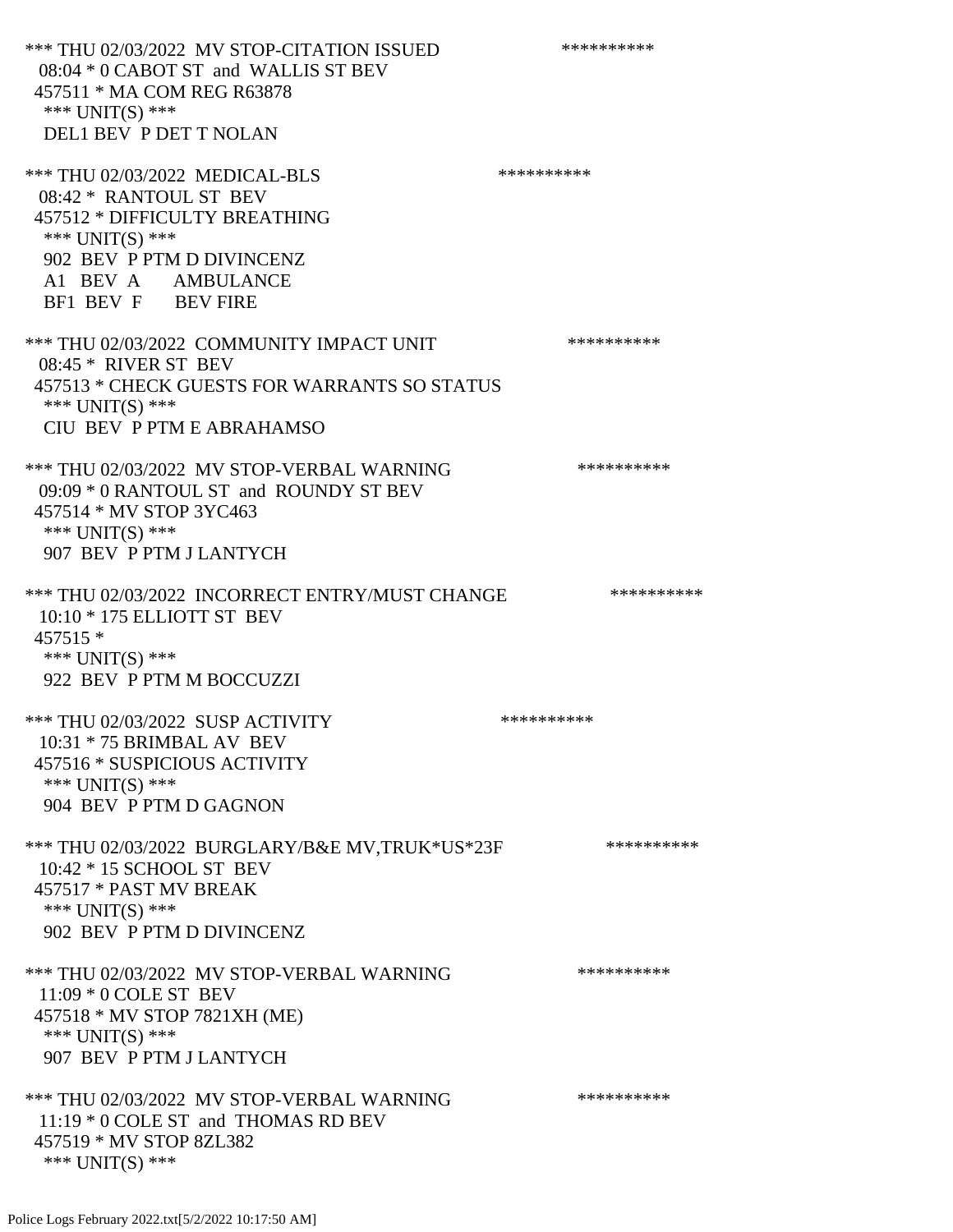*** THU 02/03/2022 MV STOP-CITATION ISSUED **********
08:04 * 0 CABOT ST and WALLIS ST BEV
457511 * MA COM REG R63878
*** UNIT(S) ***
DEL1 BEV P DET T NOLAN

*** THU 02/03/2022 MEDICAL-BLS **********
08:42 * RANTOUL ST BEV
457512 * DIFFICULTY BREATHING
*** UNIT(S) ***
902 BEV P PTM D DIVINCENZ
A1 BEV A AMBULANCE
BF1 BEV F BEV FIRE

*** THU 02/03/2022 COMMUNITY IMPACT UNIT **********
08:45 * RIVER ST BEV
457513 * CHECK GUESTS FOR WARRANTS SO STATUS
*** UNIT(S) ***
CIU BEV P PTM E ABRAHAMSO

*** THU 02/03/2022 MV STOP-VERBAL WARNING **********
09:09 * 0 RANTOUL ST and ROUNDY ST BEV
457514 * MV STOP 3YC463
*** UNIT(S) ***
907 BEV P PTM J LANTYCH

*** THU 02/03/2022 INCORRECT ENTRY/MUST CHANGE **********
10:10 * 175 ELLIOTT ST BEV
457515 *
*** UNIT(S) ***
922 BEV P PTM M BOCCUZZI

*** THU 02/03/2022 SUSP ACTIVITY **********
10:31 * 75 BRIMBAL AV BEV
457516 * SUSPICIOUS ACTIVITY
*** UNIT(S) ***
904 BEV P PTM D GAGNON

*** THU 02/03/2022 BURGLARY/B&E MV,TRUK*US*23F **********
10:42 * 15 SCHOOL ST BEV
457517 * PAST MV BREAK
*** UNIT(S) ***
902 BEV P PTM D DIVINCENZ

*** THU 02/03/2022 MV STOP-VERBAL WARNING **********
11:09 * 0 COLE ST BEV
457518 * MV STOP 7821XH (ME)
*** UNIT(S) ***
907 BEV P PTM J LANTYCH

*** THU 02/03/2022 MV STOP-VERBAL WARNING **********
11:19 * 0 COLE ST and THOMAS RD BEV
457519 * MV STOP 8ZL382
*** UNIT(S) ***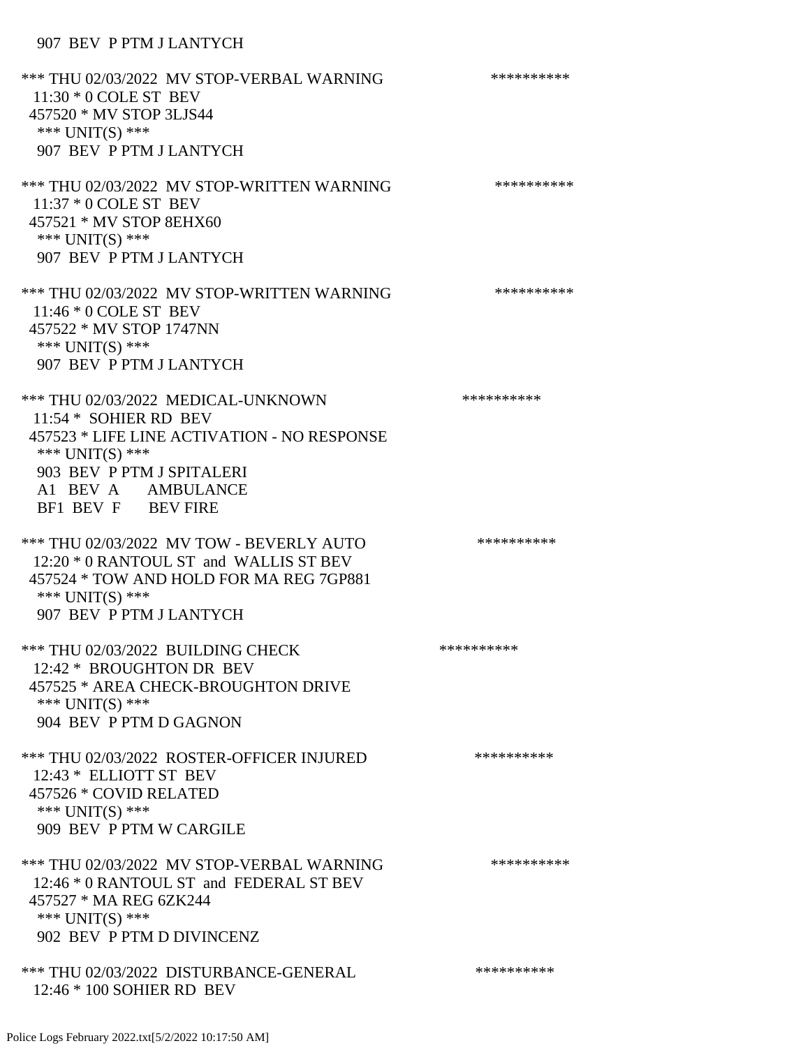907 BEV P PTM J LANTYCH

*** THU 02/03/2022 MV STOP-VERBAL WARNING **********
11:30 * 0 COLE ST BEV
457520 * MV STOP 3LJS44
*** UNIT(S) ***
907 BEV P PTM J LANTYCH

*** THU 02/03/2022 MV STOP-WRITTEN WARNING **********
11:37 * 0 COLE ST BEV
457521 * MV STOP 8EHX60
*** UNIT(S) ***
907 BEV P PTM J LANTYCH

*** THU 02/03/2022 MV STOP-WRITTEN WARNING **********
11:46 * 0 COLE ST BEV
457522 * MV STOP 1747NN
*** UNIT(S) ***
907 BEV P PTM J LANTYCH

*** THU 02/03/2022 MEDICAL-UNKNOWN **********
11:54 * SOHIER RD BEV
457523 * LIFE LINE ACTIVATION - NO RESPONSE
*** UNIT(S) ***
903 BEV P PTM J SPITALERI
A1 BEV A AMBULANCE
BF1 BEV F BEV FIRE

*** THU 02/03/2022 MV TOW - BEVERLY AUTO **********
12:20 * 0 RANTOUL ST and WALLIS ST BEV
457524 * TOW AND HOLD FOR MA REG 7GP881
*** UNIT(S) ***
907 BEV P PTM J LANTYCH

*** THU 02/03/2022 BUILDING CHECK **********
12:42 * BROUGHTON DR BEV
457525 * AREA CHECK-BROUGHTON DRIVE
*** UNIT(S) ***
904 BEV P PTM D GAGNON

*** THU 02/03/2022 ROSTER-OFFICER INJURED **********
12:43 * ELLIOTT ST BEV
457526 * COVID RELATED
*** UNIT(S) ***
909 BEV P PTM W CARGILE

*** THU 02/03/2022 MV STOP-VERBAL WARNING **********
12:46 * 0 RANTOUL ST and FEDERAL ST BEV
457527 * MA REG 6ZK244
*** UNIT(S) ***
902 BEV P PTM D DIVINCENZ

*** THU 02/03/2022 DISTURBANCE-GENERAL **********
12:46 * 100 SOHIER RD BEV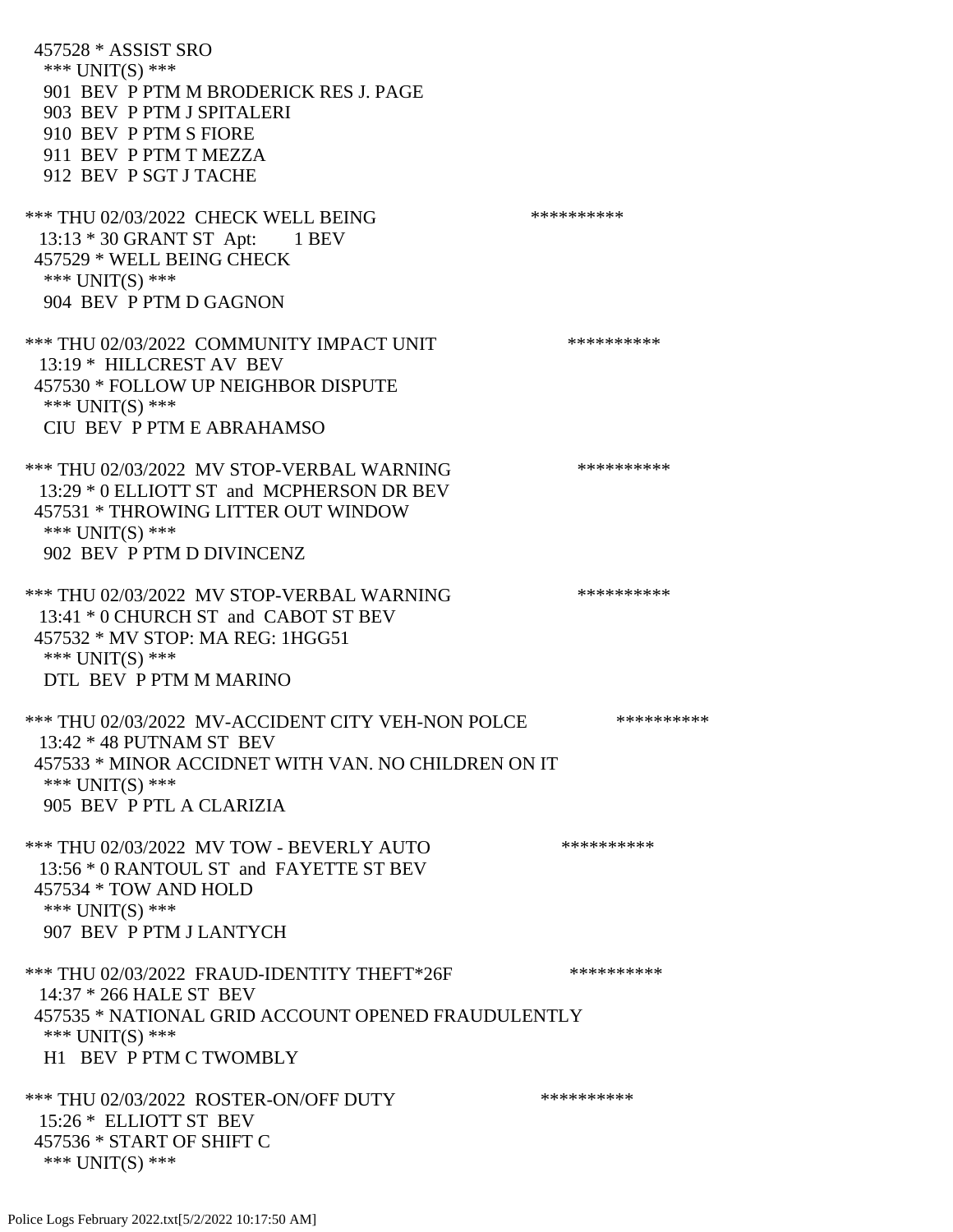457528 * ASSIST SRO
*** UNIT(S) ***
901 BEV P PTM M BRODERICK RES J. PAGE
903 BEV P PTM J SPITALERI
910 BEV P PTM S FIORE
911 BEV P PTM T MEZZA
912 BEV P SGT J TACHE

*** THU 02/03/2022 CHECK WELL BEING **********
13:13 * 30 GRANT ST Apt: 1 BEV
457529 * WELL BEING CHECK
*** UNIT(S) ***
904 BEV P PTM D GAGNON

*** THU 02/03/2022 COMMUNITY IMPACT UNIT **********
13:19 * HILLCREST AV BEV
457530 * FOLLOW UP NEIGHBOR DISPUTE
*** UNIT(S) ***
CIU BEV P PTM E ABRAHAMSO

*** THU 02/03/2022 MV STOP-VERBAL WARNING **********
13:29 * 0 ELLIOTT ST and MCPHERSON DR BEV
457531 * THROWING LITTER OUT WINDOW
*** UNIT(S) ***
902 BEV P PTM D DIVINCENZ

*** THU 02/03/2022 MV STOP-VERBAL WARNING **********
13:41 * 0 CHURCH ST and CABOT ST BEV
457532 * MV STOP: MA REG: 1HGG51
*** UNIT(S) ***
DTL BEV P PTM M MARINO

*** THU 02/03/2022 MV-ACCIDENT CITY VEH-NON POLCE **********
13:42 * 48 PUTNAM ST BEV
457533 * MINOR ACCIDNET WITH VAN. NO CHILDREN ON IT
*** UNIT(S) ***
905 BEV P PTL A CLARIZIA

*** THU 02/03/2022 MV TOW - BEVERLY AUTO **********
13:56 * 0 RANTOUL ST and FAYETTE ST BEV
457534 * TOW AND HOLD
*** UNIT(S) ***
907 BEV P PTM J LANTYCH

*** THU 02/03/2022 FRAUD-IDENTITY THEFT*26F **********
14:37 * 266 HALE ST BEV
457535 * NATIONAL GRID ACCOUNT OPENED FRAUDULENTLY
*** UNIT(S) ***
H1 BEV P PTM C TWOMBLY

*** THU 02/03/2022 ROSTER-ON/OFF DUTY **********
15:26 * ELLIOTT ST BEV
457536 * START OF SHIFT C
*** UNIT(S) ***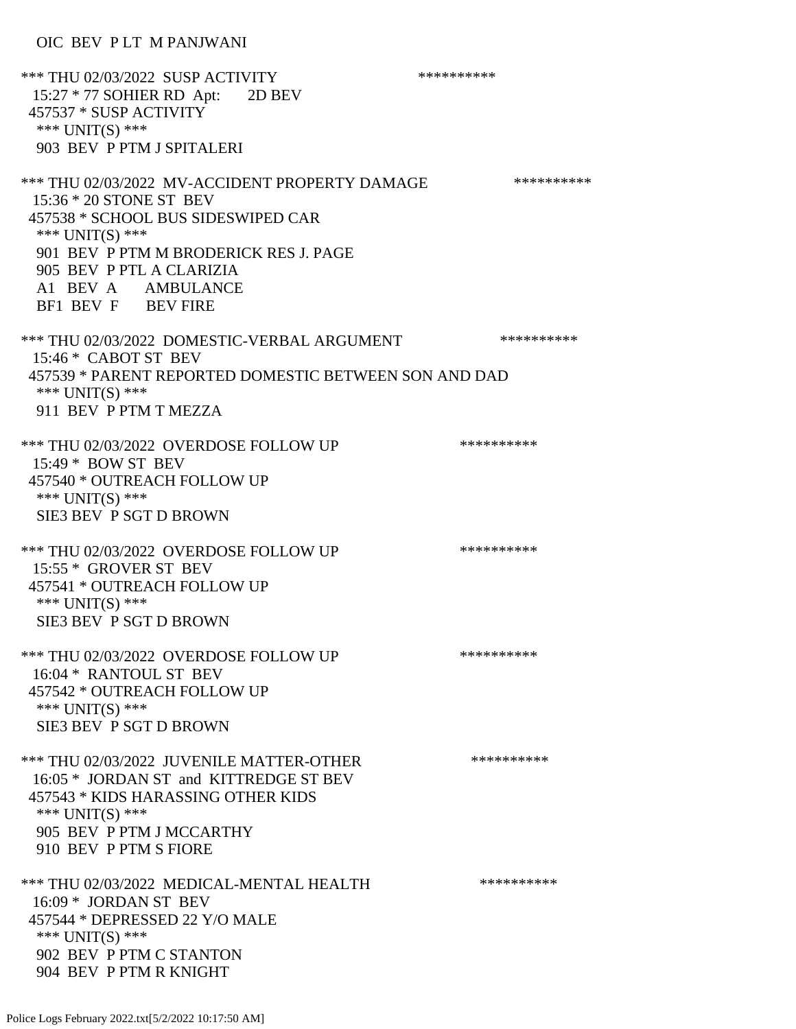OIC BEV P LT M PANJWANI

*** THU 02/03/2022 SUSP ACTIVITY **********
15:27 * 77 SOHIER RD Apt: 2D BEV
457537 * SUSP ACTIVITY
*** UNIT(S) ***
903 BEV P PTM J SPITALERI

*** THU 02/03/2022 MV-ACCIDENT PROPERTY DAMAGE **********
15:36 * 20 STONE ST BEV
457538 * SCHOOL BUS SIDESWIPED CAR
*** UNIT(S) ***
901 BEV P PTM M BRODERICK RES J. PAGE
905 BEV P PTL A CLARIZIA
A1 BEV A AMBULANCE
BF1 BEV F BEV FIRE

*** THU 02/03/2022 DOMESTIC-VERBAL ARGUMENT **********
15:46 * CABOT ST BEV
457539 * PARENT REPORTED DOMESTIC BETWEEN SON AND DAD
*** UNIT(S) ***
911 BEV P PTM T MEZZA

*** THU 02/03/2022 OVERDOSE FOLLOW UP **********
15:49 * BOW ST BEV
457540 * OUTREACH FOLLOW UP
*** UNIT(S) ***
SIE3 BEV P SGT D BROWN

*** THU 02/03/2022 OVERDOSE FOLLOW UP **********
15:55 * GROVER ST BEV
457541 * OUTREACH FOLLOW UP
*** UNIT(S) ***
SIE3 BEV P SGT D BROWN

*** THU 02/03/2022 OVERDOSE FOLLOW UP **********
16:04 * RANTOUL ST BEV
457542 * OUTREACH FOLLOW UP
*** UNIT(S) ***
SIE3 BEV P SGT D BROWN

*** THU 02/03/2022 JUVENILE MATTER-OTHER **********
16:05 * JORDAN ST and KITTREDGE ST BEV
457543 * KIDS HARASSING OTHER KIDS
*** UNIT(S) ***
905 BEV P PTM J MCCARTHY
910 BEV P PTM S FIORE

*** THU 02/03/2022 MEDICAL-MENTAL HEALTH **********
16:09 * JORDAN ST BEV
457544 * DEPRESSED 22 Y/O MALE
*** UNIT(S) ***
902 BEV P PTM C STANTON
904 BEV P PTM R KNIGHT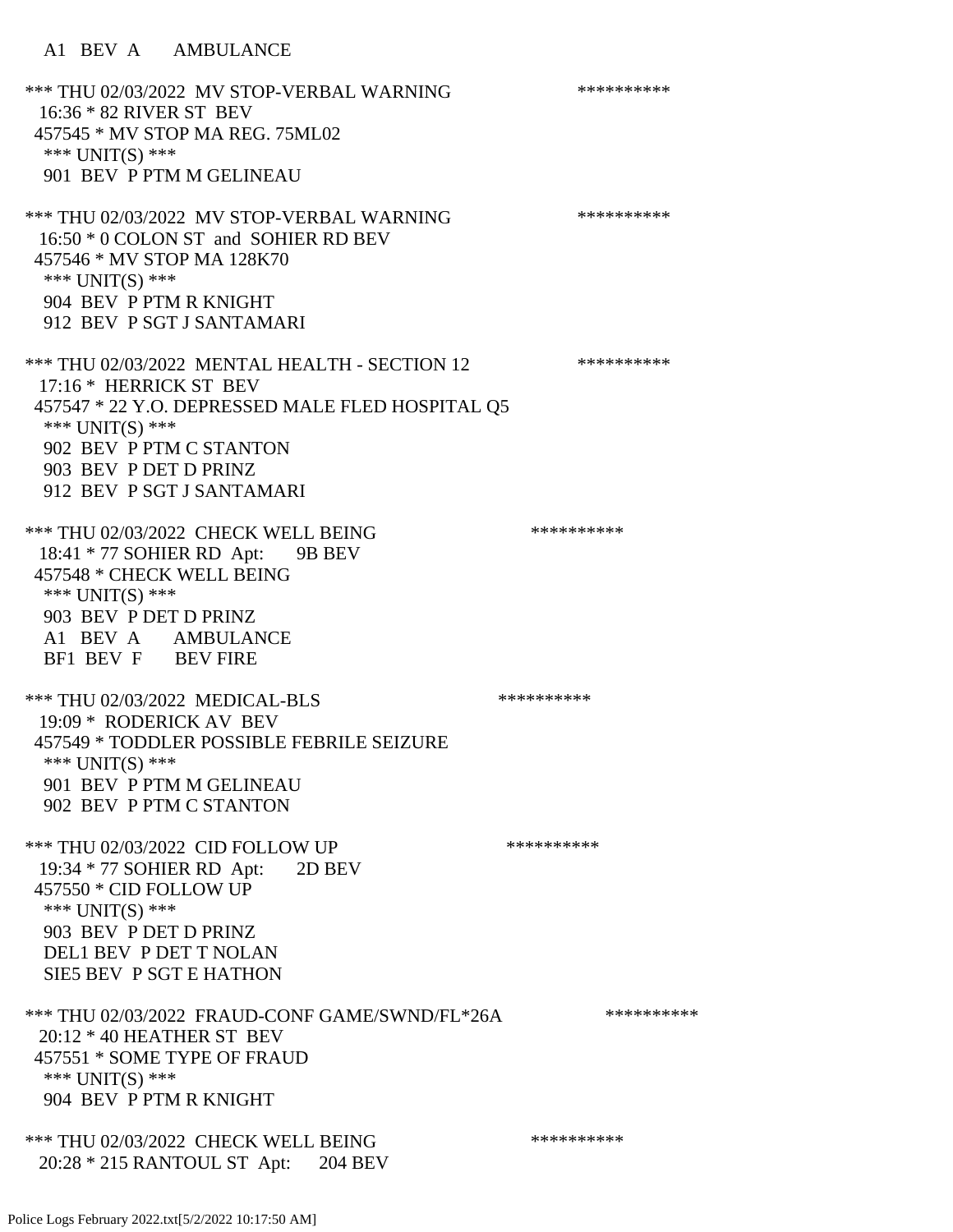A1 BEV A AMBULANCE

*** THU 02/03/2022 MV STOP-VERBAL WARNING **********
16:36 * 82 RIVER ST BEV
457545 * MV STOP MA REG. 75ML02
*** UNIT(S) ***
901 BEV P PTM M GELINEAU

*** THU 02/03/2022 MV STOP-VERBAL WARNING **********
16:50 * 0 COLON ST and SOHIER RD BEV
457546 * MV STOP MA 128K70
*** UNIT(S) ***
904 BEV P PTM R KNIGHT
912 BEV P SGT J SANTAMARI

*** THU 02/03/2022 MENTAL HEALTH - SECTION 12 **********
17:16 * HERRICK ST BEV
457547 * 22 Y.O. DEPRESSED MALE FLED HOSPITAL Q5
*** UNIT(S) ***
902 BEV P PTM C STANTON
903 BEV P DET D PRINZ
912 BEV P SGT J SANTAMARI

*** THU 02/03/2022 CHECK WELL BEING **********
18:41 * 77 SOHIER RD Apt: 9B BEV
457548 * CHECK WELL BEING
*** UNIT(S) ***
903 BEV P DET D PRINZ
A1 BEV A AMBULANCE
BF1 BEV F BEV FIRE

*** THU 02/03/2022 MEDICAL-BLS **********
19:09 * RODERICK AV BEV
457549 * TODDLER POSSIBLE FEBRILE SEIZURE
*** UNIT(S) ***
901 BEV P PTM M GELINEAU
902 BEV P PTM C STANTON

*** THU 02/03/2022 CID FOLLOW UP **********
19:34 * 77 SOHIER RD Apt: 2D BEV
457550 * CID FOLLOW UP
*** UNIT(S) ***
903 BEV P DET D PRINZ
DEL1 BEV P DET T NOLAN
SIE5 BEV P SGT E HATHON

*** THU 02/03/2022 FRAUD-CONF GAME/SWND/FL*26A **********
20:12 * 40 HEATHER ST BEV
457551 * SOME TYPE OF FRAUD
*** UNIT(S) ***
904 BEV P PTM R KNIGHT

*** THU 02/03/2022 CHECK WELL BEING **********
20:28 * 215 RANTOUL ST Apt: 204 BEV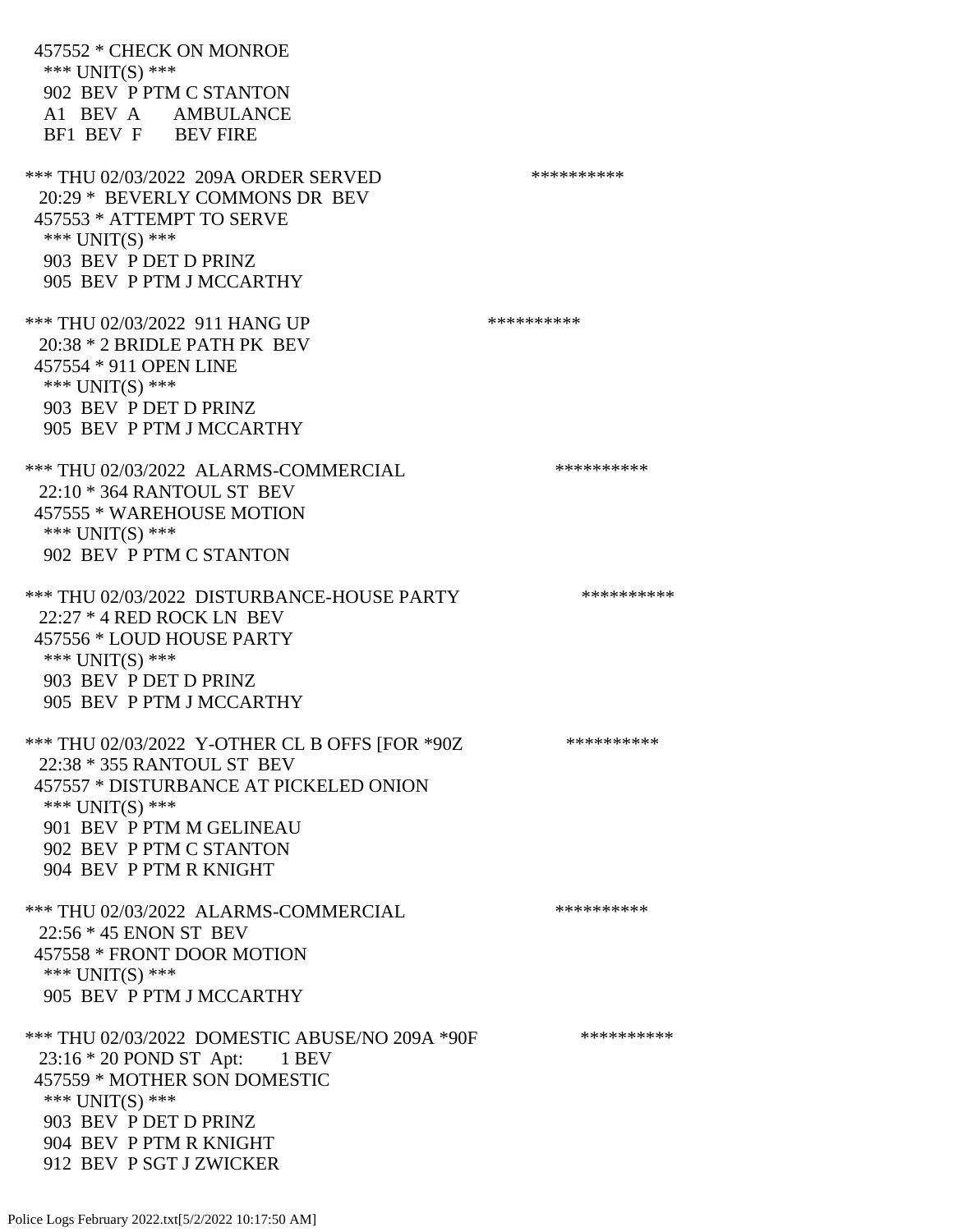457552 * CHECK ON MONROE
*** UNIT(S) ***
902 BEV P PTM C STANTON
A1 BEV A AMBULANCE
BF1 BEV F BEV FIRE

*** THU 02/03/2022 209A ORDER SERVED **********
20:29 * BEVERLY COMMONS DR BEV
457553 * ATTEMPT TO SERVE
*** UNIT(S) ***
903 BEV P DET D PRINZ
905 BEV P PTM J MCCARTHY

*** THU 02/03/2022 911 HANG UP **********
20:38 * 2 BRIDLE PATH PK BEV
457554 * 911 OPEN LINE
*** UNIT(S) ***
903 BEV P DET D PRINZ
905 BEV P PTM J MCCARTHY

*** THU 02/03/2022 ALARMS-COMMERCIAL **********
22:10 * 364 RANTOUL ST BEV
457555 * WAREHOUSE MOTION
*** UNIT(S) ***
902 BEV P PTM C STANTON

*** THU 02/03/2022 DISTURBANCE-HOUSE PARTY **********
22:27 * 4 RED ROCK LN BEV
457556 * LOUD HOUSE PARTY
*** UNIT(S) ***
903 BEV P DET D PRINZ
905 BEV P PTM J MCCARTHY

*** THU 02/03/2022 Y-OTHER CL B OFFS [FOR *90Z **********
22:38 * 355 RANTOUL ST BEV
457557 * DISTURBANCE AT PICKELED ONION
*** UNIT(S) ***
901 BEV P PTM M GELINEAU
902 BEV P PTM C STANTON
904 BEV P PTM R KNIGHT

*** THU 02/03/2022 ALARMS-COMMERCIAL **********
22:56 * 45 ENON ST BEV
457558 * FRONT DOOR MOTION
*** UNIT(S) ***
905 BEV P PTM J MCCARTHY

*** THU 02/03/2022 DOMESTIC ABUSE/NO 209A *90F **********
23:16 * 20 POND ST Apt: 1 BEV
457559 * MOTHER SON DOMESTIC
*** UNIT(S) ***
903 BEV P DET D PRINZ
904 BEV P PTM R KNIGHT
912 BEV P SGT J ZWICKER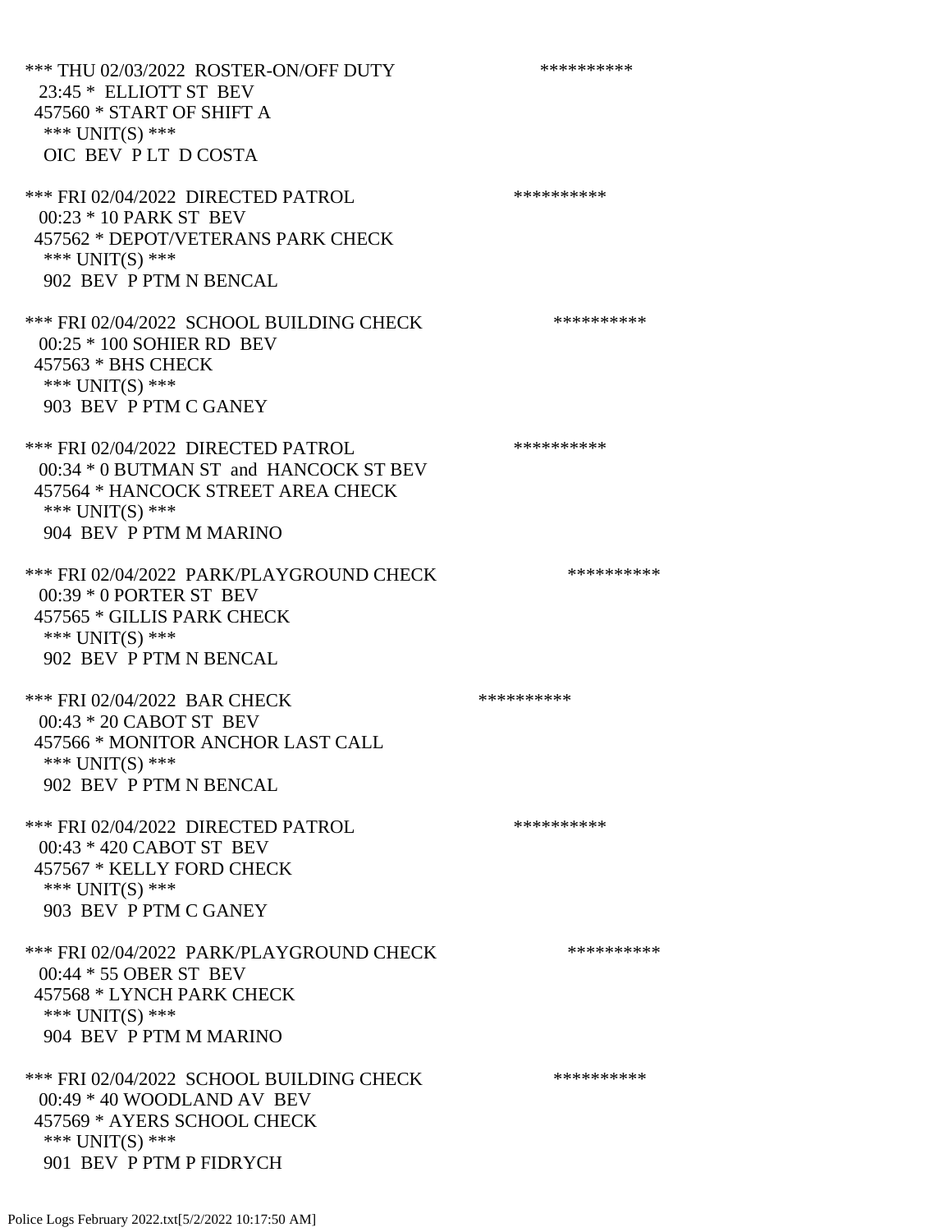*** THU 02/03/2022 ROSTER-ON/OFF DUTY **********
23:45 * ELLIOTT ST BEV
457560 * START OF SHIFT A
*** UNIT(S) ***
OIC BEV P LT D COSTA

*** FRI 02/04/2022 DIRECTED PATROL **********
00:23 * 10 PARK ST BEV
457562 * DEPOT/VETERANS PARK CHECK
*** UNIT(S) ***
902 BEV P PTM N BENCAL

*** FRI 02/04/2022 SCHOOL BUILDING CHECK **********
00:25 * 100 SOHIER RD BEV
457563 * BHS CHECK
*** UNIT(S) ***
903 BEV P PTM C GANEY

*** FRI 02/04/2022 DIRECTED PATROL **********
00:34 * 0 BUTMAN ST and HANCOCK ST BEV
457564 * HANCOCK STREET AREA CHECK
*** UNIT(S) ***
904 BEV P PTM M MARINO

*** FRI 02/04/2022 PARK/PLAYGROUND CHECK **********
00:39 * 0 PORTER ST BEV
457565 * GILLIS PARK CHECK
*** UNIT(S) ***
902 BEV P PTM N BENCAL

*** FRI 02/04/2022 BAR CHECK **********
00:43 * 20 CABOT ST BEV
457566 * MONITOR ANCHOR LAST CALL
*** UNIT(S) ***
902 BEV P PTM N BENCAL

*** FRI 02/04/2022 DIRECTED PATROL **********
00:43 * 420 CABOT ST BEV
457567 * KELLY FORD CHECK
*** UNIT(S) ***
903 BEV P PTM C GANEY

*** FRI 02/04/2022 PARK/PLAYGROUND CHECK **********
00:44 * 55 OBER ST BEV
457568 * LYNCH PARK CHECK
*** UNIT(S) ***
904 BEV P PTM M MARINO

*** FRI 02/04/2022 SCHOOL BUILDING CHECK **********
00:49 * 40 WOODLAND AV BEV
457569 * AYERS SCHOOL CHECK
*** UNIT(S) ***
901 BEV P PTM P FIDRYCH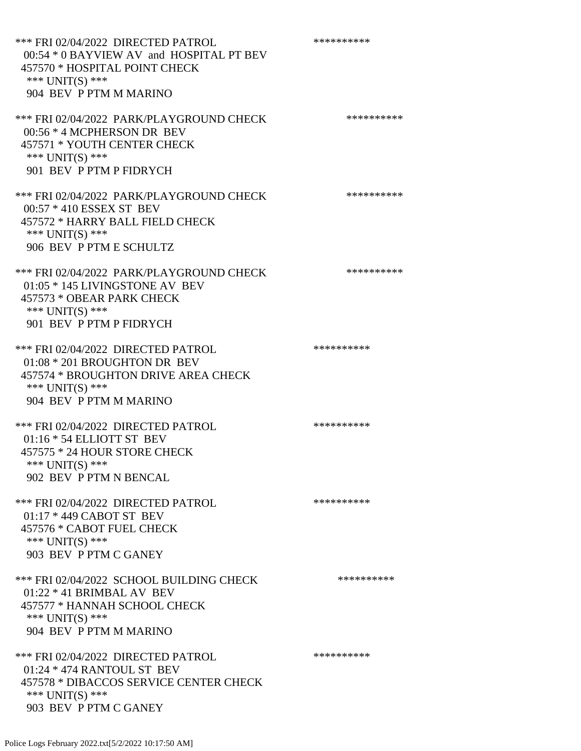*** FRI 02/04/2022 DIRECTED PATROL **********
00:54 * 0 BAYVIEW AV and HOSPITAL PT BEV
457570 * HOSPITAL POINT CHECK
*** UNIT(S) ***
904 BEV P PTM M MARINO

*** FRI 02/04/2022 PARK/PLAYGROUND CHECK **********
00:56 * 4 MCPHERSON DR BEV
457571 * YOUTH CENTER CHECK
*** UNIT(S) ***
901 BEV P PTM P FIDRYCH

*** FRI 02/04/2022 PARK/PLAYGROUND CHECK **********
00:57 * 410 ESSEX ST BEV
457572 * HARRY BALL FIELD CHECK
*** UNIT(S) ***
906 BEV P PTM E SCHULTZ

*** FRI 02/04/2022 PARK/PLAYGROUND CHECK **********
01:05 * 145 LIVINGSTONE AV BEV
457573 * OBEAR PARK CHECK
*** UNIT(S) ***
901 BEV P PTM P FIDRYCH

*** FRI 02/04/2022 DIRECTED PATROL **********
01:08 * 201 BROUGHTON DR BEV
457574 * BROUGHTON DRIVE AREA CHECK
*** UNIT(S) ***
904 BEV P PTM M MARINO

*** FRI 02/04/2022 DIRECTED PATROL **********
01:16 * 54 ELLIOTT ST BEV
457575 * 24 HOUR STORE CHECK
*** UNIT(S) ***
902 BEV P PTM N BENCAL

*** FRI 02/04/2022 DIRECTED PATROL **********
01:17 * 449 CABOT ST BEV
457576 * CABOT FUEL CHECK
*** UNIT(S) ***
903 BEV P PTM C GANEY

*** FRI 02/04/2022 SCHOOL BUILDING CHECK **********
01:22 * 41 BRIMBAL AV BEV
457577 * HANNAH SCHOOL CHECK
*** UNIT(S) ***
904 BEV P PTM M MARINO

*** FRI 02/04/2022 DIRECTED PATROL **********
01:24 * 474 RANTOUL ST BEV
457578 * DIBACCOS SERVICE CENTER CHECK
*** UNIT(S) ***
903 BEV P PTM C GANEY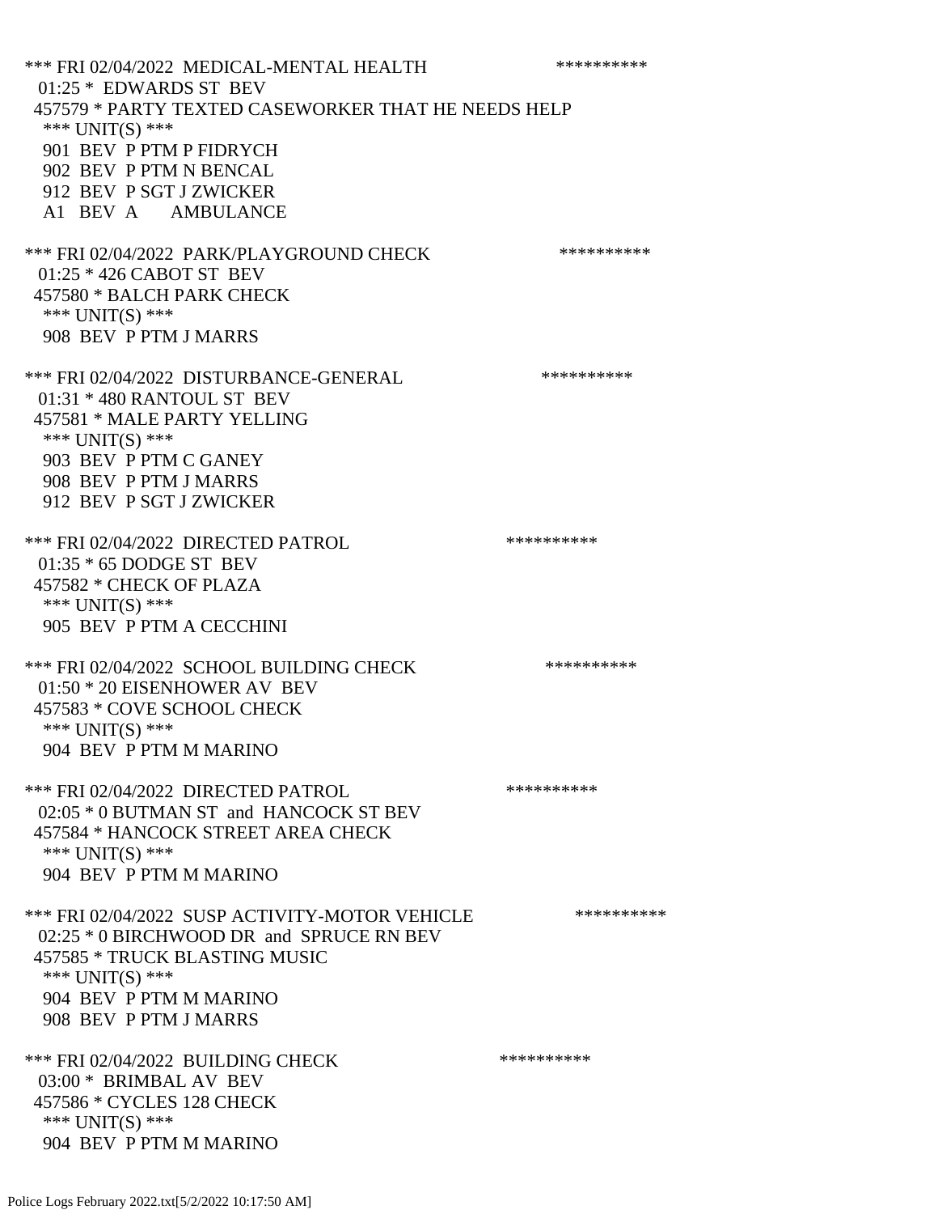*** FRI 02/04/2022 MEDICAL-MENTAL HEALTH **********
01:25 * EDWARDS ST BEV
457579 * PARTY TEXTED CASEWORKER THAT HE NEEDS HELP
*** UNIT(S) ***
901 BEV P PTM P FIDRYCH
902 BEV P PTM N BENCAL
912 BEV P SGT J ZWICKER
A1 BEV A AMBULANCE

*** FRI 02/04/2022 PARK/PLAYGROUND CHECK **********
01:25 * 426 CABOT ST BEV
457580 * BALCH PARK CHECK
*** UNIT(S) ***
908 BEV P PTM J MARRS

*** FRI 02/04/2022 DISTURBANCE-GENERAL **********
01:31 * 480 RANTOUL ST BEV
457581 * MALE PARTY YELLING
*** UNIT(S) ***
903 BEV P PTM C GANEY
908 BEV P PTM J MARRS
912 BEV P SGT J ZWICKER

*** FRI 02/04/2022 DIRECTED PATROL **********
01:35 * 65 DODGE ST BEV
457582 * CHECK OF PLAZA
*** UNIT(S) ***
905 BEV P PTM A CECCHINI

*** FRI 02/04/2022 SCHOOL BUILDING CHECK **********
01:50 * 20 EISENHOWER AV BEV
457583 * COVE SCHOOL CHECK
*** UNIT(S) ***
904 BEV P PTM M MARINO

*** FRI 02/04/2022 DIRECTED PATROL **********
02:05 * 0 BUTMAN ST and HANCOCK ST BEV
457584 * HANCOCK STREET AREA CHECK
*** UNIT(S) ***
904 BEV P PTM M MARINO

*** FRI 02/04/2022 SUSP ACTIVITY-MOTOR VEHICLE **********
02:25 * 0 BIRCHWOOD DR and SPRUCE RN BEV
457585 * TRUCK BLASTING MUSIC
*** UNIT(S) ***
904 BEV P PTM M MARINO
908 BEV P PTM J MARRS

*** FRI 02/04/2022 BUILDING CHECK **********
03:00 * BRIMBAL AV BEV
457586 * CYCLES 128 CHECK
*** UNIT(S) ***
904 BEV P PTM M MARINO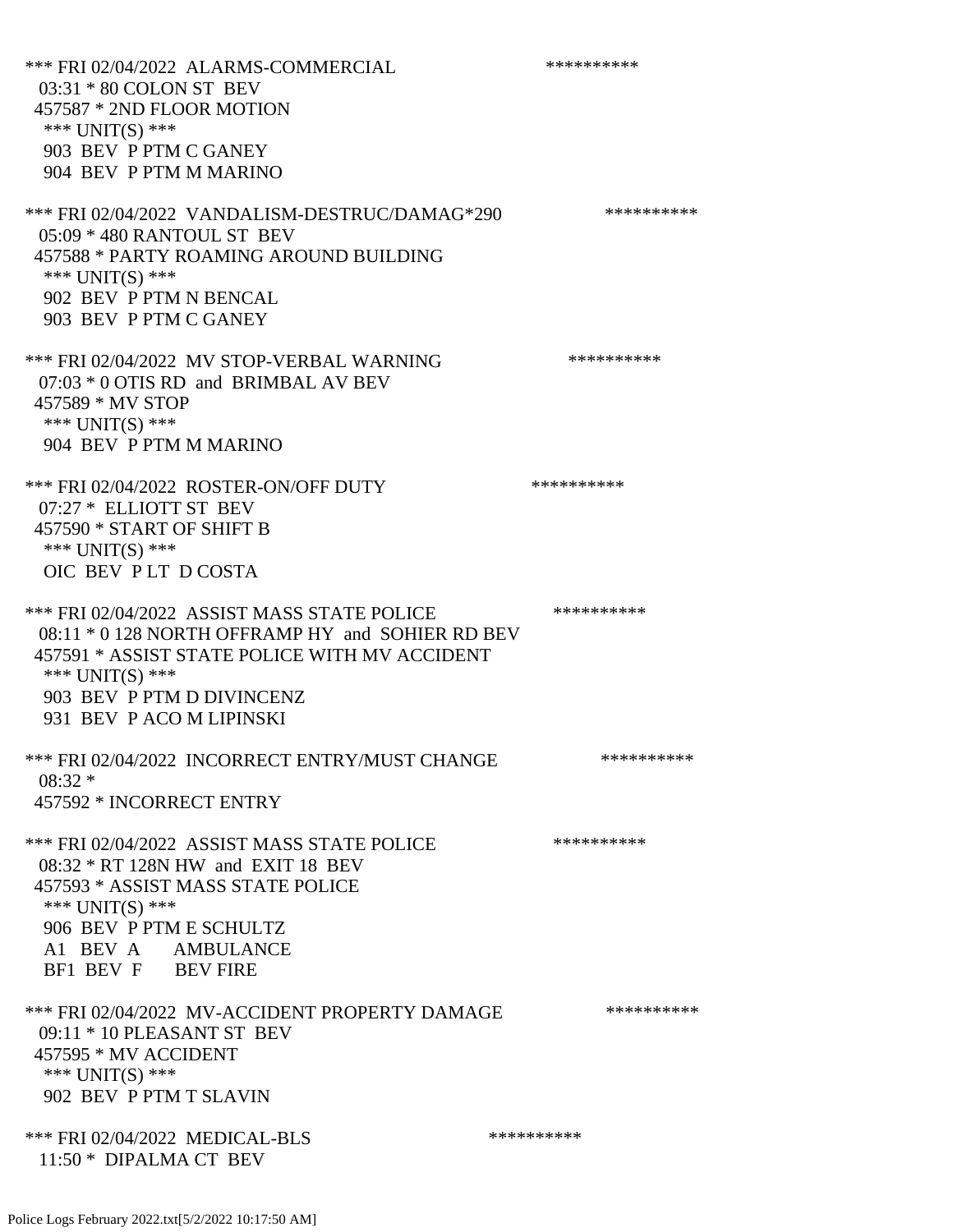*** FRI 02/04/2022 ALARMS-COMMERCIAL **********
03:31 * 80 COLON ST BEV
457587 * 2ND FLOOR MOTION
*** UNIT(S) ***
903 BEV P PTM C GANEY
904 BEV P PTM M MARINO

*** FRI 02/04/2022 VANDALISM-DESTRUC/DAMAG*290 **********
05:09 * 480 RANTOUL ST BEV
457588 * PARTY ROAMING AROUND BUILDING
*** UNIT(S) ***
902 BEV P PTM N BENCAL
903 BEV P PTM C GANEY

*** FRI 02/04/2022 MV STOP-VERBAL WARNING **********
07:03 * 0 OTIS RD and BRIMBAL AV BEV
457589 * MV STOP
*** UNIT(S) ***
904 BEV P PTM M MARINO

*** FRI 02/04/2022 ROSTER-ON/OFF DUTY **********
07:27 * ELLIOTT ST BEV
457590 * START OF SHIFT B
*** UNIT(S) ***
OIC BEV P LT D COSTA

*** FRI 02/04/2022 ASSIST MASS STATE POLICE **********
08:11 * 0 128 NORTH OFFRAMP HY and SOHIER RD BEV
457591 * ASSIST STATE POLICE WITH MV ACCIDENT
*** UNIT(S) ***
903 BEV P PTM D DIVINCENZ
931 BEV P ACO M LIPINSKI

*** FRI 02/04/2022 INCORRECT ENTRY/MUST CHANGE **********
08:32 *
457592 * INCORRECT ENTRY

*** FRI 02/04/2022 ASSIST MASS STATE POLICE **********
08:32 * RT 128N HW and EXIT 18 BEV
457593 * ASSIST MASS STATE POLICE
*** UNIT(S) ***
906 BEV P PTM E SCHULTZ
A1 BEV A AMBULANCE
BF1 BEV F BEV FIRE

*** FRI 02/04/2022 MV-ACCIDENT PROPERTY DAMAGE **********
09:11 * 10 PLEASANT ST BEV
457595 * MV ACCIDENT
*** UNIT(S) ***
902 BEV P PTM T SLAVIN

*** FRI 02/04/2022 MEDICAL-BLS **********
11:50 * DIPALMA CT BEV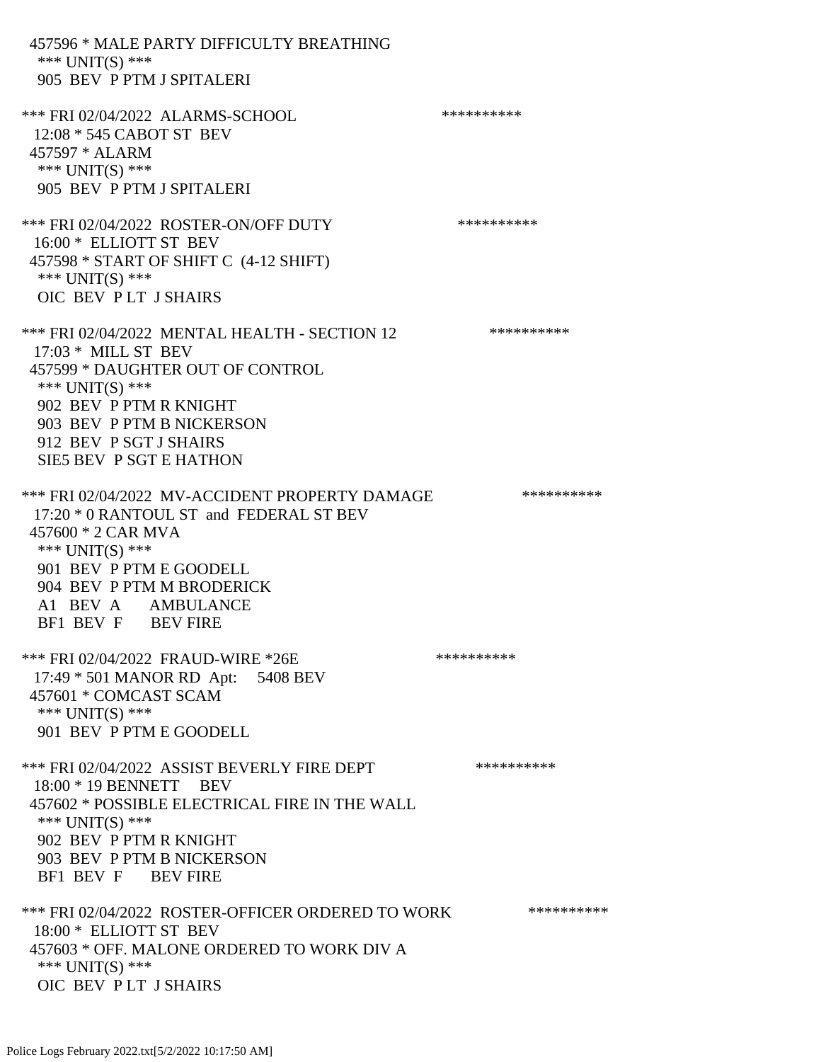457596 * MALE PARTY DIFFICULTY BREATHING
*** UNIT(S) ***
905 BEV P PTM J SPITALERI

*** FRI 02/04/2022 ALARMS-SCHOOL **********
12:08 * 545 CABOT ST BEV
457597 * ALARM
*** UNIT(S) ***
905 BEV P PTM J SPITALERI

*** FRI 02/04/2022 ROSTER-ON/OFF DUTY **********
16:00 * ELLIOTT ST BEV
457598 * START OF SHIFT C (4-12 SHIFT)
*** UNIT(S) ***
OIC BEV P LT J SHAIRS

*** FRI 02/04/2022 MENTAL HEALTH - SECTION 12 **********
17:03 * MILL ST BEV
457599 * DAUGHTER OUT OF CONTROL
*** UNIT(S) ***
902 BEV P PTM R KNIGHT
903 BEV P PTM B NICKERSON
912 BEV P SGT J SHAIRS
SIE5 BEV P SGT E HATHON

*** FRI 02/04/2022 MV-ACCIDENT PROPERTY DAMAGE **********
17:20 * 0 RANTOUL ST and FEDERAL ST BEV
457600 * 2 CAR MVA
*** UNIT(S) ***
901 BEV P PTM E GOODELL
904 BEV P PTM M BRODERICK
A1 BEV A AMBULANCE
BF1 BEV F BEV FIRE

*** FRI 02/04/2022 FRAUD-WIRE *26E **********
17:49 * 501 MANOR RD Apt: 5408 BEV
457601 * COMCAST SCAM
*** UNIT(S) ***
901 BEV P PTM E GOODELL

*** FRI 02/04/2022 ASSIST BEVERLY FIRE DEPT **********
18:00 * 19 BENNETT BEV
457602 * POSSIBLE ELECTRICAL FIRE IN THE WALL
*** UNIT(S) ***
902 BEV P PTM R KNIGHT
903 BEV P PTM B NICKERSON
BF1 BEV F BEV FIRE

*** FRI 02/04/2022 ROSTER-OFFICER ORDERED TO WORK **********
18:00 * ELLIOTT ST BEV
457603 * OFF. MALONE ORDERED TO WORK DIV A
*** UNIT(S) ***
OIC BEV P LT J SHAIRS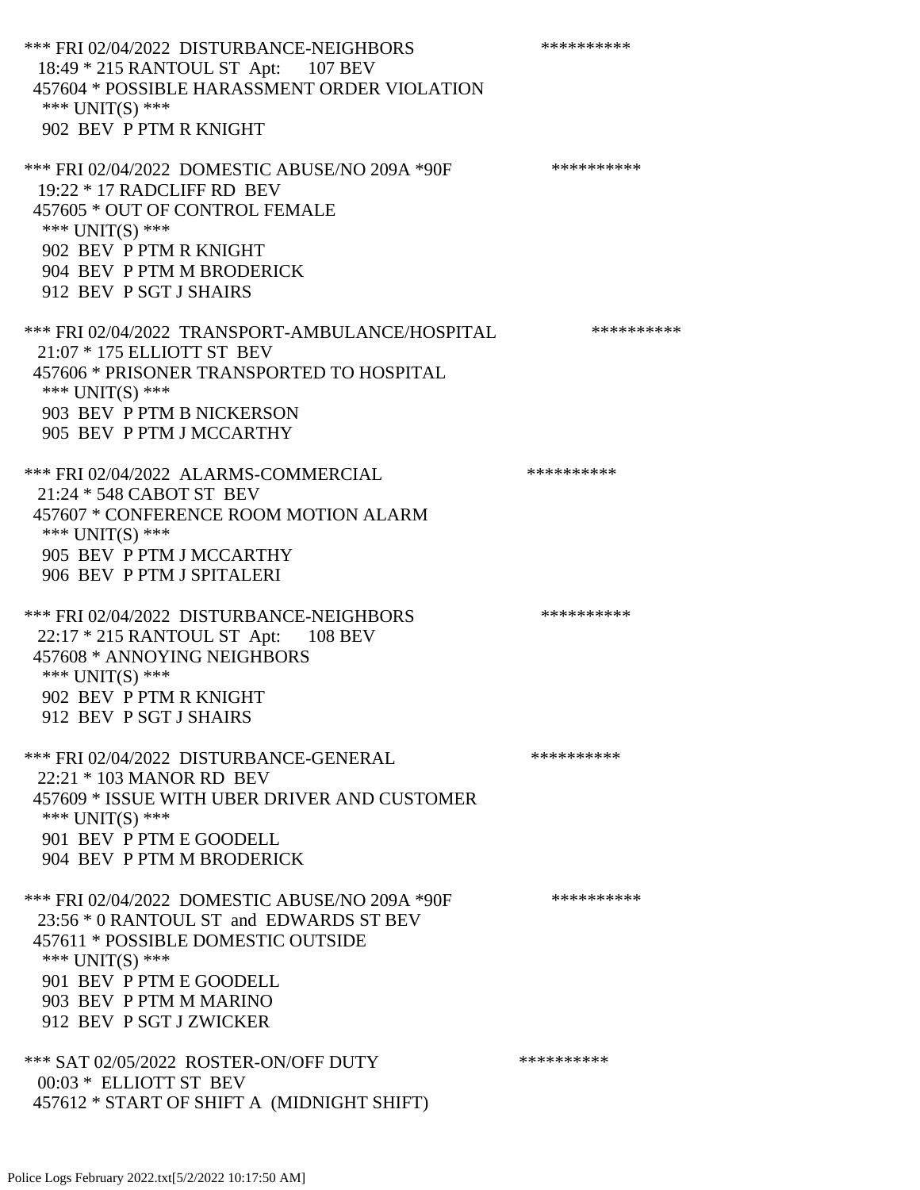*** FRI 02/04/2022 DISTURBANCE-NEIGHBORS **********
18:49 * 215 RANTOUL ST Apt: 107 BEV
457604 * POSSIBLE HARASSMENT ORDER VIOLATION
*** UNIT(S) ***
902 BEV P PTM R KNIGHT

*** FRI 02/04/2022 DOMESTIC ABUSE/NO 209A *90F **********
19:22 * 17 RADCLIFF RD BEV
457605 * OUT OF CONTROL FEMALE
*** UNIT(S) ***
902 BEV P PTM R KNIGHT
904 BEV P PTM M BRODERICK
912 BEV P SGT J SHAIRS

*** FRI 02/04/2022 TRANSPORT-AMBULANCE/HOSPITAL **********
21:07 * 175 ELLIOTT ST BEV
457606 * PRISONER TRANSPORTED TO HOSPITAL
*** UNIT(S) ***
903 BEV P PTM B NICKERSON
905 BEV P PTM J MCCARTHY

*** FRI 02/04/2022 ALARMS-COMMERCIAL **********
21:24 * 548 CABOT ST BEV
457607 * CONFERENCE ROOM MOTION ALARM
*** UNIT(S) ***
905 BEV P PTM J MCCARTHY
906 BEV P PTM J SPITALERI

*** FRI 02/04/2022 DISTURBANCE-NEIGHBORS **********
22:17 * 215 RANTOUL ST Apt: 108 BEV
457608 * ANNOYING NEIGHBORS
*** UNIT(S) ***
902 BEV P PTM R KNIGHT
912 BEV P SGT J SHAIRS

*** FRI 02/04/2022 DISTURBANCE-GENERAL **********
22:21 * 103 MANOR RD BEV
457609 * ISSUE WITH UBER DRIVER AND CUSTOMER
*** UNIT(S) ***
901 BEV P PTM E GOODELL
904 BEV P PTM M BRODERICK

*** FRI 02/04/2022 DOMESTIC ABUSE/NO 209A *90F **********
23:56 * 0 RANTOUL ST and EDWARDS ST BEV
457611 * POSSIBLE DOMESTIC OUTSIDE
*** UNIT(S) ***
901 BEV P PTM E GOODELL
903 BEV P PTM M MARINO
912 BEV P SGT J ZWICKER

*** SAT 02/05/2022 ROSTER-ON/OFF DUTY **********
00:03 * ELLIOTT ST BEV
457612 * START OF SHIFT A (MIDNIGHT SHIFT)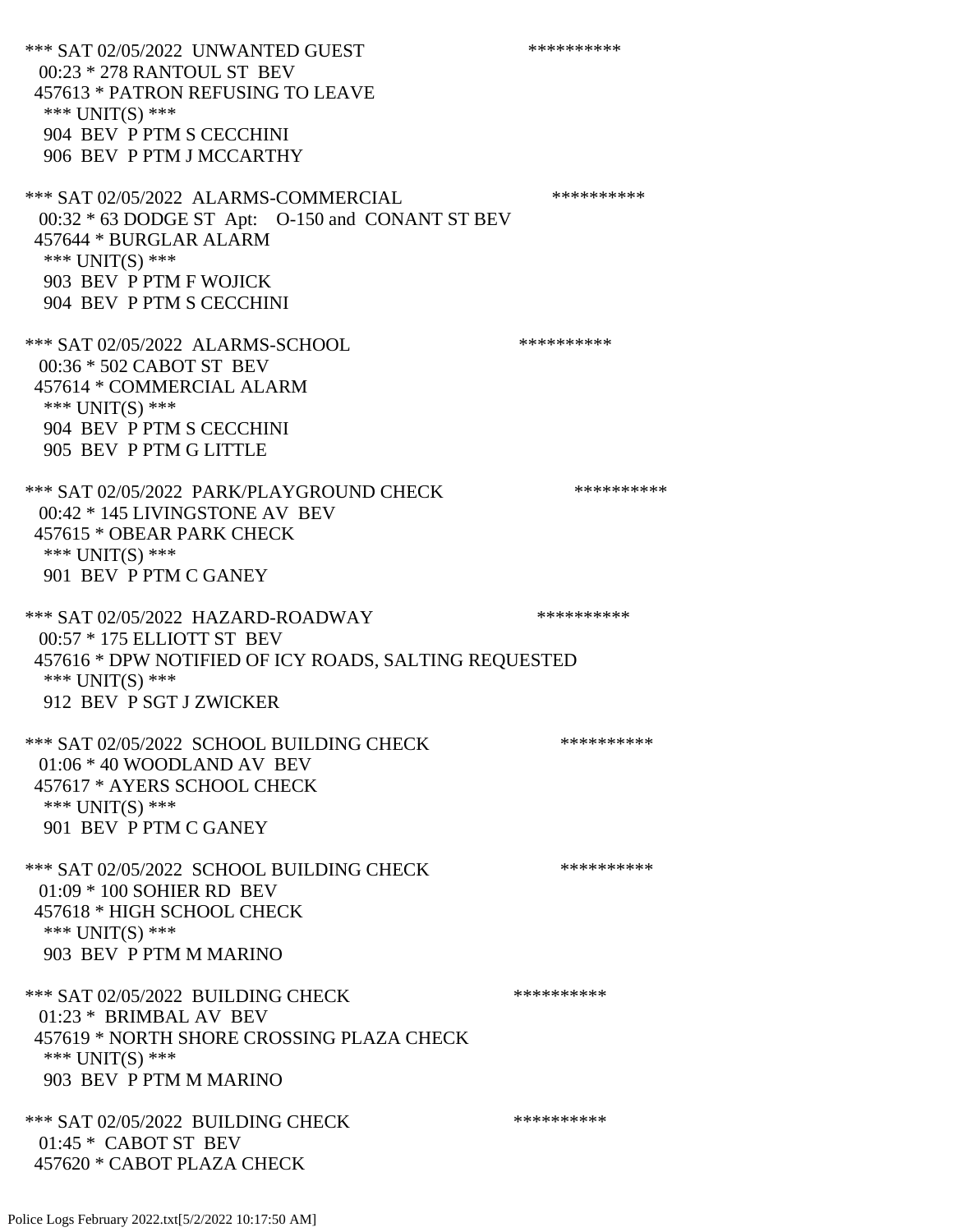*** SAT 02/05/2022 UNWANTED GUEST **********
00:23 * 278 RANTOUL ST BEV
457613 * PATRON REFUSING TO LEAVE
*** UNIT(S) ***
904 BEV P PTM S CECCHINI
906 BEV P PTM J MCCARTHY

*** SAT 02/05/2022 ALARMS-COMMERCIAL **********
00:32 * 63 DODGE ST Apt: O-150 and CONANT ST BEV
457644 * BURGLAR ALARM
*** UNIT(S) ***
903 BEV P PTM F WOJICK
904 BEV P PTM S CECCHINI

*** SAT 02/05/2022 ALARMS-SCHOOL **********
00:36 * 502 CABOT ST BEV
457614 * COMMERCIAL ALARM
*** UNIT(S) ***
904 BEV P PTM S CECCHINI
905 BEV P PTM G LITTLE

*** SAT 02/05/2022 PARK/PLAYGROUND CHECK **********
00:42 * 145 LIVINGSTONE AV BEV
457615 * OBEAR PARK CHECK
*** UNIT(S) ***
901 BEV P PTM C GANEY

*** SAT 02/05/2022 HAZARD-ROADWAY **********
00:57 * 175 ELLIOTT ST BEV
457616 * DPW NOTIFIED OF ICY ROADS, SALTING REQUESTED
*** UNIT(S) ***
912 BEV P SGT J ZWICKER

*** SAT 02/05/2022 SCHOOL BUILDING CHECK **********
01:06 * 40 WOODLAND AV BEV
457617 * AYERS SCHOOL CHECK
*** UNIT(S) ***
901 BEV P PTM C GANEY

*** SAT 02/05/2022 SCHOOL BUILDING CHECK **********
01:09 * 100 SOHIER RD BEV
457618 * HIGH SCHOOL CHECK
*** UNIT(S) ***
903 BEV P PTM M MARINO

*** SAT 02/05/2022 BUILDING CHECK **********
01:23 * BRIMBAL AV BEV
457619 * NORTH SHORE CROSSING PLAZA CHECK
*** UNIT(S) ***
903 BEV P PTM M MARINO

*** SAT 02/05/2022 BUILDING CHECK **********
01:45 * CABOT ST BEV
457620 * CABOT PLAZA CHECK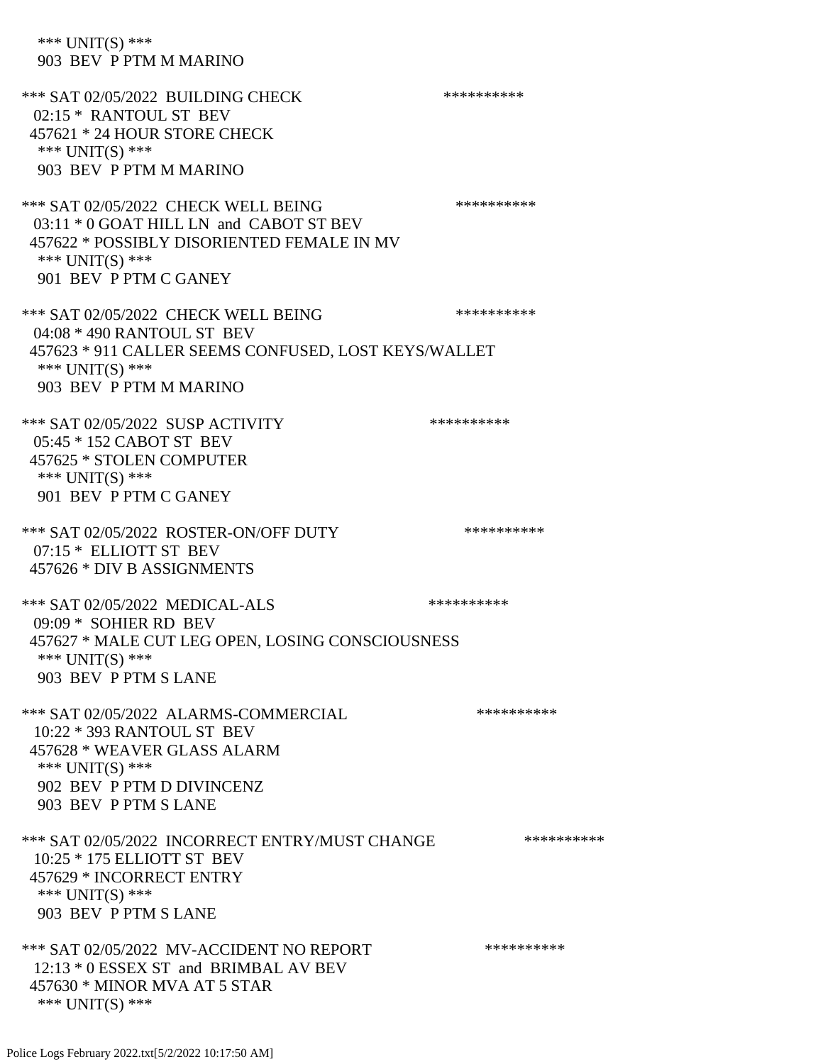\*\*\* UNIT(S) \*\*\*
 903 BEV P PTM M MARINO

\*\*\* SAT 02/05/2022 BUILDING CHECK \*\*\*\*\*\*\*\*\*\*
 02:15 \* RANTOUL ST BEV
 457621 \* 24 HOUR STORE CHECK
 \*\*\* UNIT(S) \*\*\*
 903 BEV P PTM M MARINO

\*\*\* SAT 02/05/2022 CHECK WELL BEING \*\*\*\*\*\*\*\*\*\*
 03:11 \* 0 GOAT HILL LN and CABOT ST BEV
 457622 \* POSSIBLY DISORIENTED FEMALE IN MV
 \*\*\* UNIT(S) \*\*\*
 901 BEV P PTM C GANEY

\*\*\* SAT 02/05/2022 CHECK WELL BEING \*\*\*\*\*\*\*\*\*\*
 04:08 \* 490 RANTOUL ST BEV
 457623 \* 911 CALLER SEEMS CONFUSED, LOST KEYS/WALLET
 \*\*\* UNIT(S) \*\*\*
 903 BEV P PTM M MARINO

\*\*\* SAT 02/05/2022 SUSP ACTIVITY \*\*\*\*\*\*\*\*\*\*
 05:45 \* 152 CABOT ST BEV
 457625 \* STOLEN COMPUTER
 \*\*\* UNIT(S) \*\*\*
 901 BEV P PTM C GANEY

\*\*\* SAT 02/05/2022 ROSTER-ON/OFF DUTY \*\*\*\*\*\*\*\*\*\*
 07:15 \* ELLIOTT ST BEV
 457626 \* DIV B ASSIGNMENTS

\*\*\* SAT 02/05/2022 MEDICAL-ALS \*\*\*\*\*\*\*\*\*\*
 09:09 \* SOHIER RD BEV
 457627 \* MALE CUT LEG OPEN, LOSING CONSCIOUSNESS
 \*\*\* UNIT(S) \*\*\*
 903 BEV P PTM S LANE

\*\*\* SAT 02/05/2022 ALARMS-COMMERCIAL \*\*\*\*\*\*\*\*\*\*
 10:22 \* 393 RANTOUL ST BEV
 457628 \* WEAVER GLASS ALARM
 \*\*\* UNIT(S) \*\*\*
 902 BEV P PTM D DIVINCENZ
 903 BEV P PTM S LANE

\*\*\* SAT 02/05/2022 INCORRECT ENTRY/MUST CHANGE \*\*\*\*\*\*\*\*\*\*
 10:25 \* 175 ELLIOTT ST BEV
 457629 \* INCORRECT ENTRY
 \*\*\* UNIT(S) \*\*\*
 903 BEV P PTM S LANE

\*\*\* SAT 02/05/2022 MV-ACCIDENT NO REPORT \*\*\*\*\*\*\*\*\*\*
 12:13 \* 0 ESSEX ST and BRIMBAL AV BEV
 457630 \* MINOR MVA AT 5 STAR
 \*\*\* UNIT(S) \*\*\*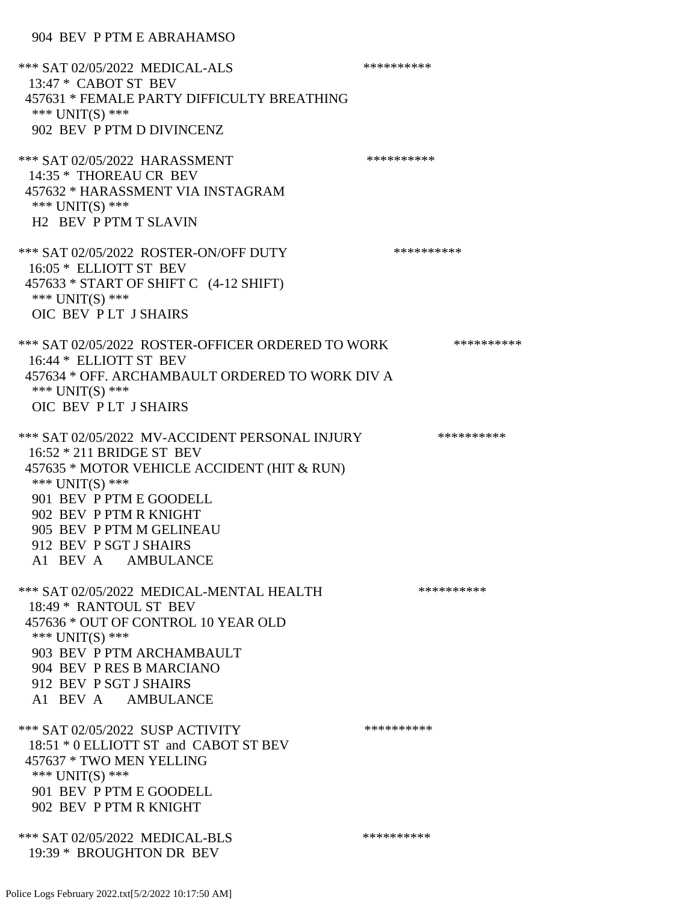904 BEV P PTM E ABRAHAMSO

*** SAT 02/05/2022 MEDICAL-ALS **********
13:47 * CABOT ST BEV
457631 * FEMALE PARTY DIFFICULTY BREATHING
*** UNIT(S) ***
902 BEV P PTM D DIVINCENZ

*** SAT 02/05/2022 HARASSMENT **********
14:35 * THOREAU CR BEV
457632 * HARASSMENT VIA INSTAGRAM
*** UNIT(S) ***
H2 BEV P PTM T SLAVIN

*** SAT 02/05/2022 ROSTER-ON/OFF DUTY **********
16:05 * ELLIOTT ST BEV
457633 * START OF SHIFT C (4-12 SHIFT)
*** UNIT(S) ***
OIC BEV P LT J SHAIRS

*** SAT 02/05/2022 ROSTER-OFFICER ORDERED TO WORK **********
16:44 * ELLIOTT ST BEV
457634 * OFF. ARCHAMBAULT ORDERED TO WORK DIV A
*** UNIT(S) ***
OIC BEV P LT J SHAIRS

*** SAT 02/05/2022 MV-ACCIDENT PERSONAL INJURY **********
16:52 * 211 BRIDGE ST BEV
457635 * MOTOR VEHICLE ACCIDENT (HIT & RUN)
*** UNIT(S) ***
901 BEV P PTM E GOODELL
902 BEV P PTM R KNIGHT
905 BEV P PTM M GELINEAU
912 BEV P SGT J SHAIRS
A1 BEV A AMBULANCE

*** SAT 02/05/2022 MEDICAL-MENTAL HEALTH **********
18:49 * RANTOUL ST BEV
457636 * OUT OF CONTROL 10 YEAR OLD
*** UNIT(S) ***
903 BEV P PTM ARCHAMBAULT
904 BEV P RES B MARCIANO
912 BEV P SGT J SHAIRS
A1 BEV A AMBULANCE

*** SAT 02/05/2022 SUSP ACTIVITY **********
18:51 * 0 ELLIOTT ST and CABOT ST BEV
457637 * TWO MEN YELLING
*** UNIT(S) ***
901 BEV P PTM E GOODELL
902 BEV P PTM R KNIGHT

*** SAT 02/05/2022 MEDICAL-BLS **********
19:39 * BROUGHTON DR BEV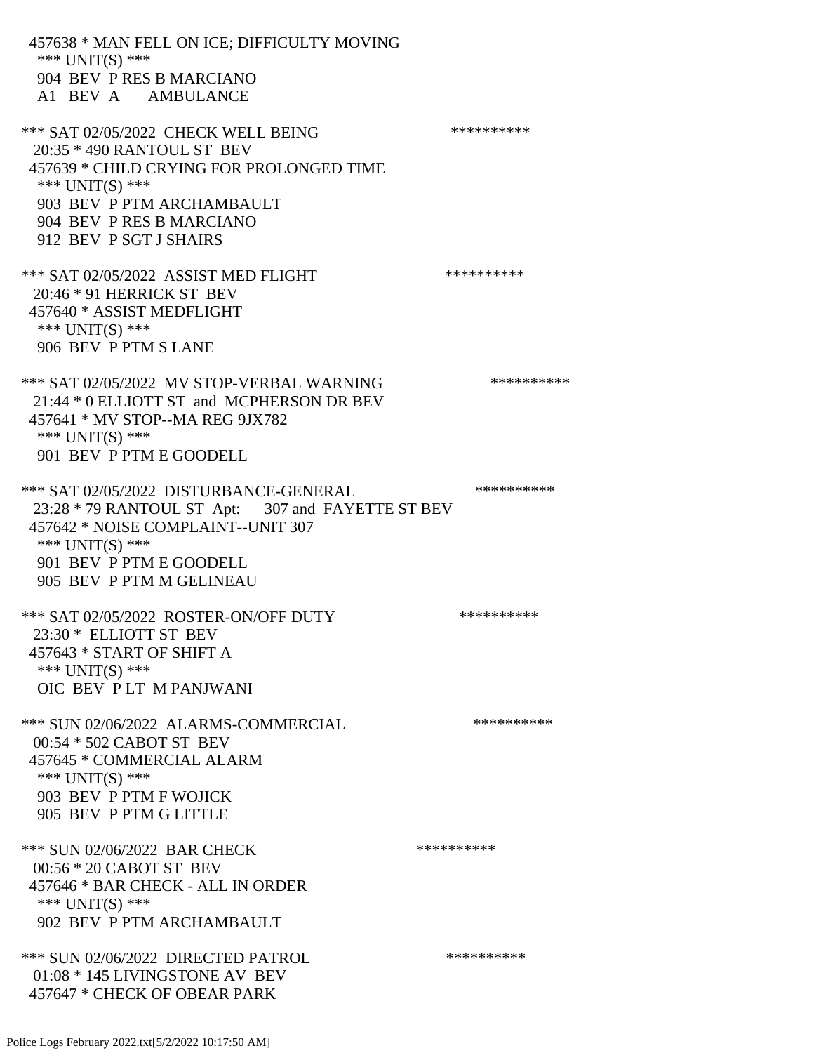457638 * MAN FELL ON ICE; DIFFICULTY MOVING
 *** UNIT(S) ***
 904 BEV P RES B MARCIANO
 A1 BEV A AMBULANCE

*** SAT 02/05/2022 CHECK WELL BEING **********
 20:35 * 490 RANTOUL ST BEV
 457639 * CHILD CRYING FOR PROLONGED TIME
 *** UNIT(S) ***
 903 BEV P PTM ARCHAMBAULT
 904 BEV P RES B MARCIANO
 912 BEV P SGT J SHAIRS

*** SAT 02/05/2022 ASSIST MED FLIGHT **********
 20:46 * 91 HERRICK ST BEV
 457640 * ASSIST MEDFLIGHT
 *** UNIT(S) ***
 906 BEV P PTM S LANE

*** SAT 02/05/2022 MV STOP-VERBAL WARNING **********
 21:44 * 0 ELLIOTT ST and MCPHERSON DR BEV
 457641 * MV STOP--MA REG 9JX782
 *** UNIT(S) ***
 901 BEV P PTM E GOODELL

*** SAT 02/05/2022 DISTURBANCE-GENERAL **********
 23:28 * 79 RANTOUL ST Apt: 307 and FAYETTE ST BEV
 457642 * NOISE COMPLAINT--UNIT 307
 *** UNIT(S) ***
 901 BEV P PTM E GOODELL
 905 BEV P PTM M GELINEAU

*** SAT 02/05/2022 ROSTER-ON/OFF DUTY **********
 23:30 * ELLIOTT ST BEV
 457643 * START OF SHIFT A
 *** UNIT(S) ***
 OIC BEV P LT M PANJWANI

*** SUN 02/06/2022 ALARMS-COMMERCIAL **********
 00:54 * 502 CABOT ST BEV
 457645 * COMMERCIAL ALARM
 *** UNIT(S) ***
 903 BEV P PTM F WOJICK
 905 BEV P PTM G LITTLE

*** SUN 02/06/2022 BAR CHECK **********
 00:56 * 20 CABOT ST BEV
 457646 * BAR CHECK - ALL IN ORDER
 *** UNIT(S) ***
 902 BEV P PTM ARCHAMBAULT

*** SUN 02/06/2022 DIRECTED PATROL **********
 01:08 * 145 LIVINGSTONE AV BEV
 457647 * CHECK OF OBEAR PARK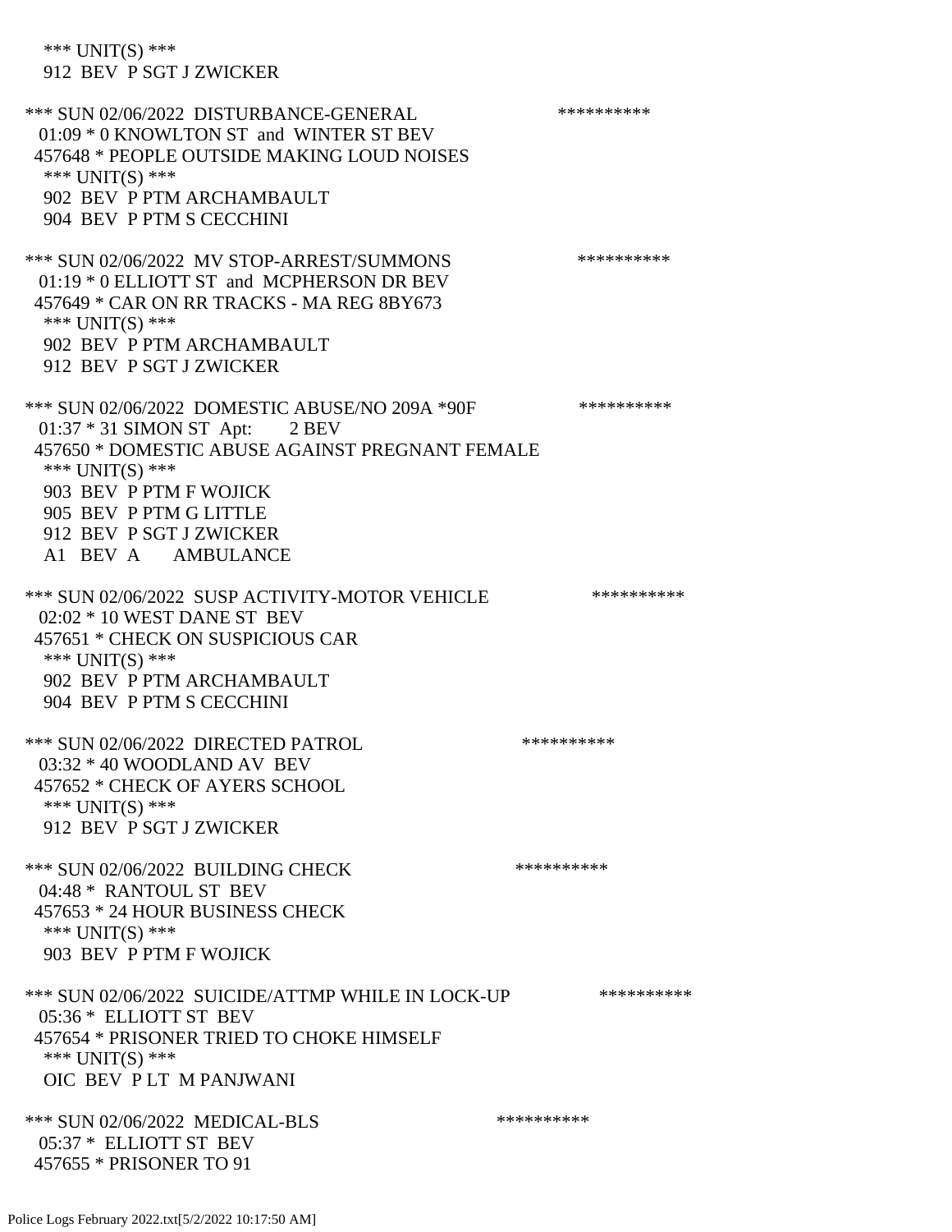*** UNIT(S) ***
912 BEV P SGT J ZWICKER

*** SUN 02/06/2022 DISTURBANCE-GENERAL **********
01:09 * 0 KNOWLTON ST and WINTER ST BEV
457648 * PEOPLE OUTSIDE MAKING LOUD NOISES
*** UNIT(S) ***
902 BEV P PTM ARCHAMBAULT
904 BEV P PTM S CECCHINI

*** SUN 02/06/2022 MV STOP-ARREST/SUMMONS **********
01:19 * 0 ELLIOTT ST and MCPHERSON DR BEV
457649 * CAR ON RR TRACKS - MA REG 8BY673
*** UNIT(S) ***
902 BEV P PTM ARCHAMBAULT
912 BEV P SGT J ZWICKER

*** SUN 02/06/2022 DOMESTIC ABUSE/NO 209A *90F **********
01:37 * 31 SIMON ST Apt: 2 BEV
457650 * DOMESTIC ABUSE AGAINST PREGNANT FEMALE
*** UNIT(S) ***
903 BEV P PTM F WOJICK
905 BEV P PTM G LITTLE
912 BEV P SGT J ZWICKER
A1 BEV A AMBULANCE

*** SUN 02/06/2022 SUSP ACTIVITY-MOTOR VEHICLE **********
02:02 * 10 WEST DANE ST BEV
457651 * CHECK ON SUSPICIOUS CAR
*** UNIT(S) ***
902 BEV P PTM ARCHAMBAULT
904 BEV P PTM S CECCHINI

*** SUN 02/06/2022 DIRECTED PATROL **********
03:32 * 40 WOODLAND AV BEV
457652 * CHECK OF AYERS SCHOOL
*** UNIT(S) ***
912 BEV P SGT J ZWICKER

*** SUN 02/06/2022 BUILDING CHECK **********
04:48 * RANTOUL ST BEV
457653 * 24 HOUR BUSINESS CHECK
*** UNIT(S) ***
903 BEV P PTM F WOJICK

*** SUN 02/06/2022 SUICIDE/ATTMP WHILE IN LOCK-UP **********
05:36 * ELLIOTT ST BEV
457654 * PRISONER TRIED TO CHOKE HIMSELF
*** UNIT(S) ***
OIC BEV P LT M PANJWANI

*** SUN 02/06/2022 MEDICAL-BLS **********
05:37 * ELLIOTT ST BEV
457655 * PRISONER TO 91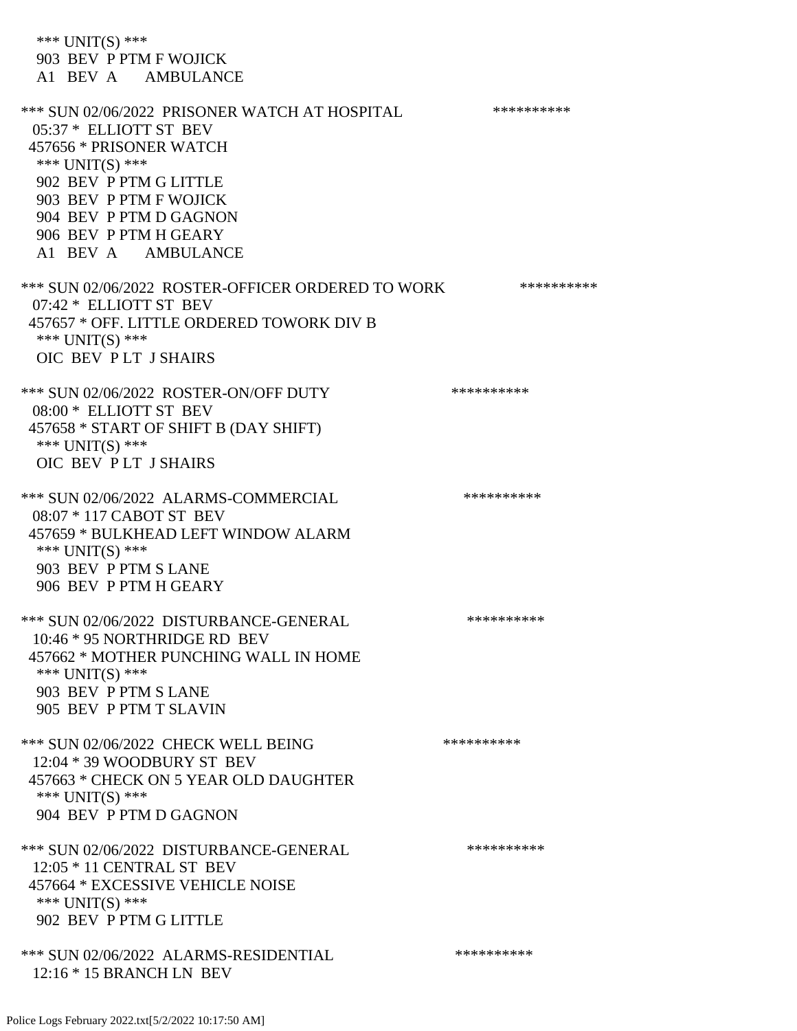*** UNIT(S) ***
 903 BEV P PTM F WOJICK
 A1 BEV A AMBULANCE

*** SUN 02/06/2022 PRISONER WATCH AT HOSPITAL **********
 05:37 * ELLIOTT ST BEV
 457656 * PRISONER WATCH
 *** UNIT(S) ***
 902 BEV P PTM G LITTLE
 903 BEV P PTM F WOJICK
 904 BEV P PTM D GAGNON
 906 BEV P PTM H GEARY
 A1 BEV A AMBULANCE

*** SUN 02/06/2022 ROSTER-OFFICER ORDERED TO WORK **********
 07:42 * ELLIOTT ST BEV
 457657 * OFF. LITTLE ORDERED TOWORK DIV B
 *** UNIT(S) ***
 OIC BEV P LT J SHAIRS

*** SUN 02/06/2022 ROSTER-ON/OFF DUTY **********
 08:00 * ELLIOTT ST BEV
 457658 * START OF SHIFT B (DAY SHIFT)
 *** UNIT(S) ***
 OIC BEV P LT J SHAIRS

*** SUN 02/06/2022 ALARMS-COMMERCIAL **********
 08:07 * 117 CABOT ST BEV
 457659 * BULKHEAD LEFT WINDOW ALARM
 *** UNIT(S) ***
 903 BEV P PTM S LANE
 906 BEV P PTM H GEARY

*** SUN 02/06/2022 DISTURBANCE-GENERAL **********
 10:46 * 95 NORTHRIDGE RD BEV
 457662 * MOTHER PUNCHING WALL IN HOME
 *** UNIT(S) ***
 903 BEV P PTM S LANE
 905 BEV P PTM T SLAVIN

*** SUN 02/06/2022 CHECK WELL BEING **********
 12:04 * 39 WOODBURY ST BEV
 457663 * CHECK ON 5 YEAR OLD DAUGHTER
 *** UNIT(S) ***
 904 BEV P PTM D GAGNON

*** SUN 02/06/2022 DISTURBANCE-GENERAL **********
 12:05 * 11 CENTRAL ST BEV
 457664 * EXCESSIVE VEHICLE NOISE
 *** UNIT(S) ***
 902 BEV P PTM G LITTLE

*** SUN 02/06/2022 ALARMS-RESIDENTIAL **********
 12:16 * 15 BRANCH LN BEV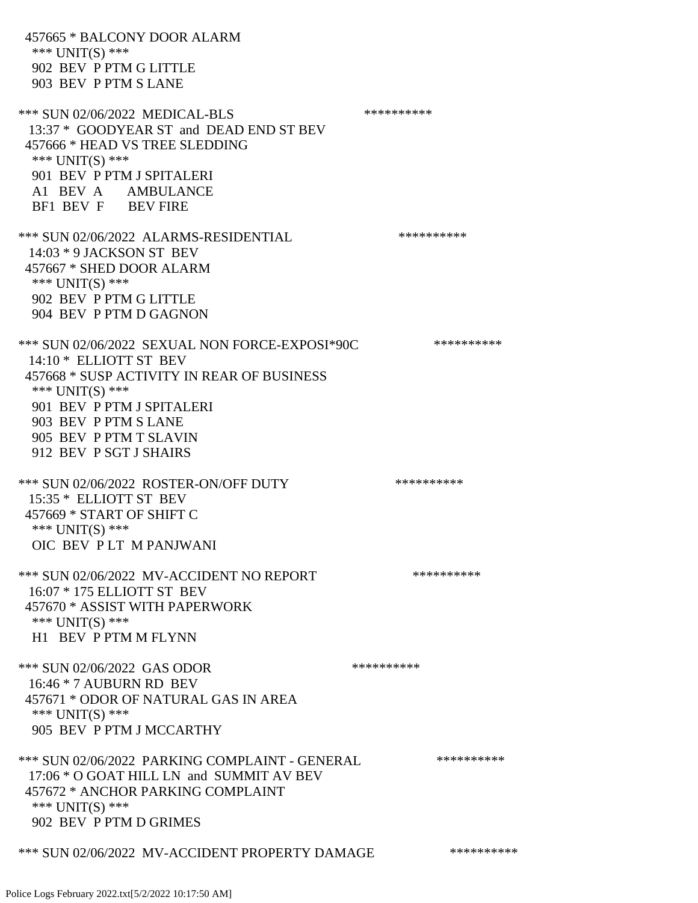457665 * BALCONY DOOR ALARM
 *** UNIT(S) ***
 902 BEV P PTM G LITTLE
 903 BEV P PTM S LANE

*** SUN 02/06/2022 MEDICAL-BLS **********
 13:37 * GOODYEAR ST and DEAD END ST BEV
 457666 * HEAD VS TREE SLEDDING
 *** UNIT(S) ***
 901 BEV P PTM J SPITALERI
 A1 BEV A AMBULANCE
 BF1 BEV F BEV FIRE

*** SUN 02/06/2022 ALARMS-RESIDENTIAL **********
 14:03 * 9 JACKSON ST BEV
 457667 * SHED DOOR ALARM
 *** UNIT(S) ***
 902 BEV P PTM G LITTLE
 904 BEV P PTM D GAGNON

*** SUN 02/06/2022 SEXUAL NON FORCE-EXPOSI*90C **********
 14:10 * ELLIOTT ST BEV
 457668 * SUSP ACTIVITY IN REAR OF BUSINESS
 *** UNIT(S) ***
 901 BEV P PTM J SPITALERI
 903 BEV P PTM S LANE
 905 BEV P PTM T SLAVIN
 912 BEV P SGT J SHAIRS

*** SUN 02/06/2022 ROSTER-ON/OFF DUTY **********
 15:35 * ELLIOTT ST BEV
 457669 * START OF SHIFT C
 *** UNIT(S) ***
 OIC BEV P LT M PANJWANI

*** SUN 02/06/2022 MV-ACCIDENT NO REPORT **********
 16:07 * 175 ELLIOTT ST BEV
 457670 * ASSIST WITH PAPERWORK
 *** UNIT(S) ***
 H1 BEV P PTM M FLYNN

*** SUN 02/06/2022 GAS ODOR **********
 16:46 * 7 AUBURN RD BEV
 457671 * ODOR OF NATURAL GAS IN AREA
 *** UNIT(S) ***
 905 BEV P PTM J MCCARTHY

*** SUN 02/06/2022 PARKING COMPLAINT - GENERAL **********
 17:06 * O GOAT HILL LN and SUMMIT AV BEV
 457672 * ANCHOR PARKING COMPLAINT
 *** UNIT(S) ***
 902 BEV P PTM D GRIMES

*** SUN 02/06/2022 MV-ACCIDENT PROPERTY DAMAGE **********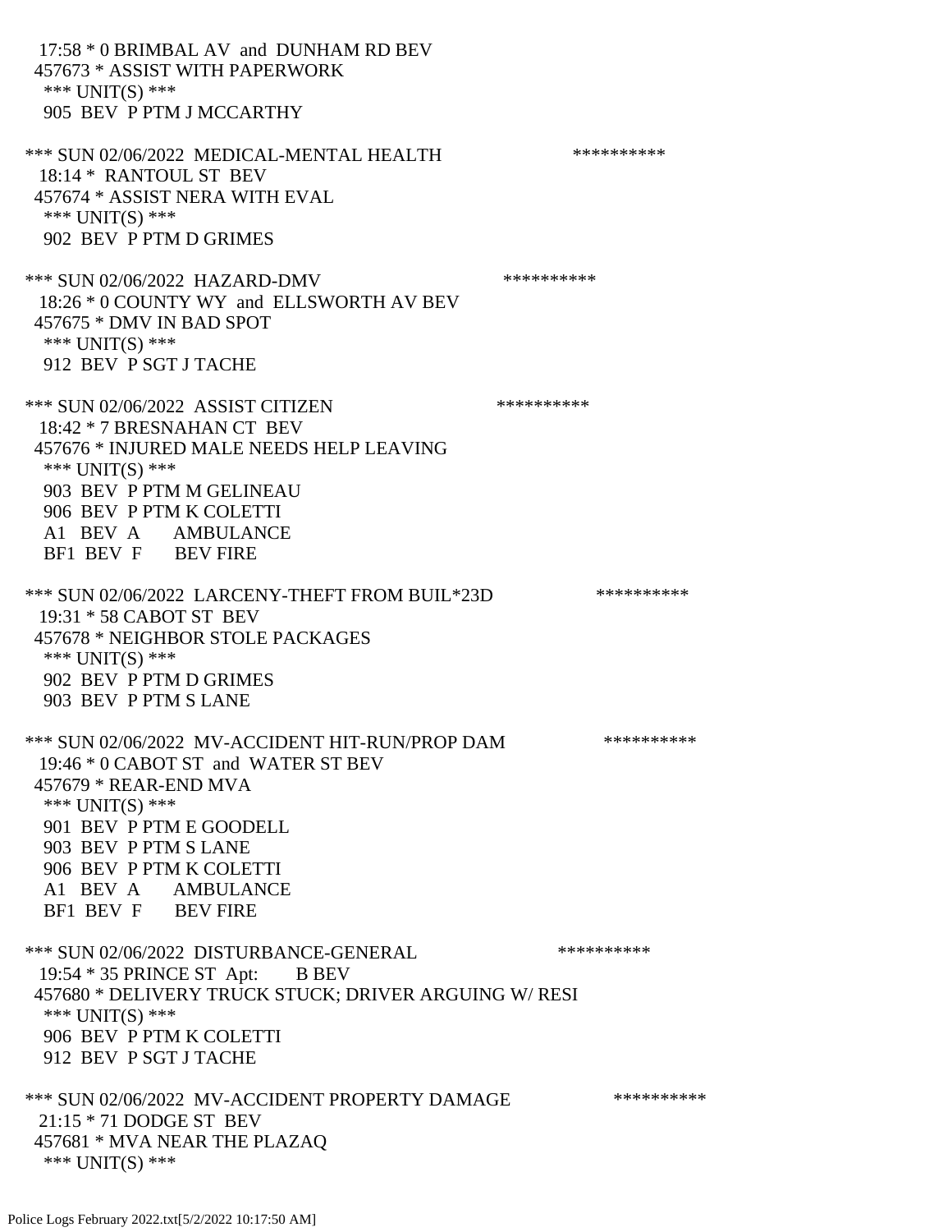17:58 * 0 BRIMBAL AV and DUNHAM RD BEV
457673 * ASSIST WITH PAPERWORK
*** UNIT(S) ***
905 BEV P PTM J MCCARTHY

*** SUN 02/06/2022 MEDICAL-MENTAL HEALTH **********
18:14 * RANTOUL ST BEV
457674 * ASSIST NERA WITH EVAL
*** UNIT(S) ***
902 BEV P PTM D GRIMES

*** SUN 02/06/2022 HAZARD-DMV **********
18:26 * 0 COUNTY WY and ELLSWORTH AV BEV
457675 * DMV IN BAD SPOT
*** UNIT(S) ***
912 BEV P SGT J TACHE

*** SUN 02/06/2022 ASSIST CITIZEN **********
18:42 * 7 BRESNAHAN CT BEV
457676 * INJURED MALE NEEDS HELP LEAVING
*** UNIT(S) ***
903 BEV P PTM M GELINEAU
906 BEV P PTM K COLETTI
A1 BEV A AMBULANCE
BF1 BEV F BEV FIRE

*** SUN 02/06/2022 LARCENY-THEFT FROM BUIL*23D **********
19:31 * 58 CABOT ST BEV
457678 * NEIGHBOR STOLE PACKAGES
*** UNIT(S) ***
902 BEV P PTM D GRIMES
903 BEV P PTM S LANE

*** SUN 02/06/2022 MV-ACCIDENT HIT-RUN/PROP DAM **********
19:46 * 0 CABOT ST and WATER ST BEV
457679 * REAR-END MVA
*** UNIT(S) ***
901 BEV P PTM E GOODELL
903 BEV P PTM S LANE
906 BEV P PTM K COLETTI
A1 BEV A AMBULANCE
BF1 BEV F BEV FIRE

*** SUN 02/06/2022 DISTURBANCE-GENERAL **********
19:54 * 35 PRINCE ST Apt: B BEV
457680 * DELIVERY TRUCK STUCK; DRIVER ARGUING W/ RESI
*** UNIT(S) ***
906 BEV P PTM K COLETTI
912 BEV P SGT J TACHE

*** SUN 02/06/2022 MV-ACCIDENT PROPERTY DAMAGE **********
21:15 * 71 DODGE ST BEV
457681 * MVA NEAR THE PLAZAQ
*** UNIT(S) ***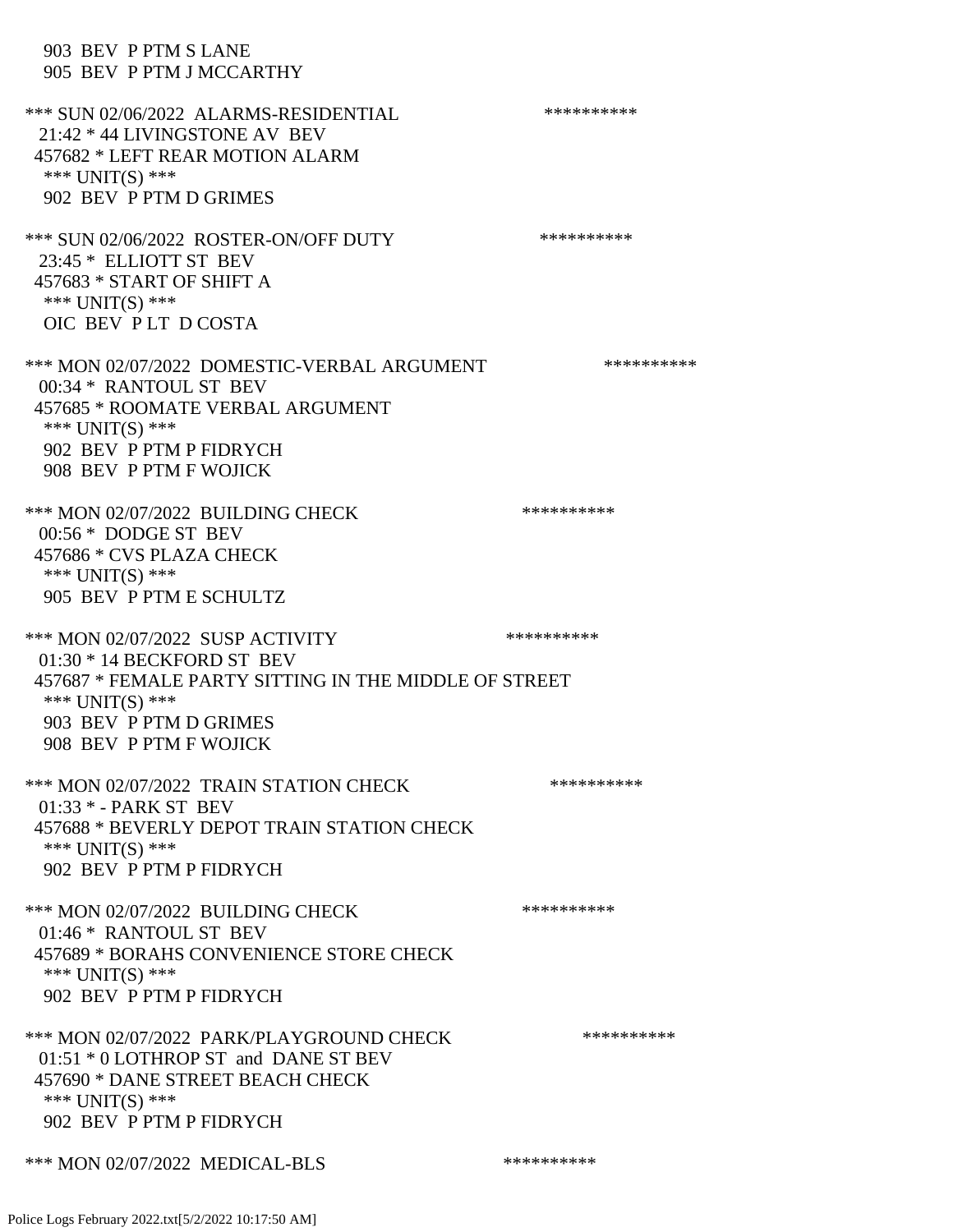903 BEV P PTM S LANE
905 BEV P PTM J MCCARTHY

*** SUN 02/06/2022 ALARMS-RESIDENTIAL **********
21:42 * 44 LIVINGSTONE AV BEV
457682 * LEFT REAR MOTION ALARM
*** UNIT(S) ***
902 BEV P PTM D GRIMES

*** SUN 02/06/2022 ROSTER-ON/OFF DUTY **********
23:45 * ELLIOTT ST BEV
457683 * START OF SHIFT A
*** UNIT(S) ***
OIC BEV P LT D COSTA

*** MON 02/07/2022 DOMESTIC-VERBAL ARGUMENT **********
00:34 * RANTOUL ST BEV
457685 * ROOMATE VERBAL ARGUMENT
*** UNIT(S) ***
902 BEV P PTM P FIDRYCH
908 BEV P PTM F WOJICK

*** MON 02/07/2022 BUILDING CHECK **********
00:56 * DODGE ST BEV
457686 * CVS PLAZA CHECK
*** UNIT(S) ***
905 BEV P PTM E SCHULTZ

*** MON 02/07/2022 SUSP ACTIVITY **********
01:30 * 14 BECKFORD ST BEV
457687 * FEMALE PARTY SITTING IN THE MIDDLE OF STREET
*** UNIT(S) ***
903 BEV P PTM D GRIMES
908 BEV P PTM F WOJICK

*** MON 02/07/2022 TRAIN STATION CHECK **********
01:33 * - PARK ST BEV
457688 * BEVERLY DEPOT TRAIN STATION CHECK
*** UNIT(S) ***
902 BEV P PTM P FIDRYCH

*** MON 02/07/2022 BUILDING CHECK **********
01:46 * RANTOUL ST BEV
457689 * BORAHS CONVENIENCE STORE CHECK
*** UNIT(S) ***
902 BEV P PTM P FIDRYCH

*** MON 02/07/2022 PARK/PLAYGROUND CHECK **********
01:51 * 0 LOTHROP ST and DANE ST BEV
457690 * DANE STREET BEACH CHECK
*** UNIT(S) ***
902 BEV P PTM P FIDRYCH

*** MON 02/07/2022 MEDICAL-BLS **********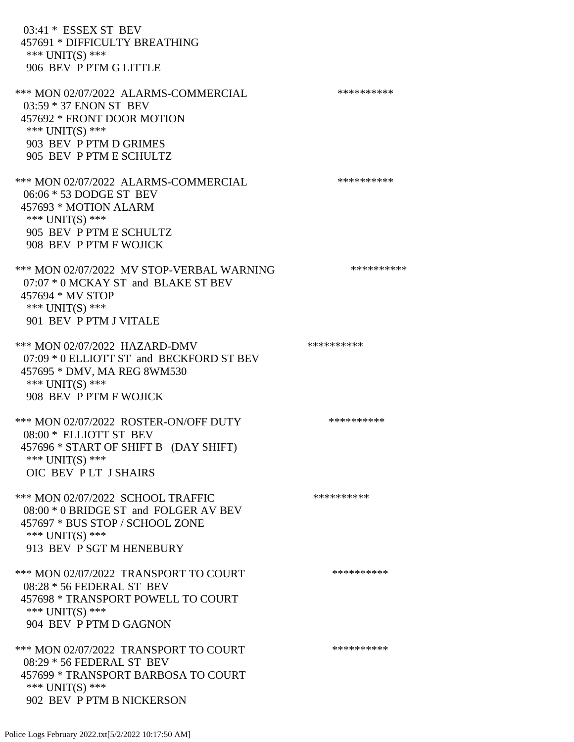03:41 * ESSEX ST BEV
457691 * DIFFICULTY BREATHING
*** UNIT(S) ***
906 BEV P PTM G LITTLE

*** MON 02/07/2022 ALARMS-COMMERCIAL **********
03:59 * 37 ENON ST BEV
457692 * FRONT DOOR MOTION
*** UNIT(S) ***
903 BEV P PTM D GRIMES
905 BEV P PTM E SCHULTZ

*** MON 02/07/2022 ALARMS-COMMERCIAL **********
06:06 * 53 DODGE ST BEV
457693 * MOTION ALARM
*** UNIT(S) ***
905 BEV P PTM E SCHULTZ
908 BEV P PTM F WOJICK

*** MON 02/07/2022 MV STOP-VERBAL WARNING **********
07:07 * 0 MCKAY ST and BLAKE ST BEV
457694 * MV STOP
*** UNIT(S) ***
901 BEV P PTM J VITALE

*** MON 02/07/2022 HAZARD-DMV **********
07:09 * 0 ELLIOTT ST and BECKFORD ST BEV
457695 * DMV, MA REG 8WM530
*** UNIT(S) ***
908 BEV P PTM F WOJICK

*** MON 02/07/2022 ROSTER-ON/OFF DUTY **********
08:00 * ELLIOTT ST BEV
457696 * START OF SHIFT B (DAY SHIFT)
*** UNIT(S) ***
OIC BEV P LT J SHAIRS

*** MON 02/07/2022 SCHOOL TRAFFIC **********
08:00 * 0 BRIDGE ST and FOLGER AV BEV
457697 * BUS STOP / SCHOOL ZONE
*** UNIT(S) ***
913 BEV P SGT M HENEBURY

*** MON 02/07/2022 TRANSPORT TO COURT **********
08:28 * 56 FEDERAL ST BEV
457698 * TRANSPORT POWELL TO COURT
*** UNIT(S) ***
904 BEV P PTM D GAGNON

*** MON 02/07/2022 TRANSPORT TO COURT **********
08:29 * 56 FEDERAL ST BEV
457699 * TRANSPORT BARBOSA TO COURT
*** UNIT(S) ***
902 BEV P PTM B NICKERSON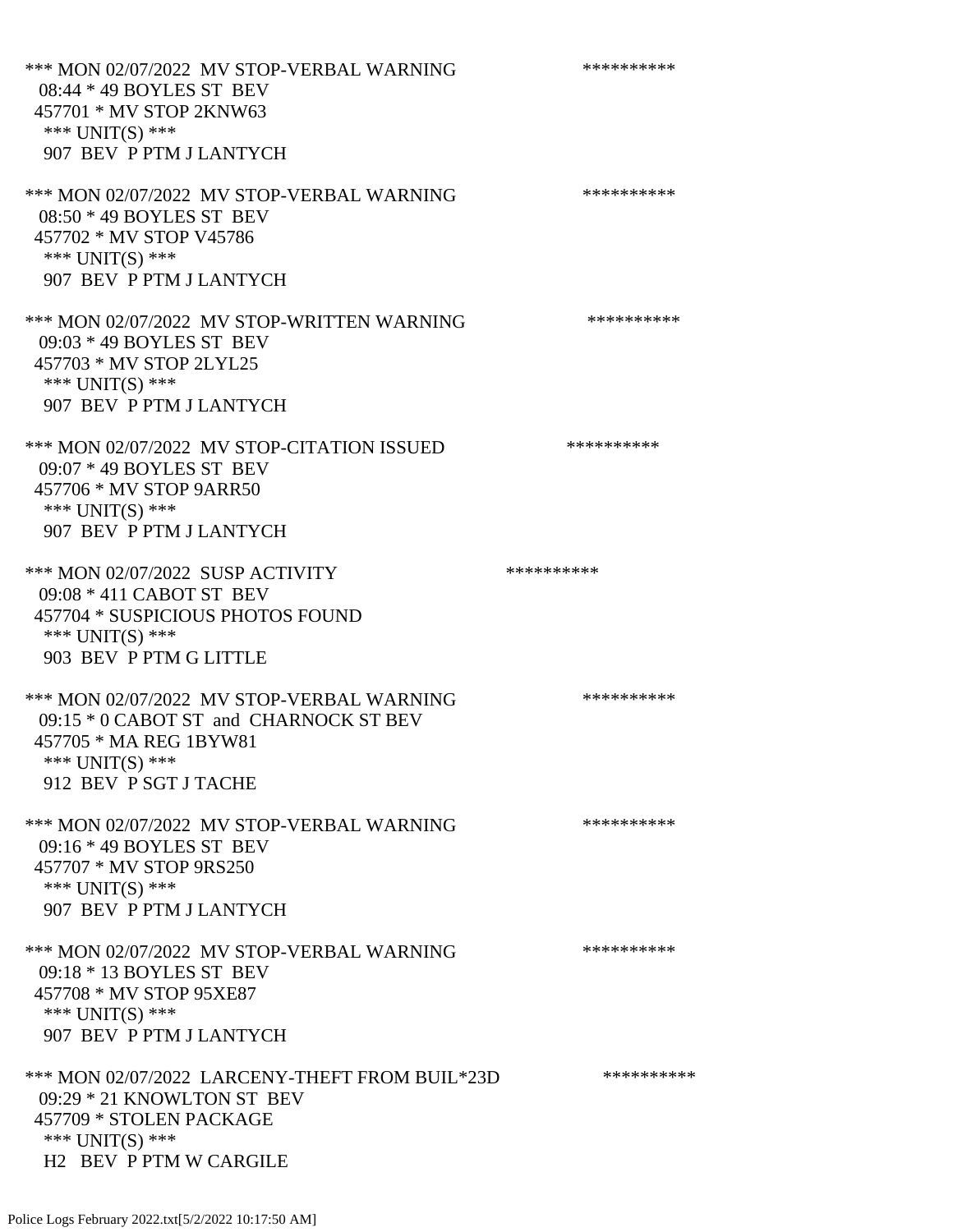*** MON 02/07/2022 MV STOP-VERBAL WARNING **********
08:44 * 49 BOYLES ST BEV
457701 * MV STOP 2KNW63
*** UNIT(S) ***
907 BEV P PTM J LANTYCH

*** MON 02/07/2022 MV STOP-VERBAL WARNING **********
08:50 * 49 BOYLES ST BEV
457702 * MV STOP V45786
*** UNIT(S) ***
907 BEV P PTM J LANTYCH

*** MON 02/07/2022 MV STOP-WRITTEN WARNING **********
09:03 * 49 BOYLES ST BEV
457703 * MV STOP 2LYL25
*** UNIT(S) ***
907 BEV P PTM J LANTYCH

*** MON 02/07/2022 MV STOP-CITATION ISSUED **********
09:07 * 49 BOYLES ST BEV
457706 * MV STOP 9ARR50
*** UNIT(S) ***
907 BEV P PTM J LANTYCH

*** MON 02/07/2022 SUSP ACTIVITY **********
09:08 * 411 CABOT ST BEV
457704 * SUSPICIOUS PHOTOS FOUND
*** UNIT(S) ***
903 BEV P PTM G LITTLE

*** MON 02/07/2022 MV STOP-VERBAL WARNING **********
09:15 * 0 CABOT ST and CHARNOCK ST BEV
457705 * MA REG 1BYW81
*** UNIT(S) ***
912 BEV P SGT J TACHE

*** MON 02/07/2022 MV STOP-VERBAL WARNING **********
09:16 * 49 BOYLES ST BEV
457707 * MV STOP 9RS250
*** UNIT(S) ***
907 BEV P PTM J LANTYCH

*** MON 02/07/2022 MV STOP-VERBAL WARNING **********
09:18 * 13 BOYLES ST BEV
457708 * MV STOP 95XE87
*** UNIT(S) ***
907 BEV P PTM J LANTYCH

*** MON 02/07/2022 LARCENY-THEFT FROM BUIL*23D **********
09:29 * 21 KNOWLTON ST BEV
457709 * STOLEN PACKAGE
*** UNIT(S) ***
H2 BEV P PTM W CARGILE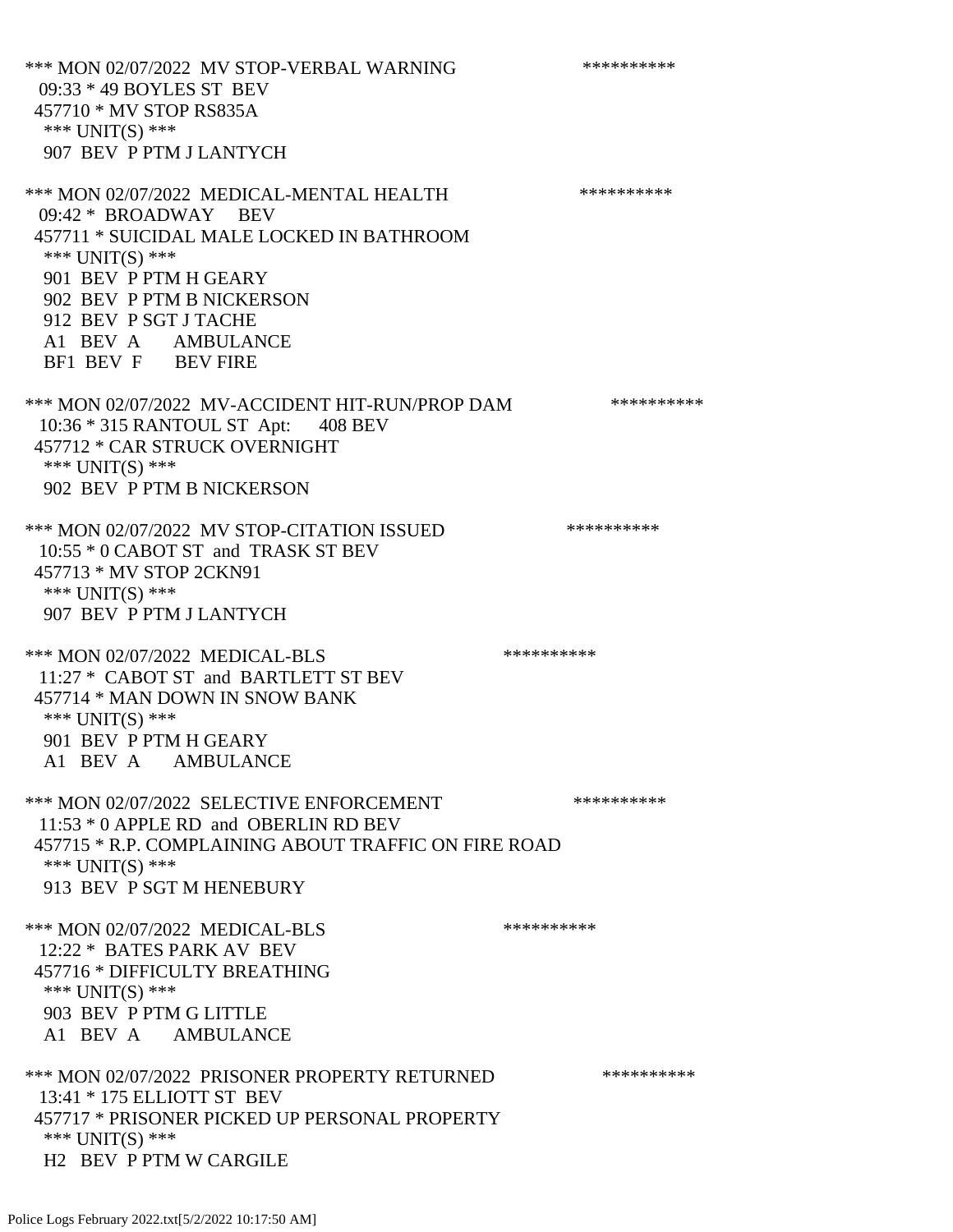*** MON 02/07/2022 MV STOP-VERBAL WARNING **********
09:33 * 49 BOYLES ST BEV
457710 * MV STOP RS835A
*** UNIT(S) ***
907 BEV P PTM J LANTYCH

*** MON 02/07/2022 MEDICAL-MENTAL HEALTH **********
09:42 * BROADWAY BEV
457711 * SUICIDAL MALE LOCKED IN BATHROOM
*** UNIT(S) ***
901 BEV P PTM H GEARY
902 BEV P PTM B NICKERSON
912 BEV P SGT J TACHE
A1 BEV A AMBULANCE
BF1 BEV F BEV FIRE

*** MON 02/07/2022 MV-ACCIDENT HIT-RUN/PROP DAM **********
10:36 * 315 RANTOUL ST Apt: 408 BEV
457712 * CAR STRUCK OVERNIGHT
*** UNIT(S) ***
902 BEV P PTM B NICKERSON

*** MON 02/07/2022 MV STOP-CITATION ISSUED **********
10:55 * 0 CABOT ST and TRASK ST BEV
457713 * MV STOP 2CKN91
*** UNIT(S) ***
907 BEV P PTM J LANTYCH

*** MON 02/07/2022 MEDICAL-BLS **********
11:27 * CABOT ST and BARTLETT ST BEV
457714 * MAN DOWN IN SNOW BANK
*** UNIT(S) ***
901 BEV P PTM H GEARY
A1 BEV A AMBULANCE

*** MON 02/07/2022 SELECTIVE ENFORCEMENT **********
11:53 * 0 APPLE RD and OBERLIN RD BEV
457715 * R.P. COMPLAINING ABOUT TRAFFIC ON FIRE ROAD
*** UNIT(S) ***
913 BEV P SGT M HENEBURY

*** MON 02/07/2022 MEDICAL-BLS **********
12:22 * BATES PARK AV BEV
457716 * DIFFICULTY BREATHING
*** UNIT(S) ***
903 BEV P PTM G LITTLE
A1 BEV A AMBULANCE

*** MON 02/07/2022 PRISONER PROPERTY RETURNED **********
13:41 * 175 ELLIOTT ST BEV
457717 * PRISONER PICKED UP PERSONAL PROPERTY
*** UNIT(S) ***
H2 BEV P PTM W CARGILE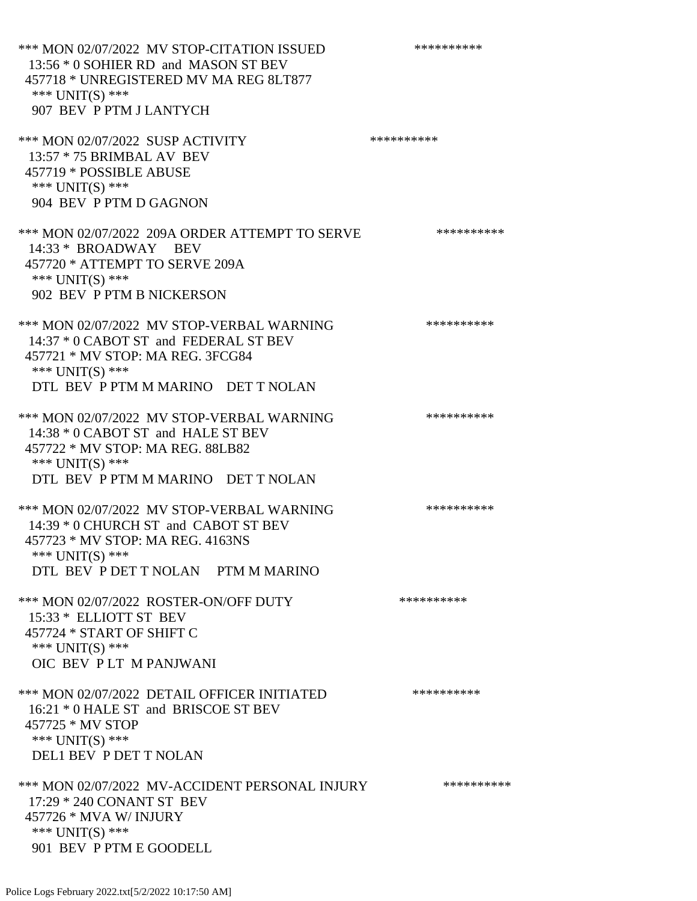*** MON 02/07/2022 MV STOP-CITATION ISSUED **********
13:56 * 0 SOHIER RD and MASON ST BEV
457718 * UNREGISTERED MV MA REG 8LT877
*** UNIT(S) ***
907 BEV P PTM J LANTYCH

*** MON 02/07/2022 SUSP ACTIVITY **********
13:57 * 75 BRIMBAL AV BEV
457719 * POSSIBLE ABUSE
*** UNIT(S) ***
904 BEV P PTM D GAGNON

*** MON 02/07/2022 209A ORDER ATTEMPT TO SERVE **********
14:33 * BROADWAY BEV
457720 * ATTEMPT TO SERVE 209A
*** UNIT(S) ***
902 BEV P PTM B NICKERSON

*** MON 02/07/2022 MV STOP-VERBAL WARNING **********
14:37 * 0 CABOT ST and FEDERAL ST BEV
457721 * MV STOP: MA REG. 3FCG84
*** UNIT(S) ***
DTL BEV P PTM M MARINO DET T NOLAN

*** MON 02/07/2022 MV STOP-VERBAL WARNING **********
14:38 * 0 CABOT ST and HALE ST BEV
457722 * MV STOP: MA REG. 88LB82
*** UNIT(S) ***
DTL BEV P PTM M MARINO DET T NOLAN

*** MON 02/07/2022 MV STOP-VERBAL WARNING **********
14:39 * 0 CHURCH ST and CABOT ST BEV
457723 * MV STOP: MA REG. 4163NS
*** UNIT(S) ***
DTL BEV P DET T NOLAN PTM M MARINO

*** MON 02/07/2022 ROSTER-ON/OFF DUTY **********
15:33 * ELLIOTT ST BEV
457724 * START OF SHIFT C
*** UNIT(S) ***
OIC BEV P LT M PANJWANI

*** MON 02/07/2022 DETAIL OFFICER INITIATED **********
16:21 * 0 HALE ST and BRISCOE ST BEV
457725 * MV STOP
*** UNIT(S) ***
DEL1 BEV P DET T NOLAN

*** MON 02/07/2022 MV-ACCIDENT PERSONAL INJURY **********
17:29 * 240 CONANT ST BEV
457726 * MVA W/ INJURY
*** UNIT(S) ***
901 BEV P PTM E GOODELL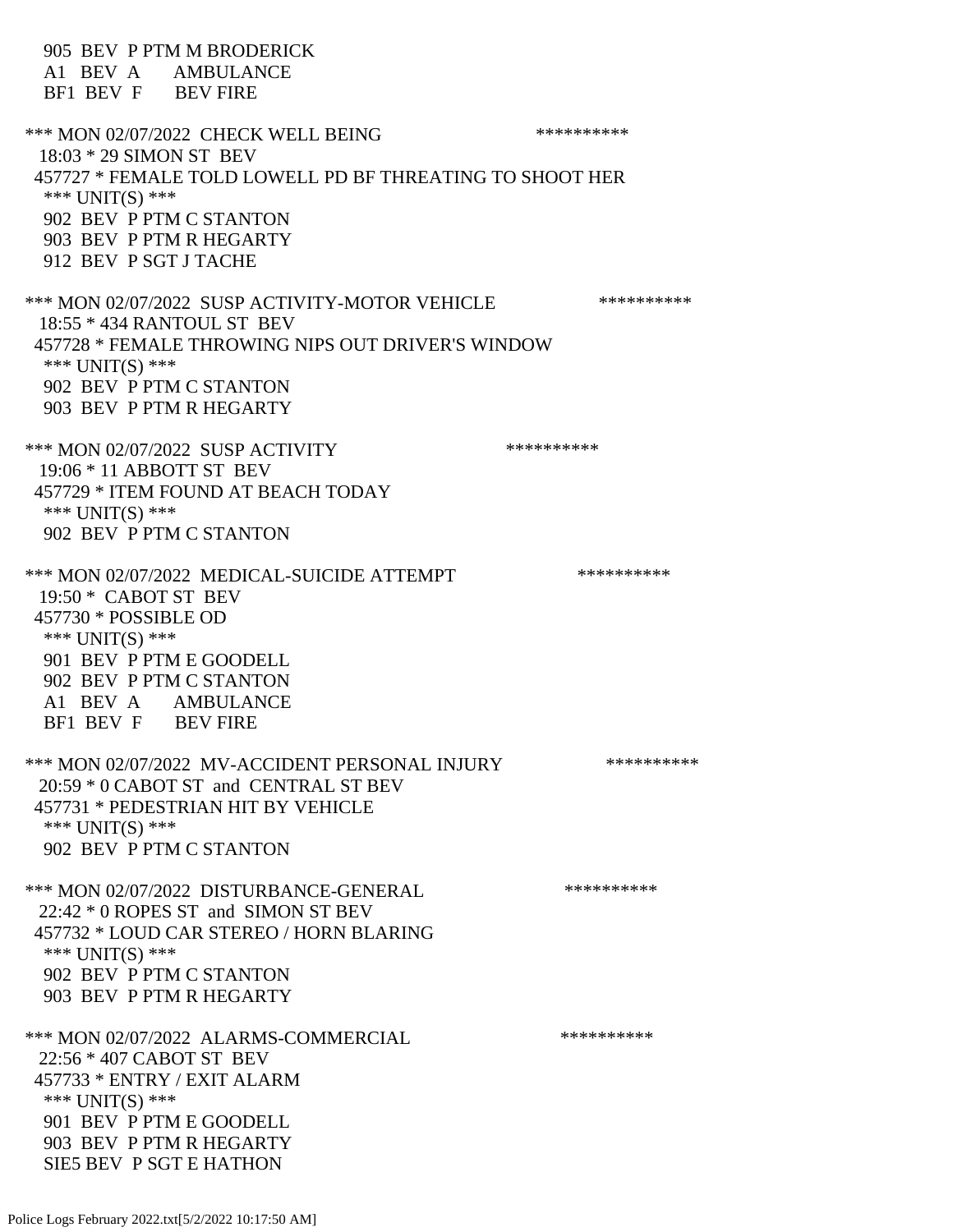905 BEV P PTM M BRODERICK
A1 BEV A AMBULANCE
BF1 BEV F BEV FIRE

*** MON 02/07/2022 CHECK WELL BEING **********
18:03 * 29 SIMON ST BEV
457727 * FEMALE TOLD LOWELL PD BF THREATING TO SHOOT HER
*** UNIT(S) ***
902 BEV P PTM C STANTON
903 BEV P PTM R HEGARTY
912 BEV P SGT J TACHE

*** MON 02/07/2022 SUSP ACTIVITY-MOTOR VEHICLE **********
18:55 * 434 RANTOUL ST BEV
457728 * FEMALE THROWING NIPS OUT DRIVER'S WINDOW
*** UNIT(S) ***
902 BEV P PTM C STANTON
903 BEV P PTM R HEGARTY

*** MON 02/07/2022 SUSP ACTIVITY **********
19:06 * 11 ABBOTT ST BEV
457729 * ITEM FOUND AT BEACH TODAY
*** UNIT(S) ***
902 BEV P PTM C STANTON

*** MON 02/07/2022 MEDICAL-SUICIDE ATTEMPT **********
19:50 * CABOT ST BEV
457730 * POSSIBLE OD
*** UNIT(S) ***
901 BEV P PTM E GOODELL
902 BEV P PTM C STANTON
A1 BEV A AMBULANCE
BF1 BEV F BEV FIRE

*** MON 02/07/2022 MV-ACCIDENT PERSONAL INJURY **********
20:59 * 0 CABOT ST and CENTRAL ST BEV
457731 * PEDESTRIAN HIT BY VEHICLE
*** UNIT(S) ***
902 BEV P PTM C STANTON

*** MON 02/07/2022 DISTURBANCE-GENERAL **********
22:42 * 0 ROPES ST and SIMON ST BEV
457732 * LOUD CAR STEREO / HORN BLARING
*** UNIT(S) ***
902 BEV P PTM C STANTON
903 BEV P PTM R HEGARTY

*** MON 02/07/2022 ALARMS-COMMERCIAL **********
22:56 * 407 CABOT ST BEV
457733 * ENTRY / EXIT ALARM
*** UNIT(S) ***
901 BEV P PTM E GOODELL
903 BEV P PTM R HEGARTY
SIE5 BEV P SGT E HATHON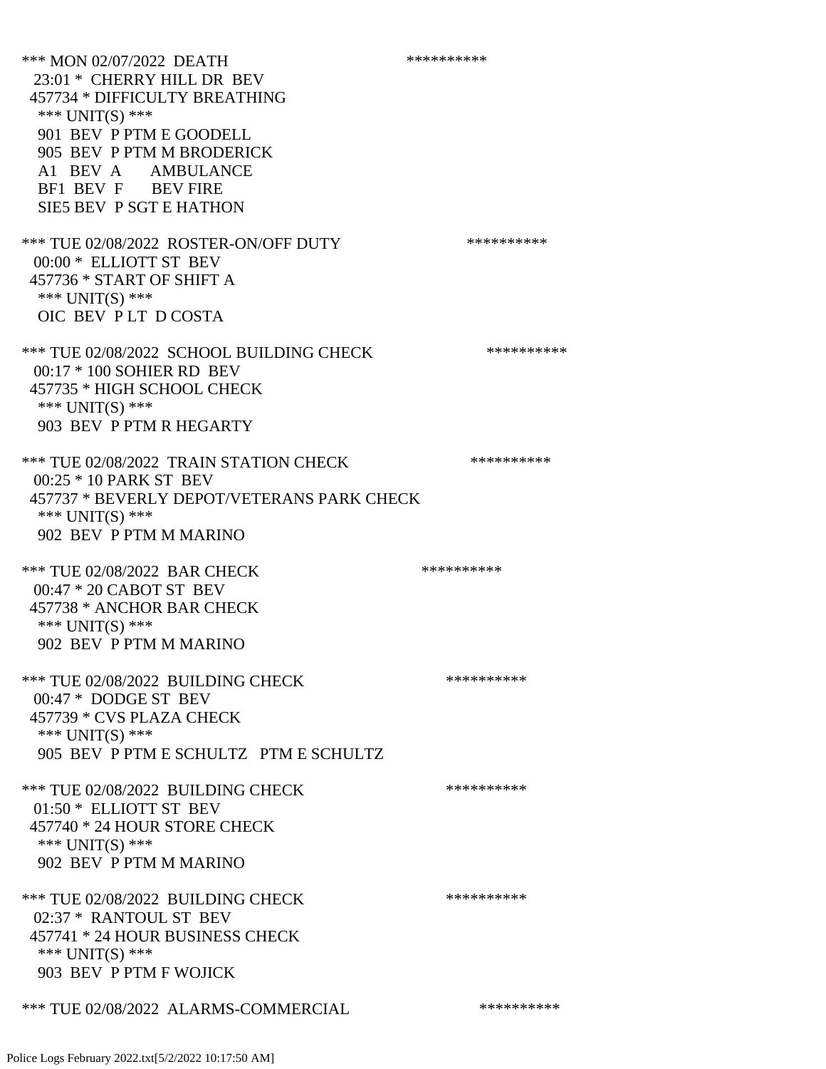*** MON 02/07/2022 DEATH **********
23:01 * CHERRY HILL DR BEV
457734 * DIFFICULTY BREATHING
*** UNIT(S) ***
901 BEV P PTM E GOODELL
905 BEV P PTM M BRODERICK
A1 BEV A AMBULANCE
BF1 BEV F BEV FIRE
SIE5 BEV P SGT E HATHON

*** TUE 02/08/2022 ROSTER-ON/OFF DUTY **********
00:00 * ELLIOTT ST BEV
457736 * START OF SHIFT A
*** UNIT(S) ***
OIC BEV P LT D COSTA

*** TUE 02/08/2022 SCHOOL BUILDING CHECK **********
00:17 * 100 SOHIER RD BEV
457735 * HIGH SCHOOL CHECK
*** UNIT(S) ***
903 BEV P PTM R HEGARTY

*** TUE 02/08/2022 TRAIN STATION CHECK **********
00:25 * 10 PARK ST BEV
457737 * BEVERLY DEPOT/VETERANS PARK CHECK
*** UNIT(S) ***
902 BEV P PTM M MARINO

*** TUE 02/08/2022 BAR CHECK **********
00:47 * 20 CABOT ST BEV
457738 * ANCHOR BAR CHECK
*** UNIT(S) ***
902 BEV P PTM M MARINO

*** TUE 02/08/2022 BUILDING CHECK **********
00:47 * DODGE ST BEV
457739 * CVS PLAZA CHECK
*** UNIT(S) ***
905 BEV P PTM E SCHULTZ PTM E SCHULTZ

*** TUE 02/08/2022 BUILDING CHECK **********
01:50 * ELLIOTT ST BEV
457740 * 24 HOUR STORE CHECK
*** UNIT(S) ***
902 BEV P PTM M MARINO

*** TUE 02/08/2022 BUILDING CHECK **********
02:37 * RANTOUL ST BEV
457741 * 24 HOUR BUSINESS CHECK
*** UNIT(S) ***
903 BEV P PTM F WOJICK

*** TUE 02/08/2022 ALARMS-COMMERCIAL **********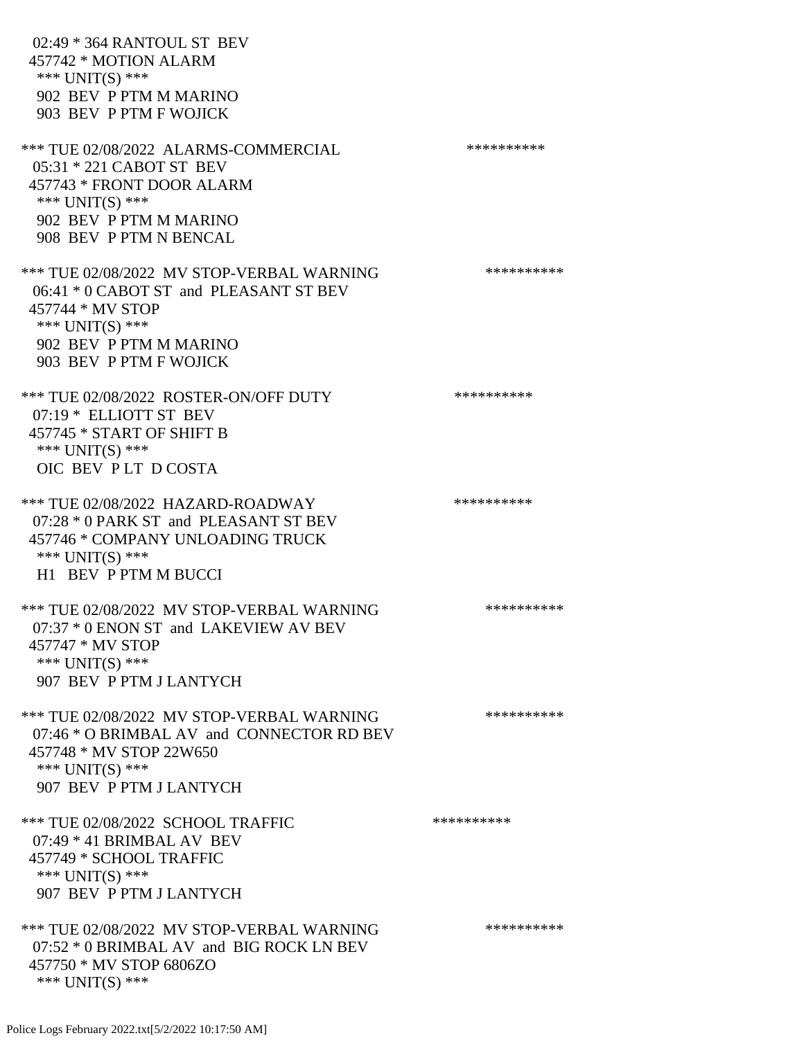02:49 * 364 RANTOUL ST BEV
457742 * MOTION ALARM
*** UNIT(S) ***
902 BEV P PTM M MARINO
903 BEV P PTM F WOJICK

*** TUE 02/08/2022 ALARMS-COMMERCIAL **********
05:31 * 221 CABOT ST BEV
457743 * FRONT DOOR ALARM
*** UNIT(S) ***
902 BEV P PTM M MARINO
908 BEV P PTM N BENCAL

*** TUE 02/08/2022 MV STOP-VERBAL WARNING **********
06:41 * 0 CABOT ST and PLEASANT ST BEV
457744 * MV STOP
*** UNIT(S) ***
902 BEV P PTM M MARINO
903 BEV P PTM F WOJICK

*** TUE 02/08/2022 ROSTER-ON/OFF DUTY **********
07:19 * ELLIOTT ST BEV
457745 * START OF SHIFT B
*** UNIT(S) ***
OIC BEV P LT D COSTA

*** TUE 02/08/2022 HAZARD-ROADWAY **********
07:28 * 0 PARK ST and PLEASANT ST BEV
457746 * COMPANY UNLOADING TRUCK
*** UNIT(S) ***
H1 BEV P PTM M BUCCI

*** TUE 02/08/2022 MV STOP-VERBAL WARNING **********
07:37 * 0 ENON ST and LAKEVIEW AV BEV
457747 * MV STOP
*** UNIT(S) ***
907 BEV P PTM J LANTYCH

*** TUE 02/08/2022 MV STOP-VERBAL WARNING **********
07:46 * O BRIMBAL AV and CONNECTOR RD BEV
457748 * MV STOP 22W650
*** UNIT(S) ***
907 BEV P PTM J LANTYCH

*** TUE 02/08/2022 SCHOOL TRAFFIC **********
07:49 * 41 BRIMBAL AV BEV
457749 * SCHOOL TRAFFIC
*** UNIT(S) ***
907 BEV P PTM J LANTYCH

*** TUE 02/08/2022 MV STOP-VERBAL WARNING **********
07:52 * 0 BRIMBAL AV and BIG ROCK LN BEV
457750 * MV STOP 6806ZO
*** UNIT(S) ***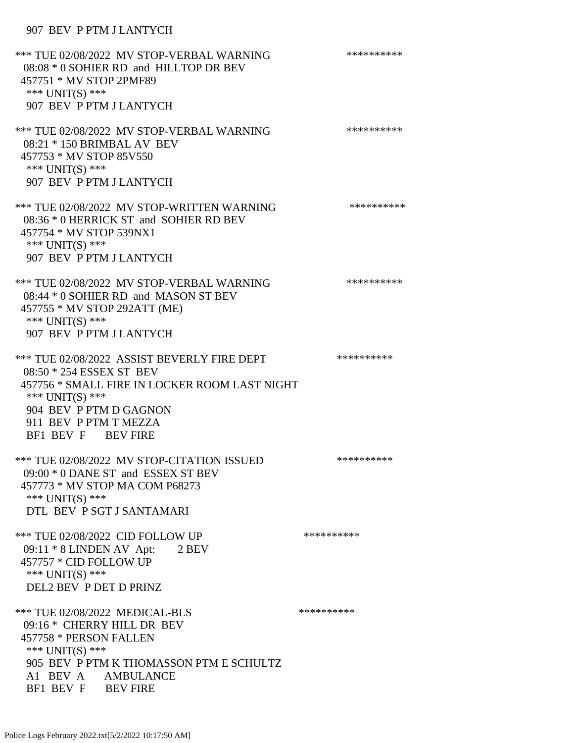907 BEV P PTM J LANTYCH

*** TUE 02/08/2022 MV STOP-VERBAL WARNING **********
08:08 * 0 SOHIER RD and HILLTOP DR BEV
457751 * MV STOP 2PMF89
*** UNIT(S) ***
907 BEV P PTM J LANTYCH

*** TUE 02/08/2022 MV STOP-VERBAL WARNING **********
08:21 * 150 BRIMBAL AV BEV
457753 * MV STOP 85V550
*** UNIT(S) ***
907 BEV P PTM J LANTYCH

*** TUE 02/08/2022 MV STOP-WRITTEN WARNING **********
08:36 * 0 HERRICK ST and SOHIER RD BEV
457754 * MV STOP 539NX1
*** UNIT(S) ***
907 BEV P PTM J LANTYCH

*** TUE 02/08/2022 MV STOP-VERBAL WARNING **********
08:44 * 0 SOHIER RD and MASON ST BEV
457755 * MV STOP 292ATT (ME)
*** UNIT(S) ***
907 BEV P PTM J LANTYCH

*** TUE 02/08/2022 ASSIST BEVERLY FIRE DEPT **********
08:50 * 254 ESSEX ST BEV
457756 * SMALL FIRE IN LOCKER ROOM LAST NIGHT
*** UNIT(S) ***
904 BEV P PTM D GAGNON
911 BEV P PTM T MEZZA
BF1 BEV F BEV FIRE

*** TUE 02/08/2022 MV STOP-CITATION ISSUED **********
09:00 * 0 DANE ST and ESSEX ST BEV
457773 * MV STOP MA COM P68273
*** UNIT(S) ***
DTL BEV P SGT J SANTAMARI

*** TUE 02/08/2022 CID FOLLOW UP **********
09:11 * 8 LINDEN AV Apt: 2 BEV
457757 * CID FOLLOW UP
*** UNIT(S) ***
DEL2 BEV P DET D PRINZ

*** TUE 02/08/2022 MEDICAL-BLS **********
09:16 * CHERRY HILL DR BEV
457758 * PERSON FALLEN
*** UNIT(S) ***
905 BEV P PTM K THOMASSON PTM E SCHULTZ
A1 BEV A AMBULANCE
BF1 BEV F BEV FIRE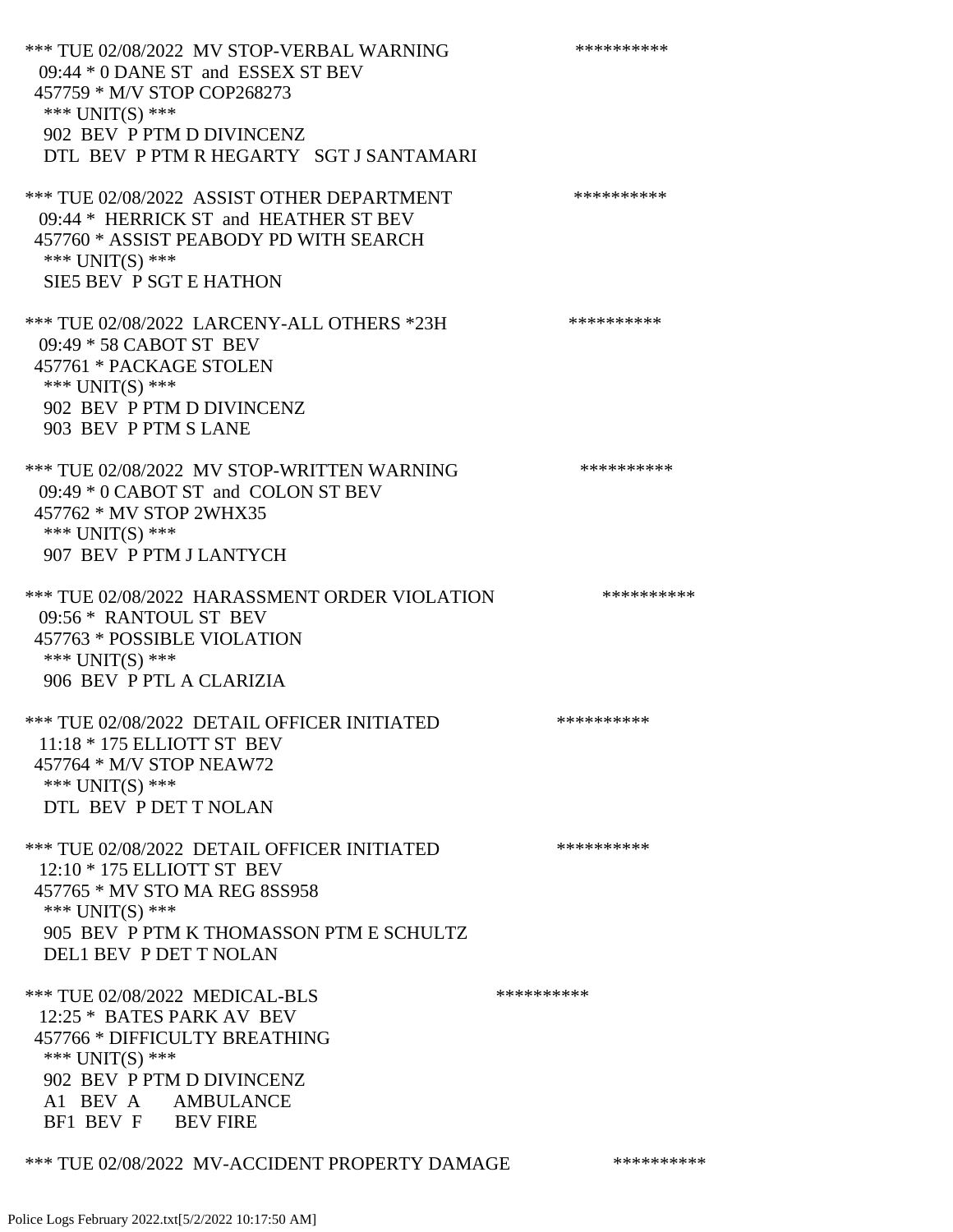*** TUE 02/08/2022 MV STOP-VERBAL WARNING **********
09:44 * 0 DANE ST and ESSEX ST BEV
457759 * M/V STOP COP268273
*** UNIT(S) ***
902 BEV P PTM D DIVINCENZ
DTL BEV P PTM R HEGARTY SGT J SANTAMARI

*** TUE 02/08/2022 ASSIST OTHER DEPARTMENT **********
09:44 * HERRICK ST and HEATHER ST BEV
457760 * ASSIST PEABODY PD WITH SEARCH
*** UNIT(S) ***
SIE5 BEV P SGT E HATHON

*** TUE 02/08/2022 LARCENY-ALL OTHERS *23H **********
09:49 * 58 CABOT ST BEV
457761 * PACKAGE STOLEN
*** UNIT(S) ***
902 BEV P PTM D DIVINCENZ
903 BEV P PTM S LANE

*** TUE 02/08/2022 MV STOP-WRITTEN WARNING **********
09:49 * 0 CABOT ST and COLON ST BEV
457762 * MV STOP 2WHX35
*** UNIT(S) ***
907 BEV P PTM J LANTYCH

*** TUE 02/08/2022 HARASSMENT ORDER VIOLATION **********
09:56 * RANTOUL ST BEV
457763 * POSSIBLE VIOLATION
*** UNIT(S) ***
906 BEV P PTL A CLARIZIA

*** TUE 02/08/2022 DETAIL OFFICER INITIATED **********
11:18 * 175 ELLIOTT ST BEV
457764 * M/V STOP NEAW72
*** UNIT(S) ***
DTL BEV P DET T NOLAN

*** TUE 02/08/2022 DETAIL OFFICER INITIATED **********
12:10 * 175 ELLIOTT ST BEV
457765 * MV STO MA REG 8SS958
*** UNIT(S) ***
905 BEV P PTM K THOMASSON PTM E SCHULTZ
DEL1 BEV P DET T NOLAN

*** TUE 02/08/2022 MEDICAL-BLS **********
12:25 * BATES PARK AV BEV
457766 * DIFFICULTY BREATHING
*** UNIT(S) ***
902 BEV P PTM D DIVINCENZ
A1 BEV A AMBULANCE
BF1 BEV F BEV FIRE

*** TUE 02/08/2022 MV-ACCIDENT PROPERTY DAMAGE **********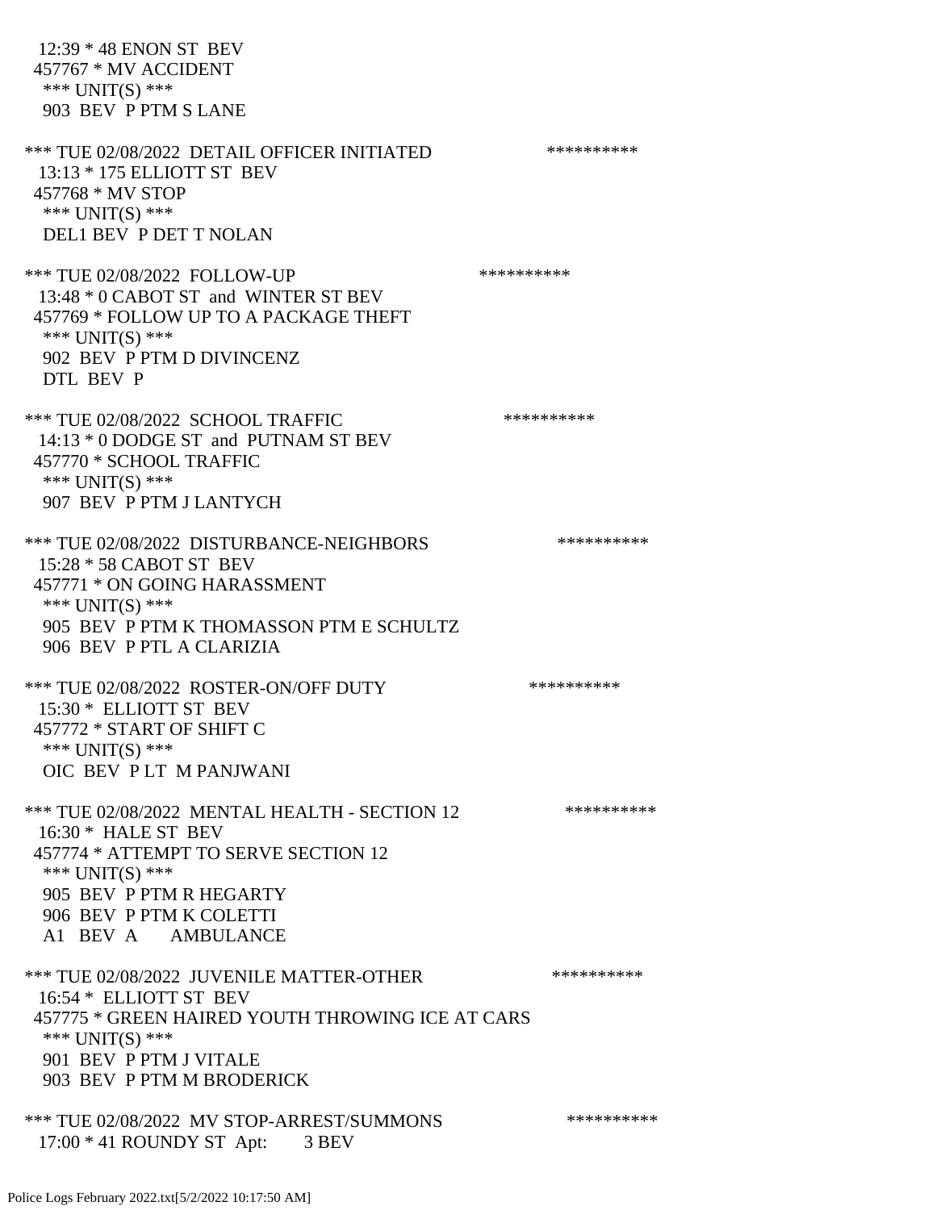12:39 * 48 ENON ST BEV
457767 * MV ACCIDENT
*** UNIT(S) ***
903 BEV P PTM S LANE

*** TUE 02/08/2022 DETAIL OFFICER INITIATED **********
13:13 * 175 ELLIOTT ST BEV
457768 * MV STOP
*** UNIT(S) ***
DEL1 BEV P DET T NOLAN

*** TUE 02/08/2022 FOLLOW-UP **********
13:48 * 0 CABOT ST and WINTER ST BEV
457769 * FOLLOW UP TO A PACKAGE THEFT
*** UNIT(S) ***
902 BEV P PTM D DIVINCENZ
DTL BEV P

*** TUE 02/08/2022 SCHOOL TRAFFIC **********
14:13 * 0 DODGE ST and PUTNAM ST BEV
457770 * SCHOOL TRAFFIC
*** UNIT(S) ***
907 BEV P PTM J LANTYCH

*** TUE 02/08/2022 DISTURBANCE-NEIGHBORS **********
15:28 * 58 CABOT ST BEV
457771 * ON GOING HARASSMENT
*** UNIT(S) ***
905 BEV P PTM K THOMASSON PTM E SCHULTZ
906 BEV P PTL A CLARIZIA

*** TUE 02/08/2022 ROSTER-ON/OFF DUTY **********
15:30 * ELLIOTT ST BEV
457772 * START OF SHIFT C
*** UNIT(S) ***
OIC BEV P LT M PANJWANI

*** TUE 02/08/2022 MENTAL HEALTH - SECTION 12 **********
16:30 * HALE ST BEV
457774 * ATTEMPT TO SERVE SECTION 12
*** UNIT(S) ***
905 BEV P PTM R HEGARTY
906 BEV P PTM K COLETTI
A1 BEV A AMBULANCE

*** TUE 02/08/2022 JUVENILE MATTER-OTHER **********
16:54 * ELLIOTT ST BEV
457775 * GREEN HAIRED YOUTH THROWING ICE AT CARS
*** UNIT(S) ***
901 BEV P PTM J VITALE
903 BEV P PTM M BRODERICK

*** TUE 02/08/2022 MV STOP-ARREST/SUMMONS **********
17:00 * 41 ROUNDY ST Apt: 3 BEV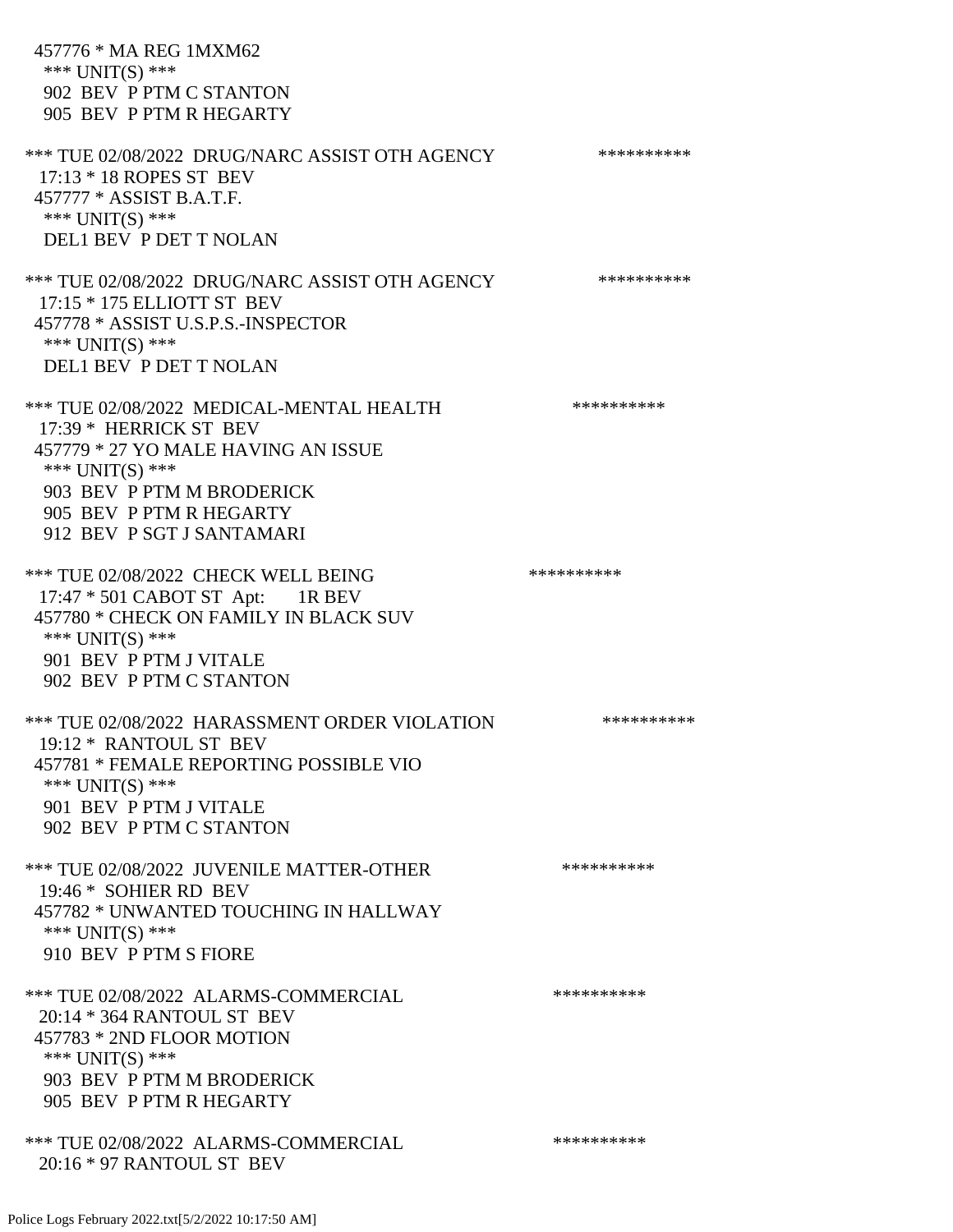457776 * MA REG 1MXM62
 *** UNIT(S) ***
 902 BEV P PTM C STANTON
 905 BEV P PTM R HEGARTY

*** TUE 02/08/2022 DRUG/NARC ASSIST OTH AGENCY **********
 17:13 * 18 ROPES ST BEV
 457777 * ASSIST B.A.T.F.
 *** UNIT(S) ***
 DEL1 BEV P DET T NOLAN

*** TUE 02/08/2022 DRUG/NARC ASSIST OTH AGENCY **********
 17:15 * 175 ELLIOTT ST BEV
 457778 * ASSIST U.S.P.S.-INSPECTOR
 *** UNIT(S) ***
 DEL1 BEV P DET T NOLAN

*** TUE 02/08/2022 MEDICAL-MENTAL HEALTH **********
 17:39 * HERRICK ST BEV
 457779 * 27 YO MALE HAVING AN ISSUE
 *** UNIT(S) ***
 903 BEV P PTM M BRODERICK
 905 BEV P PTM R HEGARTY
 912 BEV P SGT J SANTAMARI

*** TUE 02/08/2022 CHECK WELL BEING **********
 17:47 * 501 CABOT ST Apt: 1R BEV
 457780 * CHECK ON FAMILY IN BLACK SUV
 *** UNIT(S) ***
 901 BEV P PTM J VITALE
 902 BEV P PTM C STANTON

*** TUE 02/08/2022 HARASSMENT ORDER VIOLATION **********
 19:12 * RANTOUL ST BEV
 457781 * FEMALE REPORTING POSSIBLE VIO
 *** UNIT(S) ***
 901 BEV P PTM J VITALE
 902 BEV P PTM C STANTON

*** TUE 02/08/2022 JUVENILE MATTER-OTHER **********
 19:46 * SOHIER RD BEV
 457782 * UNWANTED TOUCHING IN HALLWAY
 *** UNIT(S) ***
 910 BEV P PTM S FIORE

*** TUE 02/08/2022 ALARMS-COMMERCIAL **********
 20:14 * 364 RANTOUL ST BEV
 457783 * 2ND FLOOR MOTION
 *** UNIT(S) ***
 903 BEV P PTM M BRODERICK
 905 BEV P PTM R HEGARTY

*** TUE 02/08/2022 ALARMS-COMMERCIAL **********
 20:16 * 97 RANTOUL ST BEV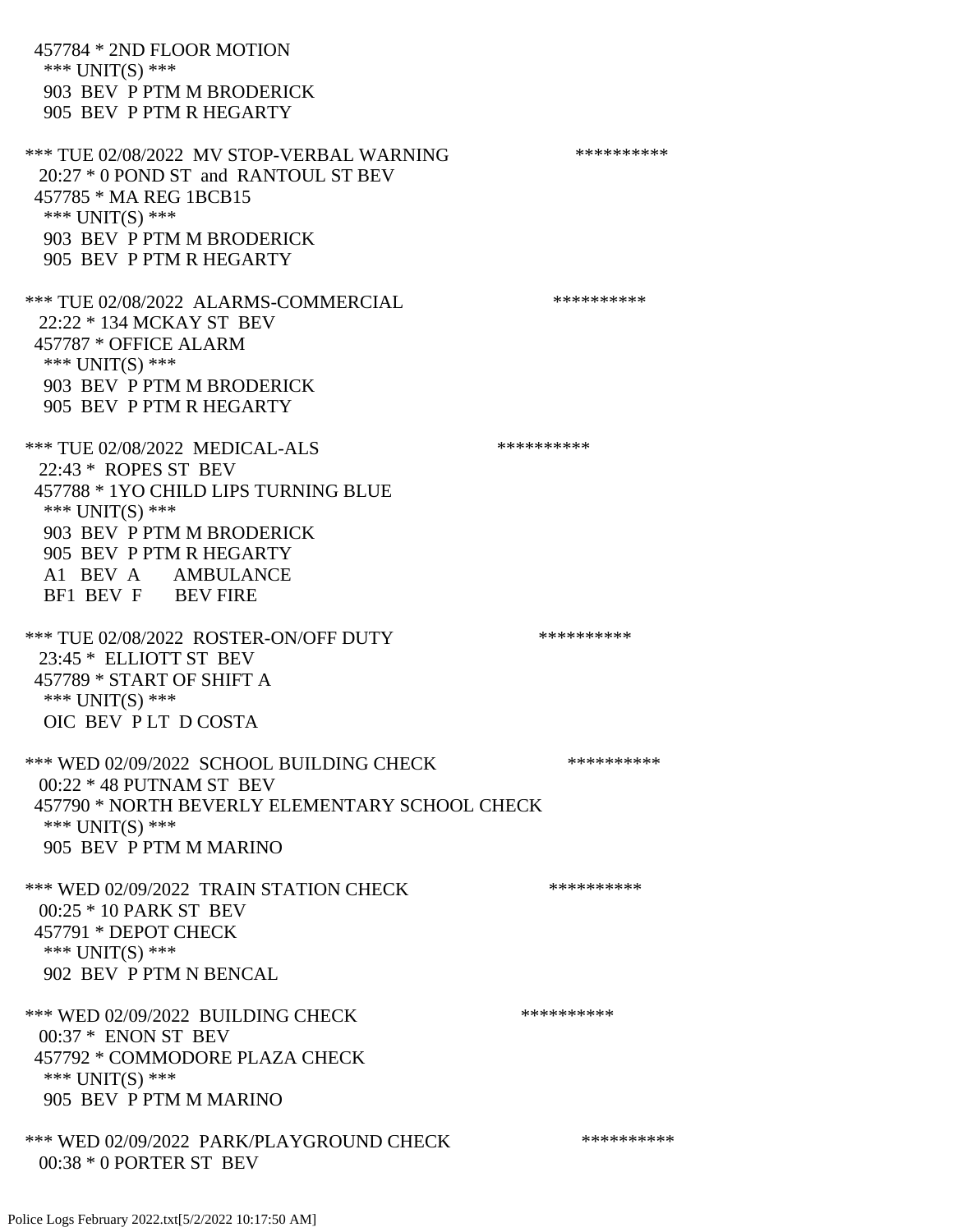457784 * 2ND FLOOR MOTION
 *** UNIT(S) ***
 903 BEV P PTM M BRODERICK
 905 BEV P PTM R HEGARTY

*** TUE 02/08/2022 MV STOP-VERBAL WARNING **********
 20:27 * 0 POND ST and RANTOUL ST BEV
 457785 * MA REG 1BCB15
 *** UNIT(S) ***
 903 BEV P PTM M BRODERICK
 905 BEV P PTM R HEGARTY

*** TUE 02/08/2022 ALARMS-COMMERCIAL **********
 22:22 * 134 MCKAY ST BEV
 457787 * OFFICE ALARM
 *** UNIT(S) ***
 903 BEV P PTM M BRODERICK
 905 BEV P PTM R HEGARTY

*** TUE 02/08/2022 MEDICAL-ALS **********
 22:43 * ROPES ST BEV
 457788 * 1YO CHILD LIPS TURNING BLUE
 *** UNIT(S) ***
 903 BEV P PTM M BRODERICK
 905 BEV P PTM R HEGARTY
 A1 BEV A AMBULANCE
 BF1 BEV F BEV FIRE

*** TUE 02/08/2022 ROSTER-ON/OFF DUTY **********
 23:45 * ELLIOTT ST BEV
 457789 * START OF SHIFT A
 *** UNIT(S) ***
 OIC BEV P LT D COSTA

*** WED 02/09/2022 SCHOOL BUILDING CHECK **********
 00:22 * 48 PUTNAM ST BEV
 457790 * NORTH BEVERLY ELEMENTARY SCHOOL CHECK
 *** UNIT(S) ***
 905 BEV P PTM M MARINO

*** WED 02/09/2022 TRAIN STATION CHECK **********
 00:25 * 10 PARK ST BEV
 457791 * DEPOT CHECK
 *** UNIT(S) ***
 902 BEV P PTM N BENCAL

*** WED 02/09/2022 BUILDING CHECK **********
 00:37 * ENON ST BEV
 457792 * COMMODORE PLAZA CHECK
 *** UNIT(S) ***
 905 BEV P PTM M MARINO

*** WED 02/09/2022 PARK/PLAYGROUND CHECK **********
 00:38 * 0 PORTER ST BEV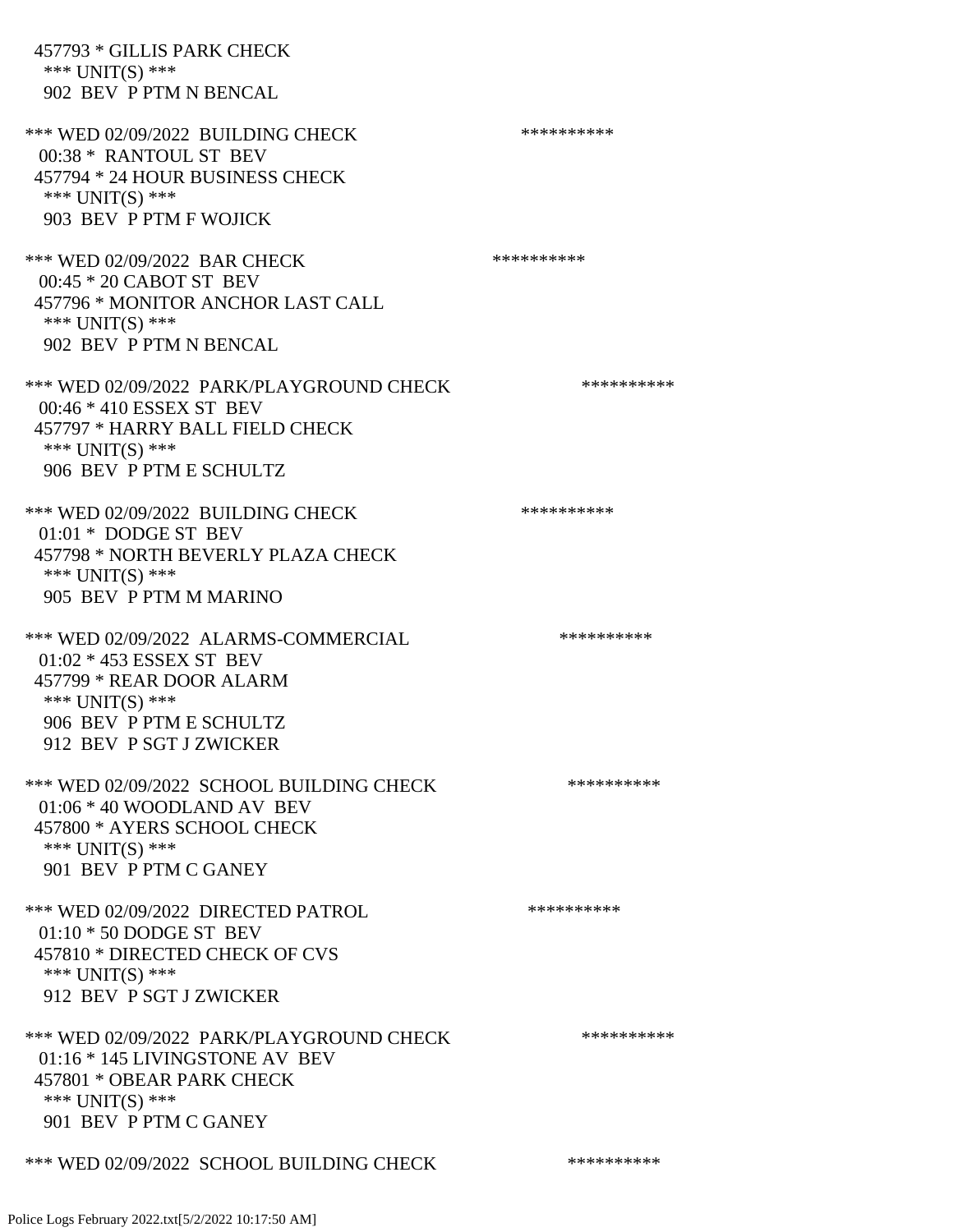457793 * GILLIS PARK CHECK
 *** UNIT(S) ***
 902 BEV P PTM N BENCAL

*** WED 02/09/2022 BUILDING CHECK **********
 00:38 * RANTOUL ST BEV
 457794 * 24 HOUR BUSINESS CHECK
 *** UNIT(S) ***
 903 BEV P PTM F WOJICK

*** WED 02/09/2022 BAR CHECK **********
 00:45 * 20 CABOT ST BEV
 457796 * MONITOR ANCHOR LAST CALL
 *** UNIT(S) ***
 902 BEV P PTM N BENCAL

*** WED 02/09/2022 PARK/PLAYGROUND CHECK **********
 00:46 * 410 ESSEX ST BEV
 457797 * HARRY BALL FIELD CHECK
 *** UNIT(S) ***
 906 BEV P PTM E SCHULTZ

*** WED 02/09/2022 BUILDING CHECK **********
 01:01 * DODGE ST BEV
 457798 * NORTH BEVERLY PLAZA CHECK
 *** UNIT(S) ***
 905 BEV P PTM M MARINO

*** WED 02/09/2022 ALARMS-COMMERCIAL **********
 01:02 * 453 ESSEX ST BEV
 457799 * REAR DOOR ALARM
 *** UNIT(S) ***
 906 BEV P PTM E SCHULTZ
 912 BEV P SGT J ZWICKER

*** WED 02/09/2022 SCHOOL BUILDING CHECK **********
 01:06 * 40 WOODLAND AV BEV
 457800 * AYERS SCHOOL CHECK
 *** UNIT(S) ***
 901 BEV P PTM C GANEY

*** WED 02/09/2022 DIRECTED PATROL **********
 01:10 * 50 DODGE ST BEV
 457810 * DIRECTED CHECK OF CVS
 *** UNIT(S) ***
 912 BEV P SGT J ZWICKER

*** WED 02/09/2022 PARK/PLAYGROUND CHECK **********
 01:16 * 145 LIVINGSTONE AV BEV
 457801 * OBEAR PARK CHECK
 *** UNIT(S) ***
 901 BEV P PTM C GANEY

*** WED 02/09/2022 SCHOOL BUILDING CHECK **********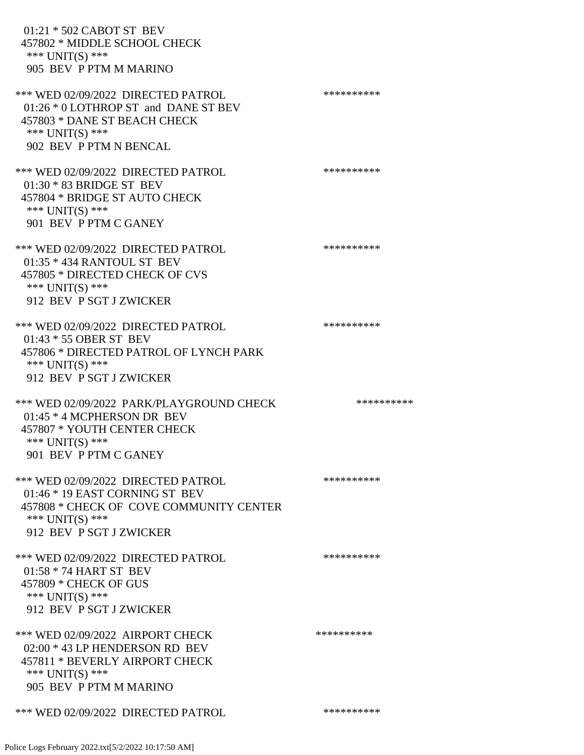01:21 * 502 CABOT ST BEV
457802 * MIDDLE SCHOOL CHECK
*** UNIT(S) ***
905 BEV P PTM M MARINO

*** WED 02/09/2022 DIRECTED PATROL **********
01:26 * 0 LOTHROP ST and DANE ST BEV
457803 * DANE ST BEACH CHECK
*** UNIT(S) ***
902 BEV P PTM N BENCAL

*** WED 02/09/2022 DIRECTED PATROL **********
01:30 * 83 BRIDGE ST BEV
457804 * BRIDGE ST AUTO CHECK
*** UNIT(S) ***
901 BEV P PTM C GANEY

*** WED 02/09/2022 DIRECTED PATROL **********
01:35 * 434 RANTOUL ST BEV
457805 * DIRECTED CHECK OF CVS
*** UNIT(S) ***
912 BEV P SGT J ZWICKER

*** WED 02/09/2022 DIRECTED PATROL **********
01:43 * 55 OBER ST BEV
457806 * DIRECTED PATROL OF LYNCH PARK
*** UNIT(S) ***
912 BEV P SGT J ZWICKER

*** WED 02/09/2022 PARK/PLAYGROUND CHECK **********
01:45 * 4 MCPHERSON DR BEV
457807 * YOUTH CENTER CHECK
*** UNIT(S) ***
901 BEV P PTM C GANEY

*** WED 02/09/2022 DIRECTED PATROL **********
01:46 * 19 EAST CORNING ST BEV
457808 * CHECK OF COVE COMMUNITY CENTER
*** UNIT(S) ***
912 BEV P SGT J ZWICKER

*** WED 02/09/2022 DIRECTED PATROL **********
01:58 * 74 HART ST BEV
457809 * CHECK OF GUS
*** UNIT(S) ***
912 BEV P SGT J ZWICKER

*** WED 02/09/2022 AIRPORT CHECK **********
02:00 * 43 LP HENDERSON RD BEV
457811 * BEVERLY AIRPORT CHECK
*** UNIT(S) ***
905 BEV P PTM M MARINO

*** WED 02/09/2022 DIRECTED PATROL **********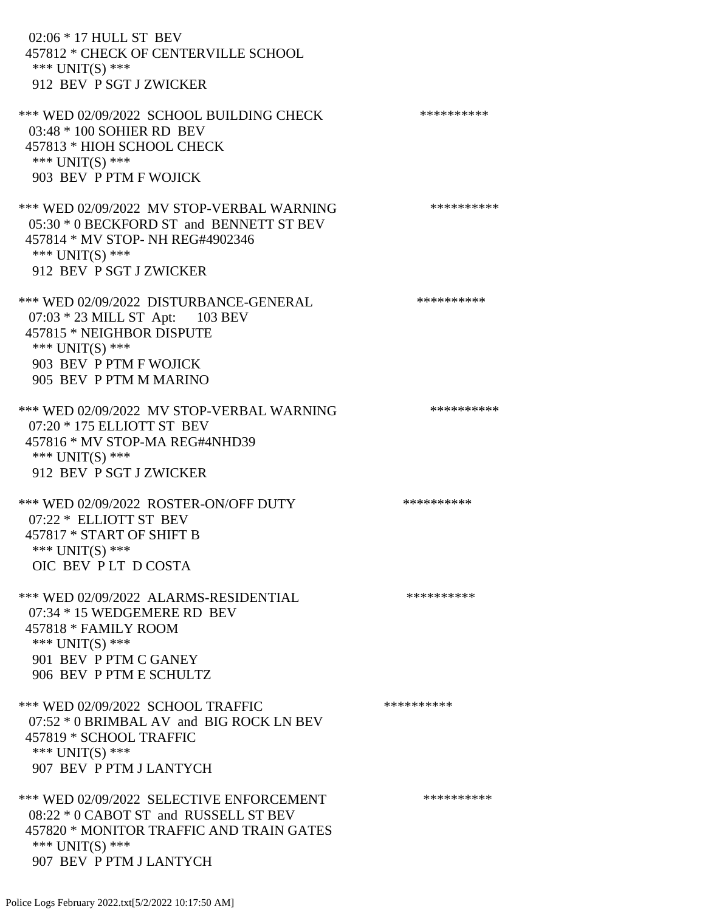02:06 * 17 HULL ST BEV
457812 * CHECK OF CENTERVILLE SCHOOL
*** UNIT(S) ***
912 BEV P SGT J ZWICKER

*** WED 02/09/2022 SCHOOL BUILDING CHECK **********
03:48 * 100 SOHIER RD BEV
457813 * HIOH SCHOOL CHECK
*** UNIT(S) ***
903 BEV P PTM F WOJICK

*** WED 02/09/2022 MV STOP-VERBAL WARNING **********
05:30 * 0 BECKFORD ST and BENNETT ST BEV
457814 * MV STOP- NH REG#4902346
*** UNIT(S) ***
912 BEV P SGT J ZWICKER

*** WED 02/09/2022 DISTURBANCE-GENERAL **********
07:03 * 23 MILL ST Apt: 103 BEV
457815 * NEIGHBOR DISPUTE
*** UNIT(S) ***
903 BEV P PTM F WOJICK
905 BEV P PTM M MARINO

*** WED 02/09/2022 MV STOP-VERBAL WARNING **********
07:20 * 175 ELLIOTT ST BEV
457816 * MV STOP-MA REG#4NHD39
*** UNIT(S) ***
912 BEV P SGT J ZWICKER

*** WED 02/09/2022 ROSTER-ON/OFF DUTY **********
07:22 * ELLIOTT ST BEV
457817 * START OF SHIFT B
*** UNIT(S) ***
OIC BEV P LT D COSTA

*** WED 02/09/2022 ALARMS-RESIDENTIAL **********
07:34 * 15 WEDGEMERE RD BEV
457818 * FAMILY ROOM
*** UNIT(S) ***
901 BEV P PTM C GANEY
906 BEV P PTM E SCHULTZ

*** WED 02/09/2022 SCHOOL TRAFFIC **********
07:52 * 0 BRIMBAL AV and BIG ROCK LN BEV
457819 * SCHOOL TRAFFIC
*** UNIT(S) ***
907 BEV P PTM J LANTYCH

*** WED 02/09/2022 SELECTIVE ENFORCEMENT **********
08:22 * 0 CABOT ST and RUSSELL ST BEV
457820 * MONITOR TRAFFIC AND TRAIN GATES
*** UNIT(S) ***
907 BEV P PTM J LANTYCH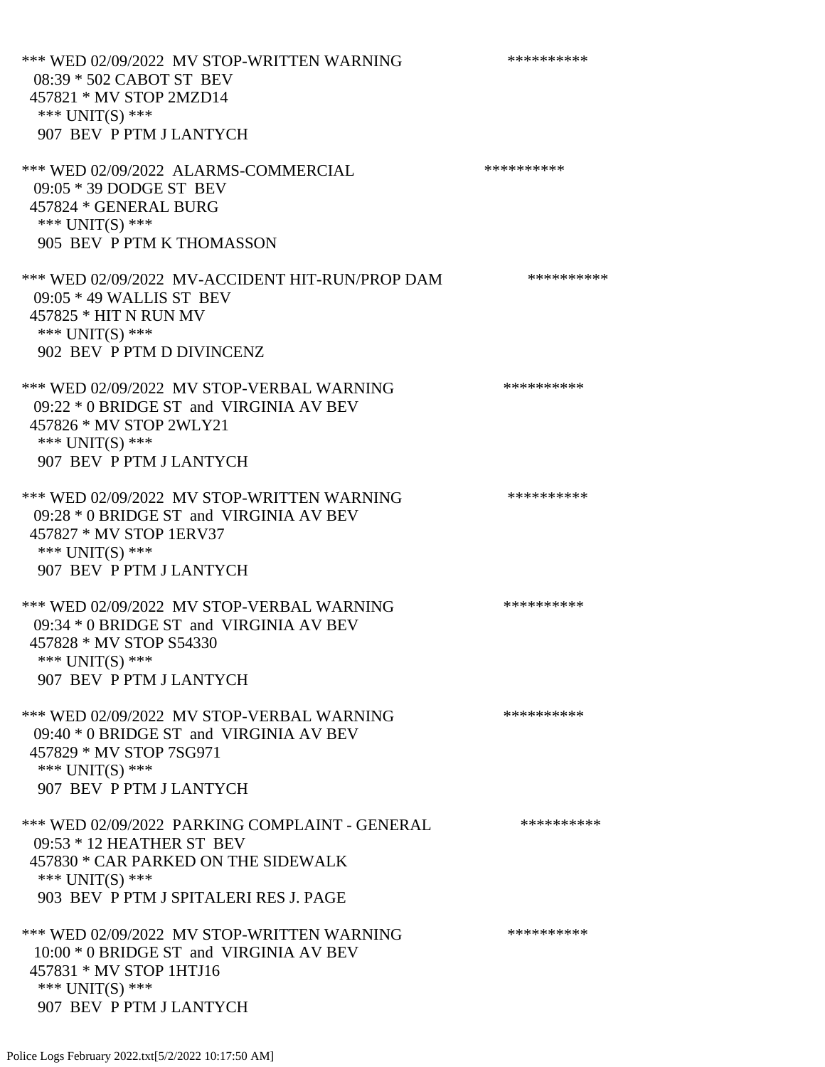*** WED 02/09/2022 MV STOP-WRITTEN WARNING **********
08:39 * 502 CABOT ST BEV
457821 * MV STOP 2MZD14
*** UNIT(S) ***
907 BEV P PTM J LANTYCH

*** WED 02/09/2022 ALARMS-COMMERCIAL **********
09:05 * 39 DODGE ST BEV
457824 * GENERAL BURG
*** UNIT(S) ***
905 BEV P PTM K THOMASSON

*** WED 02/09/2022 MV-ACCIDENT HIT-RUN/PROP DAM **********
09:05 * 49 WALLIS ST BEV
457825 * HIT N RUN MV
*** UNIT(S) ***
902 BEV P PTM D DIVINCENZ

*** WED 02/09/2022 MV STOP-VERBAL WARNING **********
09:22 * 0 BRIDGE ST and VIRGINIA AV BEV
457826 * MV STOP 2WLY21
*** UNIT(S) ***
907 BEV P PTM J LANTYCH

*** WED 02/09/2022 MV STOP-WRITTEN WARNING **********
09:28 * 0 BRIDGE ST and VIRGINIA AV BEV
457827 * MV STOP 1ERV37
*** UNIT(S) ***
907 BEV P PTM J LANTYCH

*** WED 02/09/2022 MV STOP-VERBAL WARNING **********
09:34 * 0 BRIDGE ST and VIRGINIA AV BEV
457828 * MV STOP S54330
*** UNIT(S) ***
907 BEV P PTM J LANTYCH

*** WED 02/09/2022 MV STOP-VERBAL WARNING **********
09:40 * 0 BRIDGE ST and VIRGINIA AV BEV
457829 * MV STOP 7SG971
*** UNIT(S) ***
907 BEV P PTM J LANTYCH

*** WED 02/09/2022 PARKING COMPLAINT - GENERAL **********
09:53 * 12 HEATHER ST BEV
457830 * CAR PARKED ON THE SIDEWALK
*** UNIT(S) ***
903 BEV P PTM J SPITALERI RES J. PAGE

*** WED 02/09/2022 MV STOP-WRITTEN WARNING **********
10:00 * 0 BRIDGE ST and VIRGINIA AV BEV
457831 * MV STOP 1HTJ16
*** UNIT(S) ***
907 BEV P PTM J LANTYCH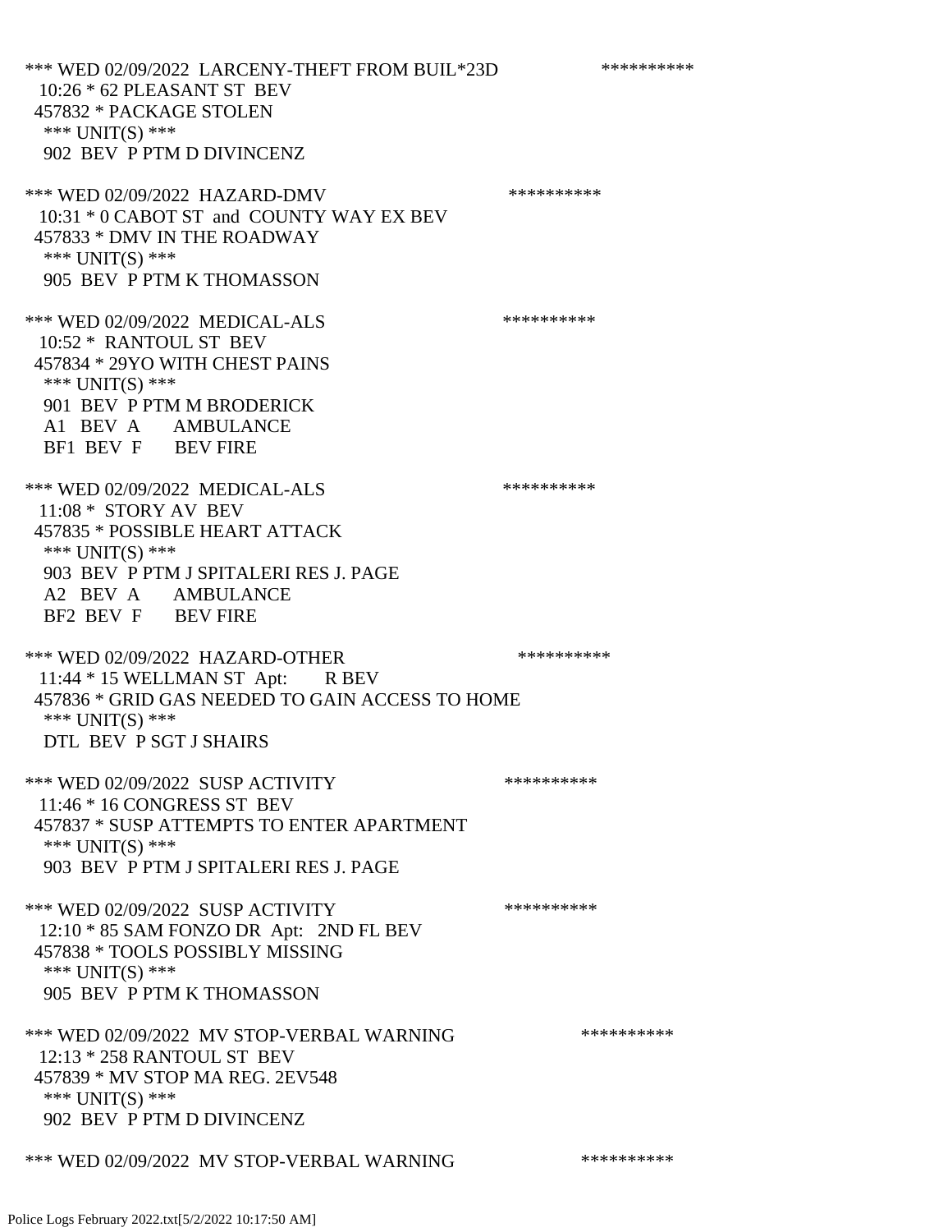*** WED 02/09/2022 LARCENY-THEFT FROM BUIL*23D **********
10:26 * 62 PLEASANT ST BEV
457832 * PACKAGE STOLEN
*** UNIT(S) ***
902 BEV P PTM D DIVINCENZ

*** WED 02/09/2022 HAZARD-DMV **********
10:31 * 0 CABOT ST and COUNTY WAY EX BEV
457833 * DMV IN THE ROADWAY
*** UNIT(S) ***
905 BEV P PTM K THOMASSON

*** WED 02/09/2022 MEDICAL-ALS **********
10:52 * RANTOUL ST BEV
457834 * 29YO WITH CHEST PAINS
*** UNIT(S) ***
901 BEV P PTM M BRODERICK
A1 BEV A AMBULANCE
BF1 BEV F BEV FIRE

*** WED 02/09/2022 MEDICAL-ALS **********
11:08 * STORY AV BEV
457835 * POSSIBLE HEART ATTACK
*** UNIT(S) ***
903 BEV P PTM J SPITALERI RES J. PAGE
A2 BEV A AMBULANCE
BF2 BEV F BEV FIRE

*** WED 02/09/2022 HAZARD-OTHER **********
11:44 * 15 WELLMAN ST Apt: R BEV
457836 * GRID GAS NEEDED TO GAIN ACCESS TO HOME
*** UNIT(S) ***
DTL BEV P SGT J SHAIRS

*** WED 02/09/2022 SUSP ACTIVITY **********
11:46 * 16 CONGRESS ST BEV
457837 * SUSP ATTEMPTS TO ENTER APARTMENT
*** UNIT(S) ***
903 BEV P PTM J SPITALERI RES J. PAGE

*** WED 02/09/2022 SUSP ACTIVITY **********
12:10 * 85 SAM FONZO DR Apt: 2ND FL BEV
457838 * TOOLS POSSIBLY MISSING
*** UNIT(S) ***
905 BEV P PTM K THOMASSON

*** WED 02/09/2022 MV STOP-VERBAL WARNING **********
12:13 * 258 RANTOUL ST BEV
457839 * MV STOP MA REG. 2EV548
*** UNIT(S) ***
902 BEV P PTM D DIVINCENZ

*** WED 02/09/2022 MV STOP-VERBAL WARNING **********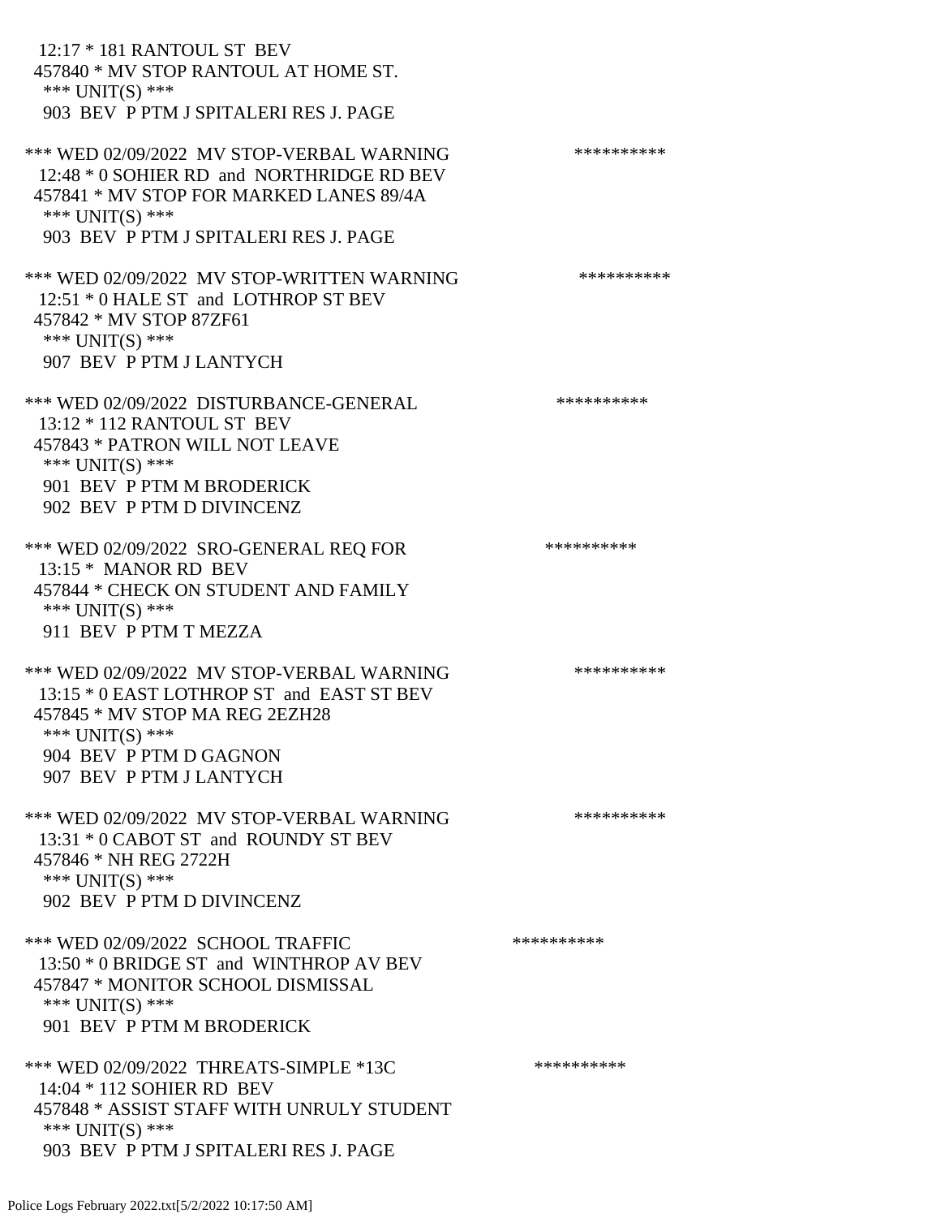12:17 * 181 RANTOUL ST BEV
457840 * MV STOP RANTOUL AT HOME ST.
*** UNIT(S) ***
903 BEV P PTM J SPITALERI RES J. PAGE

*** WED 02/09/2022 MV STOP-VERBAL WARNING **********
12:48 * 0 SOHIER RD and NORTHRIDGE RD BEV
457841 * MV STOP FOR MARKED LANES 89/4A
*** UNIT(S) ***
903 BEV P PTM J SPITALERI RES J. PAGE

*** WED 02/09/2022 MV STOP-WRITTEN WARNING **********
12:51 * 0 HALE ST and LOTHROP ST BEV
457842 * MV STOP 87ZF61
*** UNIT(S) ***
907 BEV P PTM J LANTYCH

*** WED 02/09/2022 DISTURBANCE-GENERAL **********
13:12 * 112 RANTOUL ST BEV
457843 * PATRON WILL NOT LEAVE
*** UNIT(S) ***
901 BEV P PTM M BRODERICK
902 BEV P PTM D DIVINCENZ

*** WED 02/09/2022 SRO-GENERAL REQ FOR **********
13:15 * MANOR RD BEV
457844 * CHECK ON STUDENT AND FAMILY
*** UNIT(S) ***
911 BEV P PTM T MEZZA

*** WED 02/09/2022 MV STOP-VERBAL WARNING **********
13:15 * 0 EAST LOTHROP ST and EAST ST BEV
457845 * MV STOP MA REG 2EZH28
*** UNIT(S) ***
904 BEV P PTM D GAGNON
907 BEV P PTM J LANTYCH

*** WED 02/09/2022 MV STOP-VERBAL WARNING **********
13:31 * 0 CABOT ST and ROUNDY ST BEV
457846 * NH REG 2722H
*** UNIT(S) ***
902 BEV P PTM D DIVINCENZ

*** WED 02/09/2022 SCHOOL TRAFFIC **********
13:50 * 0 BRIDGE ST and WINTHROP AV BEV
457847 * MONITOR SCHOOL DISMISSAL
*** UNIT(S) ***
901 BEV P PTM M BRODERICK

*** WED 02/09/2022 THREATS-SIMPLE *13C **********
14:04 * 112 SOHIER RD BEV
457848 * ASSIST STAFF WITH UNRULY STUDENT
*** UNIT(S) ***
903 BEV P PTM J SPITALERI RES J. PAGE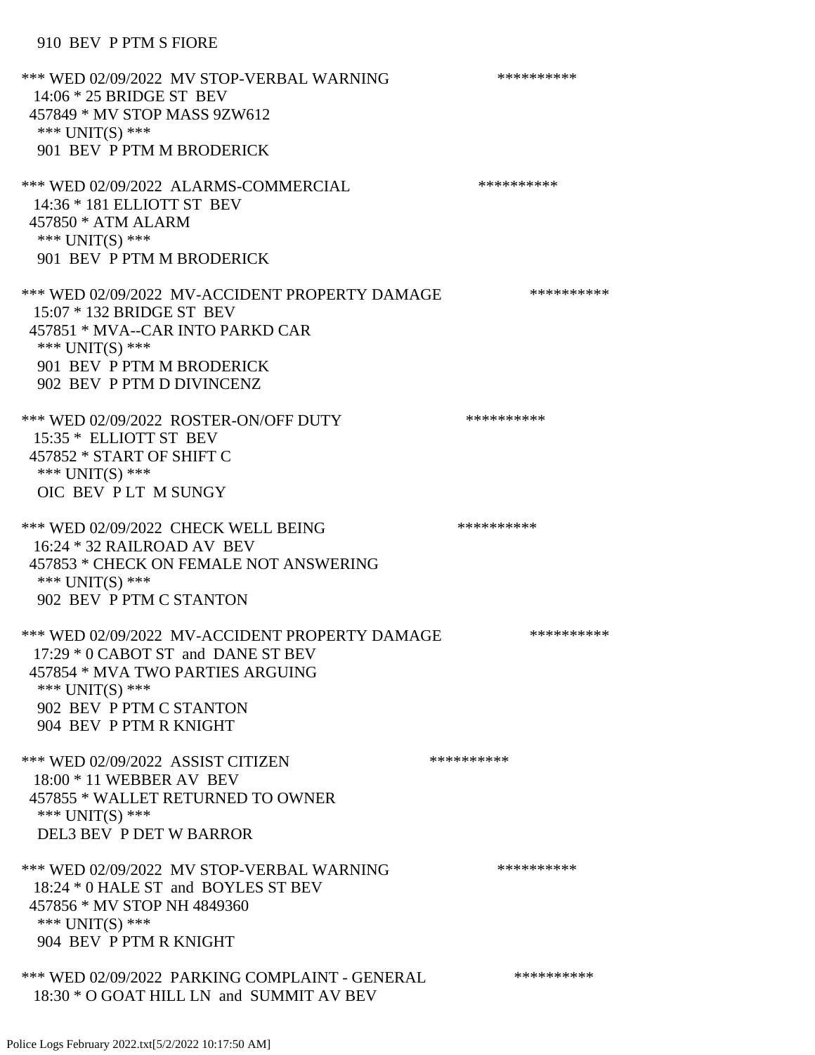910 BEV P PTM S FIORE

*** WED 02/09/2022 MV STOP-VERBAL WARNING **********
14:06 * 25 BRIDGE ST BEV
457849 * MV STOP MASS 9ZW612
*** UNIT(S) ***
901 BEV P PTM M BRODERICK

*** WED 02/09/2022 ALARMS-COMMERCIAL **********
14:36 * 181 ELLIOTT ST BEV
457850 * ATM ALARM
*** UNIT(S) ***
901 BEV P PTM M BRODERICK

*** WED 02/09/2022 MV-ACCIDENT PROPERTY DAMAGE **********
15:07 * 132 BRIDGE ST BEV
457851 * MVA--CAR INTO PARKD CAR
*** UNIT(S) ***
901 BEV P PTM M BRODERICK
902 BEV P PTM D DIVINCENZ

*** WED 02/09/2022 ROSTER-ON/OFF DUTY **********
15:35 * ELLIOTT ST BEV
457852 * START OF SHIFT C
*** UNIT(S) ***
OIC BEV P LT M SUNGY

*** WED 02/09/2022 CHECK WELL BEING **********
16:24 * 32 RAILROAD AV BEV
457853 * CHECK ON FEMALE NOT ANSWERING
*** UNIT(S) ***
902 BEV P PTM C STANTON

*** WED 02/09/2022 MV-ACCIDENT PROPERTY DAMAGE **********
17:29 * 0 CABOT ST and DANE ST BEV
457854 * MVA TWO PARTIES ARGUING
*** UNIT(S) ***
902 BEV P PTM C STANTON
904 BEV P PTM R KNIGHT

*** WED 02/09/2022 ASSIST CITIZEN **********
18:00 * 11 WEBBER AV BEV
457855 * WALLET RETURNED TO OWNER
*** UNIT(S) ***
DEL3 BEV P DET W BARROR

*** WED 02/09/2022 MV STOP-VERBAL WARNING **********
18:24 * 0 HALE ST and BOYLES ST BEV
457856 * MV STOP NH 4849360
*** UNIT(S) ***
904 BEV P PTM R KNIGHT

*** WED 02/09/2022 PARKING COMPLAINT - GENERAL **********
18:30 * O GOAT HILL LN and SUMMIT AV BEV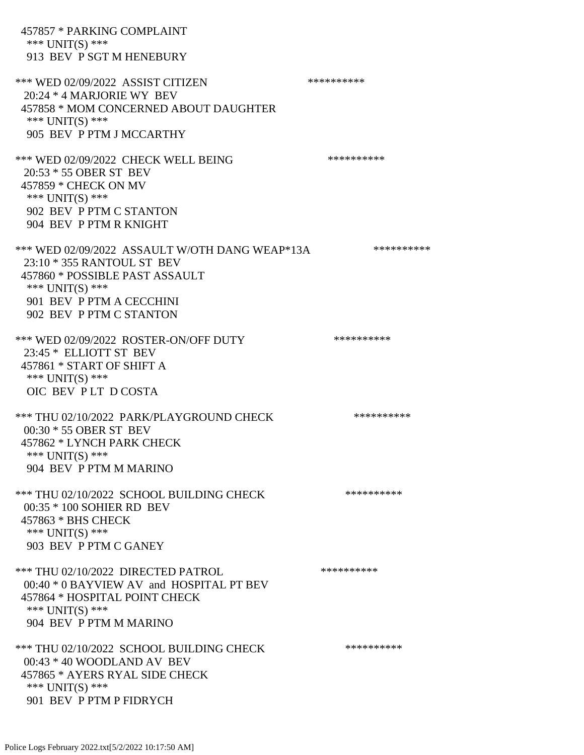457857 * PARKING COMPLAINT
 *** UNIT(S) ***
 913 BEV P SGT M HENEBURY

*** WED 02/09/2022 ASSIST CITIZEN **********
 20:24 * 4 MARJORIE WY BEV
 457858 * MOM CONCERNED ABOUT DAUGHTER
 *** UNIT(S) ***
 905 BEV P PTM J MCCARTHY

*** WED 02/09/2022 CHECK WELL BEING **********
 20:53 * 55 OBER ST BEV
 457859 * CHECK ON MV
 *** UNIT(S) ***
 902 BEV P PTM C STANTON
 904 BEV P PTM R KNIGHT

*** WED 02/09/2022 ASSAULT W/OTH DANG WEAP*13A **********
 23:10 * 355 RANTOUL ST BEV
 457860 * POSSIBLE PAST ASSAULT
 *** UNIT(S) ***
 901 BEV P PTM A CECCHINI
 902 BEV P PTM C STANTON

*** WED 02/09/2022 ROSTER-ON/OFF DUTY **********
 23:45 * ELLIOTT ST BEV
 457861 * START OF SHIFT A
 *** UNIT(S) ***
 OIC BEV P LT D COSTA

*** THU 02/10/2022 PARK/PLAYGROUND CHECK **********
 00:30 * 55 OBER ST BEV
 457862 * LYNCH PARK CHECK
 *** UNIT(S) ***
 904 BEV P PTM M MARINO

*** THU 02/10/2022 SCHOOL BUILDING CHECK **********
 00:35 * 100 SOHIER RD BEV
 457863 * BHS CHECK
 *** UNIT(S) ***
 903 BEV P PTM C GANEY

*** THU 02/10/2022 DIRECTED PATROL **********
 00:40 * 0 BAYVIEW AV and HOSPITAL PT BEV
 457864 * HOSPITAL POINT CHECK
 *** UNIT(S) ***
 904 BEV P PTM M MARINO

*** THU 02/10/2022 SCHOOL BUILDING CHECK **********
 00:43 * 40 WOODLAND AV BEV
 457865 * AYERS RYAL SIDE CHECK
 *** UNIT(S) ***
 901 BEV P PTM P FIDRYCH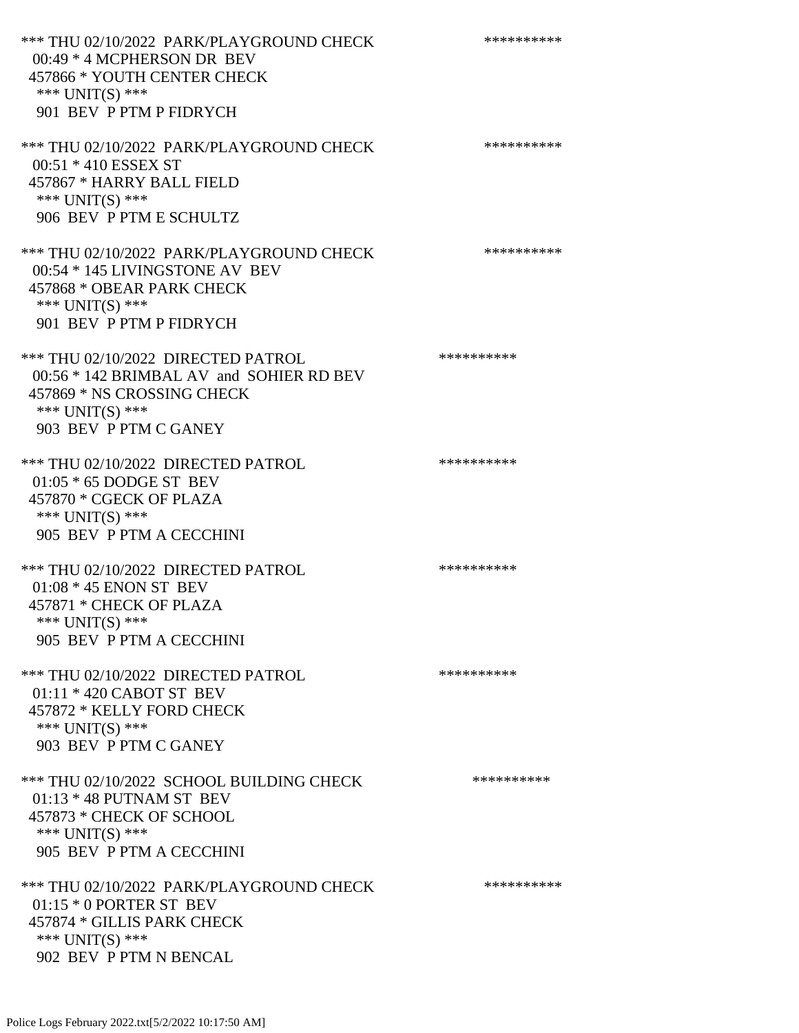*** THU 02/10/2022 PARK/PLAYGROUND CHECK **********
00:49 * 4 MCPHERSON DR BEV
457866 * YOUTH CENTER CHECK
*** UNIT(S) ***
901 BEV P PTM P FIDRYCH

*** THU 02/10/2022 PARK/PLAYGROUND CHECK **********
00:51 * 410 ESSEX ST
457867 * HARRY BALL FIELD
*** UNIT(S) ***
906 BEV P PTM E SCHULTZ

*** THU 02/10/2022 PARK/PLAYGROUND CHECK **********
00:54 * 145 LIVINGSTONE AV BEV
457868 * OBEAR PARK CHECK
*** UNIT(S) ***
901 BEV P PTM P FIDRYCH

*** THU 02/10/2022 DIRECTED PATROL **********
00:56 * 142 BRIMBAL AV and SOHIER RD BEV
457869 * NS CROSSING CHECK
*** UNIT(S) ***
903 BEV P PTM C GANEY

*** THU 02/10/2022 DIRECTED PATROL **********
01:05 * 65 DODGE ST BEV
457870 * CGECK OF PLAZA
*** UNIT(S) ***
905 BEV P PTM A CECCHINI

*** THU 02/10/2022 DIRECTED PATROL **********
01:08 * 45 ENON ST BEV
457871 * CHECK OF PLAZA
*** UNIT(S) ***
905 BEV P PTM A CECCHINI

*** THU 02/10/2022 DIRECTED PATROL **********
01:11 * 420 CABOT ST BEV
457872 * KELLY FORD CHECK
*** UNIT(S) ***
903 BEV P PTM C GANEY

*** THU 02/10/2022 SCHOOL BUILDING CHECK **********
01:13 * 48 PUTNAM ST BEV
457873 * CHECK OF SCHOOL
*** UNIT(S) ***
905 BEV P PTM A CECCHINI

*** THU 02/10/2022 PARK/PLAYGROUND CHECK **********
01:15 * 0 PORTER ST BEV
457874 * GILLIS PARK CHECK
*** UNIT(S) ***
902 BEV P PTM N BENCAL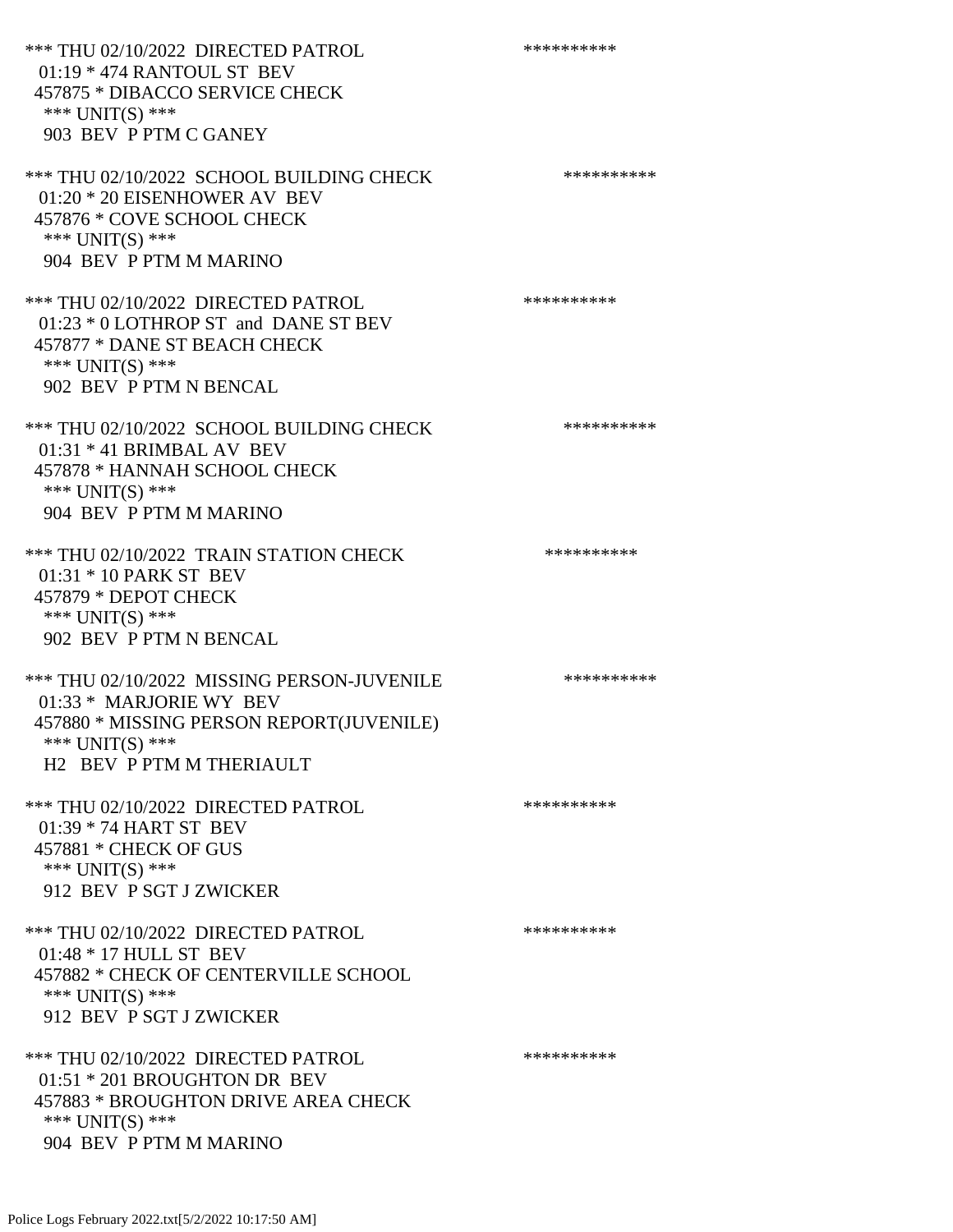*** THU 02/10/2022 DIRECTED PATROL **********
01:19 * 474 RANTOUL ST BEV
457875 * DIBACCO SERVICE CHECK
*** UNIT(S) ***
903 BEV P PTM C GANEY

*** THU 02/10/2022 SCHOOL BUILDING CHECK **********
01:20 * 20 EISENHOWER AV BEV
457876 * COVE SCHOOL CHECK
*** UNIT(S) ***
904 BEV P PTM M MARINO

*** THU 02/10/2022 DIRECTED PATROL **********
01:23 * 0 LOTHROP ST and DANE ST BEV
457877 * DANE ST BEACH CHECK
*** UNIT(S) ***
902 BEV P PTM N BENCAL

*** THU 02/10/2022 SCHOOL BUILDING CHECK **********
01:31 * 41 BRIMBAL AV BEV
457878 * HANNAH SCHOOL CHECK
*** UNIT(S) ***
904 BEV P PTM M MARINO

*** THU 02/10/2022 TRAIN STATION CHECK **********
01:31 * 10 PARK ST BEV
457879 * DEPOT CHECK
*** UNIT(S) ***
902 BEV P PTM N BENCAL

*** THU 02/10/2022 MISSING PERSON-JUVENILE **********
01:33 * MARJORIE WY BEV
457880 * MISSING PERSON REPORT(JUVENILE)
*** UNIT(S) ***
H2 BEV P PTM M THERIAULT

*** THU 02/10/2022 DIRECTED PATROL **********
01:39 * 74 HART ST BEV
457881 * CHECK OF GUS
*** UNIT(S) ***
912 BEV P SGT J ZWICKER

*** THU 02/10/2022 DIRECTED PATROL **********
01:48 * 17 HULL ST BEV
457882 * CHECK OF CENTERVILLE SCHOOL
*** UNIT(S) ***
912 BEV P SGT J ZWICKER

*** THU 02/10/2022 DIRECTED PATROL **********
01:51 * 201 BROUGHTON DR BEV
457883 * BROUGHTON DRIVE AREA CHECK
*** UNIT(S) ***
904 BEV P PTM M MARINO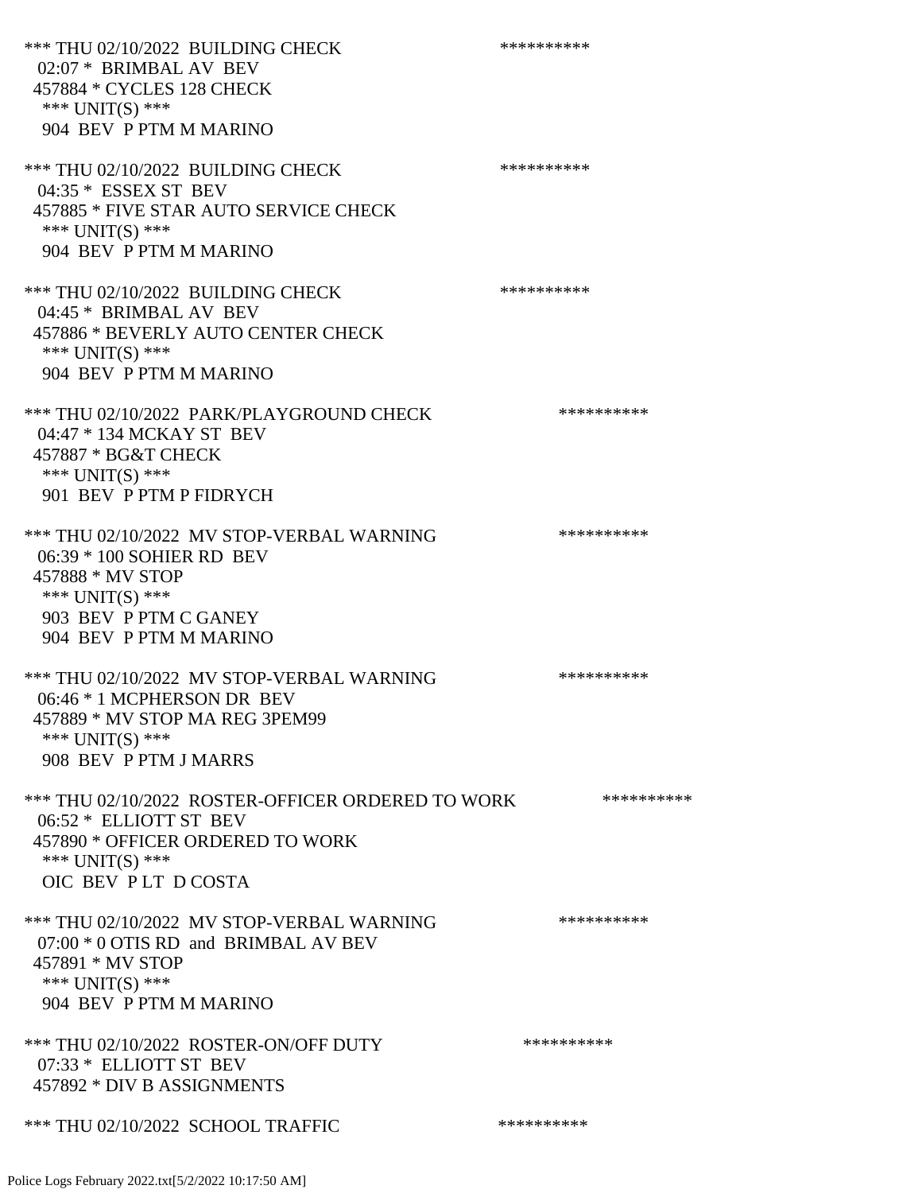*** THU 02/10/2022 BUILDING CHECK **********
02:07 * BRIMBAL AV BEV
457884 * CYCLES 128 CHECK
*** UNIT(S) ***
904 BEV P PTM M MARINO

*** THU 02/10/2022 BUILDING CHECK **********
04:35 * ESSEX ST BEV
457885 * FIVE STAR AUTO SERVICE CHECK
*** UNIT(S) ***
904 BEV P PTM M MARINO

*** THU 02/10/2022 BUILDING CHECK **********
04:45 * BRIMBAL AV BEV
457886 * BEVERLY AUTO CENTER CHECK
*** UNIT(S) ***
904 BEV P PTM M MARINO

*** THU 02/10/2022 PARK/PLAYGROUND CHECK **********
04:47 * 134 MCKAY ST BEV
457887 * BG&T CHECK
*** UNIT(S) ***
901 BEV P PTM P FIDRYCH

*** THU 02/10/2022 MV STOP-VERBAL WARNING **********
06:39 * 100 SOHIER RD BEV
457888 * MV STOP
*** UNIT(S) ***
903 BEV P PTM C GANEY
904 BEV P PTM M MARINO

*** THU 02/10/2022 MV STOP-VERBAL WARNING **********
06:46 * 1 MCPHERSON DR BEV
457889 * MV STOP MA REG 3PEM99
*** UNIT(S) ***
908 BEV P PTM J MARRS

*** THU 02/10/2022 ROSTER-OFFICER ORDERED TO WORK **********
06:52 * ELLIOTT ST BEV
457890 * OFFICER ORDERED TO WORK
*** UNIT(S) ***
OIC BEV P LT D COSTA

*** THU 02/10/2022 MV STOP-VERBAL WARNING **********
07:00 * 0 OTIS RD and BRIMBAL AV BEV
457891 * MV STOP
*** UNIT(S) ***
904 BEV P PTM M MARINO

*** THU 02/10/2022 ROSTER-ON/OFF DUTY **********
07:33 * ELLIOTT ST BEV
457892 * DIV B ASSIGNMENTS

*** THU 02/10/2022 SCHOOL TRAFFIC **********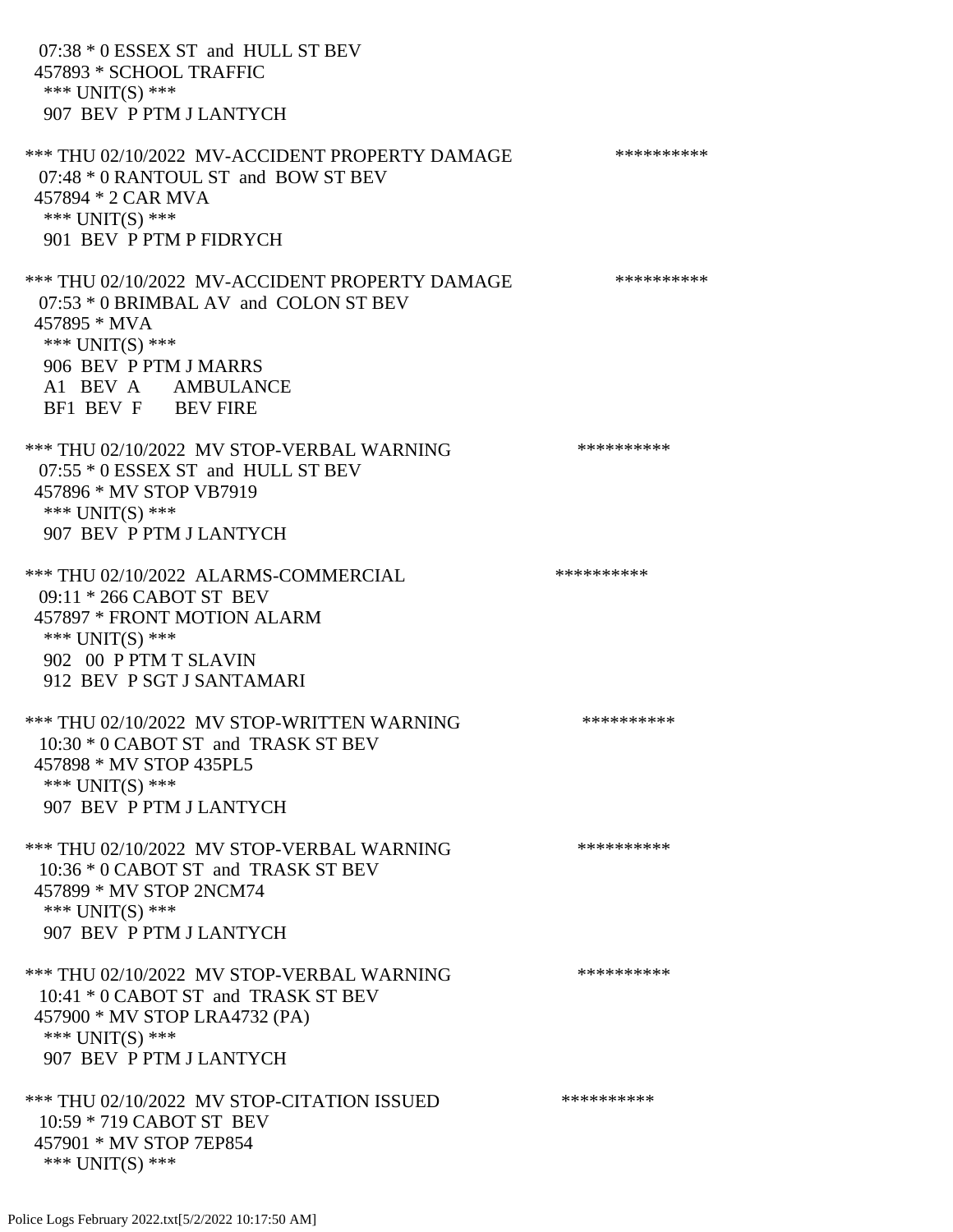07:38 * 0 ESSEX ST and HULL ST BEV
457893 * SCHOOL TRAFFIC
*** UNIT(S) ***
907 BEV P PTM J LANTYCH

*** THU 02/10/2022 MV-ACCIDENT PROPERTY DAMAGE **********
07:48 * 0 RANTOUL ST and BOW ST BEV
457894 * 2 CAR MVA
*** UNIT(S) ***
901 BEV P PTM P FIDRYCH

*** THU 02/10/2022 MV-ACCIDENT PROPERTY DAMAGE **********
07:53 * 0 BRIMBAL AV and COLON ST BEV
457895 * MVA
*** UNIT(S) ***
906 BEV P PTM J MARRS
A1 BEV A AMBULANCE
BF1 BEV F BEV FIRE

*** THU 02/10/2022 MV STOP-VERBAL WARNING **********
07:55 * 0 ESSEX ST and HULL ST BEV
457896 * MV STOP VB7919
*** UNIT(S) ***
907 BEV P PTM J LANTYCH

*** THU 02/10/2022 ALARMS-COMMERCIAL **********
09:11 * 266 CABOT ST BEV
457897 * FRONT MOTION ALARM
*** UNIT(S) ***
902 00 P PTM T SLAVIN
912 BEV P SGT J SANTAMARI

*** THU 02/10/2022 MV STOP-WRITTEN WARNING **********
10:30 * 0 CABOT ST and TRASK ST BEV
457898 * MV STOP 435PL5
*** UNIT(S) ***
907 BEV P PTM J LANTYCH

*** THU 02/10/2022 MV STOP-VERBAL WARNING **********
10:36 * 0 CABOT ST and TRASK ST BEV
457899 * MV STOP 2NCM74
*** UNIT(S) ***
907 BEV P PTM J LANTYCH

*** THU 02/10/2022 MV STOP-VERBAL WARNING **********
10:41 * 0 CABOT ST and TRASK ST BEV
457900 * MV STOP LRA4732 (PA)
*** UNIT(S) ***
907 BEV P PTM J LANTYCH

*** THU 02/10/2022 MV STOP-CITATION ISSUED **********
10:59 * 719 CABOT ST BEV
457901 * MV STOP 7EP854
*** UNIT(S) ***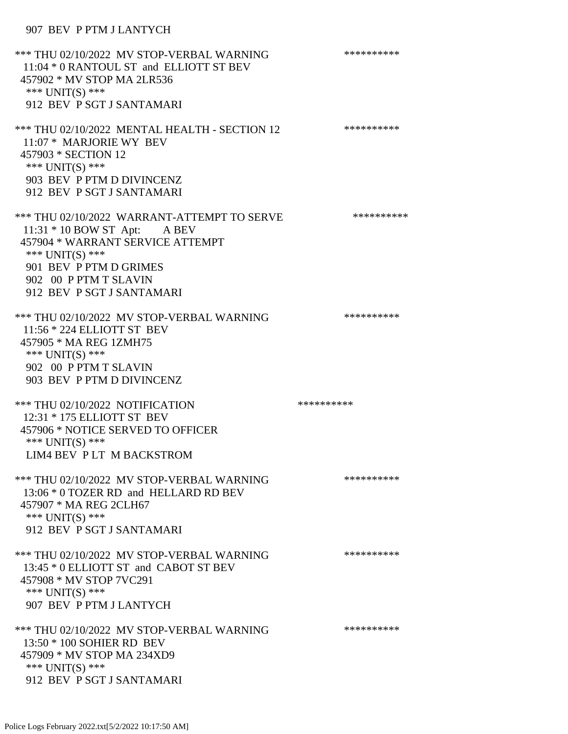907 BEV P PTM J LANTYCH

*** THU 02/10/2022 MV STOP-VERBAL WARNING **********
11:04 * 0 RANTOUL ST and ELLIOTT ST BEV
457902 * MV STOP MA 2LR536
*** UNIT(S) ***
912 BEV P SGT J SANTAMARI

*** THU 02/10/2022 MENTAL HEALTH - SECTION 12 **********
11:07 * MARJORIE WY BEV
457903 * SECTION 12
*** UNIT(S) ***
903 BEV P PTM D DIVINCENZ
912 BEV P SGT J SANTAMARI

*** THU 02/10/2022 WARRANT-ATTEMPT TO SERVE **********
11:31 * 10 BOW ST Apt: A BEV
457904 * WARRANT SERVICE ATTEMPT
*** UNIT(S) ***
901 BEV P PTM D GRIMES
902 00 P PTM T SLAVIN
912 BEV P SGT J SANTAMARI

*** THU 02/10/2022 MV STOP-VERBAL WARNING **********
11:56 * 224 ELLIOTT ST BEV
457905 * MA REG 1ZMH75
*** UNIT(S) ***
902 00 P PTM T SLAVIN
903 BEV P PTM D DIVINCENZ

*** THU 02/10/2022 NOTIFICATION **********
12:31 * 175 ELLIOTT ST BEV
457906 * NOTICE SERVED TO OFFICER
*** UNIT(S) ***
LIM4 BEV P LT M BACKSTROM

*** THU 02/10/2022 MV STOP-VERBAL WARNING **********
13:06 * 0 TOZER RD and HELLARD RD BEV
457907 * MA REG 2CLH67
*** UNIT(S) ***
912 BEV P SGT J SANTAMARI

*** THU 02/10/2022 MV STOP-VERBAL WARNING **********
13:45 * 0 ELLIOTT ST and CABOT ST BEV
457908 * MV STOP 7VC291
*** UNIT(S) ***
907 BEV P PTM J LANTYCH

*** THU 02/10/2022 MV STOP-VERBAL WARNING **********
13:50 * 100 SOHIER RD BEV
457909 * MV STOP MA 234XD9
*** UNIT(S) ***
912 BEV P SGT J SANTAMARI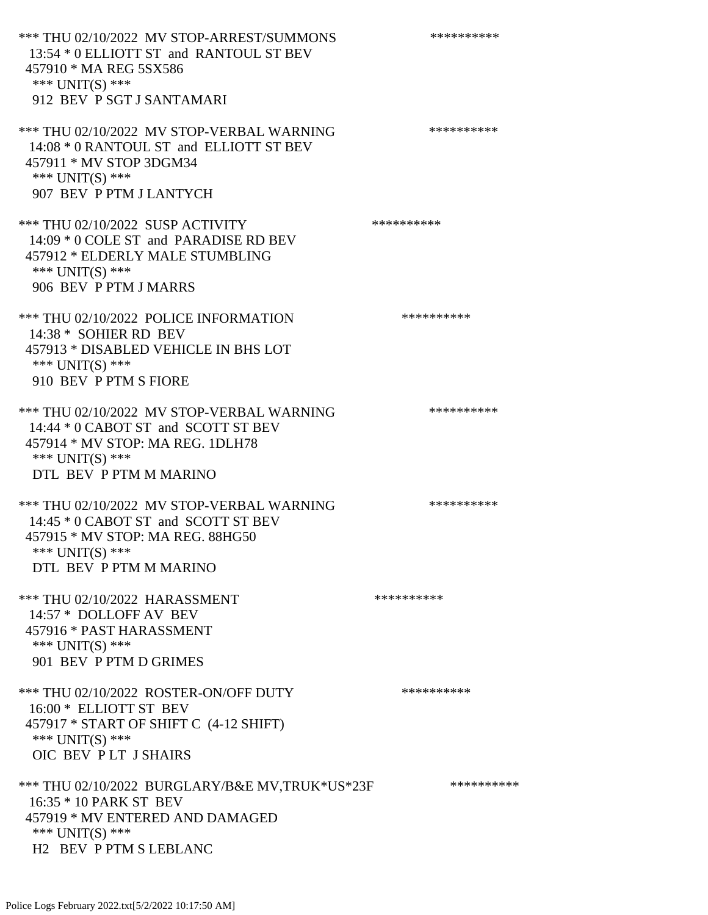*** THU 02/10/2022 MV STOP-ARREST/SUMMONS **********
13:54 * 0 ELLIOTT ST and RANTOUL ST BEV
457910 * MA REG 5SX586
*** UNIT(S) ***
912 BEV P SGT J SANTAMARI

*** THU 02/10/2022 MV STOP-VERBAL WARNING **********
14:08 * 0 RANTOUL ST and ELLIOTT ST BEV
457911 * MV STOP 3DGM34
*** UNIT(S) ***
907 BEV P PTM J LANTYCH

*** THU 02/10/2022 SUSP ACTIVITY **********
14:09 * 0 COLE ST and PARADISE RD BEV
457912 * ELDERLY MALE STUMBLING
*** UNIT(S) ***
906 BEV P PTM J MARRS

*** THU 02/10/2022 POLICE INFORMATION **********
14:38 * SOHIER RD BEV
457913 * DISABLED VEHICLE IN BHS LOT
*** UNIT(S) ***
910 BEV P PTM S FIORE

*** THU 02/10/2022 MV STOP-VERBAL WARNING **********
14:44 * 0 CABOT ST and SCOTT ST BEV
457914 * MV STOP: MA REG. 1DLH78
*** UNIT(S) ***
DTL BEV P PTM M MARINO

*** THU 02/10/2022 MV STOP-VERBAL WARNING **********
14:45 * 0 CABOT ST and SCOTT ST BEV
457915 * MV STOP: MA REG. 88HG50
*** UNIT(S) ***
DTL BEV P PTM M MARINO

*** THU 02/10/2022 HARASSMENT **********
14:57 * DOLLOFF AV BEV
457916 * PAST HARASSMENT
*** UNIT(S) ***
901 BEV P PTM D GRIMES

*** THU 02/10/2022 ROSTER-ON/OFF DUTY **********
16:00 * ELLIOTT ST BEV
457917 * START OF SHIFT C (4-12 SHIFT)
*** UNIT(S) ***
OIC BEV P LT J SHAIRS

*** THU 02/10/2022 BURGLARY/B&E MV,TRUK*US*23F **********
16:35 * 10 PARK ST BEV
457919 * MV ENTERED AND DAMAGED
*** UNIT(S) ***
H2 BEV P PTM S LEBLANC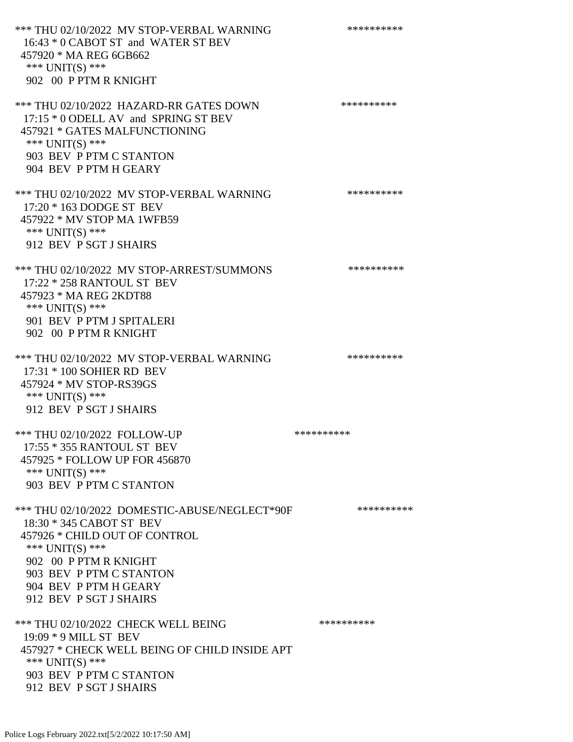*** THU 02/10/2022 MV STOP-VERBAL WARNING **********
16:43 * 0 CABOT ST and WATER ST BEV
457920 * MA REG 6GB662
*** UNIT(S) ***
902 00 P PTM R KNIGHT

*** THU 02/10/2022 HAZARD-RR GATES DOWN **********
17:15 * 0 ODELL AV and SPRING ST BEV
457921 * GATES MALFUNCTIONING
*** UNIT(S) ***
903 BEV P PTM C STANTON
904 BEV P PTM H GEARY

*** THU 02/10/2022 MV STOP-VERBAL WARNING **********
17:20 * 163 DODGE ST BEV
457922 * MV STOP MA 1WFB59
*** UNIT(S) ***
912 BEV P SGT J SHAIRS

*** THU 02/10/2022 MV STOP-ARREST/SUMMONS **********
17:22 * 258 RANTOUL ST BEV
457923 * MA REG 2KDT88
*** UNIT(S) ***
901 BEV P PTM J SPITALERI
902 00 P PTM R KNIGHT

*** THU 02/10/2022 MV STOP-VERBAL WARNING **********
17:31 * 100 SOHIER RD BEV
457924 * MV STOP-RS39GS
*** UNIT(S) ***
912 BEV P SGT J SHAIRS

*** THU 02/10/2022 FOLLOW-UP **********
17:55 * 355 RANTOUL ST BEV
457925 * FOLLOW UP FOR 456870
*** UNIT(S) ***
903 BEV P PTM C STANTON

*** THU 02/10/2022 DOMESTIC-ABUSE/NEGLECT*90F **********
18:30 * 345 CABOT ST BEV
457926 * CHILD OUT OF CONTROL
*** UNIT(S) ***
902 00 P PTM R KNIGHT
903 BEV P PTM C STANTON
904 BEV P PTM H GEARY
912 BEV P SGT J SHAIRS

*** THU 02/10/2022 CHECK WELL BEING **********
19:09 * 9 MILL ST BEV
457927 * CHECK WELL BEING OF CHILD INSIDE APT
*** UNIT(S) ***
903 BEV P PTM C STANTON
912 BEV P SGT J SHAIRS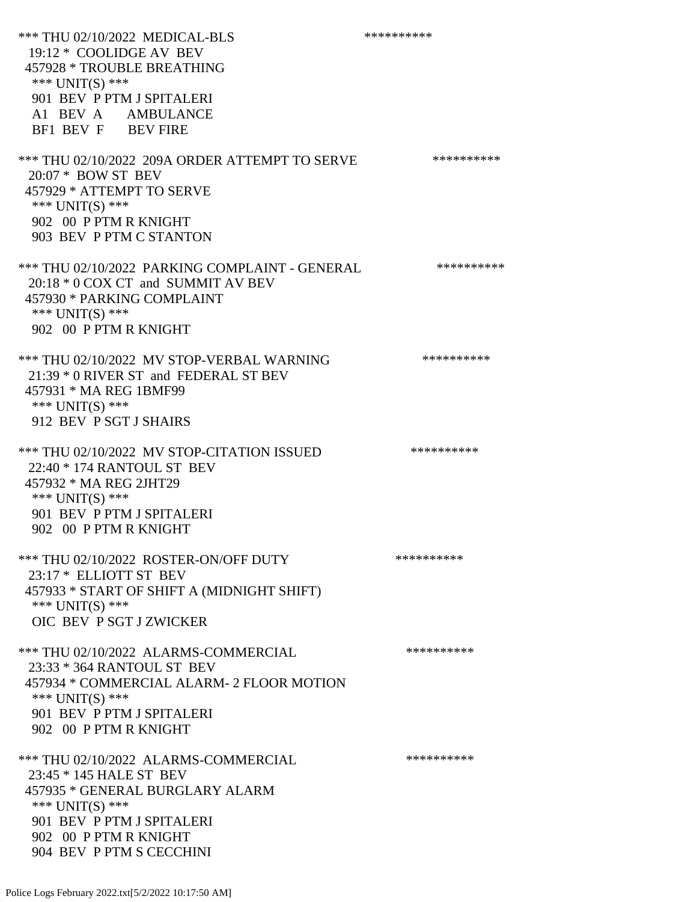*** THU 02/10/2022 MEDICAL-BLS **********
19:12 * COOLIDGE AV BEV
457928 * TROUBLE BREATHING
*** UNIT(S) ***
901 BEV P PTM J SPITALERI
A1 BEV A AMBULANCE
BF1 BEV F BEV FIRE

*** THU 02/10/2022 209A ORDER ATTEMPT TO SERVE **********
20:07 * BOW ST BEV
457929 * ATTEMPT TO SERVE
*** UNIT(S) ***
902 00 P PTM R KNIGHT
903 BEV P PTM C STANTON

*** THU 02/10/2022 PARKING COMPLAINT - GENERAL **********
20:18 * 0 COX CT and SUMMIT AV BEV
457930 * PARKING COMPLAINT
*** UNIT(S) ***
902 00 P PTM R KNIGHT

*** THU 02/10/2022 MV STOP-VERBAL WARNING **********
21:39 * 0 RIVER ST and FEDERAL ST BEV
457931 * MA REG 1BMF99
*** UNIT(S) ***
912 BEV P SGT J SHAIRS

*** THU 02/10/2022 MV STOP-CITATION ISSUED **********
22:40 * 174 RANTOUL ST BEV
457932 * MA REG 2JHT29
*** UNIT(S) ***
901 BEV P PTM J SPITALERI
902 00 P PTM R KNIGHT

*** THU 02/10/2022 ROSTER-ON/OFF DUTY **********
23:17 * ELLIOTT ST BEV
457933 * START OF SHIFT A (MIDNIGHT SHIFT)
*** UNIT(S) ***
OIC BEV P SGT J ZWICKER

*** THU 02/10/2022 ALARMS-COMMERCIAL **********
23:33 * 364 RANTOUL ST BEV
457934 * COMMERCIAL ALARM- 2 FLOOR MOTION
*** UNIT(S) ***
901 BEV P PTM J SPITALERI
902 00 P PTM R KNIGHT

*** THU 02/10/2022 ALARMS-COMMERCIAL **********
23:45 * 145 HALE ST BEV
457935 * GENERAL BURGLARY ALARM
*** UNIT(S) ***
901 BEV P PTM J SPITALERI
902 00 P PTM R KNIGHT
904 BEV P PTM S CECCHINI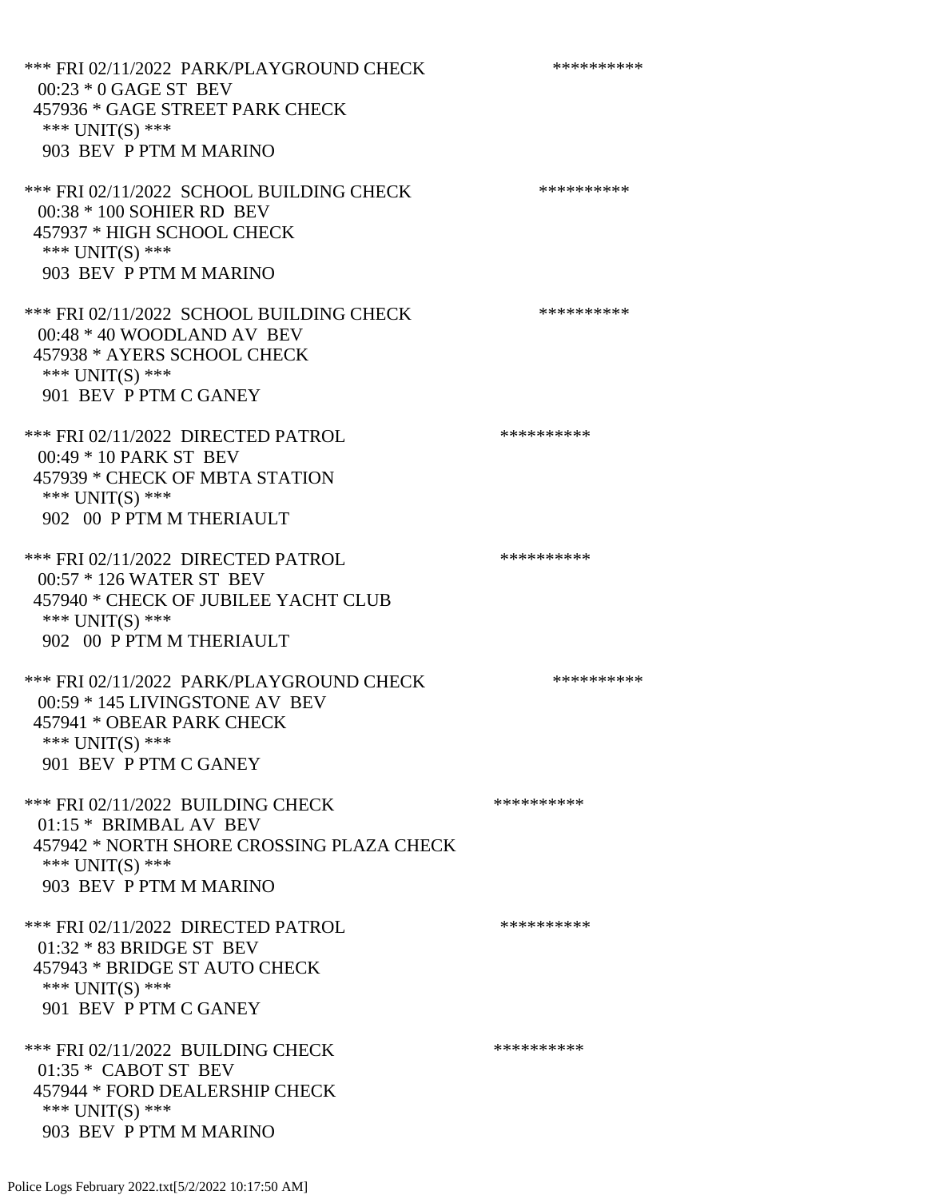*** FRI 02/11/2022 PARK/PLAYGROUND CHECK **********
00:23 * 0 GAGE ST BEV
457936 * GAGE STREET PARK CHECK
*** UNIT(S) ***
903 BEV P PTM M MARINO

*** FRI 02/11/2022 SCHOOL BUILDING CHECK **********
00:38 * 100 SOHIER RD BEV
457937 * HIGH SCHOOL CHECK
*** UNIT(S) ***
903 BEV P PTM M MARINO

*** FRI 02/11/2022 SCHOOL BUILDING CHECK **********
00:48 * 40 WOODLAND AV BEV
457938 * AYERS SCHOOL CHECK
*** UNIT(S) ***
901 BEV P PTM C GANEY

*** FRI 02/11/2022 DIRECTED PATROL **********
00:49 * 10 PARK ST BEV
457939 * CHECK OF MBTA STATION
*** UNIT(S) ***
902 00 P PTM M THERIAULT

*** FRI 02/11/2022 DIRECTED PATROL **********
00:57 * 126 WATER ST BEV
457940 * CHECK OF JUBILEE YACHT CLUB
*** UNIT(S) ***
902 00 P PTM M THERIAULT

*** FRI 02/11/2022 PARK/PLAYGROUND CHECK **********
00:59 * 145 LIVINGSTONE AV BEV
457941 * OBEAR PARK CHECK
*** UNIT(S) ***
901 BEV P PTM C GANEY

*** FRI 02/11/2022 BUILDING CHECK **********
01:15 * BRIMBAL AV BEV
457942 * NORTH SHORE CROSSING PLAZA CHECK
*** UNIT(S) ***
903 BEV P PTM M MARINO

*** FRI 02/11/2022 DIRECTED PATROL **********
01:32 * 83 BRIDGE ST BEV
457943 * BRIDGE ST AUTO CHECK
*** UNIT(S) ***
901 BEV P PTM C GANEY

*** FRI 02/11/2022 BUILDING CHECK **********
01:35 * CABOT ST BEV
457944 * FORD DEALERSHIP CHECK
*** UNIT(S) ***
903 BEV P PTM M MARINO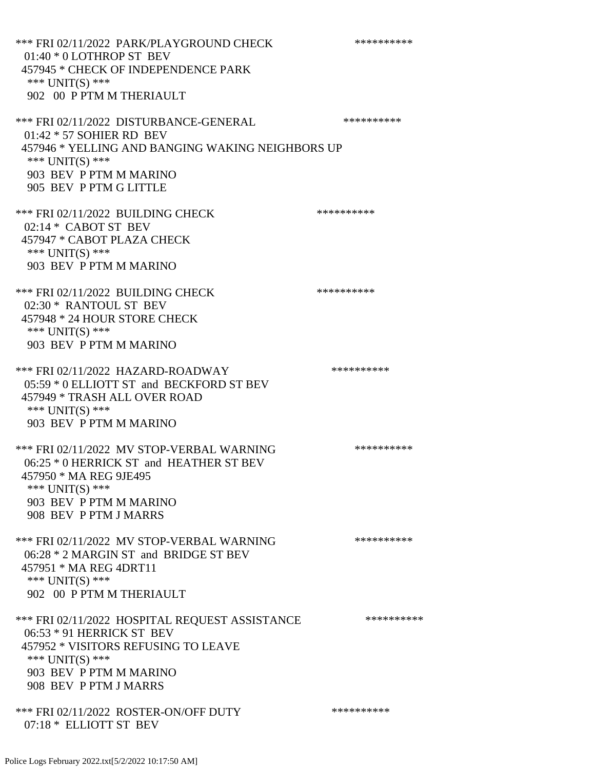*** FRI 02/11/2022 PARK/PLAYGROUND CHECK **********
01:40 * 0 LOTHROP ST BEV
457945 * CHECK OF INDEPENDENCE PARK
*** UNIT(S) ***
902 00 P PTM M THERIAULT

*** FRI 02/11/2022 DISTURBANCE-GENERAL **********
01:42 * 57 SOHIER RD BEV
457946 * YELLING AND BANGING WAKING NEIGHBORS UP
*** UNIT(S) ***
903 BEV P PTM M MARINO
905 BEV P PTM G LITTLE

*** FRI 02/11/2022 BUILDING CHECK **********
02:14 * CABOT ST BEV
457947 * CABOT PLAZA CHECK
*** UNIT(S) ***
903 BEV P PTM M MARINO

*** FRI 02/11/2022 BUILDING CHECK **********
02:30 * RANTOUL ST BEV
457948 * 24 HOUR STORE CHECK
*** UNIT(S) ***
903 BEV P PTM M MARINO

*** FRI 02/11/2022 HAZARD-ROADWAY **********
05:59 * 0 ELLIOTT ST and BECKFORD ST BEV
457949 * TRASH ALL OVER ROAD
*** UNIT(S) ***
903 BEV P PTM M MARINO

*** FRI 02/11/2022 MV STOP-VERBAL WARNING **********
06:25 * 0 HERRICK ST and HEATHER ST BEV
457950 * MA REG 9JE495
*** UNIT(S) ***
903 BEV P PTM M MARINO
908 BEV P PTM J MARRS

*** FRI 02/11/2022 MV STOP-VERBAL WARNING **********
06:28 * 2 MARGIN ST and BRIDGE ST BEV
457951 * MA REG 4DRT11
*** UNIT(S) ***
902 00 P PTM M THERIAULT

*** FRI 02/11/2022 HOSPITAL REQUEST ASSISTANCE **********
06:53 * 91 HERRICK ST BEV
457952 * VISITORS REFUSING TO LEAVE
*** UNIT(S) ***
903 BEV P PTM M MARINO
908 BEV P PTM J MARRS

*** FRI 02/11/2022 ROSTER-ON/OFF DUTY **********
07:18 * ELLIOTT ST BEV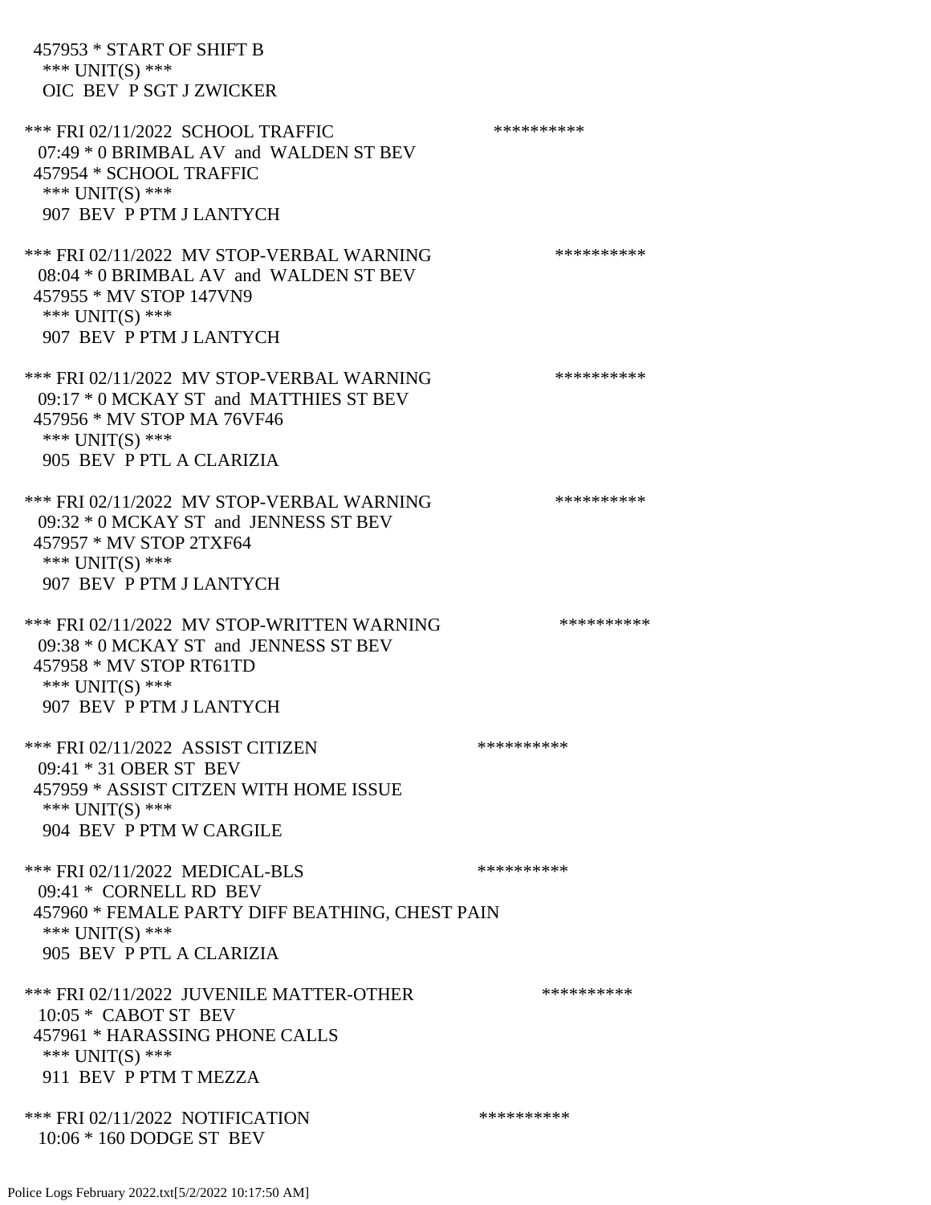457953 * START OF SHIFT B
*** UNIT(S) ***
OIC BEV P SGT J ZWICKER

*** FRI 02/11/2022 SCHOOL TRAFFIC **********
07:49 * 0 BRIMBAL AV and WALDEN ST BEV
457954 * SCHOOL TRAFFIC
*** UNIT(S) ***
907 BEV P PTM J LANTYCH

*** FRI 02/11/2022 MV STOP-VERBAL WARNING **********
08:04 * 0 BRIMBAL AV and WALDEN ST BEV
457955 * MV STOP 147VN9
*** UNIT(S) ***
907 BEV P PTM J LANTYCH

*** FRI 02/11/2022 MV STOP-VERBAL WARNING **********
09:17 * 0 MCKAY ST and MATTHIES ST BEV
457956 * MV STOP MA 76VF46
*** UNIT(S) ***
905 BEV P PTL A CLARIZIA

*** FRI 02/11/2022 MV STOP-VERBAL WARNING **********
09:32 * 0 MCKAY ST and JENNESS ST BEV
457957 * MV STOP 2TXF64
*** UNIT(S) ***
907 BEV P PTM J LANTYCH

*** FRI 02/11/2022 MV STOP-WRITTEN WARNING **********
09:38 * 0 MCKAY ST and JENNESS ST BEV
457958 * MV STOP RT61TD
*** UNIT(S) ***
907 BEV P PTM J LANTYCH

*** FRI 02/11/2022 ASSIST CITIZEN **********
09:41 * 31 OBER ST BEV
457959 * ASSIST CITZEN WITH HOME ISSUE
*** UNIT(S) ***
904 BEV P PTM W CARGILE

*** FRI 02/11/2022 MEDICAL-BLS **********
09:41 * CORNELL RD BEV
457960 * FEMALE PARTY DIFF BEATHING, CHEST PAIN
*** UNIT(S) ***
905 BEV P PTL A CLARIZIA

*** FRI 02/11/2022 JUVENILE MATTER-OTHER **********
10:05 * CABOT ST BEV
457961 * HARASSING PHONE CALLS
*** UNIT(S) ***
911 BEV P PTM T MEZZA

*** FRI 02/11/2022 NOTIFICATION **********
10:06 * 160 DODGE ST BEV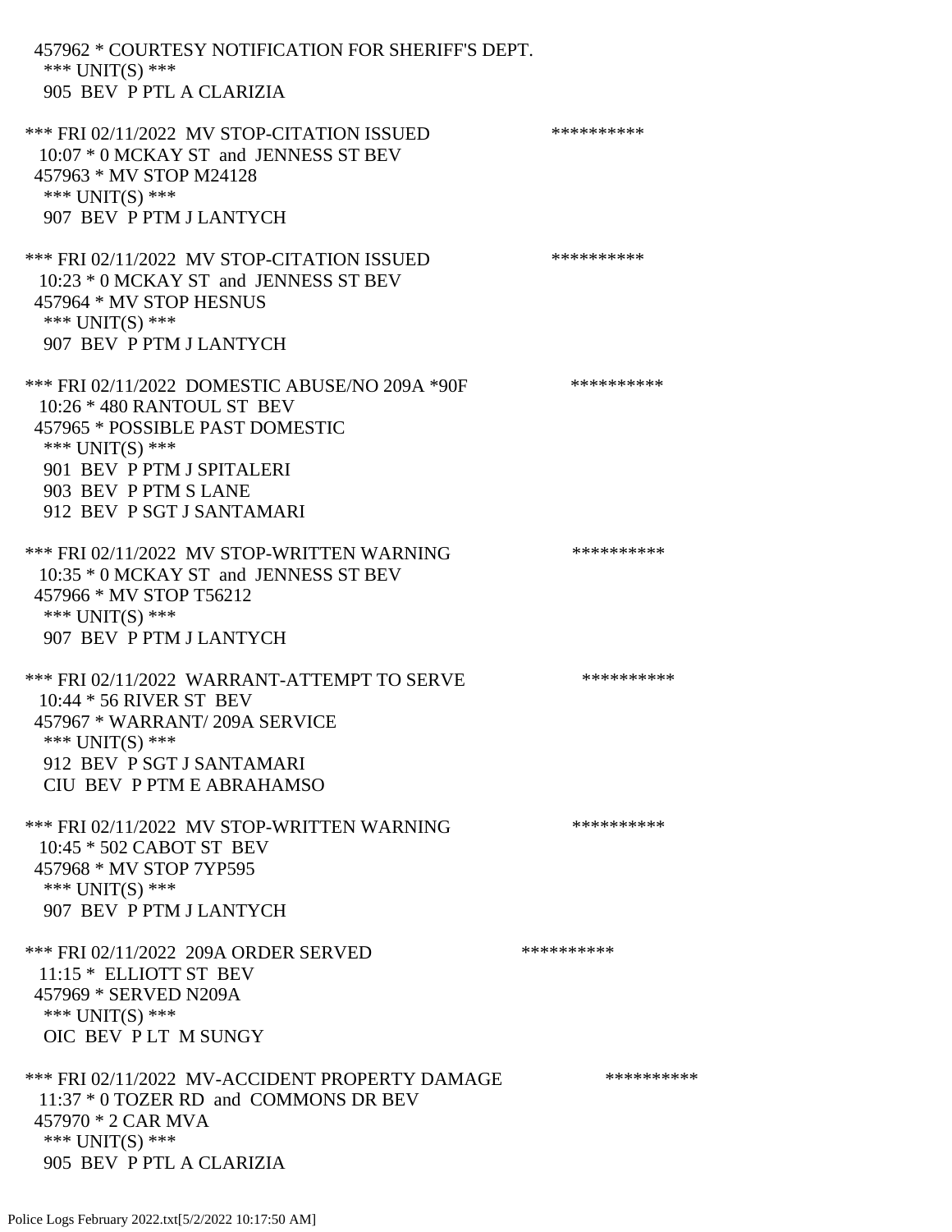457962 * COURTESY NOTIFICATION FOR SHERIFF'S DEPT.
 *** UNIT(S) ***
 905 BEV P PTL A CLARIZIA

*** FRI 02/11/2022 MV STOP-CITATION ISSUED **********
 10:07 * 0 MCKAY ST and JENNESS ST BEV
 457963 * MV STOP M24128
 *** UNIT(S) ***
 907 BEV P PTM J LANTYCH

*** FRI 02/11/2022 MV STOP-CITATION ISSUED **********
 10:23 * 0 MCKAY ST and JENNESS ST BEV
 457964 * MV STOP HESNUS
 *** UNIT(S) ***
 907 BEV P PTM J LANTYCH

*** FRI 02/11/2022 DOMESTIC ABUSE/NO 209A *90F **********
 10:26 * 480 RANTOUL ST BEV
 457965 * POSSIBLE PAST DOMESTIC
 *** UNIT(S) ***
 901 BEV P PTM J SPITALERI
 903 BEV P PTM S LANE
 912 BEV P SGT J SANTAMARI

*** FRI 02/11/2022 MV STOP-WRITTEN WARNING **********
 10:35 * 0 MCKAY ST and JENNESS ST BEV
 457966 * MV STOP T56212
 *** UNIT(S) ***
 907 BEV P PTM J LANTYCH

*** FRI 02/11/2022 WARRANT-ATTEMPT TO SERVE **********
 10:44 * 56 RIVER ST BEV
 457967 * WARRANT/ 209A SERVICE
 *** UNIT(S) ***
 912 BEV P SGT J SANTAMARI
 CIU BEV P PTM E ABRAHAMSO

*** FRI 02/11/2022 MV STOP-WRITTEN WARNING **********
 10:45 * 502 CABOT ST BEV
 457968 * MV STOP 7YP595
 *** UNIT(S) ***
 907 BEV P PTM J LANTYCH

*** FRI 02/11/2022 209A ORDER SERVED **********
 11:15 * ELLIOTT ST BEV
 457969 * SERVED N209A
 *** UNIT(S) ***
 OIC BEV P LT M SUNGY

*** FRI 02/11/2022 MV-ACCIDENT PROPERTY DAMAGE **********
 11:37 * 0 TOZER RD and COMMONS DR BEV
 457970 * 2 CAR MVA
 *** UNIT(S) ***
 905 BEV P PTL A CLARIZIA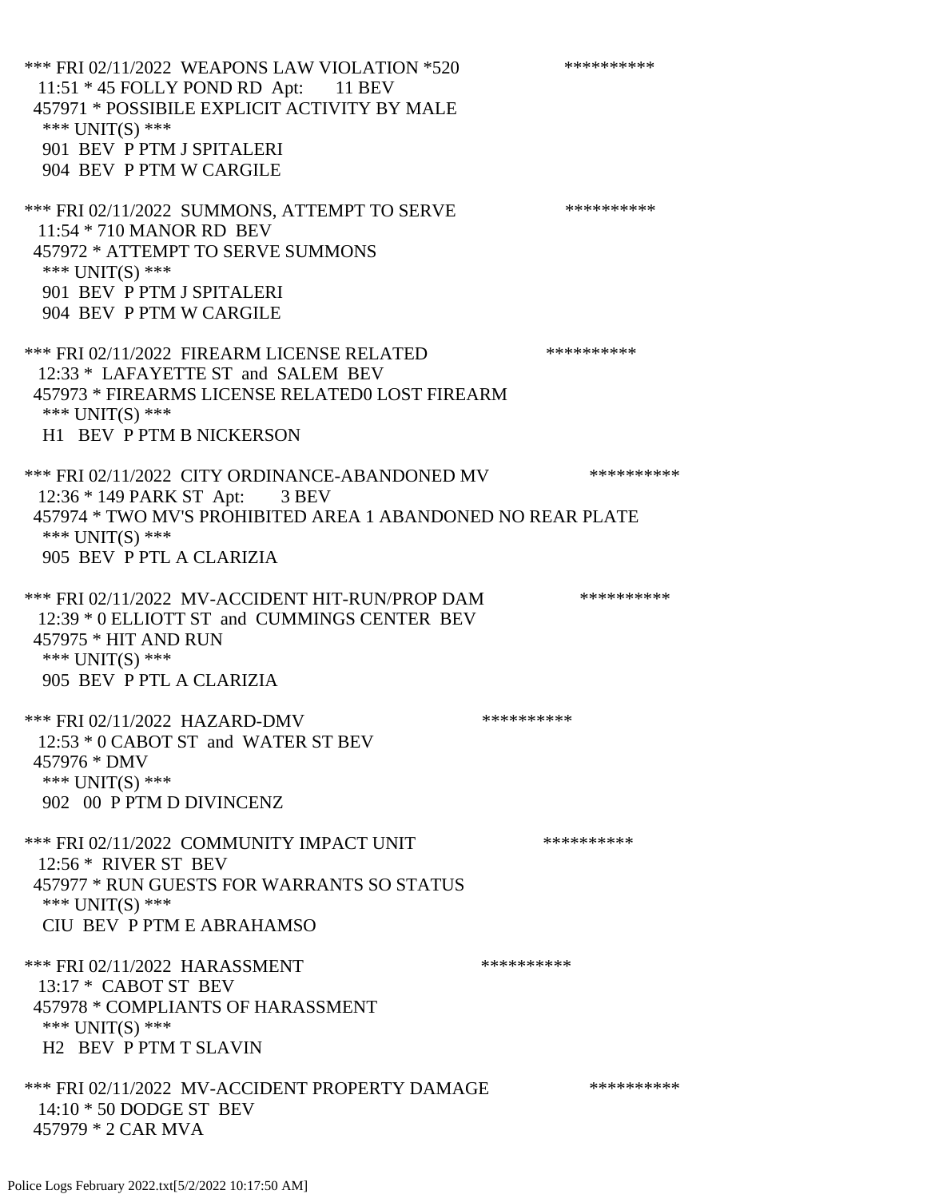*** FRI 02/11/2022 WEAPONS LAW VIOLATION *520 **********
11:51 * 45 FOLLY POND RD Apt: 11 BEV
457971 * POSSIBILE EXPLICIT ACTIVITY BY MALE
*** UNIT(S) ***
901 BEV P PTM J SPITALERI
904 BEV P PTM W CARGILE

*** FRI 02/11/2022 SUMMONS, ATTEMPT TO SERVE **********
11:54 * 710 MANOR RD BEV
457972 * ATTEMPT TO SERVE SUMMONS
*** UNIT(S) ***
901 BEV P PTM J SPITALERI
904 BEV P PTM W CARGILE

*** FRI 02/11/2022 FIREARM LICENSE RELATED **********
12:33 * LAFAYETTE ST and SALEM BEV
457973 * FIREARMS LICENSE RELATED0 LOST FIREARM
*** UNIT(S) ***
H1 BEV P PTM B NICKERSON

*** FRI 02/11/2022 CITY ORDINANCE-ABANDONED MV **********
12:36 * 149 PARK ST Apt: 3 BEV
457974 * TWO MV'S PROHIBITED AREA 1 ABANDONED NO REAR PLATE
*** UNIT(S) ***
905 BEV P PTL A CLARIZIA

*** FRI 02/11/2022 MV-ACCIDENT HIT-RUN/PROP DAM **********
12:39 * 0 ELLIOTT ST and CUMMINGS CENTER BEV
457975 * HIT AND RUN
*** UNIT(S) ***
905 BEV P PTL A CLARIZIA

*** FRI 02/11/2022 HAZARD-DMV **********
12:53 * 0 CABOT ST and WATER ST BEV
457976 * DMV
*** UNIT(S) ***
902 00 P PTM D DIVINCENZ

*** FRI 02/11/2022 COMMUNITY IMPACT UNIT **********
12:56 * RIVER ST BEV
457977 * RUN GUESTS FOR WARRANTS SO STATUS
*** UNIT(S) ***
CIU BEV P PTM E ABRAHAMSO

*** FRI 02/11/2022 HARASSMENT **********
13:17 * CABOT ST BEV
457978 * COMPLIANTS OF HARASSMENT
*** UNIT(S) ***
H2 BEV P PTM T SLAVIN

*** FRI 02/11/2022 MV-ACCIDENT PROPERTY DAMAGE **********
14:10 * 50 DODGE ST BEV
457979 * 2 CAR MVA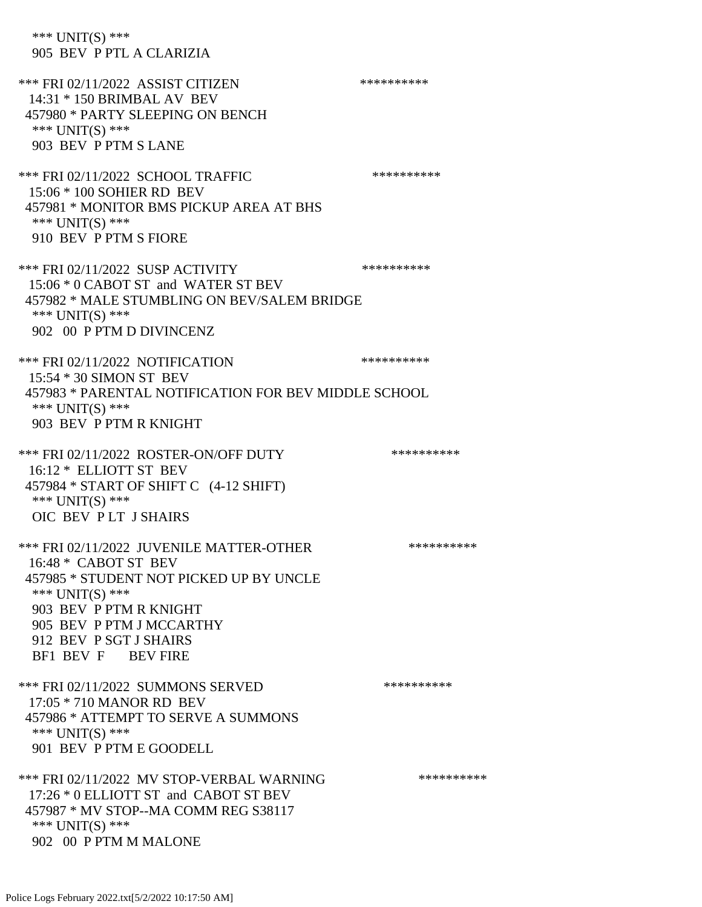*** UNIT(S) ***
905 BEV P PTL A CLARIZIA

*** FRI 02/11/2022 ASSIST CITIZEN **********
14:31 * 150 BRIMBAL AV BEV
457980 * PARTY SLEEPING ON BENCH
*** UNIT(S) ***
903 BEV P PTM S LANE

*** FRI 02/11/2022 SCHOOL TRAFFIC **********
15:06 * 100 SOHIER RD BEV
457981 * MONITOR BMS PICKUP AREA AT BHS
*** UNIT(S) ***
910 BEV P PTM S FIORE

*** FRI 02/11/2022 SUSP ACTIVITY **********
15:06 * 0 CABOT ST and WATER ST BEV
457982 * MALE STUMBLING ON BEV/SALEM BRIDGE
*** UNIT(S) ***
902 00 P PTM D DIVINCENZ

*** FRI 02/11/2022 NOTIFICATION **********
15:54 * 30 SIMON ST BEV
457983 * PARENTAL NOTIFICATION FOR BEV MIDDLE SCHOOL
*** UNIT(S) ***
903 BEV P PTM R KNIGHT

*** FRI 02/11/2022 ROSTER-ON/OFF DUTY **********
16:12 * ELLIOTT ST BEV
457984 * START OF SHIFT C (4-12 SHIFT)
*** UNIT(S) ***
OIC BEV P LT J SHAIRS

*** FRI 02/11/2022 JUVENILE MATTER-OTHER **********
16:48 * CABOT ST BEV
457985 * STUDENT NOT PICKED UP BY UNCLE
*** UNIT(S) ***
903 BEV P PTM R KNIGHT
905 BEV P PTM J MCCARTHY
912 BEV P SGT J SHAIRS
BF1 BEV F BEV FIRE

*** FRI 02/11/2022 SUMMONS SERVED **********
17:05 * 710 MANOR RD BEV
457986 * ATTEMPT TO SERVE A SUMMONS
*** UNIT(S) ***
901 BEV P PTM E GOODELL

*** FRI 02/11/2022 MV STOP-VERBAL WARNING **********
17:26 * 0 ELLIOTT ST and CABOT ST BEV
457987 * MV STOP--MA COMM REG S38117
*** UNIT(S) ***
902 00 P PTM M MALONE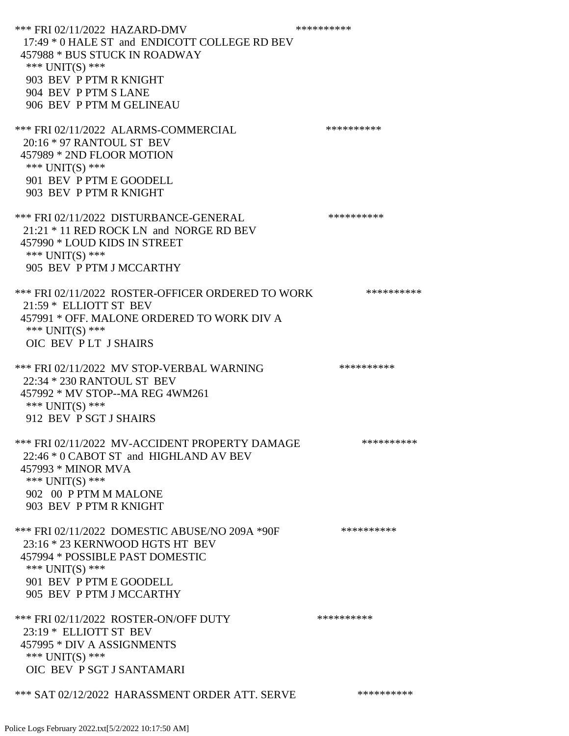*** FRI 02/11/2022 HAZARD-DMV **********
17:49 * 0 HALE ST and ENDICOTT COLLEGE RD BEV
457988 * BUS STUCK IN ROADWAY
*** UNIT(S) ***
903 BEV P PTM R KNIGHT
904 BEV P PTM S LANE
906 BEV P PTM M GELINEAU

*** FRI 02/11/2022 ALARMS-COMMERCIAL **********
20:16 * 97 RANTOUL ST BEV
457989 * 2ND FLOOR MOTION
*** UNIT(S) ***
901 BEV P PTM E GOODELL
903 BEV P PTM R KNIGHT

*** FRI 02/11/2022 DISTURBANCE-GENERAL **********
21:21 * 11 RED ROCK LN and NORGE RD BEV
457990 * LOUD KIDS IN STREET
*** UNIT(S) ***
905 BEV P PTM J MCCARTHY

*** FRI 02/11/2022 ROSTER-OFFICER ORDERED TO WORK **********
21:59 * ELLIOTT ST BEV
457991 * OFF. MALONE ORDERED TO WORK DIV A
*** UNIT(S) ***
OIC BEV P LT J SHAIRS

*** FRI 02/11/2022 MV STOP-VERBAL WARNING **********
22:34 * 230 RANTOUL ST BEV
457992 * MV STOP--MA REG 4WM261
*** UNIT(S) ***
912 BEV P SGT J SHAIRS

*** FRI 02/11/2022 MV-ACCIDENT PROPERTY DAMAGE **********
22:46 * 0 CABOT ST and HIGHLAND AV BEV
457993 * MINOR MVA
*** UNIT(S) ***
902 00 P PTM M MALONE
903 BEV P PTM R KNIGHT

*** FRI 02/11/2022 DOMESTIC ABUSE/NO 209A *90F **********
23:16 * 23 KERNWOOD HGTS HT BEV
457994 * POSSIBLE PAST DOMESTIC
*** UNIT(S) ***
901 BEV P PTM E GOODELL
905 BEV P PTM J MCCARTHY

*** FRI 02/11/2022 ROSTER-ON/OFF DUTY **********
23:19 * ELLIOTT ST BEV
457995 * DIV A ASSIGNMENTS
*** UNIT(S) ***
OIC BEV P SGT J SANTAMARI

*** SAT 02/12/2022 HARASSMENT ORDER ATT. SERVE **********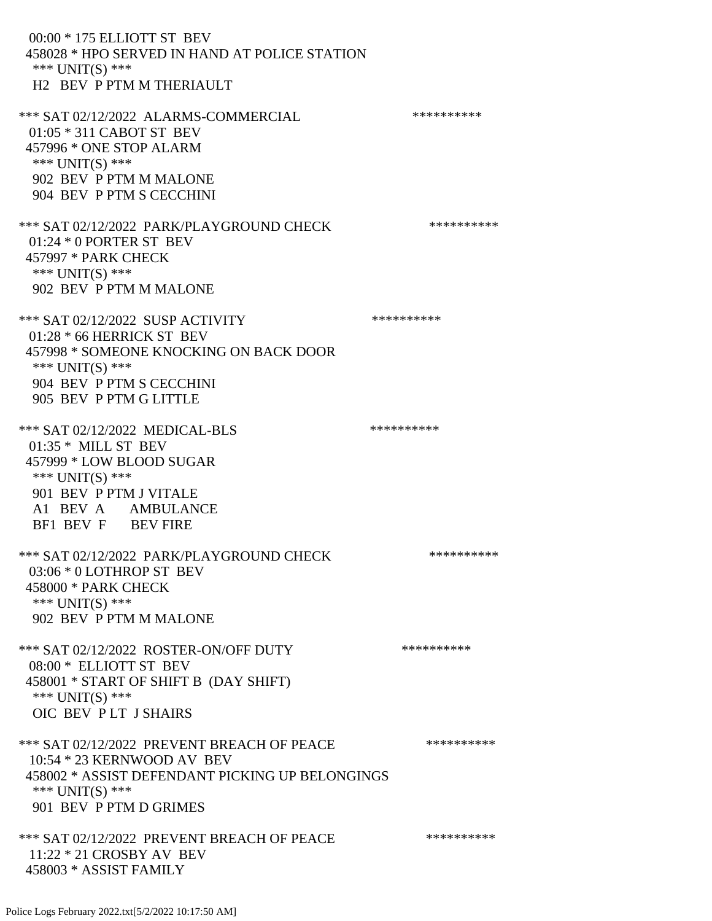00:00 * 175 ELLIOTT ST BEV
458028 * HPO SERVED IN HAND AT POLICE STATION
*** UNIT(S) ***
H2 BEV P PTM M THERIAULT

*** SAT 02/12/2022 ALARMS-COMMERCIAL **********
01:05 * 311 CABOT ST BEV
457996 * ONE STOP ALARM
*** UNIT(S) ***
902 BEV P PTM M MALONE
904 BEV P PTM S CECCHINI

*** SAT 02/12/2022 PARK/PLAYGROUND CHECK **********
01:24 * 0 PORTER ST BEV
457997 * PARK CHECK
*** UNIT(S) ***
902 BEV P PTM M MALONE

*** SAT 02/12/2022 SUSP ACTIVITY **********
01:28 * 66 HERRICK ST BEV
457998 * SOMEONE KNOCKING ON BACK DOOR
*** UNIT(S) ***
904 BEV P PTM S CECCHINI
905 BEV P PTM G LITTLE

*** SAT 02/12/2022 MEDICAL-BLS **********
01:35 * MILL ST BEV
457999 * LOW BLOOD SUGAR
*** UNIT(S) ***
901 BEV P PTM J VITALE
A1 BEV A AMBULANCE
BF1 BEV F BEV FIRE

*** SAT 02/12/2022 PARK/PLAYGROUND CHECK **********
03:06 * 0 LOTHROP ST BEV
458000 * PARK CHECK
*** UNIT(S) ***
902 BEV P PTM M MALONE

*** SAT 02/12/2022 ROSTER-ON/OFF DUTY **********
08:00 * ELLIOTT ST BEV
458001 * START OF SHIFT B (DAY SHIFT)
*** UNIT(S) ***
OIC BEV P LT J SHAIRS

*** SAT 02/12/2022 PREVENT BREACH OF PEACE **********
10:54 * 23 KERNWOOD AV BEV
458002 * ASSIST DEFENDANT PICKING UP BELONGINGS
*** UNIT(S) ***
901 BEV P PTM D GRIMES

*** SAT 02/12/2022 PREVENT BREACH OF PEACE **********
11:22 * 21 CROSBY AV BEV
458003 * ASSIST FAMILY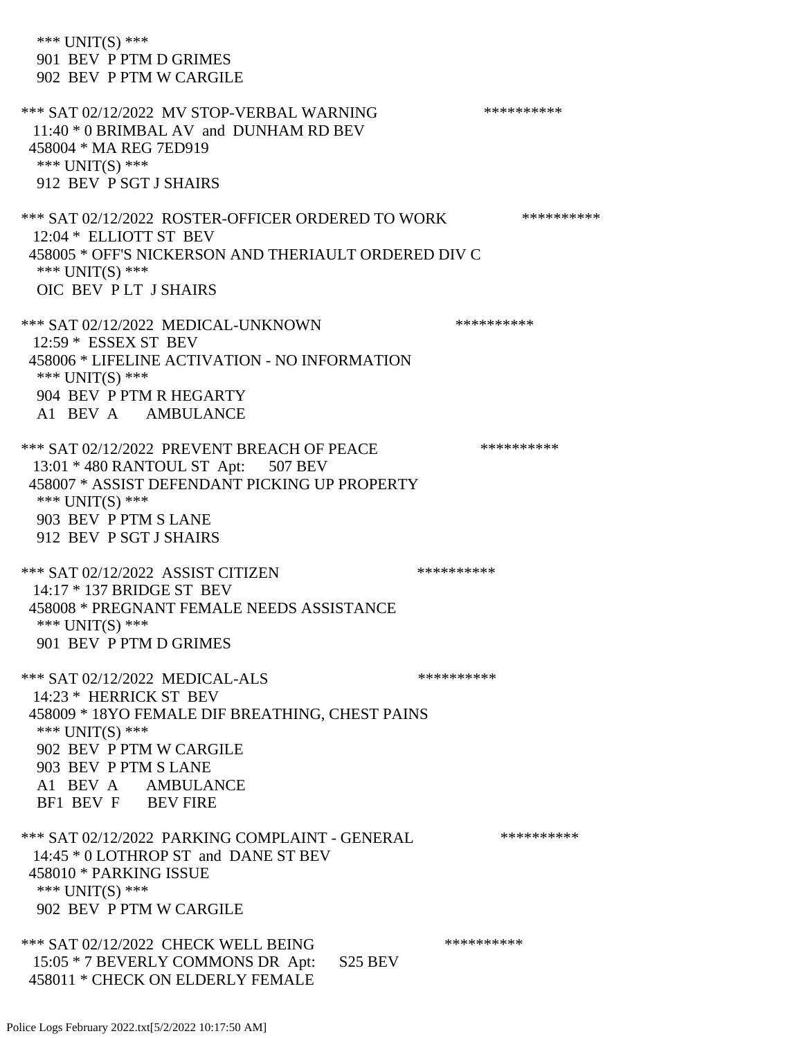*** UNIT(S) ***
 901 BEV P PTM D GRIMES
 902 BEV P PTM W CARGILE

*** SAT 02/12/2022 MV STOP-VERBAL WARNING **********
 11:40 * 0 BRIMBAL AV and DUNHAM RD BEV
 458004 * MA REG 7ED919
 *** UNIT(S) ***
 912 BEV P SGT J SHAIRS

*** SAT 02/12/2022 ROSTER-OFFICER ORDERED TO WORK **********
 12:04 * ELLIOTT ST BEV
 458005 * OFF'S NICKERSON AND THERIAULT ORDERED DIV C
 *** UNIT(S) ***
 OIC BEV P LT J SHAIRS

*** SAT 02/12/2022 MEDICAL-UNKNOWN **********
 12:59 * ESSEX ST BEV
 458006 * LIFELINE ACTIVATION - NO INFORMATION
 *** UNIT(S) ***
 904 BEV P PTM R HEGARTY
 A1 BEV A AMBULANCE

*** SAT 02/12/2022 PREVENT BREACH OF PEACE **********
 13:01 * 480 RANTOUL ST Apt: 507 BEV
 458007 * ASSIST DEFENDANT PICKING UP PROPERTY
 *** UNIT(S) ***
 903 BEV P PTM S LANE
 912 BEV P SGT J SHAIRS

*** SAT 02/12/2022 ASSIST CITIZEN **********
 14:17 * 137 BRIDGE ST BEV
 458008 * PREGNANT FEMALE NEEDS ASSISTANCE
 *** UNIT(S) ***
 901 BEV P PTM D GRIMES

*** SAT 02/12/2022 MEDICAL-ALS **********
 14:23 * HERRICK ST BEV
 458009 * 18YO FEMALE DIF BREATHING, CHEST PAINS
 *** UNIT(S) ***
 902 BEV P PTM W CARGILE
 903 BEV P PTM S LANE
 A1 BEV A AMBULANCE
 BF1 BEV F BEV FIRE

*** SAT 02/12/2022 PARKING COMPLAINT - GENERAL **********
 14:45 * 0 LOTHROP ST and DANE ST BEV
 458010 * PARKING ISSUE
 *** UNIT(S) ***
 902 BEV P PTM W CARGILE

*** SAT 02/12/2022 CHECK WELL BEING **********
 15:05 * 7 BEVERLY COMMONS DR Apt: S25 BEV
 458011 * CHECK ON ELDERLY FEMALE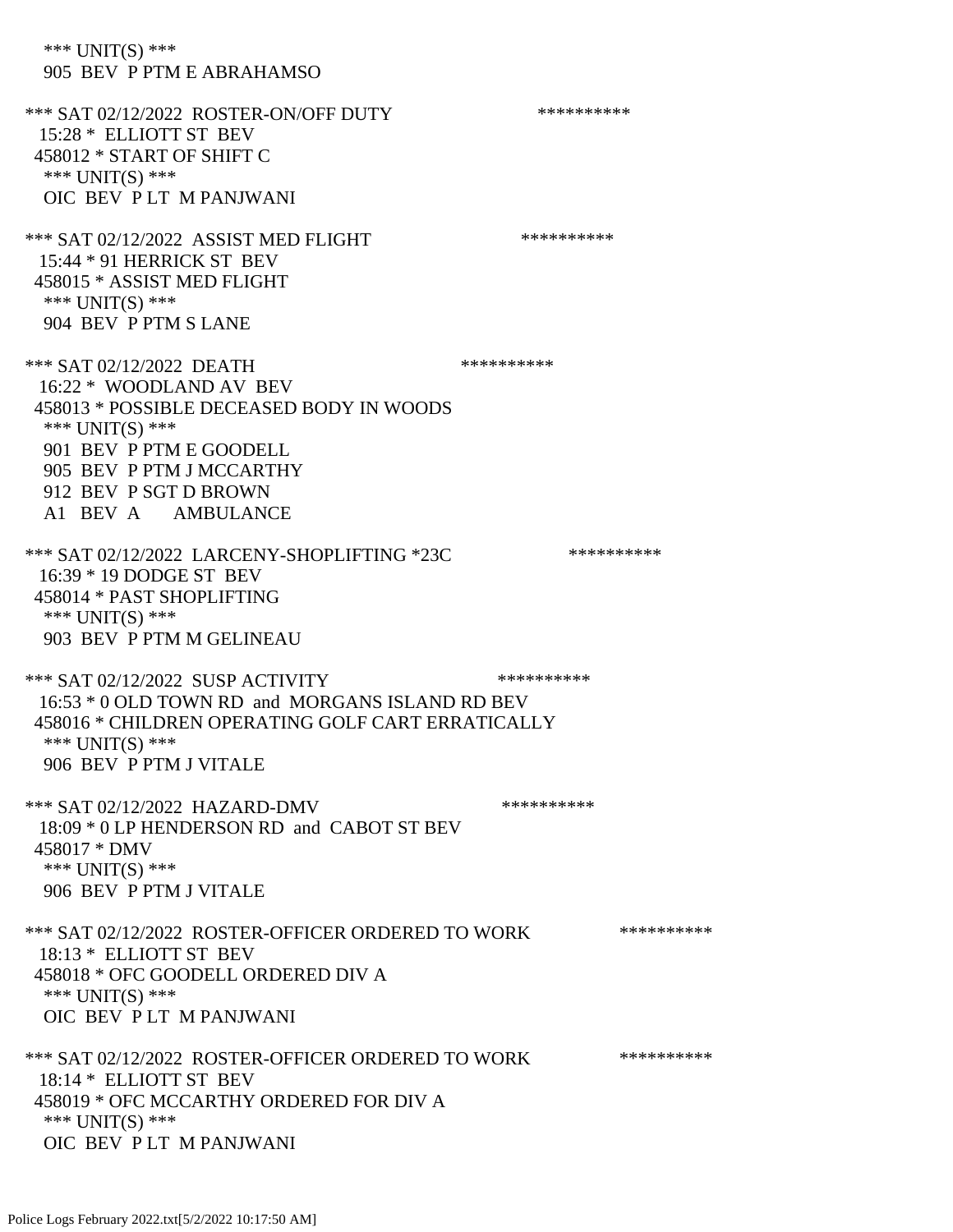*** UNIT(S) ***
 905 BEV P PTM E ABRAHAMSO

*** SAT 02/12/2022 ROSTER-ON/OFF DUTY **********
 15:28 * ELLIOTT ST BEV
 458012 * START OF SHIFT C
 *** UNIT(S) ***
 OIC BEV P LT M PANJWANI

*** SAT 02/12/2022 ASSIST MED FLIGHT **********
 15:44 * 91 HERRICK ST BEV
 458015 * ASSIST MED FLIGHT
 *** UNIT(S) ***
 904 BEV P PTM S LANE

*** SAT 02/12/2022 DEATH **********
 16:22 * WOODLAND AV BEV
 458013 * POSSIBLE DECEASED BODY IN WOODS
 *** UNIT(S) ***
 901 BEV P PTM E GOODELL
 905 BEV P PTM J MCCARTHY
 912 BEV P SGT D BROWN
 A1 BEV A AMBULANCE

*** SAT 02/12/2022 LARCENY-SHOPLIFTING *23C **********
 16:39 * 19 DODGE ST BEV
 458014 * PAST SHOPLIFTING
 *** UNIT(S) ***
 903 BEV P PTM M GELINEAU

*** SAT 02/12/2022 SUSP ACTIVITY **********
 16:53 * 0 OLD TOWN RD and MORGANS ISLAND RD BEV
 458016 * CHILDREN OPERATING GOLF CART ERRATICALLY
 *** UNIT(S) ***
 906 BEV P PTM J VITALE

*** SAT 02/12/2022 HAZARD-DMV **********
 18:09 * 0 LP HENDERSON RD and CABOT ST BEV
 458017 * DMV
 *** UNIT(S) ***
 906 BEV P PTM J VITALE

*** SAT 02/12/2022 ROSTER-OFFICER ORDERED TO WORK **********
 18:13 * ELLIOTT ST BEV
 458018 * OFC GOODELL ORDERED DIV A
 *** UNIT(S) ***
 OIC BEV P LT M PANJWANI

*** SAT 02/12/2022 ROSTER-OFFICER ORDERED TO WORK **********
 18:14 * ELLIOTT ST BEV
 458019 * OFC MCCARTHY ORDERED FOR DIV A
 *** UNIT(S) ***
 OIC BEV P LT M PANJWANI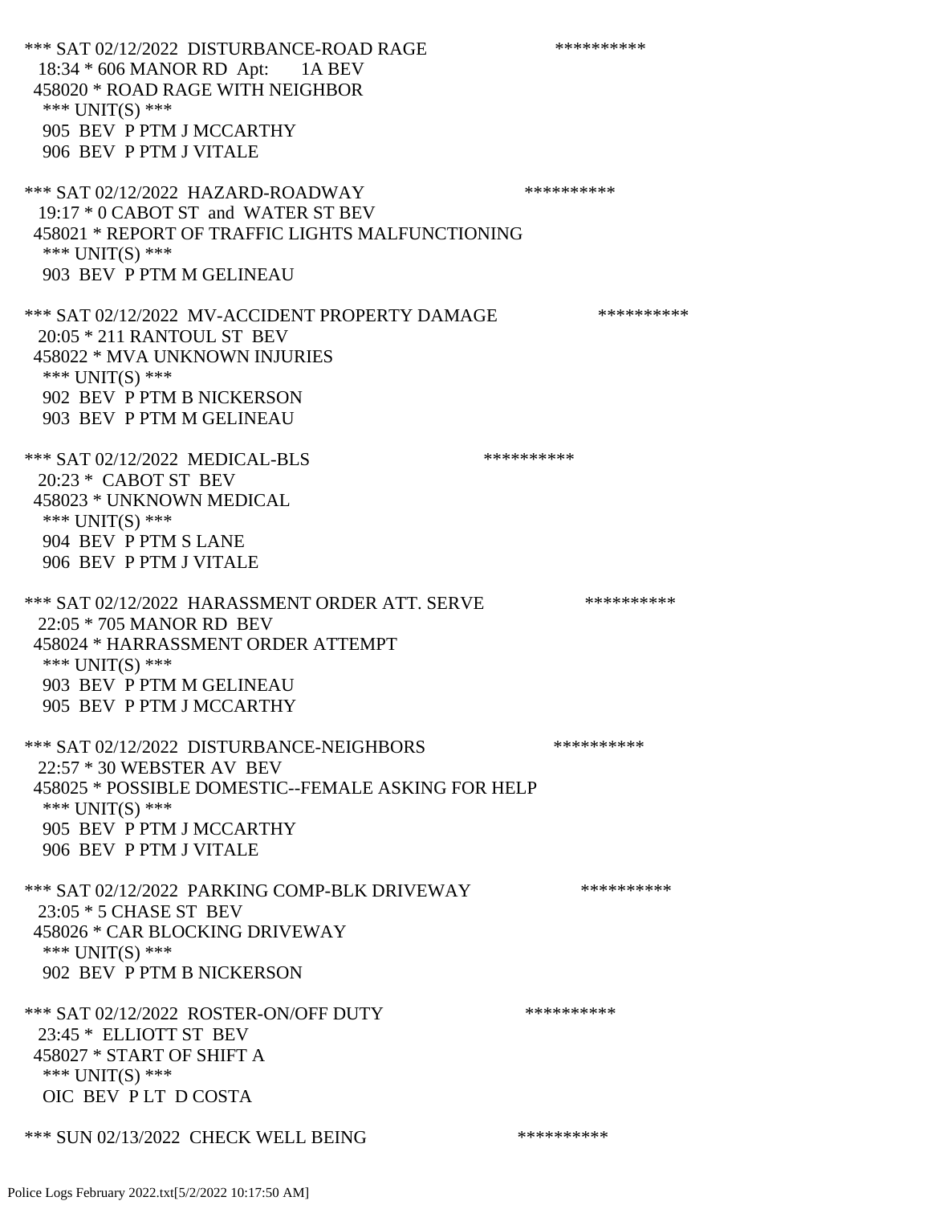*** SAT 02/12/2022 DISTURBANCE-ROAD RAGE **********
18:34 * 606 MANOR RD Apt: 1A BEV
458020 * ROAD RAGE WITH NEIGHBOR
*** UNIT(S) ***
905 BEV P PTM J MCCARTHY
906 BEV P PTM J VITALE

*** SAT 02/12/2022 HAZARD-ROADWAY **********
19:17 * 0 CABOT ST and WATER ST BEV
458021 * REPORT OF TRAFFIC LIGHTS MALFUNCTIONING
*** UNIT(S) ***
903 BEV P PTM M GELINEAU

*** SAT 02/12/2022 MV-ACCIDENT PROPERTY DAMAGE **********
20:05 * 211 RANTOUL ST BEV
458022 * MVA UNKNOWN INJURIES
*** UNIT(S) ***
902 BEV P PTM B NICKERSON
903 BEV P PTM M GELINEAU

*** SAT 02/12/2022 MEDICAL-BLS **********
20:23 * CABOT ST BEV
458023 * UNKNOWN MEDICAL
*** UNIT(S) ***
904 BEV P PTM S LANE
906 BEV P PTM J VITALE

*** SAT 02/12/2022 HARASSMENT ORDER ATT. SERVE **********
22:05 * 705 MANOR RD BEV
458024 * HARRASSMENT ORDER ATTEMPT
*** UNIT(S) ***
903 BEV P PTM M GELINEAU
905 BEV P PTM J MCCARTHY

*** SAT 02/12/2022 DISTURBANCE-NEIGHBORS **********
22:57 * 30 WEBSTER AV BEV
458025 * POSSIBLE DOMESTIC--FEMALE ASKING FOR HELP
*** UNIT(S) ***
905 BEV P PTM J MCCARTHY
906 BEV P PTM J VITALE

*** SAT 02/12/2022 PARKING COMP-BLK DRIVEWAY **********
23:05 * 5 CHASE ST BEV
458026 * CAR BLOCKING DRIVEWAY
*** UNIT(S) ***
902 BEV P PTM B NICKERSON

*** SAT 02/12/2022 ROSTER-ON/OFF DUTY **********
23:45 * ELLIOTT ST BEV
458027 * START OF SHIFT A
*** UNIT(S) ***
OIC BEV P LT D COSTA

*** SUN 02/13/2022 CHECK WELL BEING **********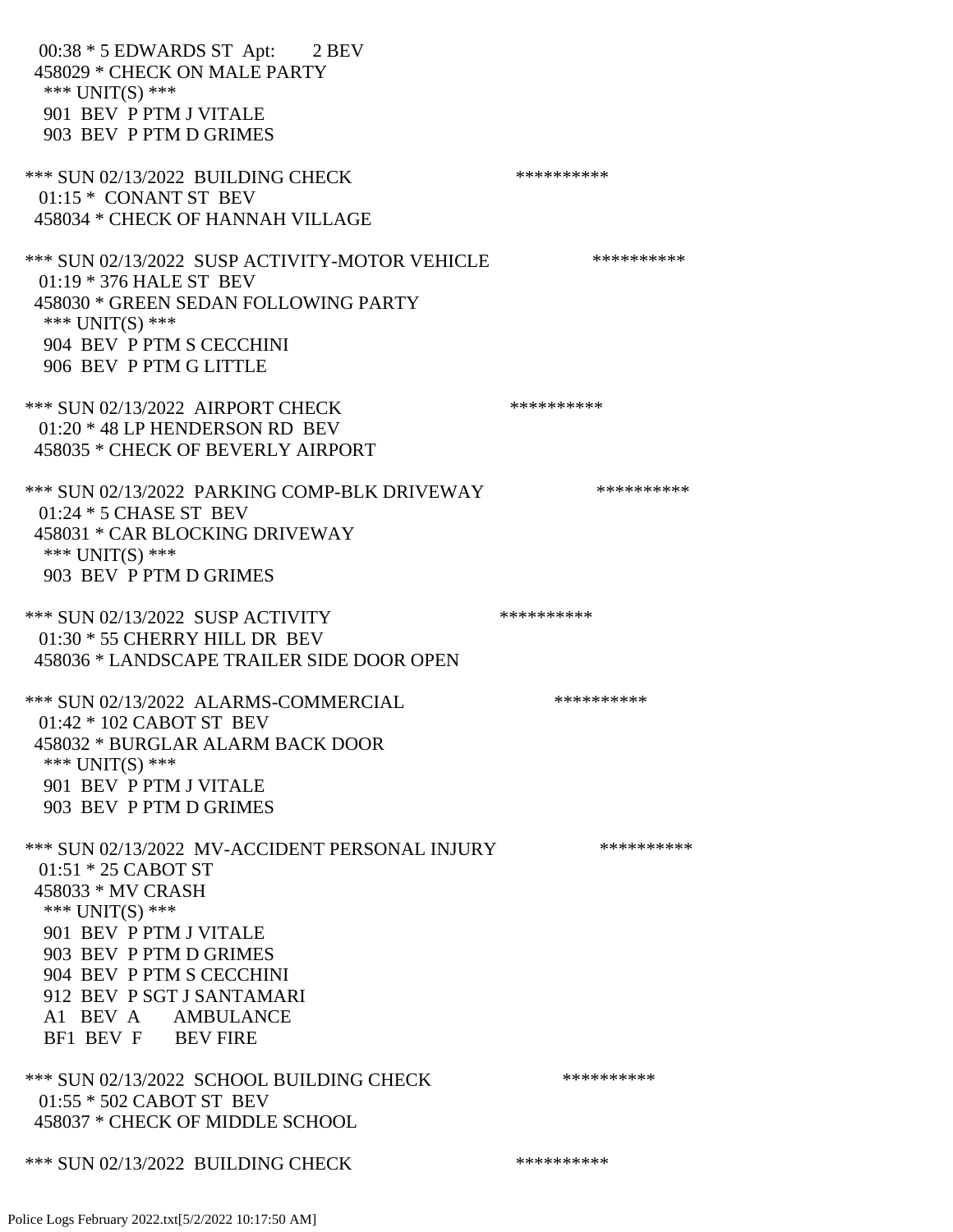00:38 * 5 EDWARDS ST Apt: 2 BEV
458029 * CHECK ON MALE PARTY
*** UNIT(S) ***
901 BEV P PTM J VITALE
903 BEV P PTM D GRIMES

*** SUN 02/13/2022 BUILDING CHECK **********
01:15 * CONANT ST BEV
458034 * CHECK OF HANNAH VILLAGE

*** SUN 02/13/2022 SUSP ACTIVITY-MOTOR VEHICLE **********
01:19 * 376 HALE ST BEV
458030 * GREEN SEDAN FOLLOWING PARTY
*** UNIT(S) ***
904 BEV P PTM S CECCHINI
906 BEV P PTM G LITTLE

*** SUN 02/13/2022 AIRPORT CHECK **********
01:20 * 48 LP HENDERSON RD BEV
458035 * CHECK OF BEVERLY AIRPORT

*** SUN 02/13/2022 PARKING COMP-BLK DRIVEWAY **********
01:24 * 5 CHASE ST BEV
458031 * CAR BLOCKING DRIVEWAY
*** UNIT(S) ***
903 BEV P PTM D GRIMES

*** SUN 02/13/2022 SUSP ACTIVITY **********
01:30 * 55 CHERRY HILL DR BEV
458036 * LANDSCAPE TRAILER SIDE DOOR OPEN

*** SUN 02/13/2022 ALARMS-COMMERCIAL **********
01:42 * 102 CABOT ST BEV
458032 * BURGLAR ALARM BACK DOOR
*** UNIT(S) ***
901 BEV P PTM J VITALE
903 BEV P PTM D GRIMES

*** SUN 02/13/2022 MV-ACCIDENT PERSONAL INJURY **********
01:51 * 25 CABOT ST
458033 * MV CRASH
*** UNIT(S) ***
901 BEV P PTM J VITALE
903 BEV P PTM D GRIMES
904 BEV P PTM S CECCHINI
912 BEV P SGT J SANTAMARI
A1 BEV A AMBULANCE
BF1 BEV F BEV FIRE

*** SUN 02/13/2022 SCHOOL BUILDING CHECK **********
01:55 * 502 CABOT ST BEV
458037 * CHECK OF MIDDLE SCHOOL

*** SUN 02/13/2022 BUILDING CHECK **********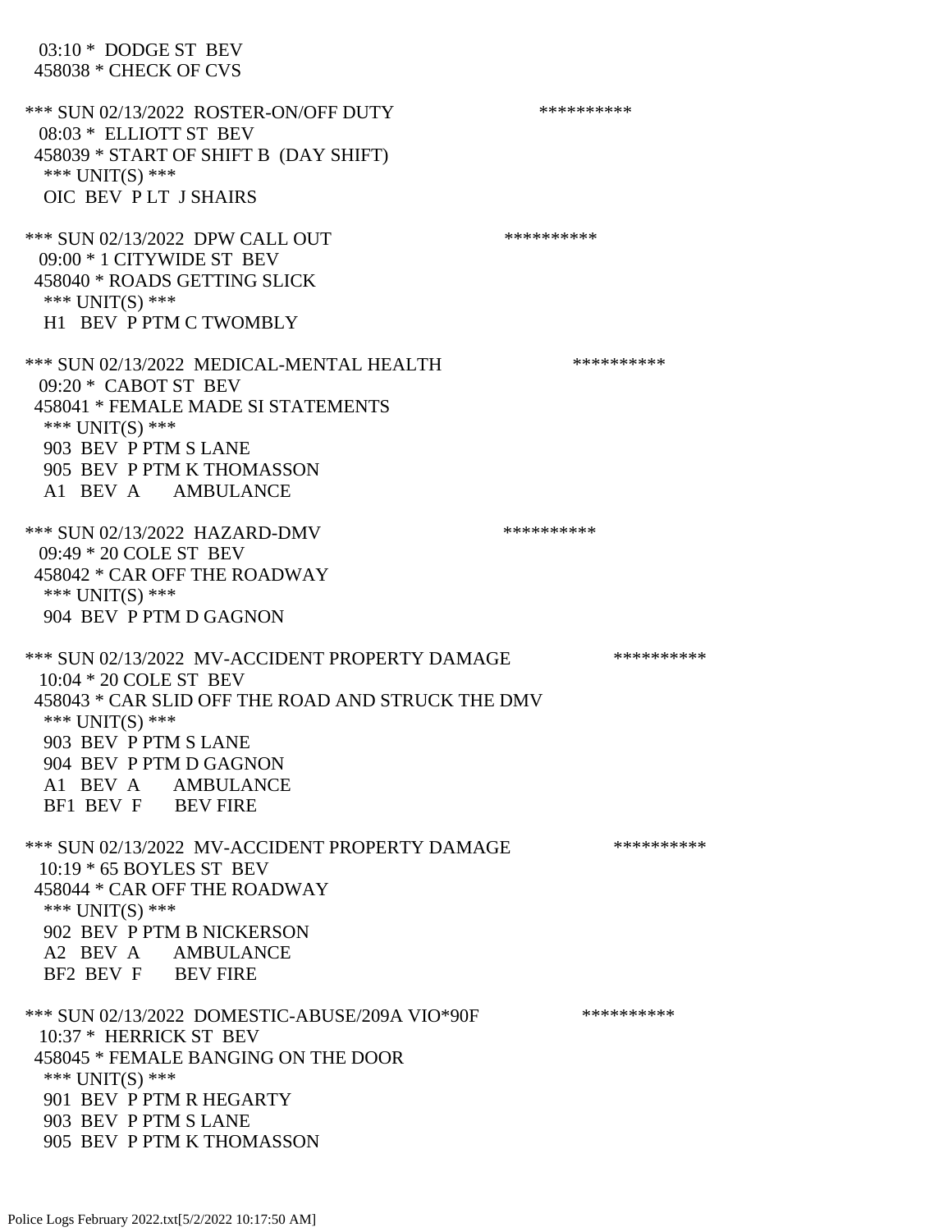03:10 * DODGE ST BEV
458038 * CHECK OF CVS

*** SUN 02/13/2022 ROSTER-ON/OFF DUTY **********
08:03 * ELLIOTT ST BEV
458039 * START OF SHIFT B (DAY SHIFT)
*** UNIT(S) ***
OIC BEV P LT J SHAIRS

*** SUN 02/13/2022 DPW CALL OUT **********
09:00 * 1 CITYWIDE ST BEV
458040 * ROADS GETTING SLICK
*** UNIT(S) ***
H1 BEV P PTM C TWOMBLY

*** SUN 02/13/2022 MEDICAL-MENTAL HEALTH **********
09:20 * CABOT ST BEV
458041 * FEMALE MADE SI STATEMENTS
*** UNIT(S) ***
903 BEV P PTM S LANE
905 BEV P PTM K THOMASSON
A1 BEV A AMBULANCE

*** SUN 02/13/2022 HAZARD-DMV **********
09:49 * 20 COLE ST BEV
458042 * CAR OFF THE ROADWAY
*** UNIT(S) ***
904 BEV P PTM D GAGNON

*** SUN 02/13/2022 MV-ACCIDENT PROPERTY DAMAGE **********
10:04 * 20 COLE ST BEV
458043 * CAR SLID OFF THE ROAD AND STRUCK THE DMV
*** UNIT(S) ***
903 BEV P PTM S LANE
904 BEV P PTM D GAGNON
A1 BEV A AMBULANCE
BF1 BEV F BEV FIRE

*** SUN 02/13/2022 MV-ACCIDENT PROPERTY DAMAGE **********
10:19 * 65 BOYLES ST BEV
458044 * CAR OFF THE ROADWAY
*** UNIT(S) ***
902 BEV P PTM B NICKERSON
A2 BEV A AMBULANCE
BF2 BEV F BEV FIRE

*** SUN 02/13/2022 DOMESTIC-ABUSE/209A VIO*90F **********
10:37 * HERRICK ST BEV
458045 * FEMALE BANGING ON THE DOOR
*** UNIT(S) ***
901 BEV P PTM R HEGARTY
903 BEV P PTM S LANE
905 BEV P PTM K THOMASSON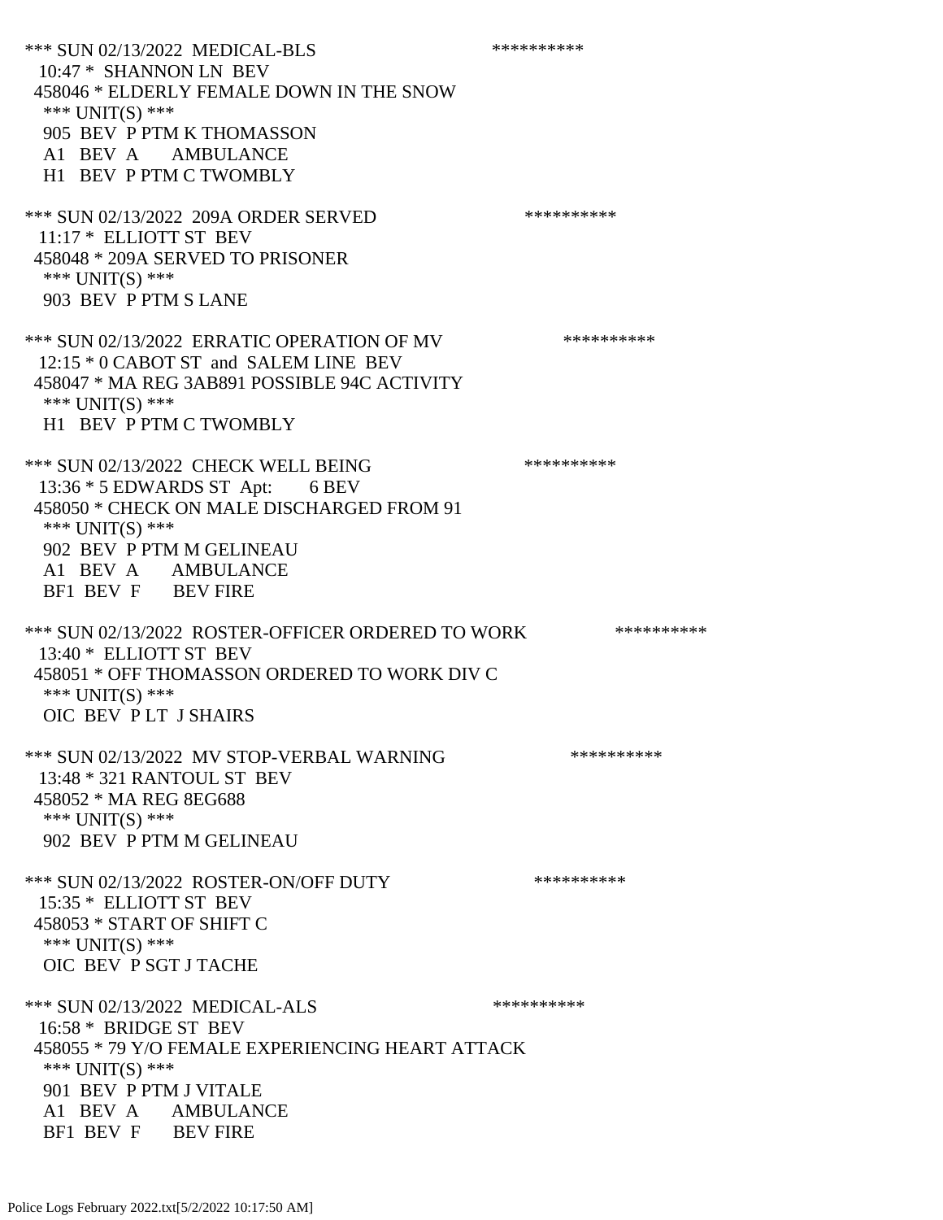*** SUN 02/13/2022 MEDICAL-BLS **********
10:47 * SHANNON LN BEV
458046 * ELDERLY FEMALE DOWN IN THE SNOW
*** UNIT(S) ***
905 BEV P PTM K THOMASSON
A1 BEV A AMBULANCE
H1 BEV P PTM C TWOMBLY

*** SUN 02/13/2022 209A ORDER SERVED **********
11:17 * ELLIOTT ST BEV
458048 * 209A SERVED TO PRISONER
*** UNIT(S) ***
903 BEV P PTM S LANE

*** SUN 02/13/2022 ERRATIC OPERATION OF MV **********
12:15 * 0 CABOT ST and SALEM LINE BEV
458047 * MA REG 3AB891 POSSIBLE 94C ACTIVITY
*** UNIT(S) ***
H1 BEV P PTM C TWOMBLY

*** SUN 02/13/2022 CHECK WELL BEING **********
13:36 * 5 EDWARDS ST Apt: 6 BEV
458050 * CHECK ON MALE DISCHARGED FROM 91
*** UNIT(S) ***
902 BEV P PTM M GELINEAU
A1 BEV A AMBULANCE
BF1 BEV F BEV FIRE

*** SUN 02/13/2022 ROSTER-OFFICER ORDERED TO WORK **********
13:40 * ELLIOTT ST BEV
458051 * OFF THOMASSON ORDERED TO WORK DIV C
*** UNIT(S) ***
OIC BEV P LT J SHAIRS

*** SUN 02/13/2022 MV STOP-VERBAL WARNING **********
13:48 * 321 RANTOUL ST BEV
458052 * MA REG 8EG688
*** UNIT(S) ***
902 BEV P PTM M GELINEAU

*** SUN 02/13/2022 ROSTER-ON/OFF DUTY **********
15:35 * ELLIOTT ST BEV
458053 * START OF SHIFT C
*** UNIT(S) ***
OIC BEV P SGT J TACHE

*** SUN 02/13/2022 MEDICAL-ALS **********
16:58 * BRIDGE ST BEV
458055 * 79 Y/O FEMALE EXPERIENCING HEART ATTACK
*** UNIT(S) ***
901 BEV P PTM J VITALE
A1 BEV A AMBULANCE
BF1 BEV F BEV FIRE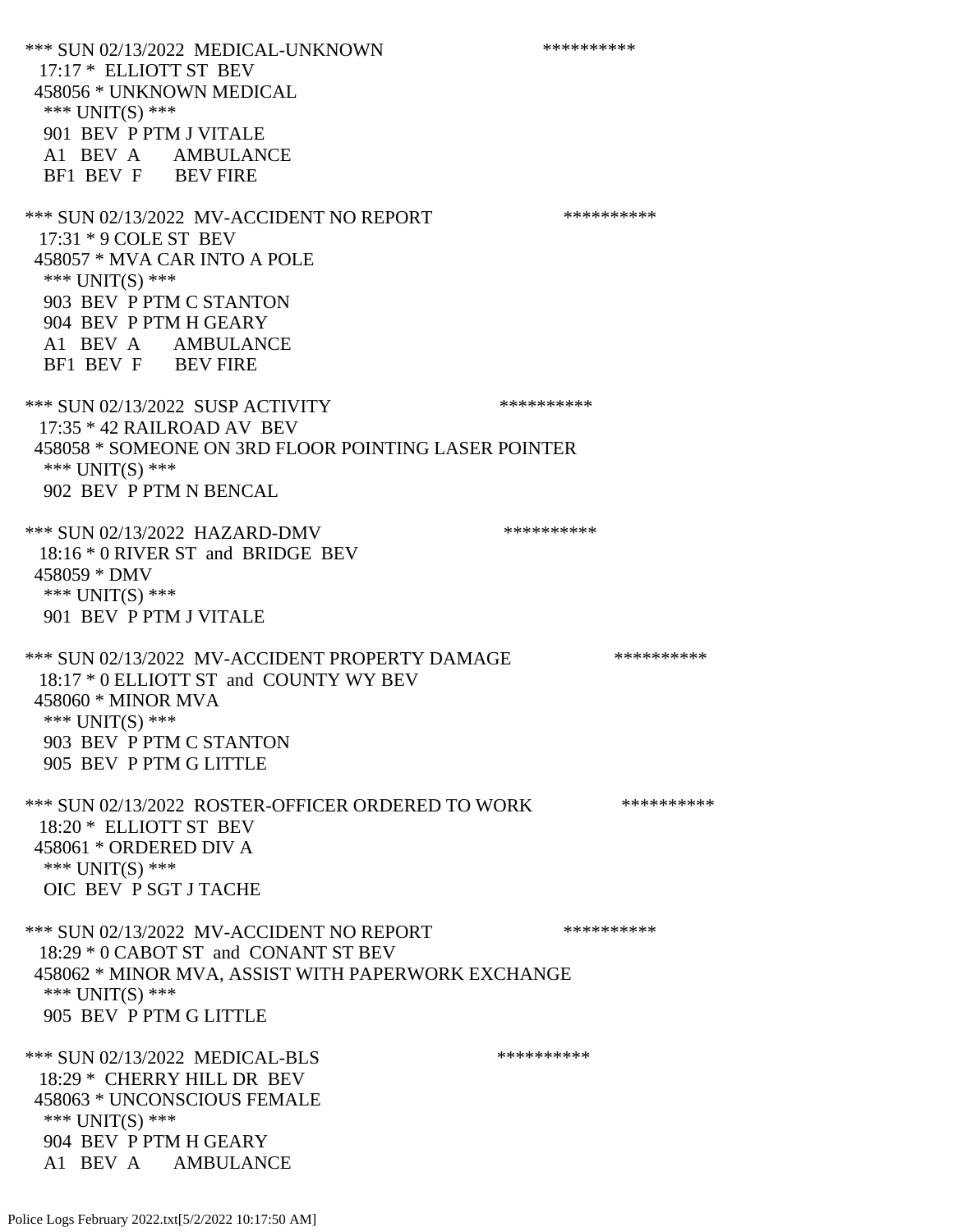*** SUN 02/13/2022 MEDICAL-UNKNOWN **********
17:17 * ELLIOTT ST BEV
458056 * UNKNOWN MEDICAL
*** UNIT(S) ***
901 BEV P PTM J VITALE
A1 BEV A AMBULANCE
BF1 BEV F BEV FIRE

*** SUN 02/13/2022 MV-ACCIDENT NO REPORT **********
17:31 * 9 COLE ST BEV
458057 * MVA CAR INTO A POLE
*** UNIT(S) ***
903 BEV P PTM C STANTON
904 BEV P PTM H GEARY
A1 BEV A AMBULANCE
BF1 BEV F BEV FIRE

*** SUN 02/13/2022 SUSP ACTIVITY **********
17:35 * 42 RAILROAD AV BEV
458058 * SOMEONE ON 3RD FLOOR POINTING LASER POINTER
*** UNIT(S) ***
902 BEV P PTM N BENCAL

*** SUN 02/13/2022 HAZARD-DMV **********
18:16 * 0 RIVER ST and BRIDGE BEV
458059 * DMV
*** UNIT(S) ***
901 BEV P PTM J VITALE

*** SUN 02/13/2022 MV-ACCIDENT PROPERTY DAMAGE **********
18:17 * 0 ELLIOTT ST and COUNTY WY BEV
458060 * MINOR MVA
*** UNIT(S) ***
903 BEV P PTM C STANTON
905 BEV P PTM G LITTLE

*** SUN 02/13/2022 ROSTER-OFFICER ORDERED TO WORK **********
18:20 * ELLIOTT ST BEV
458061 * ORDERED DIV A
*** UNIT(S) ***
OIC BEV P SGT J TACHE

*** SUN 02/13/2022 MV-ACCIDENT NO REPORT **********
18:29 * 0 CABOT ST and CONANT ST BEV
458062 * MINOR MVA, ASSIST WITH PAPERWORK EXCHANGE
*** UNIT(S) ***
905 BEV P PTM G LITTLE

*** SUN 02/13/2022 MEDICAL-BLS **********
18:29 * CHERRY HILL DR BEV
458063 * UNCONSCIOUS FEMALE
*** UNIT(S) ***
904 BEV P PTM H GEARY
A1 BEV A AMBULANCE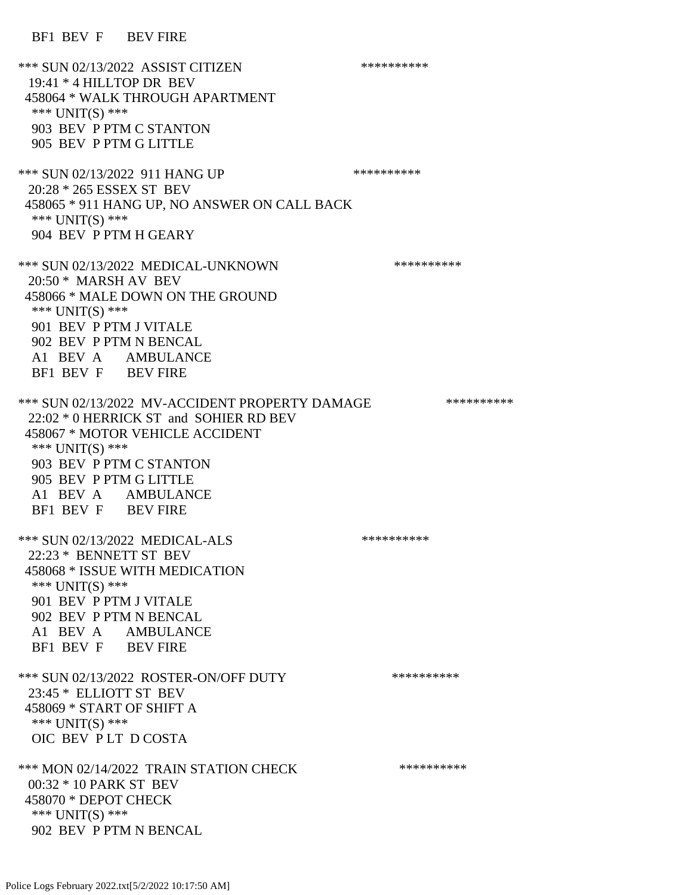BF1 BEV F BEV FIRE

*** SUN 02/13/2022 ASSIST CITIZEN **********
19:41 * 4 HILLTOP DR BEV
458064 * WALK THROUGH APARTMENT
*** UNIT(S) ***
903 BEV P PTM C STANTON
905 BEV P PTM G LITTLE

*** SUN 02/13/2022 911 HANG UP **********
20:28 * 265 ESSEX ST BEV
458065 * 911 HANG UP, NO ANSWER ON CALL BACK
*** UNIT(S) ***
904 BEV P PTM H GEARY

*** SUN 02/13/2022 MEDICAL-UNKNOWN **********
20:50 * MARSH AV BEV
458066 * MALE DOWN ON THE GROUND
*** UNIT(S) ***
901 BEV P PTM J VITALE
902 BEV P PTM N BENCAL
A1 BEV A AMBULANCE
BF1 BEV F BEV FIRE

*** SUN 02/13/2022 MV-ACCIDENT PROPERTY DAMAGE **********
22:02 * 0 HERRICK ST and SOHIER RD BEV
458067 * MOTOR VEHICLE ACCIDENT
*** UNIT(S) ***
903 BEV P PTM C STANTON
905 BEV P PTM G LITTLE
A1 BEV A AMBULANCE
BF1 BEV F BEV FIRE

*** SUN 02/13/2022 MEDICAL-ALS **********
22:23 * BENNETT ST BEV
458068 * ISSUE WITH MEDICATION
*** UNIT(S) ***
901 BEV P PTM J VITALE
902 BEV P PTM N BENCAL
A1 BEV A AMBULANCE
BF1 BEV F BEV FIRE

*** SUN 02/13/2022 ROSTER-ON/OFF DUTY **********
23:45 * ELLIOTT ST BEV
458069 * START OF SHIFT A
*** UNIT(S) ***
OIC BEV P LT D COSTA

*** MON 02/14/2022 TRAIN STATION CHECK **********
00:32 * 10 PARK ST BEV
458070 * DEPOT CHECK
*** UNIT(S) ***
902 BEV P PTM N BENCAL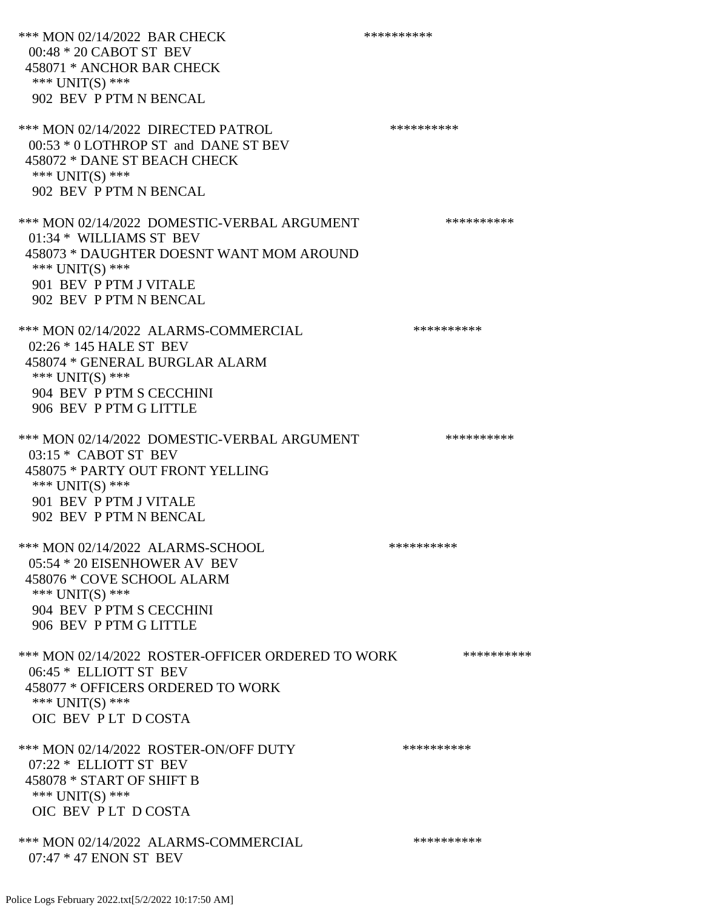*** MON 02/14/2022 BAR CHECK **********
00:48 * 20 CABOT ST BEV
458071 * ANCHOR BAR CHECK
*** UNIT(S) ***
902 BEV P PTM N BENCAL

*** MON 02/14/2022 DIRECTED PATROL **********
00:53 * 0 LOTHROP ST and DANE ST BEV
458072 * DANE ST BEACH CHECK
*** UNIT(S) ***
902 BEV P PTM N BENCAL

*** MON 02/14/2022 DOMESTIC-VERBAL ARGUMENT **********
01:34 * WILLIAMS ST BEV
458073 * DAUGHTER DOESNT WANT MOM AROUND
*** UNIT(S) ***
901 BEV P PTM J VITALE
902 BEV P PTM N BENCAL

*** MON 02/14/2022 ALARMS-COMMERCIAL **********
02:26 * 145 HALE ST BEV
458074 * GENERAL BURGLAR ALARM
*** UNIT(S) ***
904 BEV P PTM S CECCHINI
906 BEV P PTM G LITTLE

*** MON 02/14/2022 DOMESTIC-VERBAL ARGUMENT **********
03:15 * CABOT ST BEV
458075 * PARTY OUT FRONT YELLING
*** UNIT(S) ***
901 BEV P PTM J VITALE
902 BEV P PTM N BENCAL

*** MON 02/14/2022 ALARMS-SCHOOL **********
05:54 * 20 EISENHOWER AV BEV
458076 * COVE SCHOOL ALARM
*** UNIT(S) ***
904 BEV P PTM S CECCHINI
906 BEV P PTM G LITTLE

*** MON 02/14/2022 ROSTER-OFFICER ORDERED TO WORK **********
06:45 * ELLIOTT ST BEV
458077 * OFFICERS ORDERED TO WORK
*** UNIT(S) ***
OIC BEV P LT D COSTA

*** MON 02/14/2022 ROSTER-ON/OFF DUTY **********
07:22 * ELLIOTT ST BEV
458078 * START OF SHIFT B
*** UNIT(S) ***
OIC BEV P LT D COSTA

*** MON 02/14/2022 ALARMS-COMMERCIAL **********
07:47 * 47 ENON ST BEV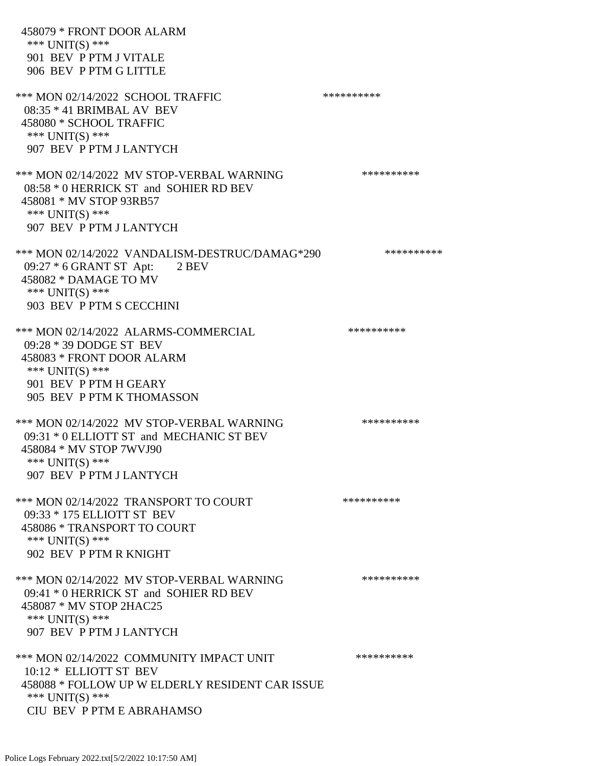458079 * FRONT DOOR ALARM
 *** UNIT(S) ***
 901 BEV P PTM J VITALE
 906 BEV P PTM G LITTLE

*** MON 02/14/2022 SCHOOL TRAFFIC **********
 08:35 * 41 BRIMBAL AV BEV
 458080 * SCHOOL TRAFFIC
 *** UNIT(S) ***
 907 BEV P PTM J LANTYCH

*** MON 02/14/2022 MV STOP-VERBAL WARNING **********
 08:58 * 0 HERRICK ST and SOHIER RD BEV
 458081 * MV STOP 93RB57
 *** UNIT(S) ***
 907 BEV P PTM J LANTYCH

*** MON 02/14/2022 VANDALISM-DESTRUC/DAMAG*290 **********
 09:27 * 6 GRANT ST Apt: 2 BEV
 458082 * DAMAGE TO MV
 *** UNIT(S) ***
 903 BEV P PTM S CECCHINI

*** MON 02/14/2022 ALARMS-COMMERCIAL **********
 09:28 * 39 DODGE ST BEV
 458083 * FRONT DOOR ALARM
 *** UNIT(S) ***
 901 BEV P PTM H GEARY
 905 BEV P PTM K THOMASSON

*** MON 02/14/2022 MV STOP-VERBAL WARNING **********
 09:31 * 0 ELLIOTT ST and MECHANIC ST BEV
 458084 * MV STOP 7WVJ90
 *** UNIT(S) ***
 907 BEV P PTM J LANTYCH

*** MON 02/14/2022 TRANSPORT TO COURT **********
 09:33 * 175 ELLIOTT ST BEV
 458086 * TRANSPORT TO COURT
 *** UNIT(S) ***
 902 BEV P PTM R KNIGHT

*** MON 02/14/2022 MV STOP-VERBAL WARNING **********
 09:41 * 0 HERRICK ST and SOHIER RD BEV
 458087 * MV STOP 2HAC25
 *** UNIT(S) ***
 907 BEV P PTM J LANTYCH

*** MON 02/14/2022 COMMUNITY IMPACT UNIT **********
 10:12 * ELLIOTT ST BEV
 458088 * FOLLOW UP W ELDERLY RESIDENT CAR ISSUE
 *** UNIT(S) ***
 CIU BEV P PTM E ABRAHAMSO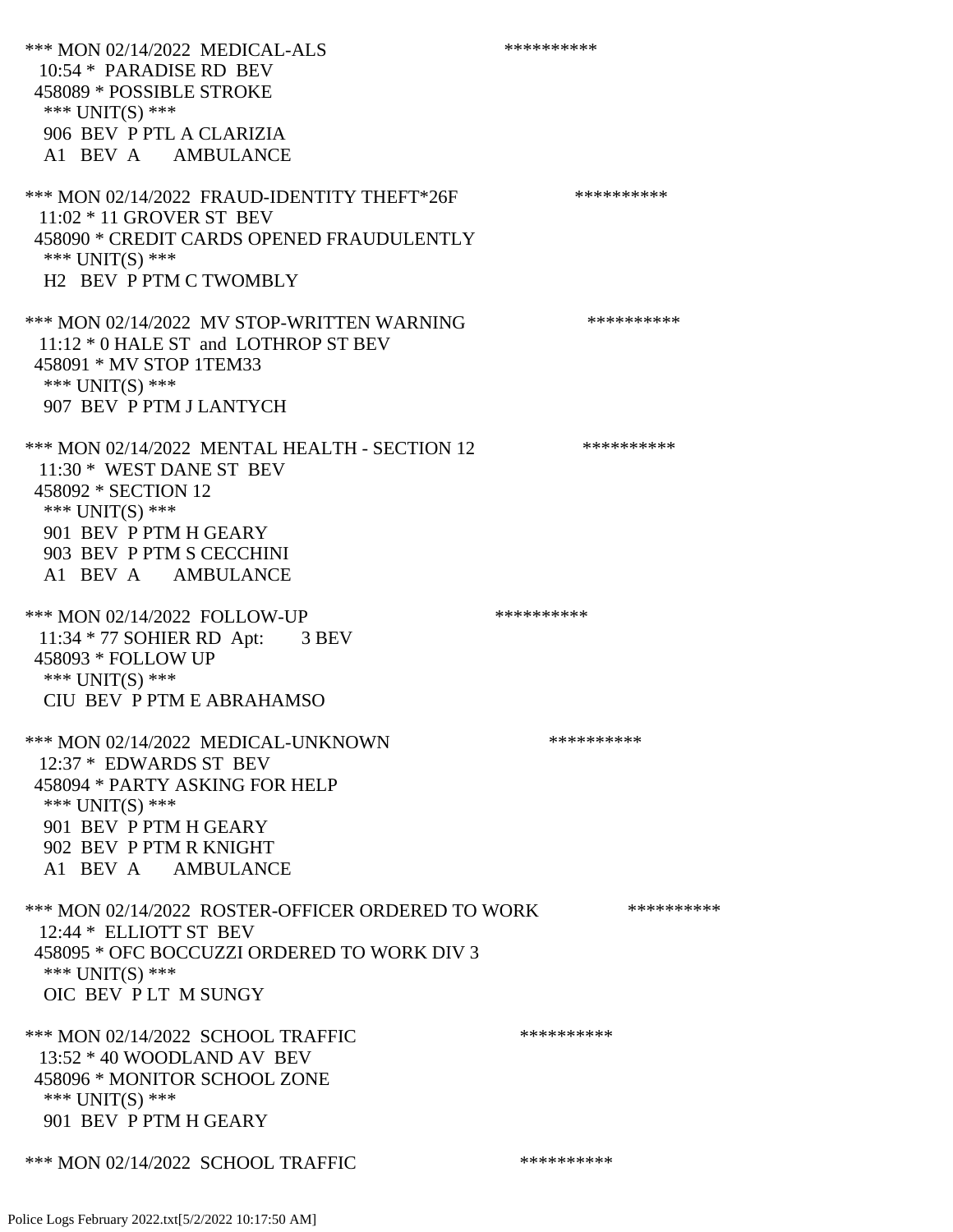*** MON 02/14/2022 MEDICAL-ALS **********
10:54 * PARADISE RD BEV
458089 * POSSIBLE STROKE
*** UNIT(S) ***
906 BEV P PTL A CLARIZIA
A1 BEV A AMBULANCE

*** MON 02/14/2022 FRAUD-IDENTITY THEFT*26F **********
11:02 * 11 GROVER ST BEV
458090 * CREDIT CARDS OPENED FRAUDULENTLY
*** UNIT(S) ***
H2 BEV P PTM C TWOMBLY

*** MON 02/14/2022 MV STOP-WRITTEN WARNING **********
11:12 * 0 HALE ST and LOTHROP ST BEV
458091 * MV STOP 1TEM33
*** UNIT(S) ***
907 BEV P PTM J LANTYCH

*** MON 02/14/2022 MENTAL HEALTH - SECTION 12 **********
11:30 * WEST DANE ST BEV
458092 * SECTION 12
*** UNIT(S) ***
901 BEV P PTM H GEARY
903 BEV P PTM S CECCHINI
A1 BEV A AMBULANCE

*** MON 02/14/2022 FOLLOW-UP **********
11:34 * 77 SOHIER RD Apt: 3 BEV
458093 * FOLLOW UP
*** UNIT(S) ***
CIU BEV P PTM E ABRAHAMSO

*** MON 02/14/2022 MEDICAL-UNKNOWN **********
12:37 * EDWARDS ST BEV
458094 * PARTY ASKING FOR HELP
*** UNIT(S) ***
901 BEV P PTM H GEARY
902 BEV P PTM R KNIGHT
A1 BEV A AMBULANCE

*** MON 02/14/2022 ROSTER-OFFICER ORDERED TO WORK **********
12:44 * ELLIOTT ST BEV
458095 * OFC BOCCUZZI ORDERED TO WORK DIV 3
*** UNIT(S) ***
OIC BEV P LT M SUNGY

*** MON 02/14/2022 SCHOOL TRAFFIC **********
13:52 * 40 WOODLAND AV BEV
458096 * MONITOR SCHOOL ZONE
*** UNIT(S) ***
901 BEV P PTM H GEARY

*** MON 02/14/2022 SCHOOL TRAFFIC **********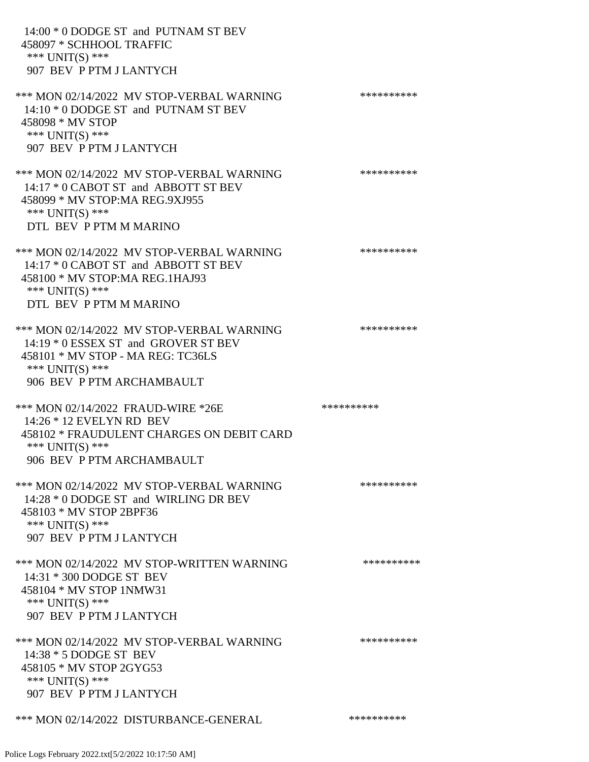14:00 * 0 DODGE ST and PUTNAM ST BEV
 458097 * SCHHOOL TRAFFIC
 *** UNIT(S) ***
 907 BEV P PTM J LANTYCH

*** MON 02/14/2022 MV STOP-VERBAL WARNING **********
 14:10 * 0 DODGE ST and PUTNAM ST BEV
 458098 * MV STOP
 *** UNIT(S) ***
 907 BEV P PTM J LANTYCH

*** MON 02/14/2022 MV STOP-VERBAL WARNING **********
 14:17 * 0 CABOT ST and ABBOTT ST BEV
 458099 * MV STOP:MA REG.9XJ955
 *** UNIT(S) ***
 DTL BEV P PTM M MARINO

*** MON 02/14/2022 MV STOP-VERBAL WARNING **********
 14:17 * 0 CABOT ST and ABBOTT ST BEV
 458100 * MV STOP:MA REG.1HAJ93
 *** UNIT(S) ***
 DTL BEV P PTM M MARINO

*** MON 02/14/2022 MV STOP-VERBAL WARNING **********
 14:19 * 0 ESSEX ST and GROVER ST BEV
 458101 * MV STOP - MA REG: TC36LS
 *** UNIT(S) ***
 906 BEV P PTM ARCHAMBAULT

*** MON 02/14/2022 FRAUD-WIRE *26E **********
 14:26 * 12 EVELYN RD BEV
 458102 * FRAUDULENT CHARGES ON DEBIT CARD
 *** UNIT(S) ***
 906 BEV P PTM ARCHAMBAULT

*** MON 02/14/2022 MV STOP-VERBAL WARNING **********
 14:28 * 0 DODGE ST and WIRLING DR BEV
 458103 * MV STOP 2BPF36
 *** UNIT(S) ***
 907 BEV P PTM J LANTYCH

*** MON 02/14/2022 MV STOP-WRITTEN WARNING **********
 14:31 * 300 DODGE ST BEV
 458104 * MV STOP 1NMW31
 *** UNIT(S) ***
 907 BEV P PTM J LANTYCH

*** MON 02/14/2022 MV STOP-VERBAL WARNING **********
 14:38 * 5 DODGE ST BEV
 458105 * MV STOP 2GYG53
 *** UNIT(S) ***
 907 BEV P PTM J LANTYCH

*** MON 02/14/2022 DISTURBANCE-GENERAL **********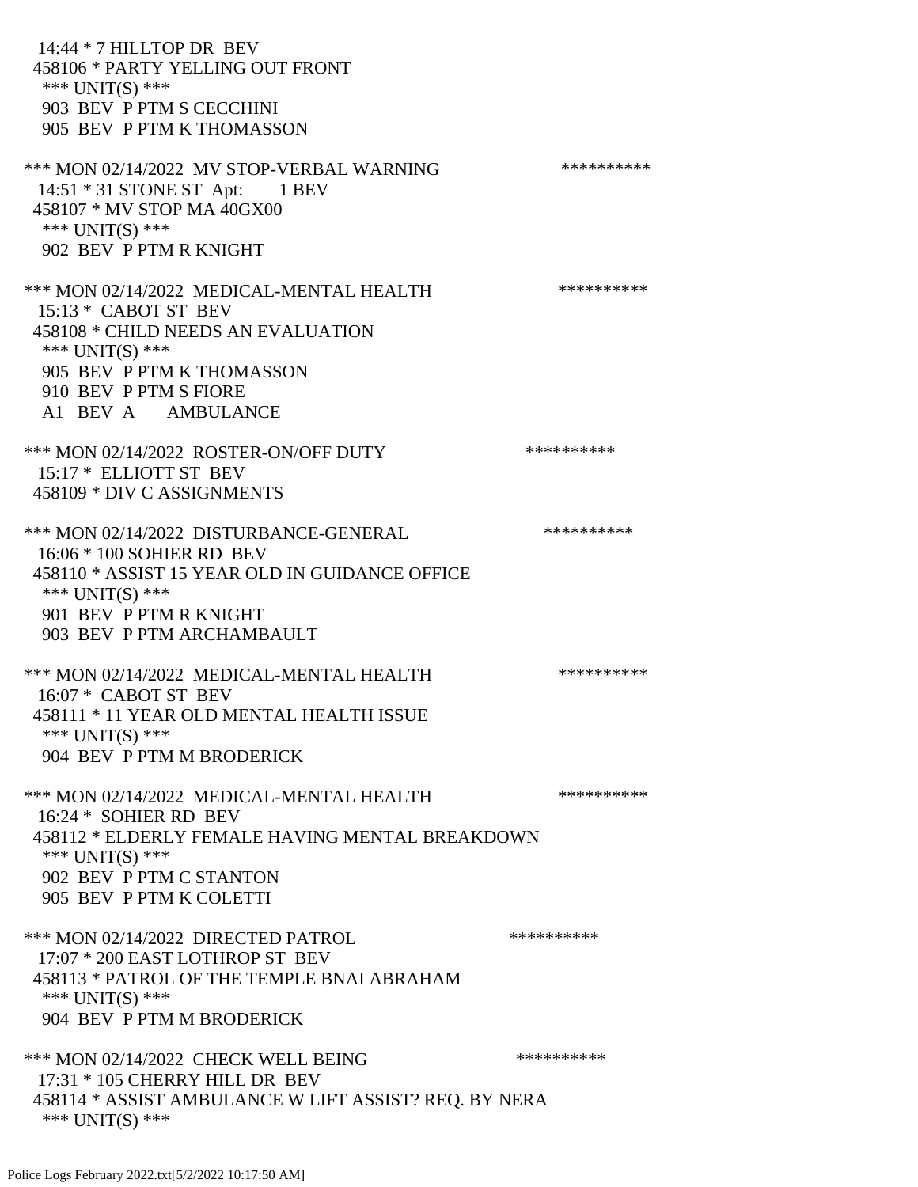14:44 * 7 HILLTOP DR BEV
458106 * PARTY YELLING OUT FRONT
*** UNIT(S) ***
903 BEV P PTM S CECCHINI
905 BEV P PTM K THOMASSON

*** MON 02/14/2022 MV STOP-VERBAL WARNING **********
14:51 * 31 STONE ST Apt: 1 BEV
458107 * MV STOP MA 40GX00
*** UNIT(S) ***
902 BEV P PTM R KNIGHT

*** MON 02/14/2022 MEDICAL-MENTAL HEALTH **********
15:13 * CABOT ST BEV
458108 * CHILD NEEDS AN EVALUATION
*** UNIT(S) ***
905 BEV P PTM K THOMASSON
910 BEV P PTM S FIORE
A1 BEV A AMBULANCE

*** MON 02/14/2022 ROSTER-ON/OFF DUTY **********
15:17 * ELLIOTT ST BEV
458109 * DIV C ASSIGNMENTS

*** MON 02/14/2022 DISTURBANCE-GENERAL **********
16:06 * 100 SOHIER RD BEV
458110 * ASSIST 15 YEAR OLD IN GUIDANCE OFFICE
*** UNIT(S) ***
901 BEV P PTM R KNIGHT
903 BEV P PTM ARCHAMBAULT

*** MON 02/14/2022 MEDICAL-MENTAL HEALTH **********
16:07 * CABOT ST BEV
458111 * 11 YEAR OLD MENTAL HEALTH ISSUE
*** UNIT(S) ***
904 BEV P PTM M BRODERICK

*** MON 02/14/2022 MEDICAL-MENTAL HEALTH **********
16:24 * SOHIER RD BEV
458112 * ELDERLY FEMALE HAVING MENTAL BREAKDOWN
*** UNIT(S) ***
902 BEV P PTM C STANTON
905 BEV P PTM K COLETTI

*** MON 02/14/2022 DIRECTED PATROL **********
17:07 * 200 EAST LOTHROP ST BEV
458113 * PATROL OF THE TEMPLE BNAI ABRAHAM
*** UNIT(S) ***
904 BEV P PTM M BRODERICK

*** MON 02/14/2022 CHECK WELL BEING **********
17:31 * 105 CHERRY HILL DR BEV
458114 * ASSIST AMBULANCE W LIFT ASSIST? REQ. BY NERA
*** UNIT(S) ***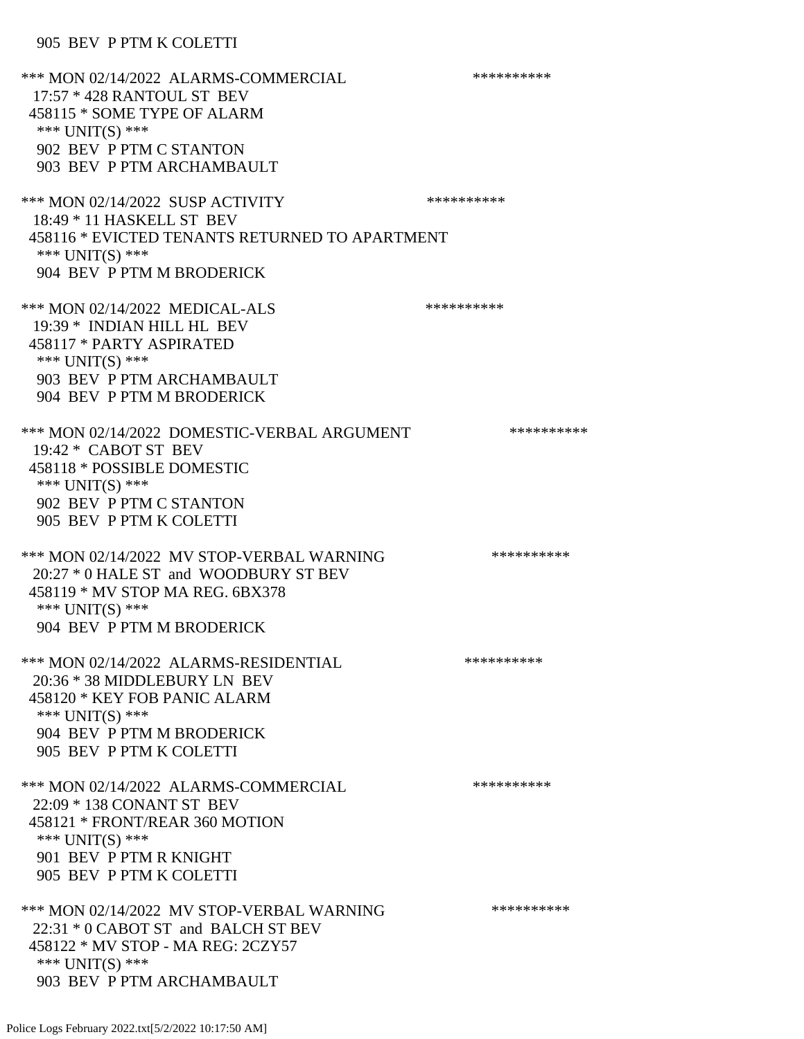905 BEV P PTM K COLETTI

*** MON 02/14/2022 ALARMS-COMMERCIAL **********
17:57 * 428 RANTOUL ST BEV
458115 * SOME TYPE OF ALARM
*** UNIT(S) ***
902 BEV P PTM C STANTON
903 BEV P PTM ARCHAMBAULT

*** MON 02/14/2022 SUSP ACTIVITY **********
18:49 * 11 HASKELL ST BEV
458116 * EVICTED TENANTS RETURNED TO APARTMENT
*** UNIT(S) ***
904 BEV P PTM M BRODERICK

*** MON 02/14/2022 MEDICAL-ALS **********
19:39 * INDIAN HILL HL BEV
458117 * PARTY ASPIRATED
*** UNIT(S) ***
903 BEV P PTM ARCHAMBAULT
904 BEV P PTM M BRODERICK

*** MON 02/14/2022 DOMESTIC-VERBAL ARGUMENT **********
19:42 * CABOT ST BEV
458118 * POSSIBLE DOMESTIC
*** UNIT(S) ***
902 BEV P PTM C STANTON
905 BEV P PTM K COLETTI

*** MON 02/14/2022 MV STOP-VERBAL WARNING **********
20:27 * 0 HALE ST and WOODBURY ST BEV
458119 * MV STOP MA REG. 6BX378
*** UNIT(S) ***
904 BEV P PTM M BRODERICK

*** MON 02/14/2022 ALARMS-RESIDENTIAL **********
20:36 * 38 MIDDLEBURY LN BEV
458120 * KEY FOB PANIC ALARM
*** UNIT(S) ***
904 BEV P PTM M BRODERICK
905 BEV P PTM K COLETTI

*** MON 02/14/2022 ALARMS-COMMERCIAL **********
22:09 * 138 CONANT ST BEV
458121 * FRONT/REAR 360 MOTION
*** UNIT(S) ***
901 BEV P PTM R KNIGHT
905 BEV P PTM K COLETTI

*** MON 02/14/2022 MV STOP-VERBAL WARNING **********
22:31 * 0 CABOT ST and BALCH ST BEV
458122 * MV STOP - MA REG: 2CZY57
*** UNIT(S) ***
903 BEV P PTM ARCHAMBAULT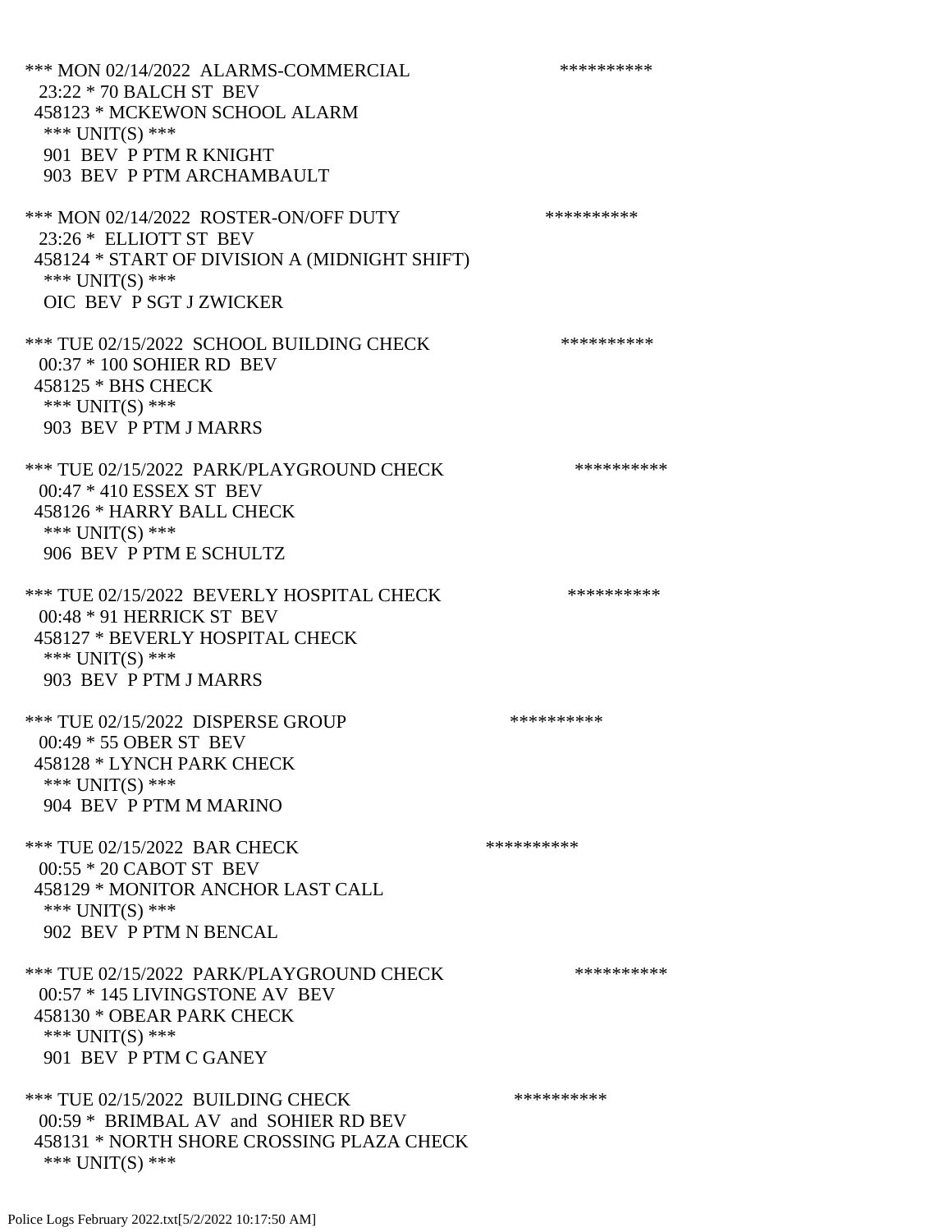*** MON 02/14/2022 ALARMS-COMMERCIAL **********
23:22 * 70 BALCH ST BEV
458123 * MCKEWON SCHOOL ALARM
*** UNIT(S) ***
901 BEV P PTM R KNIGHT
903 BEV P PTM ARCHAMBAULT

*** MON 02/14/2022 ROSTER-ON/OFF DUTY **********
23:26 * ELLIOTT ST BEV
458124 * START OF DIVISION A (MIDNIGHT SHIFT)
*** UNIT(S) ***
OIC BEV P SGT J ZWICKER

*** TUE 02/15/2022 SCHOOL BUILDING CHECK **********
00:37 * 100 SOHIER RD BEV
458125 * BHS CHECK
*** UNIT(S) ***
903 BEV P PTM J MARRS

*** TUE 02/15/2022 PARK/PLAYGROUND CHECK **********
00:47 * 410 ESSEX ST BEV
458126 * HARRY BALL CHECK
*** UNIT(S) ***
906 BEV P PTM E SCHULTZ

*** TUE 02/15/2022 BEVERLY HOSPITAL CHECK **********
00:48 * 91 HERRICK ST BEV
458127 * BEVERLY HOSPITAL CHECK
*** UNIT(S) ***
903 BEV P PTM J MARRS

*** TUE 02/15/2022 DISPERSE GROUP **********
00:49 * 55 OBER ST BEV
458128 * LYNCH PARK CHECK
*** UNIT(S) ***
904 BEV P PTM M MARINO

*** TUE 02/15/2022 BAR CHECK **********
00:55 * 20 CABOT ST BEV
458129 * MONITOR ANCHOR LAST CALL
*** UNIT(S) ***
902 BEV P PTM N BENCAL

*** TUE 02/15/2022 PARK/PLAYGROUND CHECK **********
00:57 * 145 LIVINGSTONE AV BEV
458130 * OBEAR PARK CHECK
*** UNIT(S) ***
901 BEV P PTM C GANEY

*** TUE 02/15/2022 BUILDING CHECK **********
00:59 * BRIMBAL AV and SOHIER RD BEV
458131 * NORTH SHORE CROSSING PLAZA CHECK
*** UNIT(S) ***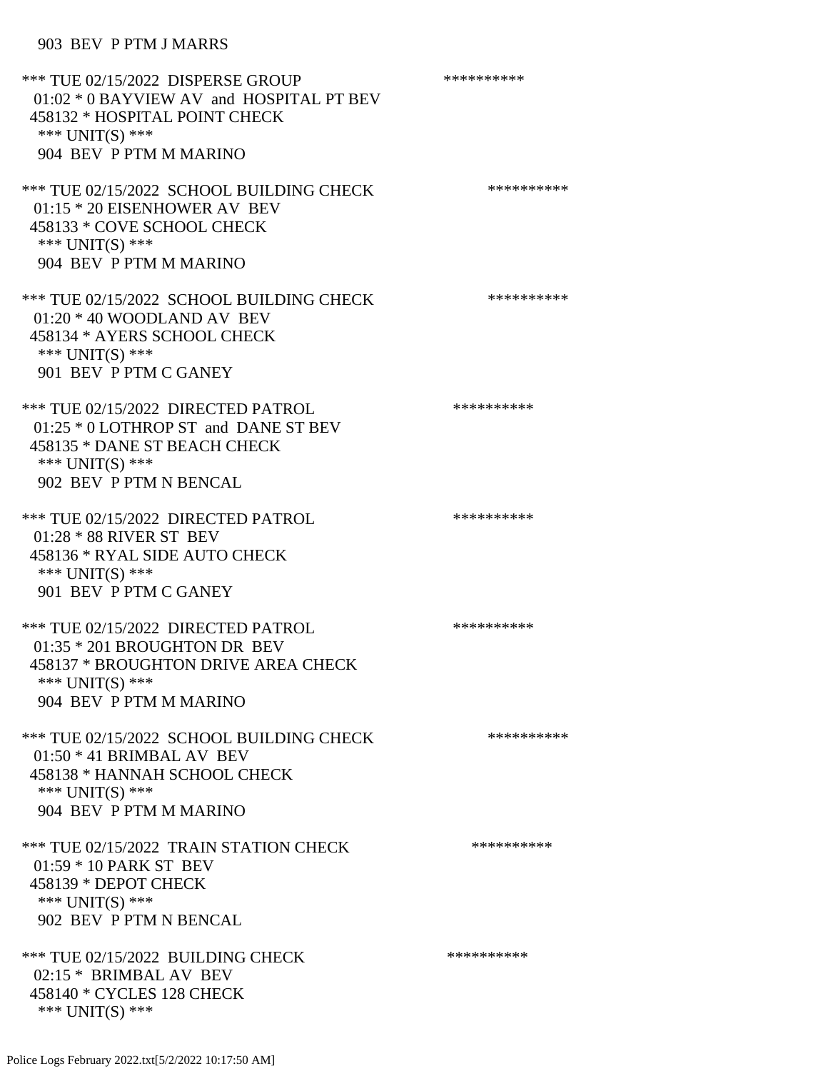903 BEV P PTM J MARRS

*** TUE 02/15/2022 DISPERSE GROUP **********
01:02 * 0 BAYVIEW AV and HOSPITAL PT BEV
458132 * HOSPITAL POINT CHECK
*** UNIT(S) ***
904 BEV P PTM M MARINO

*** TUE 02/15/2022 SCHOOL BUILDING CHECK **********
01:15 * 20 EISENHOWER AV BEV
458133 * COVE SCHOOL CHECK
*** UNIT(S) ***
904 BEV P PTM M MARINO

*** TUE 02/15/2022 SCHOOL BUILDING CHECK **********
01:20 * 40 WOODLAND AV BEV
458134 * AYERS SCHOOL CHECK
*** UNIT(S) ***
901 BEV P PTM C GANEY

*** TUE 02/15/2022 DIRECTED PATROL **********
01:25 * 0 LOTHROP ST and DANE ST BEV
458135 * DANE ST BEACH CHECK
*** UNIT(S) ***
902 BEV P PTM N BENCAL

*** TUE 02/15/2022 DIRECTED PATROL **********
01:28 * 88 RIVER ST BEV
458136 * RYAL SIDE AUTO CHECK
*** UNIT(S) ***
901 BEV P PTM C GANEY

*** TUE 02/15/2022 DIRECTED PATROL **********
01:35 * 201 BROUGHTON DR BEV
458137 * BROUGHTON DRIVE AREA CHECK
*** UNIT(S) ***
904 BEV P PTM M MARINO

*** TUE 02/15/2022 SCHOOL BUILDING CHECK **********
01:50 * 41 BRIMBAL AV BEV
458138 * HANNAH SCHOOL CHECK
*** UNIT(S) ***
904 BEV P PTM M MARINO

*** TUE 02/15/2022 TRAIN STATION CHECK **********
01:59 * 10 PARK ST BEV
458139 * DEPOT CHECK
*** UNIT(S) ***
902 BEV P PTM N BENCAL

*** TUE 02/15/2022 BUILDING CHECK **********
02:15 * BRIMBAL AV BEV
458140 * CYCLES 128 CHECK
*** UNIT(S) ***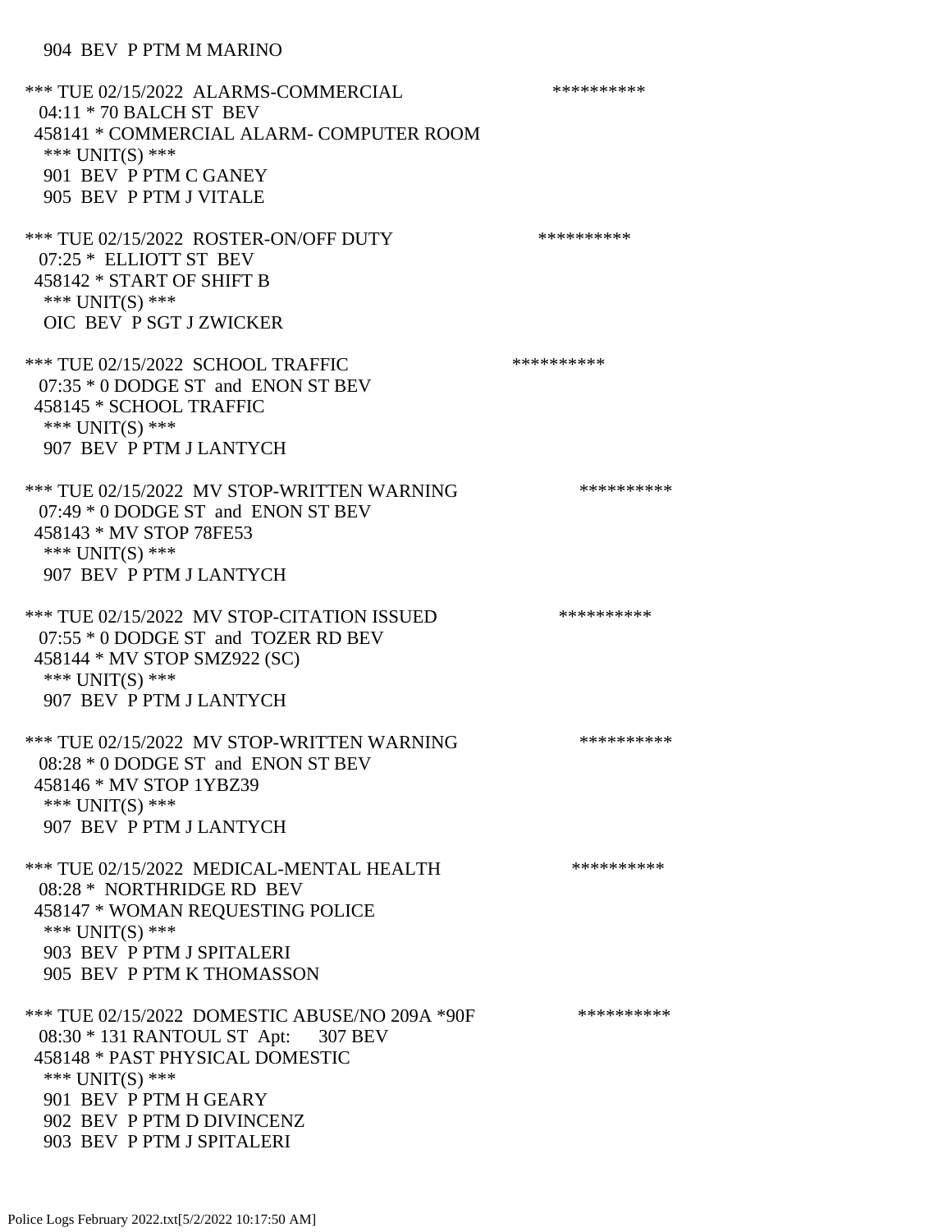904 BEV P PTM M MARINO

*** TUE 02/15/2022 ALARMS-COMMERCIAL **********
04:11 * 70 BALCH ST BEV
458141 * COMMERCIAL ALARM- COMPUTER ROOM
*** UNIT(S) ***
901 BEV P PTM C GANEY
905 BEV P PTM J VITALE

*** TUE 02/15/2022 ROSTER-ON/OFF DUTY **********
07:25 * ELLIOTT ST BEV
458142 * START OF SHIFT B
*** UNIT(S) ***
OIC BEV P SGT J ZWICKER

*** TUE 02/15/2022 SCHOOL TRAFFIC **********
07:35 * 0 DODGE ST and ENON ST BEV
458145 * SCHOOL TRAFFIC
*** UNIT(S) ***
907 BEV P PTM J LANTYCH

*** TUE 02/15/2022 MV STOP-WRITTEN WARNING **********
07:49 * 0 DODGE ST and ENON ST BEV
458143 * MV STOP 78FE53
*** UNIT(S) ***
907 BEV P PTM J LANTYCH

*** TUE 02/15/2022 MV STOP-CITATION ISSUED **********
07:55 * 0 DODGE ST and TOZER RD BEV
458144 * MV STOP SMZ922 (SC)
*** UNIT(S) ***
907 BEV P PTM J LANTYCH

*** TUE 02/15/2022 MV STOP-WRITTEN WARNING **********
08:28 * 0 DODGE ST and ENON ST BEV
458146 * MV STOP 1YBZ39
*** UNIT(S) ***
907 BEV P PTM J LANTYCH

*** TUE 02/15/2022 MEDICAL-MENTAL HEALTH **********
08:28 * NORTHRIDGE RD BEV
458147 * WOMAN REQUESTING POLICE
*** UNIT(S) ***
903 BEV P PTM J SPITALERI
905 BEV P PTM K THOMASSON

*** TUE 02/15/2022 DOMESTIC ABUSE/NO 209A *90F **********
08:30 * 131 RANTOUL ST Apt: 307 BEV
458148 * PAST PHYSICAL DOMESTIC
*** UNIT(S) ***
901 BEV P PTM H GEARY
902 BEV P PTM D DIVINCENZ
903 BEV P PTM J SPITALERI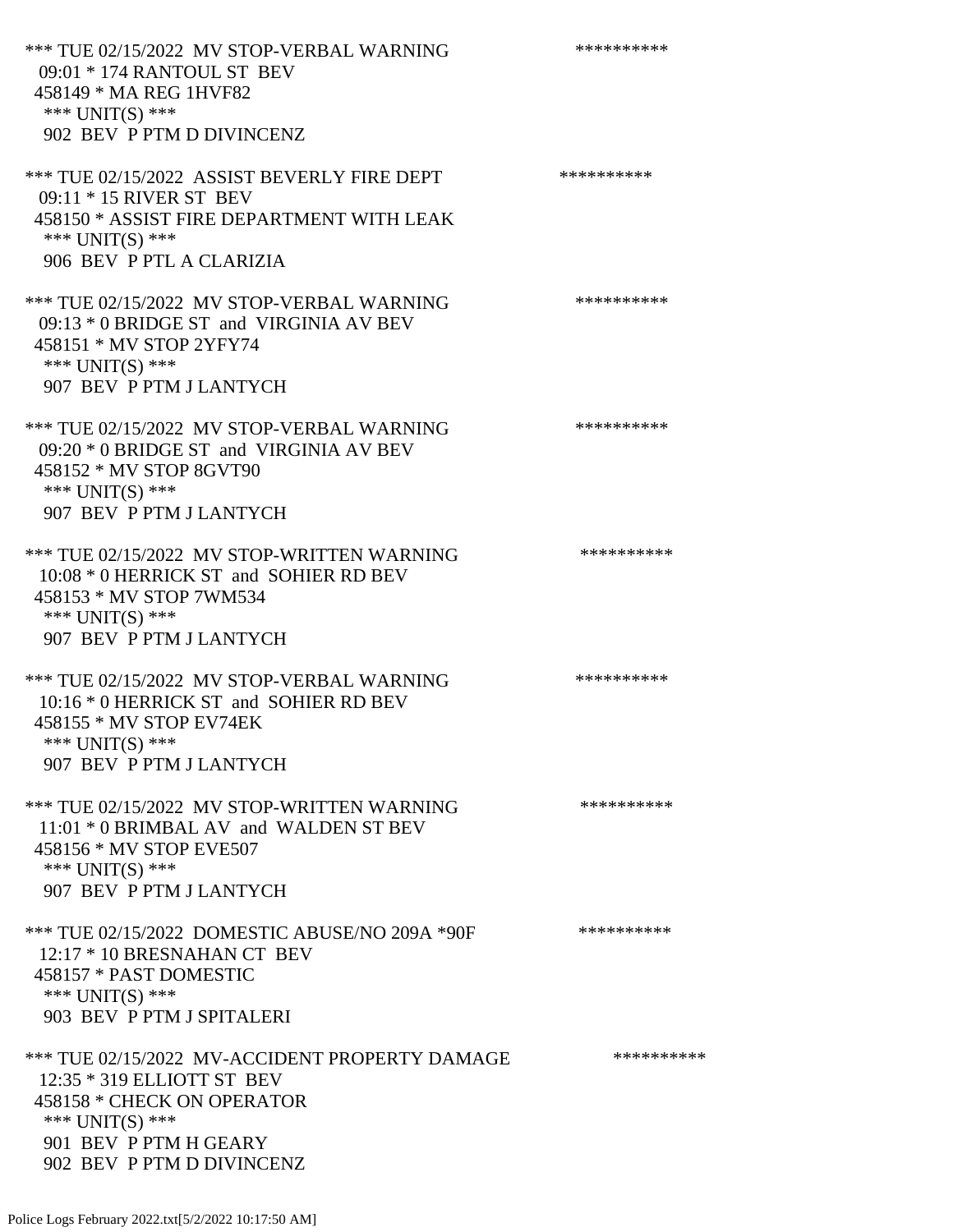*** TUE 02/15/2022 MV STOP-VERBAL WARNING **********
09:01 * 174 RANTOUL ST BEV
458149 * MA REG 1HVF82
*** UNIT(S) ***
902 BEV P PTM D DIVINCENZ

*** TUE 02/15/2022 ASSIST BEVERLY FIRE DEPT **********
09:11 * 15 RIVER ST BEV
458150 * ASSIST FIRE DEPARTMENT WITH LEAK
*** UNIT(S) ***
906 BEV P PTL A CLARIZIA

*** TUE 02/15/2022 MV STOP-VERBAL WARNING **********
09:13 * 0 BRIDGE ST and VIRGINIA AV BEV
458151 * MV STOP 2YFY74
*** UNIT(S) ***
907 BEV P PTM J LANTYCH

*** TUE 02/15/2022 MV STOP-VERBAL WARNING **********
09:20 * 0 BRIDGE ST and VIRGINIA AV BEV
458152 * MV STOP 8GVT90
*** UNIT(S) ***
907 BEV P PTM J LANTYCH

*** TUE 02/15/2022 MV STOP-WRITTEN WARNING **********
10:08 * 0 HERRICK ST and SOHIER RD BEV
458153 * MV STOP 7WM534
*** UNIT(S) ***
907 BEV P PTM J LANTYCH

*** TUE 02/15/2022 MV STOP-VERBAL WARNING **********
10:16 * 0 HERRICK ST and SOHIER RD BEV
458155 * MV STOP EV74EK
*** UNIT(S) ***
907 BEV P PTM J LANTYCH

*** TUE 02/15/2022 MV STOP-WRITTEN WARNING **********
11:01 * 0 BRIMBAL AV and WALDEN ST BEV
458156 * MV STOP EVE507
*** UNIT(S) ***
907 BEV P PTM J LANTYCH

*** TUE 02/15/2022 DOMESTIC ABUSE/NO 209A *90F **********
12:17 * 10 BRESNAHAN CT BEV
458157 * PAST DOMESTIC
*** UNIT(S) ***
903 BEV P PTM J SPITALERI

*** TUE 02/15/2022 MV-ACCIDENT PROPERTY DAMAGE **********
12:35 * 319 ELLIOTT ST BEV
458158 * CHECK ON OPERATOR
*** UNIT(S) ***
901 BEV P PTM H GEARY
902 BEV P PTM D DIVINCENZ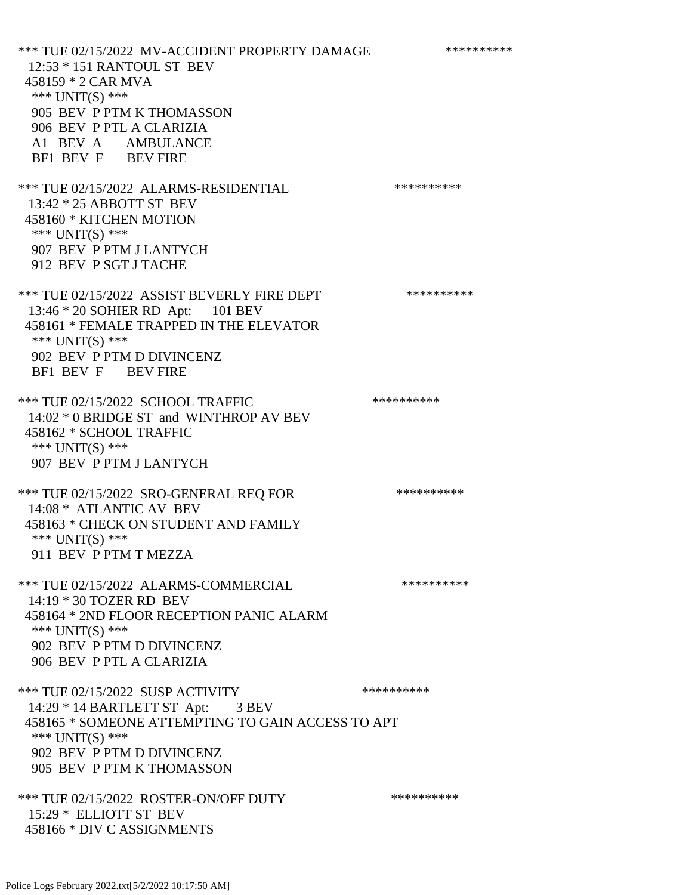*** TUE 02/15/2022 MV-ACCIDENT PROPERTY DAMAGE **********
12:53 * 151 RANTOUL ST BEV
458159 * 2 CAR MVA
*** UNIT(S) ***
905 BEV P PTM K THOMASSON
906 BEV P PTL A CLARIZIA
A1 BEV A AMBULANCE
BF1 BEV F BEV FIRE

*** TUE 02/15/2022 ALARMS-RESIDENTIAL **********
13:42 * 25 ABBOTT ST BEV
458160 * KITCHEN MOTION
*** UNIT(S) ***
907 BEV P PTM J LANTYCH
912 BEV P SGT J TACHE

*** TUE 02/15/2022 ASSIST BEVERLY FIRE DEPT **********
13:46 * 20 SOHIER RD Apt: 101 BEV
458161 * FEMALE TRAPPED IN THE ELEVATOR
*** UNIT(S) ***
902 BEV P PTM D DIVINCENZ
BF1 BEV F BEV FIRE

*** TUE 02/15/2022 SCHOOL TRAFFIC **********
14:02 * 0 BRIDGE ST and WINTHROP AV BEV
458162 * SCHOOL TRAFFIC
*** UNIT(S) ***
907 BEV P PTM J LANTYCH

*** TUE 02/15/2022 SRO-GENERAL REQ FOR **********
14:08 * ATLANTIC AV BEV
458163 * CHECK ON STUDENT AND FAMILY
*** UNIT(S) ***
911 BEV P PTM T MEZZA

*** TUE 02/15/2022 ALARMS-COMMERCIAL **********
14:19 * 30 TOZER RD BEV
458164 * 2ND FLOOR RECEPTION PANIC ALARM
*** UNIT(S) ***
902 BEV P PTM D DIVINCENZ
906 BEV P PTL A CLARIZIA

*** TUE 02/15/2022 SUSP ACTIVITY **********
14:29 * 14 BARTLETT ST Apt: 3 BEV
458165 * SOMEONE ATTEMPTING TO GAIN ACCESS TO APT
*** UNIT(S) ***
902 BEV P PTM D DIVINCENZ
905 BEV P PTM K THOMASSON

*** TUE 02/15/2022 ROSTER-ON/OFF DUTY **********
15:29 * ELLIOTT ST BEV
458166 * DIV C ASSIGNMENTS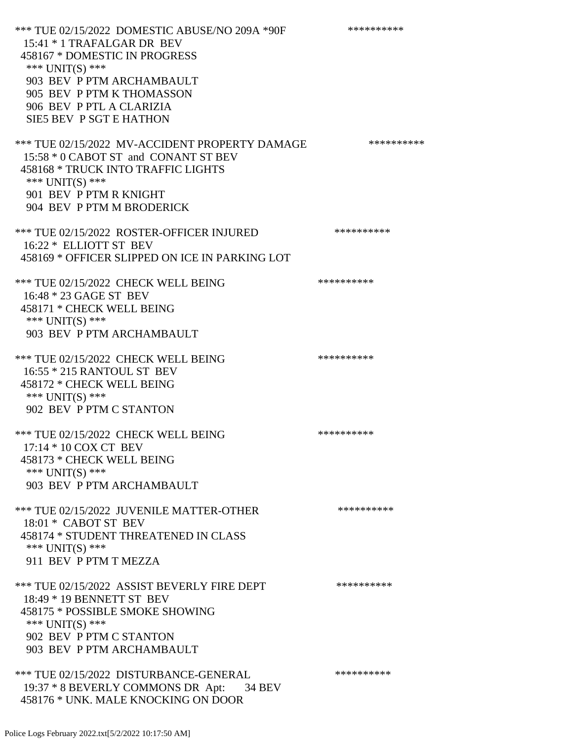*** TUE 02/15/2022 DOMESTIC ABUSE/NO 209A *90F **********
15:41 * 1 TRAFALGAR DR BEV
458167 * DOMESTIC IN PROGRESS
*** UNIT(S) ***
903 BEV P PTM ARCHAMBAULT
905 BEV P PTM K THOMASSON
906 BEV P PTL A CLARIZIA
SIE5 BEV P SGT E HATHON

*** TUE 02/15/2022 MV-ACCIDENT PROPERTY DAMAGE **********
15:58 * 0 CABOT ST and CONANT ST BEV
458168 * TRUCK INTO TRAFFIC LIGHTS
*** UNIT(S) ***
901 BEV P PTM R KNIGHT
904 BEV P PTM M BRODERICK

*** TUE 02/15/2022 ROSTER-OFFICER INJURED **********
16:22 * ELLIOTT ST BEV
458169 * OFFICER SLIPPED ON ICE IN PARKING LOT

*** TUE 02/15/2022 CHECK WELL BEING **********
16:48 * 23 GAGE ST BEV
458171 * CHECK WELL BEING
*** UNIT(S) ***
903 BEV P PTM ARCHAMBAULT

*** TUE 02/15/2022 CHECK WELL BEING **********
16:55 * 215 RANTOUL ST BEV
458172 * CHECK WELL BEING
*** UNIT(S) ***
902 BEV P PTM C STANTON

*** TUE 02/15/2022 CHECK WELL BEING **********
17:14 * 10 COX CT BEV
458173 * CHECK WELL BEING
*** UNIT(S) ***
903 BEV P PTM ARCHAMBAULT

*** TUE 02/15/2022 JUVENILE MATTER-OTHER **********
18:01 * CABOT ST BEV
458174 * STUDENT THREATENED IN CLASS
*** UNIT(S) ***
911 BEV P PTM T MEZZA

*** TUE 02/15/2022 ASSIST BEVERLY FIRE DEPT **********
18:49 * 19 BENNETT ST BEV
458175 * POSSIBLE SMOKE SHOWING
*** UNIT(S) ***
902 BEV P PTM C STANTON
903 BEV P PTM ARCHAMBAULT

*** TUE 02/15/2022 DISTURBANCE-GENERAL **********
19:37 * 8 BEVERLY COMMONS DR Apt: 34 BEV
458176 * UNK. MALE KNOCKING ON DOOR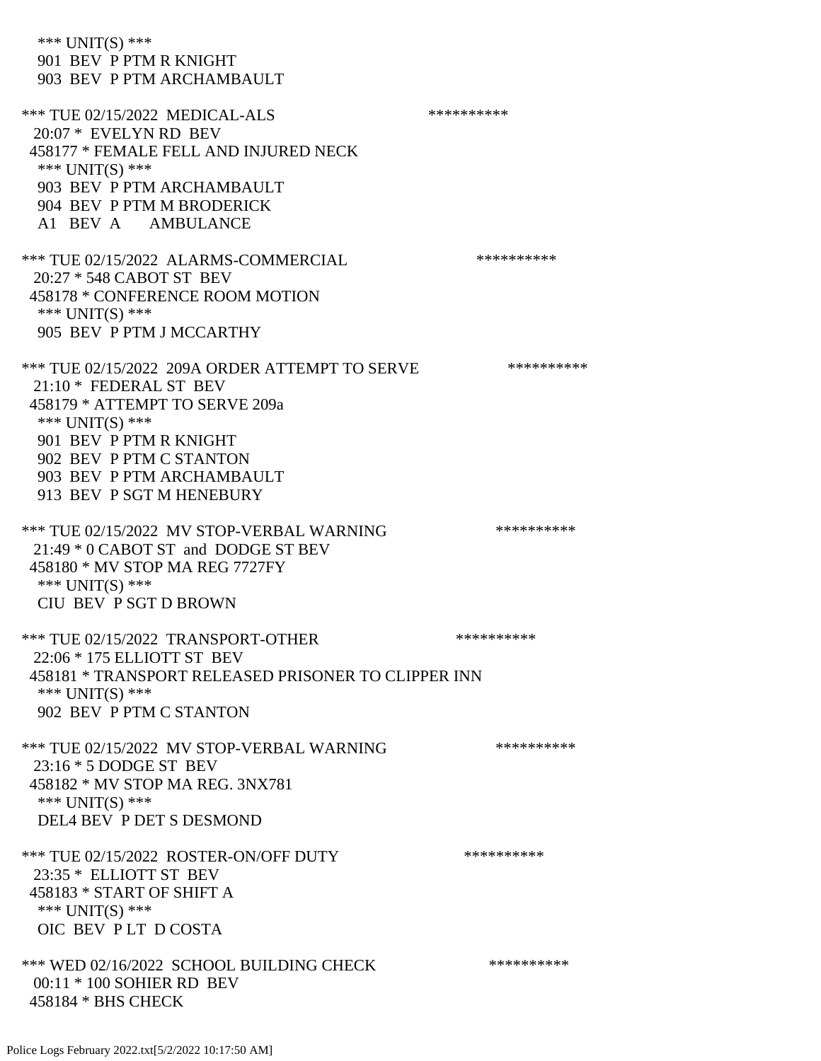*** UNIT(S) ***
 901 BEV P PTM R KNIGHT
 903 BEV P PTM ARCHAMBAULT

*** TUE 02/15/2022 MEDICAL-ALS **********
 20:07 * EVELYN RD BEV
 458177 * FEMALE FELL AND INJURED NECK
 *** UNIT(S) ***
 903 BEV P PTM ARCHAMBAULT
 904 BEV P PTM M BRODERICK
 A1 BEV A AMBULANCE

*** TUE 02/15/2022 ALARMS-COMMERCIAL **********
 20:27 * 548 CABOT ST BEV
 458178 * CONFERENCE ROOM MOTION
 *** UNIT(S) ***
 905 BEV P PTM J MCCARTHY

*** TUE 02/15/2022 209A ORDER ATTEMPT TO SERVE **********
 21:10 * FEDERAL ST BEV
 458179 * ATTEMPT TO SERVE 209a
 *** UNIT(S) ***
 901 BEV P PTM R KNIGHT
 902 BEV P PTM C STANTON
 903 BEV P PTM ARCHAMBAULT
 913 BEV P SGT M HENEBURY

*** TUE 02/15/2022 MV STOP-VERBAL WARNING **********
 21:49 * 0 CABOT ST and DODGE ST BEV
 458180 * MV STOP MA REG 7727FY
 *** UNIT(S) ***
 CIU BEV P SGT D BROWN

*** TUE 02/15/2022 TRANSPORT-OTHER **********
 22:06 * 175 ELLIOTT ST BEV
 458181 * TRANSPORT RELEASED PRISONER TO CLIPPER INN
 *** UNIT(S) ***
 902 BEV P PTM C STANTON

*** TUE 02/15/2022 MV STOP-VERBAL WARNING **********
 23:16 * 5 DODGE ST BEV
 458182 * MV STOP MA REG. 3NX781
 *** UNIT(S) ***
 DEL4 BEV P DET S DESMOND

*** TUE 02/15/2022 ROSTER-ON/OFF DUTY **********
 23:35 * ELLIOTT ST BEV
 458183 * START OF SHIFT A
 *** UNIT(S) ***
 OIC BEV P LT D COSTA

*** WED 02/16/2022 SCHOOL BUILDING CHECK **********
 00:11 * 100 SOHIER RD BEV
 458184 * BHS CHECK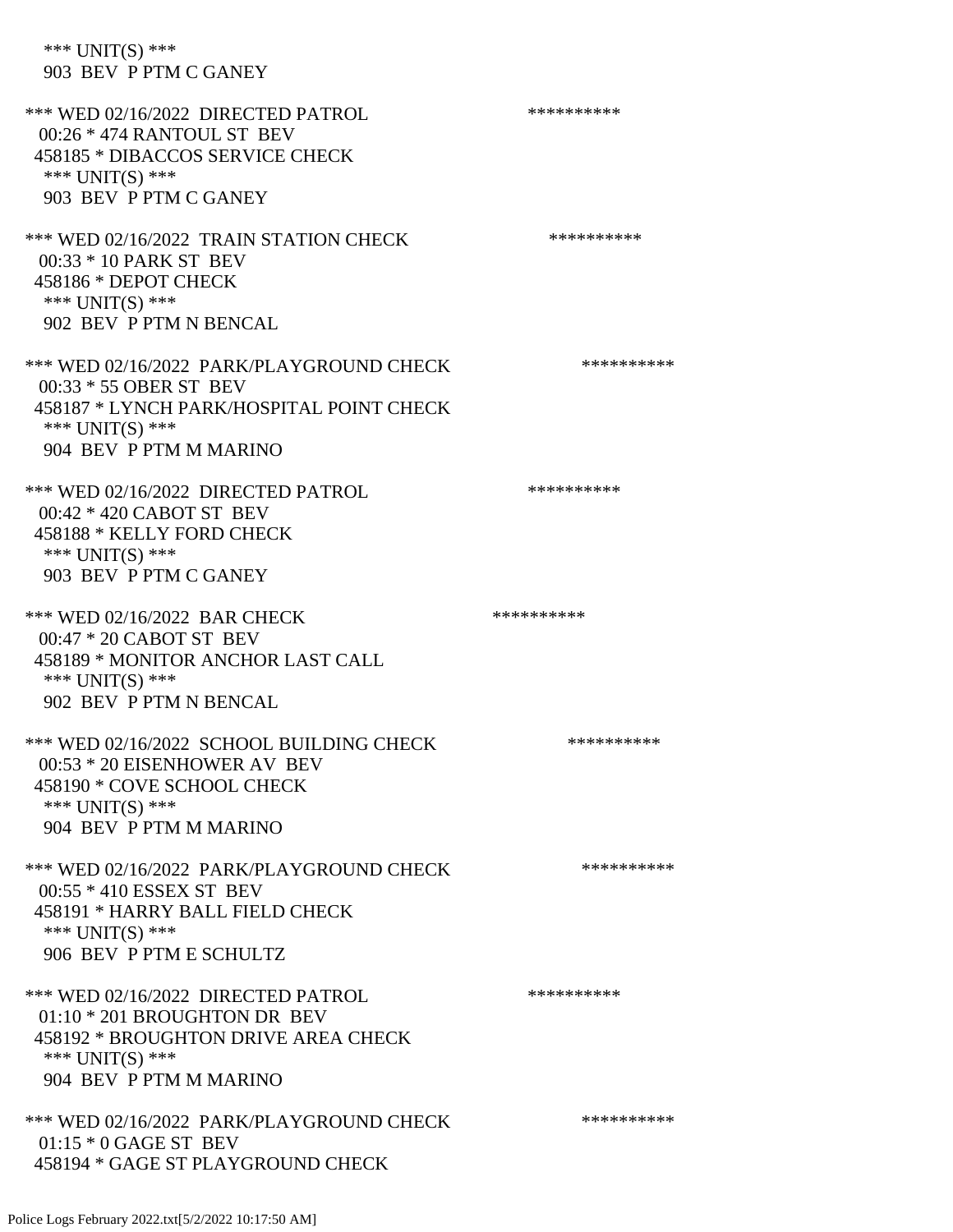*** UNIT(S) ***
903 BEV P PTM C GANEY

*** WED 02/16/2022 DIRECTED PATROL **********
00:26 * 474 RANTOUL ST BEV
458185 * DIBACCOS SERVICE CHECK
*** UNIT(S) ***
903 BEV P PTM C GANEY

*** WED 02/16/2022 TRAIN STATION CHECK **********
00:33 * 10 PARK ST BEV
458186 * DEPOT CHECK
*** UNIT(S) ***
902 BEV P PTM N BENCAL

*** WED 02/16/2022 PARK/PLAYGROUND CHECK **********
00:33 * 55 OBER ST BEV
458187 * LYNCH PARK/HOSPITAL POINT CHECK
*** UNIT(S) ***
904 BEV P PTM M MARINO

*** WED 02/16/2022 DIRECTED PATROL **********
00:42 * 420 CABOT ST BEV
458188 * KELLY FORD CHECK
*** UNIT(S) ***
903 BEV P PTM C GANEY

*** WED 02/16/2022 BAR CHECK **********
00:47 * 20 CABOT ST BEV
458189 * MONITOR ANCHOR LAST CALL
*** UNIT(S) ***
902 BEV P PTM N BENCAL

*** WED 02/16/2022 SCHOOL BUILDING CHECK **********
00:53 * 20 EISENHOWER AV BEV
458190 * COVE SCHOOL CHECK
*** UNIT(S) ***
904 BEV P PTM M MARINO

*** WED 02/16/2022 PARK/PLAYGROUND CHECK **********
00:55 * 410 ESSEX ST BEV
458191 * HARRY BALL FIELD CHECK
*** UNIT(S) ***
906 BEV P PTM E SCHULTZ

*** WED 02/16/2022 DIRECTED PATROL **********
01:10 * 201 BROUGHTON DR BEV
458192 * BROUGHTON DRIVE AREA CHECK
*** UNIT(S) ***
904 BEV P PTM M MARINO

*** WED 02/16/2022 PARK/PLAYGROUND CHECK **********
01:15 * 0 GAGE ST BEV
458194 * GAGE ST PLAYGROUND CHECK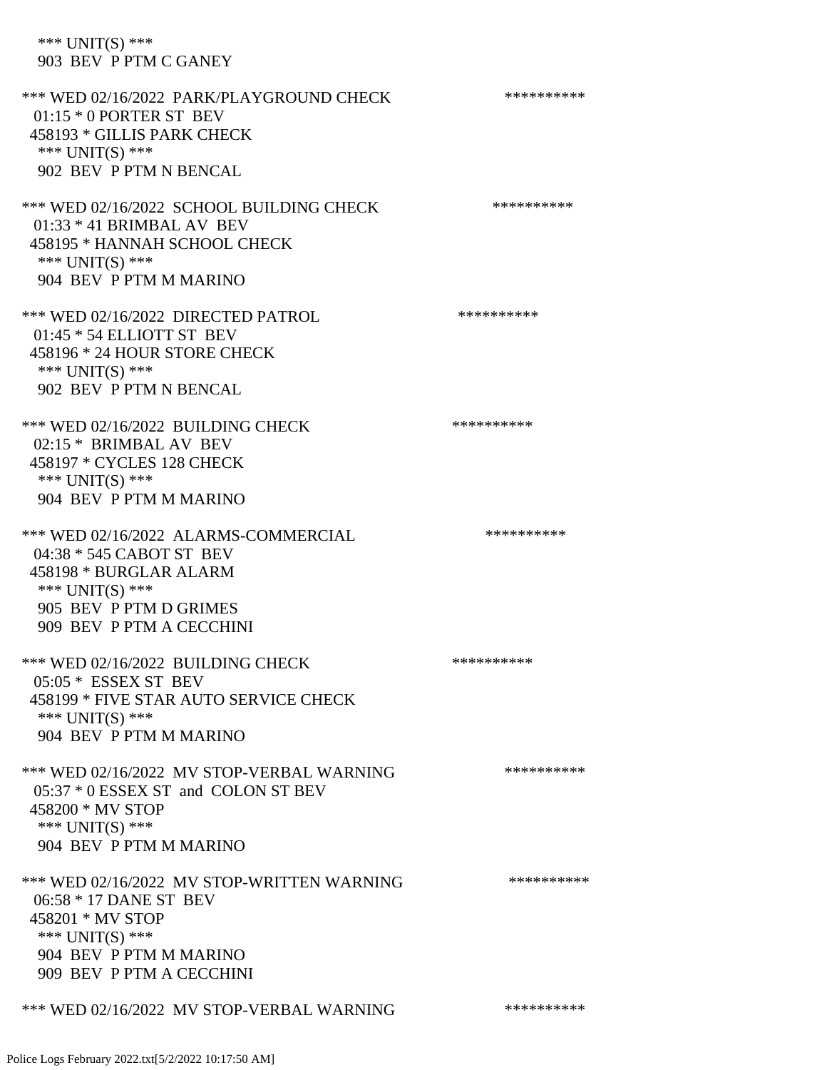\*** UNIT(S) \***
903 BEV P PTM C GANEY

\*** WED 02/16/2022 PARK/PLAYGROUND CHECK \**********
01:15 * 0 PORTER ST BEV
458193 * GILLIS PARK CHECK
\*** UNIT(S) \***
902 BEV P PTM N BENCAL

\*** WED 02/16/2022 SCHOOL BUILDING CHECK \**********
01:33 * 41 BRIMBAL AV BEV
458195 * HANNAH SCHOOL CHECK
\*** UNIT(S) \***
904 BEV P PTM M MARINO

\*** WED 02/16/2022 DIRECTED PATROL \**********
01:45 * 54 ELLIOTT ST BEV
458196 * 24 HOUR STORE CHECK
\*** UNIT(S) \***
902 BEV P PTM N BENCAL

\*** WED 02/16/2022 BUILDING CHECK \**********
02:15 * BRIMBAL AV BEV
458197 * CYCLES 128 CHECK
\*** UNIT(S) \***
904 BEV P PTM M MARINO

\*** WED 02/16/2022 ALARMS-COMMERCIAL \**********
04:38 * 545 CABOT ST BEV
458198 * BURGLAR ALARM
\*** UNIT(S) \***
905 BEV P PTM D GRIMES
909 BEV P PTM A CECCHINI

\*** WED 02/16/2022 BUILDING CHECK \**********
05:05 * ESSEX ST BEV
458199 * FIVE STAR AUTO SERVICE CHECK
\*** UNIT(S) \***
904 BEV P PTM M MARINO

\*** WED 02/16/2022 MV STOP-VERBAL WARNING \**********
05:37 * 0 ESSEX ST and COLON ST BEV
458200 * MV STOP
\*** UNIT(S) \***
904 BEV P PTM M MARINO

\*** WED 02/16/2022 MV STOP-WRITTEN WARNING \**********
06:58 * 17 DANE ST BEV
458201 * MV STOP
\*** UNIT(S) \***
904 BEV P PTM M MARINO
909 BEV P PTM A CECCHINI

\*** WED 02/16/2022 MV STOP-VERBAL WARNING \**********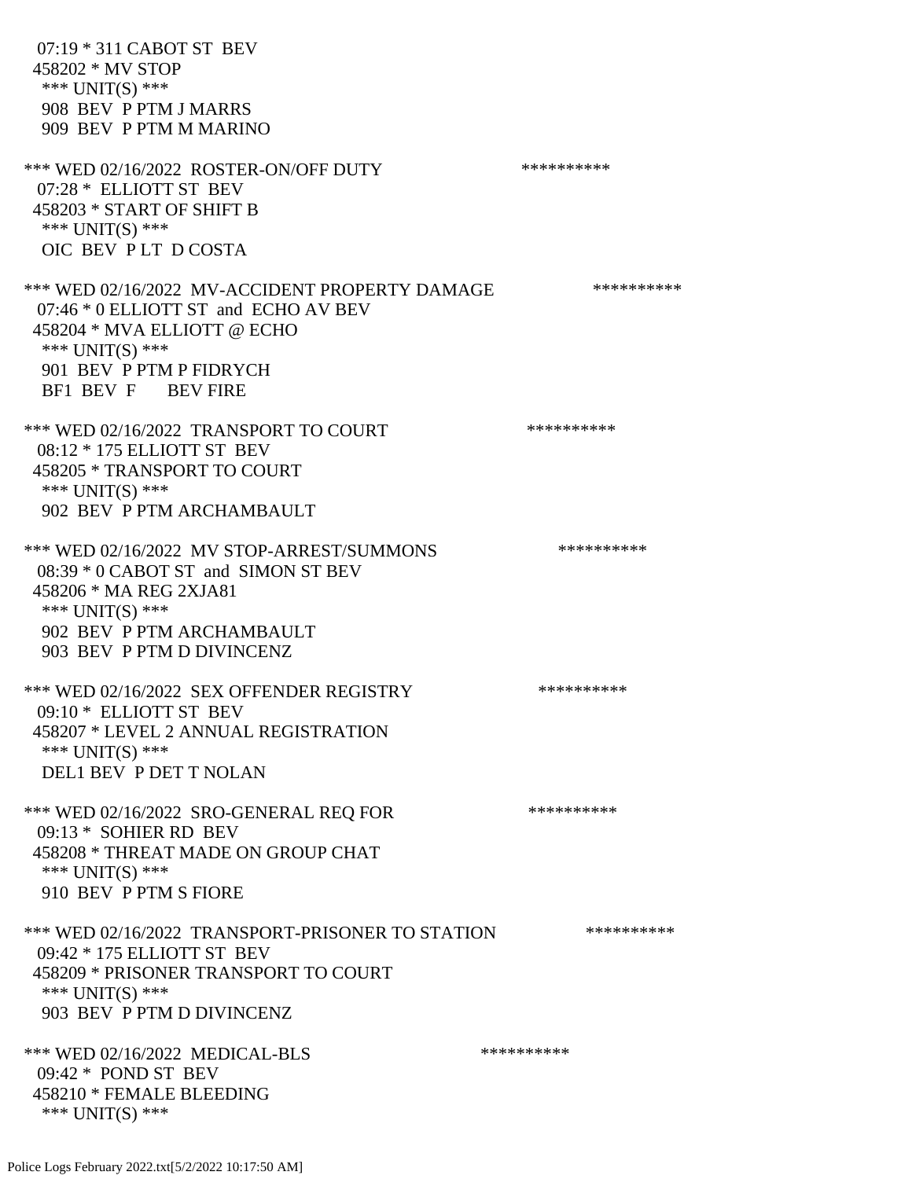07:19 * 311 CABOT ST BEV
458202 * MV STOP
*** UNIT(S) ***
908 BEV P PTM J MARRS
909 BEV P PTM M MARINO

*** WED 02/16/2022 ROSTER-ON/OFF DUTY **********
07:28 * ELLIOTT ST BEV
458203 * START OF SHIFT B
*** UNIT(S) ***
OIC BEV P LT D COSTA

*** WED 02/16/2022 MV-ACCIDENT PROPERTY DAMAGE **********
07:46 * 0 ELLIOTT ST and ECHO AV BEV
458204 * MVA ELLIOTT @ ECHO
*** UNIT(S) ***
901 BEV P PTM P FIDRYCH
BF1 BEV F BEV FIRE

*** WED 02/16/2022 TRANSPORT TO COURT **********
08:12 * 175 ELLIOTT ST BEV
458205 * TRANSPORT TO COURT
*** UNIT(S) ***
902 BEV P PTM ARCHAMBAULT

*** WED 02/16/2022 MV STOP-ARREST/SUMMONS **********
08:39 * 0 CABOT ST and SIMON ST BEV
458206 * MA REG 2XJA81
*** UNIT(S) ***
902 BEV P PTM ARCHAMBAULT
903 BEV P PTM D DIVINCENZ

*** WED 02/16/2022 SEX OFFENDER REGISTRY **********
09:10 * ELLIOTT ST BEV
458207 * LEVEL 2 ANNUAL REGISTRATION
*** UNIT(S) ***
DEL1 BEV P DET T NOLAN

*** WED 02/16/2022 SRO-GENERAL REQ FOR **********
09:13 * SOHIER RD BEV
458208 * THREAT MADE ON GROUP CHAT
*** UNIT(S) ***
910 BEV P PTM S FIORE

*** WED 02/16/2022 TRANSPORT-PRISONER TO STATION **********
09:42 * 175 ELLIOTT ST BEV
458209 * PRISONER TRANSPORT TO COURT
*** UNIT(S) ***
903 BEV P PTM D DIVINCENZ

*** WED 02/16/2022 MEDICAL-BLS **********
09:42 * POND ST BEV
458210 * FEMALE BLEEDING
*** UNIT(S) ***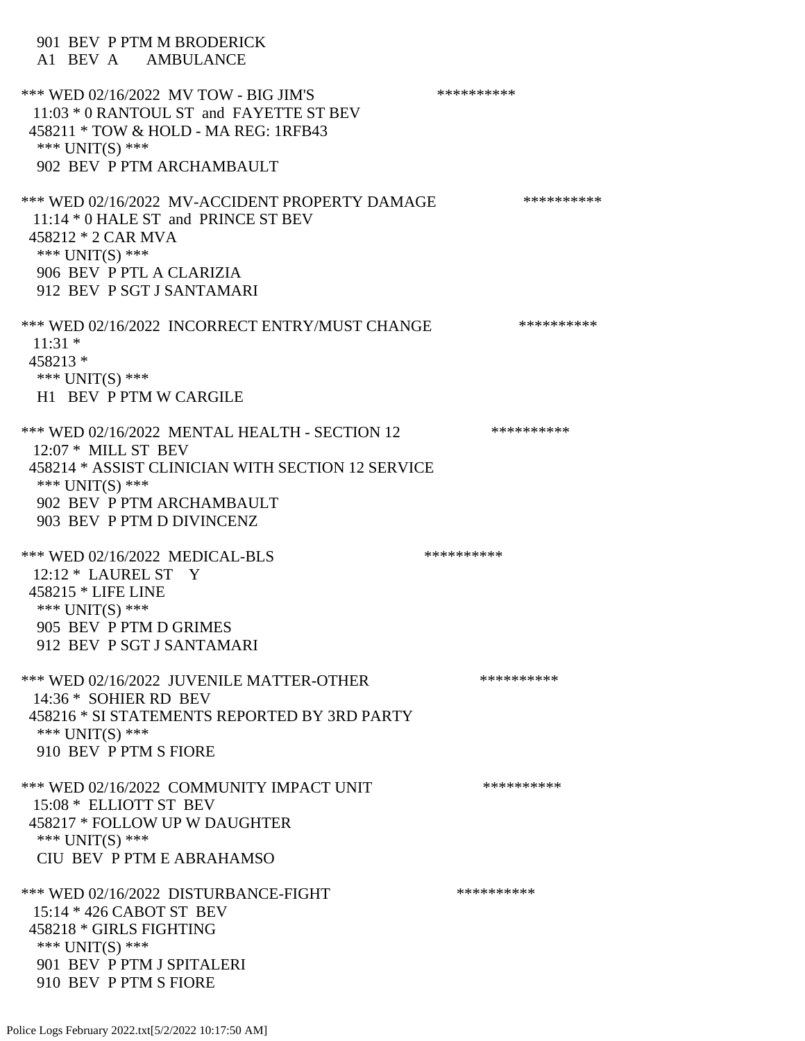901 BEV P PTM M BRODERICK
A1 BEV A AMBULANCE

*** WED 02/16/2022 MV TOW - BIG JIM'S **********
11:03 * 0 RANTOUL ST and FAYETTE ST BEV
458211 * TOW & HOLD - MA REG: 1RFB43
*** UNIT(S) ***
902 BEV P PTM ARCHAMBAULT

*** WED 02/16/2022 MV-ACCIDENT PROPERTY DAMAGE **********
11:14 * 0 HALE ST and PRINCE ST BEV
458212 * 2 CAR MVA
*** UNIT(S) ***
906 BEV P PTL A CLARIZIA
912 BEV P SGT J SANTAMARI

*** WED 02/16/2022 INCORRECT ENTRY/MUST CHANGE **********
11:31 *
458213 *
*** UNIT(S) ***
H1 BEV P PTM W CARGILE

*** WED 02/16/2022 MENTAL HEALTH - SECTION 12 **********
12:07 * MILL ST BEV
458214 * ASSIST CLINICIAN WITH SECTION 12 SERVICE
*** UNIT(S) ***
902 BEV P PTM ARCHAMBAULT
903 BEV P PTM D DIVINCENZ

*** WED 02/16/2022 MEDICAL-BLS **********
12:12 * LAUREL ST Y
458215 * LIFE LINE
*** UNIT(S) ***
905 BEV P PTM D GRIMES
912 BEV P SGT J SANTAMARI

*** WED 02/16/2022 JUVENILE MATTER-OTHER **********
14:36 * SOHIER RD BEV
458216 * SI STATEMENTS REPORTED BY 3RD PARTY
*** UNIT(S) ***
910 BEV P PTM S FIORE

*** WED 02/16/2022 COMMUNITY IMPACT UNIT **********
15:08 * ELLIOTT ST BEV
458217 * FOLLOW UP W DAUGHTER
*** UNIT(S) ***
CIU BEV P PTM E ABRAHAMSO

*** WED 02/16/2022 DISTURBANCE-FIGHT **********
15:14 * 426 CABOT ST BEV
458218 * GIRLS FIGHTING
*** UNIT(S) ***
901 BEV P PTM J SPITALERI
910 BEV P PTM S FIORE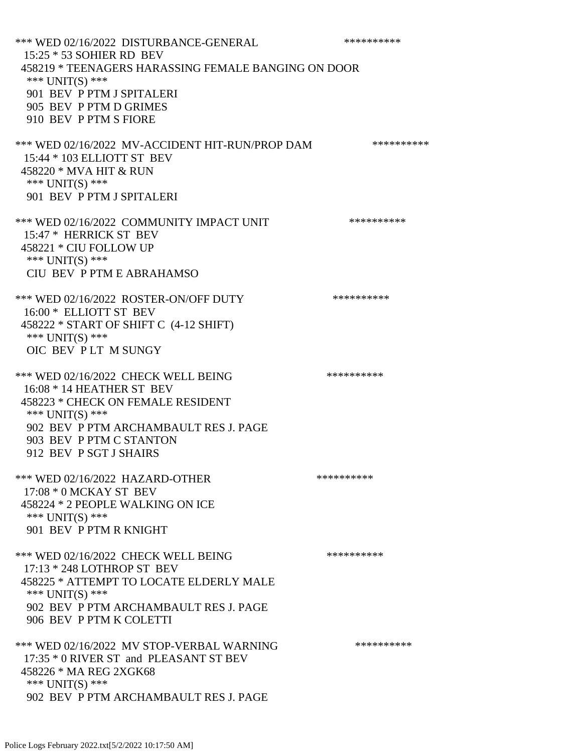*** WED 02/16/2022 DISTURBANCE-GENERAL **********
15:25 * 53 SOHIER RD BEV
458219 * TEENAGERS HARASSING FEMALE BANGING ON DOOR
*** UNIT(S) ***
901 BEV P PTM J SPITALERI
905 BEV P PTM D GRIMES
910 BEV P PTM S FIORE

*** WED 02/16/2022 MV-ACCIDENT HIT-RUN/PROP DAM **********
15:44 * 103 ELLIOTT ST BEV
458220 * MVA HIT & RUN
*** UNIT(S) ***
901 BEV P PTM J SPITALERI

*** WED 02/16/2022 COMMUNITY IMPACT UNIT **********
15:47 * HERRICK ST BEV
458221 * CIU FOLLOW UP
*** UNIT(S) ***
CIU BEV P PTM E ABRAHAMSO

*** WED 02/16/2022 ROSTER-ON/OFF DUTY **********
16:00 * ELLIOTT ST BEV
458222 * START OF SHIFT C (4-12 SHIFT)
*** UNIT(S) ***
OIC BEV P LT M SUNGY

*** WED 02/16/2022 CHECK WELL BEING **********
16:08 * 14 HEATHER ST BEV
458223 * CHECK ON FEMALE RESIDENT
*** UNIT(S) ***
902 BEV P PTM ARCHAMBAULT RES J. PAGE
903 BEV P PTM C STANTON
912 BEV P SGT J SHAIRS

*** WED 02/16/2022 HAZARD-OTHER **********
17:08 * 0 MCKAY ST BEV
458224 * 2 PEOPLE WALKING ON ICE
*** UNIT(S) ***
901 BEV P PTM R KNIGHT

*** WED 02/16/2022 CHECK WELL BEING **********
17:13 * 248 LOTHROP ST BEV
458225 * ATTEMPT TO LOCATE ELDERLY MALE
*** UNIT(S) ***
902 BEV P PTM ARCHAMBAULT RES J. PAGE
906 BEV P PTM K COLETTI

*** WED 02/16/2022 MV STOP-VERBAL WARNING **********
17:35 * 0 RIVER ST and PLEASANT ST BEV
458226 * MA REG 2XGK68
*** UNIT(S) ***
902 BEV P PTM ARCHAMBAULT RES J. PAGE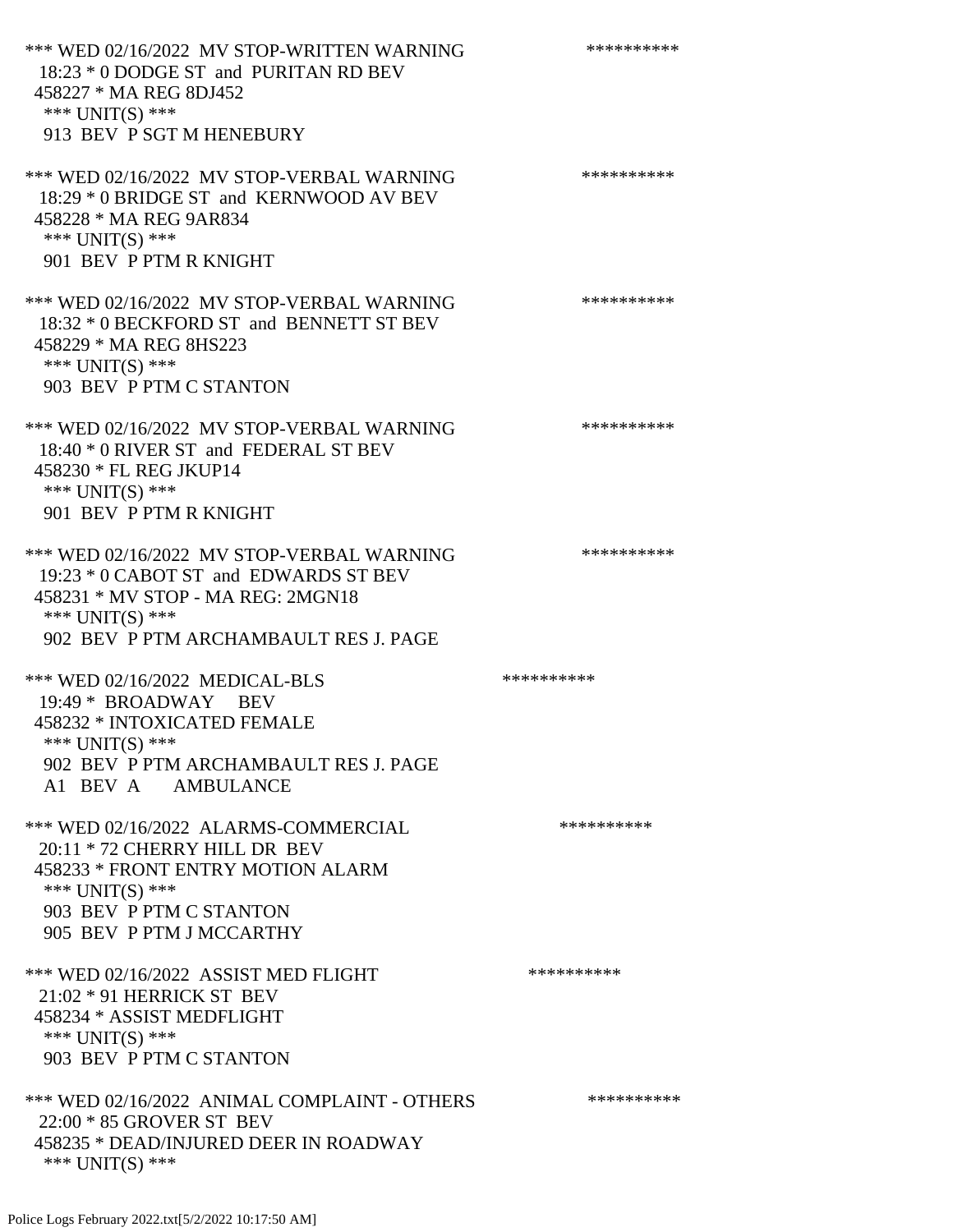*** WED 02/16/2022 MV STOP-WRITTEN WARNING **********
18:23 * 0 DODGE ST and PURITAN RD BEV
458227 * MA REG 8DJ452
*** UNIT(S) ***
913 BEV P SGT M HENEBURY

*** WED 02/16/2022 MV STOP-VERBAL WARNING **********
18:29 * 0 BRIDGE ST and KERNWOOD AV BEV
458228 * MA REG 9AR834
*** UNIT(S) ***
901 BEV P PTM R KNIGHT

*** WED 02/16/2022 MV STOP-VERBAL WARNING **********
18:32 * 0 BECKFORD ST and BENNETT ST BEV
458229 * MA REG 8HS223
*** UNIT(S) ***
903 BEV P PTM C STANTON

*** WED 02/16/2022 MV STOP-VERBAL WARNING **********
18:40 * 0 RIVER ST and FEDERAL ST BEV
458230 * FL REG JKUP14
*** UNIT(S) ***
901 BEV P PTM R KNIGHT

*** WED 02/16/2022 MV STOP-VERBAL WARNING **********
19:23 * 0 CABOT ST and EDWARDS ST BEV
458231 * MV STOP - MA REG: 2MGN18
*** UNIT(S) ***
902 BEV P PTM ARCHAMBAULT RES J. PAGE

*** WED 02/16/2022 MEDICAL-BLS **********
19:49 * BROADWAY BEV
458232 * INTOXICATED FEMALE
*** UNIT(S) ***
902 BEV P PTM ARCHAMBAULT RES J. PAGE
A1 BEV A AMBULANCE

*** WED 02/16/2022 ALARMS-COMMERCIAL **********
20:11 * 72 CHERRY HILL DR BEV
458233 * FRONT ENTRY MOTION ALARM
*** UNIT(S) ***
903 BEV P PTM C STANTON
905 BEV P PTM J MCCARTHY

*** WED 02/16/2022 ASSIST MED FLIGHT **********
21:02 * 91 HERRICK ST BEV
458234 * ASSIST MEDFLIGHT
*** UNIT(S) ***
903 BEV P PTM C STANTON

*** WED 02/16/2022 ANIMAL COMPLAINT - OTHERS **********
22:00 * 85 GROVER ST BEV
458235 * DEAD/INJURED DEER IN ROADWAY
*** UNIT(S) ***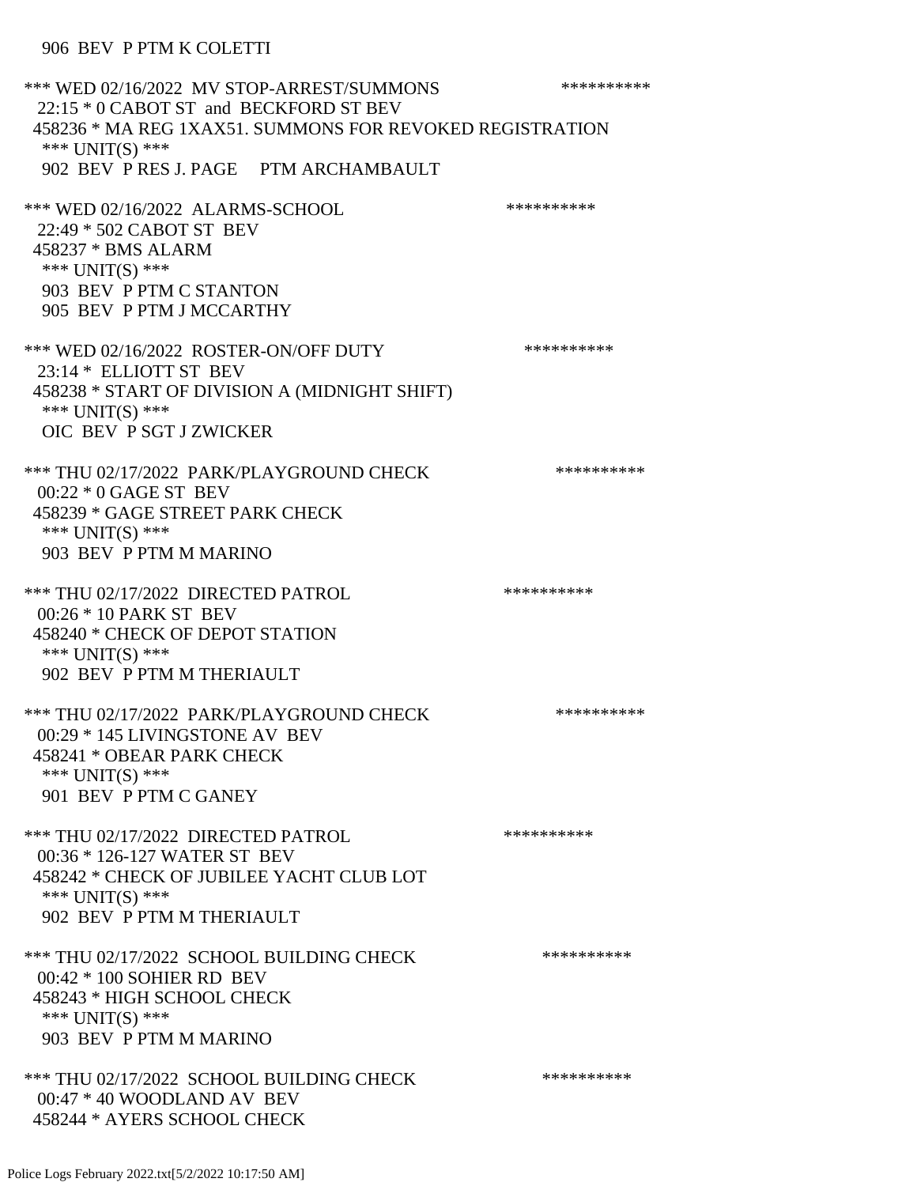906 BEV P PTM K COLETTI

*** WED 02/16/2022 MV STOP-ARREST/SUMMONS **********
22:15 * 0 CABOT ST and BECKFORD ST BEV
458236 * MA REG 1XAX51. SUMMONS FOR REVOKED REGISTRATION
*** UNIT(S) ***
902 BEV P RES J. PAGE PTM ARCHAMBAULT

*** WED 02/16/2022 ALARMS-SCHOOL **********
22:49 * 502 CABOT ST BEV
458237 * BMS ALARM
*** UNIT(S) ***
903 BEV P PTM C STANTON
905 BEV P PTM J MCCARTHY

*** WED 02/16/2022 ROSTER-ON/OFF DUTY **********
23:14 * ELLIOTT ST BEV
458238 * START OF DIVISION A (MIDNIGHT SHIFT)
*** UNIT(S) ***
OIC BEV P SGT J ZWICKER

*** THU 02/17/2022 PARK/PLAYGROUND CHECK **********
00:22 * 0 GAGE ST BEV
458239 * GAGE STREET PARK CHECK
*** UNIT(S) ***
903 BEV P PTM M MARINO

*** THU 02/17/2022 DIRECTED PATROL **********
00:26 * 10 PARK ST BEV
458240 * CHECK OF DEPOT STATION
*** UNIT(S) ***
902 BEV P PTM M THERIAULT

*** THU 02/17/2022 PARK/PLAYGROUND CHECK **********
00:29 * 145 LIVINGSTONE AV BEV
458241 * OBEAR PARK CHECK
*** UNIT(S) ***
901 BEV P PTM C GANEY

*** THU 02/17/2022 DIRECTED PATROL **********
00:36 * 126-127 WATER ST BEV
458242 * CHECK OF JUBILEE YACHT CLUB LOT
*** UNIT(S) ***
902 BEV P PTM M THERIAULT

*** THU 02/17/2022 SCHOOL BUILDING CHECK **********
00:42 * 100 SOHIER RD BEV
458243 * HIGH SCHOOL CHECK
*** UNIT(S) ***
903 BEV P PTM M MARINO

*** THU 02/17/2022 SCHOOL BUILDING CHECK **********
00:47 * 40 WOODLAND AV BEV
458244 * AYERS SCHOOL CHECK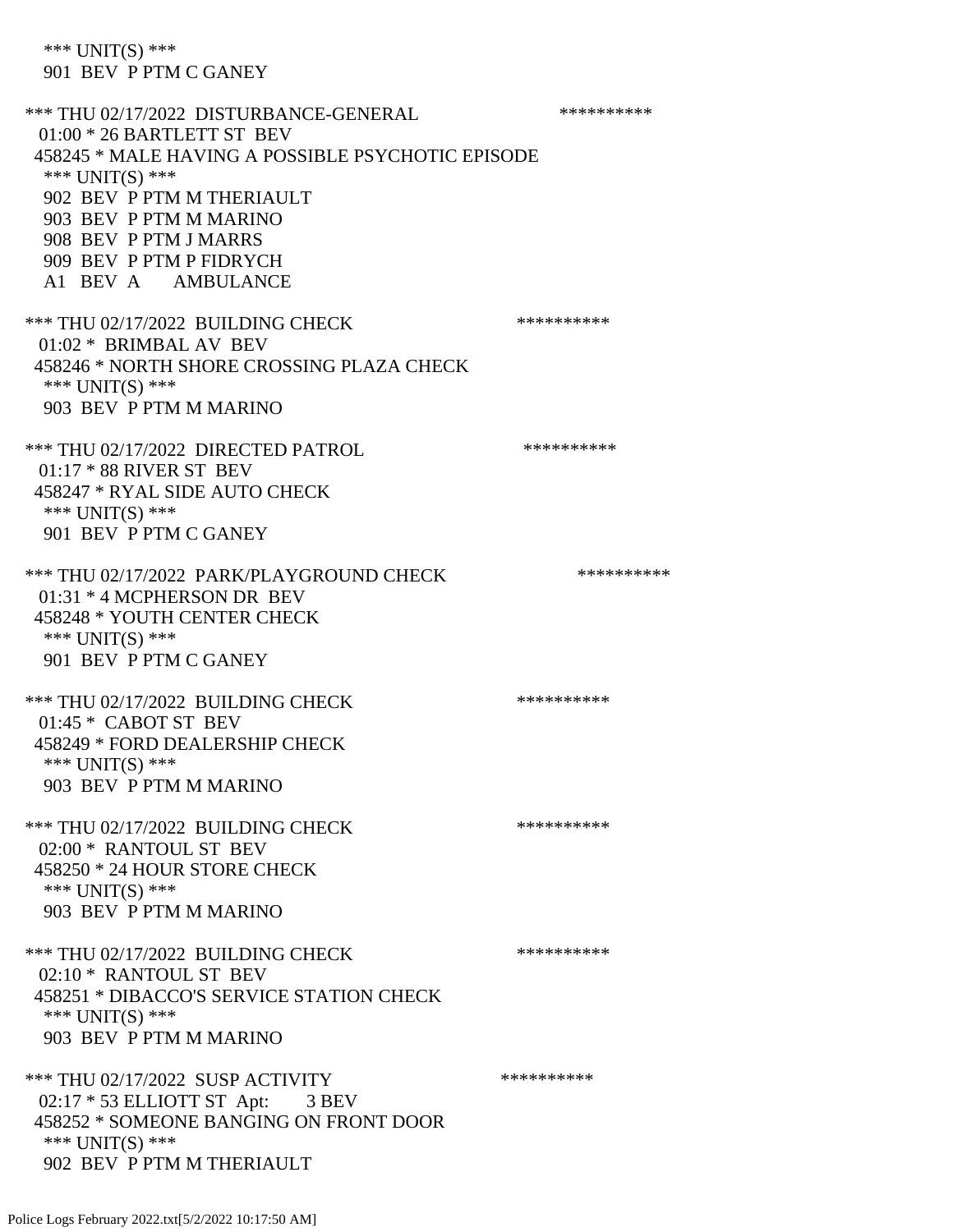*** UNIT(S) ***
 901 BEV P PTM C GANEY

*** THU 02/17/2022 DISTURBANCE-GENERAL **********
 01:00 * 26 BARTLETT ST BEV
 458245 * MALE HAVING A POSSIBLE PSYCHOTIC EPISODE
 *** UNIT(S) ***
 902 BEV P PTM M THERIAULT
 903 BEV P PTM M MARINO
 908 BEV P PTM J MARRS
 909 BEV P PTM P FIDRYCH
 A1 BEV A AMBULANCE

*** THU 02/17/2022 BUILDING CHECK **********
 01:02 * BRIMBAL AV BEV
 458246 * NORTH SHORE CROSSING PLAZA CHECK
 *** UNIT(S) ***
 903 BEV P PTM M MARINO

*** THU 02/17/2022 DIRECTED PATROL **********
 01:17 * 88 RIVER ST BEV
 458247 * RYAL SIDE AUTO CHECK
 *** UNIT(S) ***
 901 BEV P PTM C GANEY

*** THU 02/17/2022 PARK/PLAYGROUND CHECK **********
 01:31 * 4 MCPHERSON DR BEV
 458248 * YOUTH CENTER CHECK
 *** UNIT(S) ***
 901 BEV P PTM C GANEY

*** THU 02/17/2022 BUILDING CHECK **********
 01:45 * CABOT ST BEV
 458249 * FORD DEALERSHIP CHECK
 *** UNIT(S) ***
 903 BEV P PTM M MARINO

*** THU 02/17/2022 BUILDING CHECK **********
 02:00 * RANTOUL ST BEV
 458250 * 24 HOUR STORE CHECK
 *** UNIT(S) ***
 903 BEV P PTM M MARINO

*** THU 02/17/2022 BUILDING CHECK **********
 02:10 * RANTOUL ST BEV
 458251 * DIBACCO'S SERVICE STATION CHECK
 *** UNIT(S) ***
 903 BEV P PTM M MARINO

*** THU 02/17/2022 SUSP ACTIVITY **********
 02:17 * 53 ELLIOTT ST Apt: 3 BEV
 458252 * SOMEONE BANGING ON FRONT DOOR
 *** UNIT(S) ***
 902 BEV P PTM M THERIAULT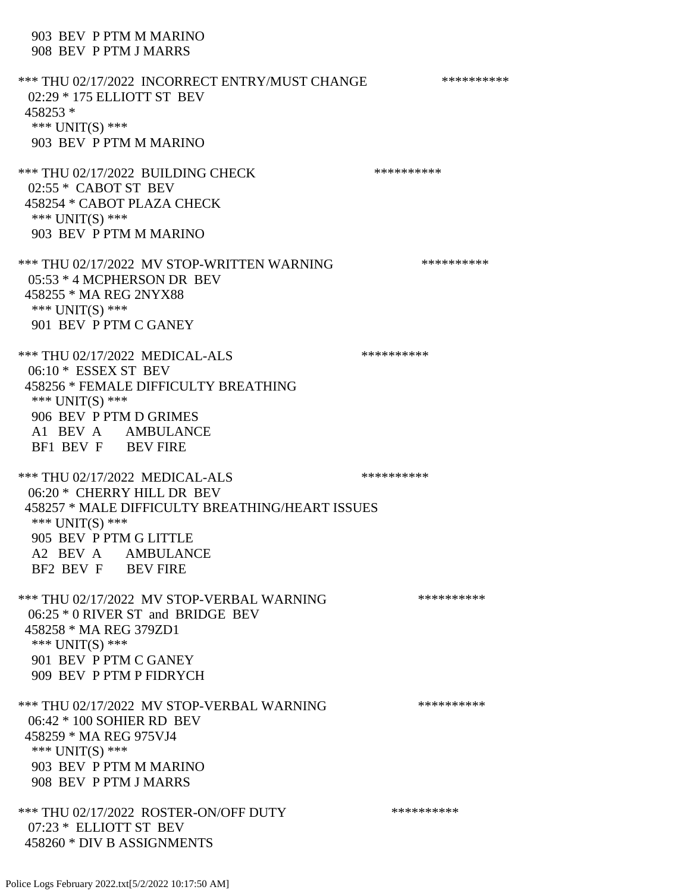903 BEV P PTM M MARINO
 908 BEV P PTM J MARRS

*** THU 02/17/2022 INCORRECT ENTRY/MUST CHANGE **********
 02:29 * 175 ELLIOTT ST BEV
 458253 *
 *** UNIT(S) ***
 903 BEV P PTM M MARINO

*** THU 02/17/2022 BUILDING CHECK **********
 02:55 * CABOT ST BEV
 458254 * CABOT PLAZA CHECK
 *** UNIT(S) ***
 903 BEV P PTM M MARINO

*** THU 02/17/2022 MV STOP-WRITTEN WARNING **********
 05:53 * 4 MCPHERSON DR BEV
 458255 * MA REG 2NYX88
 *** UNIT(S) ***
 901 BEV P PTM C GANEY

*** THU 02/17/2022 MEDICAL-ALS **********
 06:10 * ESSEX ST BEV
 458256 * FEMALE DIFFICULTY BREATHING
 *** UNIT(S) ***
 906 BEV P PTM D GRIMES
 A1 BEV A AMBULANCE
 BF1 BEV F BEV FIRE

*** THU 02/17/2022 MEDICAL-ALS **********
 06:20 * CHERRY HILL DR BEV
 458257 * MALE DIFFICULTY BREATHING/HEART ISSUES
 *** UNIT(S) ***
 905 BEV P PTM G LITTLE
 A2 BEV A AMBULANCE
 BF2 BEV F BEV FIRE

*** THU 02/17/2022 MV STOP-VERBAL WARNING **********
 06:25 * 0 RIVER ST and BRIDGE BEV
 458258 * MA REG 379ZD1
 *** UNIT(S) ***
 901 BEV P PTM C GANEY
 909 BEV P PTM P FIDRYCH

*** THU 02/17/2022 MV STOP-VERBAL WARNING **********
 06:42 * 100 SOHIER RD BEV
 458259 * MA REG 975VJ4
 *** UNIT(S) ***
 903 BEV P PTM M MARINO
 908 BEV P PTM J MARRS

*** THU 02/17/2022 ROSTER-ON/OFF DUTY **********
 07:23 * ELLIOTT ST BEV
 458260 * DIV B ASSIGNMENTS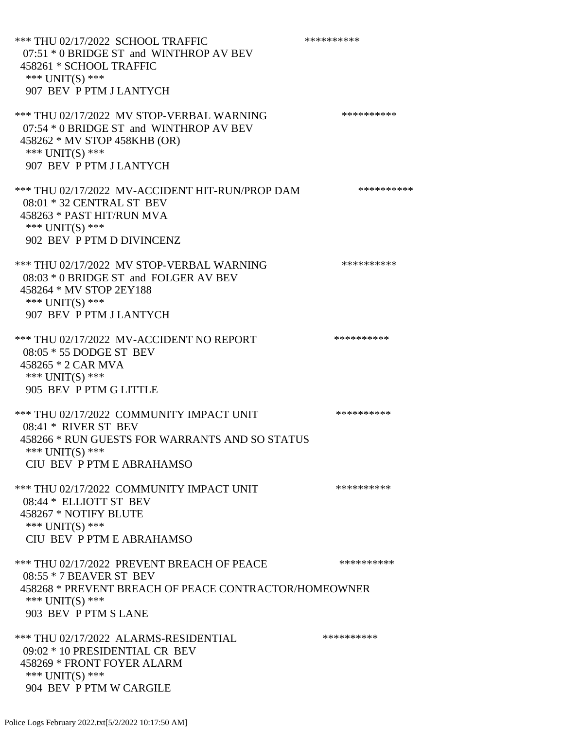*** THU 02/17/2022 SCHOOL TRAFFIC **********
07:51 * 0 BRIDGE ST and WINTHROP AV BEV
458261 * SCHOOL TRAFFIC
*** UNIT(S) ***
907 BEV P PTM J LANTYCH

*** THU 02/17/2022 MV STOP-VERBAL WARNING **********
07:54 * 0 BRIDGE ST and WINTHROP AV BEV
458262 * MV STOP 458KHB (OR)
*** UNIT(S) ***
907 BEV P PTM J LANTYCH

*** THU 02/17/2022 MV-ACCIDENT HIT-RUN/PROP DAM **********
08:01 * 32 CENTRAL ST BEV
458263 * PAST HIT/RUN MVA
*** UNIT(S) ***
902 BEV P PTM D DIVINCENZ

*** THU 02/17/2022 MV STOP-VERBAL WARNING **********
08:03 * 0 BRIDGE ST and FOLGER AV BEV
458264 * MV STOP 2EY188
*** UNIT(S) ***
907 BEV P PTM J LANTYCH

*** THU 02/17/2022 MV-ACCIDENT NO REPORT **********
08:05 * 55 DODGE ST BEV
458265 * 2 CAR MVA
*** UNIT(S) ***
905 BEV P PTM G LITTLE

*** THU 02/17/2022 COMMUNITY IMPACT UNIT **********
08:41 * RIVER ST BEV
458266 * RUN GUESTS FOR WARRANTS AND SO STATUS
*** UNIT(S) ***
CIU BEV P PTM E ABRAHAMSO

*** THU 02/17/2022 COMMUNITY IMPACT UNIT **********
08:44 * ELLIOTT ST BEV
458267 * NOTIFY BLUTE
*** UNIT(S) ***
CIU BEV P PTM E ABRAHAMSO

*** THU 02/17/2022 PREVENT BREACH OF PEACE **********
08:55 * 7 BEAVER ST BEV
458268 * PREVENT BREACH OF PEACE CONTRACTOR/HOMEOWNER
*** UNIT(S) ***
903 BEV P PTM S LANE

*** THU 02/17/2022 ALARMS-RESIDENTIAL **********
09:02 * 10 PRESIDENTIAL CR BEV
458269 * FRONT FOYER ALARM
*** UNIT(S) ***
904 BEV P PTM W CARGILE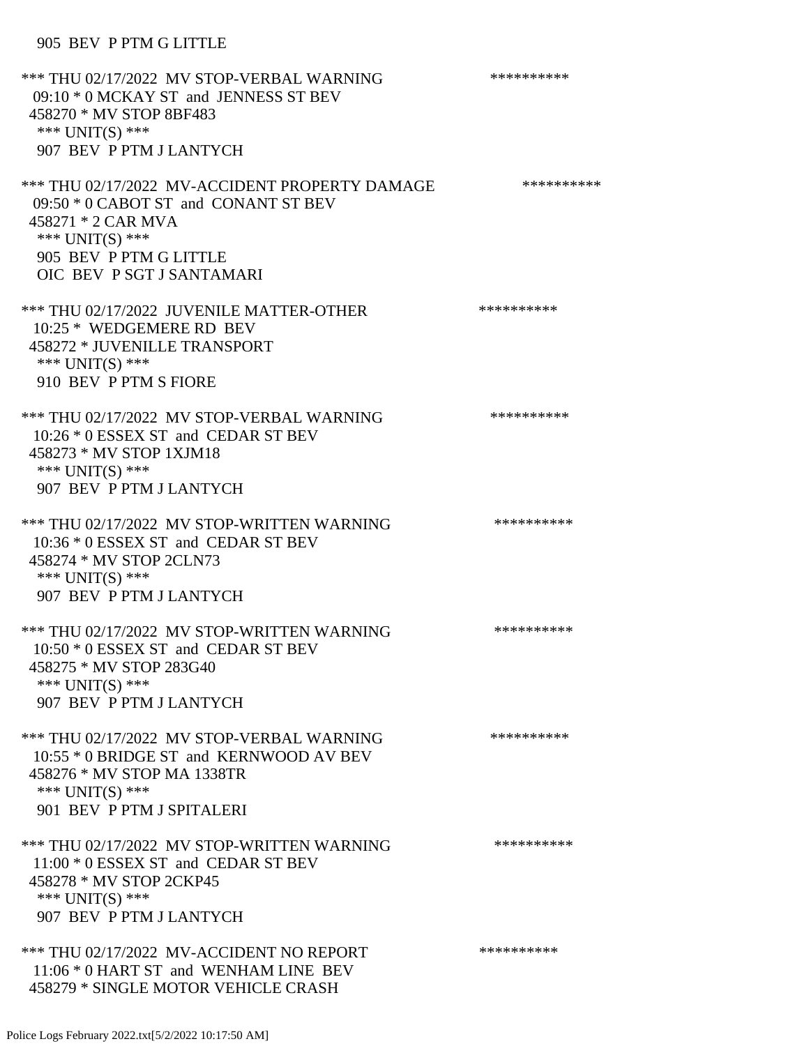905 BEV P PTM G LITTLE

*** THU 02/17/2022 MV STOP-VERBAL WARNING **********
09:10 * 0 MCKAY ST and JENNESS ST BEV
458270 * MV STOP 8BF483
*** UNIT(S) ***
907 BEV P PTM J LANTYCH

*** THU 02/17/2022 MV-ACCIDENT PROPERTY DAMAGE **********
09:50 * 0 CABOT ST and CONANT ST BEV
458271 * 2 CAR MVA
*** UNIT(S) ***
905 BEV P PTM G LITTLE
OIC BEV P SGT J SANTAMARI

*** THU 02/17/2022 JUVENILE MATTER-OTHER **********
10:25 * WEDGEMERE RD BEV
458272 * JUVENILLE TRANSPORT
*** UNIT(S) ***
910 BEV P PTM S FIORE

*** THU 02/17/2022 MV STOP-VERBAL WARNING **********
10:26 * 0 ESSEX ST and CEDAR ST BEV
458273 * MV STOP 1XJM18
*** UNIT(S) ***
907 BEV P PTM J LANTYCH

*** THU 02/17/2022 MV STOP-WRITTEN WARNING **********
10:36 * 0 ESSEX ST and CEDAR ST BEV
458274 * MV STOP 2CLN73
*** UNIT(S) ***
907 BEV P PTM J LANTYCH

*** THU 02/17/2022 MV STOP-WRITTEN WARNING **********
10:50 * 0 ESSEX ST and CEDAR ST BEV
458275 * MV STOP 283G40
*** UNIT(S) ***
907 BEV P PTM J LANTYCH

*** THU 02/17/2022 MV STOP-VERBAL WARNING **********
10:55 * 0 BRIDGE ST and KERNWOOD AV BEV
458276 * MV STOP MA 1338TR
*** UNIT(S) ***
901 BEV P PTM J SPITALERI

*** THU 02/17/2022 MV STOP-WRITTEN WARNING **********
11:00 * 0 ESSEX ST and CEDAR ST BEV
458278 * MV STOP 2CKP45
*** UNIT(S) ***
907 BEV P PTM J LANTYCH

*** THU 02/17/2022 MV-ACCIDENT NO REPORT **********
11:06 * 0 HART ST and WENHAM LINE BEV
458279 * SINGLE MOTOR VEHICLE CRASH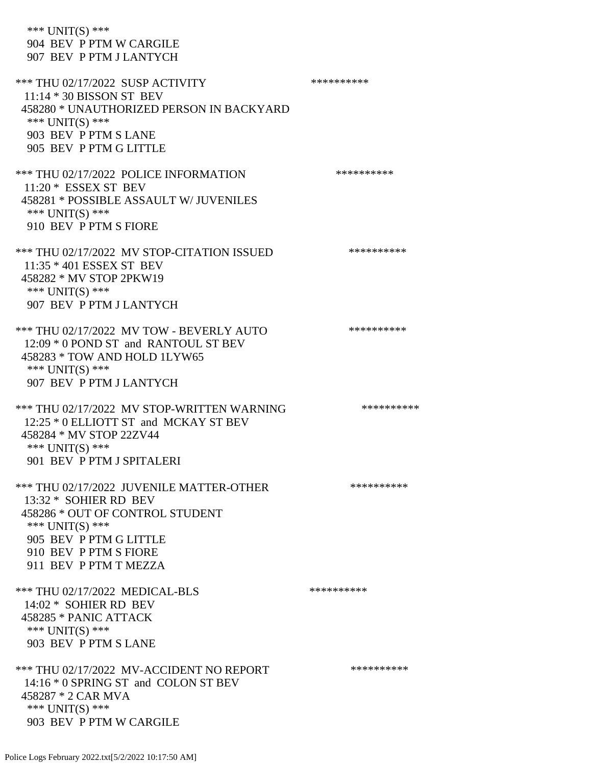*** UNIT(S) ***
904 BEV P PTM W CARGILE
907 BEV P PTM J LANTYCH

*** THU 02/17/2022 SUSP ACTIVITY **********
11:14 * 30 BISSON ST BEV
458280 * UNAUTHORIZED PERSON IN BACKYARD
*** UNIT(S) ***
903 BEV P PTM S LANE
905 BEV P PTM G LITTLE

*** THU 02/17/2022 POLICE INFORMATION **********
11:20 * ESSEX ST BEV
458281 * POSSIBLE ASSAULT W/ JUVENILES
*** UNIT(S) ***
910 BEV P PTM S FIORE

*** THU 02/17/2022 MV STOP-CITATION ISSUED **********
11:35 * 401 ESSEX ST BEV
458282 * MV STOP 2PKW19
*** UNIT(S) ***
907 BEV P PTM J LANTYCH

*** THU 02/17/2022 MV TOW - BEVERLY AUTO **********
12:09 * 0 POND ST and RANTOUL ST BEV
458283 * TOW AND HOLD 1LYW65
*** UNIT(S) ***
907 BEV P PTM J LANTYCH

*** THU 02/17/2022 MV STOP-WRITTEN WARNING **********
12:25 * 0 ELLIOTT ST and MCKAY ST BEV
458284 * MV STOP 22ZV44
*** UNIT(S) ***
901 BEV P PTM J SPITALERI

*** THU 02/17/2022 JUVENILE MATTER-OTHER **********
13:32 * SOHIER RD BEV
458286 * OUT OF CONTROL STUDENT
*** UNIT(S) ***
905 BEV P PTM G LITTLE
910 BEV P PTM S FIORE
911 BEV P PTM T MEZZA

*** THU 02/17/2022 MEDICAL-BLS **********
14:02 * SOHIER RD BEV
458285 * PANIC ATTACK
*** UNIT(S) ***
903 BEV P PTM S LANE

*** THU 02/17/2022 MV-ACCIDENT NO REPORT **********
14:16 * 0 SPRING ST and COLON ST BEV
458287 * 2 CAR MVA
*** UNIT(S) ***
903 BEV P PTM W CARGILE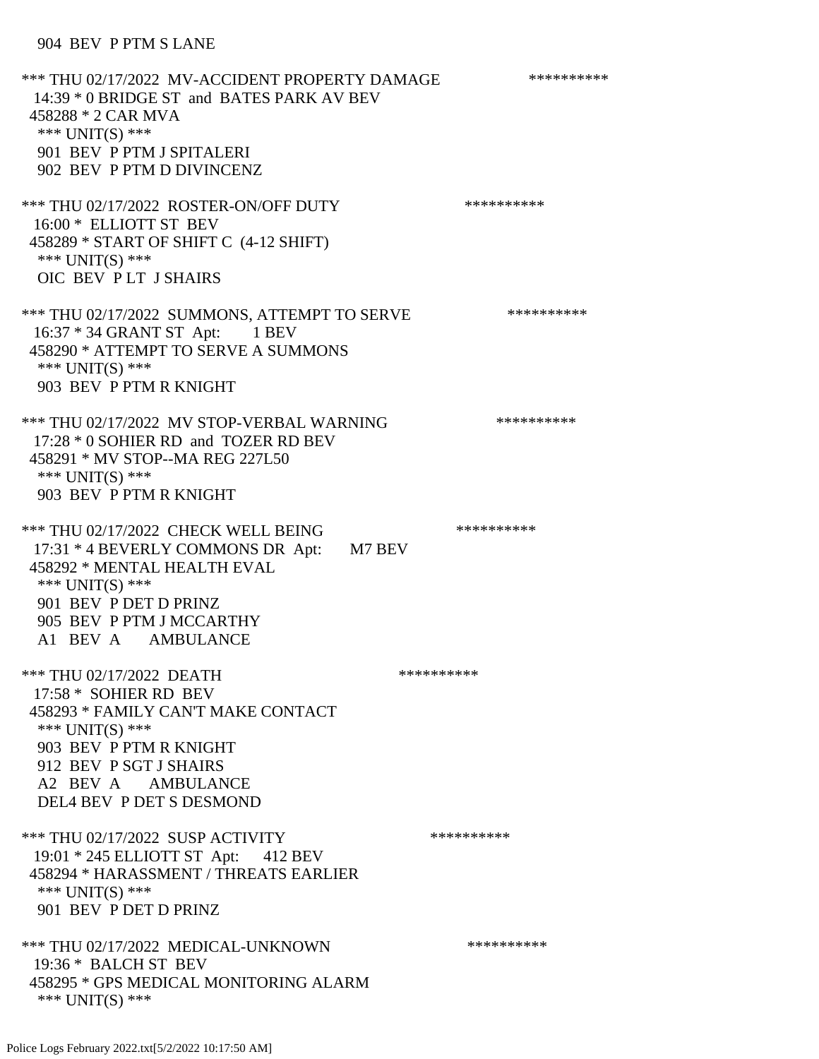904 BEV P PTM S LANE

*** THU 02/17/2022 MV-ACCIDENT PROPERTY DAMAGE **********
14:39 * 0 BRIDGE ST and BATES PARK AV BEV
458288 * 2 CAR MVA
*** UNIT(S) ***
901 BEV P PTM J SPITALERI
902 BEV P PTM D DIVINCENZ

*** THU 02/17/2022 ROSTER-ON/OFF DUTY **********
16:00 * ELLIOTT ST BEV
458289 * START OF SHIFT C (4-12 SHIFT)
*** UNIT(S) ***
OIC BEV P LT J SHAIRS

*** THU 02/17/2022 SUMMONS, ATTEMPT TO SERVE **********
16:37 * 34 GRANT ST Apt: 1 BEV
458290 * ATTEMPT TO SERVE A SUMMONS
*** UNIT(S) ***
903 BEV P PTM R KNIGHT

*** THU 02/17/2022 MV STOP-VERBAL WARNING **********
17:28 * 0 SOHIER RD and TOZER RD BEV
458291 * MV STOP--MA REG 227L50
*** UNIT(S) ***
903 BEV P PTM R KNIGHT

*** THU 02/17/2022 CHECK WELL BEING **********
17:31 * 4 BEVERLY COMMONS DR Apt: M7 BEV
458292 * MENTAL HEALTH EVAL
*** UNIT(S) ***
901 BEV P DET D PRINZ
905 BEV P PTM J MCCARTHY
A1 BEV A AMBULANCE

*** THU 02/17/2022 DEATH **********
17:58 * SOHIER RD BEV
458293 * FAMILY CAN'T MAKE CONTACT
*** UNIT(S) ***
903 BEV P PTM R KNIGHT
912 BEV P SGT J SHAIRS
A2 BEV A AMBULANCE
DEL4 BEV P DET S DESMOND

*** THU 02/17/2022 SUSP ACTIVITY **********
19:01 * 245 ELLIOTT ST Apt: 412 BEV
458294 * HARASSMENT / THREATS EARLIER
*** UNIT(S) ***
901 BEV P DET D PRINZ

*** THU 02/17/2022 MEDICAL-UNKNOWN **********
19:36 * BALCH ST BEV
458295 * GPS MEDICAL MONITORING ALARM
*** UNIT(S) ***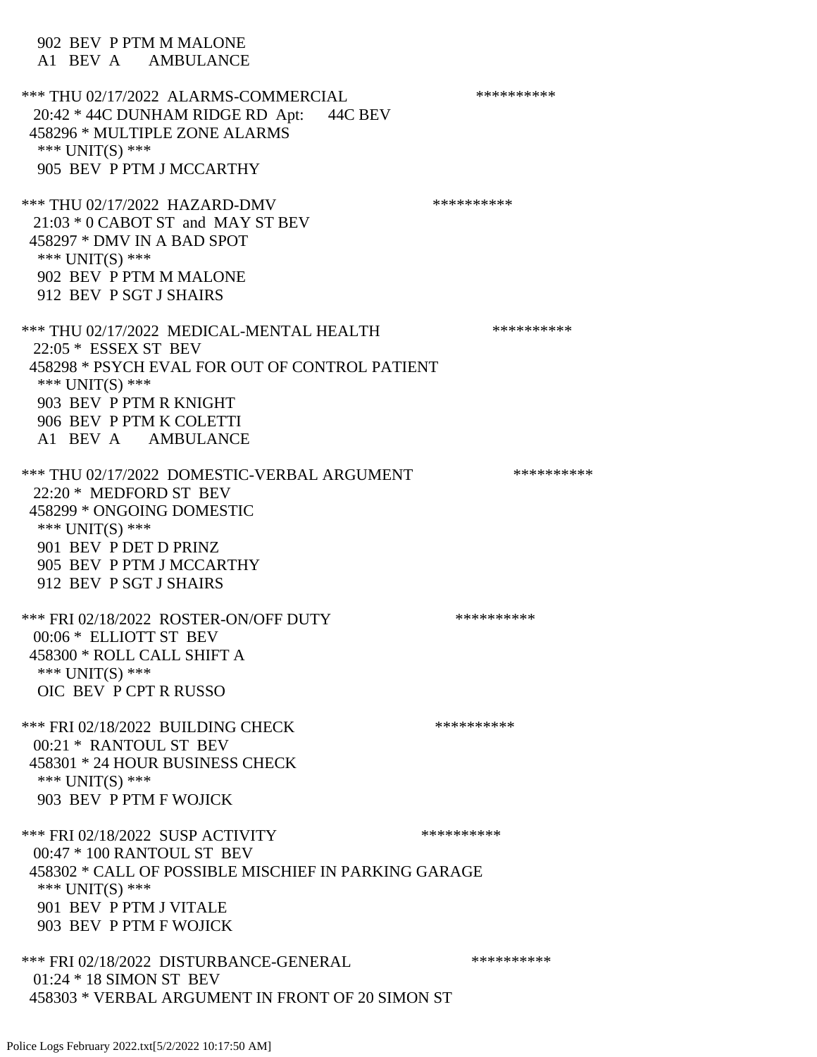902 BEV P PTM M MALONE
A1 BEV A AMBULANCE

*** THU 02/17/2022 ALARMS-COMMERCIAL **********
20:42 * 44C DUNHAM RIDGE RD Apt: 44C BEV
458296 * MULTIPLE ZONE ALARMS
*** UNIT(S) ***
905 BEV P PTM J MCCARTHY

*** THU 02/17/2022 HAZARD-DMV **********
21:03 * 0 CABOT ST and MAY ST BEV
458297 * DMV IN A BAD SPOT
*** UNIT(S) ***
902 BEV P PTM M MALONE
912 BEV P SGT J SHAIRS

*** THU 02/17/2022 MEDICAL-MENTAL HEALTH **********
22:05 * ESSEX ST BEV
458298 * PSYCH EVAL FOR OUT OF CONTROL PATIENT
*** UNIT(S) ***
903 BEV P PTM R KNIGHT
906 BEV P PTM K COLETTI
A1 BEV A AMBULANCE

*** THU 02/17/2022 DOMESTIC-VERBAL ARGUMENT **********
22:20 * MEDFORD ST BEV
458299 * ONGOING DOMESTIC
*** UNIT(S) ***
901 BEV P DET D PRINZ
905 BEV P PTM J MCCARTHY
912 BEV P SGT J SHAIRS

*** FRI 02/18/2022 ROSTER-ON/OFF DUTY **********
00:06 * ELLIOTT ST BEV
458300 * ROLL CALL SHIFT A
*** UNIT(S) ***
OIC BEV P CPT R RUSSO

*** FRI 02/18/2022 BUILDING CHECK **********
00:21 * RANTOUL ST BEV
458301 * 24 HOUR BUSINESS CHECK
*** UNIT(S) ***
903 BEV P PTM F WOJICK

*** FRI 02/18/2022 SUSP ACTIVITY **********
00:47 * 100 RANTOUL ST BEV
458302 * CALL OF POSSIBLE MISCHIEF IN PARKING GARAGE
*** UNIT(S) ***
901 BEV P PTM J VITALE
903 BEV P PTM F WOJICK

*** FRI 02/18/2022 DISTURBANCE-GENERAL **********
01:24 * 18 SIMON ST BEV
458303 * VERBAL ARGUMENT IN FRONT OF 20 SIMON ST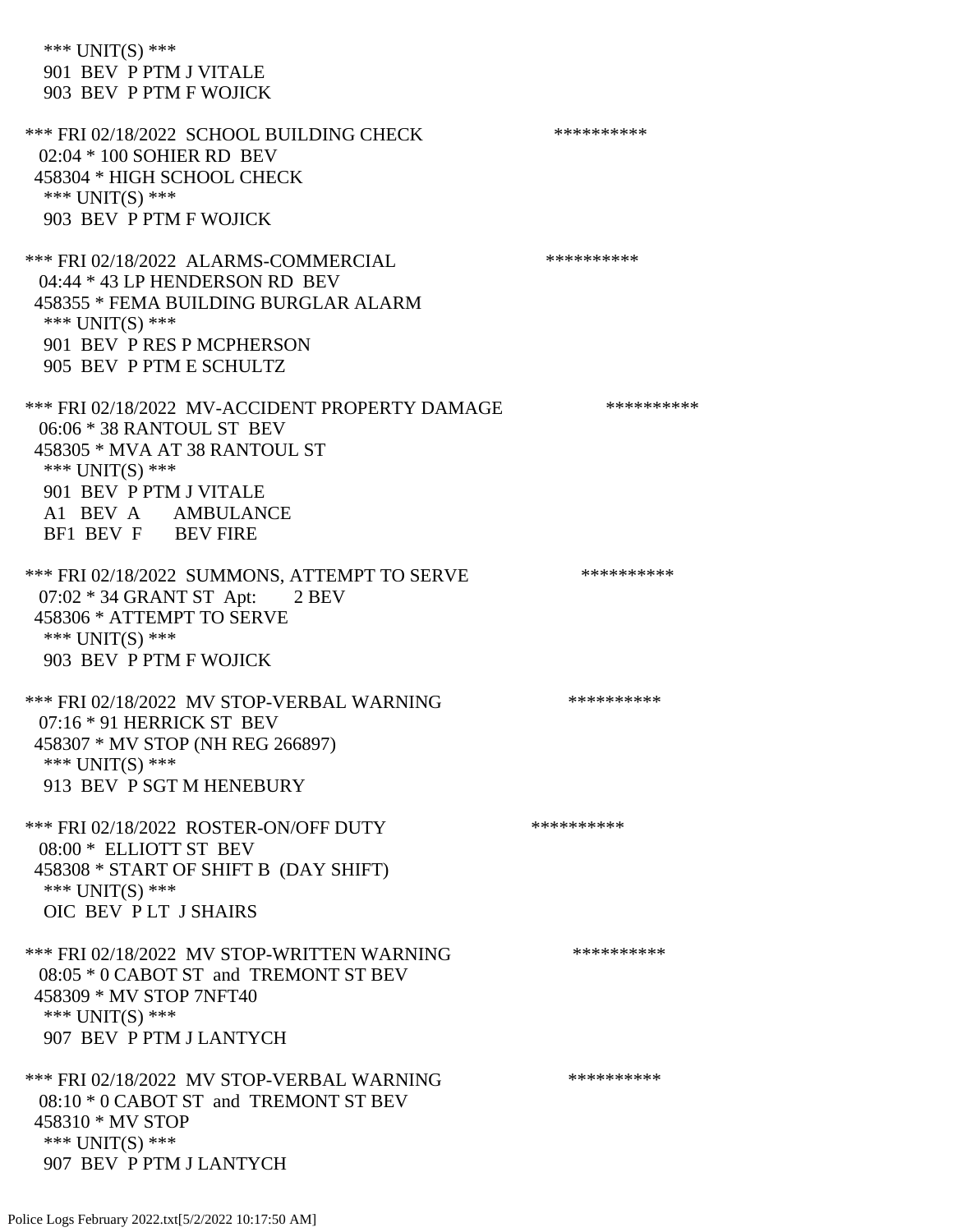\*\*\* UNIT(S) \*\*\*
 901 BEV P PTM J VITALE
 903 BEV P PTM F WOJICK

\*\*\* FRI 02/18/2022 SCHOOL BUILDING CHECK \*\*\*\*\*\*\*\*\*\*
 02:04 * 100 SOHIER RD BEV
 458304 * HIGH SCHOOL CHECK
 \*\*\* UNIT(S) \*\*\*
 903 BEV P PTM F WOJICK

\*\*\* FRI 02/18/2022 ALARMS-COMMERCIAL \*\*\*\*\*\*\*\*\*\*
 04:44 * 43 LP HENDERSON RD BEV
 458355 * FEMA BUILDING BURGLAR ALARM
 \*\*\* UNIT(S) \*\*\*
 901 BEV P RES P MCPHERSON
 905 BEV P PTM E SCHULTZ

\*\*\* FRI 02/18/2022 MV-ACCIDENT PROPERTY DAMAGE \*\*\*\*\*\*\*\*\*\*
 06:06 * 38 RANTOUL ST BEV
 458305 * MVA AT 38 RANTOUL ST
 \*\*\* UNIT(S) \*\*\*
 901 BEV P PTM J VITALE
 A1 BEV A AMBULANCE
 BF1 BEV F BEV FIRE

\*\*\* FRI 02/18/2022 SUMMONS, ATTEMPT TO SERVE \*\*\*\*\*\*\*\*\*\*
 07:02 * 34 GRANT ST Apt: 2 BEV
 458306 * ATTEMPT TO SERVE
 \*\*\* UNIT(S) \*\*\*
 903 BEV P PTM F WOJICK

\*\*\* FRI 02/18/2022 MV STOP-VERBAL WARNING \*\*\*\*\*\*\*\*\*\*
 07:16 * 91 HERRICK ST BEV
 458307 * MV STOP (NH REG 266897)
 \*\*\* UNIT(S) \*\*\*
 913 BEV P SGT M HENEBURY

\*\*\* FRI 02/18/2022 ROSTER-ON/OFF DUTY \*\*\*\*\*\*\*\*\*\*
 08:00 * ELLIOTT ST BEV
 458308 * START OF SHIFT B (DAY SHIFT)
 \*\*\* UNIT(S) \*\*\*
 OIC BEV P LT J SHAIRS

\*\*\* FRI 02/18/2022 MV STOP-WRITTEN WARNING \*\*\*\*\*\*\*\*\*\*
 08:05 * 0 CABOT ST and TREMONT ST BEV
 458309 * MV STOP 7NFT40
 \*\*\* UNIT(S) \*\*\*
 907 BEV P PTM J LANTYCH

\*\*\* FRI 02/18/2022 MV STOP-VERBAL WARNING \*\*\*\*\*\*\*\*\*\*
 08:10 * 0 CABOT ST and TREMONT ST BEV
 458310 * MV STOP
 \*\*\* UNIT(S) \*\*\*
 907 BEV P PTM J LANTYCH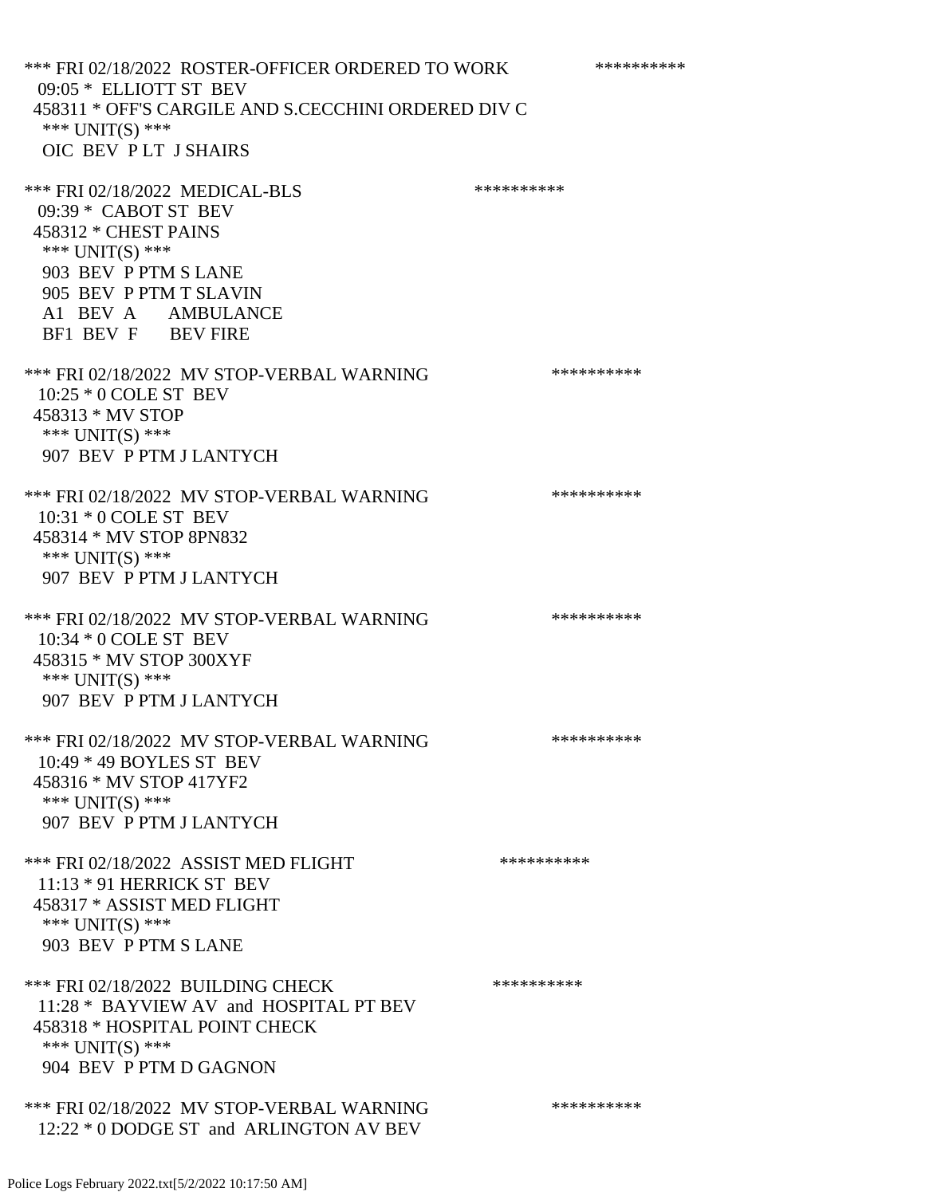*** FRI 02/18/2022 ROSTER-OFFICER ORDERED TO WORK **********
09:05 * ELLIOTT ST BEV
458311 * OFF'S CARGILE AND S.CECCHINI ORDERED DIV C
*** UNIT(S) ***
OIC BEV P LT J SHAIRS

*** FRI 02/18/2022 MEDICAL-BLS **********
09:39 * CABOT ST BEV
458312 * CHEST PAINS
*** UNIT(S) ***
903 BEV P PTM S LANE
905 BEV P PTM T SLAVIN
A1 BEV A AMBULANCE
BF1 BEV F BEV FIRE

*** FRI 02/18/2022 MV STOP-VERBAL WARNING **********
10:25 * 0 COLE ST BEV
458313 * MV STOP
*** UNIT(S) ***
907 BEV P PTM J LANTYCH

*** FRI 02/18/2022 MV STOP-VERBAL WARNING **********
10:31 * 0 COLE ST BEV
458314 * MV STOP 8PN832
*** UNIT(S) ***
907 BEV P PTM J LANTYCH

*** FRI 02/18/2022 MV STOP-VERBAL WARNING **********
10:34 * 0 COLE ST BEV
458315 * MV STOP 300XYF
*** UNIT(S) ***
907 BEV P PTM J LANTYCH

*** FRI 02/18/2022 MV STOP-VERBAL WARNING **********
10:49 * 49 BOYLES ST BEV
458316 * MV STOP 417YF2
*** UNIT(S) ***
907 BEV P PTM J LANTYCH

*** FRI 02/18/2022 ASSIST MED FLIGHT **********
11:13 * 91 HERRICK ST BEV
458317 * ASSIST MED FLIGHT
*** UNIT(S) ***
903 BEV P PTM S LANE

*** FRI 02/18/2022 BUILDING CHECK **********
11:28 * BAYVIEW AV and HOSPITAL PT BEV
458318 * HOSPITAL POINT CHECK
*** UNIT(S) ***
904 BEV P PTM D GAGNON

*** FRI 02/18/2022 MV STOP-VERBAL WARNING **********
12:22 * 0 DODGE ST and ARLINGTON AV BEV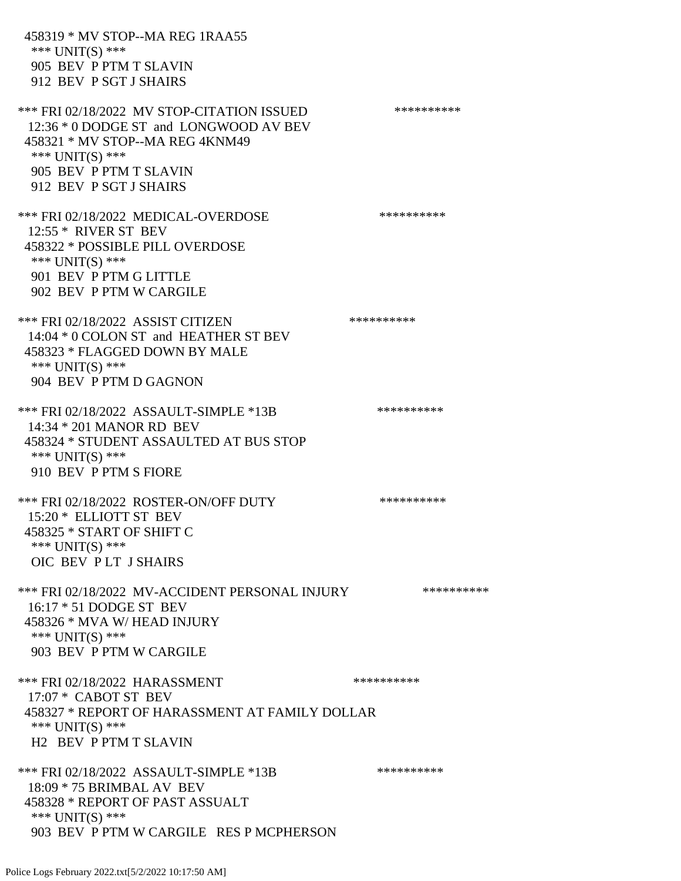458319 * MV STOP--MA REG 1RAA55
*** UNIT(S) ***
905 BEV P PTM T SLAVIN
912 BEV P SGT J SHAIRS

*** FRI 02/18/2022 MV STOP-CITATION ISSUED **********
12:36 * 0 DODGE ST and LONGWOOD AV BEV
458321 * MV STOP--MA REG 4KNM49
*** UNIT(S) ***
905 BEV P PTM T SLAVIN
912 BEV P SGT J SHAIRS

*** FRI 02/18/2022 MEDICAL-OVERDOSE **********
12:55 * RIVER ST BEV
458322 * POSSIBLE PILL OVERDOSE
*** UNIT(S) ***
901 BEV P PTM G LITTLE
902 BEV P PTM W CARGILE

*** FRI 02/18/2022 ASSIST CITIZEN **********
14:04 * 0 COLON ST and HEATHER ST BEV
458323 * FLAGGED DOWN BY MALE
*** UNIT(S) ***
904 BEV P PTM D GAGNON

*** FRI 02/18/2022 ASSAULT-SIMPLE *13B **********
14:34 * 201 MANOR RD BEV
458324 * STUDENT ASSAULTED AT BUS STOP
*** UNIT(S) ***
910 BEV P PTM S FIORE

*** FRI 02/18/2022 ROSTER-ON/OFF DUTY **********
15:20 * ELLIOTT ST BEV
458325 * START OF SHIFT C
*** UNIT(S) ***
OIC BEV P LT J SHAIRS

*** FRI 02/18/2022 MV-ACCIDENT PERSONAL INJURY **********
16:17 * 51 DODGE ST BEV
458326 * MVA W/ HEAD INJURY
*** UNIT(S) ***
903 BEV P PTM W CARGILE

*** FRI 02/18/2022 HARASSMENT **********
17:07 * CABOT ST BEV
458327 * REPORT OF HARASSMENT AT FAMILY DOLLAR
*** UNIT(S) ***
H2 BEV P PTM T SLAVIN

*** FRI 02/18/2022 ASSAULT-SIMPLE *13B **********
18:09 * 75 BRIMBAL AV BEV
458328 * REPORT OF PAST ASSUALT
*** UNIT(S) ***
903 BEV P PTM W CARGILE RES P MCPHERSON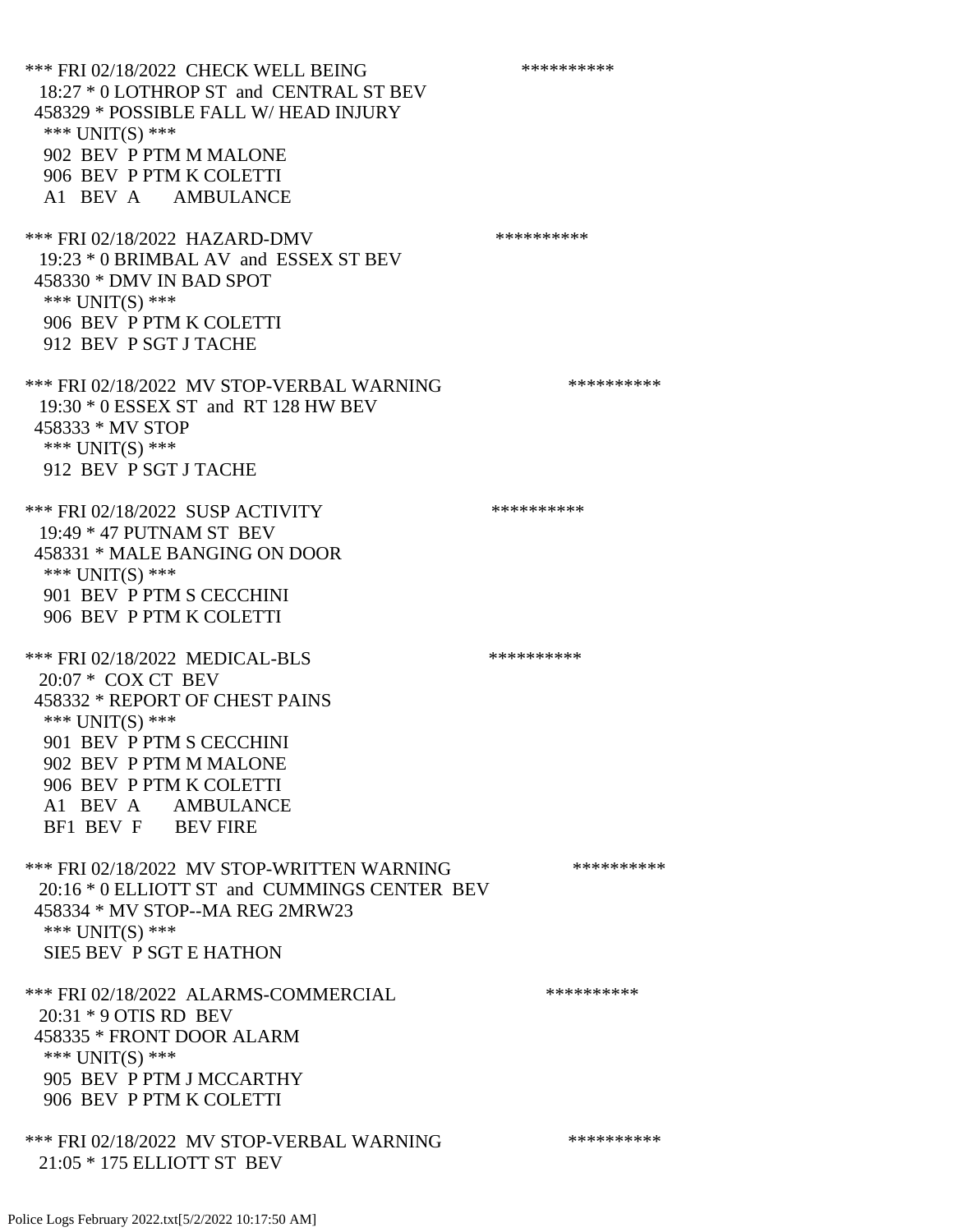*** FRI 02/18/2022 CHECK WELL BEING **********
18:27 * 0 LOTHROP ST and CENTRAL ST BEV
458329 * POSSIBLE FALL W/ HEAD INJURY
*** UNIT(S) ***
902 BEV P PTM M MALONE
906 BEV P PTM K COLETTI
A1 BEV A AMBULANCE

*** FRI 02/18/2022 HAZARD-DMV **********
19:23 * 0 BRIMBAL AV and ESSEX ST BEV
458330 * DMV IN BAD SPOT
*** UNIT(S) ***
906 BEV P PTM K COLETTI
912 BEV P SGT J TACHE

*** FRI 02/18/2022 MV STOP-VERBAL WARNING **********
19:30 * 0 ESSEX ST and RT 128 HW BEV
458333 * MV STOP
*** UNIT(S) ***
912 BEV P SGT J TACHE

*** FRI 02/18/2022 SUSP ACTIVITY **********
19:49 * 47 PUTNAM ST BEV
458331 * MALE BANGING ON DOOR
*** UNIT(S) ***
901 BEV P PTM S CECCHINI
906 BEV P PTM K COLETTI

*** FRI 02/18/2022 MEDICAL-BLS **********
20:07 * COX CT BEV
458332 * REPORT OF CHEST PAINS
*** UNIT(S) ***
901 BEV P PTM S CECCHINI
902 BEV P PTM M MALONE
906 BEV P PTM K COLETTI
A1 BEV A AMBULANCE
BF1 BEV F BEV FIRE

*** FRI 02/18/2022 MV STOP-WRITTEN WARNING **********
20:16 * 0 ELLIOTT ST and CUMMINGS CENTER BEV
458334 * MV STOP--MA REG 2MRW23
*** UNIT(S) ***
SIE5 BEV P SGT E HATHON

*** FRI 02/18/2022 ALARMS-COMMERCIAL **********
20:31 * 9 OTIS RD BEV
458335 * FRONT DOOR ALARM
*** UNIT(S) ***
905 BEV P PTM J MCCARTHY
906 BEV P PTM K COLETTI

*** FRI 02/18/2022 MV STOP-VERBAL WARNING **********
21:05 * 175 ELLIOTT ST BEV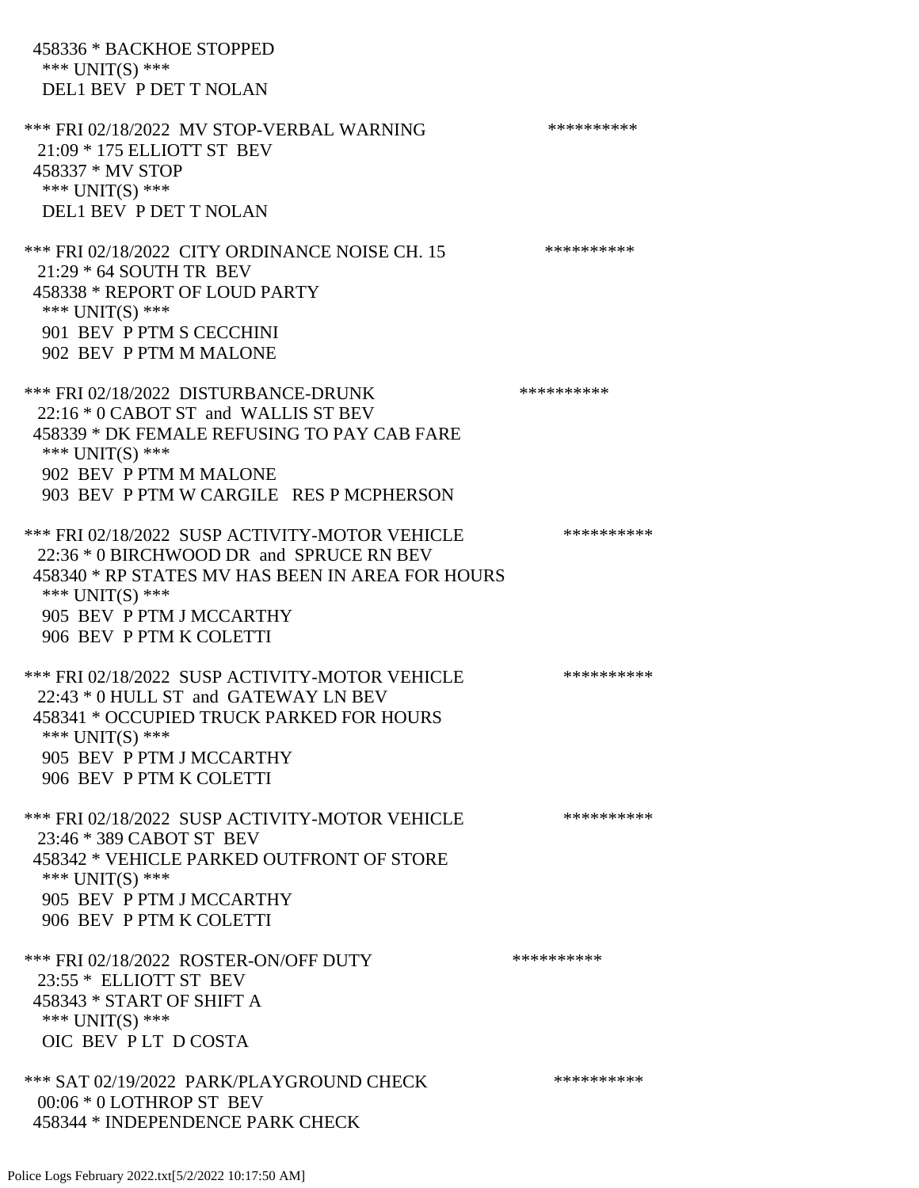458336 * BACKHOE STOPPED
 *** UNIT(S) ***
 DEL1 BEV P DET T NOLAN

*** FRI 02/18/2022 MV STOP-VERBAL WARNING **********
 21:09 * 175 ELLIOTT ST BEV
 458337 * MV STOP
 *** UNIT(S) ***
 DEL1 BEV P DET T NOLAN

*** FRI 02/18/2022 CITY ORDINANCE NOISE CH. 15 **********
 21:29 * 64 SOUTH TR BEV
 458338 * REPORT OF LOUD PARTY
 *** UNIT(S) ***
 901 BEV P PTM S CECCHINI
 902 BEV P PTM M MALONE

*** FRI 02/18/2022 DISTURBANCE-DRUNK **********
 22:16 * 0 CABOT ST and WALLIS ST BEV
 458339 * DK FEMALE REFUSING TO PAY CAB FARE
 *** UNIT(S) ***
 902 BEV P PTM M MALONE
 903 BEV P PTM W CARGILE RES P MCPHERSON

*** FRI 02/18/2022 SUSP ACTIVITY-MOTOR VEHICLE **********
 22:36 * 0 BIRCHWOOD DR and SPRUCE RN BEV
 458340 * RP STATES MV HAS BEEN IN AREA FOR HOURS
 *** UNIT(S) ***
 905 BEV P PTM J MCCARTHY
 906 BEV P PTM K COLETTI

*** FRI 02/18/2022 SUSP ACTIVITY-MOTOR VEHICLE **********
 22:43 * 0 HULL ST and GATEWAY LN BEV
 458341 * OCCUPIED TRUCK PARKED FOR HOURS
 *** UNIT(S) ***
 905 BEV P PTM J MCCARTHY
 906 BEV P PTM K COLETTI

*** FRI 02/18/2022 SUSP ACTIVITY-MOTOR VEHICLE **********
 23:46 * 389 CABOT ST BEV
 458342 * VEHICLE PARKED OUTFRONT OF STORE
 *** UNIT(S) ***
 905 BEV P PTM J MCCARTHY
 906 BEV P PTM K COLETTI

*** FRI 02/18/2022 ROSTER-ON/OFF DUTY **********
 23:55 * ELLIOTT ST BEV
 458343 * START OF SHIFT A
 *** UNIT(S) ***
 OIC BEV P LT D COSTA

*** SAT 02/19/2022 PARK/PLAYGROUND CHECK **********
 00:06 * 0 LOTHROP ST BEV
 458344 * INDEPENDENCE PARK CHECK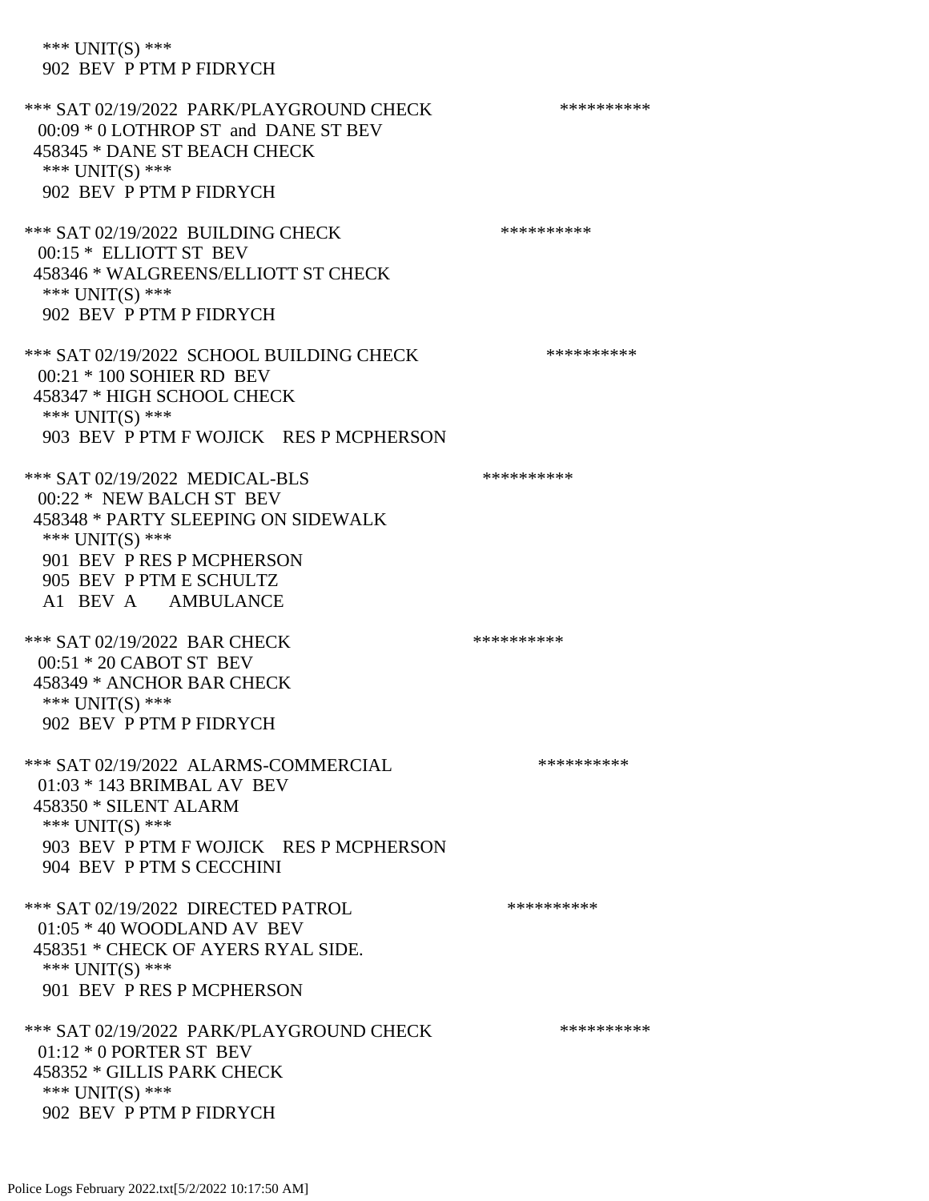*** UNIT(S) ***
902 BEV P PTM P FIDRYCH

*** SAT 02/19/2022 PARK/PLAYGROUND CHECK **********
00:09 * 0 LOTHROP ST and DANE ST BEV
458345 * DANE ST BEACH CHECK
*** UNIT(S) ***
902 BEV P PTM P FIDRYCH

*** SAT 02/19/2022 BUILDING CHECK **********
00:15 * ELLIOTT ST BEV
458346 * WALGREENS/ELLIOTT ST CHECK
*** UNIT(S) ***
902 BEV P PTM P FIDRYCH

*** SAT 02/19/2022 SCHOOL BUILDING CHECK **********
00:21 * 100 SOHIER RD BEV
458347 * HIGH SCHOOL CHECK
*** UNIT(S) ***
903 BEV P PTM F WOJICK RES P MCPHERSON

*** SAT 02/19/2022 MEDICAL-BLS **********
00:22 * NEW BALCH ST BEV
458348 * PARTY SLEEPING ON SIDEWALK
*** UNIT(S) ***
901 BEV P RES P MCPHERSON
905 BEV P PTM E SCHULTZ
A1 BEV A AMBULANCE

*** SAT 02/19/2022 BAR CHECK **********
00:51 * 20 CABOT ST BEV
458349 * ANCHOR BAR CHECK
*** UNIT(S) ***
902 BEV P PTM P FIDRYCH

*** SAT 02/19/2022 ALARMS-COMMERCIAL **********
01:03 * 143 BRIMBAL AV BEV
458350 * SILENT ALARM
*** UNIT(S) ***
903 BEV P PTM F WOJICK RES P MCPHERSON
904 BEV P PTM S CECCHINI

*** SAT 02/19/2022 DIRECTED PATROL **********
01:05 * 40 WOODLAND AV BEV
458351 * CHECK OF AYERS RYAL SIDE.
*** UNIT(S) ***
901 BEV P RES P MCPHERSON

*** SAT 02/19/2022 PARK/PLAYGROUND CHECK **********
01:12 * 0 PORTER ST BEV
458352 * GILLIS PARK CHECK
*** UNIT(S) ***
902 BEV P PTM P FIDRYCH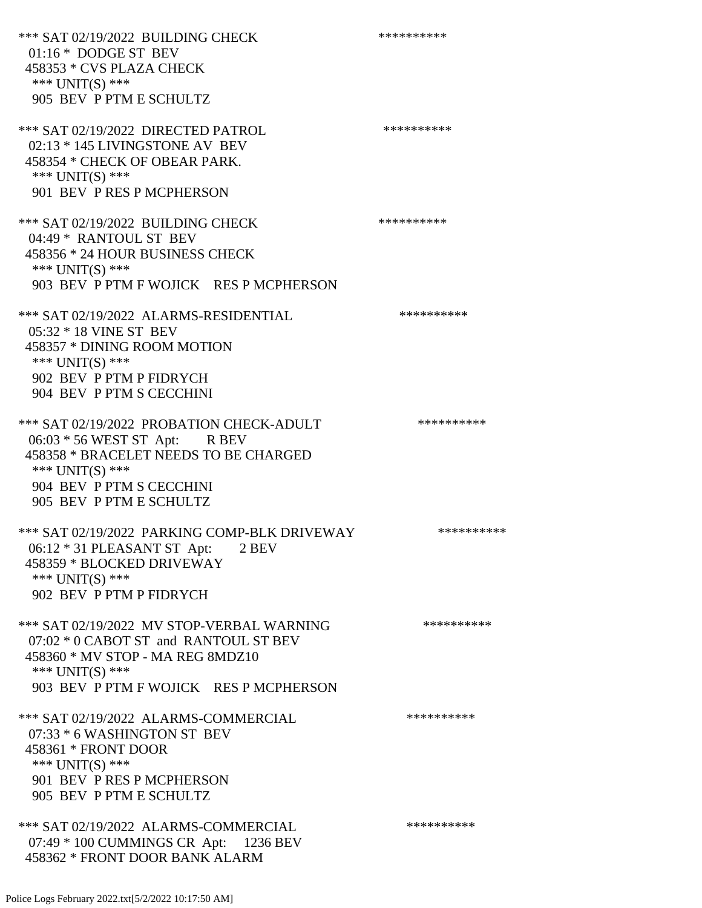*** SAT 02/19/2022 BUILDING CHECK **********
01:16 * DODGE ST BEV
458353 * CVS PLAZA CHECK
*** UNIT(S) ***
905 BEV P PTM E SCHULTZ

*** SAT 02/19/2022 DIRECTED PATROL **********
02:13 * 145 LIVINGSTONE AV BEV
458354 * CHECK OF OBEAR PARK.
*** UNIT(S) ***
901 BEV P RES P MCPHERSON

*** SAT 02/19/2022 BUILDING CHECK **********
04:49 * RANTOUL ST BEV
458356 * 24 HOUR BUSINESS CHECK
*** UNIT(S) ***
903 BEV P PTM F WOJICK RES P MCPHERSON

*** SAT 02/19/2022 ALARMS-RESIDENTIAL **********
05:32 * 18 VINE ST BEV
458357 * DINING ROOM MOTION
*** UNIT(S) ***
902 BEV P PTM P FIDRYCH
904 BEV P PTM S CECCHINI

*** SAT 02/19/2022 PROBATION CHECK-ADULT **********
06:03 * 56 WEST ST Apt: R BEV
458358 * BRACELET NEEDS TO BE CHARGED
*** UNIT(S) ***
904 BEV P PTM S CECCHINI
905 BEV P PTM E SCHULTZ

*** SAT 02/19/2022 PARKING COMP-BLK DRIVEWAY **********
06:12 * 31 PLEASANT ST Apt: 2 BEV
458359 * BLOCKED DRIVEWAY
*** UNIT(S) ***
902 BEV P PTM P FIDRYCH

*** SAT 02/19/2022 MV STOP-VERBAL WARNING **********
07:02 * 0 CABOT ST and RANTOUL ST BEV
458360 * MV STOP - MA REG 8MDZ10
*** UNIT(S) ***
903 BEV P PTM F WOJICK RES P MCPHERSON

*** SAT 02/19/2022 ALARMS-COMMERCIAL **********
07:33 * 6 WASHINGTON ST BEV
458361 * FRONT DOOR
*** UNIT(S) ***
901 BEV P RES P MCPHERSON
905 BEV P PTM E SCHULTZ

*** SAT 02/19/2022 ALARMS-COMMERCIAL **********
07:49 * 100 CUMMINGS CR Apt: 1236 BEV
458362 * FRONT DOOR BANK ALARM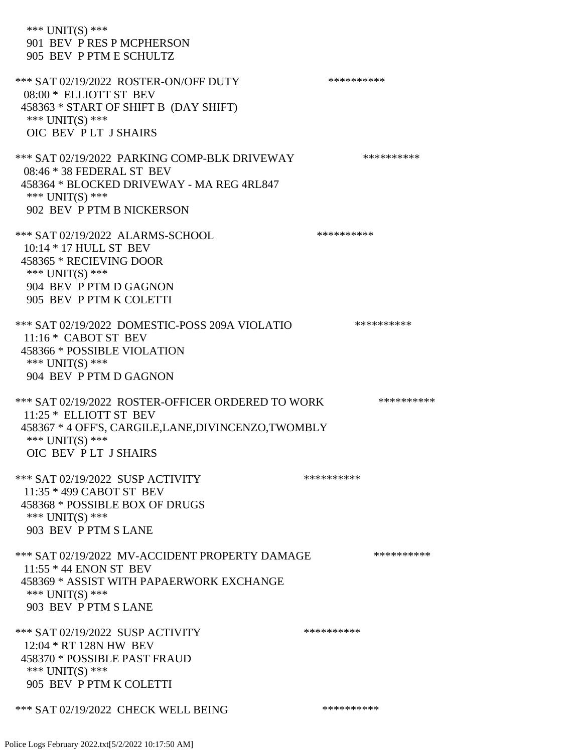\*\*\* UNIT(S) \*\*\*
 901 BEV P RES P MCPHERSON
 905 BEV P PTM E SCHULTZ

\*\*\* SAT 02/19/2022 ROSTER-ON/OFF DUTY \*\*\*\*\*\*\*\*\*\*
 08:00 * ELLIOTT ST BEV
 458363 * START OF SHIFT B (DAY SHIFT)
 \*\*\* UNIT(S) \*\*\*
 OIC BEV P LT J SHAIRS

\*\*\* SAT 02/19/2022 PARKING COMP-BLK DRIVEWAY \*\*\*\*\*\*\*\*\*\*
 08:46 * 38 FEDERAL ST BEV
 458364 * BLOCKED DRIVEWAY - MA REG 4RL847
 \*\*\* UNIT(S) \*\*\*
 902 BEV P PTM B NICKERSON

\*\*\* SAT 02/19/2022 ALARMS-SCHOOL \*\*\*\*\*\*\*\*\*\*
 10:14 * 17 HULL ST BEV
 458365 * RECIEVING DOOR
 \*\*\* UNIT(S) \*\*\*
 904 BEV P PTM D GAGNON
 905 BEV P PTM K COLETTI

\*\*\* SAT 02/19/2022 DOMESTIC-POSS 209A VIOLATIO \*\*\*\*\*\*\*\*\*\*
 11:16 * CABOT ST BEV
 458366 * POSSIBLE VIOLATION
 \*\*\* UNIT(S) \*\*\*
 904 BEV P PTM D GAGNON

\*\*\* SAT 02/19/2022 ROSTER-OFFICER ORDERED TO WORK \*\*\*\*\*\*\*\*\*\*
 11:25 * ELLIOTT ST BEV
 458367 * 4 OFF'S, CARGILE,LANE,DIVINCENZO,TWOMBLY
 \*\*\* UNIT(S) \*\*\*
 OIC BEV P LT J SHAIRS

\*\*\* SAT 02/19/2022 SUSP ACTIVITY \*\*\*\*\*\*\*\*\*\*
 11:35 * 499 CABOT ST BEV
 458368 * POSSIBLE BOX OF DRUGS
 \*\*\* UNIT(S) \*\*\*
 903 BEV P PTM S LANE

\*\*\* SAT 02/19/2022 MV-ACCIDENT PROPERTY DAMAGE \*\*\*\*\*\*\*\*\*\*
 11:55 * 44 ENON ST BEV
 458369 * ASSIST WITH PAPAERWORK EXCHANGE
 \*\*\* UNIT(S) \*\*\*
 903 BEV P PTM S LANE

\*\*\* SAT 02/19/2022 SUSP ACTIVITY \*\*\*\*\*\*\*\*\*\*
 12:04 * RT 128N HW BEV
 458370 * POSSIBLE PAST FRAUD
 \*\*\* UNIT(S) \*\*\*
 905 BEV P PTM K COLETTI

\*\*\* SAT 02/19/2022 CHECK WELL BEING \*\*\*\*\*\*\*\*\*\*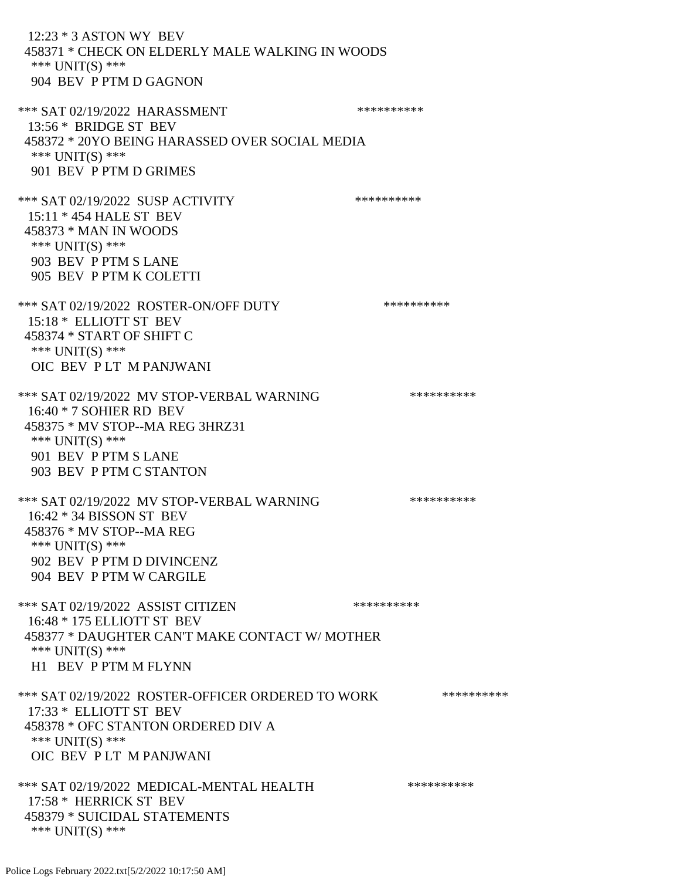12:23 * 3 ASTON WY BEV
458371 * CHECK ON ELDERLY MALE WALKING IN WOODS
*** UNIT(S) ***
904 BEV P PTM D GAGNON

*** SAT 02/19/2022 HARASSMENT **********
13:56 * BRIDGE ST BEV
458372 * 20YO BEING HARASSED OVER SOCIAL MEDIA
*** UNIT(S) ***
901 BEV P PTM D GRIMES

*** SAT 02/19/2022 SUSP ACTIVITY **********
15:11 * 454 HALE ST BEV
458373 * MAN IN WOODS
*** UNIT(S) ***
903 BEV P PTM S LANE
905 BEV P PTM K COLETTI

*** SAT 02/19/2022 ROSTER-ON/OFF DUTY **********
15:18 * ELLIOTT ST BEV
458374 * START OF SHIFT C
*** UNIT(S) ***
OIC BEV P LT M PANJWANI

*** SAT 02/19/2022 MV STOP-VERBAL WARNING **********
16:40 * 7 SOHIER RD BEV
458375 * MV STOP--MA REG 3HRZ31
*** UNIT(S) ***
901 BEV P PTM S LANE
903 BEV P PTM C STANTON

*** SAT 02/19/2022 MV STOP-VERBAL WARNING **********
16:42 * 34 BISSON ST BEV
458376 * MV STOP--MA REG
*** UNIT(S) ***
902 BEV P PTM D DIVINCENZ
904 BEV P PTM W CARGILE

*** SAT 02/19/2022 ASSIST CITIZEN **********
16:48 * 175 ELLIOTT ST BEV
458377 * DAUGHTER CAN'T MAKE CONTACT W/ MOTHER
*** UNIT(S) ***
H1 BEV P PTM M FLYNN

*** SAT 02/19/2022 ROSTER-OFFICER ORDERED TO WORK **********
17:33 * ELLIOTT ST BEV
458378 * OFC STANTON ORDERED DIV A
*** UNIT(S) ***
OIC BEV P LT M PANJWANI

*** SAT 02/19/2022 MEDICAL-MENTAL HEALTH **********
17:58 * HERRICK ST BEV
458379 * SUICIDAL STATEMENTS
*** UNIT(S) ***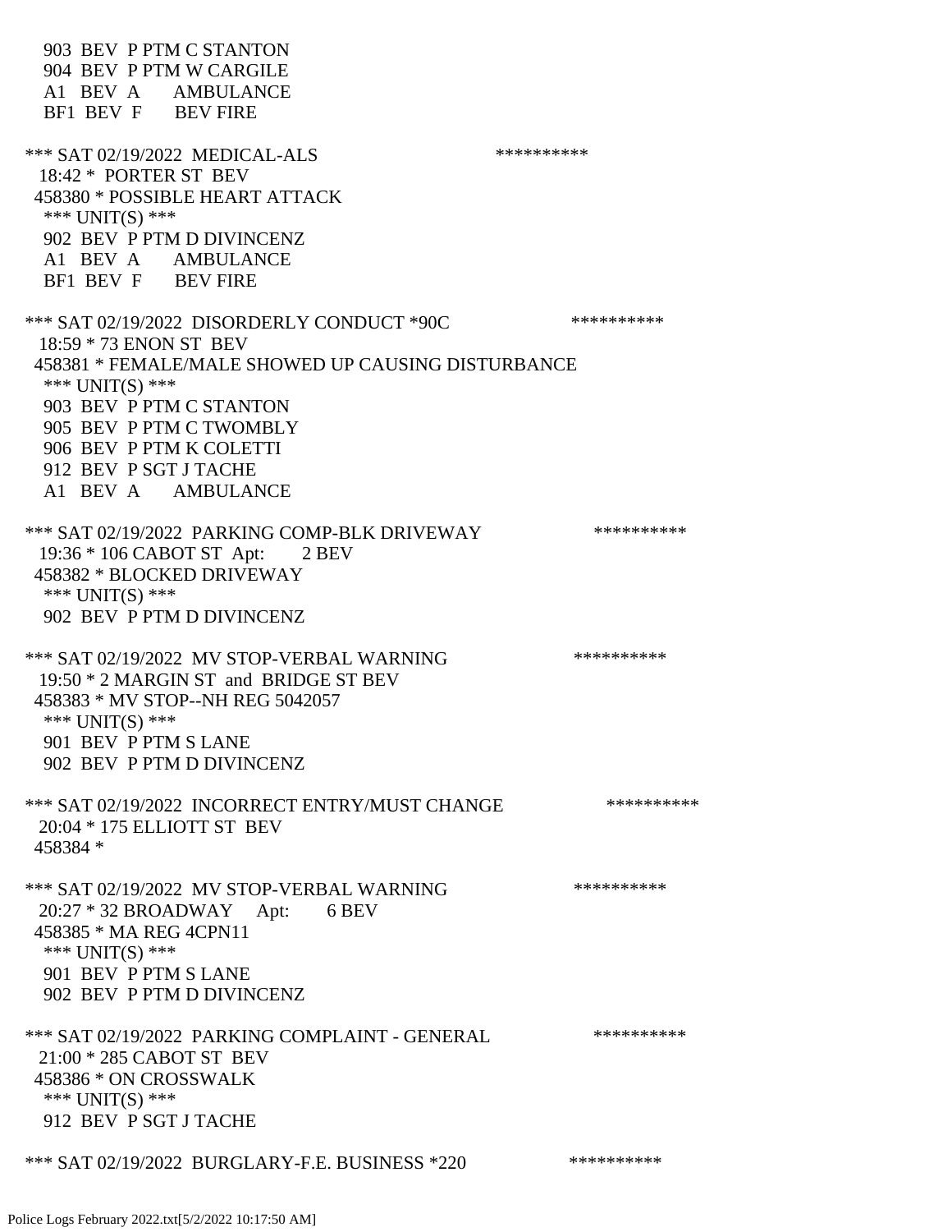903 BEV P PTM C STANTON
904 BEV P PTM W CARGILE
A1 BEV A AMBULANCE
BF1 BEV F BEV FIRE

*** SAT 02/19/2022 MEDICAL-ALS **********
18:42 * PORTER ST BEV
458380 * POSSIBLE HEART ATTACK
*** UNIT(S) ***
902 BEV P PTM D DIVINCENZ
A1 BEV A AMBULANCE
BF1 BEV F BEV FIRE

*** SAT 02/19/2022 DISORDERLY CONDUCT *90C **********
18:59 * 73 ENON ST BEV
458381 * FEMALE/MALE SHOWED UP CAUSING DISTURBANCE
*** UNIT(S) ***
903 BEV P PTM C STANTON
905 BEV P PTM C TWOMBLY
906 BEV P PTM K COLETTI
912 BEV P SGT J TACHE
A1 BEV A AMBULANCE

*** SAT 02/19/2022 PARKING COMP-BLK DRIVEWAY **********
19:36 * 106 CABOT ST Apt: 2 BEV
458382 * BLOCKED DRIVEWAY
*** UNIT(S) ***
902 BEV P PTM D DIVINCENZ

*** SAT 02/19/2022 MV STOP-VERBAL WARNING **********
19:50 * 2 MARGIN ST and BRIDGE ST BEV
458383 * MV STOP--NH REG 5042057
*** UNIT(S) ***
901 BEV P PTM S LANE
902 BEV P PTM D DIVINCENZ

*** SAT 02/19/2022 INCORRECT ENTRY/MUST CHANGE **********
20:04 * 175 ELLIOTT ST BEV
458384 *

*** SAT 02/19/2022 MV STOP-VERBAL WARNING **********
20:27 * 32 BROADWAY Apt: 6 BEV
458385 * MA REG 4CPN11
*** UNIT(S) ***
901 BEV P PTM S LANE
902 BEV P PTM D DIVINCENZ

*** SAT 02/19/2022 PARKING COMPLAINT - GENERAL **********
21:00 * 285 CABOT ST BEV
458386 * ON CROSSWALK
*** UNIT(S) ***
912 BEV P SGT J TACHE

*** SAT 02/19/2022 BURGLARY-F.E. BUSINESS *220 **********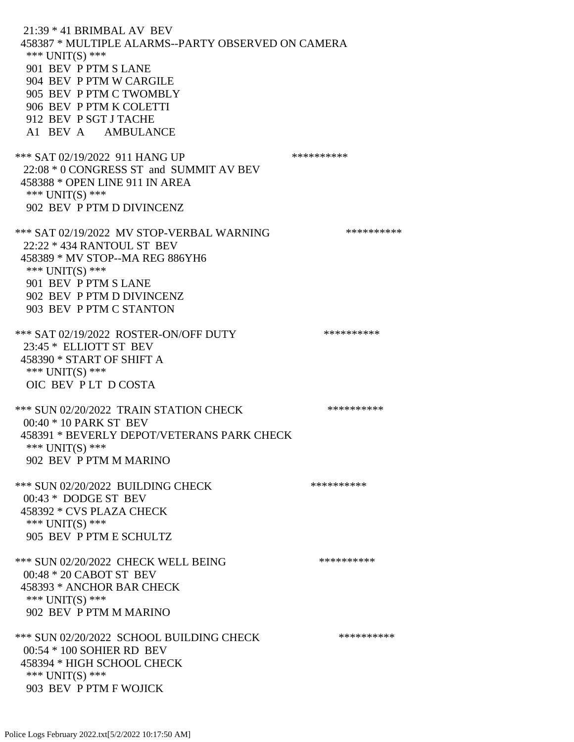21:39 * 41 BRIMBAL AV BEV
458387 * MULTIPLE ALARMS--PARTY OBSERVED ON CAMERA
*** UNIT(S) ***
901 BEV P PTM S LANE
904 BEV P PTM W CARGILE
905 BEV P PTM C TWOMBLY
906 BEV P PTM K COLETTI
912 BEV P SGT J TACHE
A1 BEV A AMBULANCE

*** SAT 02/19/2022 911 HANG UP **********
22:08 * 0 CONGRESS ST and SUMMIT AV BEV
458388 * OPEN LINE 911 IN AREA
*** UNIT(S) ***
902 BEV P PTM D DIVINCENZ

*** SAT 02/19/2022 MV STOP-VERBAL WARNING **********
22:22 * 434 RANTOUL ST BEV
458389 * MV STOP--MA REG 886YH6
*** UNIT(S) ***
901 BEV P PTM S LANE
902 BEV P PTM D DIVINCENZ
903 BEV P PTM C STANTON

*** SAT 02/19/2022 ROSTER-ON/OFF DUTY **********
23:45 * ELLIOTT ST BEV
458390 * START OF SHIFT A
*** UNIT(S) ***
OIC BEV P LT D COSTA

*** SUN 02/20/2022 TRAIN STATION CHECK **********
00:40 * 10 PARK ST BEV
458391 * BEVERLY DEPOT/VETERANS PARK CHECK
*** UNIT(S) ***
902 BEV P PTM M MARINO

*** SUN 02/20/2022 BUILDING CHECK **********
00:43 * DODGE ST BEV
458392 * CVS PLAZA CHECK
*** UNIT(S) ***
905 BEV P PTM E SCHULTZ

*** SUN 02/20/2022 CHECK WELL BEING **********
00:48 * 20 CABOT ST BEV
458393 * ANCHOR BAR CHECK
*** UNIT(S) ***
902 BEV P PTM M MARINO

*** SUN 02/20/2022 SCHOOL BUILDING CHECK **********
00:54 * 100 SOHIER RD BEV
458394 * HIGH SCHOOL CHECK
*** UNIT(S) ***
903 BEV P PTM F WOJICK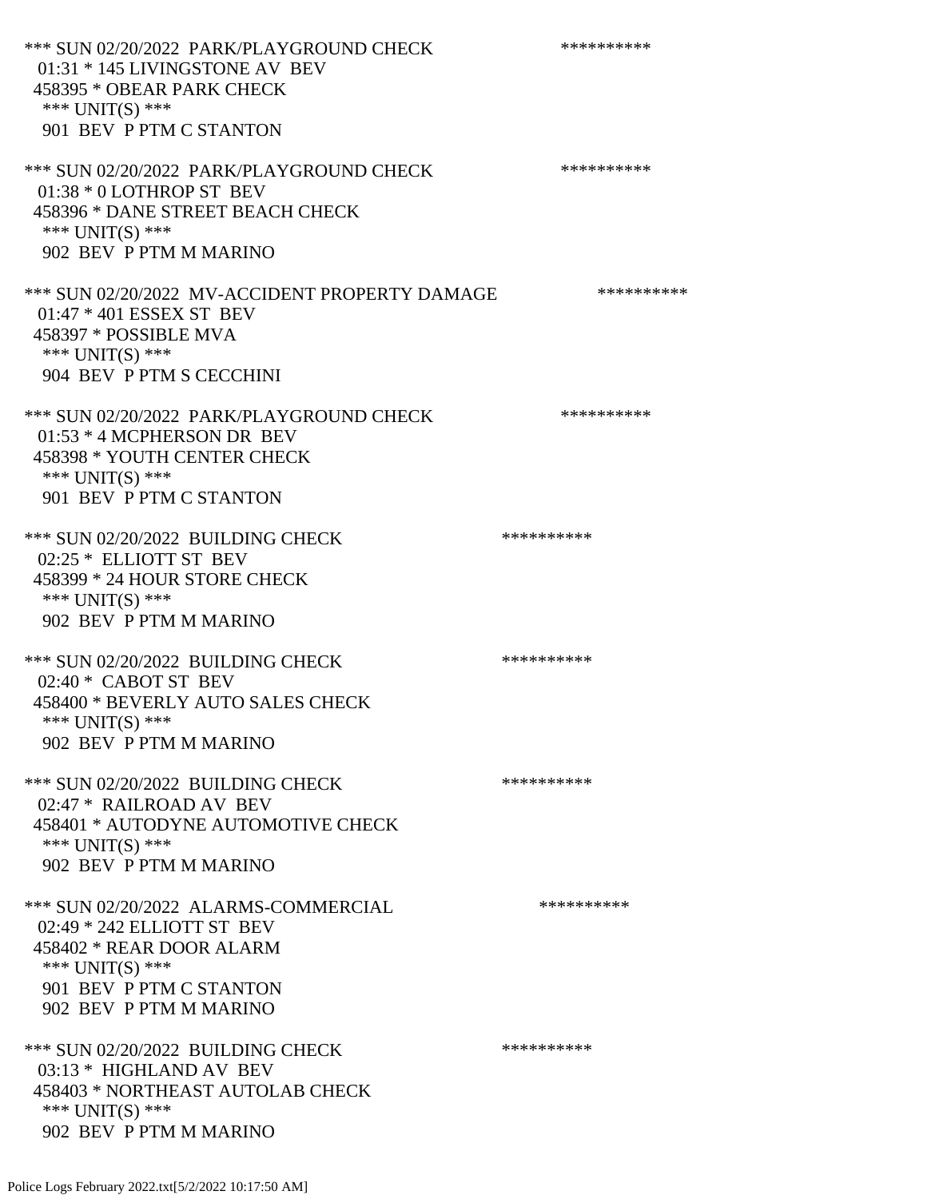*** SUN 02/20/2022 PARK/PLAYGROUND CHECK **********
01:31 * 145 LIVINGSTONE AV BEV
458395 * OBEAR PARK CHECK
*** UNIT(S) ***
901 BEV P PTM C STANTON

*** SUN 02/20/2022 PARK/PLAYGROUND CHECK **********
01:38 * 0 LOTHROP ST BEV
458396 * DANE STREET BEACH CHECK
*** UNIT(S) ***
902 BEV P PTM M MARINO

*** SUN 02/20/2022 MV-ACCIDENT PROPERTY DAMAGE **********
01:47 * 401 ESSEX ST BEV
458397 * POSSIBLE MVA
*** UNIT(S) ***
904 BEV P PTM S CECCHINI

*** SUN 02/20/2022 PARK/PLAYGROUND CHECK **********
01:53 * 4 MCPHERSON DR BEV
458398 * YOUTH CENTER CHECK
*** UNIT(S) ***
901 BEV P PTM C STANTON

*** SUN 02/20/2022 BUILDING CHECK **********
02:25 * ELLIOTT ST BEV
458399 * 24 HOUR STORE CHECK
*** UNIT(S) ***
902 BEV P PTM M MARINO

*** SUN 02/20/2022 BUILDING CHECK **********
02:40 * CABOT ST BEV
458400 * BEVERLY AUTO SALES CHECK
*** UNIT(S) ***
902 BEV P PTM M MARINO

*** SUN 02/20/2022 BUILDING CHECK **********
02:47 * RAILROAD AV BEV
458401 * AUTODYNE AUTOMOTIVE CHECK
*** UNIT(S) ***
902 BEV P PTM M MARINO

*** SUN 02/20/2022 ALARMS-COMMERCIAL **********
02:49 * 242 ELLIOTT ST BEV
458402 * REAR DOOR ALARM
*** UNIT(S) ***
901 BEV P PTM C STANTON
902 BEV P PTM M MARINO

*** SUN 02/20/2022 BUILDING CHECK **********
03:13 * HIGHLAND AV BEV
458403 * NORTHEAST AUTOLAB CHECK
*** UNIT(S) ***
902 BEV P PTM M MARINO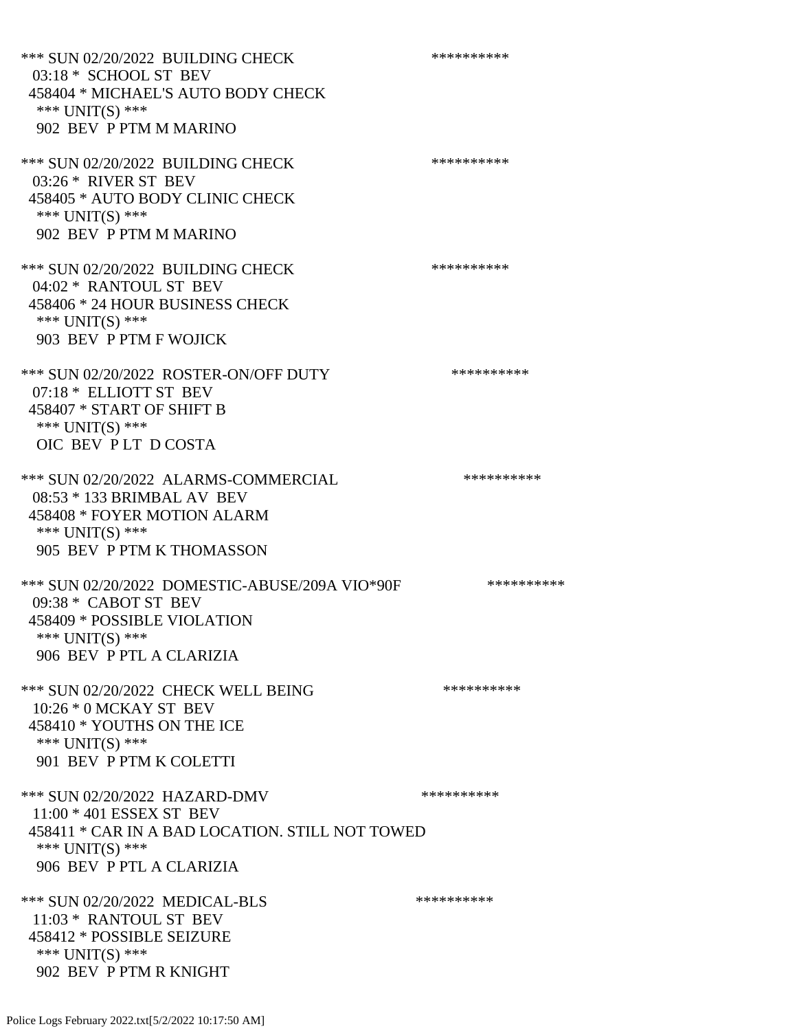*** SUN 02/20/2022 BUILDING CHECK **********
03:18 * SCHOOL ST BEV
458404 * MICHAEL'S AUTO BODY CHECK
*** UNIT(S) ***
902 BEV P PTM M MARINO

*** SUN 02/20/2022 BUILDING CHECK **********
03:26 * RIVER ST BEV
458405 * AUTO BODY CLINIC CHECK
*** UNIT(S) ***
902 BEV P PTM M MARINO

*** SUN 02/20/2022 BUILDING CHECK **********
04:02 * RANTOUL ST BEV
458406 * 24 HOUR BUSINESS CHECK
*** UNIT(S) ***
903 BEV P PTM F WOJICK

*** SUN 02/20/2022 ROSTER-ON/OFF DUTY **********
07:18 * ELLIOTT ST BEV
458407 * START OF SHIFT B
*** UNIT(S) ***
OIC BEV P LT D COSTA

*** SUN 02/20/2022 ALARMS-COMMERCIAL **********
08:53 * 133 BRIMBAL AV BEV
458408 * FOYER MOTION ALARM
*** UNIT(S) ***
905 BEV P PTM K THOMASSON

*** SUN 02/20/2022 DOMESTIC-ABUSE/209A VIO*90F **********
09:38 * CABOT ST BEV
458409 * POSSIBLE VIOLATION
*** UNIT(S) ***
906 BEV P PTL A CLARIZIA

*** SUN 02/20/2022 CHECK WELL BEING **********
10:26 * 0 MCKAY ST BEV
458410 * YOUTHS ON THE ICE
*** UNIT(S) ***
901 BEV P PTM K COLETTI

*** SUN 02/20/2022 HAZARD-DMV **********
11:00 * 401 ESSEX ST BEV
458411 * CAR IN A BAD LOCATION. STILL NOT TOWED
*** UNIT(S) ***
906 BEV P PTL A CLARIZIA

*** SUN 02/20/2022 MEDICAL-BLS **********
11:03 * RANTOUL ST BEV
458412 * POSSIBLE SEIZURE
*** UNIT(S) ***
902 BEV P PTM R KNIGHT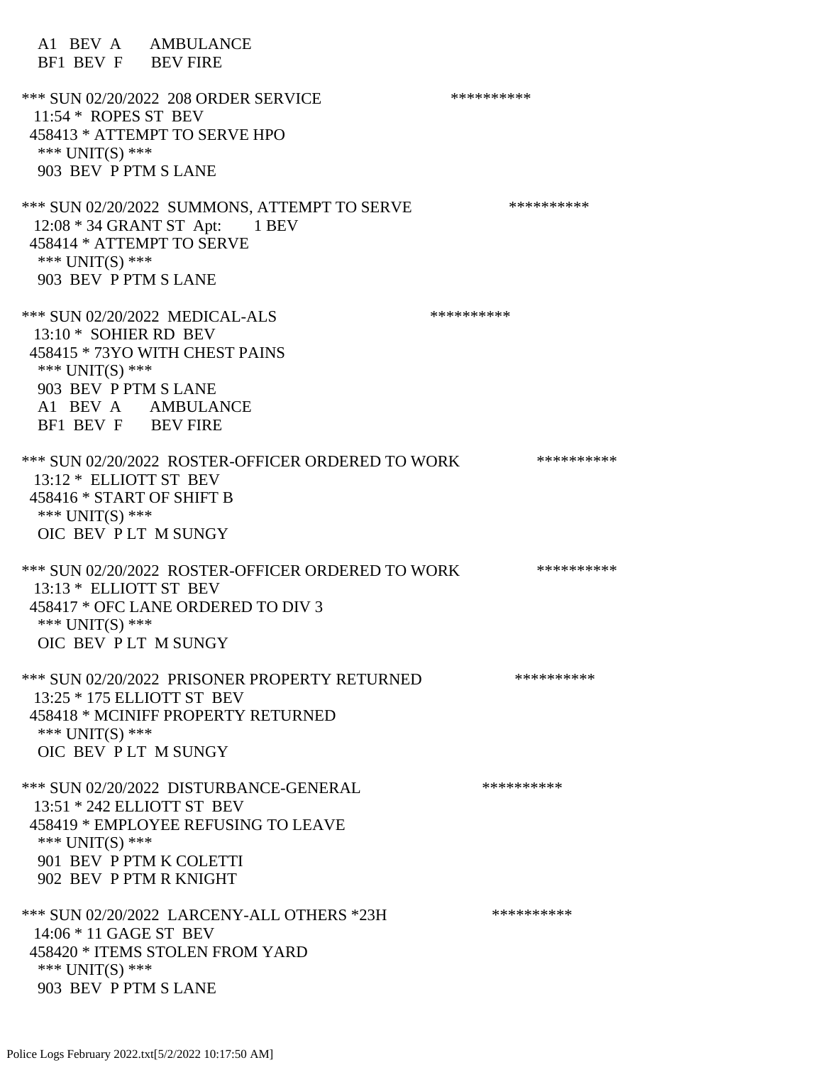A1 BEV A AMBULANCE
BF1 BEV F BEV FIRE

*** SUN 02/20/2022 208 ORDER SERVICE **********
11:54 * ROPES ST BEV
458413 * ATTEMPT TO SERVE HPO
*** UNIT(S) ***
903 BEV P PTM S LANE

*** SUN 02/20/2022 SUMMONS, ATTEMPT TO SERVE **********
12:08 * 34 GRANT ST Apt: 1 BEV
458414 * ATTEMPT TO SERVE
*** UNIT(S) ***
903 BEV P PTM S LANE

*** SUN 02/20/2022 MEDICAL-ALS **********
13:10 * SOHIER RD BEV
458415 * 73YO WITH CHEST PAINS
*** UNIT(S) ***
903 BEV P PTM S LANE
A1 BEV A AMBULANCE
BF1 BEV F BEV FIRE

*** SUN 02/20/2022 ROSTER-OFFICER ORDERED TO WORK **********
13:12 * ELLIOTT ST BEV
458416 * START OF SHIFT B
*** UNIT(S) ***
OIC BEV P LT M SUNGY

*** SUN 02/20/2022 ROSTER-OFFICER ORDERED TO WORK **********
13:13 * ELLIOTT ST BEV
458417 * OFC LANE ORDERED TO DIV 3
*** UNIT(S) ***
OIC BEV P LT M SUNGY

*** SUN 02/20/2022 PRISONER PROPERTY RETURNED **********
13:25 * 175 ELLIOTT ST BEV
458418 * MCINIFF PROPERTY RETURNED
*** UNIT(S) ***
OIC BEV P LT M SUNGY

*** SUN 02/20/2022 DISTURBANCE-GENERAL **********
13:51 * 242 ELLIOTT ST BEV
458419 * EMPLOYEE REFUSING TO LEAVE
*** UNIT(S) ***
901 BEV P PTM K COLETTI
902 BEV P PTM R KNIGHT

*** SUN 02/20/2022 LARCENY-ALL OTHERS *23H **********
14:06 * 11 GAGE ST BEV
458420 * ITEMS STOLEN FROM YARD
*** UNIT(S) ***
903 BEV P PTM S LANE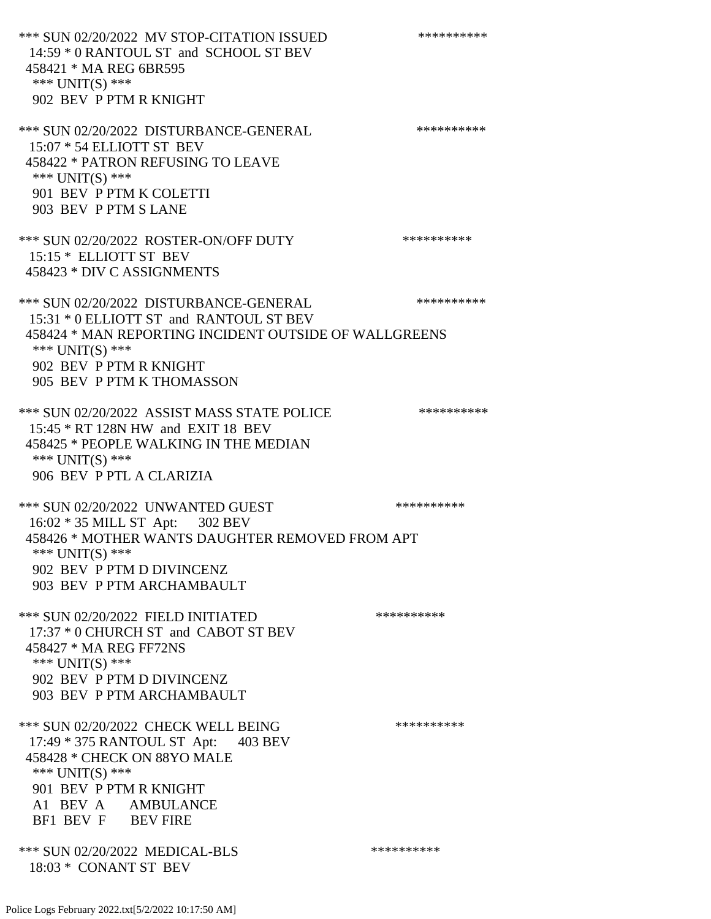*** SUN 02/20/2022 MV STOP-CITATION ISSUED **********
14:59 * 0 RANTOUL ST and SCHOOL ST BEV
458421 * MA REG 6BR595
*** UNIT(S) ***
902 BEV P PTM R KNIGHT

*** SUN 02/20/2022 DISTURBANCE-GENERAL **********
15:07 * 54 ELLIOTT ST BEV
458422 * PATRON REFUSING TO LEAVE
*** UNIT(S) ***
901 BEV P PTM K COLETTI
903 BEV P PTM S LANE

*** SUN 02/20/2022 ROSTER-ON/OFF DUTY **********
15:15 * ELLIOTT ST BEV
458423 * DIV C ASSIGNMENTS

*** SUN 02/20/2022 DISTURBANCE-GENERAL **********
15:31 * 0 ELLIOTT ST and RANTOUL ST BEV
458424 * MAN REPORTING INCIDENT OUTSIDE OF WALLGREENS
*** UNIT(S) ***
902 BEV P PTM R KNIGHT
905 BEV P PTM K THOMASSON

*** SUN 02/20/2022 ASSIST MASS STATE POLICE **********
15:45 * RT 128N HW and EXIT 18 BEV
458425 * PEOPLE WALKING IN THE MEDIAN
*** UNIT(S) ***
906 BEV P PTL A CLARIZIA

*** SUN 02/20/2022 UNWANTED GUEST **********
16:02 * 35 MILL ST Apt: 302 BEV
458426 * MOTHER WANTS DAUGHTER REMOVED FROM APT
*** UNIT(S) ***
902 BEV P PTM D DIVINCENZ
903 BEV P PTM ARCHAMBAULT

*** SUN 02/20/2022 FIELD INITIATED **********
17:37 * 0 CHURCH ST and CABOT ST BEV
458427 * MA REG FF72NS
*** UNIT(S) ***
902 BEV P PTM D DIVINCENZ
903 BEV P PTM ARCHAMBAULT

*** SUN 02/20/2022 CHECK WELL BEING **********
17:49 * 375 RANTOUL ST Apt: 403 BEV
458428 * CHECK ON 88YO MALE
*** UNIT(S) ***
901 BEV P PTM R KNIGHT
A1 BEV A AMBULANCE
BF1 BEV F BEV FIRE

*** SUN 02/20/2022 MEDICAL-BLS **********
18:03 * CONANT ST BEV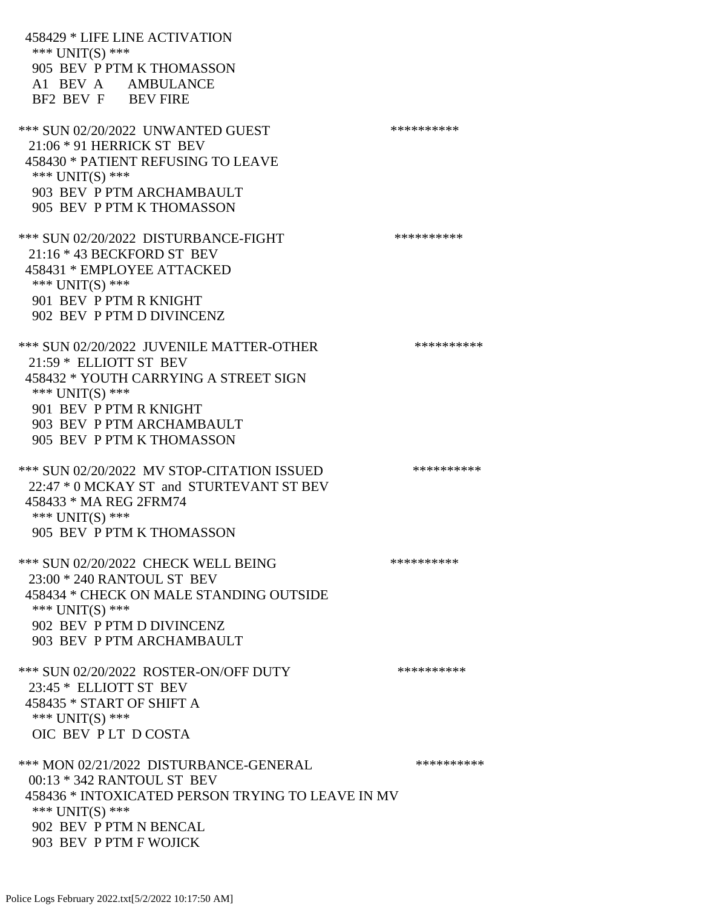458429 * LIFE LINE ACTIVATION
*** UNIT(S) ***
905 BEV P PTM K THOMASSON
A1 BEV A AMBULANCE
BF2 BEV F BEV FIRE

*** SUN 02/20/2022 UNWANTED GUEST **********
21:06 * 91 HERRICK ST BEV
458430 * PATIENT REFUSING TO LEAVE
*** UNIT(S) ***
903 BEV P PTM ARCHAMBAULT
905 BEV P PTM K THOMASSON

*** SUN 02/20/2022 DISTURBANCE-FIGHT **********
21:16 * 43 BECKFORD ST BEV
458431 * EMPLOYEE ATTACKED
*** UNIT(S) ***
901 BEV P PTM R KNIGHT
902 BEV P PTM D DIVINCENZ

*** SUN 02/20/2022 JUVENILE MATTER-OTHER **********
21:59 * ELLIOTT ST BEV
458432 * YOUTH CARRYING A STREET SIGN
*** UNIT(S) ***
901 BEV P PTM R KNIGHT
903 BEV P PTM ARCHAMBAULT
905 BEV P PTM K THOMASSON

*** SUN 02/20/2022 MV STOP-CITATION ISSUED **********
22:47 * 0 MCKAY ST and STURTEVANT ST BEV
458433 * MA REG 2FRM74
*** UNIT(S) ***
905 BEV P PTM K THOMASSON

*** SUN 02/20/2022 CHECK WELL BEING **********
23:00 * 240 RANTOUL ST BEV
458434 * CHECK ON MALE STANDING OUTSIDE
*** UNIT(S) ***
902 BEV P PTM D DIVINCENZ
903 BEV P PTM ARCHAMBAULT

*** SUN 02/20/2022 ROSTER-ON/OFF DUTY **********
23:45 * ELLIOTT ST BEV
458435 * START OF SHIFT A
*** UNIT(S) ***
OIC BEV P LT D COSTA

*** MON 02/21/2022 DISTURBANCE-GENERAL **********
00:13 * 342 RANTOUL ST BEV
458436 * INTOXICATED PERSON TRYING TO LEAVE IN MV
*** UNIT(S) ***
902 BEV P PTM N BENCAL
903 BEV P PTM F WOJICK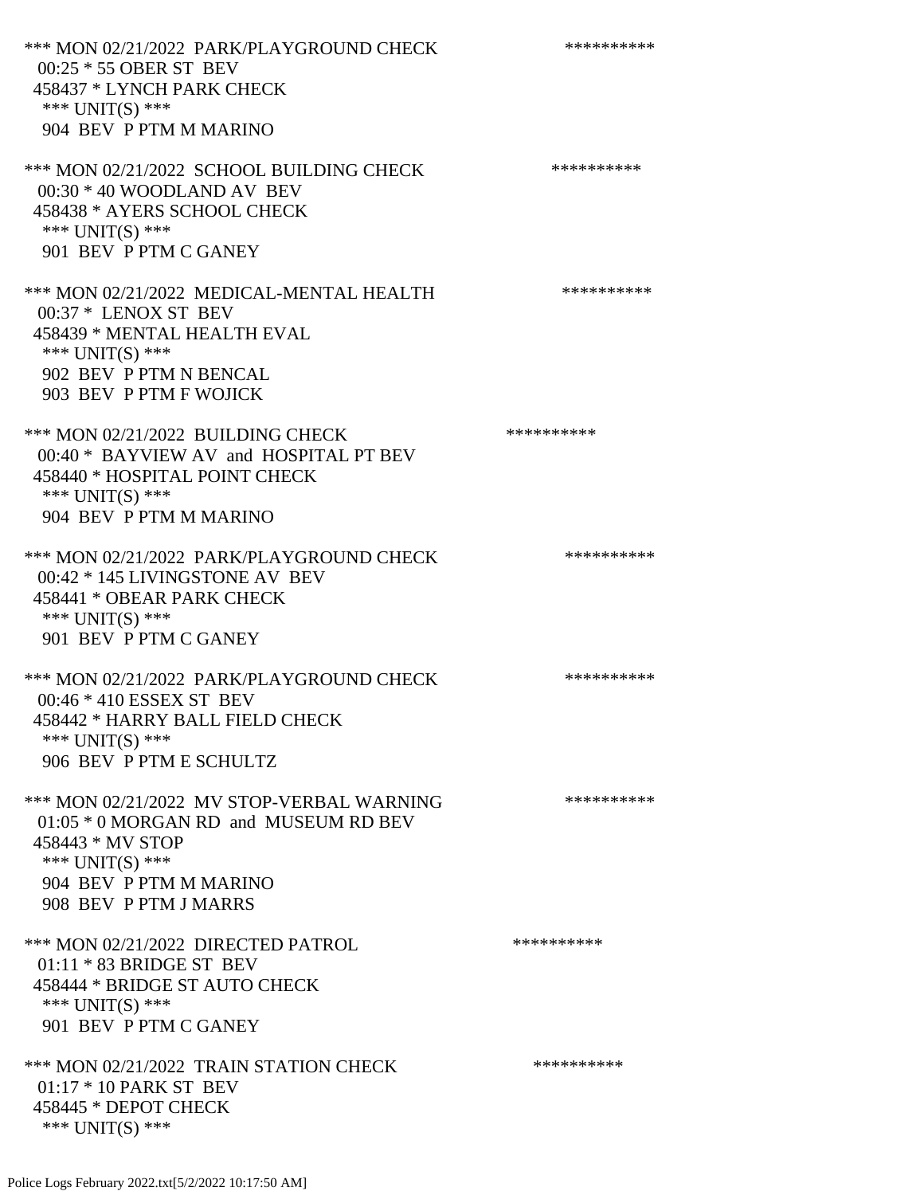*** MON 02/21/2022 PARK/PLAYGROUND CHECK **********
00:25 * 55 OBER ST BEV
458437 * LYNCH PARK CHECK
*** UNIT(S) ***
904 BEV P PTM M MARINO

*** MON 02/21/2022 SCHOOL BUILDING CHECK **********
00:30 * 40 WOODLAND AV BEV
458438 * AYERS SCHOOL CHECK
*** UNIT(S) ***
901 BEV P PTM C GANEY

*** MON 02/21/2022 MEDICAL-MENTAL HEALTH **********
00:37 * LENOX ST BEV
458439 * MENTAL HEALTH EVAL
*** UNIT(S) ***
902 BEV P PTM N BENCAL
903 BEV P PTM F WOJICK

*** MON 02/21/2022 BUILDING CHECK **********
00:40 * BAYVIEW AV and HOSPITAL PT BEV
458440 * HOSPITAL POINT CHECK
*** UNIT(S) ***
904 BEV P PTM M MARINO

*** MON 02/21/2022 PARK/PLAYGROUND CHECK **********
00:42 * 145 LIVINGSTONE AV BEV
458441 * OBEAR PARK CHECK
*** UNIT(S) ***
901 BEV P PTM C GANEY

*** MON 02/21/2022 PARK/PLAYGROUND CHECK **********
00:46 * 410 ESSEX ST BEV
458442 * HARRY BALL FIELD CHECK
*** UNIT(S) ***
906 BEV P PTM E SCHULTZ

*** MON 02/21/2022 MV STOP-VERBAL WARNING **********
01:05 * 0 MORGAN RD and MUSEUM RD BEV
458443 * MV STOP
*** UNIT(S) ***
904 BEV P PTM M MARINO
908 BEV P PTM J MARRS

*** MON 02/21/2022 DIRECTED PATROL **********
01:11 * 83 BRIDGE ST BEV
458444 * BRIDGE ST AUTO CHECK
*** UNIT(S) ***
901 BEV P PTM C GANEY

*** MON 02/21/2022 TRAIN STATION CHECK **********
01:17 * 10 PARK ST BEV
458445 * DEPOT CHECK
*** UNIT(S) ***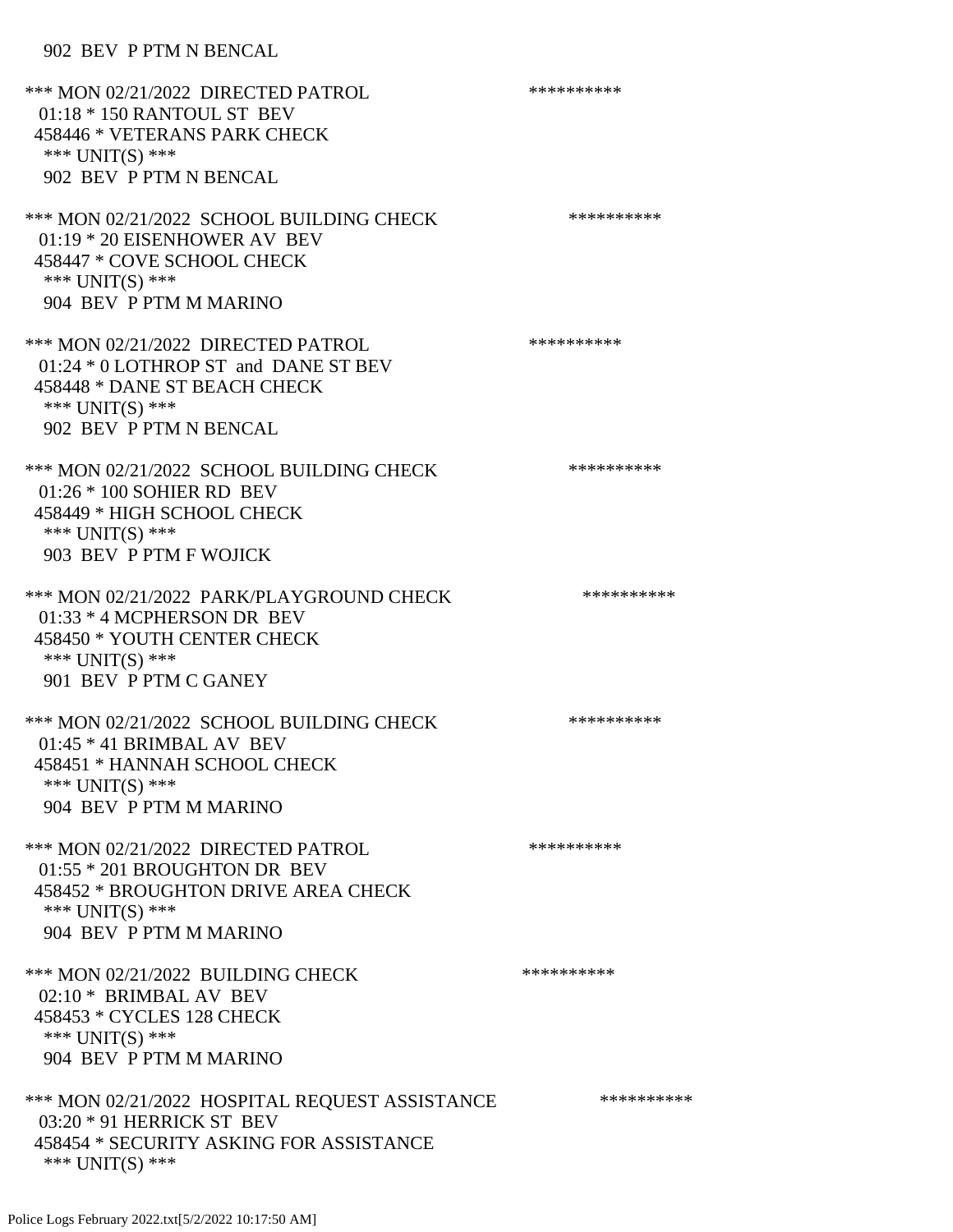902 BEV P PTM N BENCAL

*** MON 02/21/2022 DIRECTED PATROL **********
01:18 * 150 RANTOUL ST BEV
458446 * VETERANS PARK CHECK
*** UNIT(S) ***
902 BEV P PTM N BENCAL

*** MON 02/21/2022 SCHOOL BUILDING CHECK **********
01:19 * 20 EISENHOWER AV BEV
458447 * COVE SCHOOL CHECK
*** UNIT(S) ***
904 BEV P PTM M MARINO

*** MON 02/21/2022 DIRECTED PATROL **********
01:24 * 0 LOTHROP ST and DANE ST BEV
458448 * DANE ST BEACH CHECK
*** UNIT(S) ***
902 BEV P PTM N BENCAL

*** MON 02/21/2022 SCHOOL BUILDING CHECK **********
01:26 * 100 SOHIER RD BEV
458449 * HIGH SCHOOL CHECK
*** UNIT(S) ***
903 BEV P PTM F WOJICK

*** MON 02/21/2022 PARK/PLAYGROUND CHECK **********
01:33 * 4 MCPHERSON DR BEV
458450 * YOUTH CENTER CHECK
*** UNIT(S) ***
901 BEV P PTM C GANEY

*** MON 02/21/2022 SCHOOL BUILDING CHECK **********
01:45 * 41 BRIMBAL AV BEV
458451 * HANNAH SCHOOL CHECK
*** UNIT(S) ***
904 BEV P PTM M MARINO

*** MON 02/21/2022 DIRECTED PATROL **********
01:55 * 201 BROUGHTON DR BEV
458452 * BROUGHTON DRIVE AREA CHECK
*** UNIT(S) ***
904 BEV P PTM M MARINO

*** MON 02/21/2022 BUILDING CHECK **********
02:10 * BRIMBAL AV BEV
458453 * CYCLES 128 CHECK
*** UNIT(S) ***
904 BEV P PTM M MARINO

*** MON 02/21/2022 HOSPITAL REQUEST ASSISTANCE **********
03:20 * 91 HERRICK ST BEV
458454 * SECURITY ASKING FOR ASSISTANCE
*** UNIT(S) ***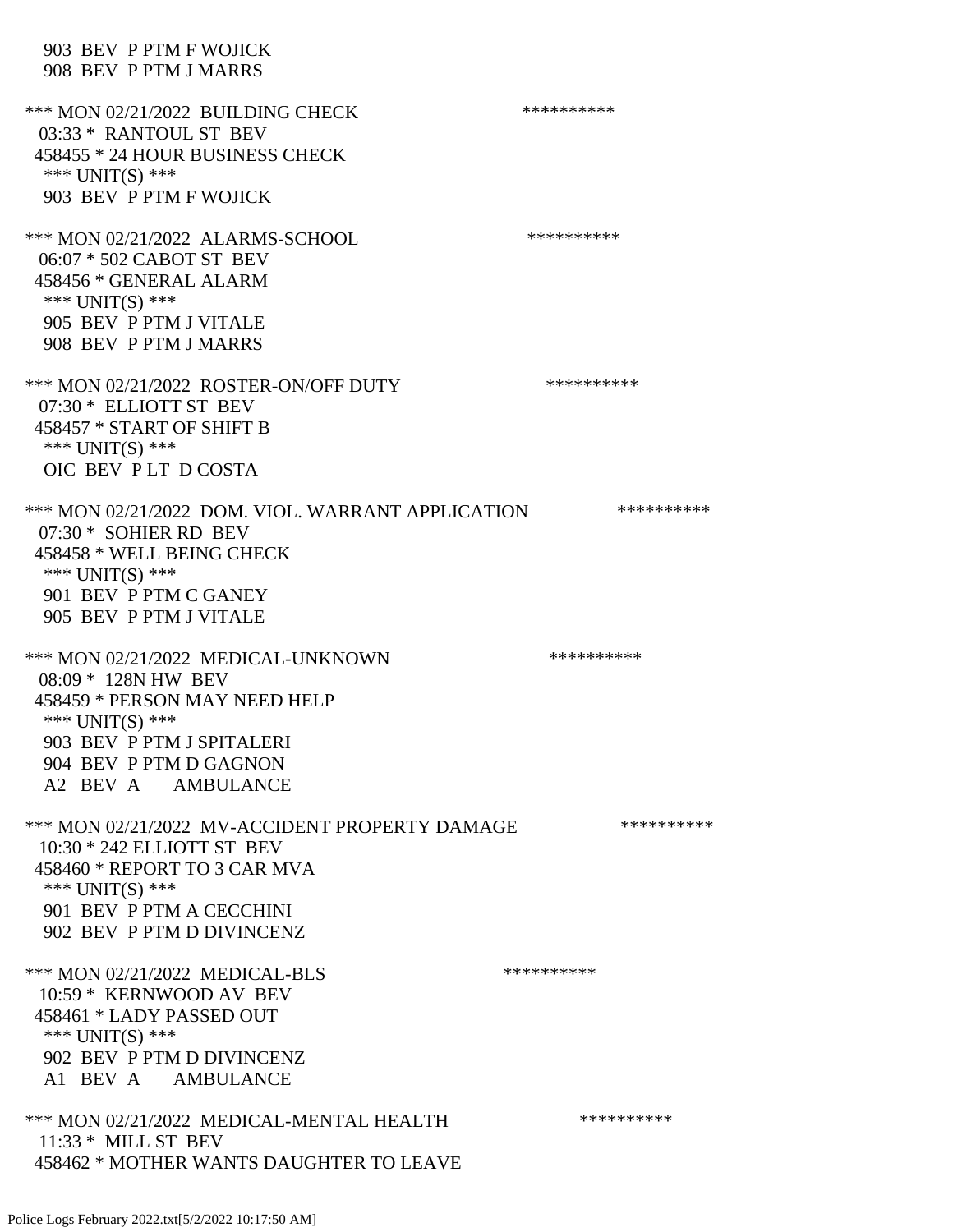903 BEV P PTM F WOJICK
908 BEV P PTM J MARRS

*** MON 02/21/2022 BUILDING CHECK **********
03:33 * RANTOUL ST BEV
458455 * 24 HOUR BUSINESS CHECK
*** UNIT(S) ***
903 BEV P PTM F WOJICK

*** MON 02/21/2022 ALARMS-SCHOOL **********
06:07 * 502 CABOT ST BEV
458456 * GENERAL ALARM
*** UNIT(S) ***
905 BEV P PTM J VITALE
908 BEV P PTM J MARRS

*** MON 02/21/2022 ROSTER-ON/OFF DUTY **********
07:30 * ELLIOTT ST BEV
458457 * START OF SHIFT B
*** UNIT(S) ***
OIC BEV P LT D COSTA

*** MON 02/21/2022 DOM. VIOL. WARRANT APPLICATION **********
07:30 * SOHIER RD BEV
458458 * WELL BEING CHECK
*** UNIT(S) ***
901 BEV P PTM C GANEY
905 BEV P PTM J VITALE

*** MON 02/21/2022 MEDICAL-UNKNOWN **********
08:09 * 128N HW BEV
458459 * PERSON MAY NEED HELP
*** UNIT(S) ***
903 BEV P PTM J SPITALERI
904 BEV P PTM D GAGNON
A2 BEV A AMBULANCE

*** MON 02/21/2022 MV-ACCIDENT PROPERTY DAMAGE **********
10:30 * 242 ELLIOTT ST BEV
458460 * REPORT TO 3 CAR MVA
*** UNIT(S) ***
901 BEV P PTM A CECCHINI
902 BEV P PTM D DIVINCENZ

*** MON 02/21/2022 MEDICAL-BLS **********
10:59 * KERNWOOD AV BEV
458461 * LADY PASSED OUT
*** UNIT(S) ***
902 BEV P PTM D DIVINCENZ
A1 BEV A AMBULANCE

*** MON 02/21/2022 MEDICAL-MENTAL HEALTH **********
11:33 * MILL ST BEV
458462 * MOTHER WANTS DAUGHTER TO LEAVE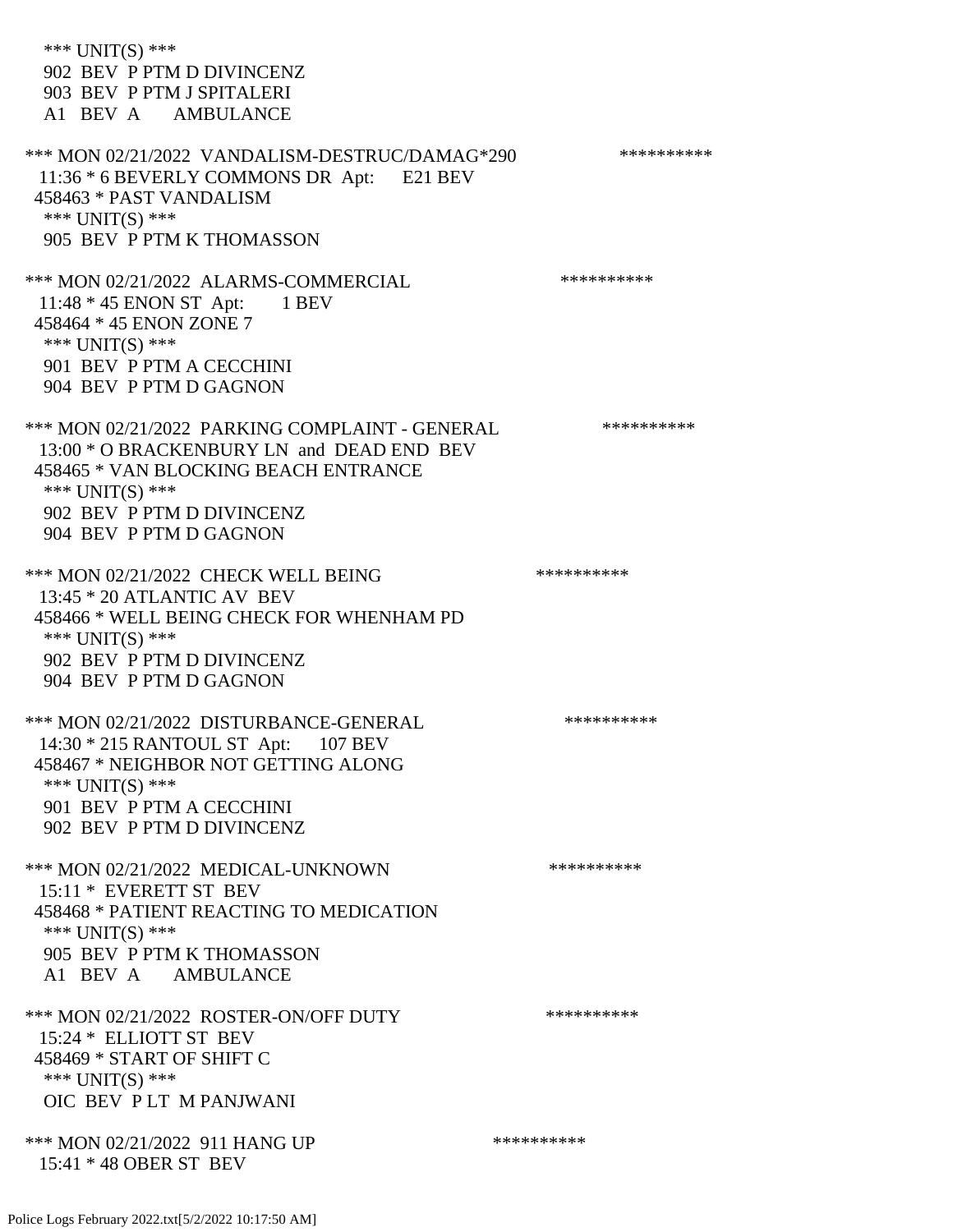*** UNIT(S) ***
 902 BEV P PTM D DIVINCENZ
 903 BEV P PTM J SPITALERI
 A1 BEV A AMBULANCE

*** MON 02/21/2022 VANDALISM-DESTRUC/DAMAG*290 **********
 11:36 * 6 BEVERLY COMMONS DR Apt: E21 BEV
 458463 * PAST VANDALISM
 *** UNIT(S) ***
 905 BEV P PTM K THOMASSON

*** MON 02/21/2022 ALARMS-COMMERCIAL **********
 11:48 * 45 ENON ST Apt: 1 BEV
 458464 * 45 ENON ZONE 7
 *** UNIT(S) ***
 901 BEV P PTM A CECCHINI
 904 BEV P PTM D GAGNON

*** MON 02/21/2022 PARKING COMPLAINT - GENERAL **********
 13:00 * O BRACKENBURY LN and DEAD END BEV
 458465 * VAN BLOCKING BEACH ENTRANCE
 *** UNIT(S) ***
 902 BEV P PTM D DIVINCENZ
 904 BEV P PTM D GAGNON

*** MON 02/21/2022 CHECK WELL BEING **********
 13:45 * 20 ATLANTIC AV BEV
 458466 * WELL BEING CHECK FOR WHENHAM PD
 *** UNIT(S) ***
 902 BEV P PTM D DIVINCENZ
 904 BEV P PTM D GAGNON

*** MON 02/21/2022 DISTURBANCE-GENERAL **********
 14:30 * 215 RANTOUL ST Apt: 107 BEV
 458467 * NEIGHBOR NOT GETTING ALONG
 *** UNIT(S) ***
 901 BEV P PTM A CECCHINI
 902 BEV P PTM D DIVINCENZ

*** MON 02/21/2022 MEDICAL-UNKNOWN **********
 15:11 * EVERETT ST BEV
 458468 * PATIENT REACTING TO MEDICATION
 *** UNIT(S) ***
 905 BEV P PTM K THOMASSON
 A1 BEV A AMBULANCE

*** MON 02/21/2022 ROSTER-ON/OFF DUTY **********
 15:24 * ELLIOTT ST BEV
 458469 * START OF SHIFT C
 *** UNIT(S) ***
 OIC BEV P LT M PANJWANI

*** MON 02/21/2022 911 HANG UP **********
 15:41 * 48 OBER ST BEV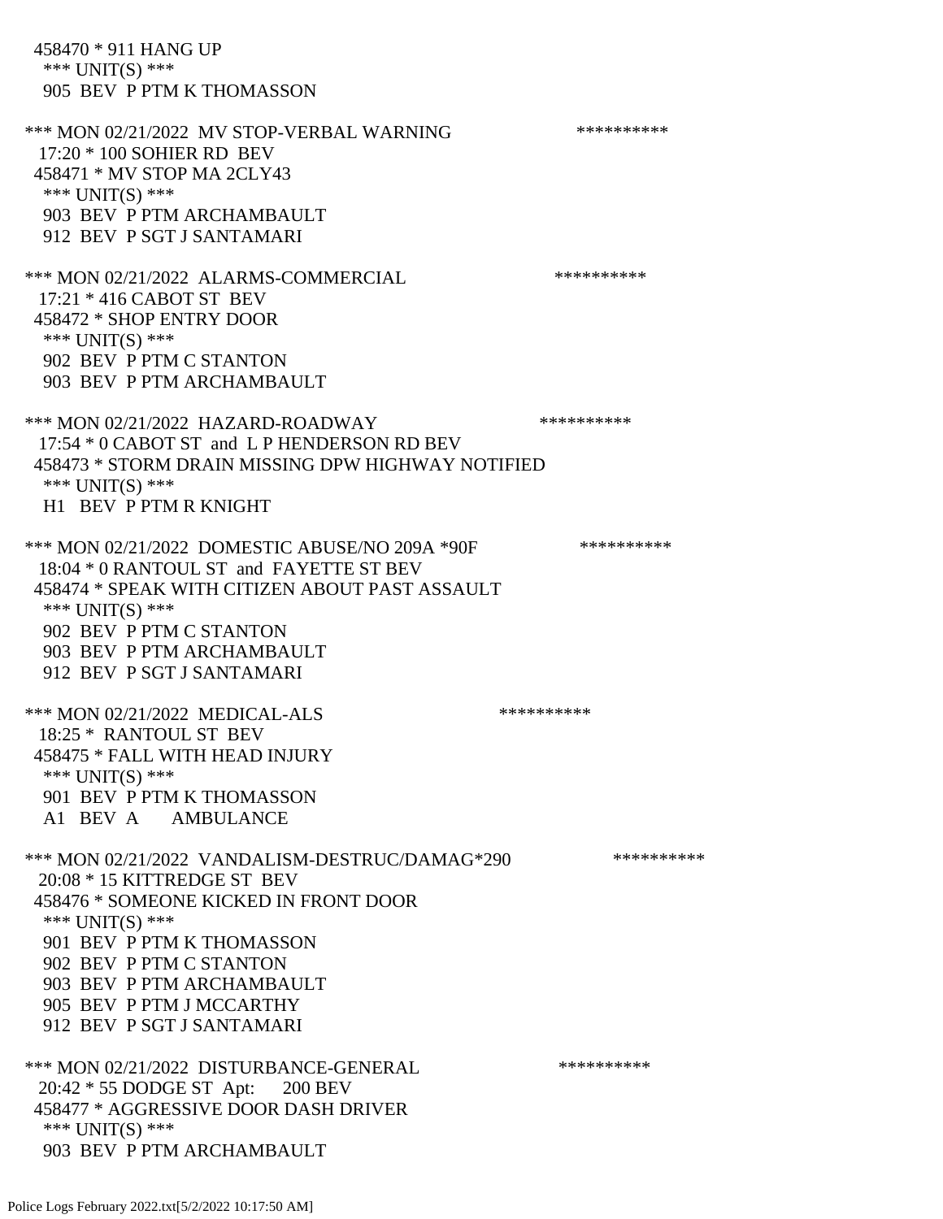458470 * 911 HANG UP
*** UNIT(S) ***
905 BEV P PTM K THOMASSON

*** MON 02/21/2022 MV STOP-VERBAL WARNING **********
17:20 * 100 SOHIER RD BEV
458471 * MV STOP MA 2CLY43
*** UNIT(S) ***
903 BEV P PTM ARCHAMBAULT
912 BEV P SGT J SANTAMARI

*** MON 02/21/2022 ALARMS-COMMERCIAL **********
17:21 * 416 CABOT ST BEV
458472 * SHOP ENTRY DOOR
*** UNIT(S) ***
902 BEV P PTM C STANTON
903 BEV P PTM ARCHAMBAULT

*** MON 02/21/2022 HAZARD-ROADWAY **********
17:54 * 0 CABOT ST and L P HENDERSON RD BEV
458473 * STORM DRAIN MISSING DPW HIGHWAY NOTIFIED
*** UNIT(S) ***
H1 BEV P PTM R KNIGHT

*** MON 02/21/2022 DOMESTIC ABUSE/NO 209A *90F **********
18:04 * 0 RANTOUL ST and FAYETTE ST BEV
458474 * SPEAK WITH CITIZEN ABOUT PAST ASSAULT
*** UNIT(S) ***
902 BEV P PTM C STANTON
903 BEV P PTM ARCHAMBAULT
912 BEV P SGT J SANTAMARI

*** MON 02/21/2022 MEDICAL-ALS **********
18:25 * RANTOUL ST BEV
458475 * FALL WITH HEAD INJURY
*** UNIT(S) ***
901 BEV P PTM K THOMASSON
A1 BEV A AMBULANCE

*** MON 02/21/2022 VANDALISM-DESTRUC/DAMAG*290 **********
20:08 * 15 KITTREDGE ST BEV
458476 * SOMEONE KICKED IN FRONT DOOR
*** UNIT(S) ***
901 BEV P PTM K THOMASSON
902 BEV P PTM C STANTON
903 BEV P PTM ARCHAMBAULT
905 BEV P PTM J MCCARTHY
912 BEV P SGT J SANTAMARI

*** MON 02/21/2022 DISTURBANCE-GENERAL **********
20:42 * 55 DODGE ST Apt: 200 BEV
458477 * AGGRESSIVE DOOR DASH DRIVER
*** UNIT(S) ***
903 BEV P PTM ARCHAMBAULT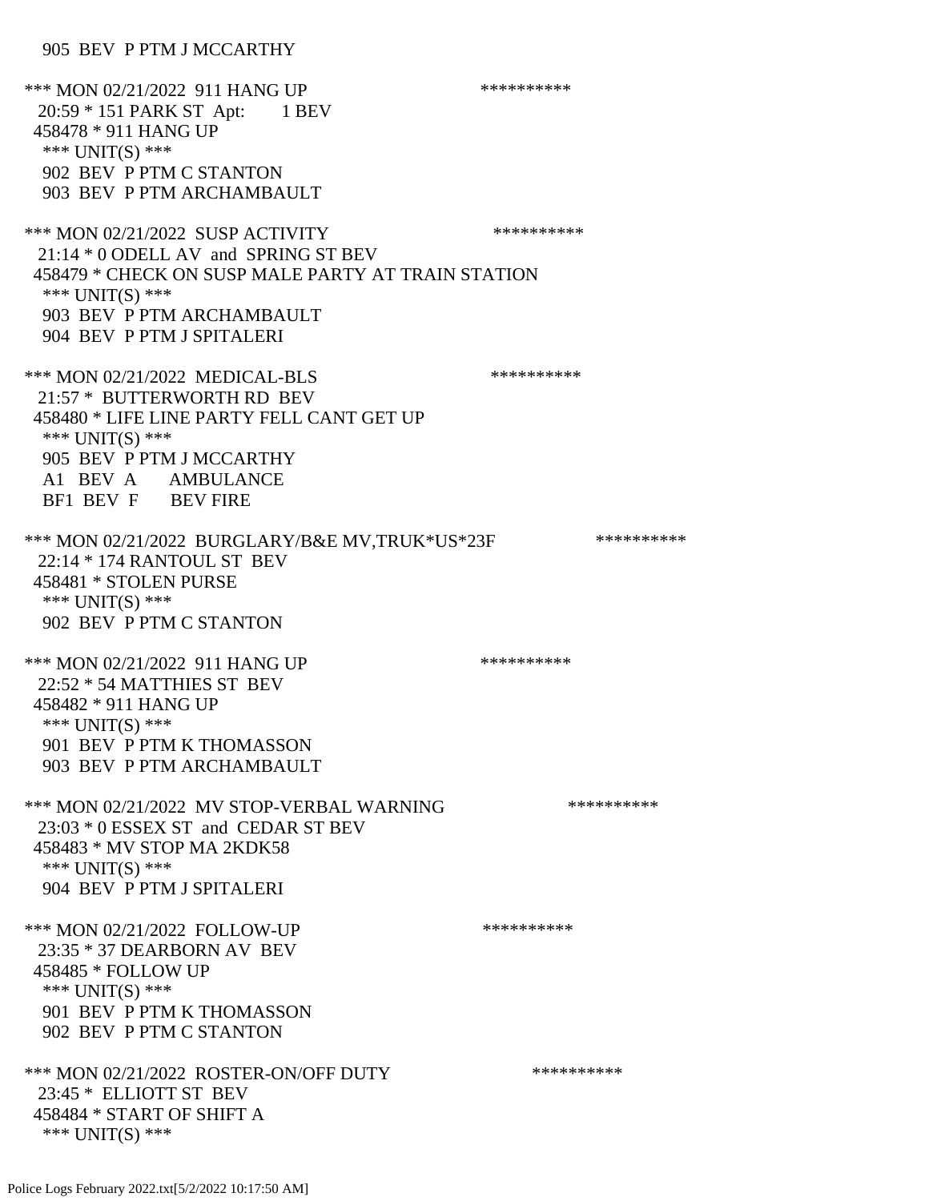905 BEV P PTM J MCCARTHY

*** MON 02/21/2022 911 HANG UP **********
20:59 * 151 PARK ST Apt: 1 BEV
458478 * 911 HANG UP
*** UNIT(S) ***
902 BEV P PTM C STANTON
903 BEV P PTM ARCHAMBAULT

*** MON 02/21/2022 SUSP ACTIVITY **********
21:14 * 0 ODELL AV and SPRING ST BEV
458479 * CHECK ON SUSP MALE PARTY AT TRAIN STATION
*** UNIT(S) ***
903 BEV P PTM ARCHAMBAULT
904 BEV P PTM J SPITALERI

*** MON 02/21/2022 MEDICAL-BLS **********
21:57 * BUTTERWORTH RD BEV
458480 * LIFE LINE PARTY FELL CANT GET UP
*** UNIT(S) ***
905 BEV P PTM J MCCARTHY
A1 BEV A AMBULANCE
BF1 BEV F BEV FIRE

*** MON 02/21/2022 BURGLARY/B&E MV,TRUK*US*23F **********
22:14 * 174 RANTOUL ST BEV
458481 * STOLEN PURSE
*** UNIT(S) ***
902 BEV P PTM C STANTON

*** MON 02/21/2022 911 HANG UP **********
22:52 * 54 MATTHIES ST BEV
458482 * 911 HANG UP
*** UNIT(S) ***
901 BEV P PTM K THOMASSON
903 BEV P PTM ARCHAMBAULT

*** MON 02/21/2022 MV STOP-VERBAL WARNING **********
23:03 * 0 ESSEX ST and CEDAR ST BEV
458483 * MV STOP MA 2KDK58
*** UNIT(S) ***
904 BEV P PTM J SPITALERI

*** MON 02/21/2022 FOLLOW-UP **********
23:35 * 37 DEARBORN AV BEV
458485 * FOLLOW UP
*** UNIT(S) ***
901 BEV P PTM K THOMASSON
902 BEV P PTM C STANTON

*** MON 02/21/2022 ROSTER-ON/OFF DUTY **********
23:45 * ELLIOTT ST BEV
458484 * START OF SHIFT A
*** UNIT(S) ***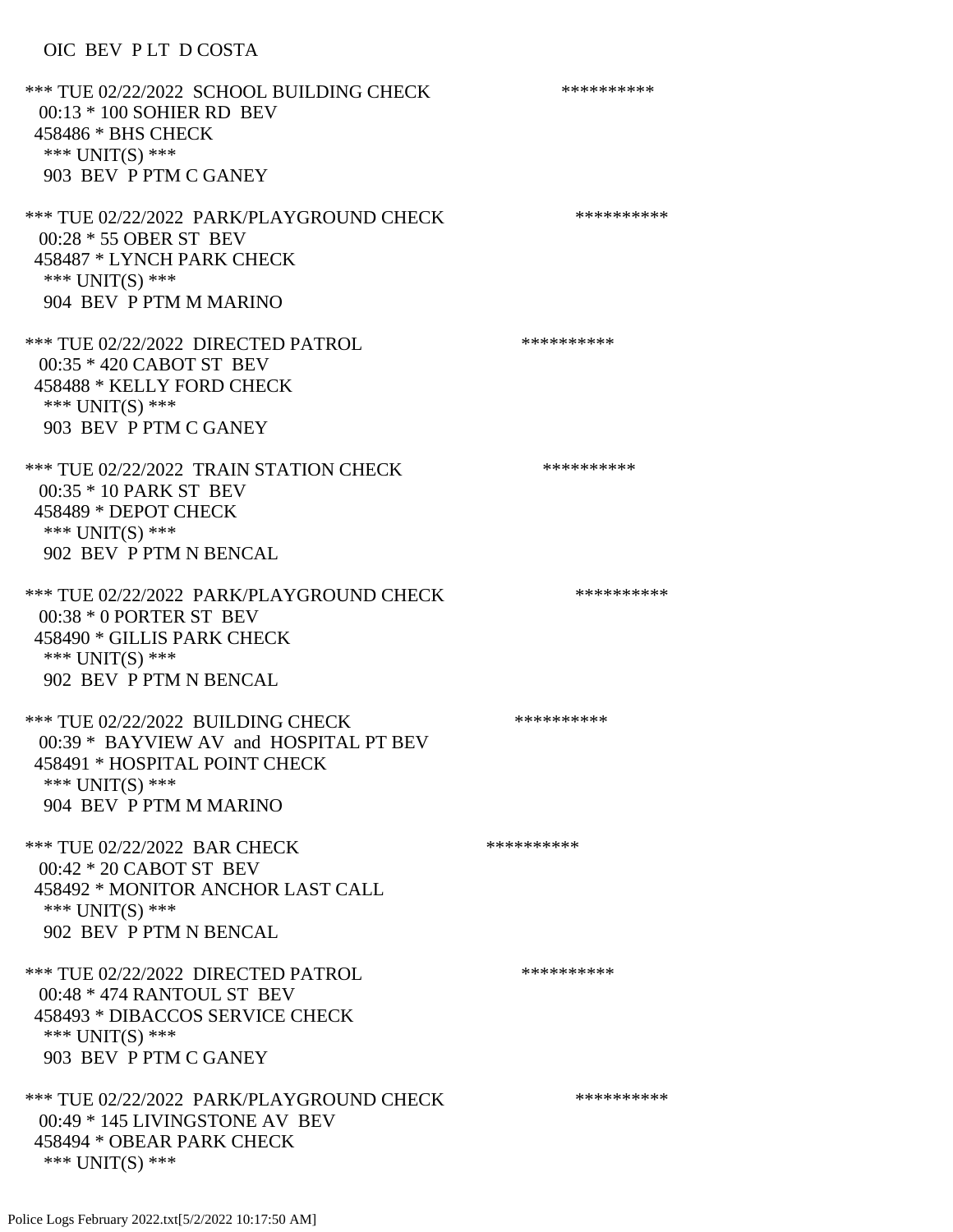OIC BEV P LT D COSTA

*** TUE 02/22/2022 SCHOOL BUILDING CHECK **********
00:13 * 100 SOHIER RD BEV
458486 * BHS CHECK
*** UNIT(S) ***
903 BEV P PTM C GANEY

*** TUE 02/22/2022 PARK/PLAYGROUND CHECK **********
00:28 * 55 OBER ST BEV
458487 * LYNCH PARK CHECK
*** UNIT(S) ***
904 BEV P PTM M MARINO

*** TUE 02/22/2022 DIRECTED PATROL **********
00:35 * 420 CABOT ST BEV
458488 * KELLY FORD CHECK
*** UNIT(S) ***
903 BEV P PTM C GANEY

*** TUE 02/22/2022 TRAIN STATION CHECK **********
00:35 * 10 PARK ST BEV
458489 * DEPOT CHECK
*** UNIT(S) ***
902 BEV P PTM N BENCAL

*** TUE 02/22/2022 PARK/PLAYGROUND CHECK **********
00:38 * 0 PORTER ST BEV
458490 * GILLIS PARK CHECK
*** UNIT(S) ***
902 BEV P PTM N BENCAL

*** TUE 02/22/2022 BUILDING CHECK **********
00:39 * BAYVIEW AV and HOSPITAL PT BEV
458491 * HOSPITAL POINT CHECK
*** UNIT(S) ***
904 BEV P PTM M MARINO

*** TUE 02/22/2022 BAR CHECK **********
00:42 * 20 CABOT ST BEV
458492 * MONITOR ANCHOR LAST CALL
*** UNIT(S) ***
902 BEV P PTM N BENCAL

*** TUE 02/22/2022 DIRECTED PATROL **********
00:48 * 474 RANTOUL ST BEV
458493 * DIBACCOS SERVICE CHECK
*** UNIT(S) ***
903 BEV P PTM C GANEY

*** TUE 02/22/2022 PARK/PLAYGROUND CHECK **********
00:49 * 145 LIVINGSTONE AV BEV
458494 * OBEAR PARK CHECK
*** UNIT(S) ***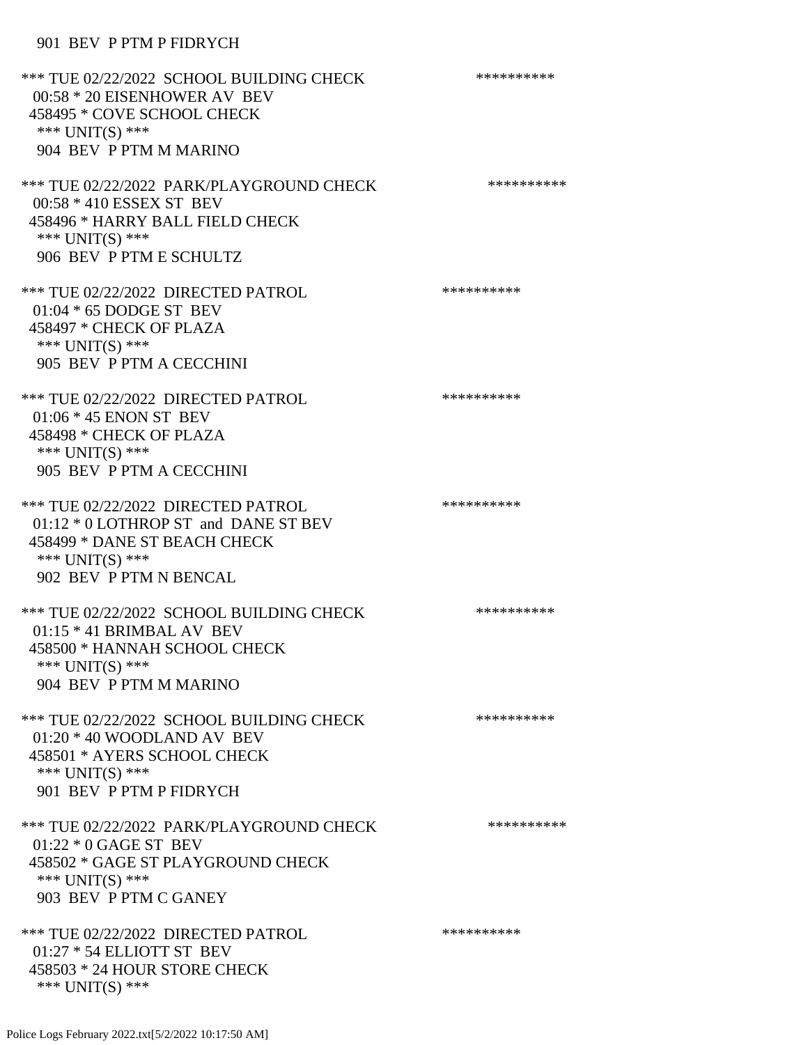901 BEV P PTM P FIDRYCH

*** TUE 02/22/2022 SCHOOL BUILDING CHECK **********
00:58 * 20 EISENHOWER AV BEV
458495 * COVE SCHOOL CHECK
*** UNIT(S) ***
904 BEV P PTM M MARINO

*** TUE 02/22/2022 PARK/PLAYGROUND CHECK **********
00:58 * 410 ESSEX ST BEV
458496 * HARRY BALL FIELD CHECK
*** UNIT(S) ***
906 BEV P PTM E SCHULTZ

*** TUE 02/22/2022 DIRECTED PATROL **********
01:04 * 65 DODGE ST BEV
458497 * CHECK OF PLAZA
*** UNIT(S) ***
905 BEV P PTM A CECCHINI

*** TUE 02/22/2022 DIRECTED PATROL **********
01:06 * 45 ENON ST BEV
458498 * CHECK OF PLAZA
*** UNIT(S) ***
905 BEV P PTM A CECCHINI

*** TUE 02/22/2022 DIRECTED PATROL **********
01:12 * 0 LOTHROP ST and DANE ST BEV
458499 * DANE ST BEACH CHECK
*** UNIT(S) ***
902 BEV P PTM N BENCAL

*** TUE 02/22/2022 SCHOOL BUILDING CHECK **********
01:15 * 41 BRIMBAL AV BEV
458500 * HANNAH SCHOOL CHECK
*** UNIT(S) ***
904 BEV P PTM M MARINO

*** TUE 02/22/2022 SCHOOL BUILDING CHECK **********
01:20 * 40 WOODLAND AV BEV
458501 * AYERS SCHOOL CHECK
*** UNIT(S) ***
901 BEV P PTM P FIDRYCH

*** TUE 02/22/2022 PARK/PLAYGROUND CHECK **********
01:22 * 0 GAGE ST BEV
458502 * GAGE ST PLAYGROUND CHECK
*** UNIT(S) ***
903 BEV P PTM C GANEY

*** TUE 02/22/2022 DIRECTED PATROL **********
01:27 * 54 ELLIOTT ST BEV
458503 * 24 HOUR STORE CHECK
*** UNIT(S) ***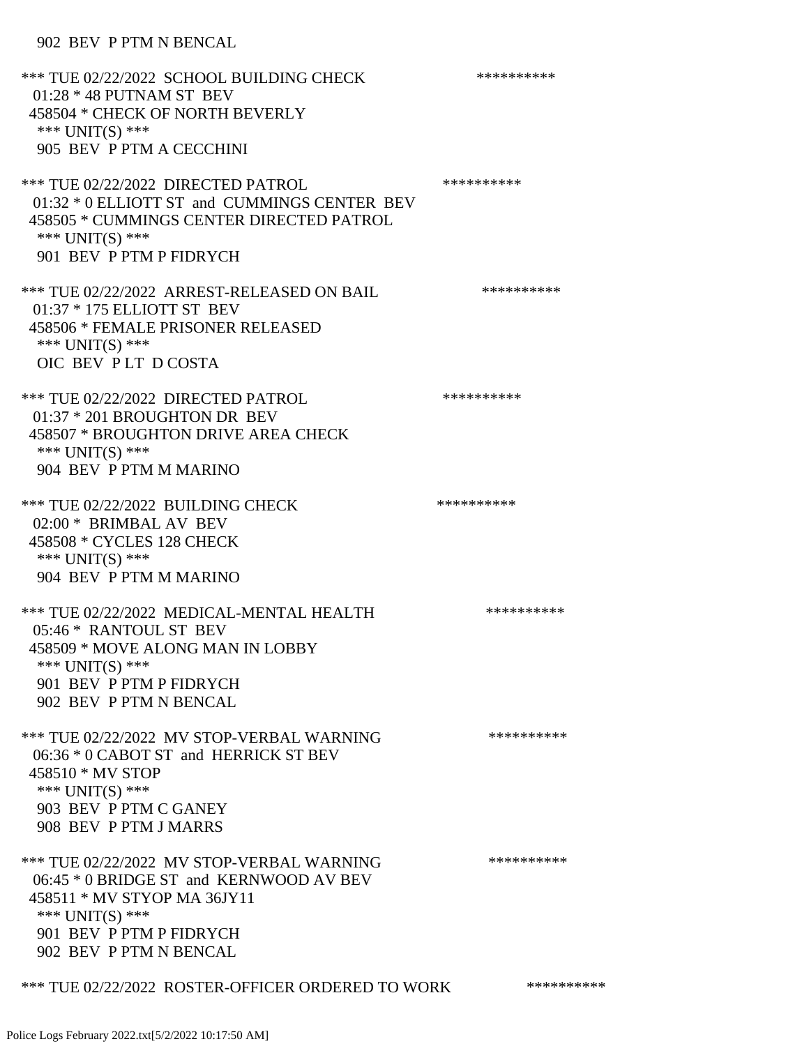902 BEV P PTM N BENCAL

*** TUE 02/22/2022 SCHOOL BUILDING CHECK **********
01:28 * 48 PUTNAM ST BEV
458504 * CHECK OF NORTH BEVERLY
*** UNIT(S) ***
905 BEV P PTM A CECCHINI

*** TUE 02/22/2022 DIRECTED PATROL **********
01:32 * 0 ELLIOTT ST and CUMMINGS CENTER BEV
458505 * CUMMINGS CENTER DIRECTED PATROL
*** UNIT(S) ***
901 BEV P PTM P FIDRYCH

*** TUE 02/22/2022 ARREST-RELEASED ON BAIL **********
01:37 * 175 ELLIOTT ST BEV
458506 * FEMALE PRISONER RELEASED
*** UNIT(S) ***
OIC BEV P LT D COSTA

*** TUE 02/22/2022 DIRECTED PATROL **********
01:37 * 201 BROUGHTON DR BEV
458507 * BROUGHTON DRIVE AREA CHECK
*** UNIT(S) ***
904 BEV P PTM M MARINO

*** TUE 02/22/2022 BUILDING CHECK **********
02:00 * BRIMBAL AV BEV
458508 * CYCLES 128 CHECK
*** UNIT(S) ***
904 BEV P PTM M MARINO

*** TUE 02/22/2022 MEDICAL-MENTAL HEALTH **********
05:46 * RANTOUL ST BEV
458509 * MOVE ALONG MAN IN LOBBY
*** UNIT(S) ***
901 BEV P PTM P FIDRYCH
902 BEV P PTM N BENCAL

*** TUE 02/22/2022 MV STOP-VERBAL WARNING **********
06:36 * 0 CABOT ST and HERRICK ST BEV
458510 * MV STOP
*** UNIT(S) ***
903 BEV P PTM C GANEY
908 BEV P PTM J MARRS

*** TUE 02/22/2022 MV STOP-VERBAL WARNING **********
06:45 * 0 BRIDGE ST and KERNWOOD AV BEV
458511 * MV STYOP MA 36JY11
*** UNIT(S) ***
901 BEV P PTM P FIDRYCH
902 BEV P PTM N BENCAL

*** TUE 02/22/2022 ROSTER-OFFICER ORDERED TO WORK **********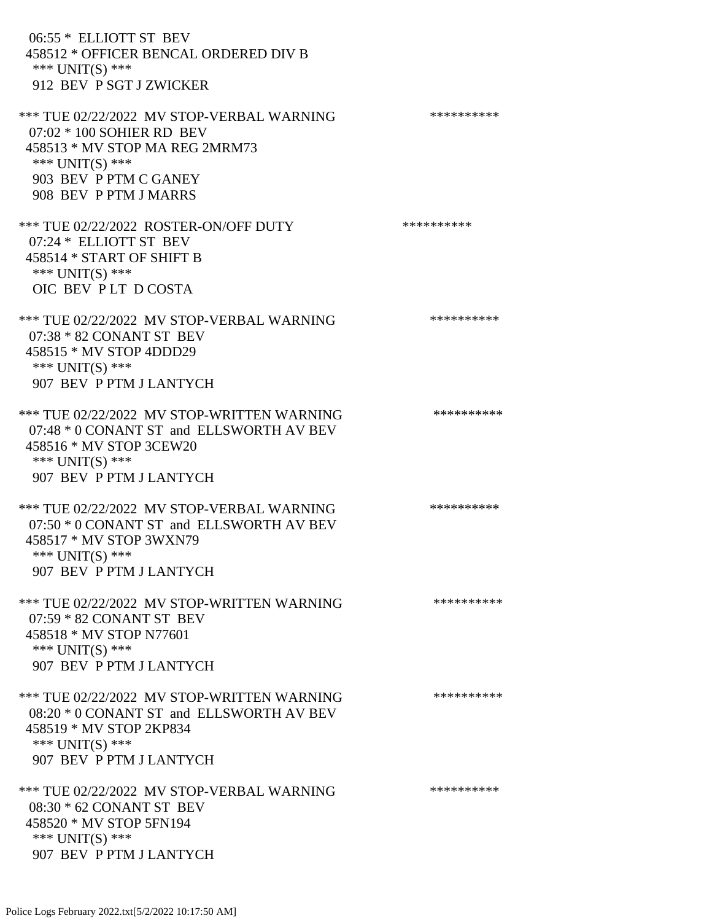06:55 * ELLIOTT ST BEV
458512 * OFFICER BENCAL ORDERED DIV B
*** UNIT(S) ***
912 BEV P SGT J ZWICKER

*** TUE 02/22/2022 MV STOP-VERBAL WARNING **********
07:02 * 100 SOHIER RD BEV
458513 * MV STOP MA REG 2MRM73
*** UNIT(S) ***
903 BEV P PTM C GANEY
908 BEV P PTM J MARRS

*** TUE 02/22/2022 ROSTER-ON/OFF DUTY **********
07:24 * ELLIOTT ST BEV
458514 * START OF SHIFT B
*** UNIT(S) ***
OIC BEV P LT D COSTA

*** TUE 02/22/2022 MV STOP-VERBAL WARNING **********
07:38 * 82 CONANT ST BEV
458515 * MV STOP 4DDD29
*** UNIT(S) ***
907 BEV P PTM J LANTYCH

*** TUE 02/22/2022 MV STOP-WRITTEN WARNING **********
07:48 * 0 CONANT ST and ELLSWORTH AV BEV
458516 * MV STOP 3CEW20
*** UNIT(S) ***
907 BEV P PTM J LANTYCH

*** TUE 02/22/2022 MV STOP-VERBAL WARNING **********
07:50 * 0 CONANT ST and ELLSWORTH AV BEV
458517 * MV STOP 3WXN79
*** UNIT(S) ***
907 BEV P PTM J LANTYCH

*** TUE 02/22/2022 MV STOP-WRITTEN WARNING **********
07:59 * 82 CONANT ST BEV
458518 * MV STOP N77601
*** UNIT(S) ***
907 BEV P PTM J LANTYCH

*** TUE 02/22/2022 MV STOP-WRITTEN WARNING **********
08:20 * 0 CONANT ST and ELLSWORTH AV BEV
458519 * MV STOP 2KP834
*** UNIT(S) ***
907 BEV P PTM J LANTYCH

*** TUE 02/22/2022 MV STOP-VERBAL WARNING **********
08:30 * 62 CONANT ST BEV
458520 * MV STOP 5FN194
*** UNIT(S) ***
907 BEV P PTM J LANTYCH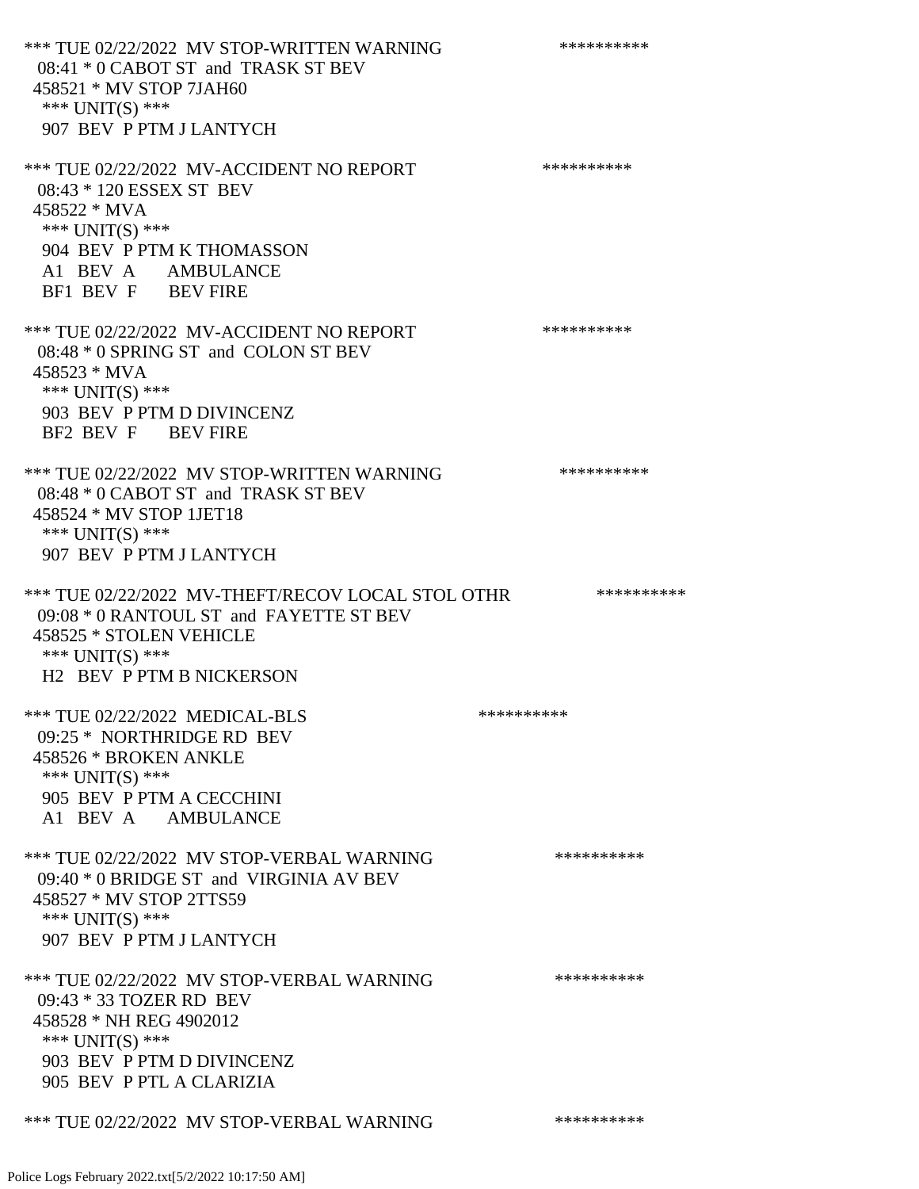*** TUE 02/22/2022 MV STOP-WRITTEN WARNING **********
08:41 * 0 CABOT ST and TRASK ST BEV
458521 * MV STOP 7JAH60
*** UNIT(S) ***
907 BEV P PTM J LANTYCH

*** TUE 02/22/2022 MV-ACCIDENT NO REPORT **********
08:43 * 120 ESSEX ST BEV
458522 * MVA
*** UNIT(S) ***
904 BEV P PTM K THOMASSON
A1 BEV A AMBULANCE
BF1 BEV F BEV FIRE

*** TUE 02/22/2022 MV-ACCIDENT NO REPORT **********
08:48 * 0 SPRING ST and COLON ST BEV
458523 * MVA
*** UNIT(S) ***
903 BEV P PTM D DIVINCENZ
BF2 BEV F BEV FIRE

*** TUE 02/22/2022 MV STOP-WRITTEN WARNING **********
08:48 * 0 CABOT ST and TRASK ST BEV
458524 * MV STOP 1JET18
*** UNIT(S) ***
907 BEV P PTM J LANTYCH

*** TUE 02/22/2022 MV-THEFT/RECOV LOCAL STOL OTHR **********
09:08 * 0 RANTOUL ST and FAYETTE ST BEV
458525 * STOLEN VEHICLE
*** UNIT(S) ***
H2 BEV P PTM B NICKERSON

*** TUE 02/22/2022 MEDICAL-BLS **********
09:25 * NORTHRIDGE RD BEV
458526 * BROKEN ANKLE
*** UNIT(S) ***
905 BEV P PTM A CECCHINI
A1 BEV A AMBULANCE

*** TUE 02/22/2022 MV STOP-VERBAL WARNING **********
09:40 * 0 BRIDGE ST and VIRGINIA AV BEV
458527 * MV STOP 2TTS59
*** UNIT(S) ***
907 BEV P PTM J LANTYCH

*** TUE 02/22/2022 MV STOP-VERBAL WARNING **********
09:43 * 33 TOZER RD BEV
458528 * NH REG 4902012
*** UNIT(S) ***
903 BEV P PTM D DIVINCENZ
905 BEV P PTL A CLARIZIA

*** TUE 02/22/2022 MV STOP-VERBAL WARNING **********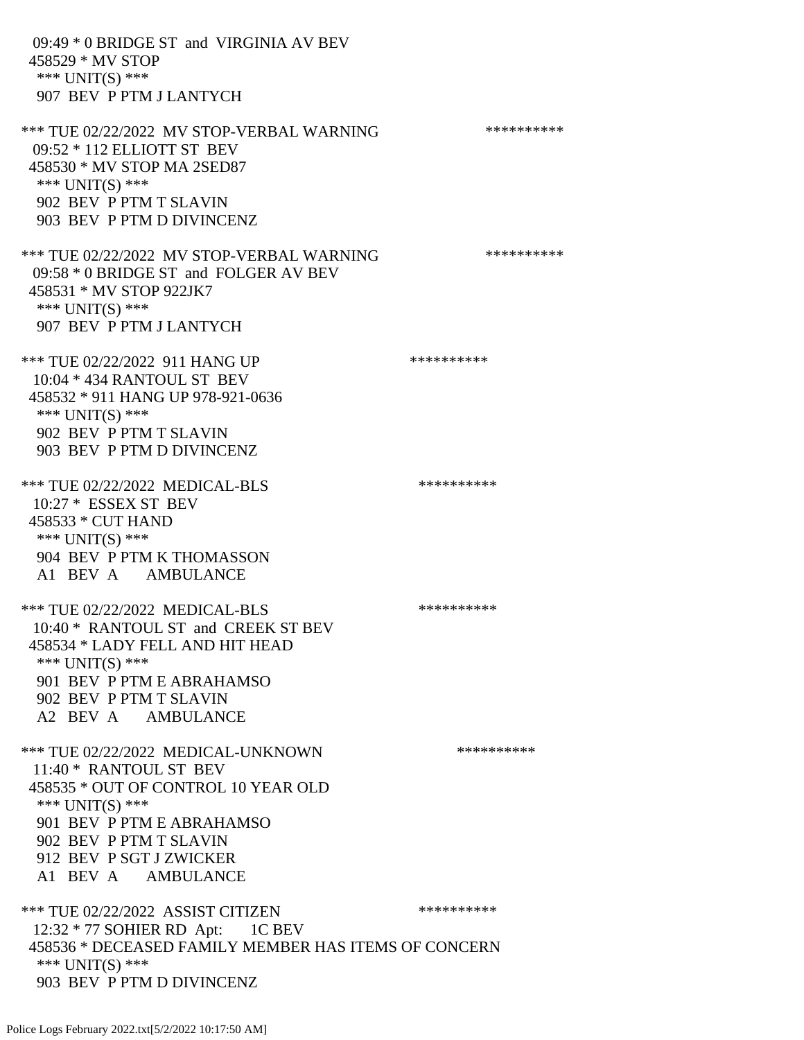09:49 * 0 BRIDGE ST and VIRGINIA AV BEV
458529 * MV STOP
*** UNIT(S) ***
907 BEV P PTM J LANTYCH

*** TUE 02/22/2022 MV STOP-VERBAL WARNING **********
09:52 * 112 ELLIOTT ST BEV
458530 * MV STOP MA 2SED87
*** UNIT(S) ***
902 BEV P PTM T SLAVIN
903 BEV P PTM D DIVINCENZ

*** TUE 02/22/2022 MV STOP-VERBAL WARNING **********
09:58 * 0 BRIDGE ST and FOLGER AV BEV
458531 * MV STOP 922JK7
*** UNIT(S) ***
907 BEV P PTM J LANTYCH

*** TUE 02/22/2022 911 HANG UP **********
10:04 * 434 RANTOUL ST BEV
458532 * 911 HANG UP 978-921-0636
*** UNIT(S) ***
902 BEV P PTM T SLAVIN
903 BEV P PTM D DIVINCENZ

*** TUE 02/22/2022 MEDICAL-BLS **********
10:27 * ESSEX ST BEV
458533 * CUT HAND
*** UNIT(S) ***
904 BEV P PTM K THOMASSON
A1 BEV A AMBULANCE

*** TUE 02/22/2022 MEDICAL-BLS **********
10:40 * RANTOUL ST and CREEK ST BEV
458534 * LADY FELL AND HIT HEAD
*** UNIT(S) ***
901 BEV P PTM E ABRAHAMSO
902 BEV P PTM T SLAVIN
A2 BEV A AMBULANCE

*** TUE 02/22/2022 MEDICAL-UNKNOWN **********
11:40 * RANTOUL ST BEV
458535 * OUT OF CONTROL 10 YEAR OLD
*** UNIT(S) ***
901 BEV P PTM E ABRAHAMSO
902 BEV P PTM T SLAVIN
912 BEV P SGT J ZWICKER
A1 BEV A AMBULANCE

*** TUE 02/22/2022 ASSIST CITIZEN **********
12:32 * 77 SOHIER RD Apt: 1C BEV
458536 * DECEASED FAMILY MEMBER HAS ITEMS OF CONCERN
*** UNIT(S) ***
903 BEV P PTM D DIVINCENZ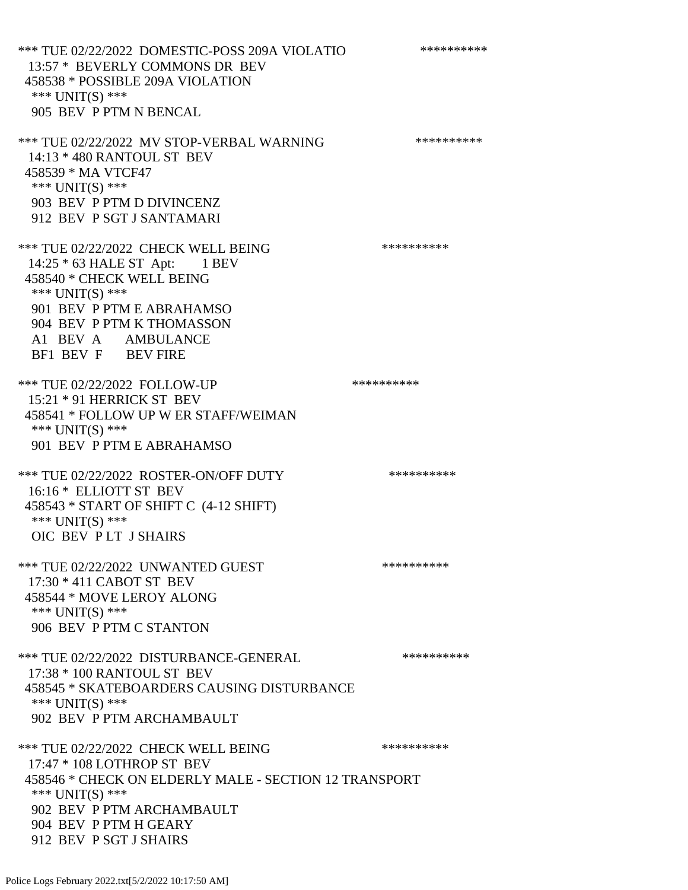*** TUE 02/22/2022 DOMESTIC-POSS 209A VIOLATIO **********
13:57 * BEVERLY COMMONS DR BEV
458538 * POSSIBLE 209A VIOLATION
*** UNIT(S) ***
905 BEV P PTM N BENCAL

*** TUE 02/22/2022 MV STOP-VERBAL WARNING **********
14:13 * 480 RANTOUL ST BEV
458539 * MA VTCF47
*** UNIT(S) ***
903 BEV P PTM D DIVINCENZ
912 BEV P SGT J SANTAMARI

*** TUE 02/22/2022 CHECK WELL BEING **********
14:25 * 63 HALE ST Apt: 1 BEV
458540 * CHECK WELL BEING
*** UNIT(S) ***
901 BEV P PTM E ABRAHAMSO
904 BEV P PTM K THOMASSON
A1 BEV A AMBULANCE
BF1 BEV F BEV FIRE

*** TUE 02/22/2022 FOLLOW-UP **********
15:21 * 91 HERRICK ST BEV
458541 * FOLLOW UP W ER STAFF/WEIMAN
*** UNIT(S) ***
901 BEV P PTM E ABRAHAMSO

*** TUE 02/22/2022 ROSTER-ON/OFF DUTY **********
16:16 * ELLIOTT ST BEV
458543 * START OF SHIFT C (4-12 SHIFT)
*** UNIT(S) ***
OIC BEV P LT J SHAIRS

*** TUE 02/22/2022 UNWANTED GUEST **********
17:30 * 411 CABOT ST BEV
458544 * MOVE LEROY ALONG
*** UNIT(S) ***
906 BEV P PTM C STANTON

*** TUE 02/22/2022 DISTURBANCE-GENERAL **********
17:38 * 100 RANTOUL ST BEV
458545 * SKATEBOARDERS CAUSING DISTURBANCE
*** UNIT(S) ***
902 BEV P PTM ARCHAMBAULT

*** TUE 02/22/2022 CHECK WELL BEING **********
17:47 * 108 LOTHROP ST BEV
458546 * CHECK ON ELDERLY MALE - SECTION 12 TRANSPORT
*** UNIT(S) ***
902 BEV P PTM ARCHAMBAULT
904 BEV P PTM H GEARY
912 BEV P SGT J SHAIRS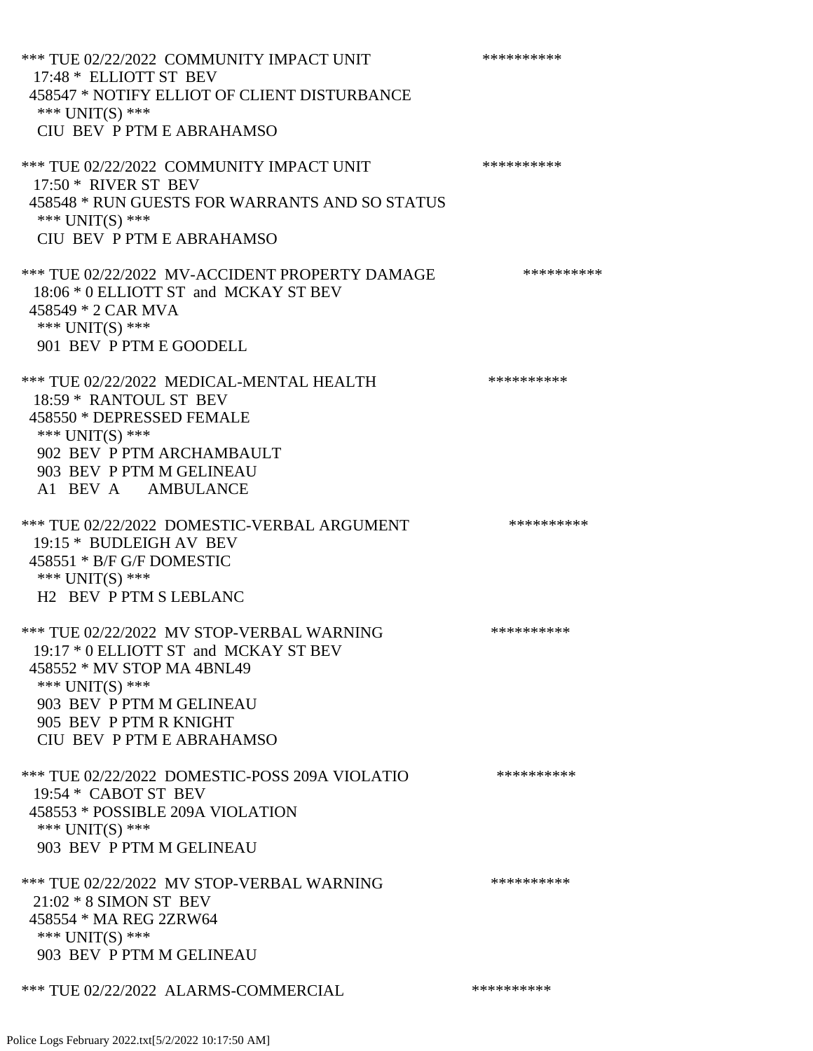*** TUE 02/22/2022 COMMUNITY IMPACT UNIT **********
17:48 * ELLIOTT ST BEV
458547 * NOTIFY ELLIOT OF CLIENT DISTURBANCE
*** UNIT(S) ***
CIU BEV P PTM E ABRAHAMSO

*** TUE 02/22/2022 COMMUNITY IMPACT UNIT **********
17:50 * RIVER ST BEV
458548 * RUN GUESTS FOR WARRANTS AND SO STATUS
*** UNIT(S) ***
CIU BEV P PTM E ABRAHAMSO

*** TUE 02/22/2022 MV-ACCIDENT PROPERTY DAMAGE **********
18:06 * 0 ELLIOTT ST and MCKAY ST BEV
458549 * 2 CAR MVA
*** UNIT(S) ***
901 BEV P PTM E GOODELL

*** TUE 02/22/2022 MEDICAL-MENTAL HEALTH **********
18:59 * RANTOUL ST BEV
458550 * DEPRESSED FEMALE
*** UNIT(S) ***
902 BEV P PTM ARCHAMBAULT
903 BEV P PTM M GELINEAU
A1 BEV A AMBULANCE

*** TUE 02/22/2022 DOMESTIC-VERBAL ARGUMENT **********
19:15 * BUDLEIGH AV BEV
458551 * B/F G/F DOMESTIC
*** UNIT(S) ***
H2 BEV P PTM S LEBLANC

*** TUE 02/22/2022 MV STOP-VERBAL WARNING **********
19:17 * 0 ELLIOTT ST and MCKAY ST BEV
458552 * MV STOP MA 4BNL49
*** UNIT(S) ***
903 BEV P PTM M GELINEAU
905 BEV P PTM R KNIGHT
CIU BEV P PTM E ABRAHAMSO

*** TUE 02/22/2022 DOMESTIC-POSS 209A VIOLATIO **********
19:54 * CABOT ST BEV
458553 * POSSIBLE 209A VIOLATION
*** UNIT(S) ***
903 BEV P PTM M GELINEAU

*** TUE 02/22/2022 MV STOP-VERBAL WARNING **********
21:02 * 8 SIMON ST BEV
458554 * MA REG 2ZRW64
*** UNIT(S) ***
903 BEV P PTM M GELINEAU

*** TUE 02/22/2022 ALARMS-COMMERCIAL **********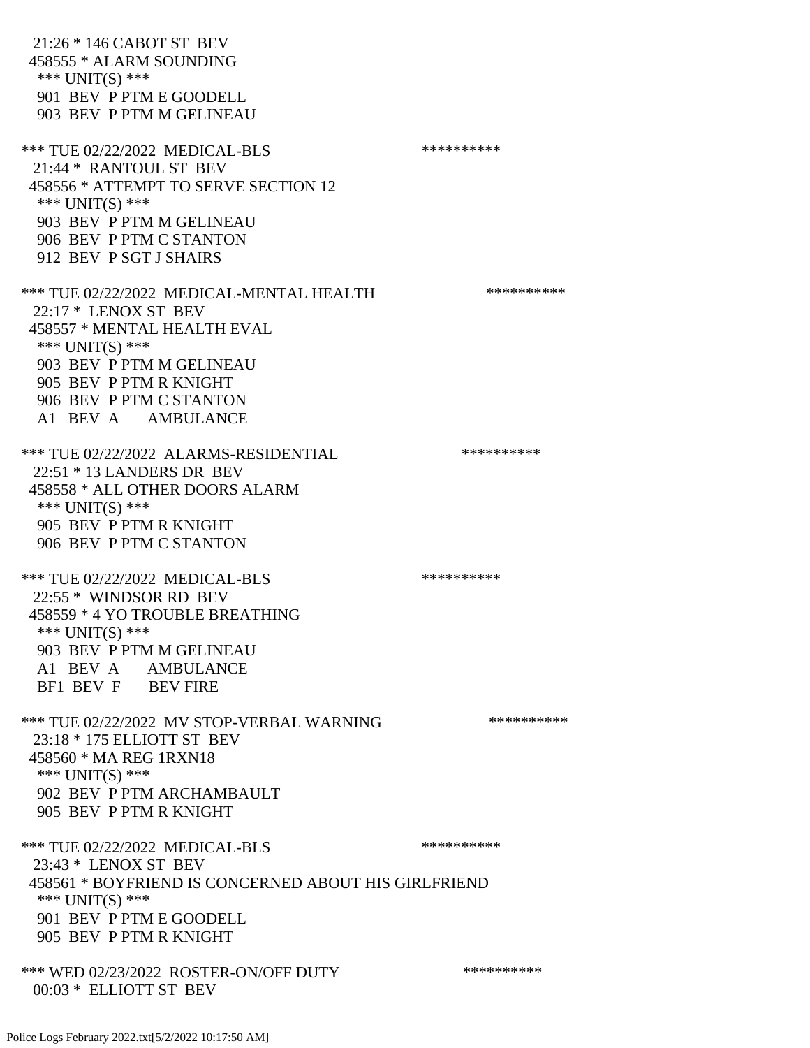21:26 * 146 CABOT ST BEV
458555 * ALARM SOUNDING
*** UNIT(S) ***
901 BEV P PTM E GOODELL
903 BEV P PTM M GELINEAU

*** TUE 02/22/2022 MEDICAL-BLS **********
21:44 * RANTOUL ST BEV
458556 * ATTEMPT TO SERVE SECTION 12
*** UNIT(S) ***
903 BEV P PTM M GELINEAU
906 BEV P PTM C STANTON
912 BEV P SGT J SHAIRS

*** TUE 02/22/2022 MEDICAL-MENTAL HEALTH **********
22:17 * LENOX ST BEV
458557 * MENTAL HEALTH EVAL
*** UNIT(S) ***
903 BEV P PTM M GELINEAU
905 BEV P PTM R KNIGHT
906 BEV P PTM C STANTON
A1 BEV A AMBULANCE

*** TUE 02/22/2022 ALARMS-RESIDENTIAL **********
22:51 * 13 LANDERS DR BEV
458558 * ALL OTHER DOORS ALARM
*** UNIT(S) ***
905 BEV P PTM R KNIGHT
906 BEV P PTM C STANTON

*** TUE 02/22/2022 MEDICAL-BLS **********
22:55 * WINDSOR RD BEV
458559 * 4 YO TROUBLE BREATHING
*** UNIT(S) ***
903 BEV P PTM M GELINEAU
A1 BEV A AMBULANCE
BF1 BEV F BEV FIRE

*** TUE 02/22/2022 MV STOP-VERBAL WARNING **********
23:18 * 175 ELLIOTT ST BEV
458560 * MA REG 1RXN18
*** UNIT(S) ***
902 BEV P PTM ARCHAMBAULT
905 BEV P PTM R KNIGHT

*** TUE 02/22/2022 MEDICAL-BLS **********
23:43 * LENOX ST BEV
458561 * BOYFRIEND IS CONCERNED ABOUT HIS GIRLFRIEND
*** UNIT(S) ***
901 BEV P PTM E GOODELL
905 BEV P PTM R KNIGHT

*** WED 02/23/2022 ROSTER-ON/OFF DUTY **********
00:03 * ELLIOTT ST BEV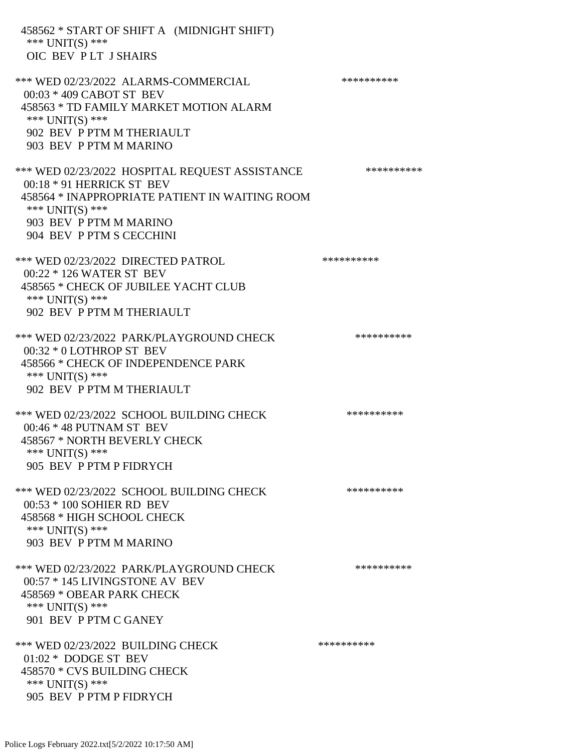458562 * START OF SHIFT A (MIDNIGHT SHIFT)
*** UNIT(S) ***
OIC BEV P LT J SHAIRS

*** WED 02/23/2022 ALARMS-COMMERCIAL **********
00:03 * 409 CABOT ST BEV
458563 * TD FAMILY MARKET MOTION ALARM
*** UNIT(S) ***
902 BEV P PTM M THERIAULT
903 BEV P PTM M MARINO

*** WED 02/23/2022 HOSPITAL REQUEST ASSISTANCE **********
00:18 * 91 HERRICK ST BEV
458564 * INAPPROPRIATE PATIENT IN WAITING ROOM
*** UNIT(S) ***
903 BEV P PTM M MARINO
904 BEV P PTM S CECCHINI

*** WED 02/23/2022 DIRECTED PATROL **********
00:22 * 126 WATER ST BEV
458565 * CHECK OF JUBILEE YACHT CLUB
*** UNIT(S) ***
902 BEV P PTM M THERIAULT

*** WED 02/23/2022 PARK/PLAYGROUND CHECK **********
00:32 * 0 LOTHROP ST BEV
458566 * CHECK OF INDEPENDENCE PARK
*** UNIT(S) ***
902 BEV P PTM M THERIAULT

*** WED 02/23/2022 SCHOOL BUILDING CHECK **********
00:46 * 48 PUTNAM ST BEV
458567 * NORTH BEVERLY CHECK
*** UNIT(S) ***
905 BEV P PTM P FIDRYCH

*** WED 02/23/2022 SCHOOL BUILDING CHECK **********
00:53 * 100 SOHIER RD BEV
458568 * HIGH SCHOOL CHECK
*** UNIT(S) ***
903 BEV P PTM M MARINO

*** WED 02/23/2022 PARK/PLAYGROUND CHECK **********
00:57 * 145 LIVINGSTONE AV BEV
458569 * OBEAR PARK CHECK
*** UNIT(S) ***
901 BEV P PTM C GANEY

*** WED 02/23/2022 BUILDING CHECK **********
01:02 * DODGE ST BEV
458570 * CVS BUILDING CHECK
*** UNIT(S) ***
905 BEV P PTM P FIDRYCH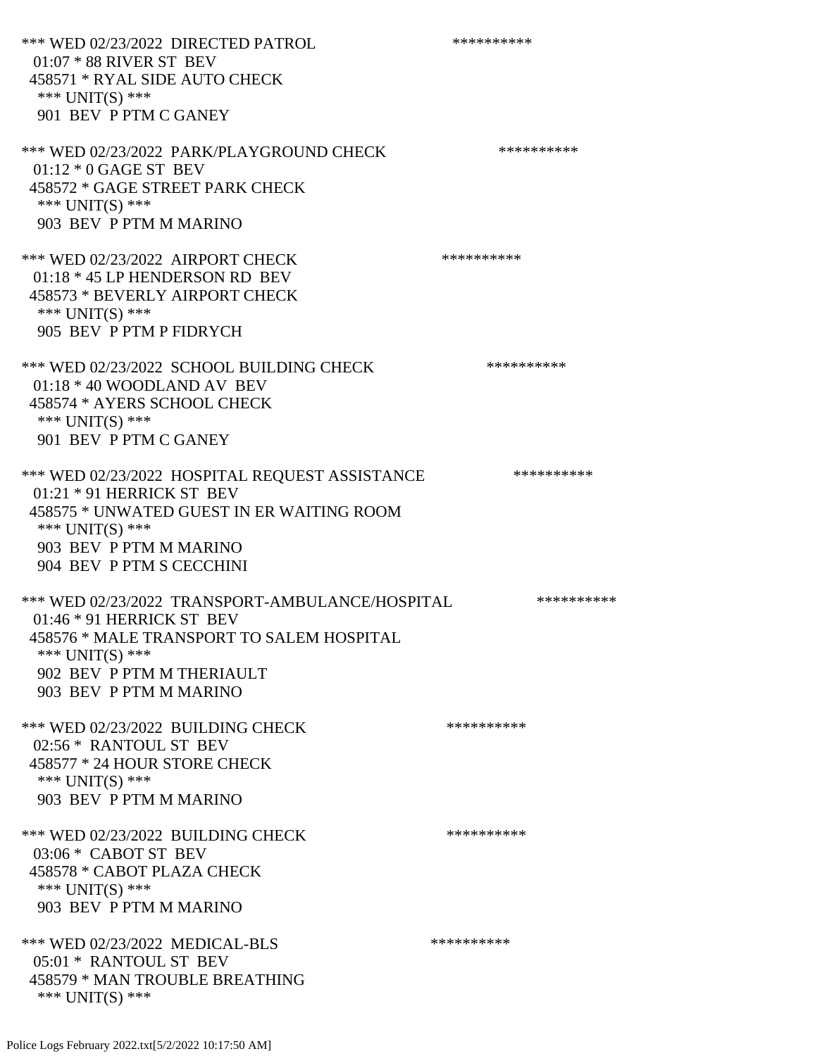*** WED 02/23/2022 DIRECTED PATROL **********
01:07 * 88 RIVER ST BEV
458571 * RYAL SIDE AUTO CHECK
*** UNIT(S) ***
901 BEV P PTM C GANEY

*** WED 02/23/2022 PARK/PLAYGROUND CHECK **********
01:12 * 0 GAGE ST BEV
458572 * GAGE STREET PARK CHECK
*** UNIT(S) ***
903 BEV P PTM M MARINO

*** WED 02/23/2022 AIRPORT CHECK **********
01:18 * 45 LP HENDERSON RD BEV
458573 * BEVERLY AIRPORT CHECK
*** UNIT(S) ***
905 BEV P PTM P FIDRYCH

*** WED 02/23/2022 SCHOOL BUILDING CHECK **********
01:18 * 40 WOODLAND AV BEV
458574 * AYERS SCHOOL CHECK
*** UNIT(S) ***
901 BEV P PTM C GANEY

*** WED 02/23/2022 HOSPITAL REQUEST ASSISTANCE **********
01:21 * 91 HERRICK ST BEV
458575 * UNWATED GUEST IN ER WAITING ROOM
*** UNIT(S) ***
903 BEV P PTM M MARINO
904 BEV P PTM S CECCHINI

*** WED 02/23/2022 TRANSPORT-AMBULANCE/HOSPITAL **********
01:46 * 91 HERRICK ST BEV
458576 * MALE TRANSPORT TO SALEM HOSPITAL
*** UNIT(S) ***
902 BEV P PTM M THERIAULT
903 BEV P PTM M MARINO

*** WED 02/23/2022 BUILDING CHECK **********
02:56 * RANTOUL ST BEV
458577 * 24 HOUR STORE CHECK
*** UNIT(S) ***
903 BEV P PTM M MARINO

*** WED 02/23/2022 BUILDING CHECK **********
03:06 * CABOT ST BEV
458578 * CABOT PLAZA CHECK
*** UNIT(S) ***
903 BEV P PTM M MARINO

*** WED 02/23/2022 MEDICAL-BLS **********
05:01 * RANTOUL ST BEV
458579 * MAN TROUBLE BREATHING
*** UNIT(S) ***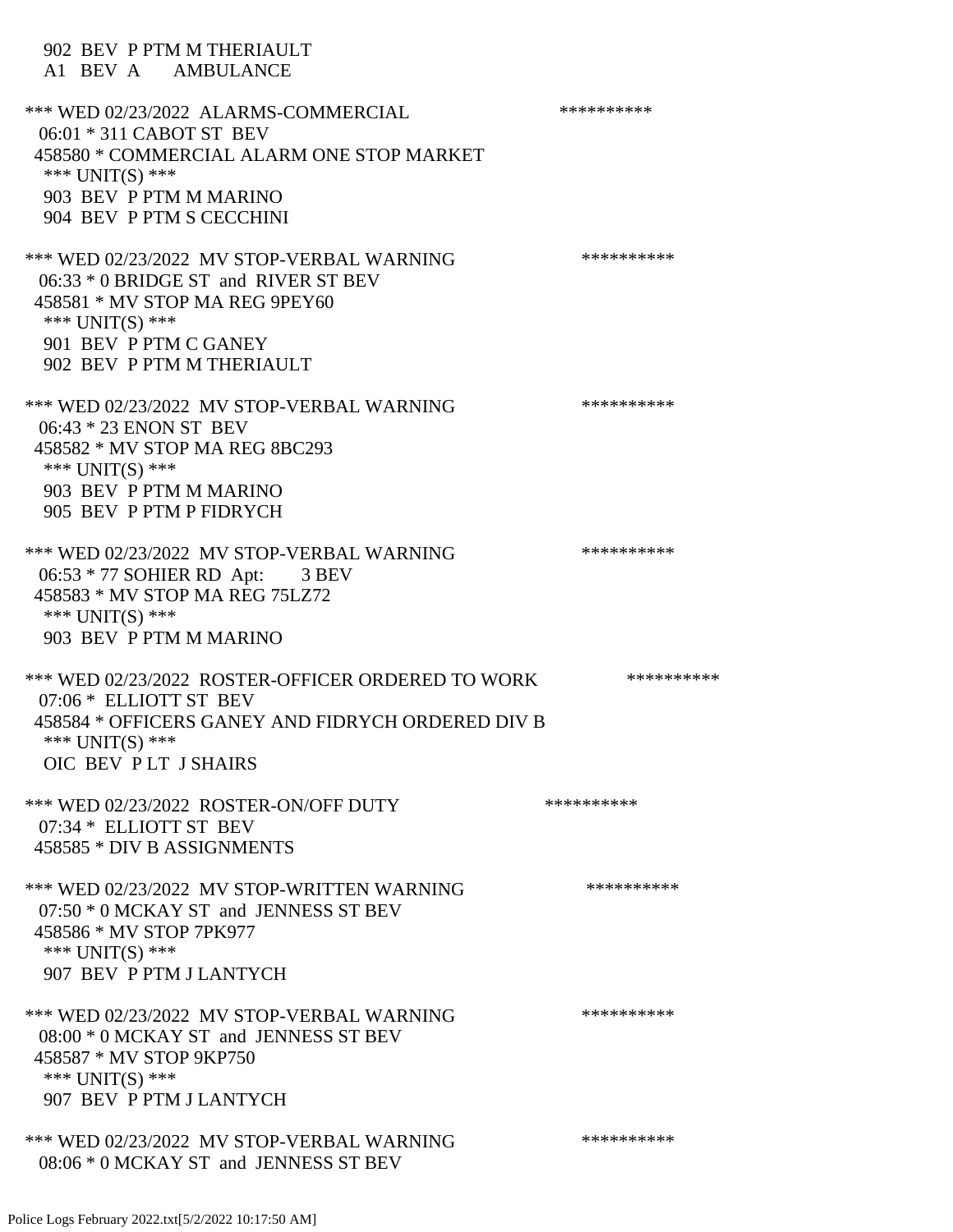902 BEV P PTM M THERIAULT
A1 BEV A AMBULANCE

*** WED 02/23/2022 ALARMS-COMMERCIAL **********
06:01 * 311 CABOT ST BEV
458580 * COMMERCIAL ALARM ONE STOP MARKET
*** UNIT(S) ***
903 BEV P PTM M MARINO
904 BEV P PTM S CECCHINI

*** WED 02/23/2022 MV STOP-VERBAL WARNING **********
06:33 * 0 BRIDGE ST and RIVER ST BEV
458581 * MV STOP MA REG 9PEY60
*** UNIT(S) ***
901 BEV P PTM C GANEY
902 BEV P PTM M THERIAULT

*** WED 02/23/2022 MV STOP-VERBAL WARNING **********
06:43 * 23 ENON ST BEV
458582 * MV STOP MA REG 8BC293
*** UNIT(S) ***
903 BEV P PTM M MARINO
905 BEV P PTM P FIDRYCH

*** WED 02/23/2022 MV STOP-VERBAL WARNING **********
06:53 * 77 SOHIER RD Apt: 3 BEV
458583 * MV STOP MA REG 75LZ72
*** UNIT(S) ***
903 BEV P PTM M MARINO

*** WED 02/23/2022 ROSTER-OFFICER ORDERED TO WORK **********
07:06 * ELLIOTT ST BEV
458584 * OFFICERS GANEY AND FIDRYCH ORDERED DIV B
*** UNIT(S) ***
OIC BEV P LT J SHAIRS

*** WED 02/23/2022 ROSTER-ON/OFF DUTY **********
07:34 * ELLIOTT ST BEV
458585 * DIV B ASSIGNMENTS

*** WED 02/23/2022 MV STOP-WRITTEN WARNING **********
07:50 * 0 MCKAY ST and JENNESS ST BEV
458586 * MV STOP 7PK977
*** UNIT(S) ***
907 BEV P PTM J LANTYCH

*** WED 02/23/2022 MV STOP-VERBAL WARNING **********
08:00 * 0 MCKAY ST and JENNESS ST BEV
458587 * MV STOP 9KP750
*** UNIT(S) ***
907 BEV P PTM J LANTYCH

*** WED 02/23/2022 MV STOP-VERBAL WARNING **********
08:06 * 0 MCKAY ST and JENNESS ST BEV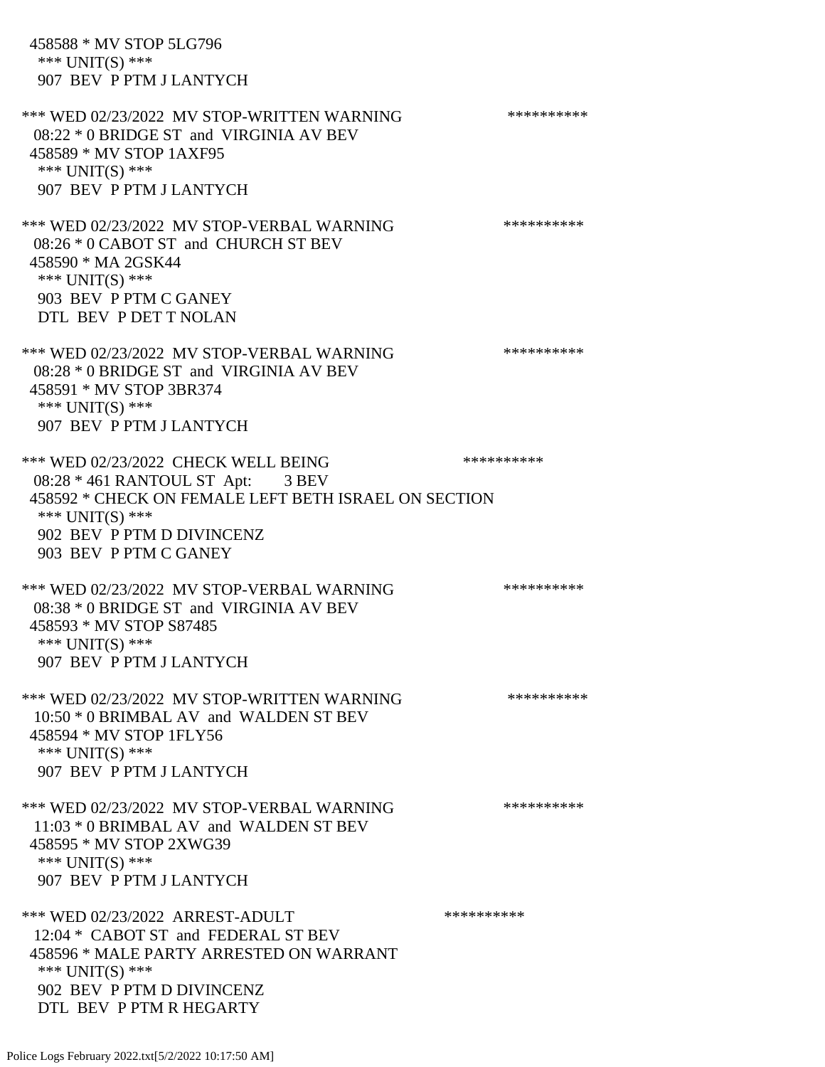458588 * MV STOP 5LG796
 *** UNIT(S) ***
 907 BEV P PTM J LANTYCH

*** WED 02/23/2022 MV STOP-WRITTEN WARNING **********
 08:22 * 0 BRIDGE ST and VIRGINIA AV BEV
 458589 * MV STOP 1AXF95
 *** UNIT(S) ***
 907 BEV P PTM J LANTYCH

*** WED 02/23/2022 MV STOP-VERBAL WARNING **********
 08:26 * 0 CABOT ST and CHURCH ST BEV
 458590 * MA 2GSK44
 *** UNIT(S) ***
 903 BEV P PTM C GANEY
 DTL BEV P DET T NOLAN

*** WED 02/23/2022 MV STOP-VERBAL WARNING **********
 08:28 * 0 BRIDGE ST and VIRGINIA AV BEV
 458591 * MV STOP 3BR374
 *** UNIT(S) ***
 907 BEV P PTM J LANTYCH

*** WED 02/23/2022 CHECK WELL BEING **********
 08:28 * 461 RANTOUL ST Apt: 3 BEV
 458592 * CHECK ON FEMALE LEFT BETH ISRAEL ON SECTION
 *** UNIT(S) ***
 902 BEV P PTM D DIVINCENZ
 903 BEV P PTM C GANEY

*** WED 02/23/2022 MV STOP-VERBAL WARNING **********
 08:38 * 0 BRIDGE ST and VIRGINIA AV BEV
 458593 * MV STOP S87485
 *** UNIT(S) ***
 907 BEV P PTM J LANTYCH

*** WED 02/23/2022 MV STOP-WRITTEN WARNING **********
 10:50 * 0 BRIMBAL AV and WALDEN ST BEV
 458594 * MV STOP 1FLY56
 *** UNIT(S) ***
 907 BEV P PTM J LANTYCH

*** WED 02/23/2022 MV STOP-VERBAL WARNING **********
 11:03 * 0 BRIMBAL AV and WALDEN ST BEV
 458595 * MV STOP 2XWG39
 *** UNIT(S) ***
 907 BEV P PTM J LANTYCH

*** WED 02/23/2022 ARREST-ADULT **********
 12:04 * CABOT ST and FEDERAL ST BEV
 458596 * MALE PARTY ARRESTED ON WARRANT
 *** UNIT(S) ***
 902 BEV P PTM D DIVINCENZ
 DTL BEV P PTM R HEGARTY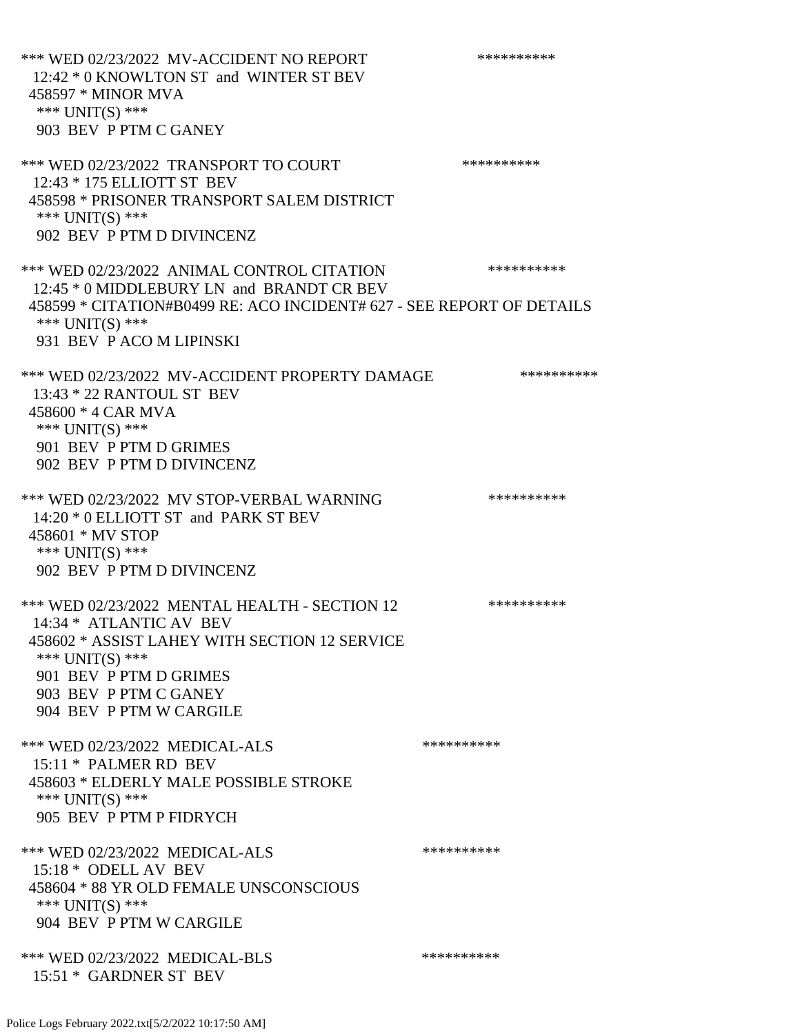*** WED 02/23/2022 MV-ACCIDENT NO REPORT **********
12:42 * 0 KNOWLTON ST and WINTER ST BEV
458597 * MINOR MVA
*** UNIT(S) ***
903 BEV P PTM C GANEY

*** WED 02/23/2022 TRANSPORT TO COURT **********
12:43 * 175 ELLIOTT ST BEV
458598 * PRISONER TRANSPORT SALEM DISTRICT
*** UNIT(S) ***
902 BEV P PTM D DIVINCENZ

*** WED 02/23/2022 ANIMAL CONTROL CITATION **********
12:45 * 0 MIDDLEBURY LN and BRANDT CR BEV
458599 * CITATION#B0499 RE: ACO INCIDENT# 627 - SEE REPORT OF DETAILS
*** UNIT(S) ***
931 BEV P ACO M LIPINSKI

*** WED 02/23/2022 MV-ACCIDENT PROPERTY DAMAGE **********
13:43 * 22 RANTOUL ST BEV
458600 * 4 CAR MVA
*** UNIT(S) ***
901 BEV P PTM D GRIMES
902 BEV P PTM D DIVINCENZ

*** WED 02/23/2022 MV STOP-VERBAL WARNING **********
14:20 * 0 ELLIOTT ST and PARK ST BEV
458601 * MV STOP
*** UNIT(S) ***
902 BEV P PTM D DIVINCENZ

*** WED 02/23/2022 MENTAL HEALTH - SECTION 12 **********
14:34 * ATLANTIC AV BEV
458602 * ASSIST LAHEY WITH SECTION 12 SERVICE
*** UNIT(S) ***
901 BEV P PTM D GRIMES
903 BEV P PTM C GANEY
904 BEV P PTM W CARGILE

*** WED 02/23/2022 MEDICAL-ALS **********
15:11 * PALMER RD BEV
458603 * ELDERLY MALE POSSIBLE STROKE
*** UNIT(S) ***
905 BEV P PTM P FIDRYCH

*** WED 02/23/2022 MEDICAL-ALS **********
15:18 * ODELL AV BEV
458604 * 88 YR OLD FEMALE UNSCONSCIOUS
*** UNIT(S) ***
904 BEV P PTM W CARGILE

*** WED 02/23/2022 MEDICAL-BLS **********
15:51 * GARDNER ST BEV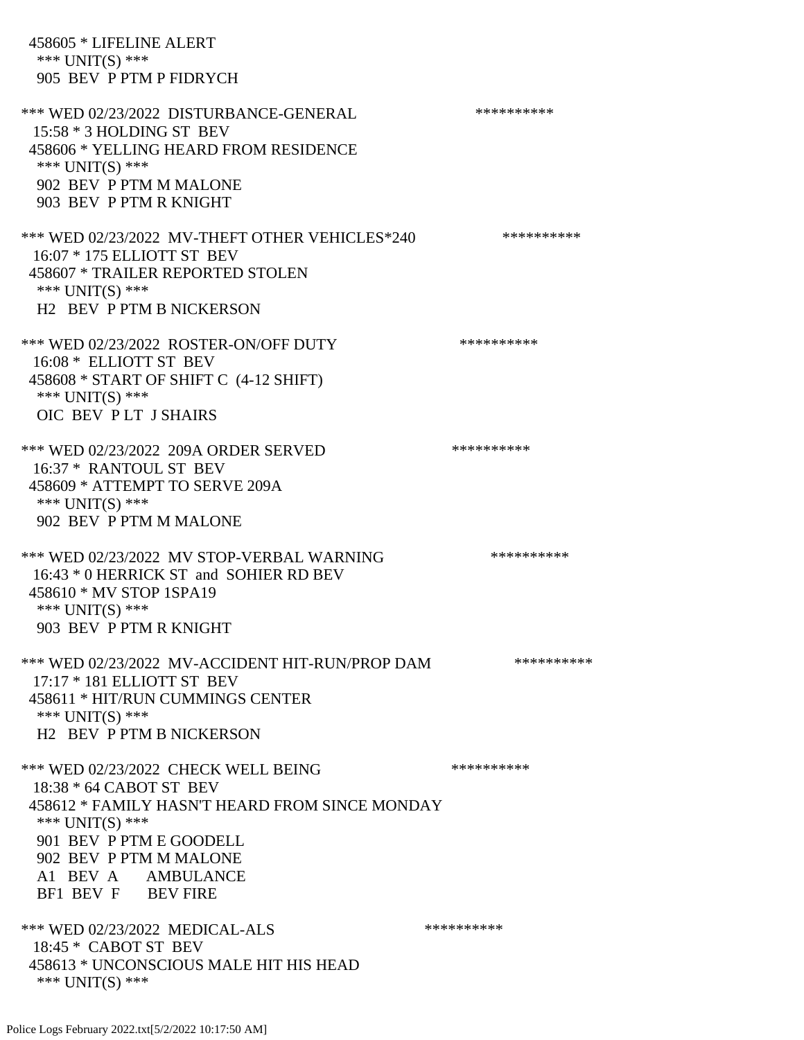458605 * LIFELINE ALERT
*** UNIT(S) ***
905 BEV P PTM P FIDRYCH

*** WED 02/23/2022 DISTURBANCE-GENERAL **********
15:58 * 3 HOLDING ST BEV
458606 * YELLING HEARD FROM RESIDENCE
*** UNIT(S) ***
902 BEV P PTM M MALONE
903 BEV P PTM R KNIGHT

*** WED 02/23/2022 MV-THEFT OTHER VEHICLES*240 **********
16:07 * 175 ELLIOTT ST BEV
458607 * TRAILER REPORTED STOLEN
*** UNIT(S) ***
H2 BEV P PTM B NICKERSON

*** WED 02/23/2022 ROSTER-ON/OFF DUTY **********
16:08 * ELLIOTT ST BEV
458608 * START OF SHIFT C (4-12 SHIFT)
*** UNIT(S) ***
OIC BEV P LT J SHAIRS

*** WED 02/23/2022 209A ORDER SERVED **********
16:37 * RANTOUL ST BEV
458609 * ATTEMPT TO SERVE 209A
*** UNIT(S) ***
902 BEV P PTM M MALONE

*** WED 02/23/2022 MV STOP-VERBAL WARNING **********
16:43 * 0 HERRICK ST and SOHIER RD BEV
458610 * MV STOP 1SPA19
*** UNIT(S) ***
903 BEV P PTM R KNIGHT

*** WED 02/23/2022 MV-ACCIDENT HIT-RUN/PROP DAM **********
17:17 * 181 ELLIOTT ST BEV
458611 * HIT/RUN CUMMINGS CENTER
*** UNIT(S) ***
H2 BEV P PTM B NICKERSON

*** WED 02/23/2022 CHECK WELL BEING **********
18:38 * 64 CABOT ST BEV
458612 * FAMILY HASN'T HEARD FROM SINCE MONDAY
*** UNIT(S) ***
901 BEV P PTM E GOODELL
902 BEV P PTM M MALONE
A1 BEV A AMBULANCE
BF1 BEV F BEV FIRE

*** WED 02/23/2022 MEDICAL-ALS **********
18:45 * CABOT ST BEV
458613 * UNCONSCIOUS MALE HIT HIS HEAD
*** UNIT(S) ***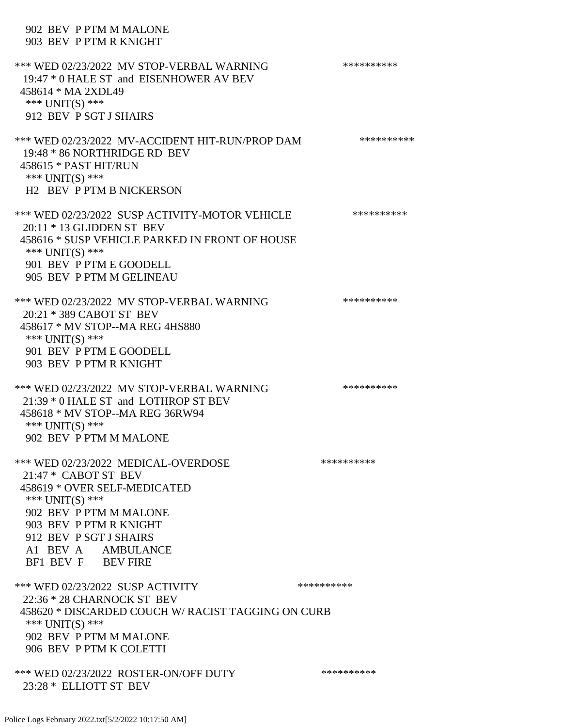902 BEV P PTM M MALONE
903 BEV P PTM R KNIGHT

*** WED 02/23/2022 MV STOP-VERBAL WARNING **********
19:47 * 0 HALE ST and EISENHOWER AV BEV
458614 * MA 2XDL49
*** UNIT(S) ***
912 BEV P SGT J SHAIRS

*** WED 02/23/2022 MV-ACCIDENT HIT-RUN/PROP DAM **********
19:48 * 86 NORTHRIDGE RD BEV
458615 * PAST HIT/RUN
*** UNIT(S) ***
H2 BEV P PTM B NICKERSON

*** WED 02/23/2022 SUSP ACTIVITY-MOTOR VEHICLE **********
20:11 * 13 GLIDDEN ST BEV
458616 * SUSP VEHICLE PARKED IN FRONT OF HOUSE
*** UNIT(S) ***
901 BEV P PTM E GOODELL
905 BEV P PTM M GELINEAU

*** WED 02/23/2022 MV STOP-VERBAL WARNING **********
20:21 * 389 CABOT ST BEV
458617 * MV STOP--MA REG 4HS880
*** UNIT(S) ***
901 BEV P PTM E GOODELL
903 BEV P PTM R KNIGHT

*** WED 02/23/2022 MV STOP-VERBAL WARNING **********
21:39 * 0 HALE ST and LOTHROP ST BEV
458618 * MV STOP--MA REG 36RW94
*** UNIT(S) ***
902 BEV P PTM M MALONE

*** WED 02/23/2022 MEDICAL-OVERDOSE **********
21:47 * CABOT ST BEV
458619 * OVER SELF-MEDICATED
*** UNIT(S) ***
902 BEV P PTM M MALONE
903 BEV P PTM R KNIGHT
912 BEV P SGT J SHAIRS
A1 BEV A AMBULANCE
BF1 BEV F BEV FIRE

*** WED 02/23/2022 SUSP ACTIVITY **********
22:36 * 28 CHARNOCK ST BEV
458620 * DISCARDED COUCH W/ RACIST TAGGING ON CURB
*** UNIT(S) ***
902 BEV P PTM M MALONE
906 BEV P PTM K COLETTI

*** WED 02/23/2022 ROSTER-ON/OFF DUTY **********
23:28 * ELLIOTT ST BEV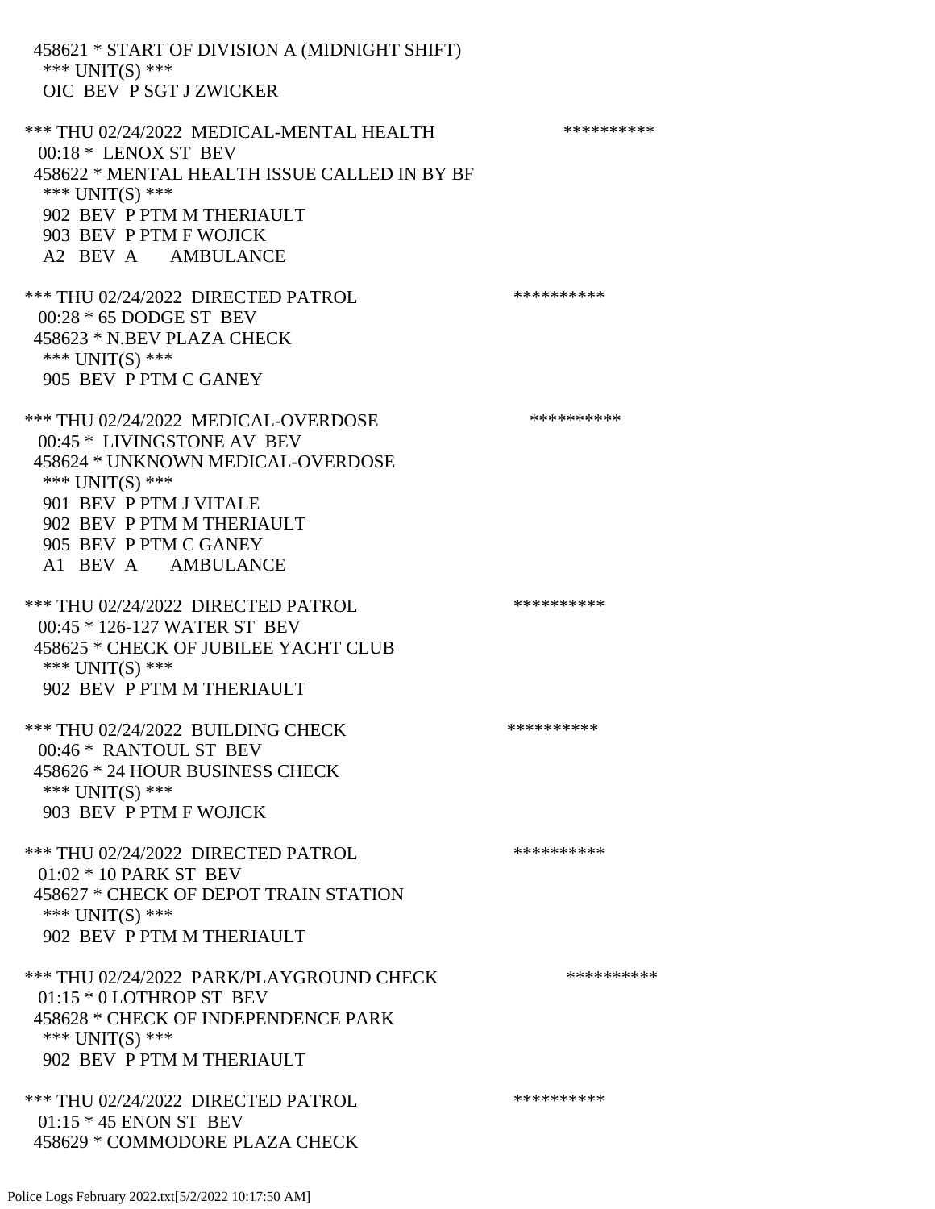458621 * START OF DIVISION A (MIDNIGHT SHIFT)
 *** UNIT(S) ***
 OIC BEV P SGT J ZWICKER

*** THU 02/24/2022 MEDICAL-MENTAL HEALTH **********
 00:18 * LENOX ST BEV
 458622 * MENTAL HEALTH ISSUE CALLED IN BY BF
 *** UNIT(S) ***
 902 BEV P PTM M THERIAULT
 903 BEV P PTM F WOJICK
 A2 BEV A AMBULANCE

*** THU 02/24/2022 DIRECTED PATROL **********
 00:28 * 65 DODGE ST BEV
 458623 * N.BEV PLAZA CHECK
 *** UNIT(S) ***
 905 BEV P PTM C GANEY

*** THU 02/24/2022 MEDICAL-OVERDOSE **********
 00:45 * LIVINGSTONE AV BEV
 458624 * UNKNOWN MEDICAL-OVERDOSE
 *** UNIT(S) ***
 901 BEV P PTM J VITALE
 902 BEV P PTM M THERIAULT
 905 BEV P PTM C GANEY
 A1 BEV A AMBULANCE

*** THU 02/24/2022 DIRECTED PATROL **********
 00:45 * 126-127 WATER ST BEV
 458625 * CHECK OF JUBILEE YACHT CLUB
 *** UNIT(S) ***
 902 BEV P PTM M THERIAULT

*** THU 02/24/2022 BUILDING CHECK **********
 00:46 * RANTOUL ST BEV
 458626 * 24 HOUR BUSINESS CHECK
 *** UNIT(S) ***
 903 BEV P PTM F WOJICK

*** THU 02/24/2022 DIRECTED PATROL **********
 01:02 * 10 PARK ST BEV
 458627 * CHECK OF DEPOT TRAIN STATION
 *** UNIT(S) ***
 902 BEV P PTM M THERIAULT

*** THU 02/24/2022 PARK/PLAYGROUND CHECK **********
 01:15 * 0 LOTHROP ST BEV
 458628 * CHECK OF INDEPENDENCE PARK
 *** UNIT(S) ***
 902 BEV P PTM M THERIAULT

*** THU 02/24/2022 DIRECTED PATROL **********
 01:15 * 45 ENON ST BEV
 458629 * COMMODORE PLAZA CHECK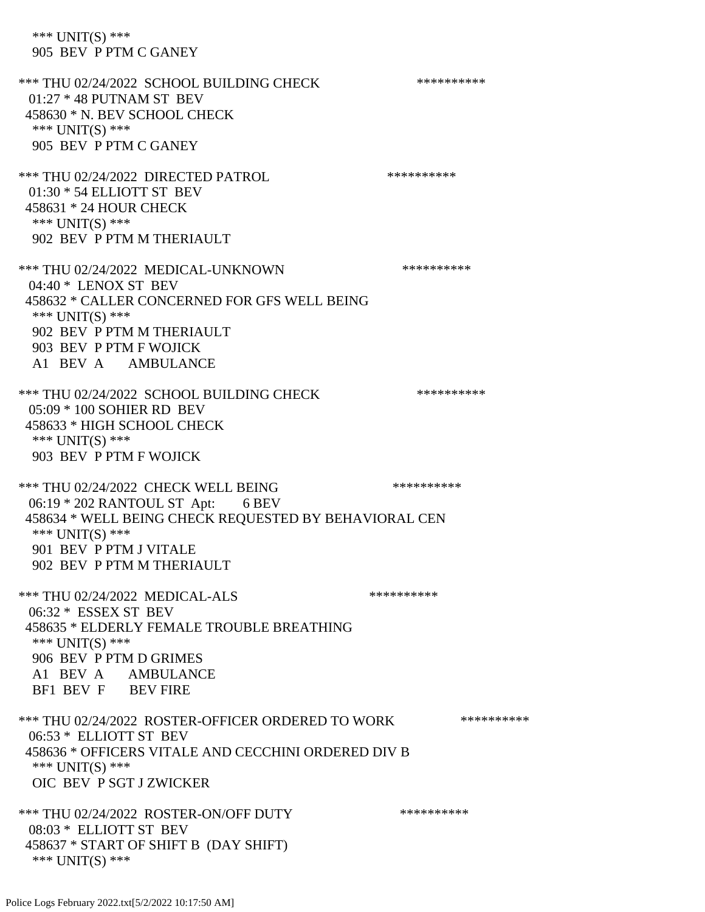\*\*\* UNIT(S) \*\*\*
 905 BEV P PTM C GANEY

\*\*\* THU 02/24/2022 SCHOOL BUILDING CHECK \*\*\*\*\*\*\*\*\*\*
 01:27 * 48 PUTNAM ST BEV
 458630 * N. BEV SCHOOL CHECK
 \*\*\* UNIT(S) \*\*\*
 905 BEV P PTM C GANEY

\*\*\* THU 02/24/2022 DIRECTED PATROL \*\*\*\*\*\*\*\*\*\*
 01:30 * 54 ELLIOTT ST BEV
 458631 * 24 HOUR CHECK
 \*\*\* UNIT(S) \*\*\*
 902 BEV P PTM M THERIAULT

\*\*\* THU 02/24/2022 MEDICAL-UNKNOWN \*\*\*\*\*\*\*\*\*\*
 04:40 * LENOX ST BEV
 458632 * CALLER CONCERNED FOR GFS WELL BEING
 \*\*\* UNIT(S) \*\*\*
 902 BEV P PTM M THERIAULT
 903 BEV P PTM F WOJICK
 A1 BEV A AMBULANCE

\*\*\* THU 02/24/2022 SCHOOL BUILDING CHECK \*\*\*\*\*\*\*\*\*\*
 05:09 * 100 SOHIER RD BEV
 458633 * HIGH SCHOOL CHECK
 \*\*\* UNIT(S) \*\*\*
 903 BEV P PTM F WOJICK

\*\*\* THU 02/24/2022 CHECK WELL BEING \*\*\*\*\*\*\*\*\*\*
 06:19 * 202 RANTOUL ST Apt: 6 BEV
 458634 * WELL BEING CHECK REQUESTED BY BEHAVIORAL CEN
 \*\*\* UNIT(S) \*\*\*
 901 BEV P PTM J VITALE
 902 BEV P PTM M THERIAULT

\*\*\* THU 02/24/2022 MEDICAL-ALS \*\*\*\*\*\*\*\*\*\*
 06:32 * ESSEX ST BEV
 458635 * ELDERLY FEMALE TROUBLE BREATHING
 \*\*\* UNIT(S) \*\*\*
 906 BEV P PTM D GRIMES
 A1 BEV A AMBULANCE
 BF1 BEV F BEV FIRE

\*\*\* THU 02/24/2022 ROSTER-OFFICER ORDERED TO WORK \*\*\*\*\*\*\*\*\*\*
 06:53 * ELLIOTT ST BEV
 458636 * OFFICERS VITALE AND CECCHINI ORDERED DIV B
 \*\*\* UNIT(S) \*\*\*
 OIC BEV P SGT J ZWICKER

\*\*\* THU 02/24/2022 ROSTER-ON/OFF DUTY \*\*\*\*\*\*\*\*\*\*
 08:03 * ELLIOTT ST BEV
 458637 * START OF SHIFT B (DAY SHIFT)
 \*\*\* UNIT(S) \*\*\*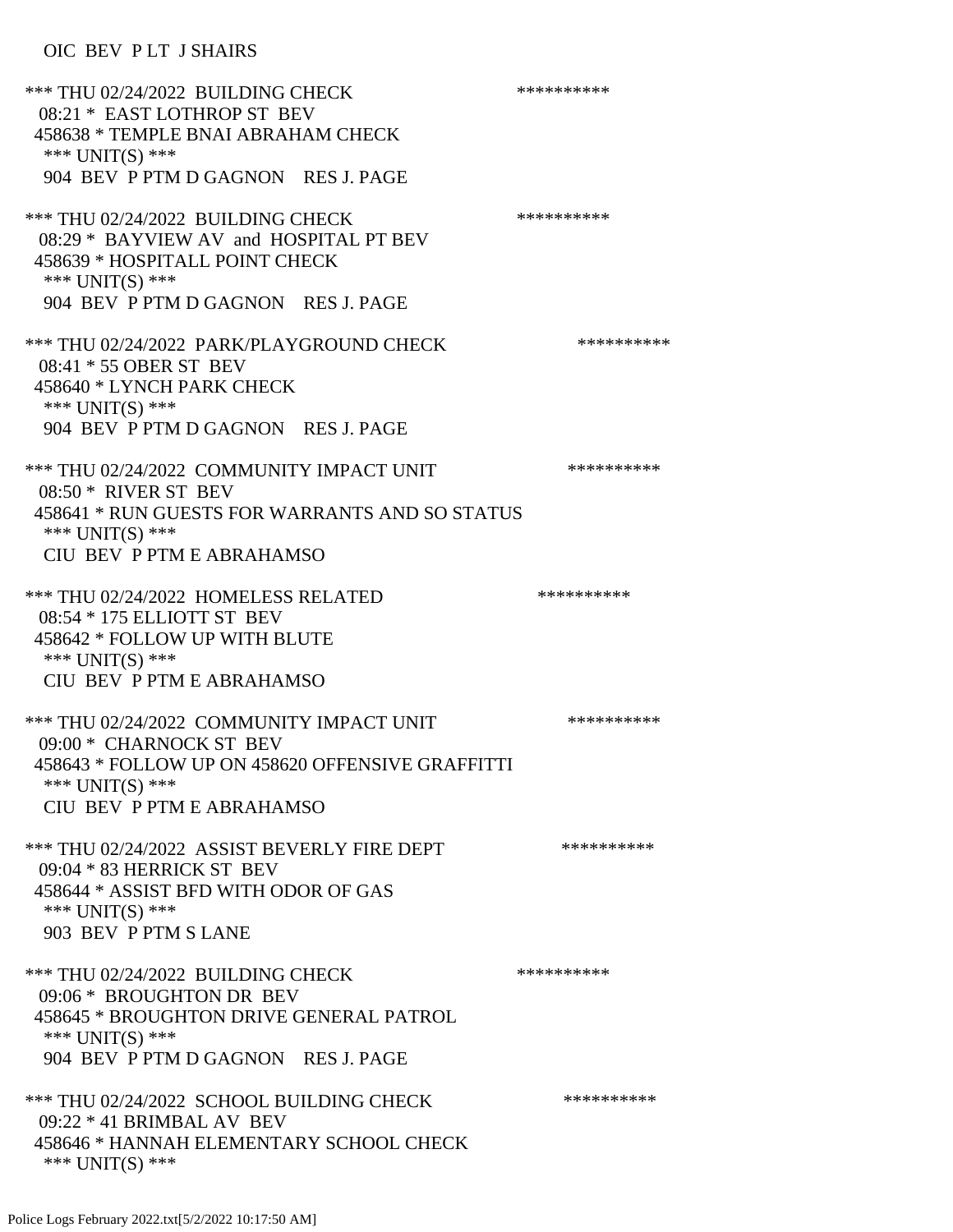OIC BEV P LT J SHAIRS

*** THU 02/24/2022 BUILDING CHECK **********
08:21 * EAST LOTHROP ST BEV
458638 * TEMPLE BNAI ABRAHAM CHECK
*** UNIT(S) ***
904 BEV P PTM D GAGNON RES J. PAGE

*** THU 02/24/2022 BUILDING CHECK **********
08:29 * BAYVIEW AV and HOSPITAL PT BEV
458639 * HOSPITALL POINT CHECK
*** UNIT(S) ***
904 BEV P PTM D GAGNON RES J. PAGE

*** THU 02/24/2022 PARK/PLAYGROUND CHECK **********
08:41 * 55 OBER ST BEV
458640 * LYNCH PARK CHECK
*** UNIT(S) ***
904 BEV P PTM D GAGNON RES J. PAGE

*** THU 02/24/2022 COMMUNITY IMPACT UNIT **********
08:50 * RIVER ST BEV
458641 * RUN GUESTS FOR WARRANTS AND SO STATUS
*** UNIT(S) ***
CIU BEV P PTM E ABRAHAMSO

*** THU 02/24/2022 HOMELESS RELATED **********
08:54 * 175 ELLIOTT ST BEV
458642 * FOLLOW UP WITH BLUTE
*** UNIT(S) ***
CIU BEV P PTM E ABRAHAMSO

*** THU 02/24/2022 COMMUNITY IMPACT UNIT **********
09:00 * CHARNOCK ST BEV
458643 * FOLLOW UP ON 458620 OFFENSIVE GRAFFITTI
*** UNIT(S) ***
CIU BEV P PTM E ABRAHAMSO

*** THU 02/24/2022 ASSIST BEVERLY FIRE DEPT **********
09:04 * 83 HERRICK ST BEV
458644 * ASSIST BFD WITH ODOR OF GAS
*** UNIT(S) ***
903 BEV P PTM S LANE

*** THU 02/24/2022 BUILDING CHECK **********
09:06 * BROUGHTON DR BEV
458645 * BROUGHTON DRIVE GENERAL PATROL
*** UNIT(S) ***
904 BEV P PTM D GAGNON RES J. PAGE

*** THU 02/24/2022 SCHOOL BUILDING CHECK **********
09:22 * 41 BRIMBAL AV BEV
458646 * HANNAH ELEMENTARY SCHOOL CHECK
*** UNIT(S) ***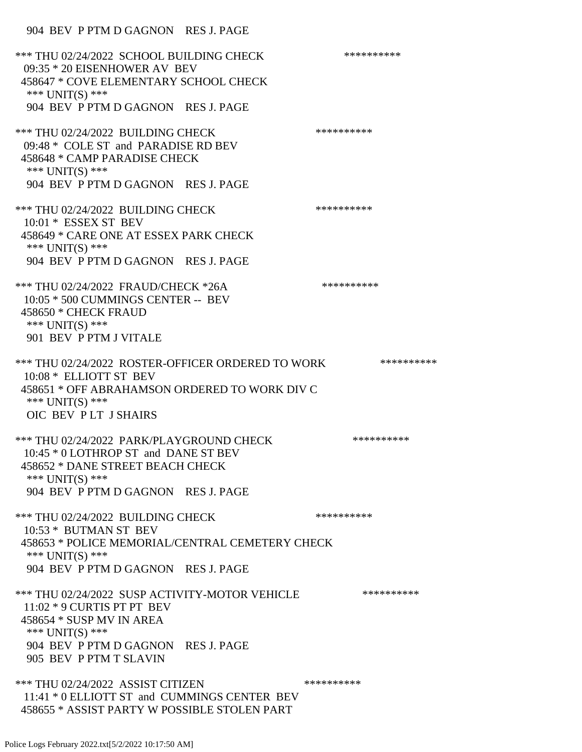904 BEV P PTM D GAGNON RES J. PAGE

*** THU 02/24/2022 SCHOOL BUILDING CHECK **********
09:35 * 20 EISENHOWER AV BEV
458647 * COVE ELEMENTARY SCHOOL CHECK
*** UNIT(S) ***
904 BEV P PTM D GAGNON RES J. PAGE

*** THU 02/24/2022 BUILDING CHECK **********
09:48 * COLE ST and PARADISE RD BEV
458648 * CAMP PARADISE CHECK
*** UNIT(S) ***
904 BEV P PTM D GAGNON RES J. PAGE

*** THU 02/24/2022 BUILDING CHECK **********
10:01 * ESSEX ST BEV
458649 * CARE ONE AT ESSEX PARK CHECK
*** UNIT(S) ***
904 BEV P PTM D GAGNON RES J. PAGE

*** THU 02/24/2022 FRAUD/CHECK *26A **********
10:05 * 500 CUMMINGS CENTER -- BEV
458650 * CHECK FRAUD
*** UNIT(S) ***
901 BEV P PTM J VITALE

*** THU 02/24/2022 ROSTER-OFFICER ORDERED TO WORK **********
10:08 * ELLIOTT ST BEV
458651 * OFF ABRAHAMSON ORDERED TO WORK DIV C
*** UNIT(S) ***
OIC BEV P LT J SHAIRS

*** THU 02/24/2022 PARK/PLAYGROUND CHECK **********
10:45 * 0 LOTHROP ST and DANE ST BEV
458652 * DANE STREET BEACH CHECK
*** UNIT(S) ***
904 BEV P PTM D GAGNON RES J. PAGE

*** THU 02/24/2022 BUILDING CHECK **********
10:53 * BUTMAN ST BEV
458653 * POLICE MEMORIAL/CENTRAL CEMETERY CHECK
*** UNIT(S) ***
904 BEV P PTM D GAGNON RES J. PAGE

*** THU 02/24/2022 SUSP ACTIVITY-MOTOR VEHICLE **********
11:02 * 9 CURTIS PT PT BEV
458654 * SUSP MV IN AREA
*** UNIT(S) ***
904 BEV P PTM D GAGNON RES J. PAGE
905 BEV P PTM T SLAVIN

*** THU 02/24/2022 ASSIST CITIZEN **********
11:41 * 0 ELLIOTT ST and CUMMINGS CENTER BEV
458655 * ASSIST PARTY W POSSIBLE STOLEN PART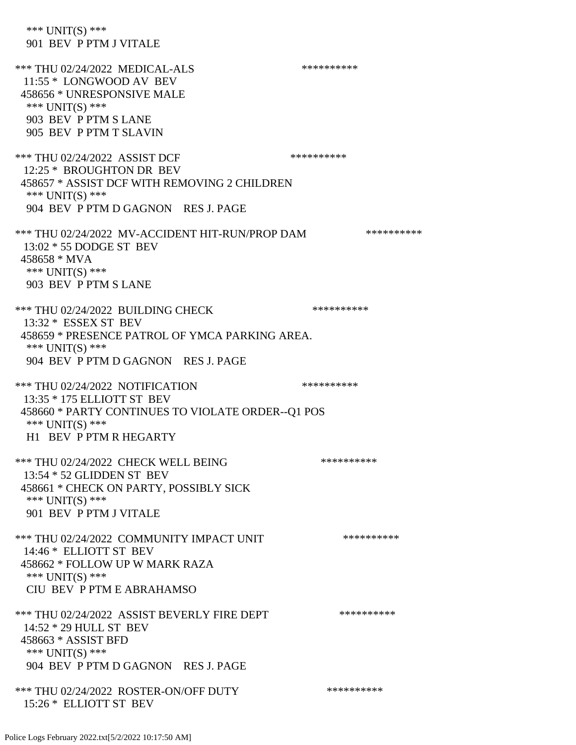*** UNIT(S) ***
901 BEV P PTM J VITALE

*** THU 02/24/2022 MEDICAL-ALS **********
11:55 * LONGWOOD AV BEV
458656 * UNRESPONSIVE MALE
*** UNIT(S) ***
903 BEV P PTM S LANE
905 BEV P PTM T SLAVIN

*** THU 02/24/2022 ASSIST DCF **********
12:25 * BROUGHTON DR BEV
458657 * ASSIST DCF WITH REMOVING 2 CHILDREN
*** UNIT(S) ***
904 BEV P PTM D GAGNON RES J. PAGE

*** THU 02/24/2022 MV-ACCIDENT HIT-RUN/PROP DAM **********
13:02 * 55 DODGE ST BEV
458658 * MVA
*** UNIT(S) ***
903 BEV P PTM S LANE

*** THU 02/24/2022 BUILDING CHECK **********
13:32 * ESSEX ST BEV
458659 * PRESENCE PATROL OF YMCA PARKING AREA.
*** UNIT(S) ***
904 BEV P PTM D GAGNON RES J. PAGE

*** THU 02/24/2022 NOTIFICATION **********
13:35 * 175 ELLIOTT ST BEV
458660 * PARTY CONTINUES TO VIOLATE ORDER--Q1 POS
*** UNIT(S) ***
H1 BEV P PTM R HEGARTY

*** THU 02/24/2022 CHECK WELL BEING **********
13:54 * 52 GLIDDEN ST BEV
458661 * CHECK ON PARTY, POSSIBLY SICK
*** UNIT(S) ***
901 BEV P PTM J VITALE

*** THU 02/24/2022 COMMUNITY IMPACT UNIT **********
14:46 * ELLIOTT ST BEV
458662 * FOLLOW UP W MARK RAZA
*** UNIT(S) ***
CIU BEV P PTM E ABRAHAMSO

*** THU 02/24/2022 ASSIST BEVERLY FIRE DEPT **********
14:52 * 29 HULL ST BEV
458663 * ASSIST BFD
*** UNIT(S) ***
904 BEV P PTM D GAGNON RES J. PAGE

*** THU 02/24/2022 ROSTER-ON/OFF DUTY **********
15:26 * ELLIOTT ST BEV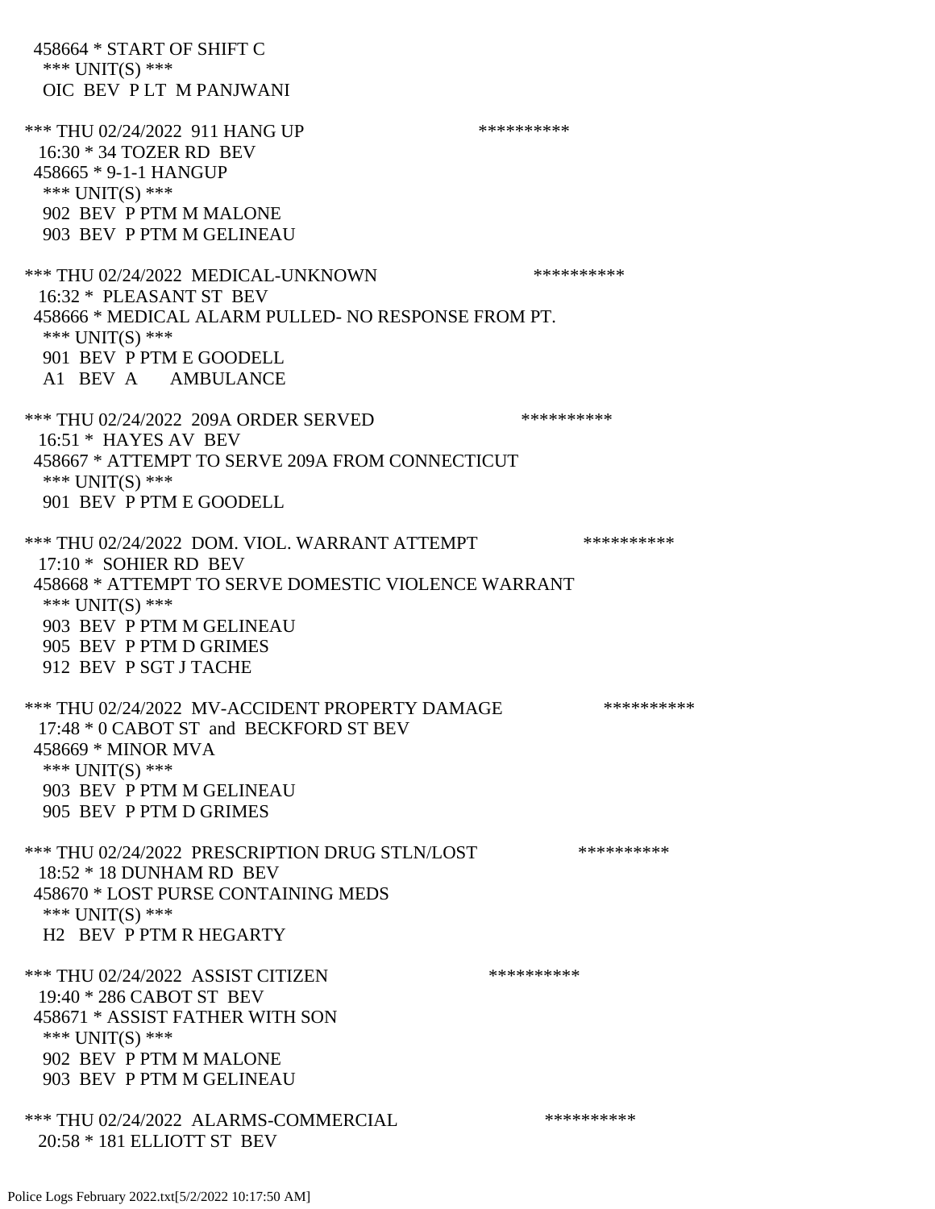458664 * START OF SHIFT C
 *** UNIT(S) ***
 OIC BEV P LT M PANJWANI

*** THU 02/24/2022 911 HANG UP **********
 16:30 * 34 TOZER RD BEV
 458665 * 9-1-1 HANGUP
 *** UNIT(S) ***
 902 BEV P PTM M MALONE
 903 BEV P PTM M GELINEAU

*** THU 02/24/2022 MEDICAL-UNKNOWN **********
 16:32 * PLEASANT ST BEV
 458666 * MEDICAL ALARM PULLED- NO RESPONSE FROM PT.
 *** UNIT(S) ***
 901 BEV P PTM E GOODELL
 A1 BEV A AMBULANCE

*** THU 02/24/2022 209A ORDER SERVED **********
 16:51 * HAYES AV BEV
 458667 * ATTEMPT TO SERVE 209A FROM CONNECTICUT
 *** UNIT(S) ***
 901 BEV P PTM E GOODELL

*** THU 02/24/2022 DOM. VIOL. WARRANT ATTEMPT **********
 17:10 * SOHIER RD BEV
 458668 * ATTEMPT TO SERVE DOMESTIC VIOLENCE WARRANT
 *** UNIT(S) ***
 903 BEV P PTM M GELINEAU
 905 BEV P PTM D GRIMES
 912 BEV P SGT J TACHE

*** THU 02/24/2022 MV-ACCIDENT PROPERTY DAMAGE **********
 17:48 * 0 CABOT ST and BECKFORD ST BEV
 458669 * MINOR MVA
 *** UNIT(S) ***
 903 BEV P PTM M GELINEAU
 905 BEV P PTM D GRIMES

*** THU 02/24/2022 PRESCRIPTION DRUG STLN/LOST **********
 18:52 * 18 DUNHAM RD BEV
 458670 * LOST PURSE CONTAINING MEDS
 *** UNIT(S) ***
 H2 BEV P PTM R HEGARTY

*** THU 02/24/2022 ASSIST CITIZEN **********
 19:40 * 286 CABOT ST BEV
 458671 * ASSIST FATHER WITH SON
 *** UNIT(S) ***
 902 BEV P PTM M MALONE
 903 BEV P PTM M GELINEAU

*** THU 02/24/2022 ALARMS-COMMERCIAL **********
 20:58 * 181 ELLIOTT ST BEV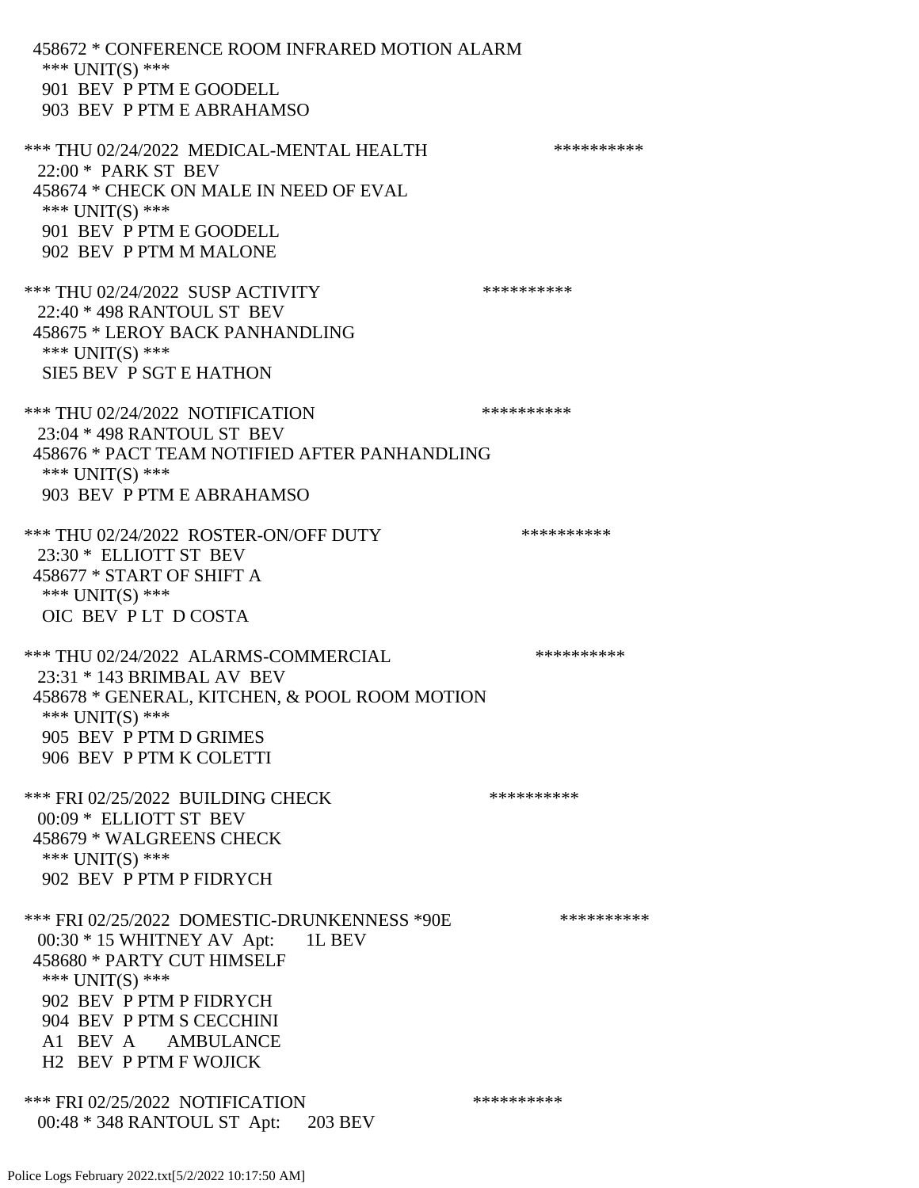458672 * CONFERENCE ROOM INFRARED MOTION ALARM
 *** UNIT(S) ***
 901 BEV P PTM E GOODELL
 903 BEV P PTM E ABRAHAMSO

*** THU 02/24/2022 MEDICAL-MENTAL HEALTH **********
 22:00 * PARK ST BEV
 458674 * CHECK ON MALE IN NEED OF EVAL
 *** UNIT(S) ***
 901 BEV P PTM E GOODELL
 902 BEV P PTM M MALONE

*** THU 02/24/2022 SUSP ACTIVITY **********
 22:40 * 498 RANTOUL ST BEV
 458675 * LEROY BACK PANHANDLING
 *** UNIT(S) ***
 SIE5 BEV P SGT E HATHON

*** THU 02/24/2022 NOTIFICATION **********
 23:04 * 498 RANTOUL ST BEV
 458676 * PACT TEAM NOTIFIED AFTER PANHANDLING
 *** UNIT(S) ***
 903 BEV P PTM E ABRAHAMSO

*** THU 02/24/2022 ROSTER-ON/OFF DUTY **********
 23:30 * ELLIOTT ST BEV
 458677 * START OF SHIFT A
 *** UNIT(S) ***
 OIC BEV P LT D COSTA

*** THU 02/24/2022 ALARMS-COMMERCIAL **********
 23:31 * 143 BRIMBAL AV BEV
 458678 * GENERAL, KITCHEN, & POOL ROOM MOTION
 *** UNIT(S) ***
 905 BEV P PTM D GRIMES
 906 BEV P PTM K COLETTI

*** FRI 02/25/2022 BUILDING CHECK **********
 00:09 * ELLIOTT ST BEV
 458679 * WALGREENS CHECK
 *** UNIT(S) ***
 902 BEV P PTM P FIDRYCH

*** FRI 02/25/2022 DOMESTIC-DRUNKENNESS *90E **********
 00:30 * 15 WHITNEY AV Apt: 1L BEV
 458680 * PARTY CUT HIMSELF
 *** UNIT(S) ***
 902 BEV P PTM P FIDRYCH
 904 BEV P PTM S CECCHINI
 A1 BEV A AMBULANCE
 H2 BEV P PTM F WOJICK

*** FRI 02/25/2022 NOTIFICATION **********
 00:48 * 348 RANTOUL ST Apt: 203 BEV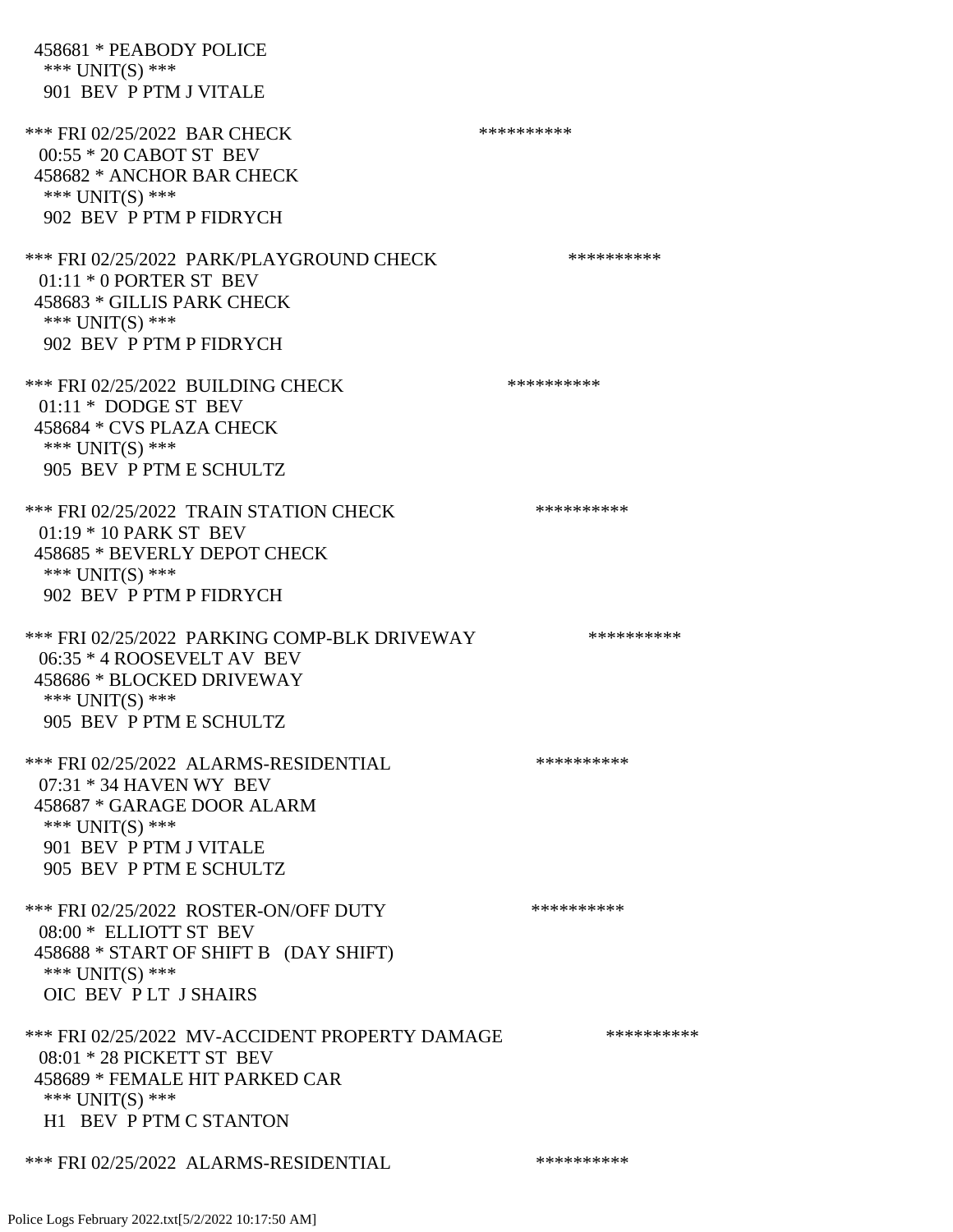458681 * PEABODY POLICE
 *** UNIT(S) ***
 901 BEV P PTM J VITALE

*** FRI 02/25/2022 BAR CHECK **********
 00:55 * 20 CABOT ST BEV
 458682 * ANCHOR BAR CHECK
 *** UNIT(S) ***
 902 BEV P PTM P FIDRYCH

*** FRI 02/25/2022 PARK/PLAYGROUND CHECK **********
 01:11 * 0 PORTER ST BEV
 458683 * GILLIS PARK CHECK
 *** UNIT(S) ***
 902 BEV P PTM P FIDRYCH

*** FRI 02/25/2022 BUILDING CHECK **********
 01:11 * DODGE ST BEV
 458684 * CVS PLAZA CHECK
 *** UNIT(S) ***
 905 BEV P PTM E SCHULTZ

*** FRI 02/25/2022 TRAIN STATION CHECK **********
 01:19 * 10 PARK ST BEV
 458685 * BEVERLY DEPOT CHECK
 *** UNIT(S) ***
 902 BEV P PTM P FIDRYCH

*** FRI 02/25/2022 PARKING COMP-BLK DRIVEWAY **********
 06:35 * 4 ROOSEVELT AV BEV
 458686 * BLOCKED DRIVEWAY
 *** UNIT(S) ***
 905 BEV P PTM E SCHULTZ

*** FRI 02/25/2022 ALARMS-RESIDENTIAL **********
 07:31 * 34 HAVEN WY BEV
 458687 * GARAGE DOOR ALARM
 *** UNIT(S) ***
 901 BEV P PTM J VITALE
 905 BEV P PTM E SCHULTZ

*** FRI 02/25/2022 ROSTER-ON/OFF DUTY **********
 08:00 * ELLIOTT ST BEV
 458688 * START OF SHIFT B (DAY SHIFT)
 *** UNIT(S) ***
 OIC BEV P LT J SHAIRS

*** FRI 02/25/2022 MV-ACCIDENT PROPERTY DAMAGE **********
 08:01 * 28 PICKETT ST BEV
 458689 * FEMALE HIT PARKED CAR
 *** UNIT(S) ***
 H1 BEV P PTM C STANTON

*** FRI 02/25/2022 ALARMS-RESIDENTIAL **********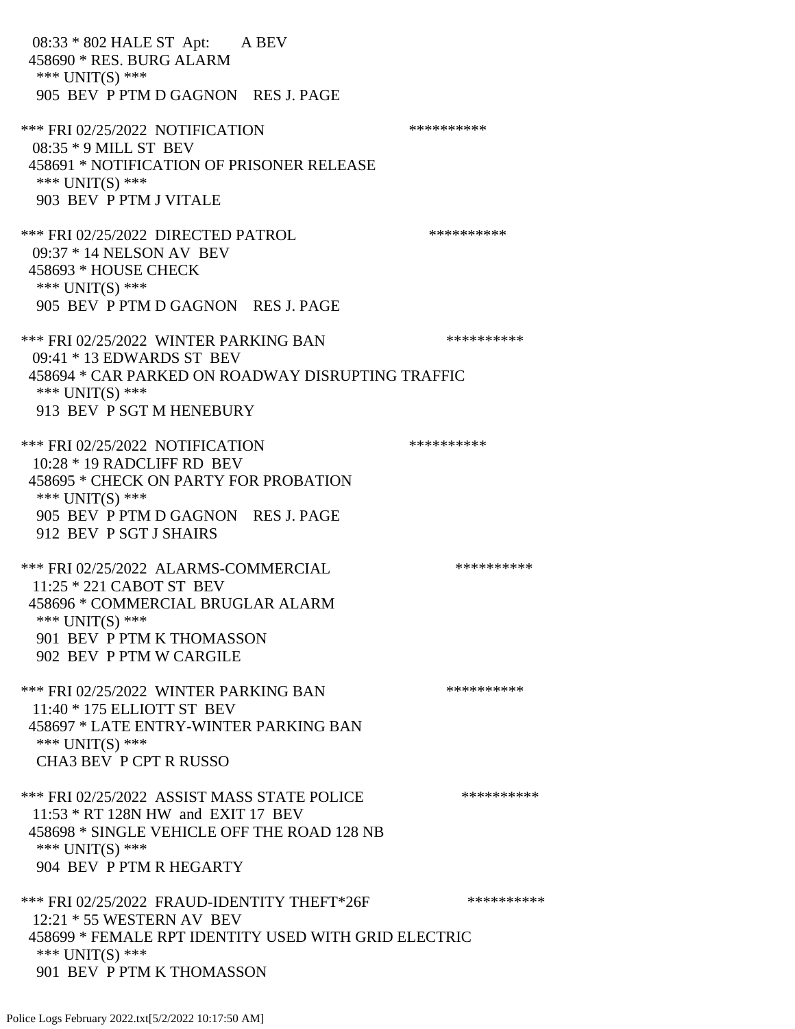08:33 * 802 HALE ST Apt: A BEV
458690 * RES. BURG ALARM
*** UNIT(S) ***
905 BEV P PTM D GAGNON RES J. PAGE

*** FRI 02/25/2022 NOTIFICATION **********
08:35 * 9 MILL ST BEV
458691 * NOTIFICATION OF PRISONER RELEASE
*** UNIT(S) ***
903 BEV P PTM J VITALE

*** FRI 02/25/2022 DIRECTED PATROL **********
09:37 * 14 NELSON AV BEV
458693 * HOUSE CHECK
*** UNIT(S) ***
905 BEV P PTM D GAGNON RES J. PAGE

*** FRI 02/25/2022 WINTER PARKING BAN **********
09:41 * 13 EDWARDS ST BEV
458694 * CAR PARKED ON ROADWAY DISRUPTING TRAFFIC
*** UNIT(S) ***
913 BEV P SGT M HENEBURY

*** FRI 02/25/2022 NOTIFICATION **********
10:28 * 19 RADCLIFF RD BEV
458695 * CHECK ON PARTY FOR PROBATION
*** UNIT(S) ***
905 BEV P PTM D GAGNON RES J. PAGE
912 BEV P SGT J SHAIRS

*** FRI 02/25/2022 ALARMS-COMMERCIAL **********
11:25 * 221 CABOT ST BEV
458696 * COMMERCIAL BRUGLAR ALARM
*** UNIT(S) ***
901 BEV P PTM K THOMASSON
902 BEV P PTM W CARGILE

*** FRI 02/25/2022 WINTER PARKING BAN **********
11:40 * 175 ELLIOTT ST BEV
458697 * LATE ENTRY-WINTER PARKING BAN
*** UNIT(S) ***
CHA3 BEV P CPT R RUSSO

*** FRI 02/25/2022 ASSIST MASS STATE POLICE **********
11:53 * RT 128N HW and EXIT 17 BEV
458698 * SINGLE VEHICLE OFF THE ROAD 128 NB
*** UNIT(S) ***
904 BEV P PTM R HEGARTY

*** FRI 02/25/2022 FRAUD-IDENTITY THEFT*26F **********
12:21 * 55 WESTERN AV BEV
458699 * FEMALE RPT IDENTITY USED WITH GRID ELECTRIC
*** UNIT(S) ***
901 BEV P PTM K THOMASSON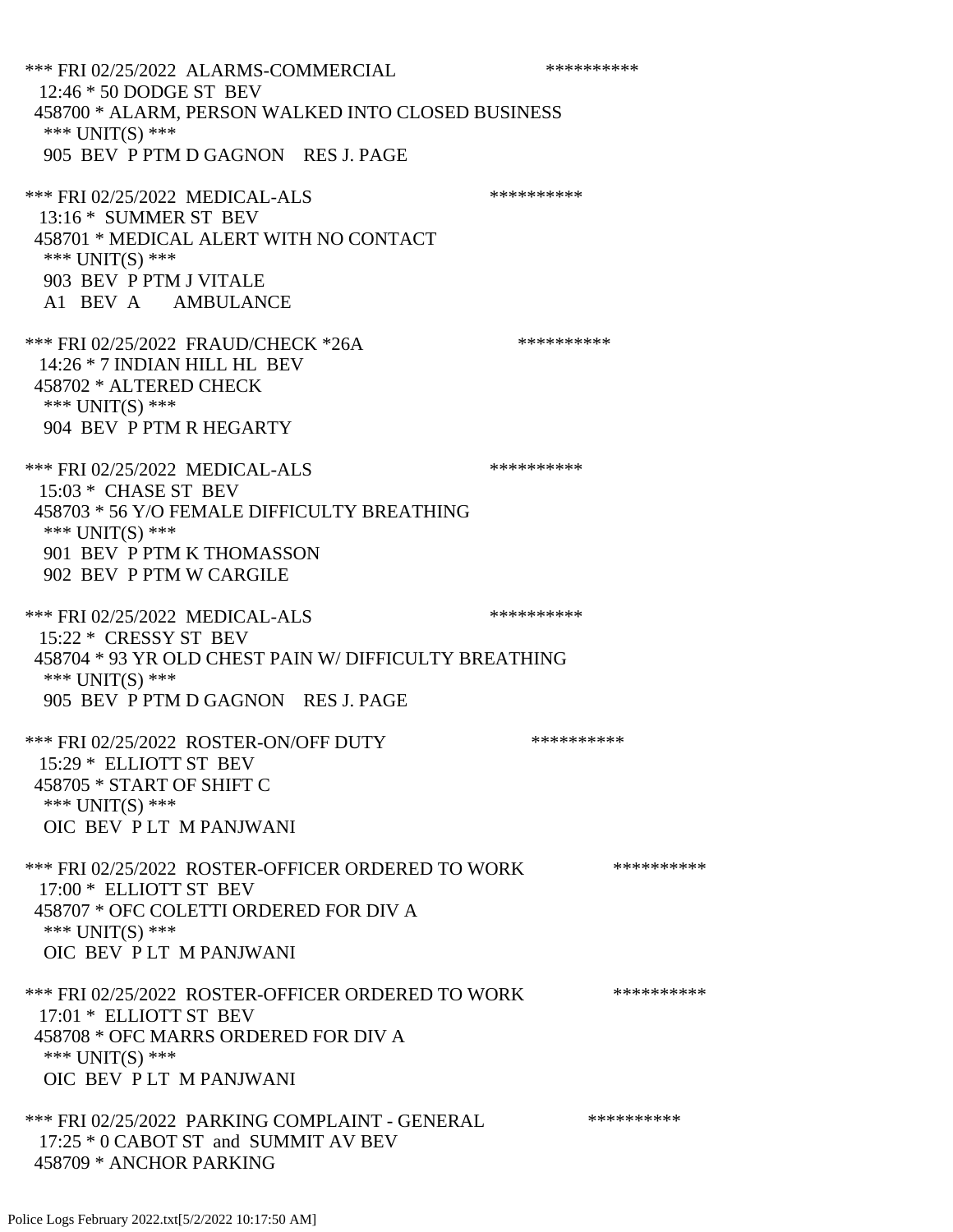*** FRI 02/25/2022 ALARMS-COMMERCIAL **********
12:46 * 50 DODGE ST BEV
458700 * ALARM, PERSON WALKED INTO CLOSED BUSINESS
*** UNIT(S) ***
905 BEV P PTM D GAGNON RES J. PAGE

*** FRI 02/25/2022 MEDICAL-ALS **********
13:16 * SUMMER ST BEV
458701 * MEDICAL ALERT WITH NO CONTACT
*** UNIT(S) ***
903 BEV P PTM J VITALE
A1 BEV A AMBULANCE

*** FRI 02/25/2022 FRAUD/CHECK *26A **********
14:26 * 7 INDIAN HILL HL BEV
458702 * ALTERED CHECK
*** UNIT(S) ***
904 BEV P PTM R HEGARTY

*** FRI 02/25/2022 MEDICAL-ALS **********
15:03 * CHASE ST BEV
458703 * 56 Y/O FEMALE DIFFICULTY BREATHING
*** UNIT(S) ***
901 BEV P PTM K THOMASSON
902 BEV P PTM W CARGILE

*** FRI 02/25/2022 MEDICAL-ALS **********
15:22 * CRESSY ST BEV
458704 * 93 YR OLD CHEST PAIN W/ DIFFICULTY BREATHING
*** UNIT(S) ***
905 BEV P PTM D GAGNON RES J. PAGE

*** FRI 02/25/2022 ROSTER-ON/OFF DUTY **********
15:29 * ELLIOTT ST BEV
458705 * START OF SHIFT C
*** UNIT(S) ***
OIC BEV P LT M PANJWANI

*** FRI 02/25/2022 ROSTER-OFFICER ORDERED TO WORK **********
17:00 * ELLIOTT ST BEV
458707 * OFC COLETTI ORDERED FOR DIV A
*** UNIT(S) ***
OIC BEV P LT M PANJWANI

*** FRI 02/25/2022 ROSTER-OFFICER ORDERED TO WORK **********
17:01 * ELLIOTT ST BEV
458708 * OFC MARRS ORDERED FOR DIV A
*** UNIT(S) ***
OIC BEV P LT M PANJWANI

*** FRI 02/25/2022 PARKING COMPLAINT - GENERAL **********
17:25 * 0 CABOT ST and SUMMIT AV BEV
458709 * ANCHOR PARKING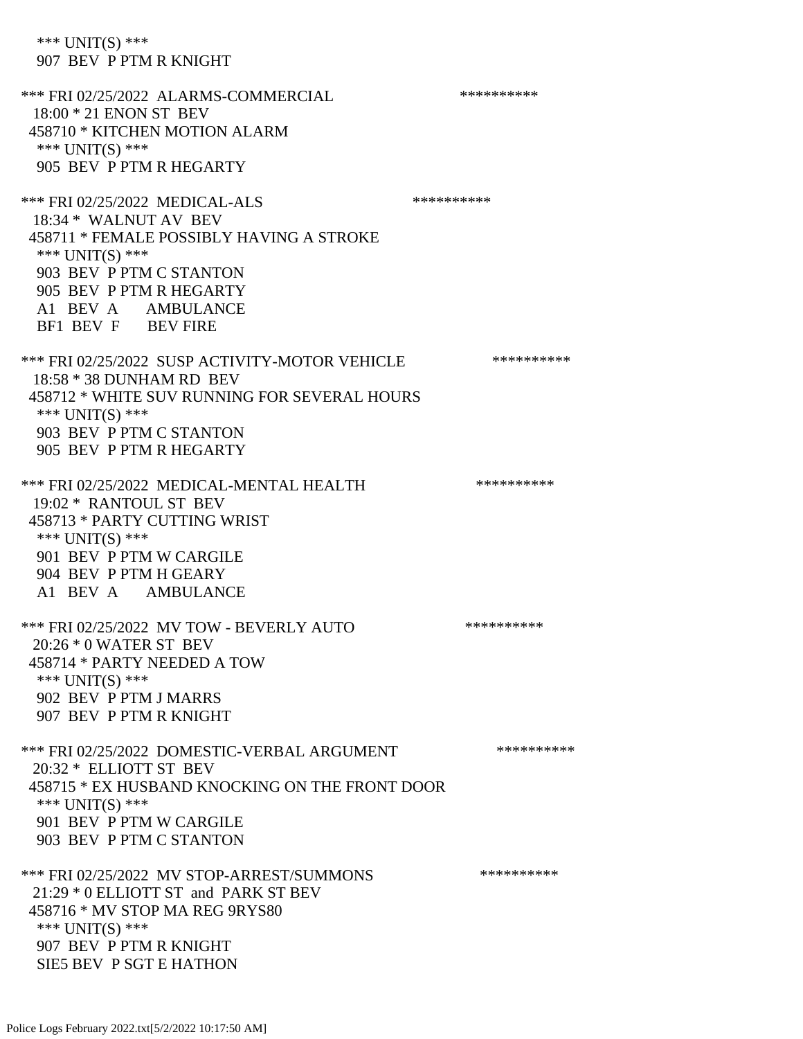*** UNIT(S) ***
 907 BEV P PTM R KNIGHT

*** FRI 02/25/2022 ALARMS-COMMERCIAL **********
 18:00 * 21 ENON ST BEV
 458710 * KITCHEN MOTION ALARM
 *** UNIT(S) ***
 905 BEV P PTM R HEGARTY

*** FRI 02/25/2022 MEDICAL-ALS **********
 18:34 * WALNUT AV BEV
 458711 * FEMALE POSSIBLY HAVING A STROKE
 *** UNIT(S) ***
 903 BEV P PTM C STANTON
 905 BEV P PTM R HEGARTY
 A1 BEV A AMBULANCE
 BF1 BEV F BEV FIRE

*** FRI 02/25/2022 SUSP ACTIVITY-MOTOR VEHICLE **********
 18:58 * 38 DUNHAM RD BEV
 458712 * WHITE SUV RUNNING FOR SEVERAL HOURS
 *** UNIT(S) ***
 903 BEV P PTM C STANTON
 905 BEV P PTM R HEGARTY

*** FRI 02/25/2022 MEDICAL-MENTAL HEALTH **********
 19:02 * RANTOUL ST BEV
 458713 * PARTY CUTTING WRIST
 *** UNIT(S) ***
 901 BEV P PTM W CARGILE
 904 BEV P PTM H GEARY
 A1 BEV A AMBULANCE

*** FRI 02/25/2022 MV TOW - BEVERLY AUTO **********
 20:26 * 0 WATER ST BEV
 458714 * PARTY NEEDED A TOW
 *** UNIT(S) ***
 902 BEV P PTM J MARRS
 907 BEV P PTM R KNIGHT

*** FRI 02/25/2022 DOMESTIC-VERBAL ARGUMENT **********
 20:32 * ELLIOTT ST BEV
 458715 * EX HUSBAND KNOCKING ON THE FRONT DOOR
 *** UNIT(S) ***
 901 BEV P PTM W CARGILE
 903 BEV P PTM C STANTON

*** FRI 02/25/2022 MV STOP-ARREST/SUMMONS **********
 21:29 * 0 ELLIOTT ST and PARK ST BEV
 458716 * MV STOP MA REG 9RYS80
 *** UNIT(S) ***
 907 BEV P PTM R KNIGHT
 SIE5 BEV P SGT E HATHON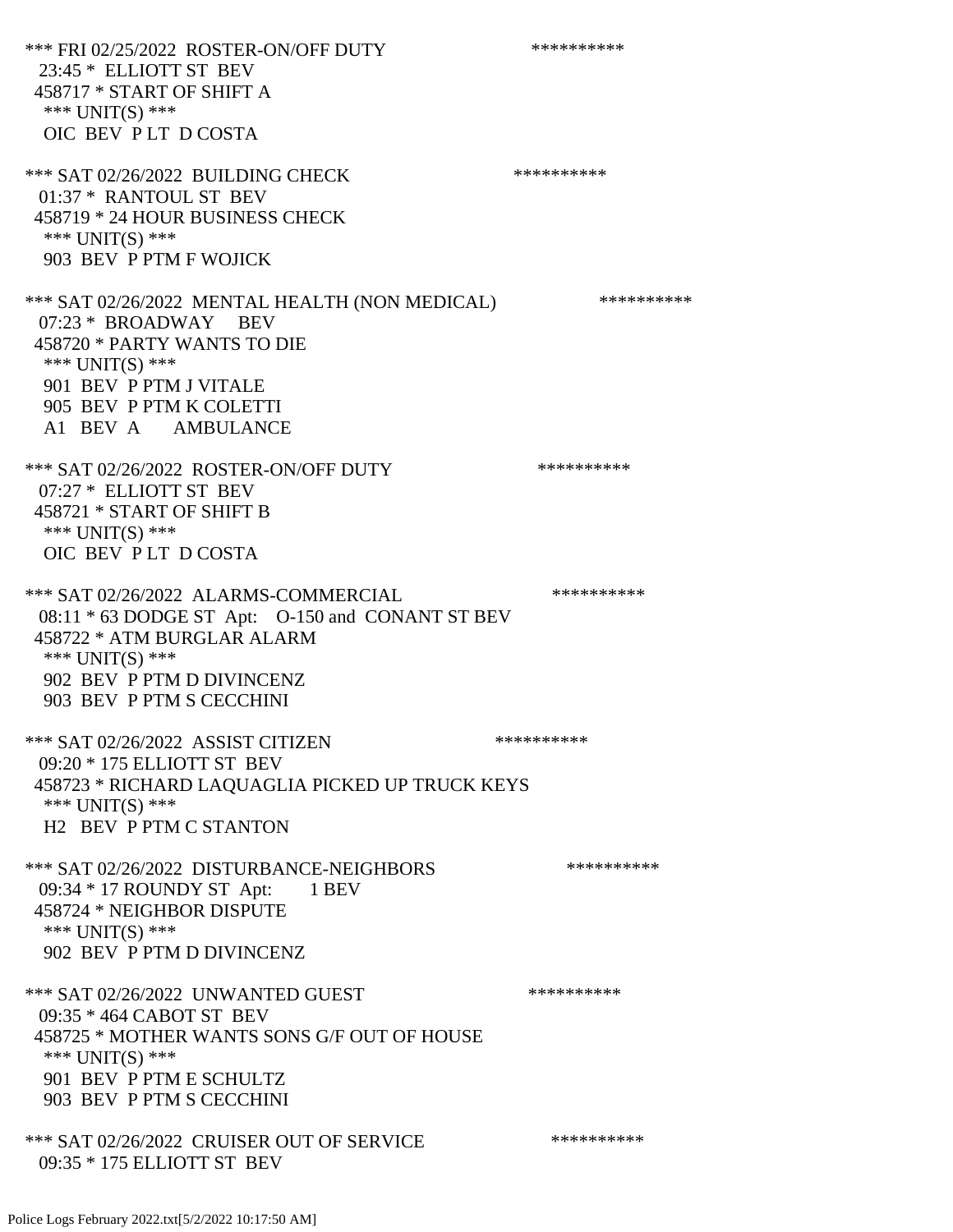*** FRI 02/25/2022 ROSTER-ON/OFF DUTY **********
23:45 * ELLIOTT ST BEV
458717 * START OF SHIFT A
*** UNIT(S) ***
OIC BEV P LT D COSTA

*** SAT 02/26/2022 BUILDING CHECK **********
01:37 * RANTOUL ST BEV
458719 * 24 HOUR BUSINESS CHECK
*** UNIT(S) ***
903 BEV P PTM F WOJICK

*** SAT 02/26/2022 MENTAL HEALTH (NON MEDICAL) **********
07:23 * BROADWAY BEV
458720 * PARTY WANTS TO DIE
*** UNIT(S) ***
901 BEV P PTM J VITALE
905 BEV P PTM K COLETTI
A1 BEV A AMBULANCE

*** SAT 02/26/2022 ROSTER-ON/OFF DUTY **********
07:27 * ELLIOTT ST BEV
458721 * START OF SHIFT B
*** UNIT(S) ***
OIC BEV P LT D COSTA

*** SAT 02/26/2022 ALARMS-COMMERCIAL **********
08:11 * 63 DODGE ST Apt: O-150 and CONANT ST BEV
458722 * ATM BURGLAR ALARM
*** UNIT(S) ***
902 BEV P PTM D DIVINCENZ
903 BEV P PTM S CECCHINI

*** SAT 02/26/2022 ASSIST CITIZEN **********
09:20 * 175 ELLIOTT ST BEV
458723 * RICHARD LAQUAGLIA PICKED UP TRUCK KEYS
*** UNIT(S) ***
H2 BEV P PTM C STANTON

*** SAT 02/26/2022 DISTURBANCE-NEIGHBORS **********
09:34 * 17 ROUNDY ST Apt: 1 BEV
458724 * NEIGHBOR DISPUTE
*** UNIT(S) ***
902 BEV P PTM D DIVINCENZ

*** SAT 02/26/2022 UNWANTED GUEST **********
09:35 * 464 CABOT ST BEV
458725 * MOTHER WANTS SONS G/F OUT OF HOUSE
*** UNIT(S) ***
901 BEV P PTM E SCHULTZ
903 BEV P PTM S CECCHINI

*** SAT 02/26/2022 CRUISER OUT OF SERVICE **********
09:35 * 175 ELLIOTT ST BEV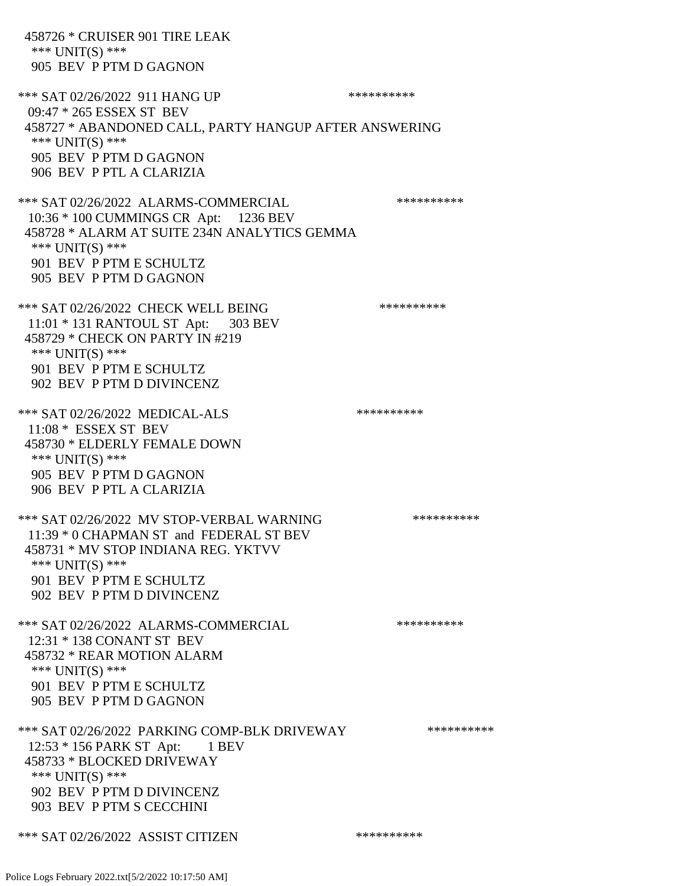458726 * CRUISER 901 TIRE LEAK
 *** UNIT(S) ***
 905 BEV P PTM D GAGNON

*** SAT 02/26/2022 911 HANG UP **********
 09:47 * 265 ESSEX ST BEV
 458727 * ABANDONED CALL, PARTY HANGUP AFTER ANSWERING
 *** UNIT(S) ***
 905 BEV P PTM D GAGNON
 906 BEV P PTL A CLARIZIA

*** SAT 02/26/2022 ALARMS-COMMERCIAL **********
 10:36 * 100 CUMMINGS CR Apt: 1236 BEV
 458728 * ALARM AT SUITE 234N ANALYTICS GEMMA
 *** UNIT(S) ***
 901 BEV P PTM E SCHULTZ
 905 BEV P PTM D GAGNON

*** SAT 02/26/2022 CHECK WELL BEING **********
 11:01 * 131 RANTOUL ST Apt: 303 BEV
 458729 * CHECK ON PARTY IN #219
 *** UNIT(S) ***
 901 BEV P PTM E SCHULTZ
 902 BEV P PTM D DIVINCENZ

*** SAT 02/26/2022 MEDICAL-ALS **********
 11:08 * ESSEX ST BEV
 458730 * ELDERLY FEMALE DOWN
 *** UNIT(S) ***
 905 BEV P PTM D GAGNON
 906 BEV P PTL A CLARIZIA

*** SAT 02/26/2022 MV STOP-VERBAL WARNING **********
 11:39 * 0 CHAPMAN ST and FEDERAL ST BEV
 458731 * MV STOP INDIANA REG. YKTVV
 *** UNIT(S) ***
 901 BEV P PTM E SCHULTZ
 902 BEV P PTM D DIVINCENZ

*** SAT 02/26/2022 ALARMS-COMMERCIAL **********
 12:31 * 138 CONANT ST BEV
 458732 * REAR MOTION ALARM
 *** UNIT(S) ***
 901 BEV P PTM E SCHULTZ
 905 BEV P PTM D GAGNON

*** SAT 02/26/2022 PARKING COMP-BLK DRIVEWAY **********
 12:53 * 156 PARK ST Apt: 1 BEV
 458733 * BLOCKED DRIVEWAY
 *** UNIT(S) ***
 902 BEV P PTM D DIVINCENZ
 903 BEV P PTM S CECCHINI

*** SAT 02/26/2022 ASSIST CITIZEN **********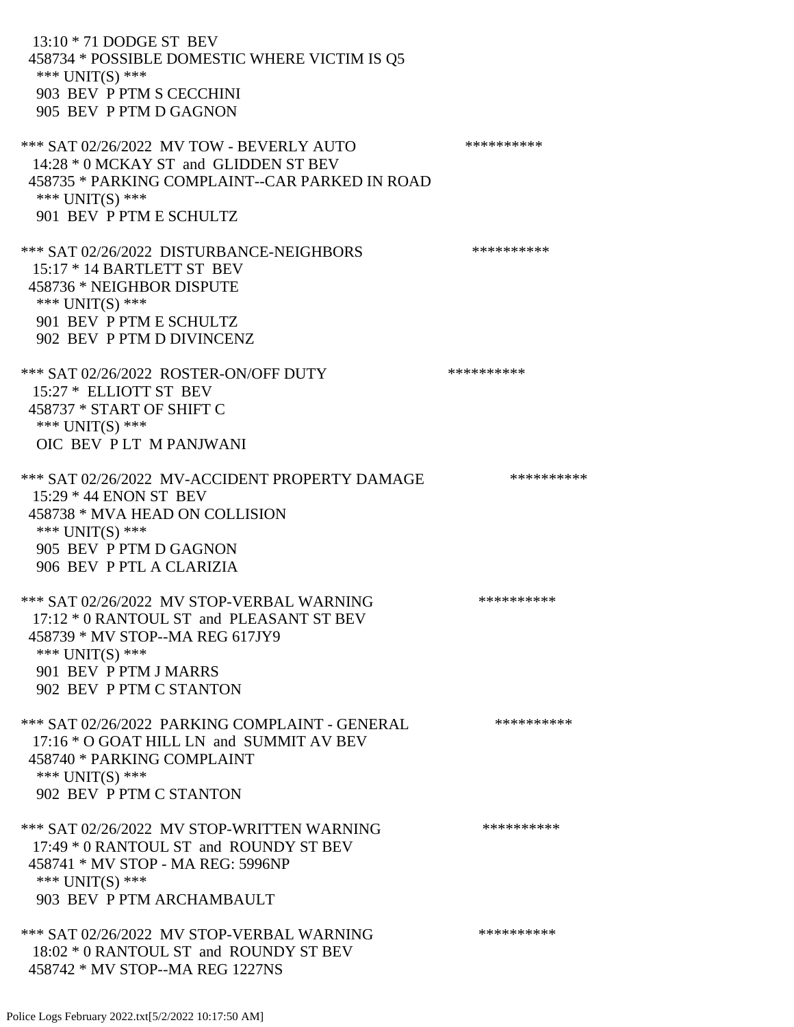13:10 * 71 DODGE ST BEV
458734 * POSSIBLE DOMESTIC WHERE VICTIM IS Q5
*** UNIT(S) ***
903 BEV P PTM S CECCHINI
905 BEV P PTM D GAGNON

*** SAT 02/26/2022 MV TOW - BEVERLY AUTO **********
14:28 * 0 MCKAY ST and GLIDDEN ST BEV
458735 * PARKING COMPLAINT--CAR PARKED IN ROAD
*** UNIT(S) ***
901 BEV P PTM E SCHULTZ

*** SAT 02/26/2022 DISTURBANCE-NEIGHBORS **********
15:17 * 14 BARTLETT ST BEV
458736 * NEIGHBOR DISPUTE
*** UNIT(S) ***
901 BEV P PTM E SCHULTZ
902 BEV P PTM D DIVINCENZ

*** SAT 02/26/2022 ROSTER-ON/OFF DUTY **********
15:27 * ELLIOTT ST BEV
458737 * START OF SHIFT C
*** UNIT(S) ***
OIC BEV P LT M PANJWANI

*** SAT 02/26/2022 MV-ACCIDENT PROPERTY DAMAGE **********
15:29 * 44 ENON ST BEV
458738 * MVA HEAD ON COLLISION
*** UNIT(S) ***
905 BEV P PTM D GAGNON
906 BEV P PTL A CLARIZIA

*** SAT 02/26/2022 MV STOP-VERBAL WARNING **********
17:12 * 0 RANTOUL ST and PLEASANT ST BEV
458739 * MV STOP--MA REG 617JY9
*** UNIT(S) ***
901 BEV P PTM J MARRS
902 BEV P PTM C STANTON

*** SAT 02/26/2022 PARKING COMPLAINT - GENERAL **********
17:16 * O GOAT HILL LN and SUMMIT AV BEV
458740 * PARKING COMPLAINT
*** UNIT(S) ***
902 BEV P PTM C STANTON

*** SAT 02/26/2022 MV STOP-WRITTEN WARNING **********
17:49 * 0 RANTOUL ST and ROUNDY ST BEV
458741 * MV STOP - MA REG: 5996NP
*** UNIT(S) ***
903 BEV P PTM ARCHAMBAULT

*** SAT 02/26/2022 MV STOP-VERBAL WARNING **********
18:02 * 0 RANTOUL ST and ROUNDY ST BEV
458742 * MV STOP--MA REG 1227NS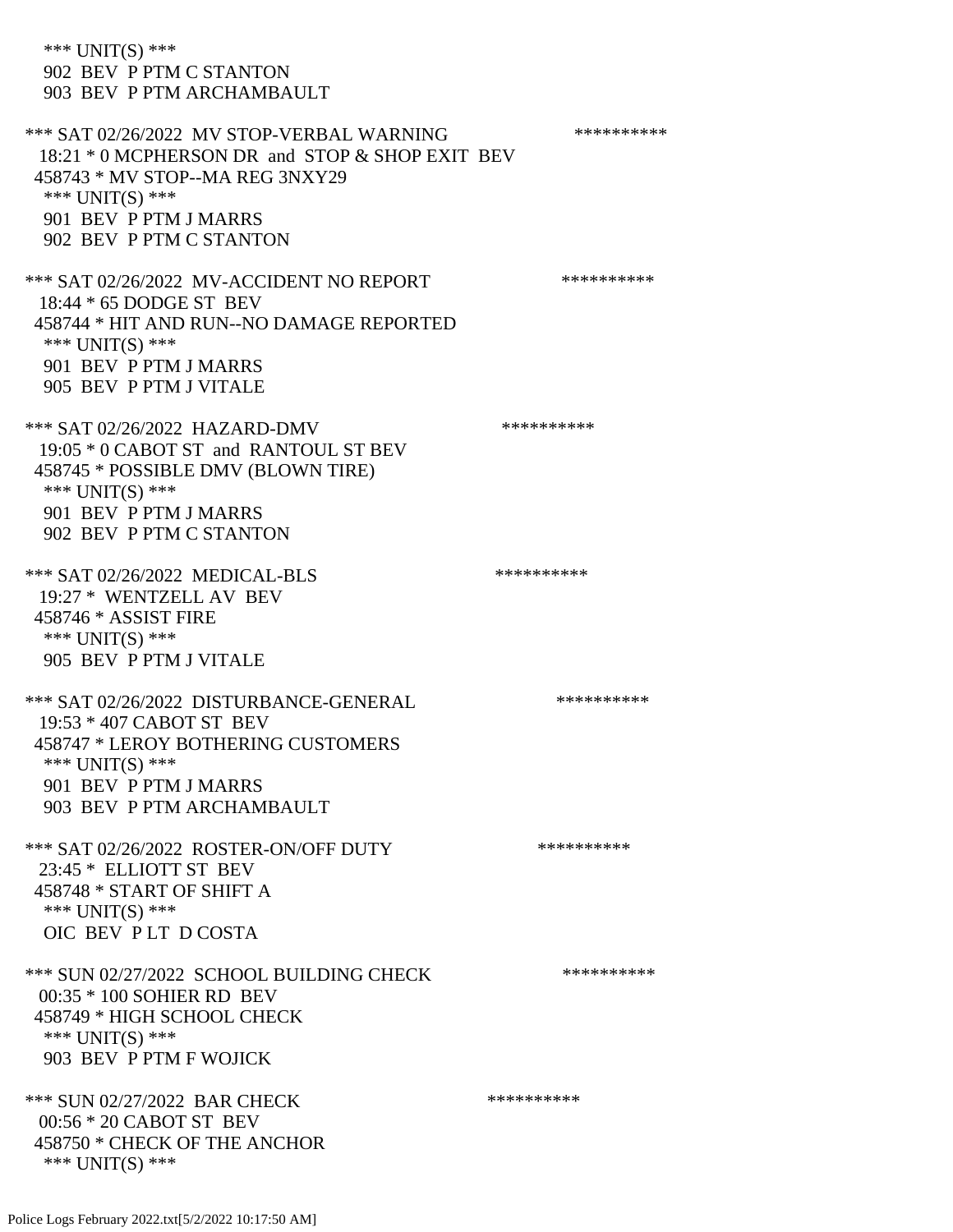\*\*\* UNIT(S) \*\*\*
 902 BEV P PTM C STANTON
 903 BEV P PTM ARCHAMBAULT

\*\*\* SAT 02/26/2022 MV STOP-VERBAL WARNING \*\*\*\*\*\*\*\*\*\*
 18:21 * 0 MCPHERSON DR and STOP & SHOP EXIT BEV
 458743 * MV STOP--MA REG 3NXY29
 \*\*\* UNIT(S) \*\*\*
 901 BEV P PTM J MARRS
 902 BEV P PTM C STANTON

\*\*\* SAT 02/26/2022 MV-ACCIDENT NO REPORT \*\*\*\*\*\*\*\*\*\*
 18:44 * 65 DODGE ST BEV
 458744 * HIT AND RUN--NO DAMAGE REPORTED
 \*\*\* UNIT(S) \*\*\*
 901 BEV P PTM J MARRS
 905 BEV P PTM J VITALE

\*\*\* SAT 02/26/2022 HAZARD-DMV \*\*\*\*\*\*\*\*\*\*
 19:05 * 0 CABOT ST and RANTOUL ST BEV
 458745 * POSSIBLE DMV (BLOWN TIRE)
 \*\*\* UNIT(S) \*\*\*
 901 BEV P PTM J MARRS
 902 BEV P PTM C STANTON

\*\*\* SAT 02/26/2022 MEDICAL-BLS \*\*\*\*\*\*\*\*\*\*
 19:27 * WENTZELL AV BEV
 458746 * ASSIST FIRE
 \*\*\* UNIT(S) \*\*\*
 905 BEV P PTM J VITALE

\*\*\* SAT 02/26/2022 DISTURBANCE-GENERAL \*\*\*\*\*\*\*\*\*\*
 19:53 * 407 CABOT ST BEV
 458747 * LEROY BOTHERING CUSTOMERS
 \*\*\* UNIT(S) \*\*\*
 901 BEV P PTM J MARRS
 903 BEV P PTM ARCHAMBAULT

\*\*\* SAT 02/26/2022 ROSTER-ON/OFF DUTY \*\*\*\*\*\*\*\*\*\*
 23:45 * ELLIOTT ST BEV
 458748 * START OF SHIFT A
 \*\*\* UNIT(S) \*\*\*
 OIC BEV P LT D COSTA

\*\*\* SUN 02/27/2022 SCHOOL BUILDING CHECK \*\*\*\*\*\*\*\*\*\*
 00:35 * 100 SOHIER RD BEV
 458749 * HIGH SCHOOL CHECK
 \*\*\* UNIT(S) \*\*\*
 903 BEV P PTM F WOJICK

\*\*\* SUN 02/27/2022 BAR CHECK \*\*\*\*\*\*\*\*\*\*
 00:56 * 20 CABOT ST BEV
 458750 * CHECK OF THE ANCHOR
 \*\*\* UNIT(S) \*\*\*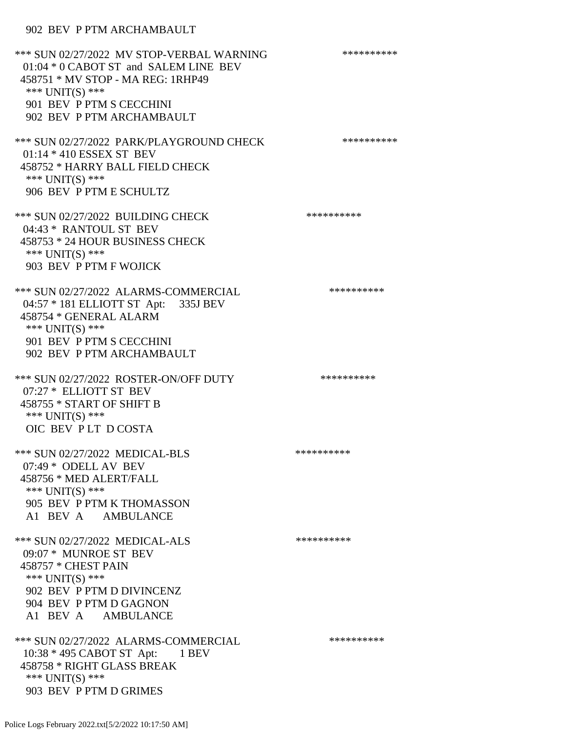902 BEV P PTM ARCHAMBAULT

*** SUN 02/27/2022 MV STOP-VERBAL WARNING **********
01:04 * 0 CABOT ST and SALEM LINE BEV
458751 * MV STOP - MA REG: 1RHP49
*** UNIT(S) ***
901 BEV P PTM S CECCHINI
902 BEV P PTM ARCHAMBAULT

*** SUN 02/27/2022 PARK/PLAYGROUND CHECK **********
01:14 * 410 ESSEX ST BEV
458752 * HARRY BALL FIELD CHECK
*** UNIT(S) ***
906 BEV P PTM E SCHULTZ

*** SUN 02/27/2022 BUILDING CHECK **********
04:43 * RANTOUL ST BEV
458753 * 24 HOUR BUSINESS CHECK
*** UNIT(S) ***
903 BEV P PTM F WOJICK

*** SUN 02/27/2022 ALARMS-COMMERCIAL **********
04:57 * 181 ELLIOTT ST Apt: 335J BEV
458754 * GENERAL ALARM
*** UNIT(S) ***
901 BEV P PTM S CECCHINI
902 BEV P PTM ARCHAMBAULT

*** SUN 02/27/2022 ROSTER-ON/OFF DUTY **********
07:27 * ELLIOTT ST BEV
458755 * START OF SHIFT B
*** UNIT(S) ***
OIC BEV P LT D COSTA

*** SUN 02/27/2022 MEDICAL-BLS **********
07:49 * ODELL AV BEV
458756 * MED ALERT/FALL
*** UNIT(S) ***
905 BEV P PTM K THOMASSON
A1 BEV A AMBULANCE

*** SUN 02/27/2022 MEDICAL-ALS **********
09:07 * MUNROE ST BEV
458757 * CHEST PAIN
*** UNIT(S) ***
902 BEV P PTM D DIVINCENZ
904 BEV P PTM D GAGNON
A1 BEV A AMBULANCE

*** SUN 02/27/2022 ALARMS-COMMERCIAL **********
10:38 * 495 CABOT ST Apt: 1 BEV
458758 * RIGHT GLASS BREAK
*** UNIT(S) ***
903 BEV P PTM D GRIMES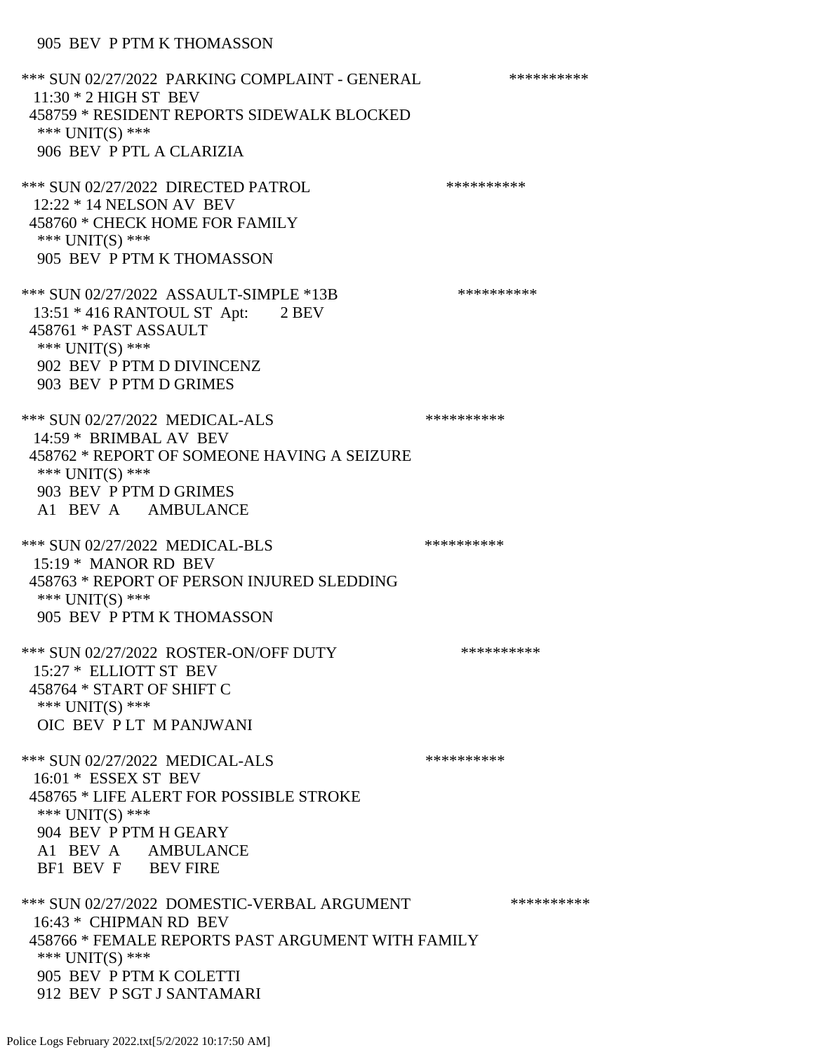905 BEV P PTM K THOMASSON

*** SUN 02/27/2022 PARKING COMPLAINT - GENERAL **********
11:30 * 2 HIGH ST BEV
458759 * RESIDENT REPORTS SIDEWALK BLOCKED
*** UNIT(S) ***
906 BEV P PTL A CLARIZIA

*** SUN 02/27/2022 DIRECTED PATROL **********
12:22 * 14 NELSON AV BEV
458760 * CHECK HOME FOR FAMILY
*** UNIT(S) ***
905 BEV P PTM K THOMASSON

*** SUN 02/27/2022 ASSAULT-SIMPLE *13B **********
13:51 * 416 RANTOUL ST Apt: 2 BEV
458761 * PAST ASSAULT
*** UNIT(S) ***
902 BEV P PTM D DIVINCENZ
903 BEV P PTM D GRIMES

*** SUN 02/27/2022 MEDICAL-ALS **********
14:59 * BRIMBAL AV BEV
458762 * REPORT OF SOMEONE HAVING A SEIZURE
*** UNIT(S) ***
903 BEV P PTM D GRIMES
A1 BEV A AMBULANCE

*** SUN 02/27/2022 MEDICAL-BLS **********
15:19 * MANOR RD BEV
458763 * REPORT OF PERSON INJURED SLEDDING
*** UNIT(S) ***
905 BEV P PTM K THOMASSON

*** SUN 02/27/2022 ROSTER-ON/OFF DUTY **********
15:27 * ELLIOTT ST BEV
458764 * START OF SHIFT C
*** UNIT(S) ***
OIC BEV P LT M PANJWANI

*** SUN 02/27/2022 MEDICAL-ALS **********
16:01 * ESSEX ST BEV
458765 * LIFE ALERT FOR POSSIBLE STROKE
*** UNIT(S) ***
904 BEV P PTM H GEARY
A1 BEV A AMBULANCE
BF1 BEV F BEV FIRE

*** SUN 02/27/2022 DOMESTIC-VERBAL ARGUMENT **********
16:43 * CHIPMAN RD BEV
458766 * FEMALE REPORTS PAST ARGUMENT WITH FAMILY
*** UNIT(S) ***
905 BEV P PTM K COLETTI
912 BEV P SGT J SANTAMARI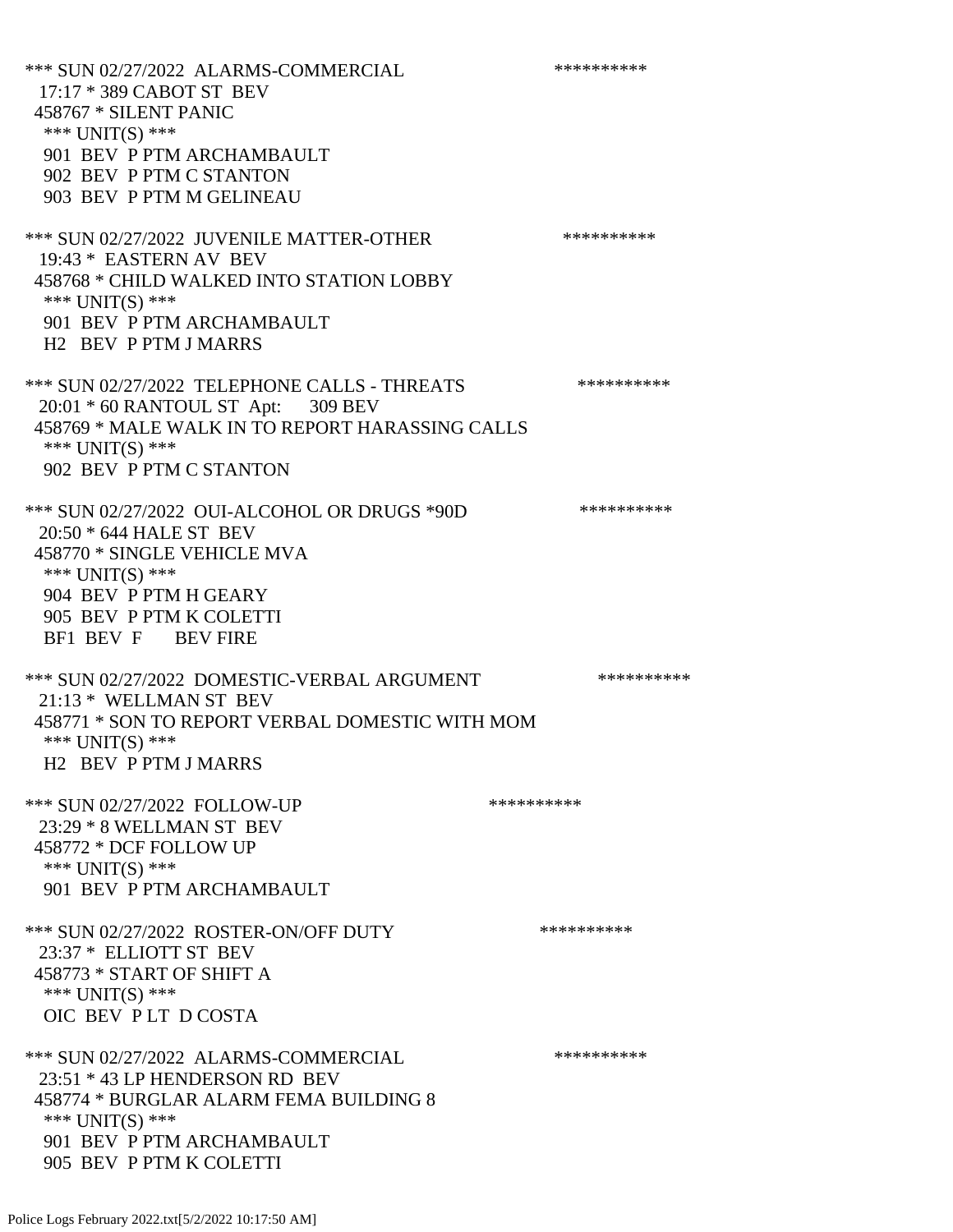*** SUN 02/27/2022 ALARMS-COMMERCIAL **********
17:17 * 389 CABOT ST BEV
458767 * SILENT PANIC
*** UNIT(S) ***
901 BEV P PTM ARCHAMBAULT
902 BEV P PTM C STANTON
903 BEV P PTM M GELINEAU

*** SUN 02/27/2022 JUVENILE MATTER-OTHER **********
19:43 * EASTERN AV BEV
458768 * CHILD WALKED INTO STATION LOBBY
*** UNIT(S) ***
901 BEV P PTM ARCHAMBAULT
H2 BEV P PTM J MARRS

*** SUN 02/27/2022 TELEPHONE CALLS - THREATS **********
20:01 * 60 RANTOUL ST Apt: 309 BEV
458769 * MALE WALK IN TO REPORT HARASSING CALLS
*** UNIT(S) ***
902 BEV P PTM C STANTON

*** SUN 02/27/2022 OUI-ALCOHOL OR DRUGS *90D **********
20:50 * 644 HALE ST BEV
458770 * SINGLE VEHICLE MVA
*** UNIT(S) ***
904 BEV P PTM H GEARY
905 BEV P PTM K COLETTI
BF1 BEV F BEV FIRE

*** SUN 02/27/2022 DOMESTIC-VERBAL ARGUMENT **********
21:13 * WELLMAN ST BEV
458771 * SON TO REPORT VERBAL DOMESTIC WITH MOM
*** UNIT(S) ***
H2 BEV P PTM J MARRS

*** SUN 02/27/2022 FOLLOW-UP **********
23:29 * 8 WELLMAN ST BEV
458772 * DCF FOLLOW UP
*** UNIT(S) ***
901 BEV P PTM ARCHAMBAULT

*** SUN 02/27/2022 ROSTER-ON/OFF DUTY **********
23:37 * ELLIOTT ST BEV
458773 * START OF SHIFT A
*** UNIT(S) ***
OIC BEV P LT D COSTA

*** SUN 02/27/2022 ALARMS-COMMERCIAL **********
23:51 * 43 LP HENDERSON RD BEV
458774 * BURGLAR ALARM FEMA BUILDING 8
*** UNIT(S) ***
901 BEV P PTM ARCHAMBAULT
905 BEV P PTM K COLETTI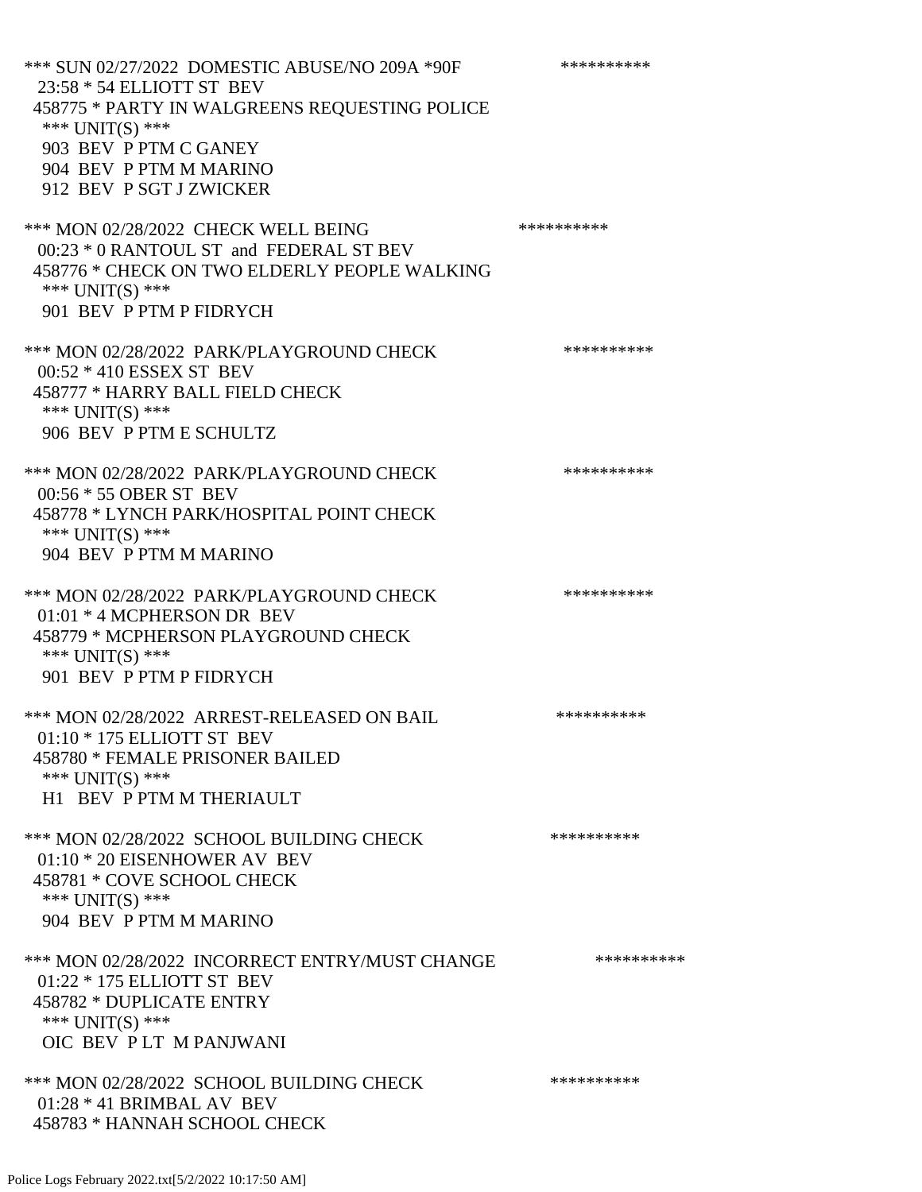*** SUN 02/27/2022 DOMESTIC ABUSE/NO 209A *90F **********
23:58 * 54 ELLIOTT ST BEV
458775 * PARTY IN WALGREENS REQUESTING POLICE
*** UNIT(S) ***
903 BEV P PTM C GANEY
904 BEV P PTM M MARINO
912 BEV P SGT J ZWICKER

*** MON 02/28/2022 CHECK WELL BEING **********
00:23 * 0 RANTOUL ST and FEDERAL ST BEV
458776 * CHECK ON TWO ELDERLY PEOPLE WALKING
*** UNIT(S) ***
901 BEV P PTM P FIDRYCH

*** MON 02/28/2022 PARK/PLAYGROUND CHECK **********
00:52 * 410 ESSEX ST BEV
458777 * HARRY BALL FIELD CHECK
*** UNIT(S) ***
906 BEV P PTM E SCHULTZ

*** MON 02/28/2022 PARK/PLAYGROUND CHECK **********
00:56 * 55 OBER ST BEV
458778 * LYNCH PARK/HOSPITAL POINT CHECK
*** UNIT(S) ***
904 BEV P PTM M MARINO

*** MON 02/28/2022 PARK/PLAYGROUND CHECK **********
01:01 * 4 MCPHERSON DR BEV
458779 * MCPHERSON PLAYGROUND CHECK
*** UNIT(S) ***
901 BEV P PTM P FIDRYCH

*** MON 02/28/2022 ARREST-RELEASED ON BAIL **********
01:10 * 175 ELLIOTT ST BEV
458780 * FEMALE PRISONER BAILED
*** UNIT(S) ***
H1 BEV P PTM M THERIAULT

*** MON 02/28/2022 SCHOOL BUILDING CHECK **********
01:10 * 20 EISENHOWER AV BEV
458781 * COVE SCHOOL CHECK
*** UNIT(S) ***
904 BEV P PTM M MARINO

*** MON 02/28/2022 INCORRECT ENTRY/MUST CHANGE **********
01:22 * 175 ELLIOTT ST BEV
458782 * DUPLICATE ENTRY
*** UNIT(S) ***
OIC BEV P LT M PANJWANI

*** MON 02/28/2022 SCHOOL BUILDING CHECK **********
01:28 * 41 BRIMBAL AV BEV
458783 * HANNAH SCHOOL CHECK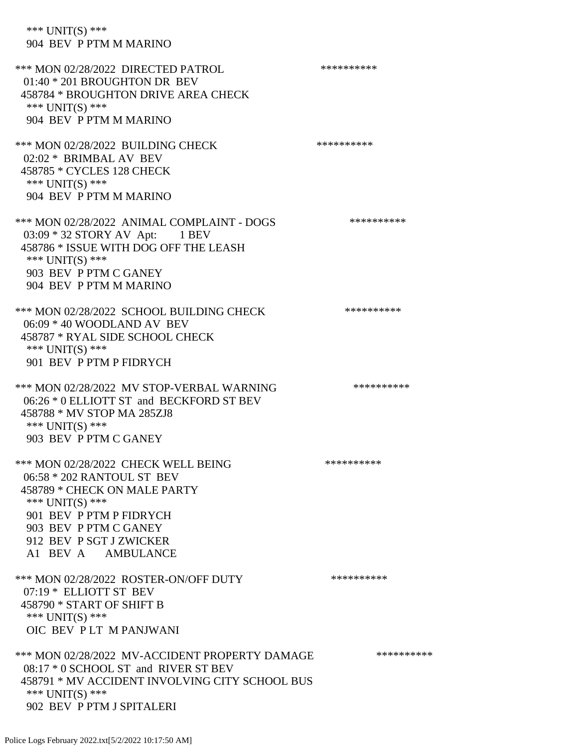*** UNIT(S) ***
904 BEV P PTM M MARINO

*** MON 02/28/2022 DIRECTED PATROL **********
01:40 * 201 BROUGHTON DR BEV
458784 * BROUGHTON DRIVE AREA CHECK
*** UNIT(S) ***
904 BEV P PTM M MARINO

*** MON 02/28/2022 BUILDING CHECK **********
02:02 * BRIMBAL AV BEV
458785 * CYCLES 128 CHECK
*** UNIT(S) ***
904 BEV P PTM M MARINO

*** MON 02/28/2022 ANIMAL COMPLAINT - DOGS **********
03:09 * 32 STORY AV Apt: 1 BEV
458786 * ISSUE WITH DOG OFF THE LEASH
*** UNIT(S) ***
903 BEV P PTM C GANEY
904 BEV P PTM M MARINO

*** MON 02/28/2022 SCHOOL BUILDING CHECK **********
06:09 * 40 WOODLAND AV BEV
458787 * RYAL SIDE SCHOOL CHECK
*** UNIT(S) ***
901 BEV P PTM P FIDRYCH

*** MON 02/28/2022 MV STOP-VERBAL WARNING **********
06:26 * 0 ELLIOTT ST and BECKFORD ST BEV
458788 * MV STOP MA 285ZJ8
*** UNIT(S) ***
903 BEV P PTM C GANEY

*** MON 02/28/2022 CHECK WELL BEING **********
06:58 * 202 RANTOUL ST BEV
458789 * CHECK ON MALE PARTY
*** UNIT(S) ***
901 BEV P PTM P FIDRYCH
903 BEV P PTM C GANEY
912 BEV P SGT J ZWICKER
A1 BEV A AMBULANCE

*** MON 02/28/2022 ROSTER-ON/OFF DUTY **********
07:19 * ELLIOTT ST BEV
458790 * START OF SHIFT B
*** UNIT(S) ***
OIC BEV P LT M PANJWANI

*** MON 02/28/2022 MV-ACCIDENT PROPERTY DAMAGE **********
08:17 * 0 SCHOOL ST and RIVER ST BEV
458791 * MV ACCIDENT INVOLVING CITY SCHOOL BUS
*** UNIT(S) ***
902 BEV P PTM J SPITALERI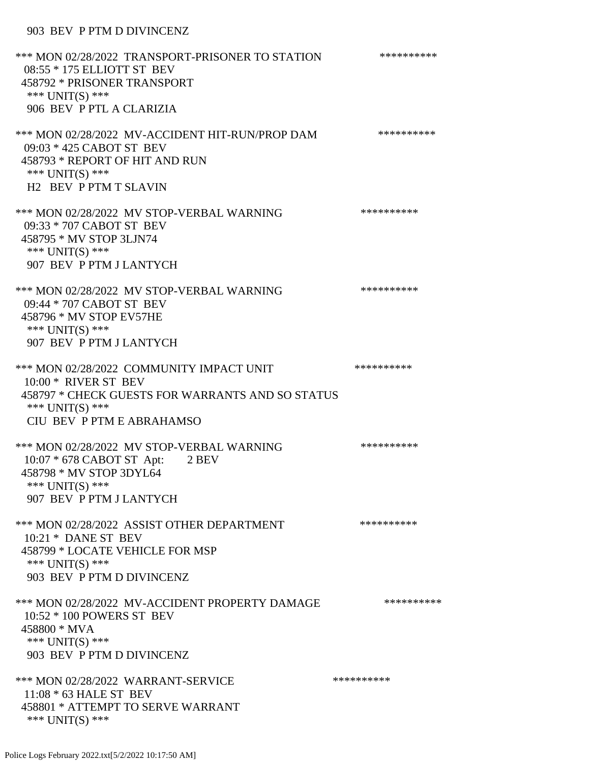903 BEV P PTM D DIVINCENZ

*** MON 02/28/2022 TRANSPORT-PRISONER TO STATION **********
08:55 * 175 ELLIOTT ST BEV
458792 * PRISONER TRANSPORT
*** UNIT(S) ***
906 BEV P PTL A CLARIZIA

*** MON 02/28/2022 MV-ACCIDENT HIT-RUN/PROP DAM **********
09:03 * 425 CABOT ST BEV
458793 * REPORT OF HIT AND RUN
*** UNIT(S) ***
H2 BEV P PTM T SLAVIN

*** MON 02/28/2022 MV STOP-VERBAL WARNING **********
09:33 * 707 CABOT ST BEV
458795 * MV STOP 3LJN74
*** UNIT(S) ***
907 BEV P PTM J LANTYCH

*** MON 02/28/2022 MV STOP-VERBAL WARNING **********
09:44 * 707 CABOT ST BEV
458796 * MV STOP EV57HE
*** UNIT(S) ***
907 BEV P PTM J LANTYCH

*** MON 02/28/2022 COMMUNITY IMPACT UNIT **********
10:00 * RIVER ST BEV
458797 * CHECK GUESTS FOR WARRANTS AND SO STATUS
*** UNIT(S) ***
CIU BEV P PTM E ABRAHAMSO

*** MON 02/28/2022 MV STOP-VERBAL WARNING **********
10:07 * 678 CABOT ST Apt: 2 BEV
458798 * MV STOP 3DYL64
*** UNIT(S) ***
907 BEV P PTM J LANTYCH

*** MON 02/28/2022 ASSIST OTHER DEPARTMENT **********
10:21 * DANE ST BEV
458799 * LOCATE VEHICLE FOR MSP
*** UNIT(S) ***
903 BEV P PTM D DIVINCENZ

*** MON 02/28/2022 MV-ACCIDENT PROPERTY DAMAGE **********
10:52 * 100 POWERS ST BEV
458800 * MVA
*** UNIT(S) ***
903 BEV P PTM D DIVINCENZ

*** MON 02/28/2022 WARRANT-SERVICE **********
11:08 * 63 HALE ST BEV
458801 * ATTEMPT TO SERVE WARRANT
*** UNIT(S) ***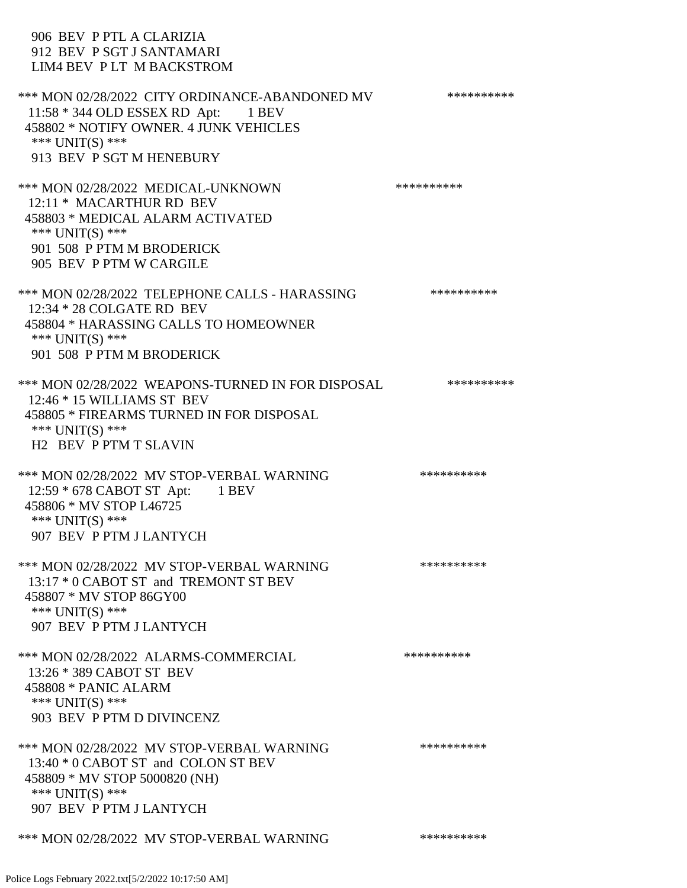906 BEV P PTL A CLARIZIA
912 BEV P SGT J SANTAMARI
LIM4 BEV P LT M BACKSTROM

*** MON 02/28/2022 CITY ORDINANCE-ABANDONED MV **********
11:58 * 344 OLD ESSEX RD Apt: 1 BEV
458802 * NOTIFY OWNER. 4 JUNK VEHICLES
*** UNIT(S) ***
913 BEV P SGT M HENEBURY

*** MON 02/28/2022 MEDICAL-UNKNOWN **********
12:11 * MACARTHUR RD BEV
458803 * MEDICAL ALARM ACTIVATED
*** UNIT(S) ***
901 508 P PTM M BRODERICK
905 BEV P PTM W CARGILE

*** MON 02/28/2022 TELEPHONE CALLS - HARASSING **********
12:34 * 28 COLGATE RD BEV
458804 * HARASSING CALLS TO HOMEOWNER
*** UNIT(S) ***
901 508 P PTM M BRODERICK

*** MON 02/28/2022 WEAPONS-TURNED IN FOR DISPOSAL **********
12:46 * 15 WILLIAMS ST BEV
458805 * FIREARMS TURNED IN FOR DISPOSAL
*** UNIT(S) ***
H2 BEV P PTM T SLAVIN

*** MON 02/28/2022 MV STOP-VERBAL WARNING **********
12:59 * 678 CABOT ST Apt: 1 BEV
458806 * MV STOP L46725
*** UNIT(S) ***
907 BEV P PTM J LANTYCH

*** MON 02/28/2022 MV STOP-VERBAL WARNING **********
13:17 * 0 CABOT ST and TREMONT ST BEV
458807 * MV STOP 86GY00
*** UNIT(S) ***
907 BEV P PTM J LANTYCH

*** MON 02/28/2022 ALARMS-COMMERCIAL **********
13:26 * 389 CABOT ST BEV
458808 * PANIC ALARM
*** UNIT(S) ***
903 BEV P PTM D DIVINCENZ

*** MON 02/28/2022 MV STOP-VERBAL WARNING **********
13:40 * 0 CABOT ST and COLON ST BEV
458809 * MV STOP 5000820 (NH)
*** UNIT(S) ***
907 BEV P PTM J LANTYCH

*** MON 02/28/2022 MV STOP-VERBAL WARNING **********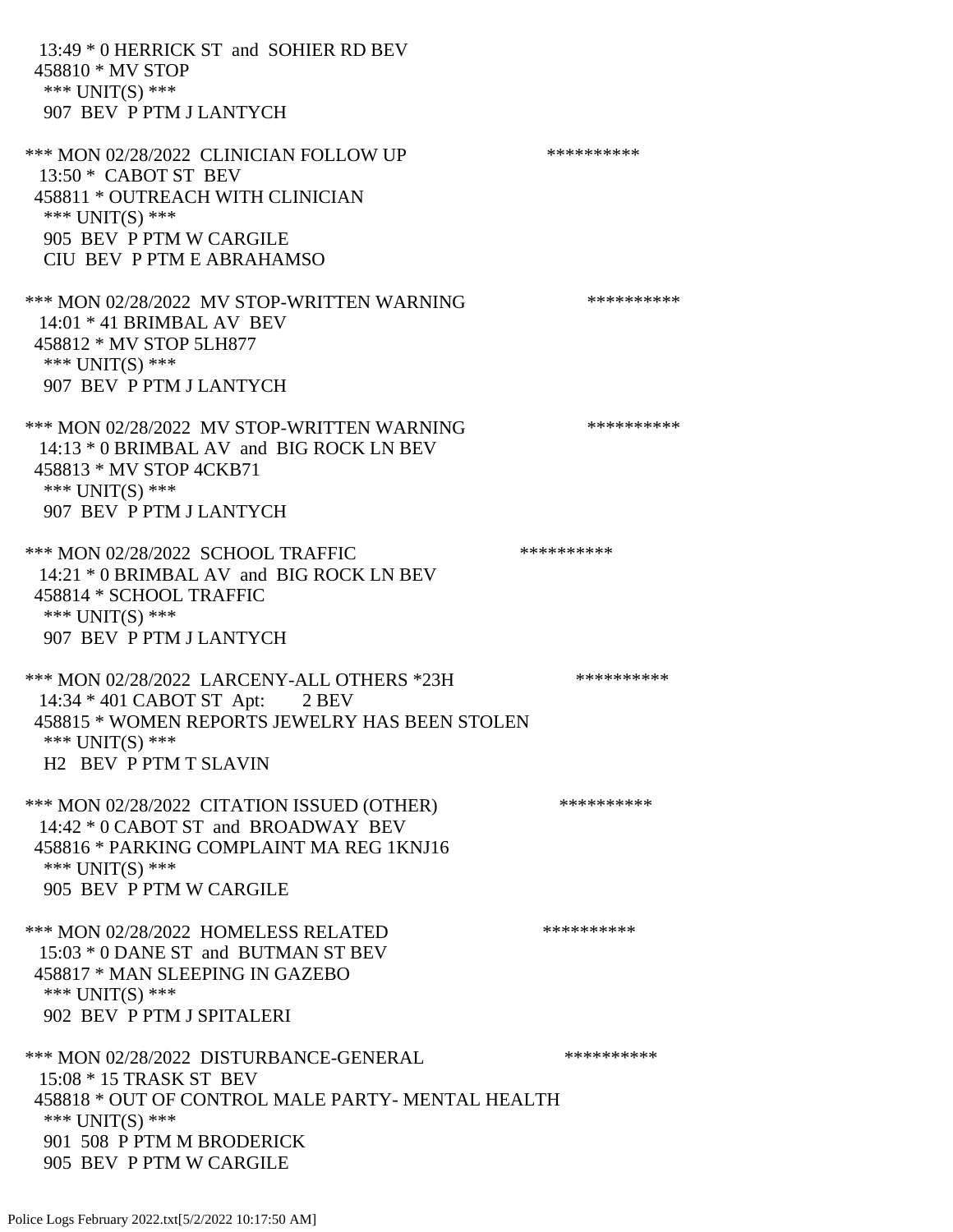13:49 * 0 HERRICK ST and SOHIER RD BEV
458810 * MV STOP
*** UNIT(S) ***
907 BEV P PTM J LANTYCH

*** MON 02/28/2022 CLINICIAN FOLLOW UP **********
13:50 * CABOT ST BEV
458811 * OUTREACH WITH CLINICIAN
*** UNIT(S) ***
905 BEV P PTM W CARGILE
CIU BEV P PTM E ABRAHAMSO

*** MON 02/28/2022 MV STOP-WRITTEN WARNING **********
14:01 * 41 BRIMBAL AV BEV
458812 * MV STOP 5LH877
*** UNIT(S) ***
907 BEV P PTM J LANTYCH

*** MON 02/28/2022 MV STOP-WRITTEN WARNING **********
14:13 * 0 BRIMBAL AV and BIG ROCK LN BEV
458813 * MV STOP 4CKB71
*** UNIT(S) ***
907 BEV P PTM J LANTYCH

*** MON 02/28/2022 SCHOOL TRAFFIC **********
14:21 * 0 BRIMBAL AV and BIG ROCK LN BEV
458814 * SCHOOL TRAFFIC
*** UNIT(S) ***
907 BEV P PTM J LANTYCH

*** MON 02/28/2022 LARCENY-ALL OTHERS *23H **********
14:34 * 401 CABOT ST Apt: 2 BEV
458815 * WOMEN REPORTS JEWELRY HAS BEEN STOLEN
*** UNIT(S) ***
H2 BEV P PTM T SLAVIN

*** MON 02/28/2022 CITATION ISSUED (OTHER) **********
14:42 * 0 CABOT ST and BROADWAY BEV
458816 * PARKING COMPLAINT MA REG 1KNJ16
*** UNIT(S) ***
905 BEV P PTM W CARGILE

*** MON 02/28/2022 HOMELESS RELATED **********
15:03 * 0 DANE ST and BUTMAN ST BEV
458817 * MAN SLEEPING IN GAZEBO
*** UNIT(S) ***
902 BEV P PTM J SPITALERI

*** MON 02/28/2022 DISTURBANCE-GENERAL **********
15:08 * 15 TRASK ST BEV
458818 * OUT OF CONTROL MALE PARTY- MENTAL HEALTH
*** UNIT(S) ***
901 508 P PTM M BRODERICK
905 BEV P PTM W CARGILE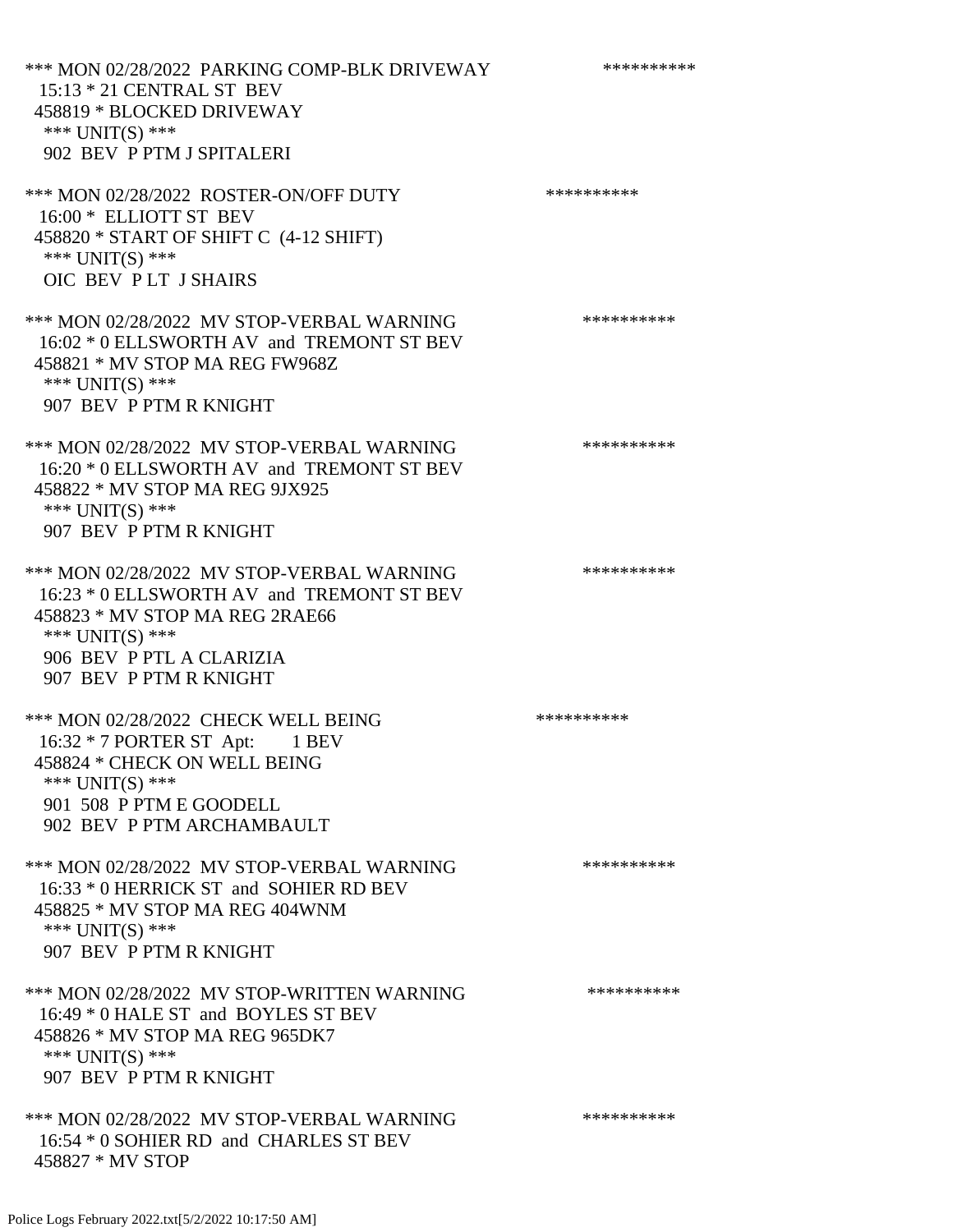*** MON 02/28/2022 PARKING COMP-BLK DRIVEWAY **********
15:13 * 21 CENTRAL ST BEV
458819 * BLOCKED DRIVEWAY
*** UNIT(S) ***
902 BEV P PTM J SPITALERI

*** MON 02/28/2022 ROSTER-ON/OFF DUTY **********
16:00 * ELLIOTT ST BEV
458820 * START OF SHIFT C (4-12 SHIFT)
*** UNIT(S) ***
OIC BEV P LT J SHAIRS

*** MON 02/28/2022 MV STOP-VERBAL WARNING **********
16:02 * 0 ELLSWORTH AV and TREMONT ST BEV
458821 * MV STOP MA REG FW968Z
*** UNIT(S) ***
907 BEV P PTM R KNIGHT

*** MON 02/28/2022 MV STOP-VERBAL WARNING **********
16:20 * 0 ELLSWORTH AV and TREMONT ST BEV
458822 * MV STOP MA REG 9JX925
*** UNIT(S) ***
907 BEV P PTM R KNIGHT

*** MON 02/28/2022 MV STOP-VERBAL WARNING **********
16:23 * 0 ELLSWORTH AV and TREMONT ST BEV
458823 * MV STOP MA REG 2RAE66
*** UNIT(S) ***
906 BEV P PTL A CLARIZIA
907 BEV P PTM R KNIGHT

*** MON 02/28/2022 CHECK WELL BEING **********
16:32 * 7 PORTER ST Apt: 1 BEV
458824 * CHECK ON WELL BEING
*** UNIT(S) ***
901 508 P PTM E GOODELL
902 BEV P PTM ARCHAMBAULT

*** MON 02/28/2022 MV STOP-VERBAL WARNING **********
16:33 * 0 HERRICK ST and SOHIER RD BEV
458825 * MV STOP MA REG 404WNM
*** UNIT(S) ***
907 BEV P PTM R KNIGHT

*** MON 02/28/2022 MV STOP-WRITTEN WARNING **********
16:49 * 0 HALE ST and BOYLES ST BEV
458826 * MV STOP MA REG 965DK7
*** UNIT(S) ***
907 BEV P PTM R KNIGHT

*** MON 02/28/2022 MV STOP-VERBAL WARNING **********
16:54 * 0 SOHIER RD and CHARLES ST BEV
458827 * MV STOP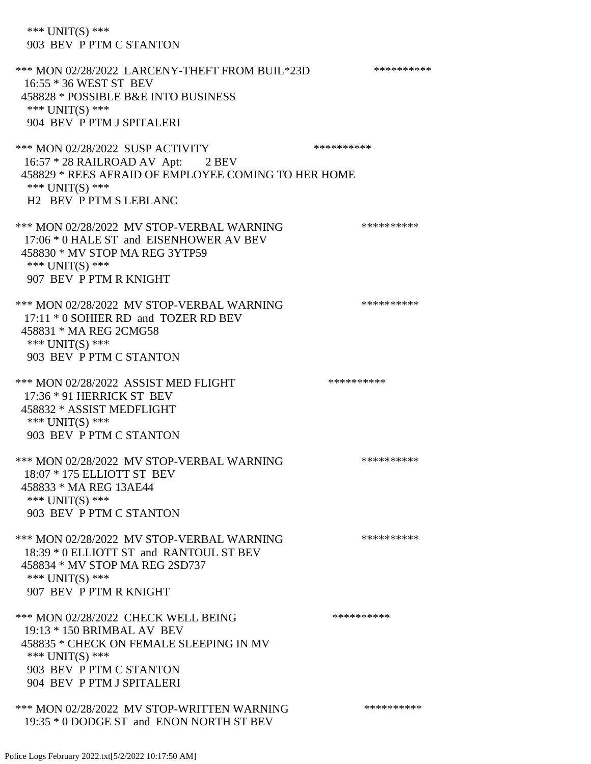*** UNIT(S) ***
903 BEV P PTM C STANTON

*** MON 02/28/2022 LARCENY-THEFT FROM BUIL*23D **********
16:55 * 36 WEST ST BEV
458828 * POSSIBLE B&E INTO BUSINESS
*** UNIT(S) ***
904 BEV P PTM J SPITALERI

*** MON 02/28/2022 SUSP ACTIVITY **********
16:57 * 28 RAILROAD AV Apt: 2 BEV
458829 * REES AFRAID OF EMPLOYEE COMING TO HER HOME
*** UNIT(S) ***
H2 BEV P PTM S LEBLANC

*** MON 02/28/2022 MV STOP-VERBAL WARNING **********
17:06 * 0 HALE ST and EISENHOWER AV BEV
458830 * MV STOP MA REG 3YTP59
*** UNIT(S) ***
907 BEV P PTM R KNIGHT

*** MON 02/28/2022 MV STOP-VERBAL WARNING **********
17:11 * 0 SOHIER RD and TOZER RD BEV
458831 * MA REG 2CMG58
*** UNIT(S) ***
903 BEV P PTM C STANTON

*** MON 02/28/2022 ASSIST MED FLIGHT **********
17:36 * 91 HERRICK ST BEV
458832 * ASSIST MEDFLIGHT
*** UNIT(S) ***
903 BEV P PTM C STANTON

*** MON 02/28/2022 MV STOP-VERBAL WARNING **********
18:07 * 175 ELLIOTT ST BEV
458833 * MA REG 13AE44
*** UNIT(S) ***
903 BEV P PTM C STANTON

*** MON 02/28/2022 MV STOP-VERBAL WARNING **********
18:39 * 0 ELLIOTT ST and RANTOUL ST BEV
458834 * MV STOP MA REG 2SD737
*** UNIT(S) ***
907 BEV P PTM R KNIGHT

*** MON 02/28/2022 CHECK WELL BEING **********
19:13 * 150 BRIMBAL AV BEV
458835 * CHECK ON FEMALE SLEEPING IN MV
*** UNIT(S) ***
903 BEV P PTM C STANTON
904 BEV P PTM J SPITALERI

*** MON 02/28/2022 MV STOP-WRITTEN WARNING **********
19:35 * 0 DODGE ST and ENON NORTH ST BEV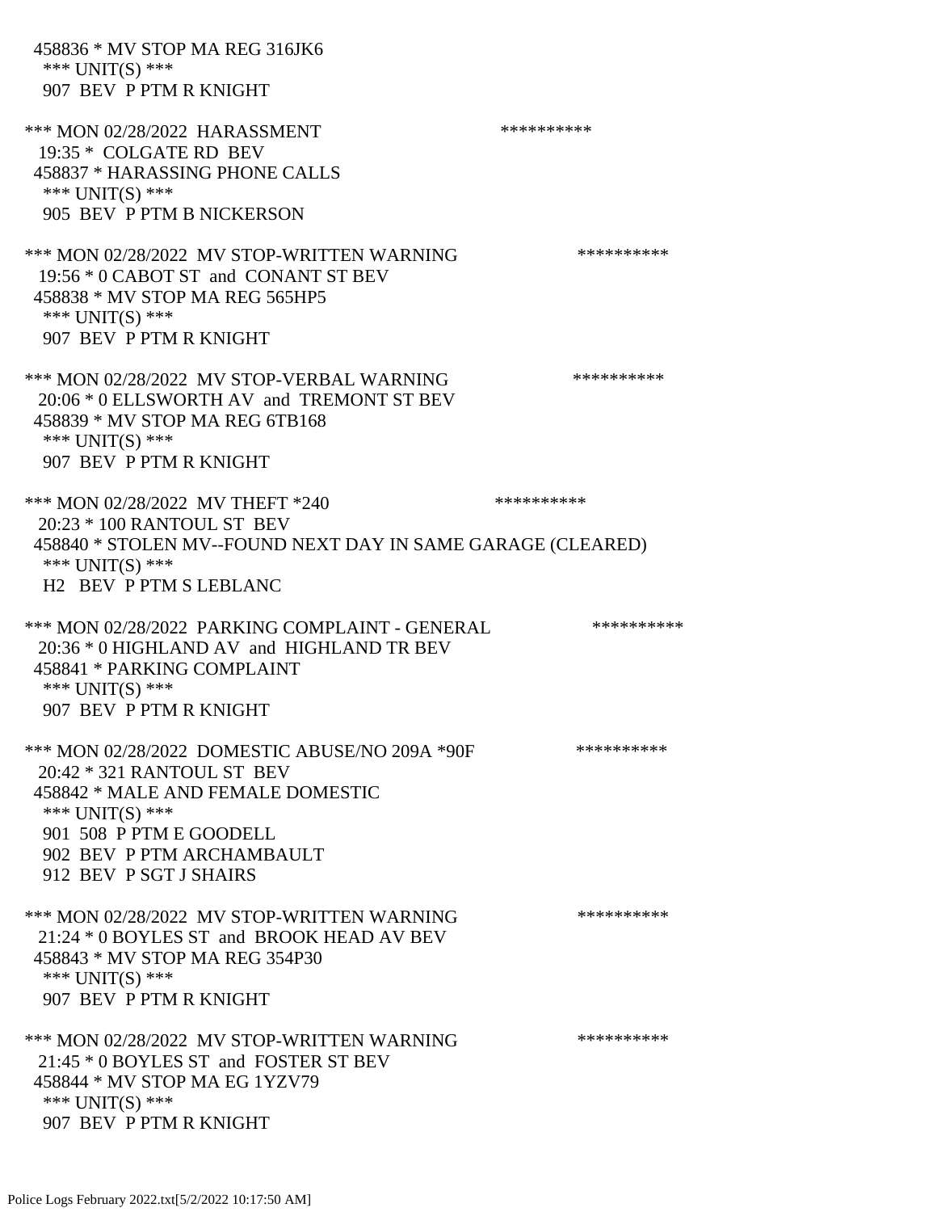458836 * MV STOP MA REG 316JK6
 *** UNIT(S) ***
 907 BEV P PTM R KNIGHT

*** MON 02/28/2022 HARASSMENT **********
 19:35 * COLGATE RD BEV
 458837 * HARASSING PHONE CALLS
 *** UNIT(S) ***
 905 BEV P PTM B NICKERSON

*** MON 02/28/2022 MV STOP-WRITTEN WARNING **********
 19:56 * 0 CABOT ST and CONANT ST BEV
 458838 * MV STOP MA REG 565HP5
 *** UNIT(S) ***
 907 BEV P PTM R KNIGHT

*** MON 02/28/2022 MV STOP-VERBAL WARNING **********
 20:06 * 0 ELLSWORTH AV and TREMONT ST BEV
 458839 * MV STOP MA REG 6TB168
 *** UNIT(S) ***
 907 BEV P PTM R KNIGHT

*** MON 02/28/2022 MV THEFT *240 **********
 20:23 * 100 RANTOUL ST BEV
 458840 * STOLEN MV--FOUND NEXT DAY IN SAME GARAGE (CLEARED)
 *** UNIT(S) ***
 H2 BEV P PTM S LEBLANC

*** MON 02/28/2022 PARKING COMPLAINT - GENERAL **********
 20:36 * 0 HIGHLAND AV and HIGHLAND TR BEV
 458841 * PARKING COMPLAINT
 *** UNIT(S) ***
 907 BEV P PTM R KNIGHT

*** MON 02/28/2022 DOMESTIC ABUSE/NO 209A *90F **********
 20:42 * 321 RANTOUL ST BEV
 458842 * MALE AND FEMALE DOMESTIC
 *** UNIT(S) ***
 901 508 P PTM E GOODELL
 902 BEV P PTM ARCHAMBAULT
 912 BEV P SGT J SHAIRS

*** MON 02/28/2022 MV STOP-WRITTEN WARNING **********
 21:24 * 0 BOYLES ST and BROOK HEAD AV BEV
 458843 * MV STOP MA REG 354P30
 *** UNIT(S) ***
 907 BEV P PTM R KNIGHT

*** MON 02/28/2022 MV STOP-WRITTEN WARNING **********
 21:45 * 0 BOYLES ST and FOSTER ST BEV
 458844 * MV STOP MA EG 1YZV79
 *** UNIT(S) ***
 907 BEV P PTM R KNIGHT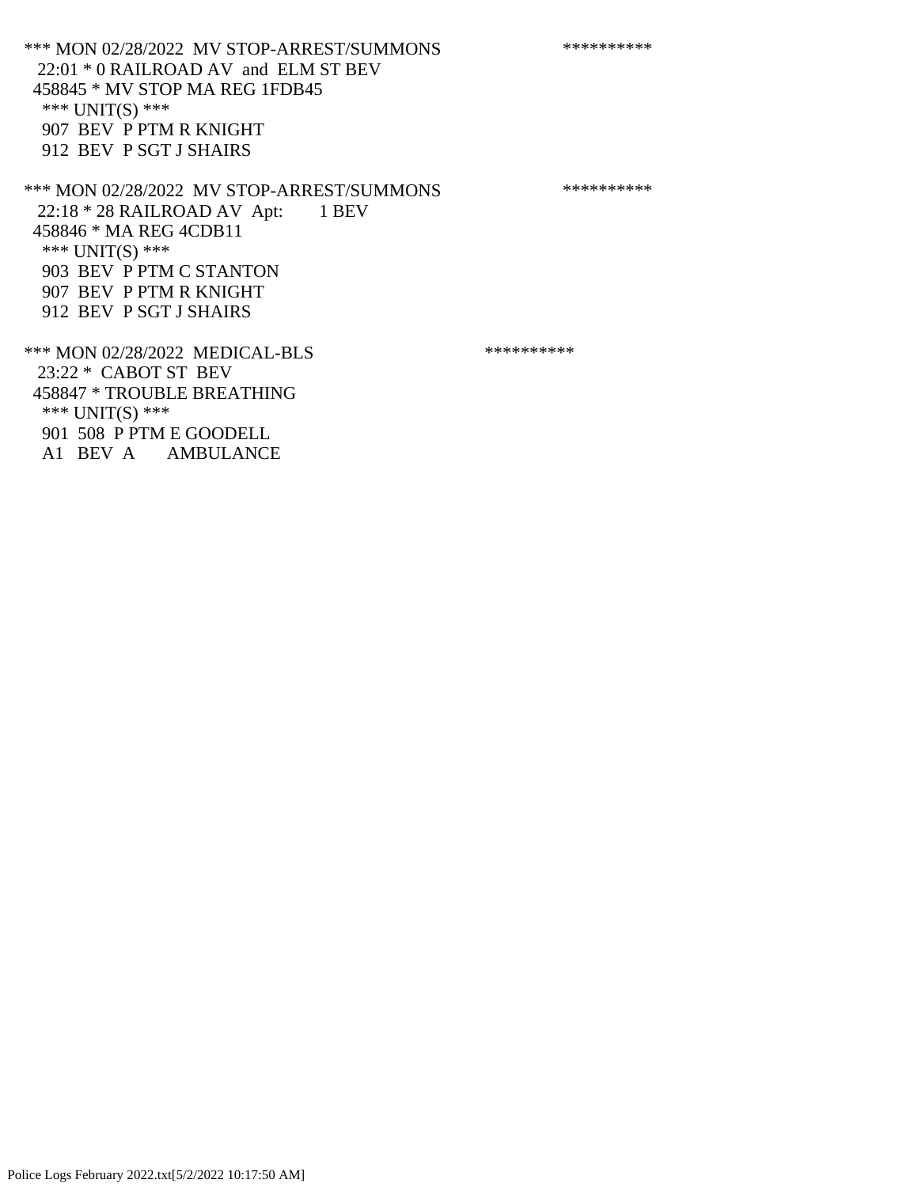*** MON 02/28/2022  MV STOP-ARREST/SUMMONS                    **********
  22:01 * 0 RAILROAD AV  and  ELM ST BEV
 458845 * MV STOP MA REG 1FDB45
   *** UNIT(S) ***
   907  BEV  P PTM R KNIGHT
   912  BEV  P SGT J SHAIRS

*** MON 02/28/2022  MV STOP-ARREST/SUMMONS                    **********
  22:18 * 28 RAILROAD AV  Apt:      1 BEV
 458846 * MA REG 4CDB11
   *** UNIT(S) ***
   903  BEV  P PTM C STANTON
   907  BEV  P PTM R KNIGHT
   912  BEV  P SGT J SHAIRS

*** MON 02/28/2022  MEDICAL-BLS                    **********
  23:22 *  CABOT ST  BEV
 458847 * TROUBLE BREATHING
   *** UNIT(S) ***
   901  508  P PTM E GOODELL
   A1   BEV  A      AMBULANCE